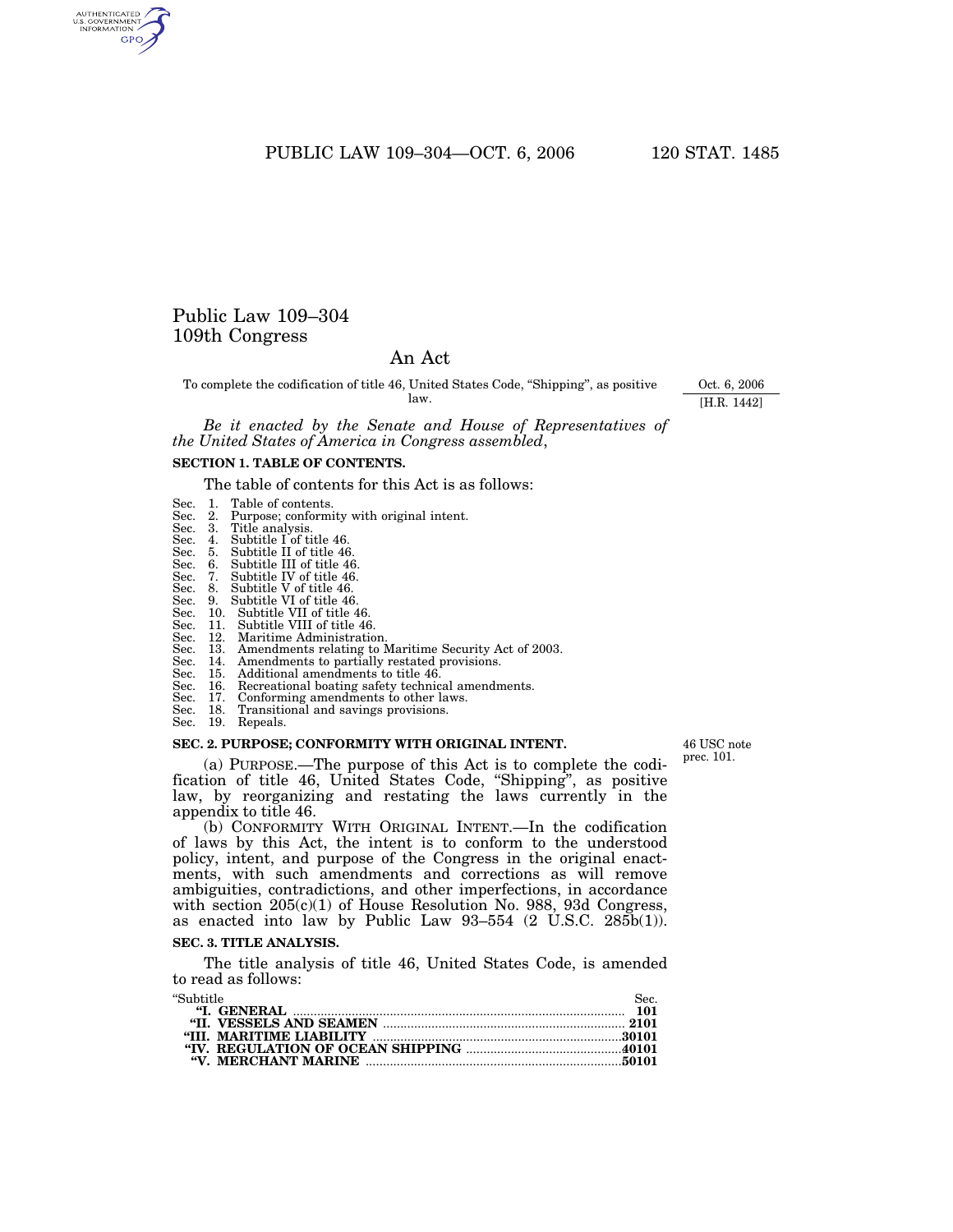# Public Law 109–304
# 109th Congress

## An Act

To complete the codification of title 46, United States Code, "Shipping", as positive law.

Oct. 6, 2006
[H.R. 1442]

*Be it enacted by the Senate and House of Representatives of the United States of America in Congress assembled*,

### SECTION 1. TABLE OF CONTENTS.

The table of contents for this Act is as follows:

Sec. 1. Table of contents.
Sec. 2. Purpose; conformity with original intent.
Sec. 3. Title analysis.
Sec. 4. Subtitle I of title 46.
Sec. 5. Subtitle II of title 46.
Sec. 6. Subtitle III of title 46.
Sec. 7. Subtitle IV of title 46.
Sec. 8. Subtitle V of title 46.
Sec. 9. Subtitle VI of title 46.
Sec. 10. Subtitle VII of title 46.
Sec. 11. Subtitle VIII of title 46.
Sec. 12. Maritime Administration.
Sec. 13. Amendments relating to Maritime Security Act of 2003.
Sec. 14. Amendments to partially restated provisions.
Sec. 15. Additional amendments to title 46.
Sec. 16. Recreational boating safety technical amendments.
Sec. 17. Conforming amendments to other laws.
Sec. 18. Transitional and savings provisions.
Sec. 19. Repeals.

### SEC. 2. PURPOSE; CONFORMITY WITH ORIGINAL INTENT.

46 USC note prec. 101.

(a) PURPOSE.—The purpose of this Act is to complete the codification of title 46, United States Code, "Shipping", as positive law, by reorganizing and restating the laws currently in the appendix to title 46.

(b) CONFORMITY WITH ORIGINAL INTENT.—In the codification of laws by this Act, the intent is to conform to the understood policy, intent, and purpose of the Congress in the original enactments, with such amendments and corrections as will remove ambiguities, contradictions, and other imperfections, in accordance with section 205(c)(1) of House Resolution No. 988, 93d Congress, as enacted into law by Public Law 93–554 (2 U.S.C. 285b(1)).

### SEC. 3. TITLE ANALYSIS.

The title analysis of title 46, United States Code, is amended to read as follows:

| "Subtitle | Sec. |
|---|---|
| **"I. GENERAL** | **101** |
| **"II. VESSELS AND SEAMEN** | **2101** |
| **"III. MARITIME LIABILITY** | **30101** |
| **"IV. REGULATION OF OCEAN SHIPPING** | **40101** |
| **"V. MERCHANT MARINE** | **50101** |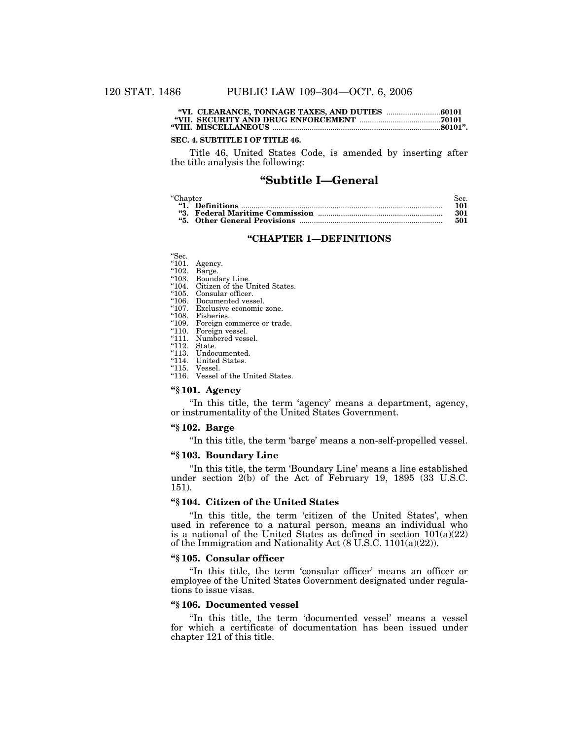| | |
|---|---|
| **"VI. CLEARANCE, TONNAGE TAXES, AND DUTIES** | **60101** |
| **"VII. SECURITY AND DRUG ENFORCEMENT** | **70101** |
| **"VIII. MISCELLANEOUS** | **80101".** |

**SEC. 4. SUBTITLE I OF TITLE 46.**

Title 46, United States Code, is amended by inserting after the title analysis the following:

# "Subtitle I—General

| "Chapter | Sec. |
|---|---|
| **"1. Definitions** | **101** |
| **"3. Federal Maritime Commission** | **301** |
| **"5. Other General Provisions** | **501** |

## "CHAPTER 1—DEFINITIONS

"Sec.
"101. Agency.
"102. Barge.
"103. Boundary Line.
"104. Citizen of the United States.
"105. Consular officer.
"106. Documented vessel.
"107. Exclusive economic zone.
"108. Fisheries.
"109. Foreign commerce or trade.
"110. Foreign vessel.
"111. Numbered vessel.
"112. State.
"113. Undocumented.
"114. United States.
"115. Vessel.
"116. Vessel of the United States.

### "§ 101. Agency

"In this title, the term 'agency' means a department, agency, or instrumentality of the United States Government.

### "§ 102. Barge

"In this title, the term 'barge' means a non-self-propelled vessel.

### "§ 103. Boundary Line

"In this title, the term 'Boundary Line' means a line established under section 2(b) of the Act of February 19, 1895 (33 U.S.C. 151).

### "§ 104. Citizen of the United States

"In this title, the term 'citizen of the United States', when used in reference to a natural person, means an individual who is a national of the United States as defined in section 101(a)(22) of the Immigration and Nationality Act (8 U.S.C. 1101(a)(22)).

### "§ 105. Consular officer

"In this title, the term 'consular officer' means an officer or employee of the United States Government designated under regulations to issue visas.

### "§ 106. Documented vessel

"In this title, the term 'documented vessel' means a vessel for which a certificate of documentation has been issued under chapter 121 of this title.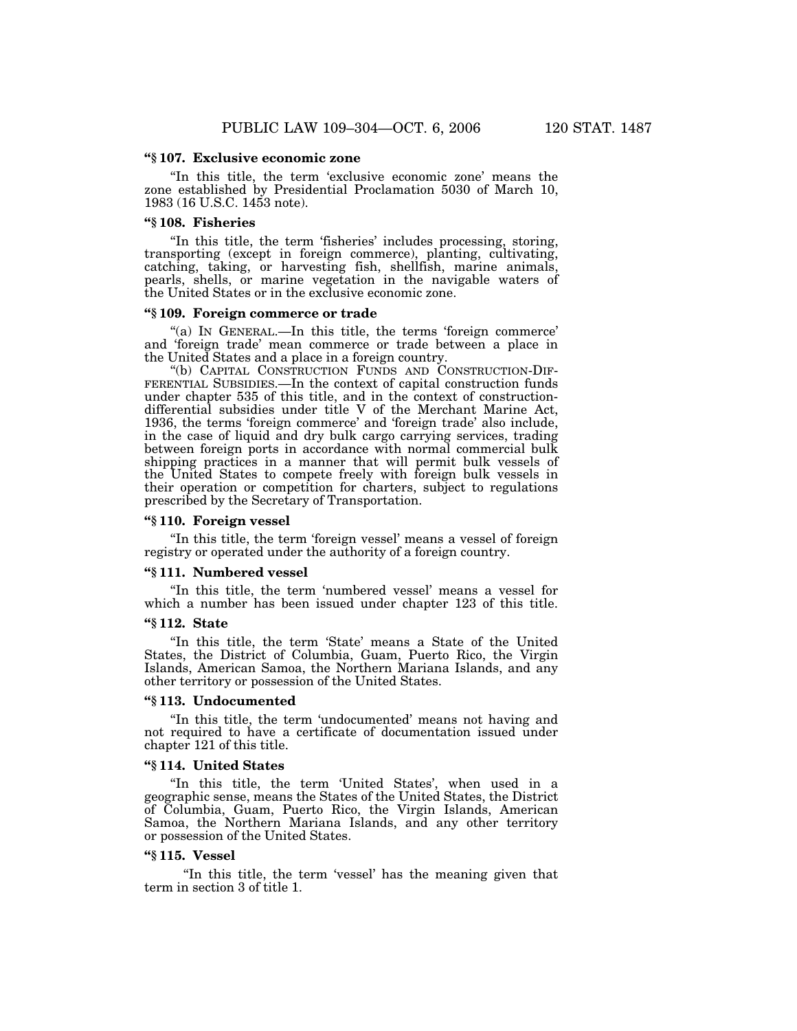### "§ 107. Exclusive economic zone

"In this title, the term 'exclusive economic zone' means the zone established by Presidential Proclamation 5030 of March 10, 1983 (16 U.S.C. 1453 note).

### "§ 108. Fisheries

"In this title, the term 'fisheries' includes processing, storing, transporting (except in foreign commerce), planting, cultivating, catching, taking, or harvesting fish, shellfish, marine animals, pearls, shells, or marine vegetation in the navigable waters of the United States or in the exclusive economic zone.

### "§ 109. Foreign commerce or trade

"(a) IN GENERAL.—In this title, the terms 'foreign commerce' and 'foreign trade' mean commerce or trade between a place in the United States and a place in a foreign country.

"(b) CAPITAL CONSTRUCTION FUNDS AND CONSTRUCTION-DIFFERENTIAL SUBSIDIES.—In the context of capital construction funds under chapter 535 of this title, and in the context of construction-differential subsidies under title V of the Merchant Marine Act, 1936, the terms 'foreign commerce' and 'foreign trade' also include, in the case of liquid and dry bulk cargo carrying services, trading between foreign ports in accordance with normal commercial bulk shipping practices in a manner that will permit bulk vessels of the United States to compete freely with foreign bulk vessels in their operation or competition for charters, subject to regulations prescribed by the Secretary of Transportation.

### "§ 110. Foreign vessel

"In this title, the term 'foreign vessel' means a vessel of foreign registry or operated under the authority of a foreign country.

### "§ 111. Numbered vessel

"In this title, the term 'numbered vessel' means a vessel for which a number has been issued under chapter 123 of this title.

### "§ 112. State

"In this title, the term 'State' means a State of the United States, the District of Columbia, Guam, Puerto Rico, the Virgin Islands, American Samoa, the Northern Mariana Islands, and any other territory or possession of the United States.

### "§ 113. Undocumented

"In this title, the term 'undocumented' means not having and not required to have a certificate of documentation issued under chapter 121 of this title.

### "§ 114. United States

"In this title, the term 'United States', when used in a geographic sense, means the States of the United States, the District of Columbia, Guam, Puerto Rico, the Virgin Islands, American Samoa, the Northern Mariana Islands, and any other territory or possession of the United States.

### "§ 115. Vessel

"In this title, the term 'vessel' has the meaning given that term in section 3 of title 1.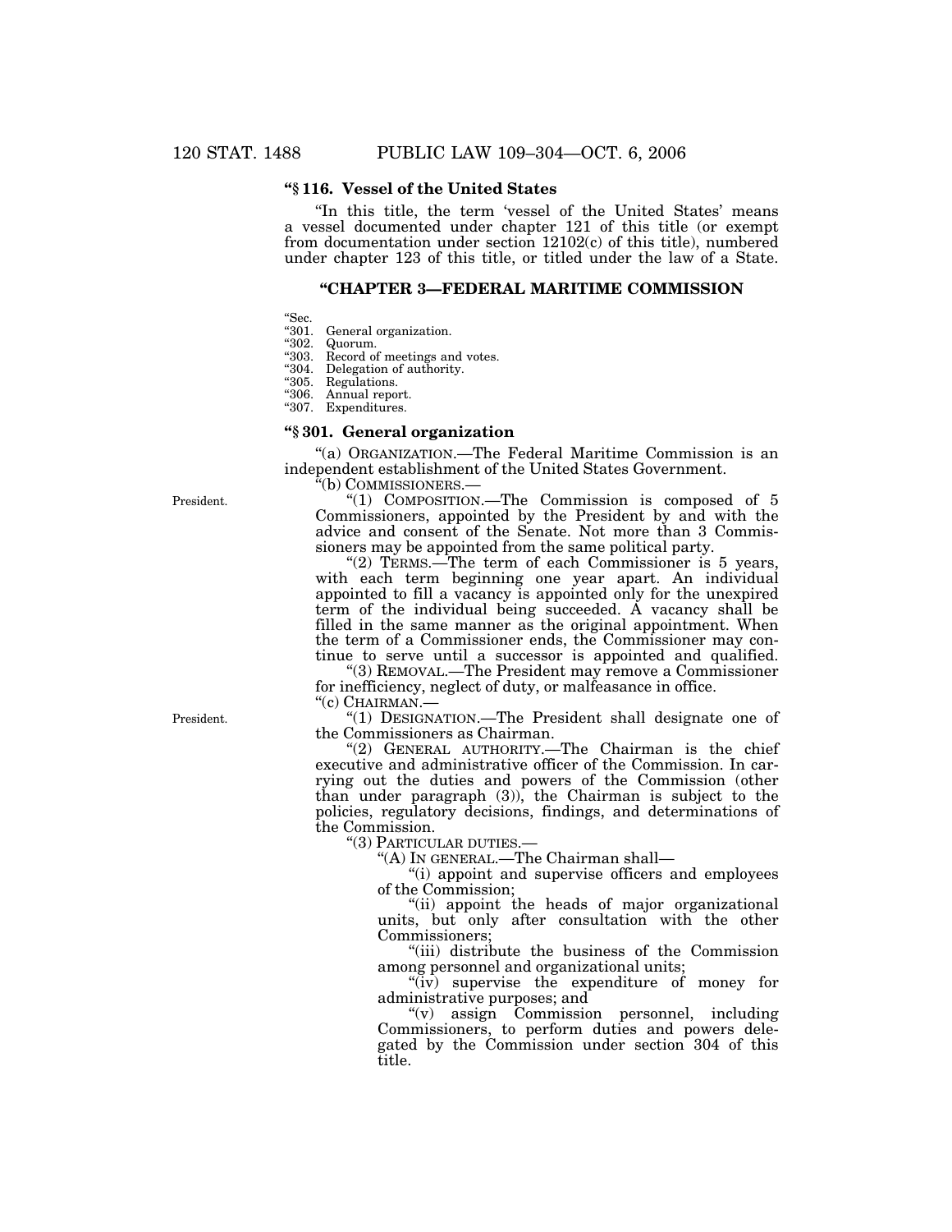### “§ 116. Vessel of the United States

“In this title, the term ‘vessel of the United States’ means a vessel documented under chapter 121 of this title (or exempt from documentation under section 12102(c) of this title), numbered under chapter 123 of this title, or titled under the law of a State.

## “CHAPTER 3—FEDERAL MARITIME COMMISSION

“Sec.
“301. General organization.
“302. Quorum.
“303. Record of meetings and votes.
“304. Delegation of authority.
“305. Regulations.
“306. Annual report.
“307. Expenditures.

### “§ 301. General organization

“(a) ORGANIZATION.—The Federal Maritime Commission is an independent establishment of the United States Government.

“(b) COMMISSIONERS.—

President.

“(1) COMPOSITION.—The Commission is composed of 5 Commissioners, appointed by the President by and with the advice and consent of the Senate. Not more than 3 Commissioners may be appointed from the same political party.

“(2) TERMS.—The term of each Commissioner is 5 years, with each term beginning one year apart. An individual appointed to fill a vacancy is appointed only for the unexpired term of the individual being succeeded. A vacancy shall be filled in the same manner as the original appointment. When the term of a Commissioner ends, the Commissioner may continue to serve until a successor is appointed and qualified.

“(3) REMOVAL.—The President may remove a Commissioner for inefficiency, neglect of duty, or malfeasance in office.

“(c) CHAIRMAN.—

President.

“(1) DESIGNATION.—The President shall designate one of the Commissioners as Chairman.

“(2) GENERAL AUTHORITY.—The Chairman is the chief executive and administrative officer of the Commission. In carrying out the duties and powers of the Commission (other than under paragraph (3)), the Chairman is subject to the policies, regulatory decisions, findings, and determinations of the Commission.

“(3) PARTICULAR DUTIES.—

“(A) IN GENERAL.—The Chairman shall—

“(i) appoint and supervise officers and employees of the Commission;

“(ii) appoint the heads of major organizational units, but only after consultation with the other Commissioners;

“(iii) distribute the business of the Commission among personnel and organizational units;

“(iv) supervise the expenditure of money for administrative purposes; and

“(v) assign Commission personnel, including Commissioners, to perform duties and powers delegated by the Commission under section 304 of this title.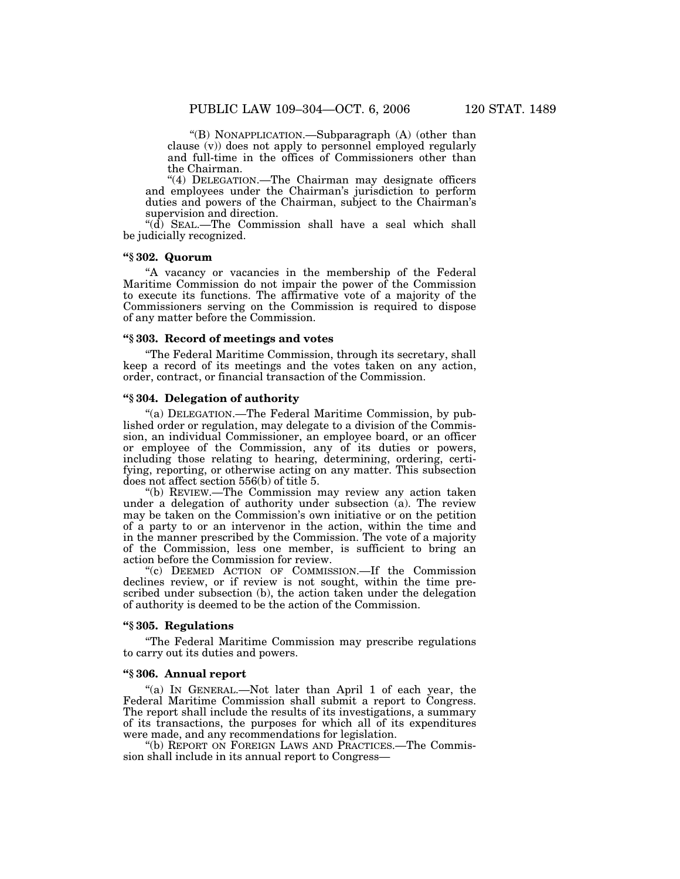"(B) NONAPPLICATION.—Subparagraph (A) (other than clause (v)) does not apply to personnel employed regularly and full-time in the offices of Commissioners other than the Chairman.

"(4) DELEGATION.—The Chairman may designate officers and employees under the Chairman's jurisdiction to perform duties and powers of the Chairman, subject to the Chairman's supervision and direction.

"(d) SEAL.—The Commission shall have a seal which shall be judicially recognized.

**"§ 302. Quorum**

"A vacancy or vacancies in the membership of the Federal Maritime Commission do not impair the power of the Commission to execute its functions. The affirmative vote of a majority of the Commissioners serving on the Commission is required to dispose of any matter before the Commission.

**"§ 303. Record of meetings and votes**

"The Federal Maritime Commission, through its secretary, shall keep a record of its meetings and the votes taken on any action, order, contract, or financial transaction of the Commission.

**"§ 304. Delegation of authority**

"(a) DELEGATION.—The Federal Maritime Commission, by published order or regulation, may delegate to a division of the Commission, an individual Commissioner, an employee board, or an officer or employee of the Commission, any of its duties or powers, including those relating to hearing, determining, ordering, certifying, reporting, or otherwise acting on any matter. This subsection does not affect section 556(b) of title 5.

"(b) REVIEW.—The Commission may review any action taken under a delegation of authority under subsection (a). The review may be taken on the Commission's own initiative or on the petition of a party to or an intervenor in the action, within the time and in the manner prescribed by the Commission. The vote of a majority of the Commission, less one member, is sufficient to bring an action before the Commission for review.

"(c) DEEMED ACTION OF COMMISSION.—If the Commission declines review, or if review is not sought, within the time prescribed under subsection (b), the action taken under the delegation of authority is deemed to be the action of the Commission.

**"§ 305. Regulations**

"The Federal Maritime Commission may prescribe regulations to carry out its duties and powers.

**"§ 306. Annual report**

"(a) IN GENERAL.—Not later than April 1 of each year, the Federal Maritime Commission shall submit a report to Congress. The report shall include the results of its investigations, a summary of its transactions, the purposes for which all of its expenditures were made, and any recommendations for legislation.

"(b) REPORT ON FOREIGN LAWS AND PRACTICES.—The Commission shall include in its annual report to Congress—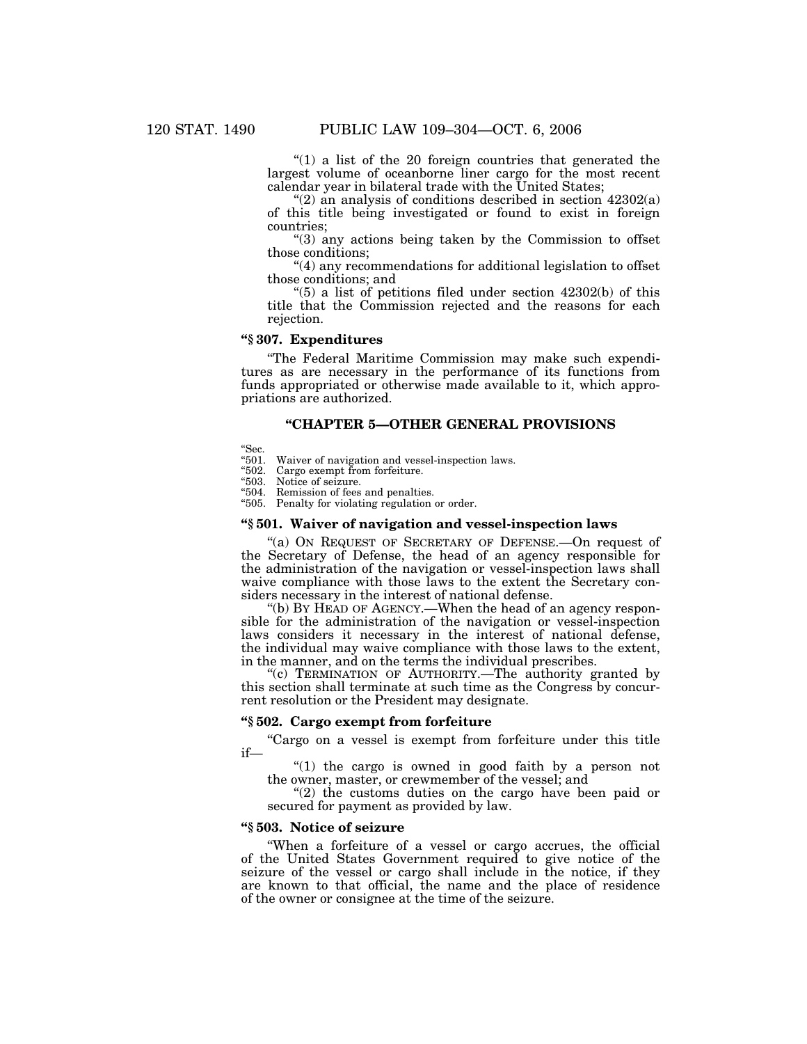"(1) a list of the 20 foreign countries that generated the largest volume of oceanborne liner cargo for the most recent calendar year in bilateral trade with the United States;

"(2) an analysis of conditions described in section 42302(a) of this title being investigated or found to exist in foreign countries;

"(3) any actions being taken by the Commission to offset those conditions;

"(4) any recommendations for additional legislation to offset those conditions; and

"(5) a list of petitions filed under section 42302(b) of this title that the Commission rejected and the reasons for each rejection.

### "§ 307. Expenditures

"The Federal Maritime Commission may make such expenditures as are necessary in the performance of its functions from funds appropriated or otherwise made available to it, which appropriations are authorized.

## "CHAPTER 5—OTHER GENERAL PROVISIONS

"Sec.
"501. Waiver of navigation and vessel-inspection laws.
"502. Cargo exempt from forfeiture.
"503. Notice of seizure.
"504. Remission of fees and penalties.
"505. Penalty for violating regulation or order.

### "§ 501. Waiver of navigation and vessel-inspection laws

"(a) ON REQUEST OF SECRETARY OF DEFENSE.—On request of the Secretary of Defense, the head of an agency responsible for the administration of the navigation or vessel-inspection laws shall waive compliance with those laws to the extent the Secretary considers necessary in the interest of national defense.

"(b) BY HEAD OF AGENCY.—When the head of an agency responsible for the administration of the navigation or vessel-inspection laws considers it necessary in the interest of national defense, the individual may waive compliance with those laws to the extent, in the manner, and on the terms the individual prescribes.

"(c) TERMINATION OF AUTHORITY.—The authority granted by this section shall terminate at such time as the Congress by concurrent resolution or the President may designate.

### "§ 502. Cargo exempt from forfeiture

"Cargo on a vessel is exempt from forfeiture under this title if—

"(1) the cargo is owned in good faith by a person not the owner, master, or crewmember of the vessel; and

"(2) the customs duties on the cargo have been paid or secured for payment as provided by law.

### "§ 503. Notice of seizure

"When a forfeiture of a vessel or cargo accrues, the official of the United States Government required to give notice of the seizure of the vessel or cargo shall include in the notice, if they are known to that official, the name and the place of residence of the owner or consignee at the time of the seizure.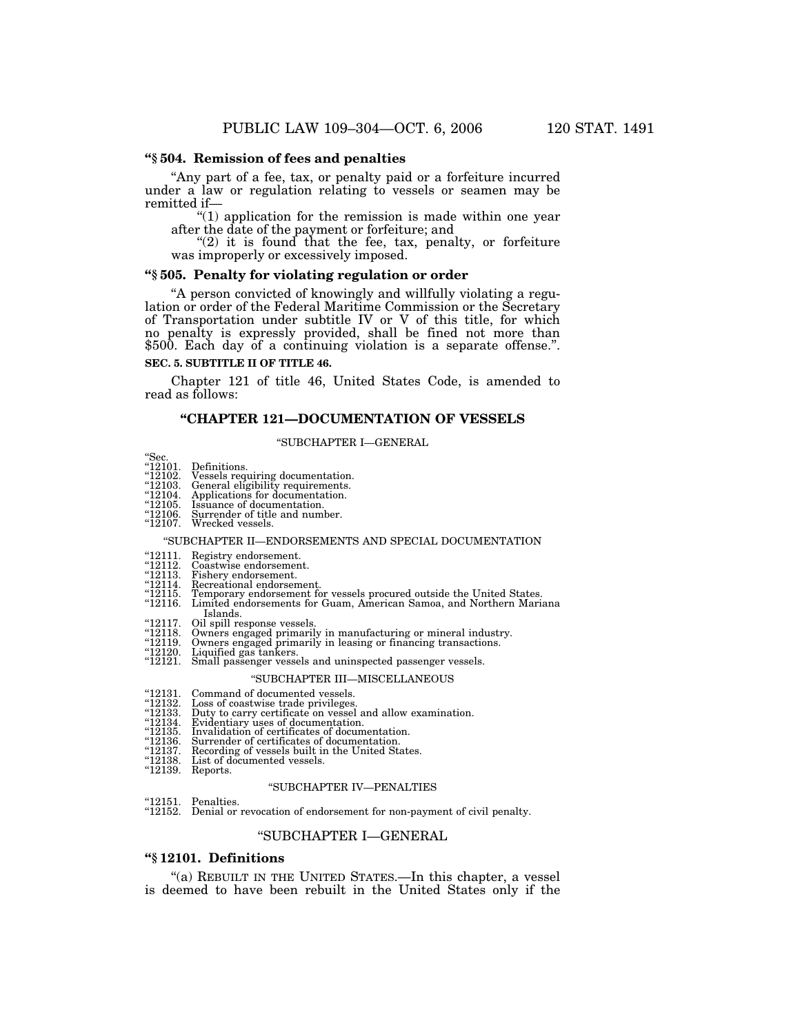**“§ 504. Remission of fees and penalties**

“Any part of a fee, tax, or penalty paid or a forfeiture incurred under a law or regulation relating to vessels or seamen may be remitted if—

“(1) application for the remission is made within one year after the date of the payment or forfeiture; and

“(2) it is found that the fee, tax, penalty, or forfeiture was improperly or excessively imposed.

**“§ 505. Penalty for violating regulation or order**

“A person convicted of knowingly and willfully violating a regulation or order of the Federal Maritime Commission or the Secretary of Transportation under subtitle IV or V of this title, for which no penalty is expressly provided, shall be fined not more than $500. Each day of a continuing violation is a separate offense.”.

**SEC. 5. SUBTITLE II OF TITLE 46.**

Chapter 121 of title 46, United States Code, is amended to read as follows:

## “CHAPTER 121—DOCUMENTATION OF VESSELS

“SUBCHAPTER I—GENERAL

“Sec.
“12101. Definitions.
“12102. Vessels requiring documentation.
“12103. General eligibility requirements.
“12104. Applications for documentation.
“12105. Issuance of documentation.
“12106. Surrender of title and number.
“12107. Wrecked vessels.

“SUBCHAPTER II—ENDORSEMENTS AND SPECIAL DOCUMENTATION

“12111. Registry endorsement.
“12112. Coastwise endorsement.
“12113. Fishery endorsement.
“12114. Recreational endorsement.
“12115. Temporary endorsement for vessels procured outside the United States.
“12116. Limited endorsements for Guam, American Samoa, and Northern Mariana Islands.
“12117. Oil spill response vessels.
“12118. Owners engaged primarily in manufacturing or mineral industry.
“12119. Owners engaged primarily in leasing or financing transactions.
“12120. Liquified gas tankers.
“12121. Small passenger vessels and uninspected passenger vessels.

“SUBCHAPTER III—MISCELLANEOUS

“12131. Command of documented vessels.
“12132. Loss of coastwise trade privileges.
“12133. Duty to carry certificate on vessel and allow examination.
“12134. Evidentiary uses of documentation.
“12135. Invalidation of certificates of documentation.
“12136. Surrender of certificates of documentation.
“12137. Recording of vessels built in the United States.
“12138. List of documented vessels.
“12139. Reports.

“SUBCHAPTER IV—PENALTIES

“12151. Penalties.
“12152. Denial or revocation of endorsement for non-payment of civil penalty.

### “SUBCHAPTER I—GENERAL

**“§ 12101. Definitions**

“(a) REBUILT IN THE UNITED STATES.—In this chapter, a vessel is deemed to have been rebuilt in the United States only if the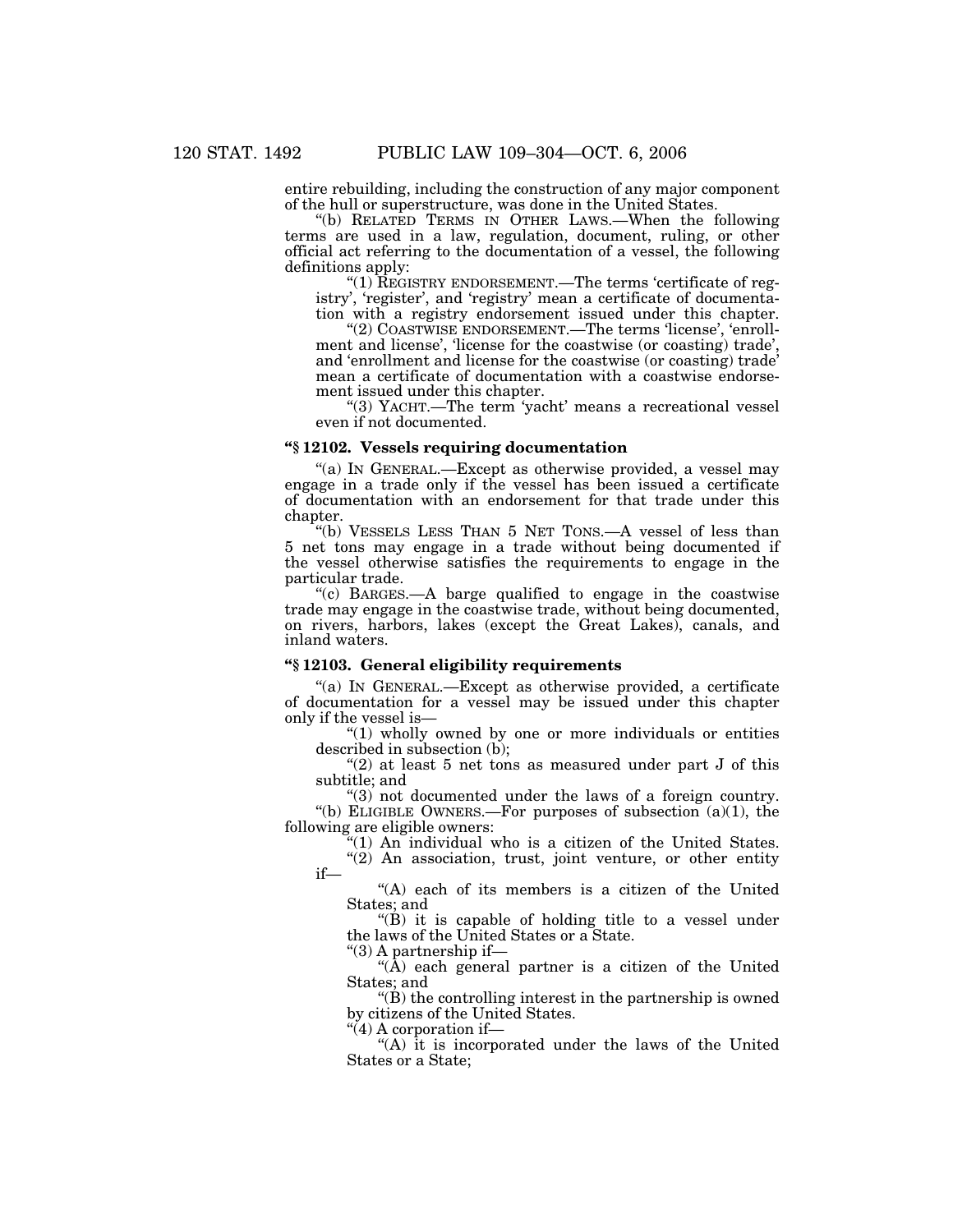entire rebuilding, including the construction of any major component of the hull or superstructure, was done in the United States.

"(b) RELATED TERMS IN OTHER LAWS.—When the following terms are used in a law, regulation, document, ruling, or other official act referring to the documentation of a vessel, the following definitions apply:

"(1) REGISTRY ENDORSEMENT.—The terms 'certificate of registry', 'register', and 'registry' mean a certificate of documentation with a registry endorsement issued under this chapter.

"(2) COASTWISE ENDORSEMENT.—The terms 'license', 'enrollment and license', 'license for the coastwise (or coasting) trade', and 'enrollment and license for the coastwise (or coasting) trade' mean a certificate of documentation with a coastwise endorsement issued under this chapter.

"(3) YACHT.—The term 'yacht' means a recreational vessel even if not documented.

### "§ 12102. Vessels requiring documentation

"(a) IN GENERAL.—Except as otherwise provided, a vessel may engage in a trade only if the vessel has been issued a certificate of documentation with an endorsement for that trade under this chapter.

"(b) VESSELS LESS THAN 5 NET TONS.—A vessel of less than 5 net tons may engage in a trade without being documented if the vessel otherwise satisfies the requirements to engage in the particular trade.

"(c) BARGES.—A barge qualified to engage in the coastwise trade may engage in the coastwise trade, without being documented, on rivers, harbors, lakes (except the Great Lakes), canals, and inland waters.

### "§ 12103. General eligibility requirements

"(a) IN GENERAL.—Except as otherwise provided, a certificate of documentation for a vessel may be issued under this chapter only if the vessel is—

"(1) wholly owned by one or more individuals or entities described in subsection (b);

"(2) at least 5 net tons as measured under part J of this subtitle; and

"(3) not documented under the laws of a foreign country.

"(b) ELIGIBLE OWNERS.—For purposes of subsection (a)(1), the following are eligible owners:

"(1) An individual who is a citizen of the United States.

"(2) An association, trust, joint venture, or other entity if—

"(A) each of its members is a citizen of the United States; and

"(B) it is capable of holding title to a vessel under the laws of the United States or a State.

"(3) A partnership if—

"(A) each general partner is a citizen of the United States; and

"(B) the controlling interest in the partnership is owned by citizens of the United States.

"(4) A corporation if—

"(A) it is incorporated under the laws of the United States or a State;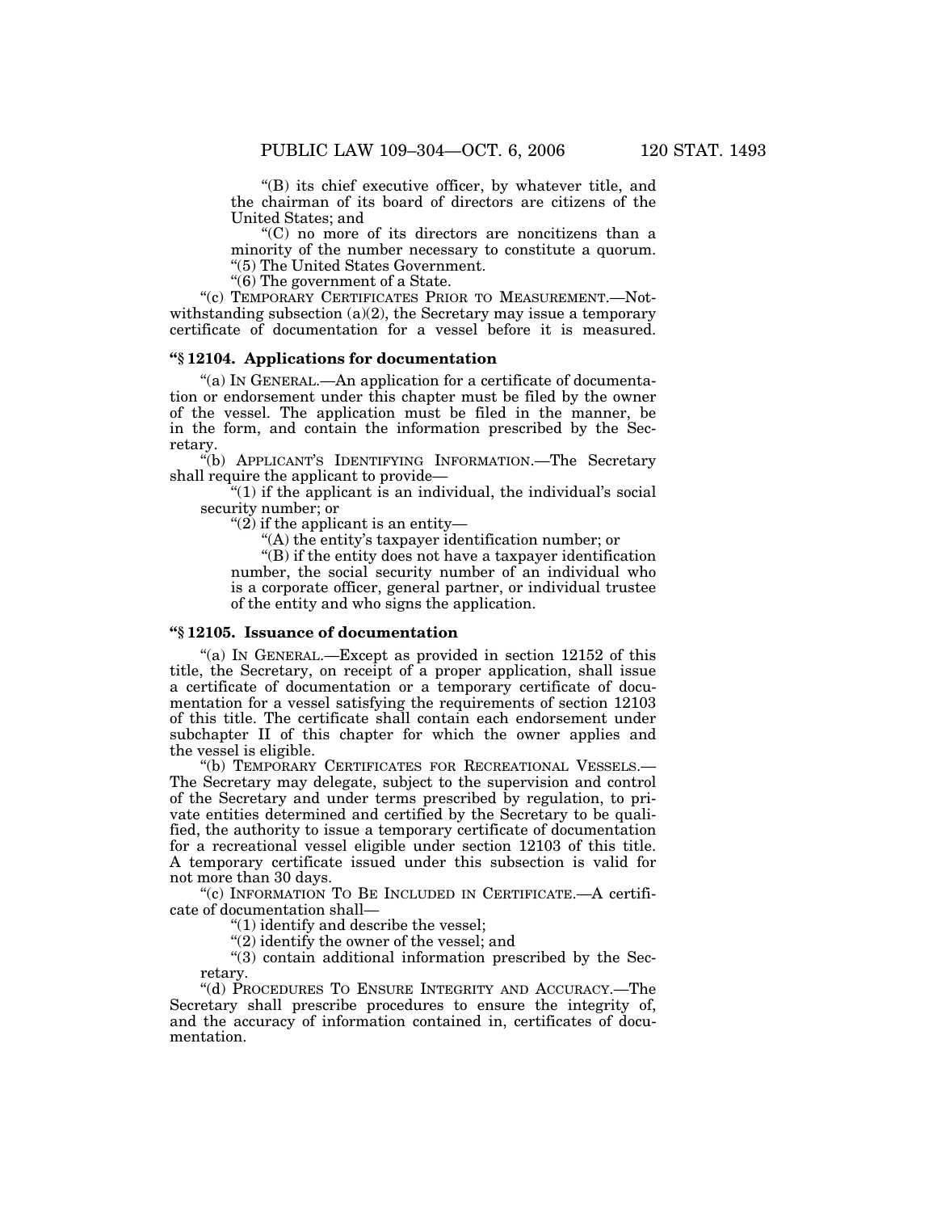"(B) its chief executive officer, by whatever title, and the chairman of its board of directors are citizens of the United States; and

"(C) no more of its directors are noncitizens than a minority of the number necessary to constitute a quorum.

"(5) The United States Government.

"(6) The government of a State.

"(c) TEMPORARY CERTIFICATES PRIOR TO MEASUREMENT.—Notwithstanding subsection (a)(2), the Secretary may issue a temporary certificate of documentation for a vessel before it is measured.

### "§ 12104. Applications for documentation

"(a) IN GENERAL.—An application for a certificate of documentation or endorsement under this chapter must be filed by the owner of the vessel. The application must be filed in the manner, be in the form, and contain the information prescribed by the Secretary.

"(b) APPLICANT'S IDENTIFYING INFORMATION.—The Secretary shall require the applicant to provide—

"(1) if the applicant is an individual, the individual's social security number; or

"(2) if the applicant is an entity—

"(A) the entity's taxpayer identification number; or

"(B) if the entity does not have a taxpayer identification number, the social security number of an individual who is a corporate officer, general partner, or individual trustee of the entity and who signs the application.

### "§ 12105. Issuance of documentation

"(a) IN GENERAL.—Except as provided in section 12152 of this title, the Secretary, on receipt of a proper application, shall issue a certificate of documentation or a temporary certificate of documentation for a vessel satisfying the requirements of section 12103 of this title. The certificate shall contain each endorsement under subchapter II of this chapter for which the owner applies and the vessel is eligible.

"(b) TEMPORARY CERTIFICATES FOR RECREATIONAL VESSELS.—The Secretary may delegate, subject to the supervision and control of the Secretary and under terms prescribed by regulation, to private entities determined and certified by the Secretary to be qualified, the authority to issue a temporary certificate of documentation for a recreational vessel eligible under section 12103 of this title. A temporary certificate issued under this subsection is valid for not more than 30 days.

"(c) INFORMATION TO BE INCLUDED IN CERTIFICATE.—A certificate of documentation shall—

"(1) identify and describe the vessel;

"(2) identify the owner of the vessel; and

"(3) contain additional information prescribed by the Secretary.

"(d) PROCEDURES TO ENSURE INTEGRITY AND ACCURACY.—The Secretary shall prescribe procedures to ensure the integrity of, and the accuracy of information contained in, certificates of documentation.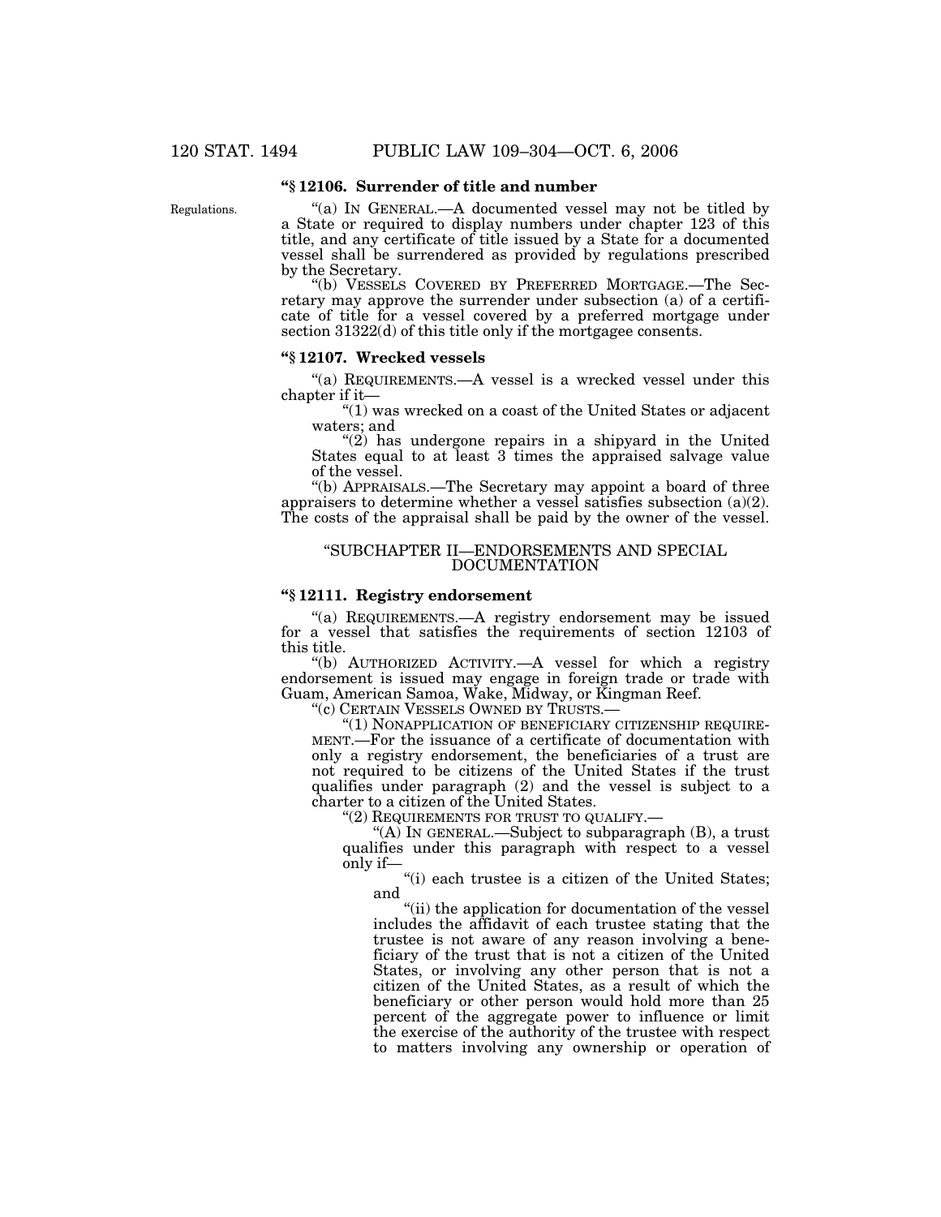### "§ 12106. Surrender of title and number

Regulations.

"(a) IN GENERAL.—A documented vessel may not be titled by a State or required to display numbers under chapter 123 of this title, and any certificate of title issued by a State for a documented vessel shall be surrendered as provided by regulations prescribed by the Secretary.

"(b) VESSELS COVERED BY PREFERRED MORTGAGE.—The Secretary may approve the surrender under subsection (a) of a certificate of title for a vessel covered by a preferred mortgage under section 31322(d) of this title only if the mortgagee consents.

### "§ 12107. Wrecked vessels

"(a) REQUIREMENTS.—A vessel is a wrecked vessel under this chapter if it—

"(1) was wrecked on a coast of the United States or adjacent waters; and

"(2) has undergone repairs in a shipyard in the United States equal to at least 3 times the appraised salvage value of the vessel.

"(b) APPRAISALS.—The Secretary may appoint a board of three appraisers to determine whether a vessel satisfies subsection (a)(2). The costs of the appraisal shall be paid by the owner of the vessel.

## "SUBCHAPTER II—ENDORSEMENTS AND SPECIAL DOCUMENTATION

### "§ 12111. Registry endorsement

"(a) REQUIREMENTS.—A registry endorsement may be issued for a vessel that satisfies the requirements of section 12103 of this title.

"(b) AUTHORIZED ACTIVITY.—A vessel for which a registry endorsement is issued may engage in foreign trade or trade with Guam, American Samoa, Wake, Midway, or Kingman Reef.

"(c) CERTAIN VESSELS OWNED BY TRUSTS.—

"(1) NONAPPLICATION OF BENEFICIARY CITIZENSHIP REQUIREMENT.—For the issuance of a certificate of documentation with only a registry endorsement, the beneficiaries of a trust are not required to be citizens of the United States if the trust qualifies under paragraph (2) and the vessel is subject to a charter to a citizen of the United States.

"(2) REQUIREMENTS FOR TRUST TO QUALIFY.—

"(A) IN GENERAL.—Subject to subparagraph (B), a trust qualifies under this paragraph with respect to a vessel only if—

"(i) each trustee is a citizen of the United States; and

"(ii) the application for documentation of the vessel includes the affidavit of each trustee stating that the trustee is not aware of any reason involving a beneficiary of the trust that is not a citizen of the United States, or involving any other person that is not a citizen of the United States, as a result of which the beneficiary or other person would hold more than 25 percent of the aggregate power to influence or limit the exercise of the authority of the trustee with respect to matters involving any ownership or operation of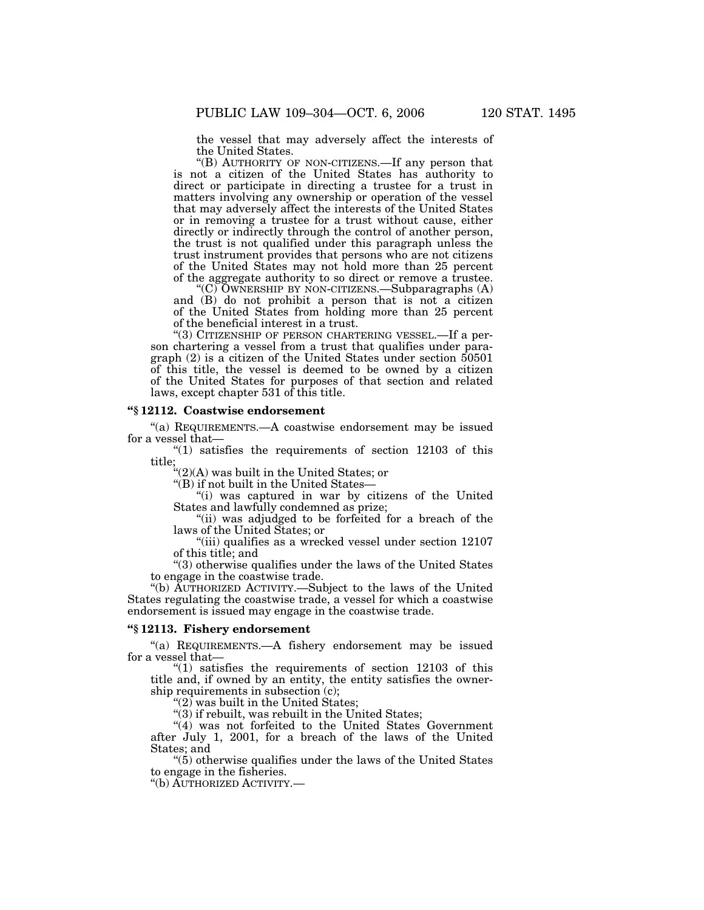the vessel that may adversely affect the interests of the United States.

"(B) AUTHORITY OF NON-CITIZENS.—If any person that is not a citizen of the United States has authority to direct or participate in directing a trustee for a trust in matters involving any ownership or operation of the vessel that may adversely affect the interests of the United States or in removing a trustee for a trust without cause, either directly or indirectly through the control of another person, the trust is not qualified under this paragraph unless the trust instrument provides that persons who are not citizens of the United States may not hold more than 25 percent of the aggregate authority to so direct or remove a trustee.

"(C) OWNERSHIP BY NON-CITIZENS.—Subparagraphs (A) and (B) do not prohibit a person that is not a citizen of the United States from holding more than 25 percent of the beneficial interest in a trust.

"(3) CITIZENSHIP OF PERSON CHARTERING VESSEL.—If a person chartering a vessel from a trust that qualifies under paragraph (2) is a citizen of the United States under section 50501 of this title, the vessel is deemed to be owned by a citizen of the United States for purposes of that section and related laws, except chapter 531 of this title.

**"§ 12112. Coastwise endorsement**

"(a) REQUIREMENTS.—A coastwise endorsement may be issued for a vessel that—

"(1) satisfies the requirements of section 12103 of this title;

"(2)(A) was built in the United States; or

"(B) if not built in the United States—

"(i) was captured in war by citizens of the United States and lawfully condemned as prize;

"(ii) was adjudged to be forfeited for a breach of the laws of the United States; or

"(iii) qualifies as a wrecked vessel under section 12107 of this title; and

"(3) otherwise qualifies under the laws of the United States to engage in the coastwise trade.

"(b) AUTHORIZED ACTIVITY.—Subject to the laws of the United States regulating the coastwise trade, a vessel for which a coastwise endorsement is issued may engage in the coastwise trade.

**"§ 12113. Fishery endorsement**

"(a) REQUIREMENTS.—A fishery endorsement may be issued for a vessel that—

"(1) satisfies the requirements of section 12103 of this title and, if owned by an entity, the entity satisfies the ownership requirements in subsection (c);

"(2) was built in the United States;

"(3) if rebuilt, was rebuilt in the United States;

"(4) was not forfeited to the United States Government after July 1, 2001, for a breach of the laws of the United States; and

"(5) otherwise qualifies under the laws of the United States to engage in the fisheries.

"(b) AUTHORIZED ACTIVITY.—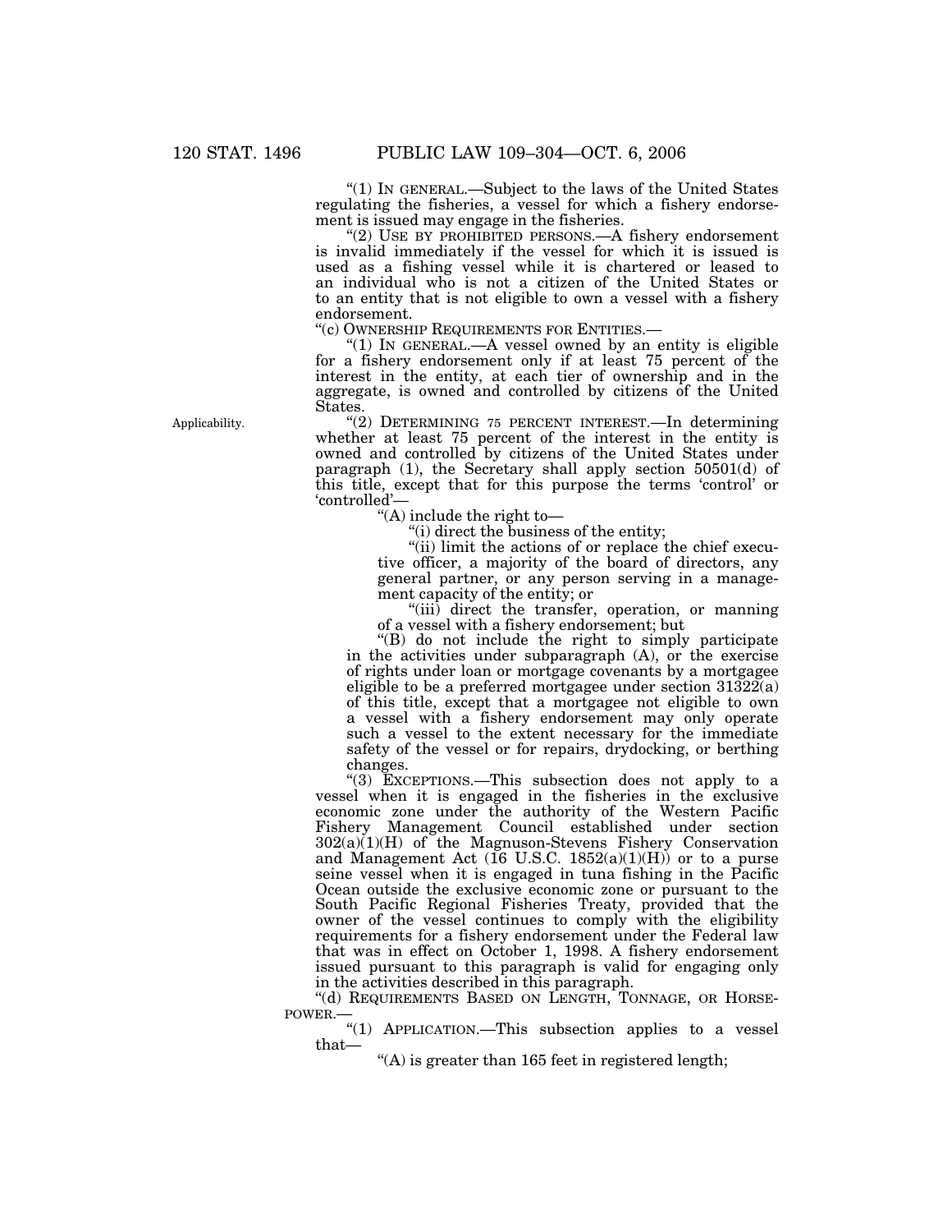"(1) IN GENERAL.—Subject to the laws of the United States regulating the fisheries, a vessel for which a fishery endorsement is issued may engage in the fisheries.

"(2) USE BY PROHIBITED PERSONS.—A fishery endorsement is invalid immediately if the vessel for which it is issued is used as a fishing vessel while it is chartered or leased to an individual who is not a citizen of the United States or to an entity that is not eligible to own a vessel with a fishery endorsement.

"(c) OWNERSHIP REQUIREMENTS FOR ENTITIES.—

"(1) IN GENERAL.—A vessel owned by an entity is eligible for a fishery endorsement only if at least 75 percent of the interest in the entity, at each tier of ownership and in the aggregate, is owned and controlled by citizens of the United States.

Applicability.

"(2) DETERMINING 75 PERCENT INTEREST.—In determining whether at least 75 percent of the interest in the entity is owned and controlled by citizens of the United States under paragraph (1), the Secretary shall apply section 50501(d) of this title, except that for this purpose the terms 'control' or 'controlled'—

"(A) include the right to—

"(i) direct the business of the entity;

"(ii) limit the actions of or replace the chief executive officer, a majority of the board of directors, any general partner, or any person serving in a management capacity of the entity; or

"(iii) direct the transfer, operation, or manning of a vessel with a fishery endorsement; but

"(B) do not include the right to simply participate in the activities under subparagraph (A), or the exercise of rights under loan or mortgage covenants by a mortgagee eligible to be a preferred mortgagee under section 31322(a) of this title, except that a mortgagee not eligible to own a vessel with a fishery endorsement may only operate such a vessel to the extent necessary for the immediate safety of the vessel or for repairs, drydocking, or berthing changes.

"(3) EXCEPTIONS.—This subsection does not apply to a vessel when it is engaged in the fisheries in the exclusive economic zone under the authority of the Western Pacific Fishery Management Council established under section 302(a)(1)(H) of the Magnuson-Stevens Fishery Conservation and Management Act (16 U.S.C. 1852(a)(1)(H)) or to a purse seine vessel when it is engaged in tuna fishing in the Pacific Ocean outside the exclusive economic zone or pursuant to the South Pacific Regional Fisheries Treaty, provided that the owner of the vessel continues to comply with the eligibility requirements for a fishery endorsement under the Federal law that was in effect on October 1, 1998. A fishery endorsement issued pursuant to this paragraph is valid for engaging only in the activities described in this paragraph.

"(d) REQUIREMENTS BASED ON LENGTH, TONNAGE, OR HORSEPOWER.—

"(1) APPLICATION.—This subsection applies to a vessel that—

"(A) is greater than 165 feet in registered length;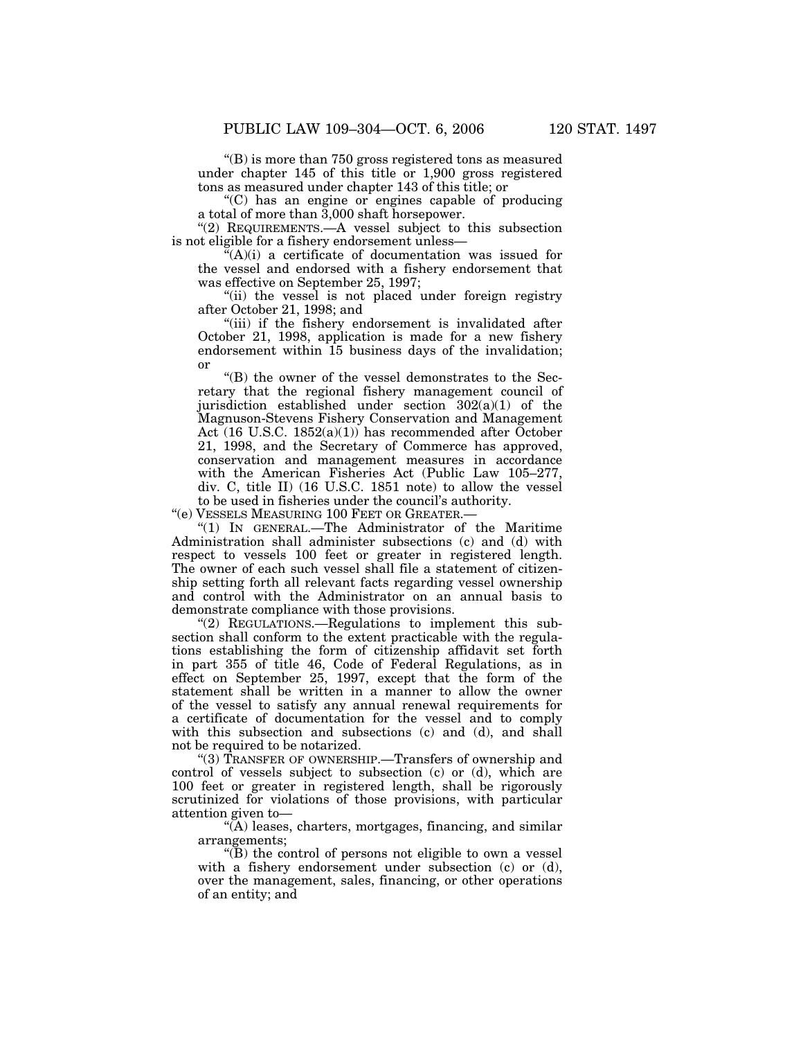"(B) is more than 750 gross registered tons as measured under chapter 145 of this title or 1,900 gross registered tons as measured under chapter 143 of this title; or

"(C) has an engine or engines capable of producing a total of more than 3,000 shaft horsepower.

"(2) REQUIREMENTS.—A vessel subject to this subsection is not eligible for a fishery endorsement unless—

"(A)(i) a certificate of documentation was issued for the vessel and endorsed with a fishery endorsement that was effective on September 25, 1997;

"(ii) the vessel is not placed under foreign registry after October 21, 1998; and

"(iii) if the fishery endorsement is invalidated after October 21, 1998, application is made for a new fishery endorsement within 15 business days of the invalidation; or

"(B) the owner of the vessel demonstrates to the Secretary that the regional fishery management council of jurisdiction established under section 302(a)(1) of the Magnuson-Stevens Fishery Conservation and Management Act (16 U.S.C. 1852(a)(1)) has recommended after October 21, 1998, and the Secretary of Commerce has approved, conservation and management measures in accordance with the American Fisheries Act (Public Law 105–277, div. C, title II) (16 U.S.C. 1851 note) to allow the vessel to be used in fisheries under the council's authority.

"(e) VESSELS MEASURING 100 FEET OR GREATER.—

"(1) IN GENERAL.—The Administrator of the Maritime Administration shall administer subsections (c) and (d) with respect to vessels 100 feet or greater in registered length. The owner of each such vessel shall file a statement of citizenship setting forth all relevant facts regarding vessel ownership and control with the Administrator on an annual basis to demonstrate compliance with those provisions.

"(2) REGULATIONS.—Regulations to implement this subsection shall conform to the extent practicable with the regulations establishing the form of citizenship affidavit set forth in part 355 of title 46, Code of Federal Regulations, as in effect on September 25, 1997, except that the form of the statement shall be written in a manner to allow the owner of the vessel to satisfy any annual renewal requirements for a certificate of documentation for the vessel and to comply with this subsection and subsections (c) and (d), and shall not be required to be notarized.

"(3) TRANSFER OF OWNERSHIP.—Transfers of ownership and control of vessels subject to subsection (c) or (d), which are 100 feet or greater in registered length, shall be rigorously scrutinized for violations of those provisions, with particular attention given to—

"(A) leases, charters, mortgages, financing, and similar arrangements;

"(B) the control of persons not eligible to own a vessel with a fishery endorsement under subsection (c) or (d), over the management, sales, financing, or other operations of an entity; and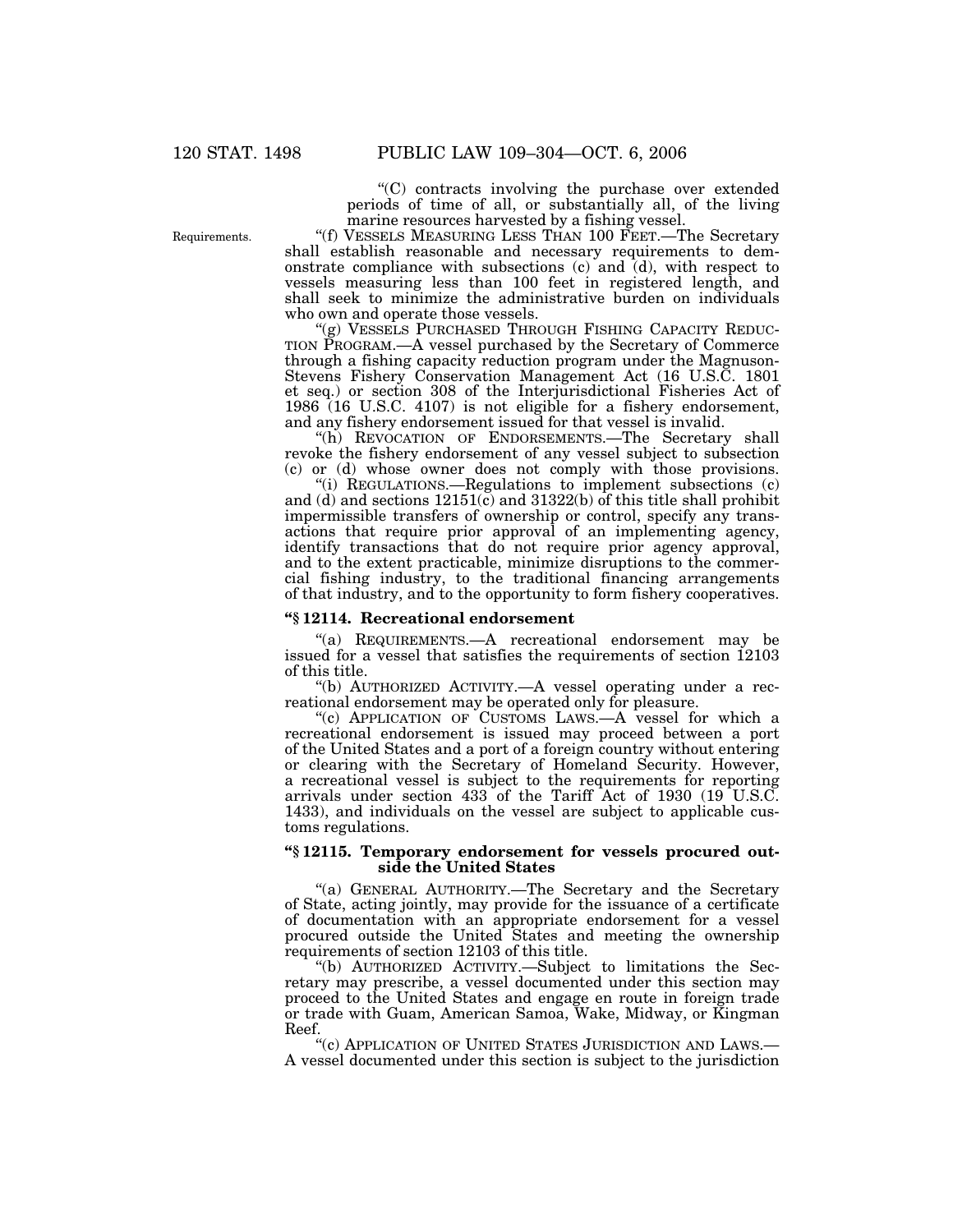"(C) contracts involving the purchase over extended periods of time of all, or substantially all, of the living marine resources harvested by a fishing vessel.

Requirements.

"(f) VESSELS MEASURING LESS THAN 100 FEET.—The Secretary shall establish reasonable and necessary requirements to demonstrate compliance with subsections (c) and (d), with respect to vessels measuring less than 100 feet in registered length, and shall seek to minimize the administrative burden on individuals who own and operate those vessels.

"(g) VESSELS PURCHASED THROUGH FISHING CAPACITY REDUCTION PROGRAM.—A vessel purchased by the Secretary of Commerce through a fishing capacity reduction program under the Magnuson-Stevens Fishery Conservation Management Act (16 U.S.C. 1801 et seq.) or section 308 of the Interjurisdictional Fisheries Act of 1986 (16 U.S.C. 4107) is not eligible for a fishery endorsement, and any fishery endorsement issued for that vessel is invalid.

"(h) REVOCATION OF ENDORSEMENTS.—The Secretary shall revoke the fishery endorsement of any vessel subject to subsection (c) or (d) whose owner does not comply with those provisions.

"(i) REGULATIONS.—Regulations to implement subsections (c) and (d) and sections 12151(c) and 31322(b) of this title shall prohibit impermissible transfers of ownership or control, specify any transactions that require prior approval of an implementing agency, identify transactions that do not require prior agency approval, and to the extent practicable, minimize disruptions to the commercial fishing industry, to the traditional financing arrangements of that industry, and to the opportunity to form fishery cooperatives.

**"§ 12114. Recreational endorsement**

"(a) REQUIREMENTS.—A recreational endorsement may be issued for a vessel that satisfies the requirements of section 12103 of this title.

"(b) AUTHORIZED ACTIVITY.—A vessel operating under a recreational endorsement may be operated only for pleasure.

"(c) APPLICATION OF CUSTOMS LAWS.—A vessel for which a recreational endorsement is issued may proceed between a port of the United States and a port of a foreign country without entering or clearing with the Secretary of Homeland Security. However, a recreational vessel is subject to the requirements for reporting arrivals under section 433 of the Tariff Act of 1930 (19 U.S.C. 1433), and individuals on the vessel are subject to applicable customs regulations.

**"§ 12115. Temporary endorsement for vessels procured outside the United States**

"(a) GENERAL AUTHORITY.—The Secretary and the Secretary of State, acting jointly, may provide for the issuance of a certificate of documentation with an appropriate endorsement for a vessel procured outside the United States and meeting the ownership requirements of section 12103 of this title.

"(b) AUTHORIZED ACTIVITY.—Subject to limitations the Secretary may prescribe, a vessel documented under this section may proceed to the United States and engage en route in foreign trade or trade with Guam, American Samoa, Wake, Midway, or Kingman Reef.

"(c) APPLICATION OF UNITED STATES JURISDICTION AND LAWS.—A vessel documented under this section is subject to the jurisdiction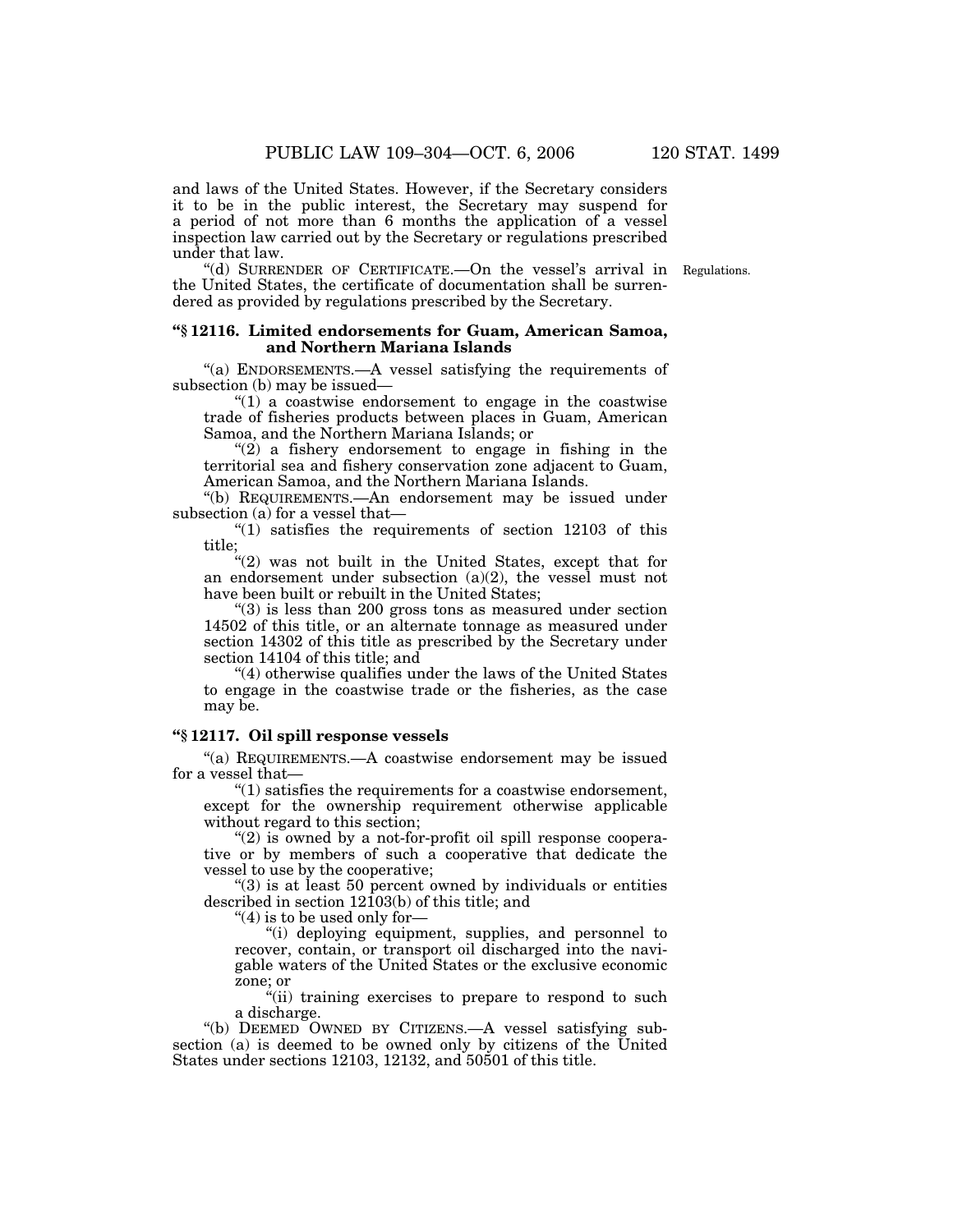and laws of the United States. However, if the Secretary considers it to be in the public interest, the Secretary may suspend for a period of not more than 6 months the application of a vessel inspection law carried out by the Secretary or regulations prescribed under that law.

"(d) SURRENDER OF CERTIFICATE.—On the vessel's arrival in the United States, the certificate of documentation shall be surrendered as provided by regulations prescribed by the Secretary.

Regulations.

### "§ 12116. Limited endorsements for Guam, American Samoa, and Northern Mariana Islands

"(a) ENDORSEMENTS.—A vessel satisfying the requirements of subsection (b) may be issued—

"(1) a coastwise endorsement to engage in the coastwise trade of fisheries products between places in Guam, American Samoa, and the Northern Mariana Islands; or

"(2) a fishery endorsement to engage in fishing in the territorial sea and fishery conservation zone adjacent to Guam, American Samoa, and the Northern Mariana Islands.

"(b) REQUIREMENTS.—An endorsement may be issued under subsection (a) for a vessel that—

"(1) satisfies the requirements of section 12103 of this title;

"(2) was not built in the United States, except that for an endorsement under subsection (a)(2), the vessel must not have been built or rebuilt in the United States;

"(3) is less than 200 gross tons as measured under section 14502 of this title, or an alternate tonnage as measured under section 14302 of this title as prescribed by the Secretary under section 14104 of this title; and

"(4) otherwise qualifies under the laws of the United States to engage in the coastwise trade or the fisheries, as the case may be.

### "§ 12117. Oil spill response vessels

"(a) REQUIREMENTS.—A coastwise endorsement may be issued for a vessel that—

"(1) satisfies the requirements for a coastwise endorsement, except for the ownership requirement otherwise applicable without regard to this section;

"(2) is owned by a not-for-profit oil spill response cooperative or by members of such a cooperative that dedicate the vessel to use by the cooperative;

"(3) is at least 50 percent owned by individuals or entities described in section 12103(b) of this title; and

"(4) is to be used only for—

"(i) deploying equipment, supplies, and personnel to recover, contain, or transport oil discharged into the navigable waters of the United States or the exclusive economic zone; or

"(ii) training exercises to prepare to respond to such a discharge.

"(b) DEEMED OWNED BY CITIZENS.—A vessel satisfying subsection (a) is deemed to be owned only by citizens of the United States under sections 12103, 12132, and 50501 of this title.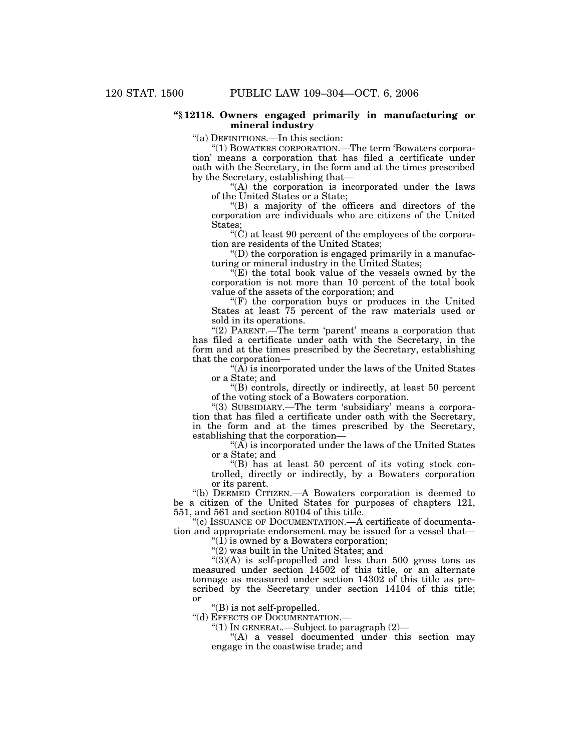### "§ 12118. Owners engaged primarily in manufacturing or mineral industry

"(a) DEFINITIONS.—In this section:

"(1) BOWATERS CORPORATION.—The term 'Bowaters corporation' means a corporation that has filed a certificate under oath with the Secretary, in the form and at the times prescribed by the Secretary, establishing that—

"(A) the corporation is incorporated under the laws of the United States or a State;

"(B) a majority of the officers and directors of the corporation are individuals who are citizens of the United States;

"(C) at least 90 percent of the employees of the corporation are residents of the United States;

"(D) the corporation is engaged primarily in a manufacturing or mineral industry in the United States;

"(E) the total book value of the vessels owned by the corporation is not more than 10 percent of the total book value of the assets of the corporation; and

"(F) the corporation buys or produces in the United States at least 75 percent of the raw materials used or sold in its operations.

"(2) PARENT.—The term 'parent' means a corporation that has filed a certificate under oath with the Secretary, in the form and at the times prescribed by the Secretary, establishing that the corporation—

"(A) is incorporated under the laws of the United States or a State; and

"(B) controls, directly or indirectly, at least 50 percent of the voting stock of a Bowaters corporation.

"(3) SUBSIDIARY.—The term 'subsidiary' means a corporation that has filed a certificate under oath with the Secretary, in the form and at the times prescribed by the Secretary, establishing that the corporation—

"(A) is incorporated under the laws of the United States or a State; and

"(B) has at least 50 percent of its voting stock controlled, directly or indirectly, by a Bowaters corporation or its parent.

"(b) DEEMED CITIZEN.—A Bowaters corporation is deemed to be a citizen of the United States for purposes of chapters 121, 551, and 561 and section 80104 of this title.

"(c) ISSUANCE OF DOCUMENTATION.—A certificate of documentation and appropriate endorsement may be issued for a vessel that—

"(1) is owned by a Bowaters corporation;

"(2) was built in the United States; and

"(3)(A) is self-propelled and less than 500 gross tons as measured under section 14502 of this title, or an alternate tonnage as measured under section 14302 of this title as prescribed by the Secretary under section 14104 of this title; or

"(B) is not self-propelled.

"(d) EFFECTS OF DOCUMENTATION.—

"(1) IN GENERAL.—Subject to paragraph (2)—

"(A) a vessel documented under this section may engage in the coastwise trade; and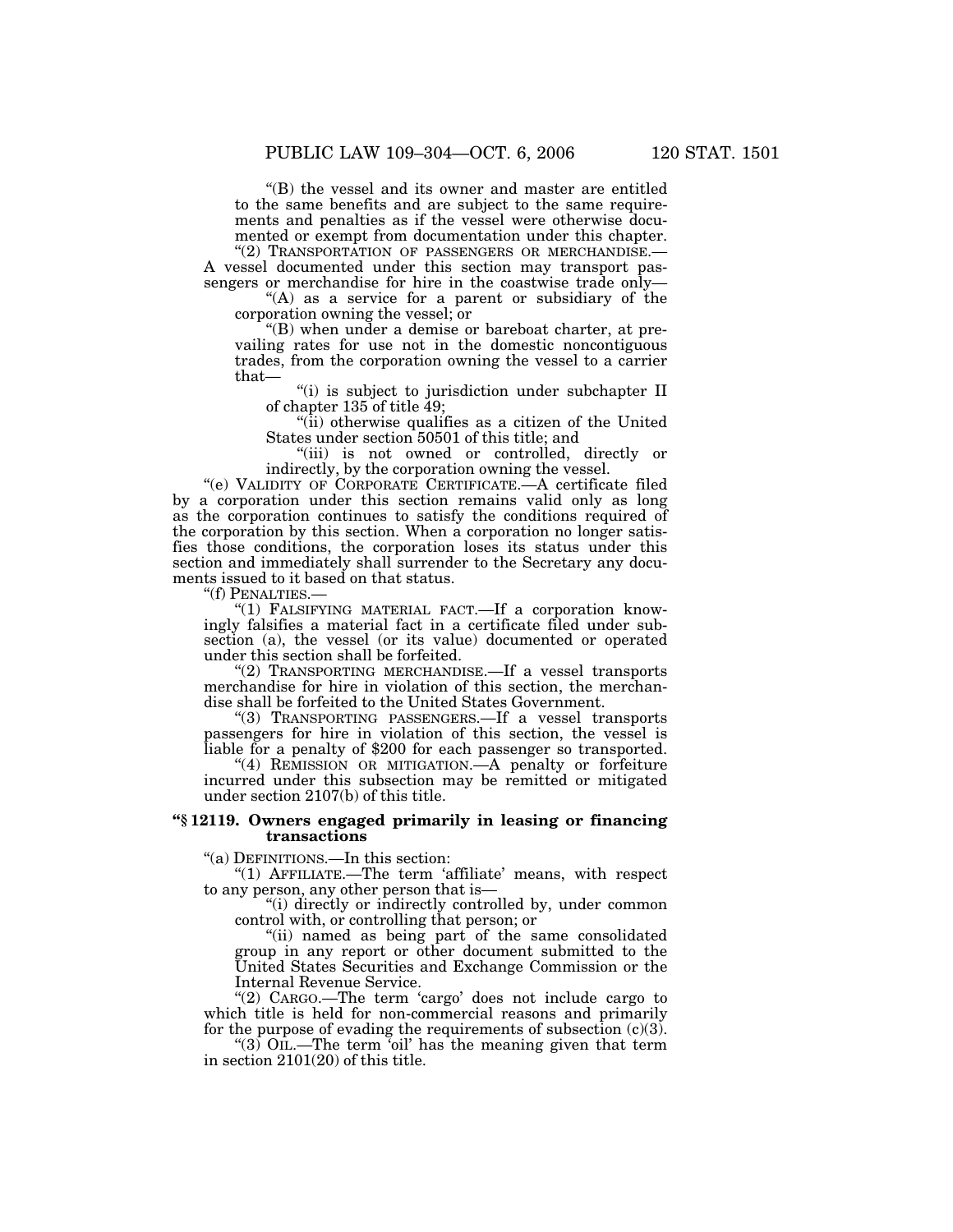"(B) the vessel and its owner and master are entitled to the same benefits and are subject to the same requirements and penalties as if the vessel were otherwise documented or exempt from documentation under this chapter.

"(2) TRANSPORTATION OF PASSENGERS OR MERCHANDISE.—A vessel documented under this section may transport passengers or merchandise for hire in the coastwise trade only—

"(A) as a service for a parent or subsidiary of the corporation owning the vessel; or

"(B) when under a demise or bareboat charter, at prevailing rates for use not in the domestic noncontiguous trades, from the corporation owning the vessel to a carrier that—

"(i) is subject to jurisdiction under subchapter II of chapter 135 of title 49;

"(ii) otherwise qualifies as a citizen of the United States under section 50501 of this title; and

"(iii) is not owned or controlled, directly or indirectly, by the corporation owning the vessel.

"(e) VALIDITY OF CORPORATE CERTIFICATE.—A certificate filed by a corporation under this section remains valid only as long as the corporation continues to satisfy the conditions required of the corporation by this section. When a corporation no longer satisfies those conditions, the corporation loses its status under this section and immediately shall surrender to the Secretary any documents issued to it based on that status.

"(f) PENALTIES.—

"(1) FALSIFYING MATERIAL FACT.—If a corporation knowingly falsifies a material fact in a certificate filed under subsection (a), the vessel (or its value) documented or operated under this section shall be forfeited.

"(2) TRANSPORTING MERCHANDISE.—If a vessel transports merchandise for hire in violation of this section, the merchandise shall be forfeited to the United States Government.

"(3) TRANSPORTING PASSENGERS.—If a vessel transports passengers for hire in violation of this section, the vessel is liable for a penalty of $200 for each passenger so transported.

"(4) REMISSION OR MITIGATION.—A penalty or forfeiture incurred under this subsection may be remitted or mitigated under section 2107(b) of this title.

**"§ 12119. Owners engaged primarily in leasing or financing transactions**

"(a) DEFINITIONS.—In this section:

"(1) AFFILIATE.—The term 'affiliate' means, with respect to any person, any other person that is—

"(i) directly or indirectly controlled by, under common control with, or controlling that person; or

"(ii) named as being part of the same consolidated group in any report or other document submitted to the United States Securities and Exchange Commission or the Internal Revenue Service.

"(2) CARGO.—The term 'cargo' does not include cargo to which title is held for non-commercial reasons and primarily for the purpose of evading the requirements of subsection (c)(3).

"(3) OIL.—The term 'oil' has the meaning given that term in section 2101(20) of this title.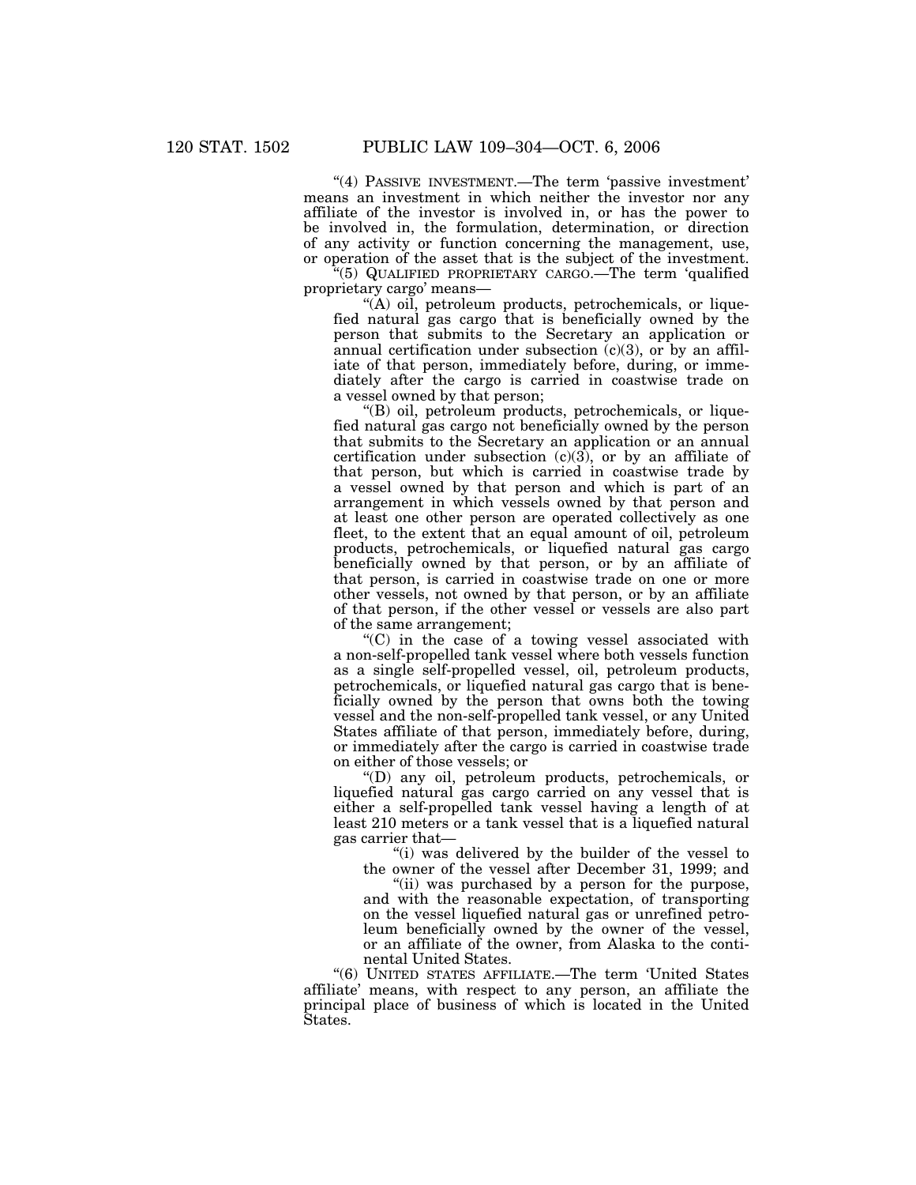"(4) PASSIVE INVESTMENT.—The term 'passive investment' means an investment in which neither the investor nor any affiliate of the investor is involved in, or has the power to be involved in, the formulation, determination, or direction of any activity or function concerning the management, use, or operation of the asset that is the subject of the investment.

"(5) QUALIFIED PROPRIETARY CARGO.—The term 'qualified proprietary cargo' means—

"(A) oil, petroleum products, petrochemicals, or liquefied natural gas cargo that is beneficially owned by the person that submits to the Secretary an application or annual certification under subsection (c)(3), or by an affiliate of that person, immediately before, during, or immediately after the cargo is carried in coastwise trade on a vessel owned by that person;

"(B) oil, petroleum products, petrochemicals, or liquefied natural gas cargo not beneficially owned by the person that submits to the Secretary an application or an annual certification under subsection (c)(3), or by an affiliate of that person, but which is carried in coastwise trade by a vessel owned by that person and which is part of an arrangement in which vessels owned by that person and at least one other person are operated collectively as one fleet, to the extent that an equal amount of oil, petroleum products, petrochemicals, or liquefied natural gas cargo beneficially owned by that person, or by an affiliate of that person, is carried in coastwise trade on one or more other vessels, not owned by that person, or by an affiliate of that person, if the other vessel or vessels are also part of the same arrangement;

"(C) in the case of a towing vessel associated with a non-self-propelled tank vessel where both vessels function as a single self-propelled vessel, oil, petroleum products, petrochemicals, or liquefied natural gas cargo that is beneficially owned by the person that owns both the towing vessel and the non-self-propelled tank vessel, or any United States affiliate of that person, immediately before, during, or immediately after the cargo is carried in coastwise trade on either of those vessels; or

"(D) any oil, petroleum products, petrochemicals, or liquefied natural gas cargo carried on any vessel that is either a self-propelled tank vessel having a length of at least 210 meters or a tank vessel that is a liquefied natural gas carrier that—

"(i) was delivered by the builder of the vessel to the owner of the vessel after December 31, 1999; and

"(ii) was purchased by a person for the purpose, and with the reasonable expectation, of transporting on the vessel liquefied natural gas or unrefined petroleum beneficially owned by the owner of the vessel, or an affiliate of the owner, from Alaska to the continental United States.

"(6) UNITED STATES AFFILIATE.—The term 'United States affiliate' means, with respect to any person, an affiliate the principal place of business of which is located in the United States.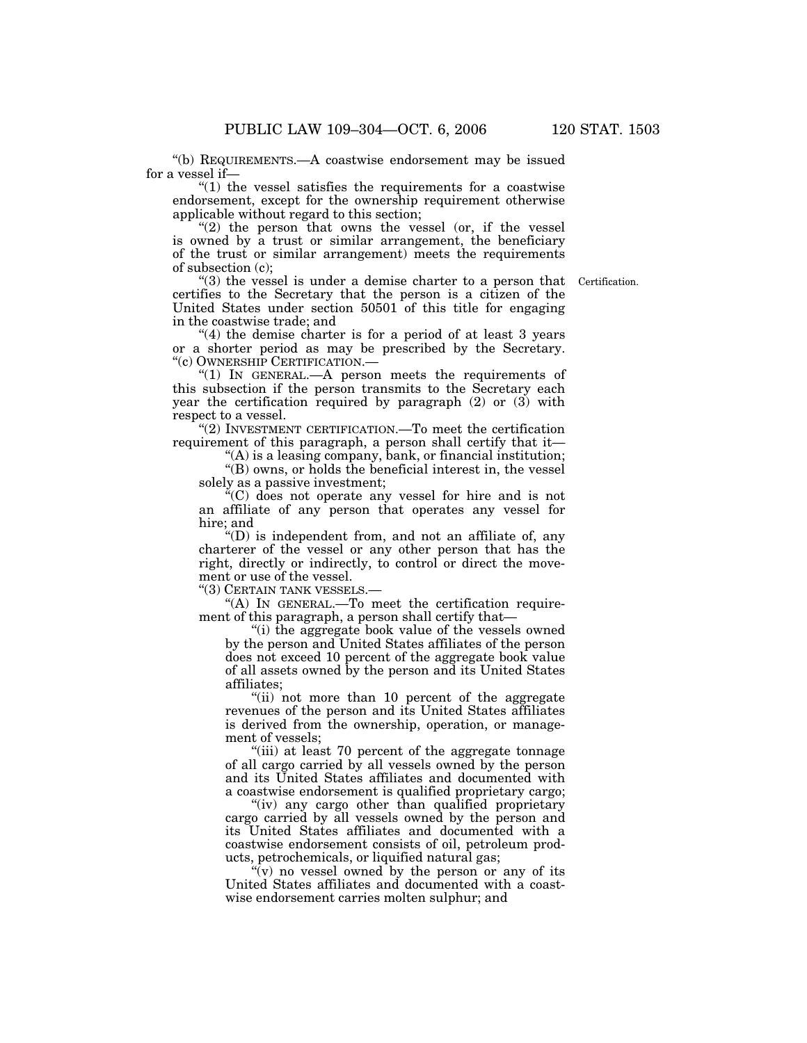"(b) REQUIREMENTS.—A coastwise endorsement may be issued for a vessel if—

"(1) the vessel satisfies the requirements for a coastwise endorsement, except for the ownership requirement otherwise applicable without regard to this section;

"(2) the person that owns the vessel (or, if the vessel is owned by a trust or similar arrangement, the beneficiary of the trust or similar arrangement) meets the requirements of subsection (c);

"(3) the vessel is under a demise charter to a person that certifies to the Secretary that the person is a citizen of the United States under section 50501 of this title for engaging in the coastwise trade; and

Certification.

"(4) the demise charter is for a period of at least 3 years or a shorter period as may be prescribed by the Secretary.

"(c) OWNERSHIP CERTIFICATION.—

"(1) IN GENERAL.—A person meets the requirements of this subsection if the person transmits to the Secretary each year the certification required by paragraph (2) or (3) with respect to a vessel.

"(2) INVESTMENT CERTIFICATION.—To meet the certification requirement of this paragraph, a person shall certify that it—

"(A) is a leasing company, bank, or financial institution;

"(B) owns, or holds the beneficial interest in, the vessel solely as a passive investment;

"(C) does not operate any vessel for hire and is not an affiliate of any person that operates any vessel for hire; and

"(D) is independent from, and not an affiliate of, any charterer of the vessel or any other person that has the right, directly or indirectly, to control or direct the movement or use of the vessel.

"(3) CERTAIN TANK VESSELS.—

"(A) IN GENERAL.—To meet the certification requirement of this paragraph, a person shall certify that—

"(i) the aggregate book value of the vessels owned by the person and United States affiliates of the person does not exceed 10 percent of the aggregate book value of all assets owned by the person and its United States affiliates;

"(ii) not more than 10 percent of the aggregate revenues of the person and its United States affiliates is derived from the ownership, operation, or management of vessels;

"(iii) at least 70 percent of the aggregate tonnage of all cargo carried by all vessels owned by the person and its United States affiliates and documented with a coastwise endorsement is qualified proprietary cargo;

"(iv) any cargo other than qualified proprietary cargo carried by all vessels owned by the person and its United States affiliates and documented with a coastwise endorsement consists of oil, petroleum products, petrochemicals, or liquified natural gas;

"(v) no vessel owned by the person or any of its United States affiliates and documented with a coastwise endorsement carries molten sulphur; and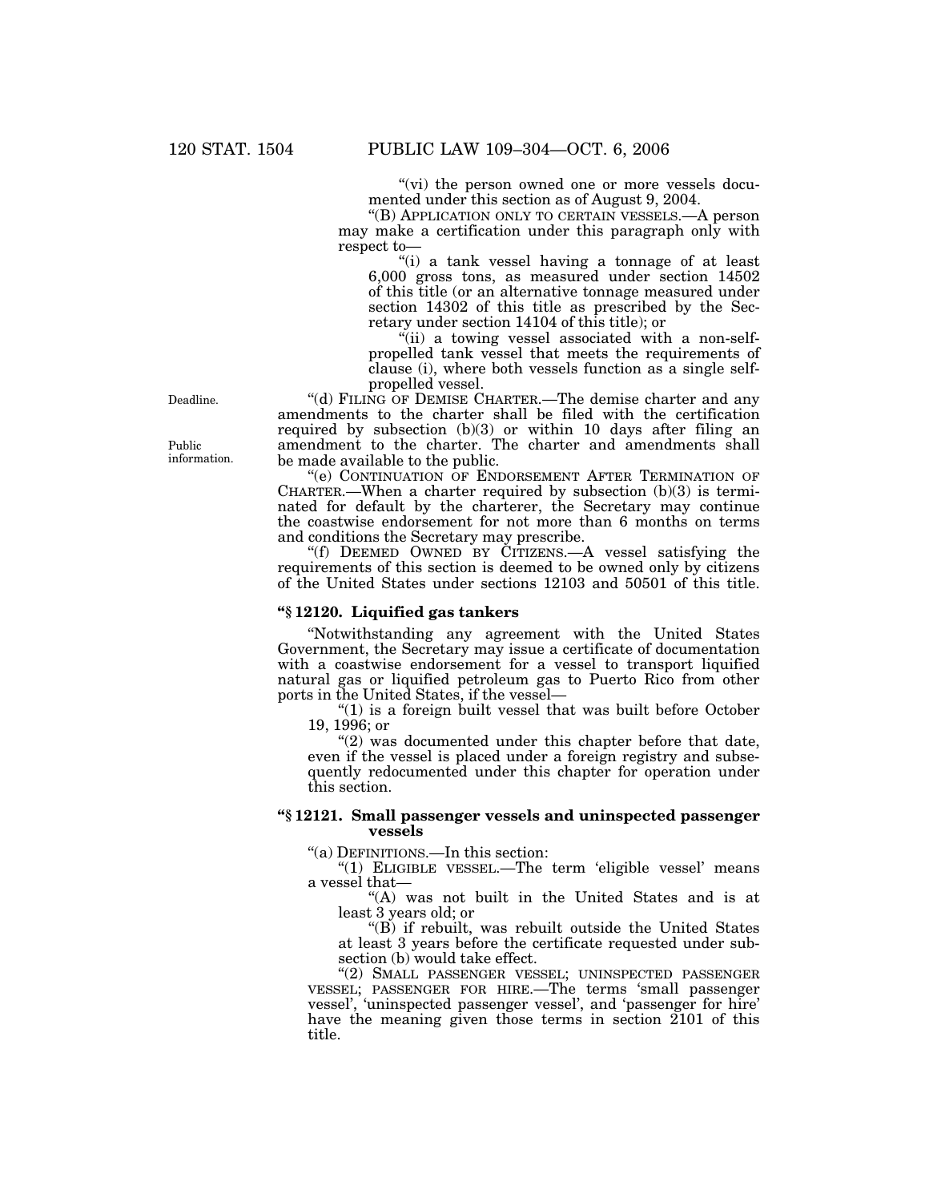"(vi) the person owned one or more vessels documented under this section as of August 9, 2004.

"(B) APPLICATION ONLY TO CERTAIN VESSELS.—A person may make a certification under this paragraph only with respect to—

"(i) a tank vessel having a tonnage of at least 6,000 gross tons, as measured under section 14502 of this title (or an alternative tonnage measured under section 14302 of this title as prescribed by the Secretary under section 14104 of this title); or

"(ii) a towing vessel associated with a non-self-propelled tank vessel that meets the requirements of clause (i), where both vessels function as a single self-propelled vessel.

Deadline.

Public information.

"(d) FILING OF DEMISE CHARTER.—The demise charter and any amendments to the charter shall be filed with the certification required by subsection (b)(3) or within 10 days after filing an amendment to the charter. The charter and amendments shall be made available to the public.

"(e) CONTINUATION OF ENDORSEMENT AFTER TERMINATION OF CHARTER.—When a charter required by subsection (b)(3) is terminated for default by the charterer, the Secretary may continue the coastwise endorsement for not more than 6 months on terms and conditions the Secretary may prescribe.

"(f) DEEMED OWNED BY CITIZENS.—A vessel satisfying the requirements of this section is deemed to be owned only by citizens of the United States under sections 12103 and 50501 of this title.

### "§ 12120. Liquified gas tankers

"Notwithstanding any agreement with the United States Government, the Secretary may issue a certificate of documentation with a coastwise endorsement for a vessel to transport liquified natural gas or liquified petroleum gas to Puerto Rico from other ports in the United States, if the vessel—

"(1) is a foreign built vessel that was built before October 19, 1996; or

"(2) was documented under this chapter before that date, even if the vessel is placed under a foreign registry and subsequently redocumented under this chapter for operation under this section.

### "§ 12121. Small passenger vessels and uninspected passenger vessels

"(a) DEFINITIONS.—In this section:

"(1) ELIGIBLE VESSEL.—The term 'eligible vessel' means a vessel that—

"(A) was not built in the United States and is at least 3 years old; or

"(B) if rebuilt, was rebuilt outside the United States at least 3 years before the certificate requested under subsection (b) would take effect.

"(2) SMALL PASSENGER VESSEL; UNINSPECTED PASSENGER VESSEL; PASSENGER FOR HIRE.—The terms 'small passenger vessel', 'uninspected passenger vessel', and 'passenger for hire' have the meaning given those terms in section 2101 of this title.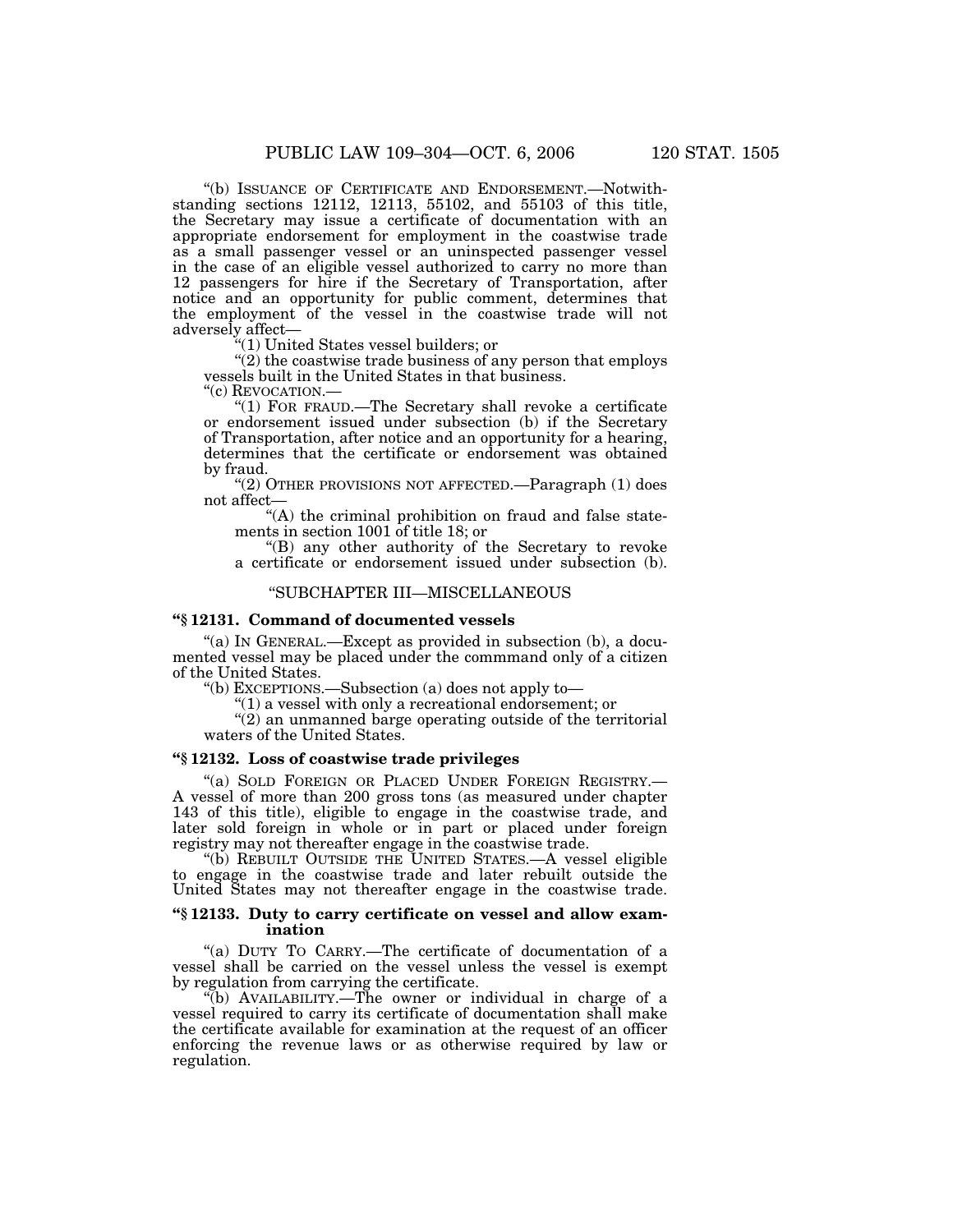"(b) ISSUANCE OF CERTIFICATE AND ENDORSEMENT.—Notwithstanding sections 12112, 12113, 55102, and 55103 of this title, the Secretary may issue a certificate of documentation with an appropriate endorsement for employment in the coastwise trade as a small passenger vessel or an uninspected passenger vessel in the case of an eligible vessel authorized to carry no more than 12 passengers for hire if the Secretary of Transportation, after notice and an opportunity for public comment, determines that the employment of the vessel in the coastwise trade will not adversely affect—

"(1) United States vessel builders; or

"(2) the coastwise trade business of any person that employs vessels built in the United States in that business.

"(c) REVOCATION.—

"(1) FOR FRAUD.—The Secretary shall revoke a certificate or endorsement issued under subsection (b) if the Secretary of Transportation, after notice and an opportunity for a hearing, determines that the certificate or endorsement was obtained by fraud.

"(2) OTHER PROVISIONS NOT AFFECTED.—Paragraph (1) does not affect—

"(A) the criminal prohibition on fraud and false statements in section 1001 of title 18; or

"(B) any other authority of the Secretary to revoke a certificate or endorsement issued under subsection (b).

"SUBCHAPTER III—MISCELLANEOUS

**"§ 12131. Command of documented vessels**

"(a) IN GENERAL.—Except as provided in subsection (b), a documented vessel may be placed under the commmand only of a citizen of the United States.

"(b) EXCEPTIONS.—Subsection (a) does not apply to—

"(1) a vessel with only a recreational endorsement; or

"(2) an unmanned barge operating outside of the territorial waters of the United States.

**"§ 12132. Loss of coastwise trade privileges**

"(a) SOLD FOREIGN OR PLACED UNDER FOREIGN REGISTRY.—A vessel of more than 200 gross tons (as measured under chapter 143 of this title), eligible to engage in the coastwise trade, and later sold foreign in whole or in part or placed under foreign registry may not thereafter engage in the coastwise trade.

"(b) REBUILT OUTSIDE THE UNITED STATES.—A vessel eligible to engage in the coastwise trade and later rebuilt outside the United States may not thereafter engage in the coastwise trade.

**"§ 12133. Duty to carry certificate on vessel and allow examination**

"(a) DUTY TO CARRY.—The certificate of documentation of a vessel shall be carried on the vessel unless the vessel is exempt by regulation from carrying the certificate.

"(b) AVAILABILITY.—The owner or individual in charge of a vessel required to carry its certificate of documentation shall make the certificate available for examination at the request of an officer enforcing the revenue laws or as otherwise required by law or regulation.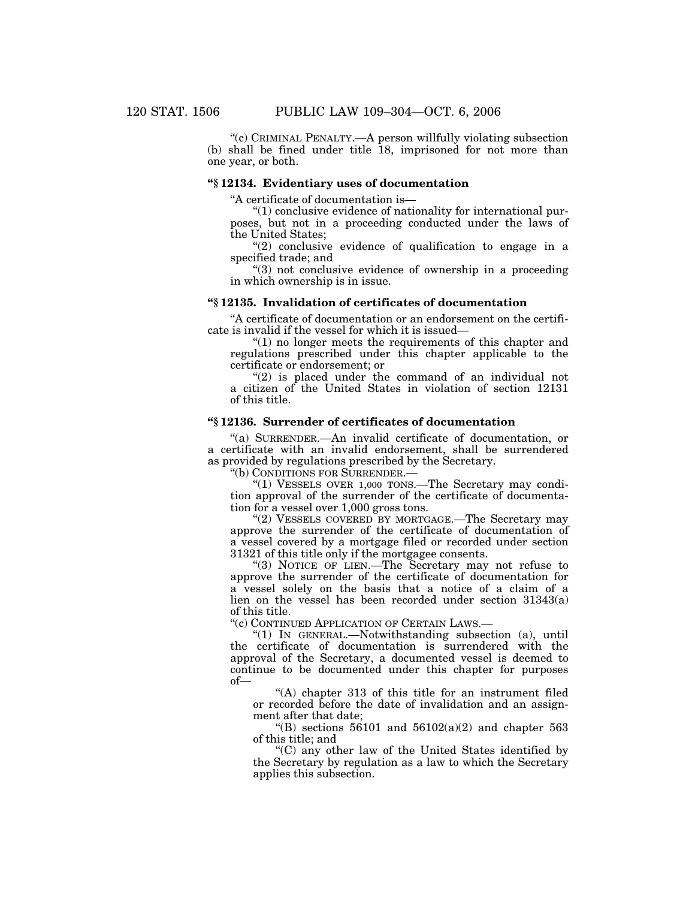"(c) CRIMINAL PENALTY.—A person willfully violating subsection (b) shall be fined under title 18, imprisoned for not more than one year, or both.

### "§ 12134. Evidentiary uses of documentation

"A certificate of documentation is—

"(1) conclusive evidence of nationality for international purposes, but not in a proceeding conducted under the laws of the United States;

"(2) conclusive evidence of qualification to engage in a specified trade; and

"(3) not conclusive evidence of ownership in a proceeding in which ownership is in issue.

### "§ 12135. Invalidation of certificates of documentation

"A certificate of documentation or an endorsement on the certificate is invalid if the vessel for which it is issued—

"(1) no longer meets the requirements of this chapter and regulations prescribed under this chapter applicable to the certificate or endorsement; or

"(2) is placed under the command of an individual not a citizen of the United States in violation of section 12131 of this title.

### "§ 12136. Surrender of certificates of documentation

"(a) SURRENDER.—An invalid certificate of documentation, or a certificate with an invalid endorsement, shall be surrendered as provided by regulations prescribed by the Secretary.

"(b) CONDITIONS FOR SURRENDER.—

"(1) VESSELS OVER 1,000 TONS.—The Secretary may condition approval of the surrender of the certificate of documentation for a vessel over 1,000 gross tons.

"(2) VESSELS COVERED BY MORTGAGE.—The Secretary may approve the surrender of the certificate of documentation of a vessel covered by a mortgage filed or recorded under section 31321 of this title only if the mortgagee consents.

"(3) NOTICE OF LIEN.—The Secretary may not refuse to approve the surrender of the certificate of documentation for a vessel solely on the basis that a notice of a claim of a lien on the vessel has been recorded under section 31343(a) of this title.

"(c) CONTINUED APPLICATION OF CERTAIN LAWS.—

"(1) IN GENERAL.—Notwithstanding subsection (a), until the certificate of documentation is surrendered with the approval of the Secretary, a documented vessel is deemed to continue to be documented under this chapter for purposes of—

"(A) chapter 313 of this title for an instrument filed or recorded before the date of invalidation and an assignment after that date;

"(B) sections 56101 and 56102(a)(2) and chapter 563 of this title; and

"(C) any other law of the United States identified by the Secretary by regulation as a law to which the Secretary applies this subsection.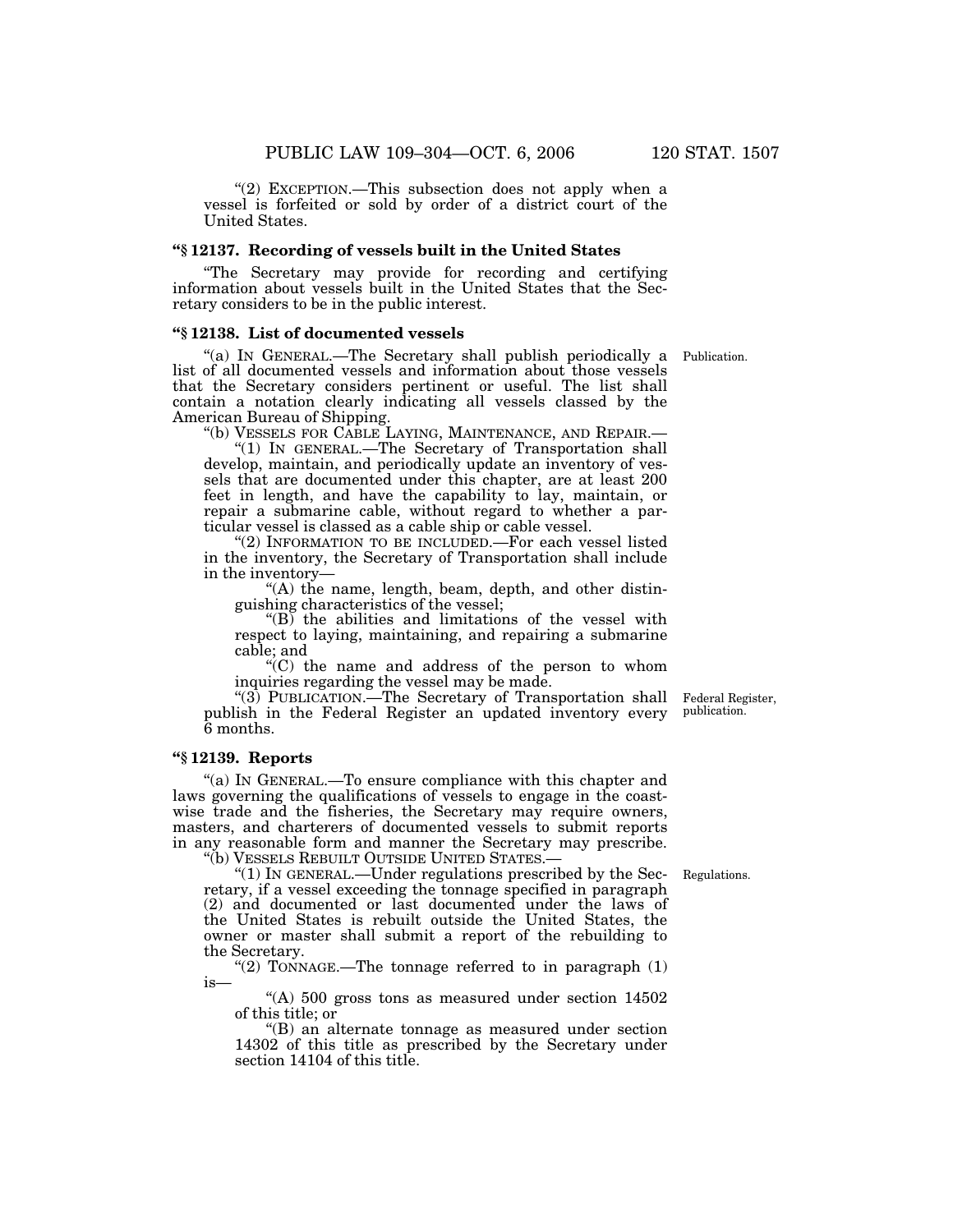"(2) EXCEPTION.—This subsection does not apply when a vessel is forfeited or sold by order of a district court of the United States.

### "§ 12137. Recording of vessels built in the United States

"The Secretary may provide for recording and certifying information about vessels built in the United States that the Secretary considers to be in the public interest.

### "§ 12138. List of documented vessels

"(a) IN GENERAL.—The Secretary shall publish periodically a list of all documented vessels and information about those vessels that the Secretary considers pertinent or useful. The list shall contain a notation clearly indicating all vessels classed by the American Bureau of Shipping.

Publication.

"(b) VESSELS FOR CABLE LAYING, MAINTENANCE, AND REPAIR.—

"(1) IN GENERAL.—The Secretary of Transportation shall develop, maintain, and periodically update an inventory of vessels that are documented under this chapter, are at least 200 feet in length, and have the capability to lay, maintain, or repair a submarine cable, without regard to whether a particular vessel is classed as a cable ship or cable vessel.

"(2) INFORMATION TO BE INCLUDED.—For each vessel listed in the inventory, the Secretary of Transportation shall include in the inventory—

"(A) the name, length, beam, depth, and other distinguishing characteristics of the vessel;

"(B) the abilities and limitations of the vessel with respect to laying, maintaining, and repairing a submarine cable; and

"(C) the name and address of the person to whom inquiries regarding the vessel may be made.

"(3) PUBLICATION.—The Secretary of Transportation shall publish in the Federal Register an updated inventory every 6 months.

Federal Register, publication.

### "§ 12139. Reports

"(a) IN GENERAL.—To ensure compliance with this chapter and laws governing the qualifications of vessels to engage in the coastwise trade and the fisheries, the Secretary may require owners, masters, and charterers of documented vessels to submit reports in any reasonable form and manner the Secretary may prescribe.

"(b) VESSELS REBUILT OUTSIDE UNITED STATES.—

"(1) IN GENERAL.—Under regulations prescribed by the Secretary, if a vessel exceeding the tonnage specified in paragraph (2) and documented or last documented under the laws of the United States is rebuilt outside the United States, the owner or master shall submit a report of the rebuilding to the Secretary.

Regulations.

"(2) TONNAGE.—The tonnage referred to in paragraph (1) is—

"(A) 500 gross tons as measured under section 14502 of this title; or

"(B) an alternate tonnage as measured under section 14302 of this title as prescribed by the Secretary under section 14104 of this title.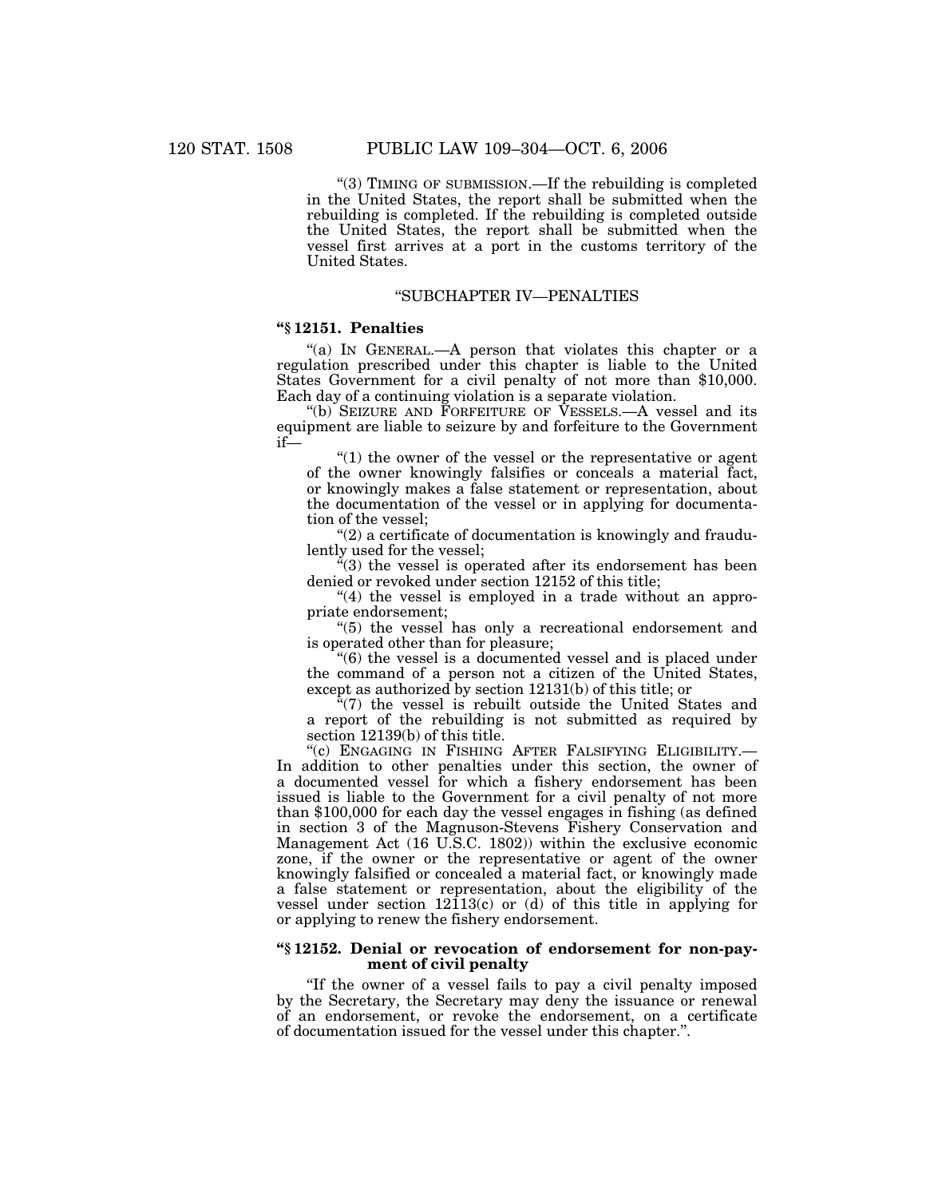"(3) TIMING OF SUBMISSION.—If the rebuilding is completed in the United States, the report shall be submitted when the rebuilding is completed. If the rebuilding is completed outside the United States, the report shall be submitted when the vessel first arrives at a port in the customs territory of the United States.

"SUBCHAPTER IV—PENALTIES

**"§ 12151. Penalties**

"(a) IN GENERAL.—A person that violates this chapter or a regulation prescribed under this chapter is liable to the United States Government for a civil penalty of not more than $10,000. Each day of a continuing violation is a separate violation.

"(b) SEIZURE AND FORFEITURE OF VESSELS.—A vessel and its equipment are liable to seizure by and forfeiture to the Government if—

"(1) the owner of the vessel or the representative or agent of the owner knowingly falsifies or conceals a material fact, or knowingly makes a false statement or representation, about the documentation of the vessel or in applying for documentation of the vessel;

"(2) a certificate of documentation is knowingly and fraudulently used for the vessel;

"(3) the vessel is operated after its endorsement has been denied or revoked under section 12152 of this title;

"(4) the vessel is employed in a trade without an appropriate endorsement;

"(5) the vessel has only a recreational endorsement and is operated other than for pleasure;

"(6) the vessel is a documented vessel and is placed under the command of a person not a citizen of the United States, except as authorized by section 12131(b) of this title; or

"(7) the vessel is rebuilt outside the United States and a report of the rebuilding is not submitted as required by section 12139(b) of this title.

"(c) ENGAGING IN FISHING AFTER FALSIFYING ELIGIBILITY.—In addition to other penalties under this section, the owner of a documented vessel for which a fishery endorsement has been issued is liable to the Government for a civil penalty of not more than $100,000 for each day the vessel engages in fishing (as defined in section 3 of the Magnuson-Stevens Fishery Conservation and Management Act (16 U.S.C. 1802)) within the exclusive economic zone, if the owner or the representative or agent of the owner knowingly falsified or concealed a material fact, or knowingly made a false statement or representation, about the eligibility of the vessel under section 12113(c) or (d) of this title in applying for or applying to renew the fishery endorsement.

**"§ 12152. Denial or revocation of endorsement for non-payment of civil penalty**

"If the owner of a vessel fails to pay a civil penalty imposed by the Secretary, the Secretary may deny the issuance or renewal of an endorsement, or revoke the endorsement, on a certificate of documentation issued for the vessel under this chapter.".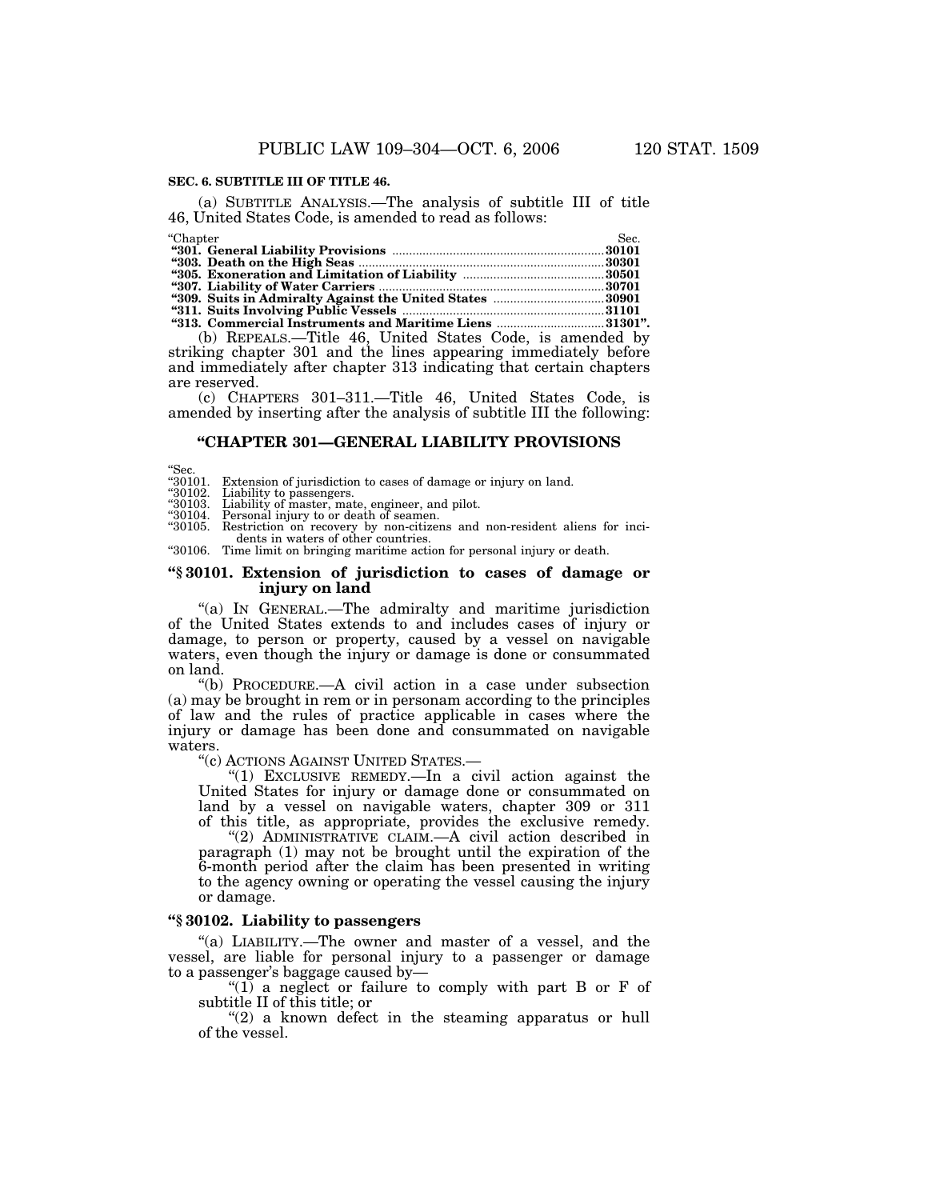**SEC. 6. SUBTITLE III OF TITLE 46.**

(a) SUBTITLE ANALYSIS.—The analysis of subtitle III of title 46, United States Code, is amended to read as follows:

| “Chapter | Sec. |
|---|---|
| **“301. General Liability Provisions** | **30101** |
| **“303. Death on the High Seas** | **30301** |
| **“305. Exoneration and Limitation of Liability** | **30501** |
| **“307. Liability of Water Carriers** | **30701** |
| **“309. Suits in Admiralty Against the United States** | **30901** |
| **“311. Suits Involving Public Vessels** | **31101** |
| **“313. Commercial Instruments and Maritime Liens** | **31301”.** |

(b) REPEALS.—Title 46, United States Code, is amended by striking chapter 301 and the lines appearing immediately before and immediately after chapter 313 indicating that certain chapters are reserved.

(c) CHAPTERS 301–311.—Title 46, United States Code, is amended by inserting after the analysis of subtitle III the following:

## “CHAPTER 301—GENERAL LIABILITY PROVISIONS

“Sec.
“30101. Extension of jurisdiction to cases of damage or injury on land.
“30102. Liability to passengers.
“30103. Liability of master, mate, engineer, and pilot.
“30104. Personal injury to or death of seamen.
“30105. Restriction on recovery by non-citizens and non-resident aliens for incidents in waters of other countries.
“30106. Time limit on bringing maritime action for personal injury or death.

### “§ 30101. Extension of jurisdiction to cases of damage or injury on land

“(a) IN GENERAL.—The admiralty and maritime jurisdiction of the United States extends to and includes cases of injury or damage, to person or property, caused by a vessel on navigable waters, even though the injury or damage is done or consummated on land.

“(b) PROCEDURE.—A civil action in a case under subsection (a) may be brought in rem or in personam according to the principles of law and the rules of practice applicable in cases where the injury or damage has been done and consummated on navigable waters.

“(c) ACTIONS AGAINST UNITED STATES.—

“(1) EXCLUSIVE REMEDY.—In a civil action against the United States for injury or damage done or consummated on land by a vessel on navigable waters, chapter 309 or 311 of this title, as appropriate, provides the exclusive remedy.

“(2) ADMINISTRATIVE CLAIM.—A civil action described in paragraph (1) may not be brought until the expiration of the 6-month period after the claim has been presented in writing to the agency owning or operating the vessel causing the injury or damage.

### “§ 30102. Liability to passengers

“(a) LIABILITY.—The owner and master of a vessel, and the vessel, are liable for personal injury to a passenger or damage to a passenger’s baggage caused by—

“(1) a neglect or failure to comply with part B or F of subtitle II of this title; or

“(2) a known defect in the steaming apparatus or hull of the vessel.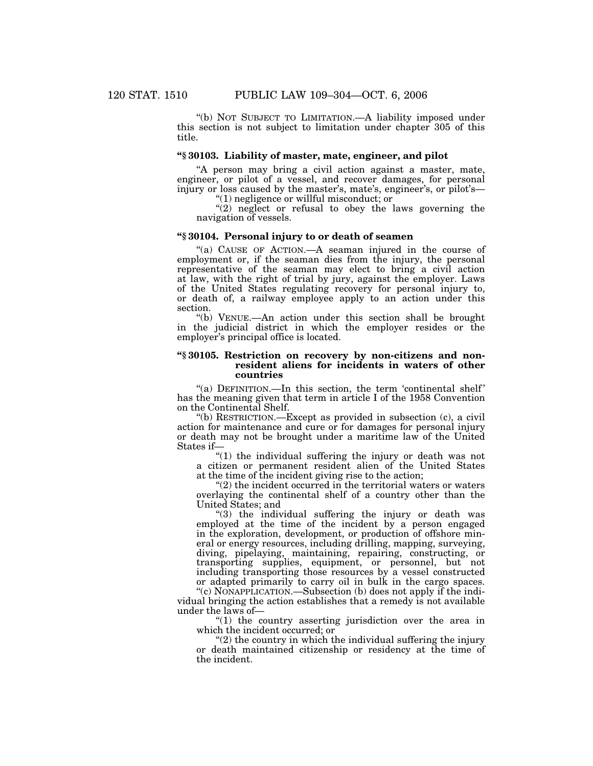"(b) NOT SUBJECT TO LIMITATION.—A liability imposed under this section is not subject to limitation under chapter 305 of this title.

### "§ 30103. Liability of master, mate, engineer, and pilot

"A person may bring a civil action against a master, mate, engineer, or pilot of a vessel, and recover damages, for personal injury or loss caused by the master's, mate's, engineer's, or pilot's—

"(1) negligence or willful misconduct; or

"(2) neglect or refusal to obey the laws governing the navigation of vessels.

### "§ 30104. Personal injury to or death of seamen

"(a) CAUSE OF ACTION.—A seaman injured in the course of employment or, if the seaman dies from the injury, the personal representative of the seaman may elect to bring a civil action at law, with the right of trial by jury, against the employer. Laws of the United States regulating recovery for personal injury to, or death of, a railway employee apply to an action under this section.

"(b) VENUE.—An action under this section shall be brought in the judicial district in which the employer resides or the employer's principal office is located.

### "§ 30105. Restriction on recovery by non-citizens and non-resident aliens for incidents in waters of other countries

"(a) DEFINITION.—In this section, the term 'continental shelf' has the meaning given that term in article I of the 1958 Convention on the Continental Shelf.

"(b) RESTRICTION.—Except as provided in subsection (c), a civil action for maintenance and cure or for damages for personal injury or death may not be brought under a maritime law of the United States if—

"(1) the individual suffering the injury or death was not a citizen or permanent resident alien of the United States at the time of the incident giving rise to the action;

"(2) the incident occurred in the territorial waters or waters overlaying the continental shelf of a country other than the United States; and

"(3) the individual suffering the injury or death was employed at the time of the incident by a person engaged in the exploration, development, or production of offshore mineral or energy resources, including drilling, mapping, surveying, diving, pipelaying, maintaining, repairing, constructing, or transporting supplies, equipment, or personnel, but not including transporting those resources by a vessel constructed or adapted primarily to carry oil in bulk in the cargo spaces.

"(c) NONAPPLICATION.—Subsection (b) does not apply if the individual bringing the action establishes that a remedy is not available under the laws of—

"(1) the country asserting jurisdiction over the area in which the incident occurred; or

"(2) the country in which the individual suffering the injury or death maintained citizenship or residency at the time of the incident.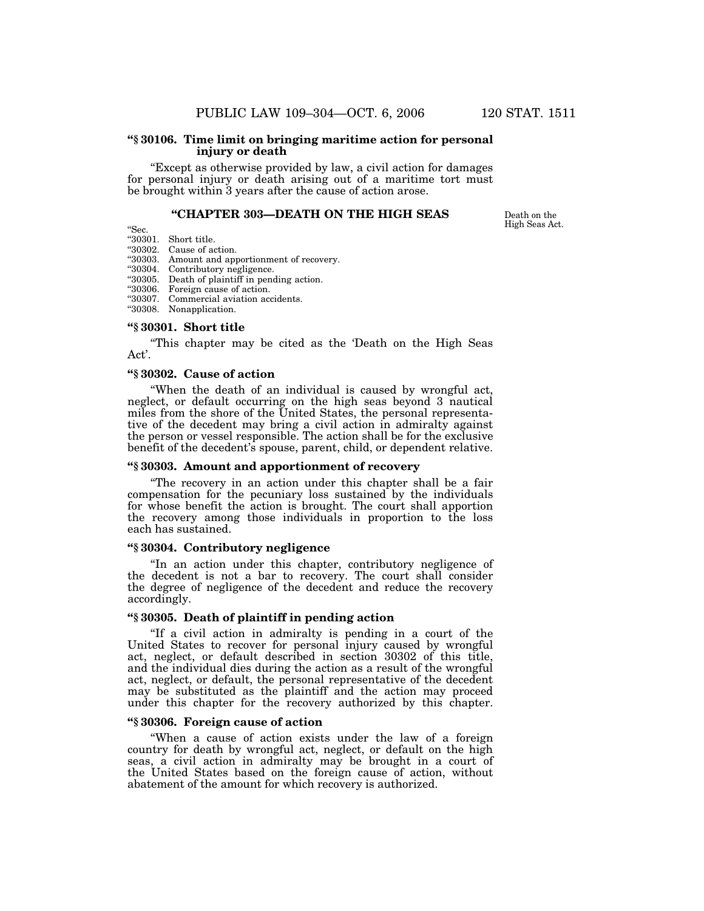**"§ 30106. Time limit on bringing maritime action for personal injury or death**

"Except as otherwise provided by law, a civil action for damages for personal injury or death arising out of a maritime tort must be brought within 3 years after the cause of action arose.

### "CHAPTER 303—DEATH ON THE HIGH SEAS

Death on the High Seas Act.

"Sec.
"30301. Short title.
"30302. Cause of action.
"30303. Amount and apportionment of recovery.
"30304. Contributory negligence.
"30305. Death of plaintiff in pending action.
"30306. Foreign cause of action.
"30307. Commercial aviation accidents.
"30308. Nonapplication.

**"§ 30301. Short title**

"This chapter may be cited as the 'Death on the High Seas Act'.

**"§ 30302. Cause of action**

"When the death of an individual is caused by wrongful act, neglect, or default occurring on the high seas beyond 3 nautical miles from the shore of the United States, the personal representative of the decedent may bring a civil action in admiralty against the person or vessel responsible. The action shall be for the exclusive benefit of the decedent's spouse, parent, child, or dependent relative.

**"§ 30303. Amount and apportionment of recovery**

"The recovery in an action under this chapter shall be a fair compensation for the pecuniary loss sustained by the individuals for whose benefit the action is brought. The court shall apportion the recovery among those individuals in proportion to the loss each has sustained.

**"§ 30304. Contributory negligence**

"In an action under this chapter, contributory negligence of the decedent is not a bar to recovery. The court shall consider the degree of negligence of the decedent and reduce the recovery accordingly.

**"§ 30305. Death of plaintiff in pending action**

"If a civil action in admiralty is pending in a court of the United States to recover for personal injury caused by wrongful act, neglect, or default described in section 30302 of this title, and the individual dies during the action as a result of the wrongful act, neglect, or default, the personal representative of the decedent may be substituted as the plaintiff and the action may proceed under this chapter for the recovery authorized by this chapter.

**"§ 30306. Foreign cause of action**

"When a cause of action exists under the law of a foreign country for death by wrongful act, neglect, or default on the high seas, a civil action in admiralty may be brought in a court of the United States based on the foreign cause of action, without abatement of the amount for which recovery is authorized.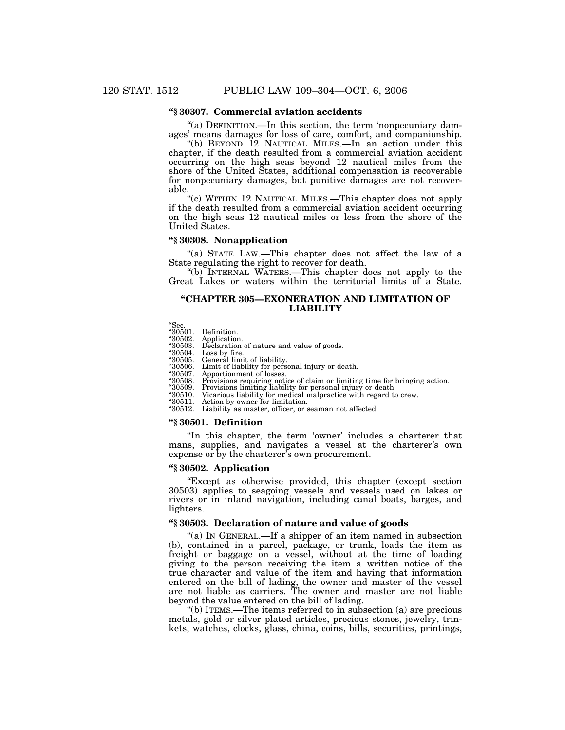### "§ 30307. Commercial aviation accidents

"(a) DEFINITION.—In this section, the term 'nonpecuniary damages' means damages for loss of care, comfort, and companionship.

"(b) BEYOND 12 NAUTICAL MILES.—In an action under this chapter, if the death resulted from a commercial aviation accident occurring on the high seas beyond 12 nautical miles from the shore of the United States, additional compensation is recoverable for nonpecuniary damages, but punitive damages are not recoverable.

"(c) WITHIN 12 NAUTICAL MILES.—This chapter does not apply if the death resulted from a commercial aviation accident occurring on the high seas 12 nautical miles or less from the shore of the United States.

### "§ 30308. Nonapplication

"(a) STATE LAW.—This chapter does not affect the law of a State regulating the right to recover for death.

"(b) INTERNAL WATERS.—This chapter does not apply to the Great Lakes or waters within the territorial limits of a State.

## "CHAPTER 305—EXONERATION AND LIMITATION OF LIABILITY

"Sec.
"30501. Definition.
"30502. Application.
"30503. Declaration of nature and value of goods.
"30504. Loss by fire.
"30505. General limit of liability.
"30506. Limit of liability for personal injury or death.
"30507. Apportionment of losses.
"30508. Provisions requiring notice of claim or limiting time for bringing action.
"30509. Provisions limiting liability for personal injury or death.
"30510. Vicarious liability for medical malpractice with regard to crew.
"30511. Action by owner for limitation.
"30512. Liability as master, officer, or seaman not affected.

### "§ 30501. Definition

"In this chapter, the term 'owner' includes a charterer that mans, supplies, and navigates a vessel at the charterer's own expense or by the charterer's own procurement.

### "§ 30502. Application

"Except as otherwise provided, this chapter (except section 30503) applies to seagoing vessels and vessels used on lakes or rivers or in inland navigation, including canal boats, barges, and lighters.

### "§ 30503. Declaration of nature and value of goods

"(a) IN GENERAL.—If a shipper of an item named in subsection (b), contained in a parcel, package, or trunk, loads the item as freight or baggage on a vessel, without at the time of loading giving to the person receiving the item a written notice of the true character and value of the item and having that information entered on the bill of lading, the owner and master of the vessel are not liable as carriers. The owner and master are not liable beyond the value entered on the bill of lading.

"(b) ITEMS.—The items referred to in subsection (a) are precious metals, gold or silver plated articles, precious stones, jewelry, trinkets, watches, clocks, glass, china, coins, bills, securities, printings,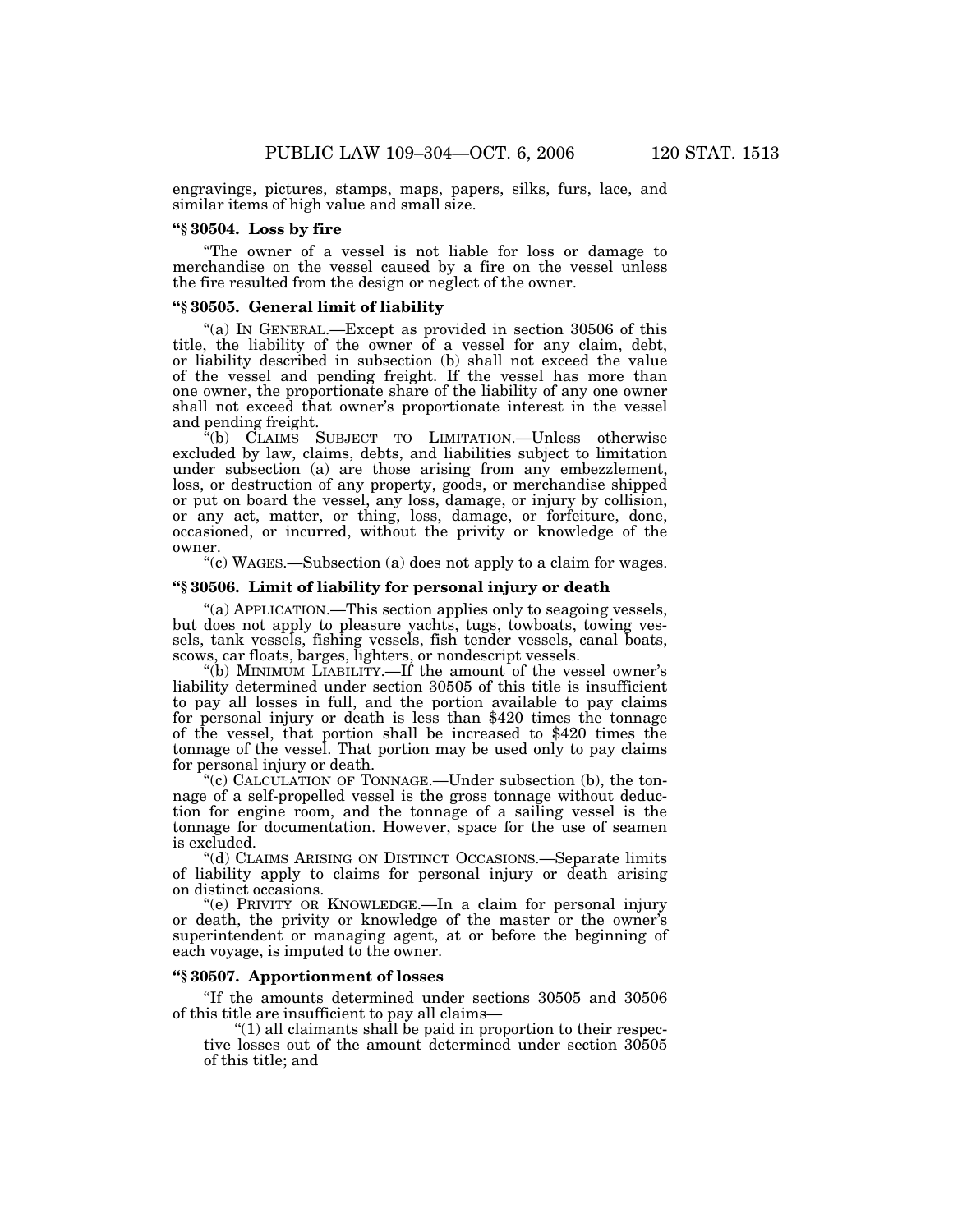engravings, pictures, stamps, maps, papers, silks, furs, lace, and similar items of high value and small size.

### “§ 30504. Loss by fire

“The owner of a vessel is not liable for loss or damage to merchandise on the vessel caused by a fire on the vessel unless the fire resulted from the design or neglect of the owner.

### “§ 30505. General limit of liability

“(a) IN GENERAL.—Except as provided in section 30506 of this title, the liability of the owner of a vessel for any claim, debt, or liability described in subsection (b) shall not exceed the value of the vessel and pending freight. If the vessel has more than one owner, the proportionate share of the liability of any one owner shall not exceed that owner’s proportionate interest in the vessel and pending freight.

“(b) CLAIMS SUBJECT TO LIMITATION.—Unless otherwise excluded by law, claims, debts, and liabilities subject to limitation under subsection (a) are those arising from any embezzlement, loss, or destruction of any property, goods, or merchandise shipped or put on board the vessel, any loss, damage, or injury by collision, or any act, matter, or thing, loss, damage, or forfeiture, done, occasioned, or incurred, without the privity or knowledge of the owner.

“(c) WAGES.—Subsection (a) does not apply to a claim for wages.

### “§ 30506. Limit of liability for personal injury or death

“(a) APPLICATION.—This section applies only to seagoing vessels, but does not apply to pleasure yachts, tugs, towboats, towing vessels, tank vessels, fishing vessels, fish tender vessels, canal boats, scows, car floats, barges, lighters, or nondescript vessels.

“(b) MINIMUM LIABILITY.—If the amount of the vessel owner’s liability determined under section 30505 of this title is insufficient to pay all losses in full, and the portion available to pay claims for personal injury or death is less than $420 times the tonnage of the vessel, that portion shall be increased to $420 times the tonnage of the vessel. That portion may be used only to pay claims for personal injury or death.

“(c) CALCULATION OF TONNAGE.—Under subsection (b), the tonnage of a self-propelled vessel is the gross tonnage without deduction for engine room, and the tonnage of a sailing vessel is the tonnage for documentation. However, space for the use of seamen is excluded.

“(d) CLAIMS ARISING ON DISTINCT OCCASIONS.—Separate limits of liability apply to claims for personal injury or death arising on distinct occasions.

“(e) PRIVITY OR KNOWLEDGE.—In a claim for personal injury or death, the privity or knowledge of the master or the owner’s superintendent or managing agent, at or before the beginning of each voyage, is imputed to the owner.

### “§ 30507. Apportionment of losses

“If the amounts determined under sections 30505 and 30506 of this title are insufficient to pay all claims—

“(1) all claimants shall be paid in proportion to their respective losses out of the amount determined under section 30505 of this title; and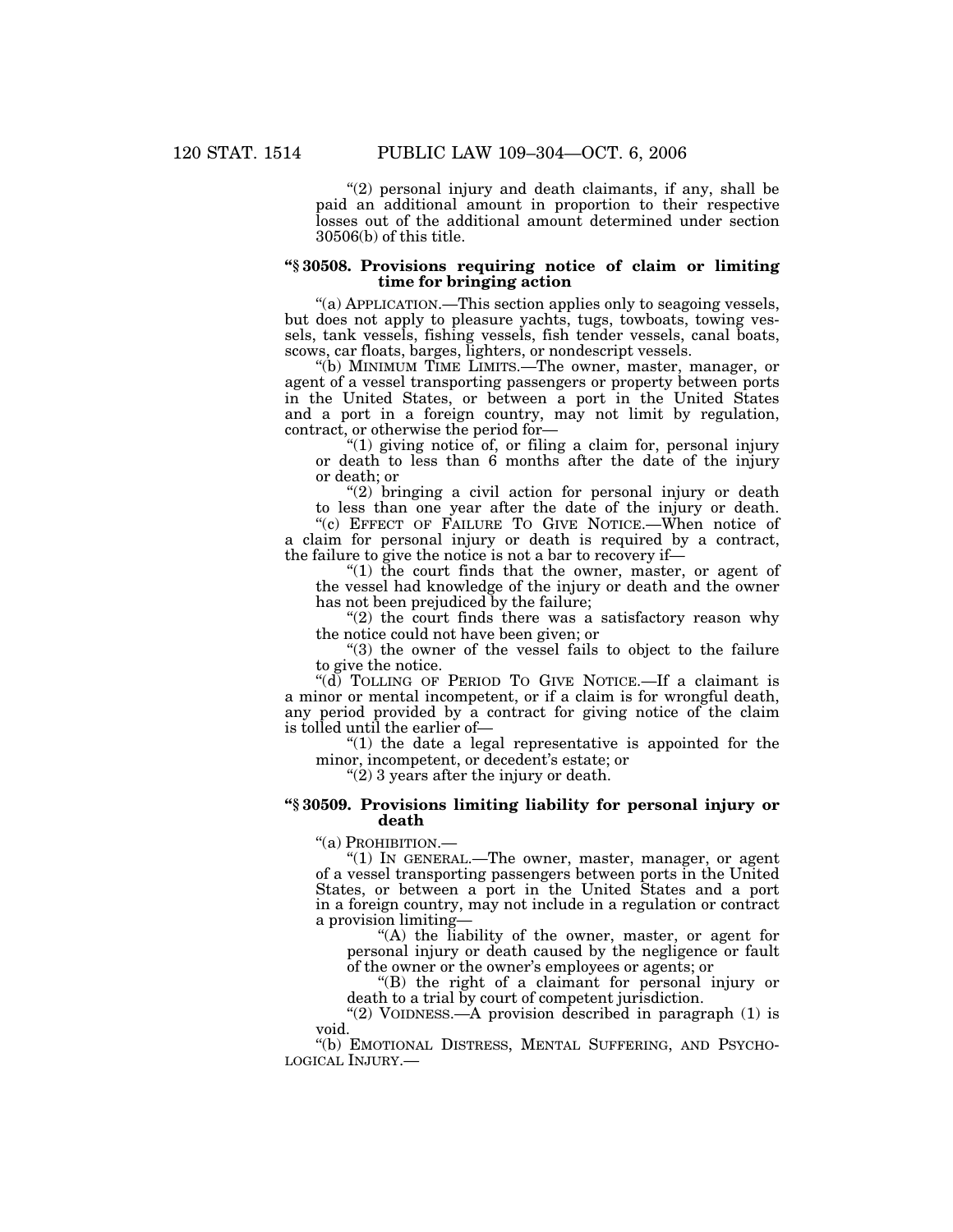"(2) personal injury and death claimants, if any, shall be paid an additional amount in proportion to their respective losses out of the additional amount determined under section 30506(b) of this title.

### "§ 30508. Provisions requiring notice of claim or limiting time for bringing action

"(a) APPLICATION.—This section applies only to seagoing vessels, but does not apply to pleasure yachts, tugs, towboats, towing vessels, tank vessels, fishing vessels, fish tender vessels, canal boats, scows, car floats, barges, lighters, or nondescript vessels.

"(b) MINIMUM TIME LIMITS.—The owner, master, manager, or agent of a vessel transporting passengers or property between ports in the United States, or between a port in the United States and a port in a foreign country, may not limit by regulation, contract, or otherwise the period for—

"(1) giving notice of, or filing a claim for, personal injury or death to less than 6 months after the date of the injury or death; or

"(2) bringing a civil action for personal injury or death to less than one year after the date of the injury or death.

"(c) EFFECT OF FAILURE TO GIVE NOTICE.—When notice of a claim for personal injury or death is required by a contract, the failure to give the notice is not a bar to recovery if—

"(1) the court finds that the owner, master, or agent of the vessel had knowledge of the injury or death and the owner has not been prejudiced by the failure;

"(2) the court finds there was a satisfactory reason why the notice could not have been given; or

"(3) the owner of the vessel fails to object to the failure to give the notice.

"(d) TOLLING OF PERIOD TO GIVE NOTICE.—If a claimant is a minor or mental incompetent, or if a claim is for wrongful death, any period provided by a contract for giving notice of the claim is tolled until the earlier of—

"(1) the date a legal representative is appointed for the minor, incompetent, or decedent's estate; or

"(2) 3 years after the injury or death.

### "§ 30509. Provisions limiting liability for personal injury or death

"(a) PROHIBITION.—

"(1) IN GENERAL.—The owner, master, manager, or agent of a vessel transporting passengers between ports in the United States, or between a port in the United States and a port in a foreign country, may not include in a regulation or contract a provision limiting—

"(A) the liability of the owner, master, or agent for personal injury or death caused by the negligence or fault of the owner or the owner's employees or agents; or

"(B) the right of a claimant for personal injury or death to a trial by court of competent jurisdiction.

"(2) VOIDNESS.—A provision described in paragraph (1) is void.

"(b) EMOTIONAL DISTRESS, MENTAL SUFFERING, AND PSYCHOLOGICAL INJURY.—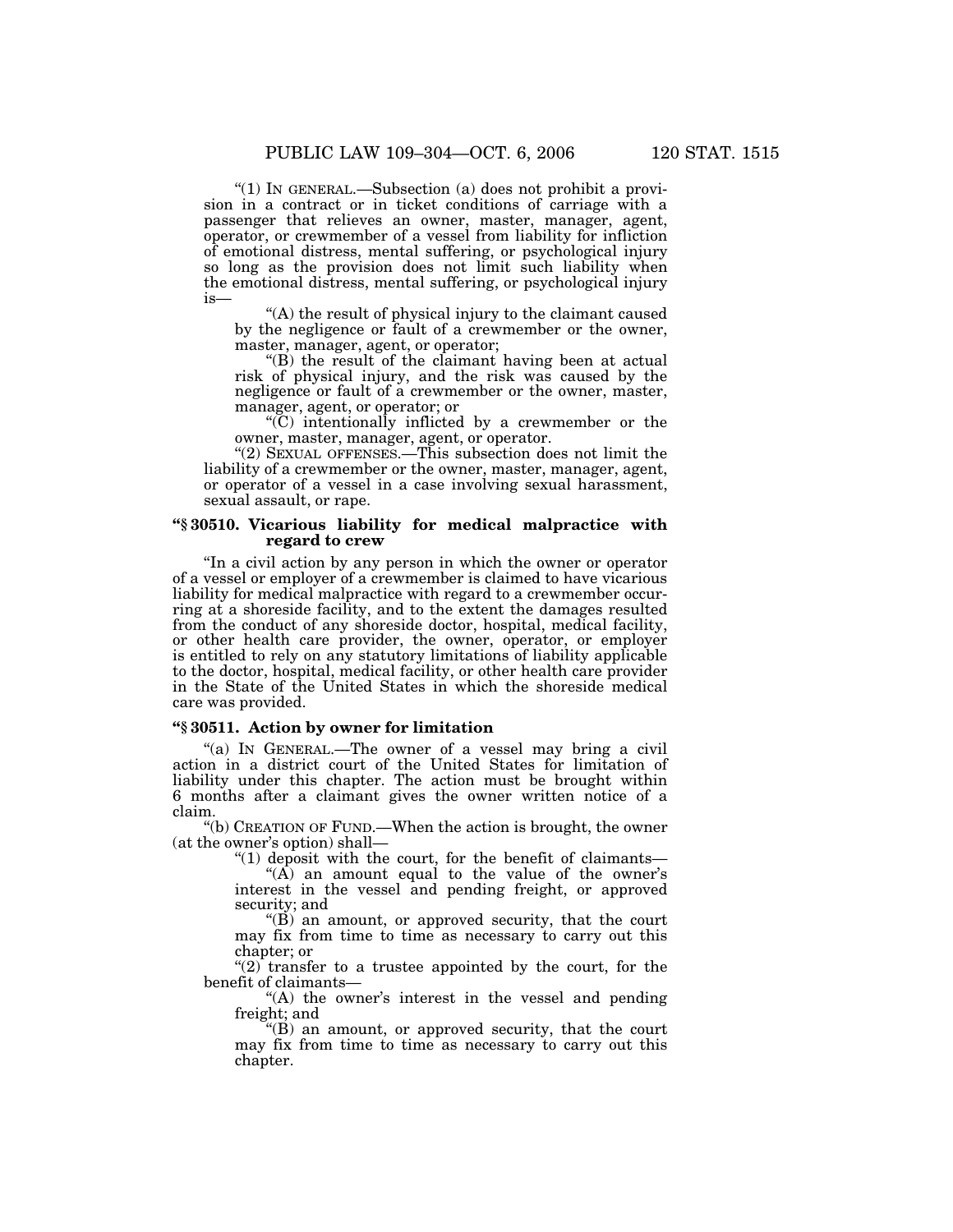"(1) IN GENERAL.—Subsection (a) does not prohibit a provision in a contract or in ticket conditions of carriage with a passenger that relieves an owner, master, manager, agent, operator, or crewmember of a vessel from liability for infliction of emotional distress, mental suffering, or psychological injury so long as the provision does not limit such liability when the emotional distress, mental suffering, or psychological injury is—

"(A) the result of physical injury to the claimant caused by the negligence or fault of a crewmember or the owner, master, manager, agent, or operator;

"(B) the result of the claimant having been at actual risk of physical injury, and the risk was caused by the negligence or fault of a crewmember or the owner, master, manager, agent, or operator; or

"(C) intentionally inflicted by a crewmember or the owner, master, manager, agent, or operator.

"(2) SEXUAL OFFENSES.—This subsection does not limit the liability of a crewmember or the owner, master, manager, agent, or operator of a vessel in a case involving sexual harassment, sexual assault, or rape.

### "§ 30510. Vicarious liability for medical malpractice with regard to crew

"In a civil action by any person in which the owner or operator of a vessel or employer of a crewmember is claimed to have vicarious liability for medical malpractice with regard to a crewmember occurring at a shoreside facility, and to the extent the damages resulted from the conduct of any shoreside doctor, hospital, medical facility, or other health care provider, the owner, operator, or employer is entitled to rely on any statutory limitations of liability applicable to the doctor, hospital, medical facility, or other health care provider in the State of the United States in which the shoreside medical care was provided.

### "§ 30511. Action by owner for limitation

"(a) IN GENERAL.—The owner of a vessel may bring a civil action in a district court of the United States for limitation of liability under this chapter. The action must be brought within 6 months after a claimant gives the owner written notice of a claim.

"(b) CREATION OF FUND.—When the action is brought, the owner (at the owner's option) shall—

"(1) deposit with the court, for the benefit of claimants—

"(A) an amount equal to the value of the owner's interest in the vessel and pending freight, or approved security; and

"(B) an amount, or approved security, that the court may fix from time to time as necessary to carry out this chapter; or

"(2) transfer to a trustee appointed by the court, for the benefit of claimants—

"(A) the owner's interest in the vessel and pending freight; and

"(B) an amount, or approved security, that the court may fix from time to time as necessary to carry out this chapter.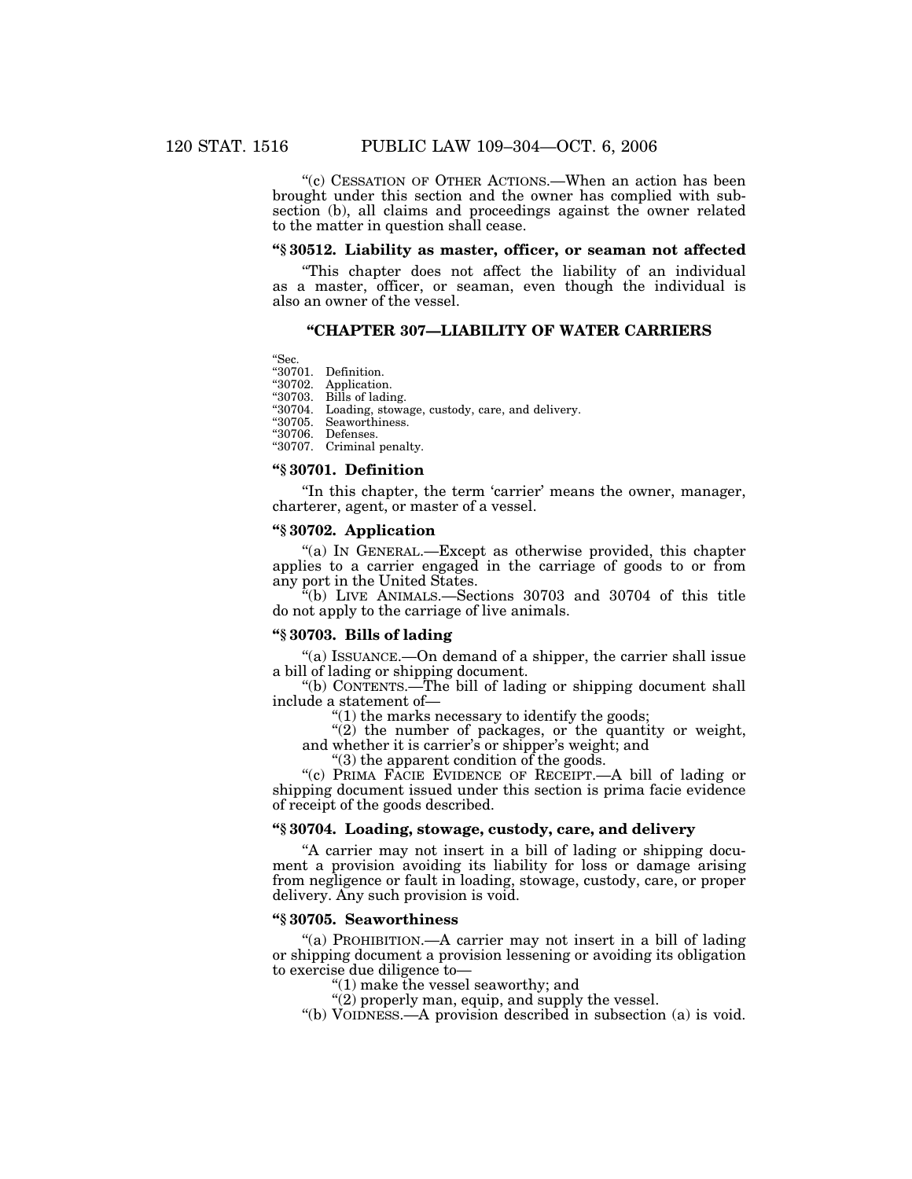"(c) CESSATION OF OTHER ACTIONS.—When an action has been brought under this section and the owner has complied with subsection (b), all claims and proceedings against the owner related to the matter in question shall cease.

### "§ 30512. Liability as master, officer, or seaman not affected

"This chapter does not affect the liability of an individual as a master, officer, or seaman, even though the individual is also an owner of the vessel.

## "CHAPTER 307—LIABILITY OF WATER CARRIERS

"Sec.
"30701. Definition.
"30702. Application.
"30703. Bills of lading.
"30704. Loading, stowage, custody, care, and delivery.
"30705. Seaworthiness.
"30706. Defenses.
"30707. Criminal penalty.

### "§ 30701. Definition

"In this chapter, the term 'carrier' means the owner, manager, charterer, agent, or master of a vessel.

### "§ 30702. Application

"(a) IN GENERAL.—Except as otherwise provided, this chapter applies to a carrier engaged in the carriage of goods to or from any port in the United States.

"(b) LIVE ANIMALS.—Sections 30703 and 30704 of this title do not apply to the carriage of live animals.

### "§ 30703. Bills of lading

"(a) ISSUANCE.—On demand of a shipper, the carrier shall issue a bill of lading or shipping document.

"(b) CONTENTS.—The bill of lading or shipping document shall include a statement of—

"(1) the marks necessary to identify the goods;

"(2) the number of packages, or the quantity or weight, and whether it is carrier's or shipper's weight; and

"(3) the apparent condition of the goods.

"(c) PRIMA FACIE EVIDENCE OF RECEIPT.—A bill of lading or shipping document issued under this section is prima facie evidence of receipt of the goods described.

### "§ 30704. Loading, stowage, custody, care, and delivery

"A carrier may not insert in a bill of lading or shipping document a provision avoiding its liability for loss or damage arising from negligence or fault in loading, stowage, custody, care, or proper delivery. Any such provision is void.

### "§ 30705. Seaworthiness

"(a) PROHIBITION.—A carrier may not insert in a bill of lading or shipping document a provision lessening or avoiding its obligation to exercise due diligence to—

"(1) make the vessel seaworthy; and

"(2) properly man, equip, and supply the vessel.

"(b) VOIDNESS.—A provision described in subsection (a) is void.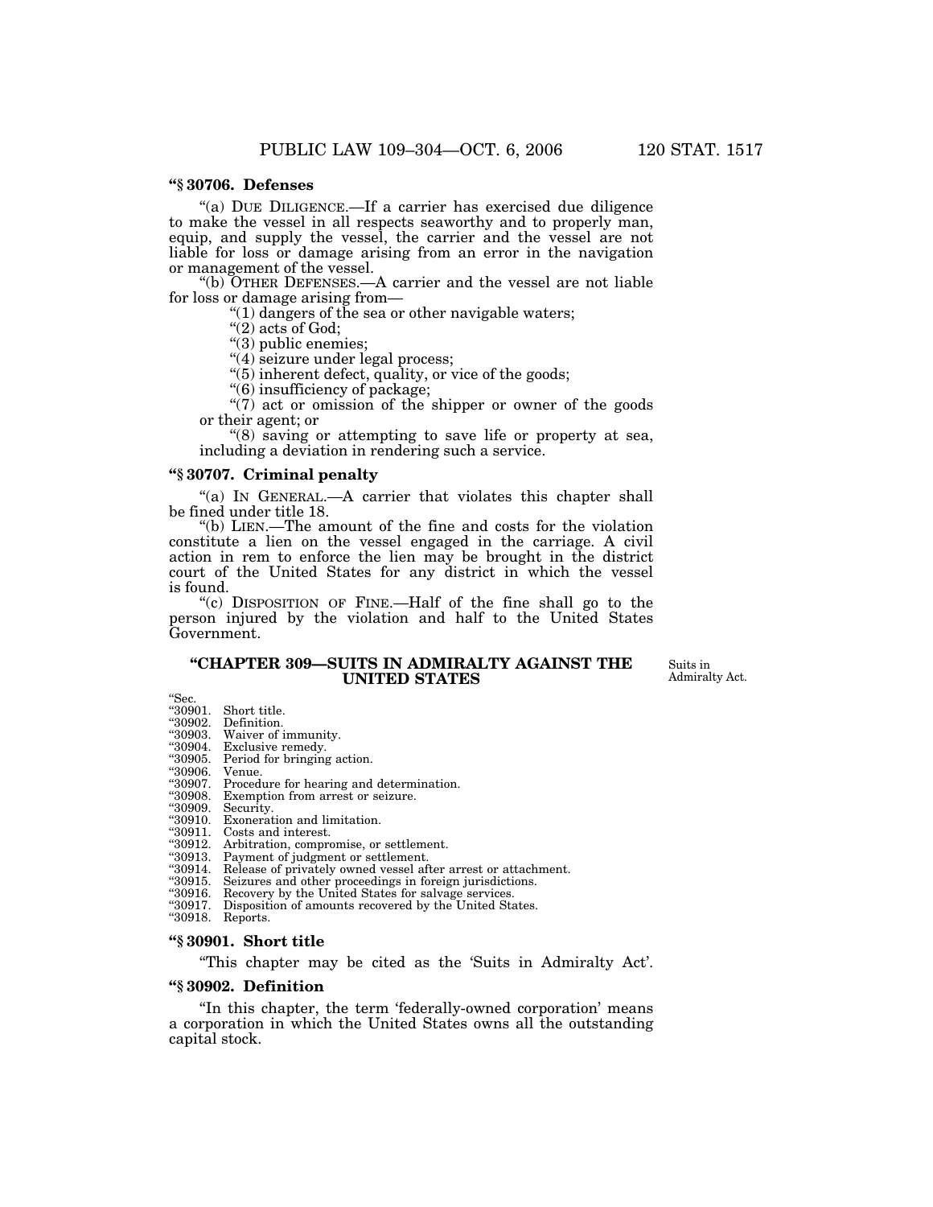**"§ 30706. Defenses**

"(a) DUE DILIGENCE.—If a carrier has exercised due diligence to make the vessel in all respects seaworthy and to properly man, equip, and supply the vessel, the carrier and the vessel are not liable for loss or damage arising from an error in the navigation or management of the vessel.

"(b) OTHER DEFENSES.—A carrier and the vessel are not liable for loss or damage arising from—

"(1) dangers of the sea or other navigable waters;

"(2) acts of God;

"(3) public enemies;

"(4) seizure under legal process;

"(5) inherent defect, quality, or vice of the goods;

"(6) insufficiency of package;

"(7) act or omission of the shipper or owner of the goods or their agent; or

"(8) saving or attempting to save life or property at sea, including a deviation in rendering such a service.

**"§ 30707. Criminal penalty**

"(a) IN GENERAL.—A carrier that violates this chapter shall be fined under title 18.

"(b) LIEN.—The amount of the fine and costs for the violation constitute a lien on the vessel engaged in the carriage. A civil action in rem to enforce the lien may be brought in the district court of the United States for any district in which the vessel is found.

"(c) DISPOSITION OF FINE.—Half of the fine shall go to the person injured by the violation and half to the United States Government.

**"CHAPTER 309—SUITS IN ADMIRALTY AGAINST THE UNITED STATES**

Suits in Admiralty Act.

"Sec.
"30901. Short title.
"30902. Definition.
"30903. Waiver of immunity.
"30904. Exclusive remedy.
"30905. Period for bringing action.
"30906. Venue.
"30907. Procedure for hearing and determination.
"30908. Exemption from arrest or seizure.
"30909. Security.
"30910. Exoneration and limitation.
"30911. Costs and interest.
"30912. Arbitration, compromise, or settlement.
"30913. Payment of judgment or settlement.
"30914. Release of privately owned vessel after arrest or attachment.
"30915. Seizures and other proceedings in foreign jurisdictions.
"30916. Recovery by the United States for salvage services.
"30917. Disposition of amounts recovered by the United States.
"30918. Reports.

**"§ 30901. Short title**

"This chapter may be cited as the 'Suits in Admiralty Act'.

**"§ 30902. Definition**

"In this chapter, the term 'federally-owned corporation' means a corporation in which the United States owns all the outstanding capital stock.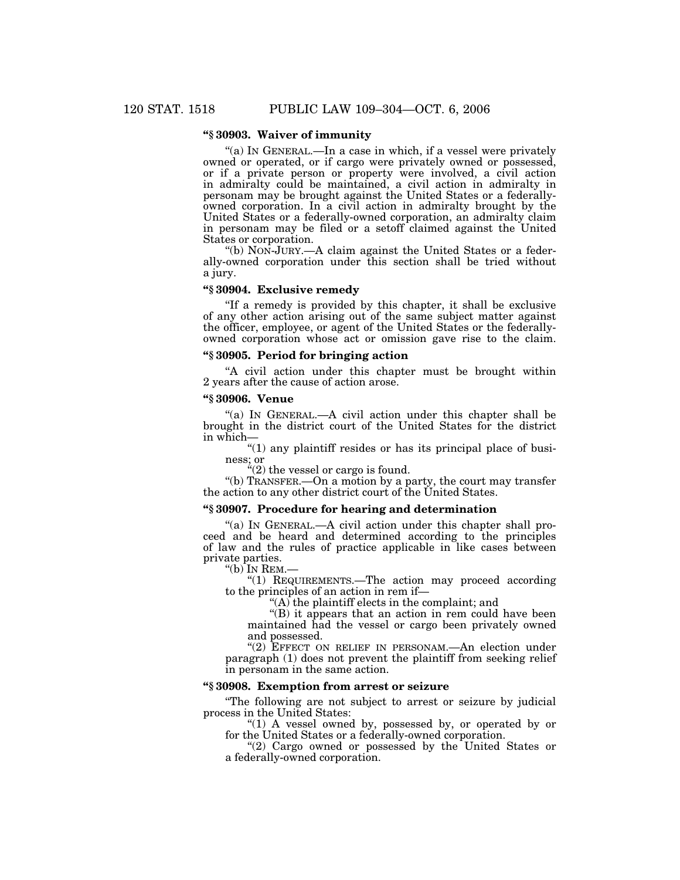**"§ 30903. Waiver of immunity**

"(a) IN GENERAL.—In a case in which, if a vessel were privately owned or operated, or if cargo were privately owned or possessed, or if a private person or property were involved, a civil action in admiralty could be maintained, a civil action in admiralty in personam may be brought against the United States or a federally-owned corporation. In a civil action in admiralty brought by the United States or a federally-owned corporation, an admiralty claim in personam may be filed or a setoff claimed against the United States or corporation.

"(b) NON-JURY.—A claim against the United States or a federally-owned corporation under this section shall be tried without a jury.

**"§ 30904. Exclusive remedy**

"If a remedy is provided by this chapter, it shall be exclusive of any other action arising out of the same subject matter against the officer, employee, or agent of the United States or the federally-owned corporation whose act or omission gave rise to the claim.

**"§ 30905. Period for bringing action**

"A civil action under this chapter must be brought within 2 years after the cause of action arose.

**"§ 30906. Venue**

"(a) IN GENERAL.—A civil action under this chapter shall be brought in the district court of the United States for the district in which—

"(1) any plaintiff resides or has its principal place of business; or

"(2) the vessel or cargo is found.

"(b) TRANSFER.—On a motion by a party, the court may transfer the action to any other district court of the United States.

**"§ 30907. Procedure for hearing and determination**

"(a) IN GENERAL.—A civil action under this chapter shall proceed and be heard and determined according to the principles of law and the rules of practice applicable in like cases between private parties.

"(b) IN REM.—

"(1) REQUIREMENTS.—The action may proceed according to the principles of an action in rem if—

"(A) the plaintiff elects in the complaint; and

"(B) it appears that an action in rem could have been maintained had the vessel or cargo been privately owned and possessed.

"(2) EFFECT ON RELIEF IN PERSONAM.—An election under paragraph (1) does not prevent the plaintiff from seeking relief in personam in the same action.

**"§ 30908. Exemption from arrest or seizure**

"The following are not subject to arrest or seizure by judicial process in the United States:

"(1) A vessel owned by, possessed by, or operated by or for the United States or a federally-owned corporation.

"(2) Cargo owned or possessed by the United States or a federally-owned corporation.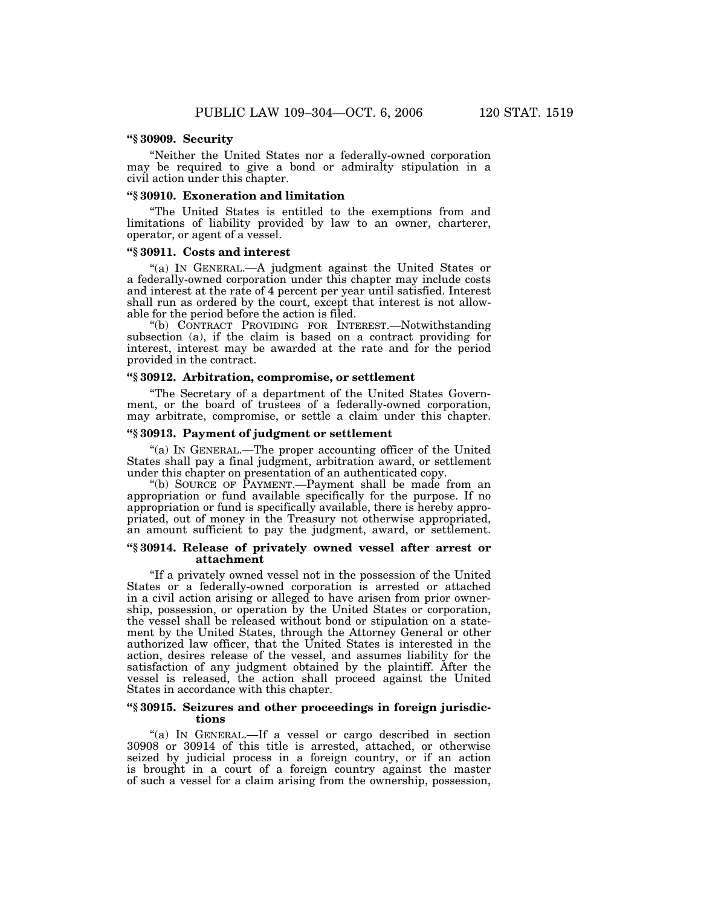**"§ 30909. Security**

"Neither the United States nor a federally-owned corporation may be required to give a bond or admiralty stipulation in a civil action under this chapter.

**"§ 30910. Exoneration and limitation**

"The United States is entitled to the exemptions from and limitations of liability provided by law to an owner, charterer, operator, or agent of a vessel.

**"§ 30911. Costs and interest**

"(a) IN GENERAL.—A judgment against the United States or a federally-owned corporation under this chapter may include costs and interest at the rate of 4 percent per year until satisfied. Interest shall run as ordered by the court, except that interest is not allowable for the period before the action is filed.

"(b) CONTRACT PROVIDING FOR INTEREST.—Notwithstanding subsection (a), if the claim is based on a contract providing for interest, interest may be awarded at the rate and for the period provided in the contract.

**"§ 30912. Arbitration, compromise, or settlement**

"The Secretary of a department of the United States Government, or the board of trustees of a federally-owned corporation, may arbitrate, compromise, or settle a claim under this chapter.

**"§ 30913. Payment of judgment or settlement**

"(a) IN GENERAL.—The proper accounting officer of the United States shall pay a final judgment, arbitration award, or settlement under this chapter on presentation of an authenticated copy.

"(b) SOURCE OF PAYMENT.—Payment shall be made from an appropriation or fund available specifically for the purpose. If no appropriation or fund is specifically available, there is hereby appropriated, out of money in the Treasury not otherwise appropriated, an amount sufficient to pay the judgment, award, or settlement.

**"§ 30914. Release of privately owned vessel after arrest or attachment**

"If a privately owned vessel not in the possession of the United States or a federally-owned corporation is arrested or attached in a civil action arising or alleged to have arisen from prior ownership, possession, or operation by the United States or corporation, the vessel shall be released without bond or stipulation on a statement by the United States, through the Attorney General or other authorized law officer, that the United States is interested in the action, desires release of the vessel, and assumes liability for the satisfaction of any judgment obtained by the plaintiff. After the vessel is released, the action shall proceed against the United States in accordance with this chapter.

**"§ 30915. Seizures and other proceedings in foreign jurisdictions**

"(a) IN GENERAL.—If a vessel or cargo described in section 30908 or 30914 of this title is arrested, attached, or otherwise seized by judicial process in a foreign country, or if an action is brought in a court of a foreign country against the master of such a vessel for a claim arising from the ownership, possession,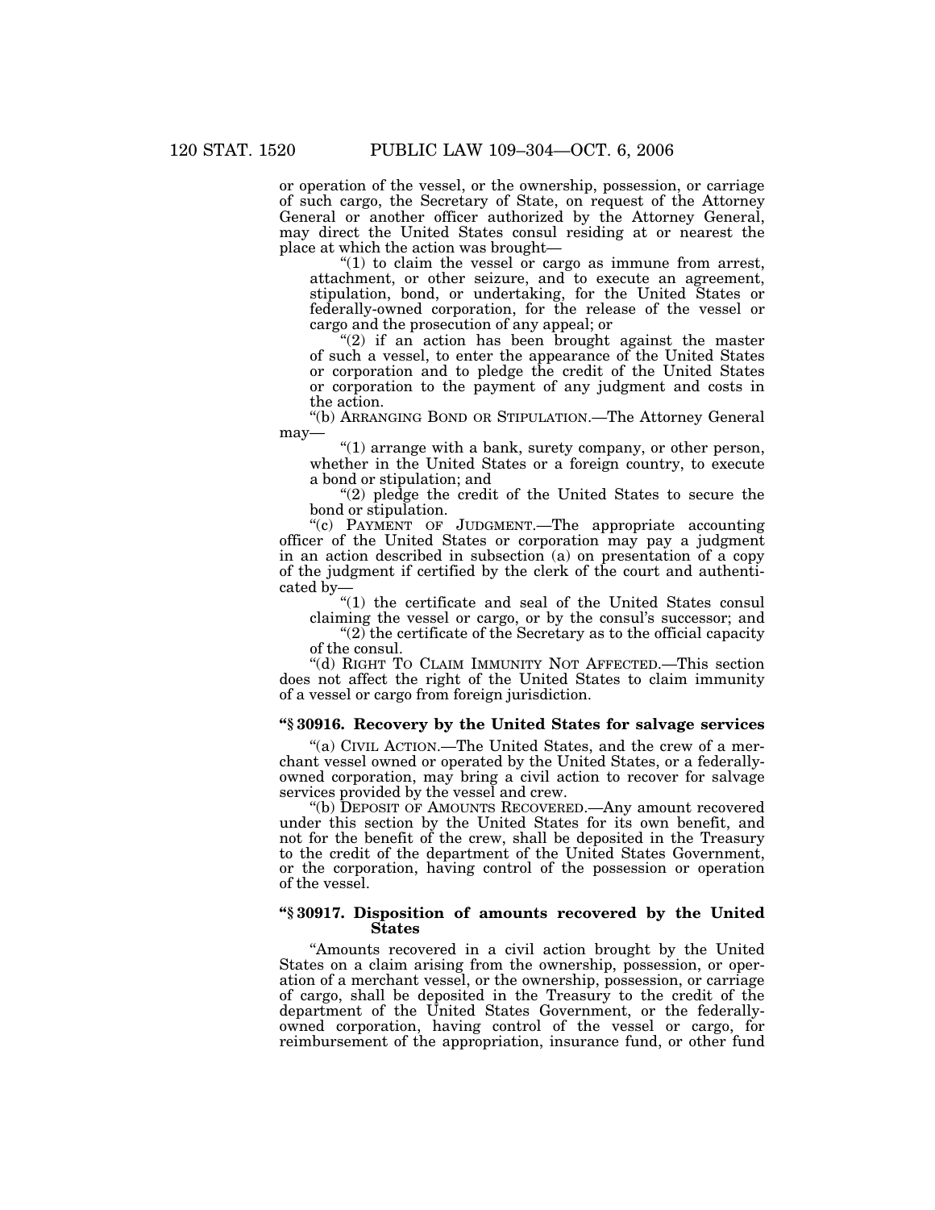or operation of the vessel, or the ownership, possession, or carriage of such cargo, the Secretary of State, on request of the Attorney General or another officer authorized by the Attorney General, may direct the United States consul residing at or nearest the place at which the action was brought—

"(1) to claim the vessel or cargo as immune from arrest, attachment, or other seizure, and to execute an agreement, stipulation, bond, or undertaking, for the United States or federally-owned corporation, for the release of the vessel or cargo and the prosecution of any appeal; or

"(2) if an action has been brought against the master of such a vessel, to enter the appearance of the United States or corporation and to pledge the credit of the United States or corporation to the payment of any judgment and costs in the action.

"(b) ARRANGING BOND OR STIPULATION.—The Attorney General may—

"(1) arrange with a bank, surety company, or other person, whether in the United States or a foreign country, to execute a bond or stipulation; and

"(2) pledge the credit of the United States to secure the bond or stipulation.

"(c) PAYMENT OF JUDGMENT.—The appropriate accounting officer of the United States or corporation may pay a judgment in an action described in subsection (a) on presentation of a copy of the judgment if certified by the clerk of the court and authenticated by—

"(1) the certificate and seal of the United States consul claiming the vessel or cargo, or by the consul's successor; and

"(2) the certificate of the Secretary as to the official capacity of the consul.

"(d) RIGHT TO CLAIM IMMUNITY NOT AFFECTED.—This section does not affect the right of the United States to claim immunity of a vessel or cargo from foreign jurisdiction.

### "§ 30916. Recovery by the United States for salvage services

"(a) CIVIL ACTION.—The United States, and the crew of a merchant vessel owned or operated by the United States, or a federally-owned corporation, may bring a civil action to recover for salvage services provided by the vessel and crew.

"(b) DEPOSIT OF AMOUNTS RECOVERED.—Any amount recovered under this section by the United States for its own benefit, and not for the benefit of the crew, shall be deposited in the Treasury to the credit of the department of the United States Government, or the corporation, having control of the possession or operation of the vessel.

### "§ 30917. Disposition of amounts recovered by the United States

"Amounts recovered in a civil action brought by the United States on a claim arising from the ownership, possession, or operation of a merchant vessel, or the ownership, possession, or carriage of cargo, shall be deposited in the Treasury to the credit of the department of the United States Government, or the federally-owned corporation, having control of the vessel or cargo, for reimbursement of the appropriation, insurance fund, or other fund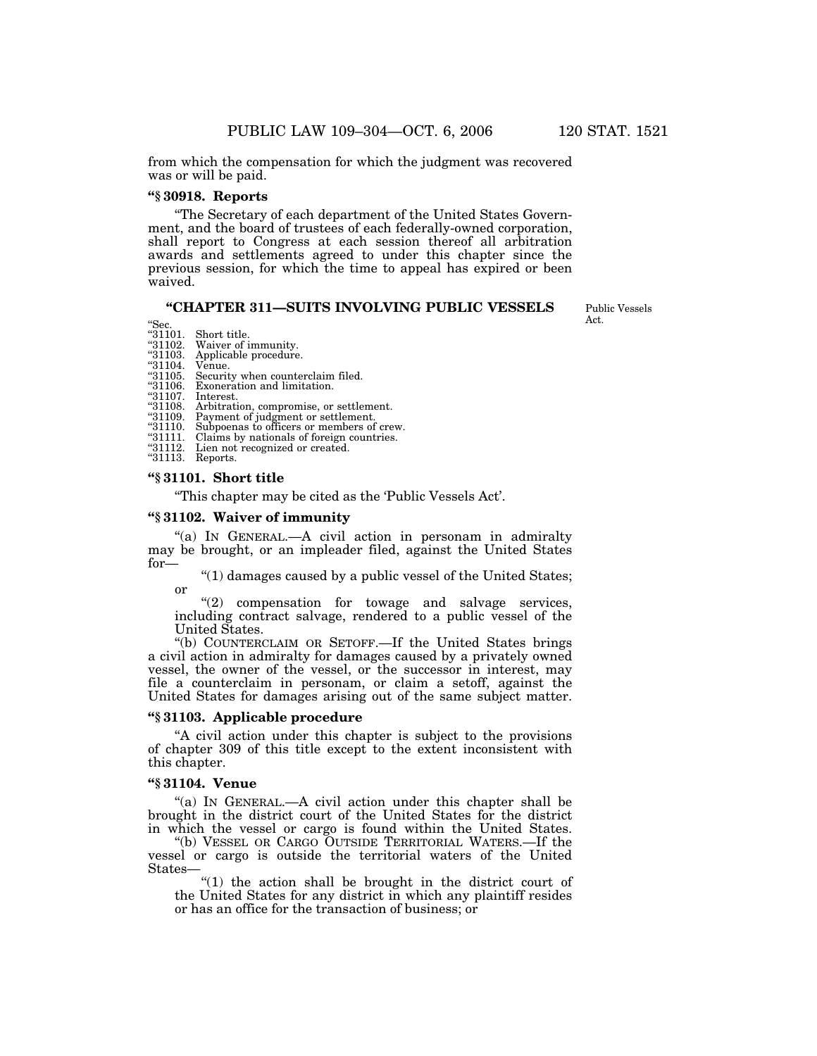from which the compensation for which the judgment was recovered was or will be paid.

**"§ 30918. Reports**

"The Secretary of each department of the United States Government, and the board of trustees of each federally-owned corporation, shall report to Congress at each session thereof all arbitration awards and settlements agreed to under this chapter since the previous session, for which the time to appeal has expired or been waived.

## "CHAPTER 311—SUITS INVOLVING PUBLIC VESSELS

Public Vessels Act.

"Sec.
"31101. Short title.
"31102. Waiver of immunity.
"31103. Applicable procedure.
"31104. Venue.
"31105. Security when counterclaim filed.
"31106. Exoneration and limitation.
"31107. Interest.
"31108. Arbitration, compromise, or settlement.
"31109. Payment of judgment or settlement.
"31110. Subpoenas to officers or members of crew.
"31111. Claims by nationals of foreign countries.
"31112. Lien not recognized or created.
"31113. Reports.

**"§ 31101. Short title**

"This chapter may be cited as the 'Public Vessels Act'.

**"§ 31102. Waiver of immunity**

"(a) IN GENERAL.—A civil action in personam in admiralty may be brought, or an impleader filed, against the United States for—

"(1) damages caused by a public vessel of the United States; or

"(2) compensation for towage and salvage services, including contract salvage, rendered to a public vessel of the United States.

"(b) COUNTERCLAIM OR SETOFF.—If the United States brings a civil action in admiralty for damages caused by a privately owned vessel, the owner of the vessel, or the successor in interest, may file a counterclaim in personam, or claim a setoff, against the United States for damages arising out of the same subject matter.

**"§ 31103. Applicable procedure**

"A civil action under this chapter is subject to the provisions of chapter 309 of this title except to the extent inconsistent with this chapter.

**"§ 31104. Venue**

"(a) IN GENERAL.—A civil action under this chapter shall be brought in the district court of the United States for the district in which the vessel or cargo is found within the United States.

"(b) VESSEL OR CARGO OUTSIDE TERRITORIAL WATERS.—If the vessel or cargo is outside the territorial waters of the United States—

"(1) the action shall be brought in the district court of the United States for any district in which any plaintiff resides or has an office for the transaction of business; or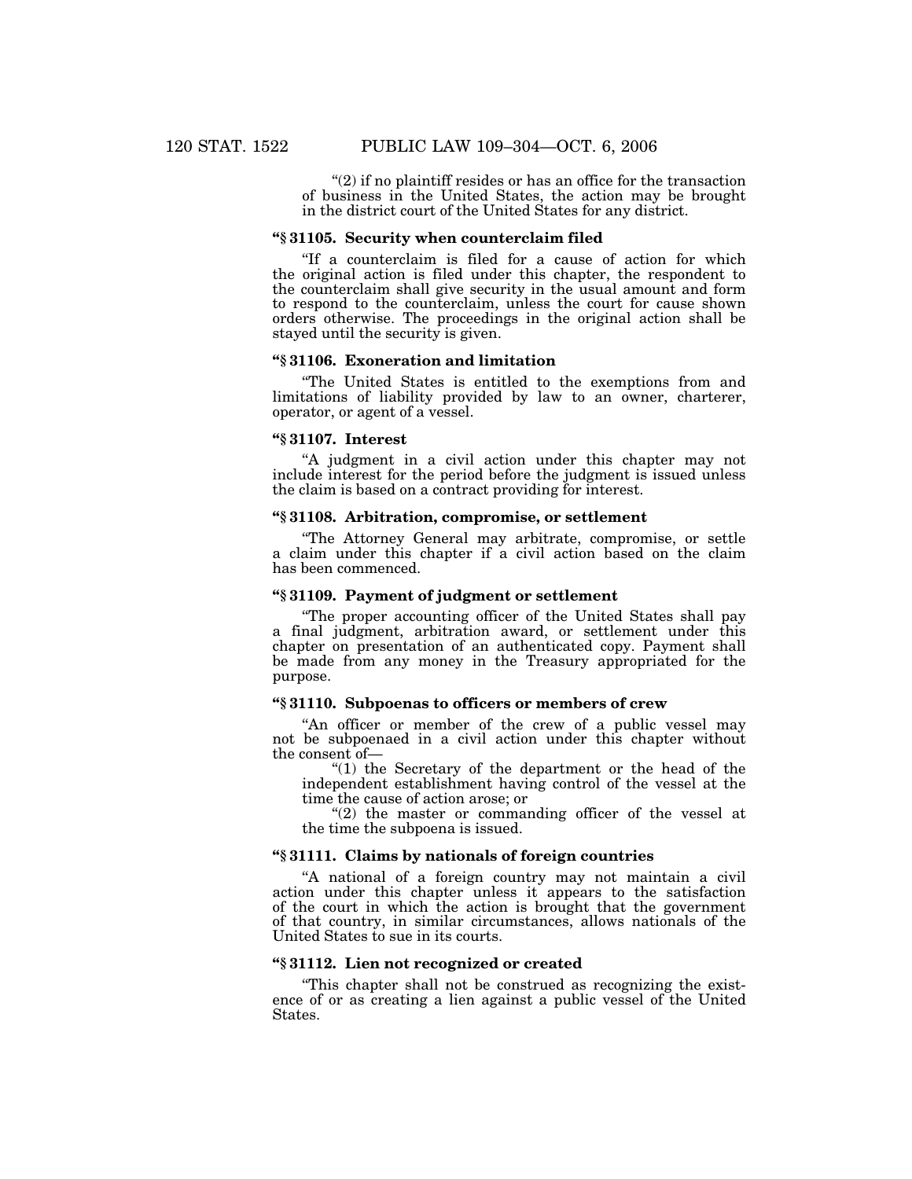"(2) if no plaintiff resides or has an office for the transaction of business in the United States, the action may be brought in the district court of the United States for any district.

**"§ 31105. Security when counterclaim filed**

"If a counterclaim is filed for a cause of action for which the original action is filed under this chapter, the respondent to the counterclaim shall give security in the usual amount and form to respond to the counterclaim, unless the court for cause shown orders otherwise. The proceedings in the original action shall be stayed until the security is given.

**"§ 31106. Exoneration and limitation**

"The United States is entitled to the exemptions from and limitations of liability provided by law to an owner, charterer, operator, or agent of a vessel.

**"§ 31107. Interest**

"A judgment in a civil action under this chapter may not include interest for the period before the judgment is issued unless the claim is based on a contract providing for interest.

**"§ 31108. Arbitration, compromise, or settlement**

"The Attorney General may arbitrate, compromise, or settle a claim under this chapter if a civil action based on the claim has been commenced.

**"§ 31109. Payment of judgment or settlement**

"The proper accounting officer of the United States shall pay a final judgment, arbitration award, or settlement under this chapter on presentation of an authenticated copy. Payment shall be made from any money in the Treasury appropriated for the purpose.

**"§ 31110. Subpoenas to officers or members of crew**

"An officer or member of the crew of a public vessel may not be subpoenaed in a civil action under this chapter without the consent of—

"(1) the Secretary of the department or the head of the independent establishment having control of the vessel at the time the cause of action arose; or

"(2) the master or commanding officer of the vessel at the time the subpoena is issued.

**"§ 31111. Claims by nationals of foreign countries**

"A national of a foreign country may not maintain a civil action under this chapter unless it appears to the satisfaction of the court in which the action is brought that the government of that country, in similar circumstances, allows nationals of the United States to sue in its courts.

**"§ 31112. Lien not recognized or created**

"This chapter shall not be construed as recognizing the existence of or as creating a lien against a public vessel of the United States.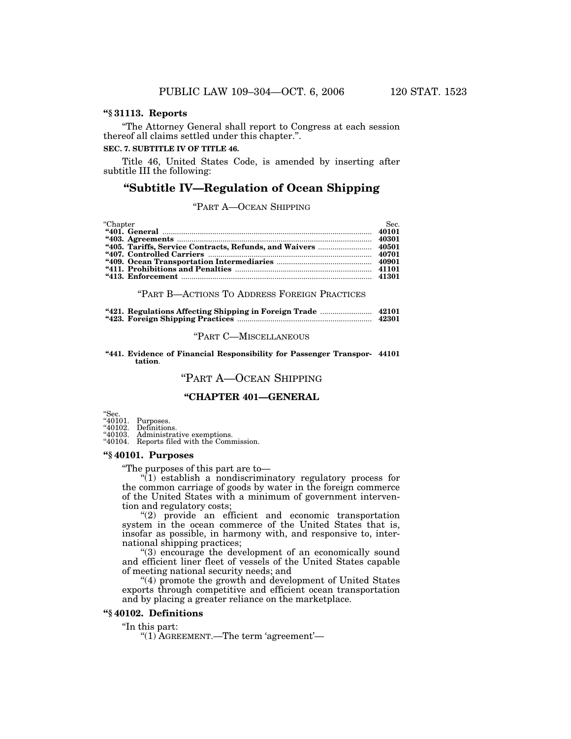**"§ 31113. Reports**

"The Attorney General shall report to Congress at each session thereof all claims settled under this chapter.".

**SEC. 7. SUBTITLE IV OF TITLE 46.**

Title 46, United States Code, is amended by inserting after subtitle III the following:

# "Subtitle IV—Regulation of Ocean Shipping

"PART A—OCEAN SHIPPING

| "Chapter | Sec. |
|---|---|
| **"401. General** | **40101** |
| **"403. Agreements** | **40301** |
| **"405. Tariffs, Service Contracts, Refunds, and Waivers** | **40501** |
| **"407. Controlled Carriers** | **40701** |
| **"409. Ocean Transportation Intermediaries** | **40901** |
| **"411. Prohibitions and Penalties** | **41101** |
| **"413. Enforcement** | **41301** |

"PART B—ACTIONS TO ADDRESS FOREIGN PRACTICES

| | |
|---|---|
| **"421. Regulations Affecting Shipping in Foreign Trade** | **42101** |
| **"423. Foreign Shipping Practices** | **42301** |

"PART C—MISCELLANEOUS

| | |
|---|---|
| **"441. Evidence of Financial Responsibility for Passenger Transportation**. | **44101** |

## "PART A—OCEAN SHIPPING

### "CHAPTER 401—GENERAL

"Sec.
"40101. Purposes.
"40102. Definitions.
"40103. Administrative exemptions.
"40104. Reports filed with the Commission.

**"§ 40101. Purposes**

"The purposes of this part are to—

"(1) establish a nondiscriminatory regulatory process for the common carriage of goods by water in the foreign commerce of the United States with a minimum of government intervention and regulatory costs;

"(2) provide an efficient and economic transportation system in the ocean commerce of the United States that is, insofar as possible, in harmony with, and responsive to, international shipping practices;

"(3) encourage the development of an economically sound and efficient liner fleet of vessels of the United States capable of meeting national security needs; and

"(4) promote the growth and development of United States exports through competitive and efficient ocean transportation and by placing a greater reliance on the marketplace.

**"§ 40102. Definitions**

"In this part:

"(1) AGREEMENT.—The term 'agreement'—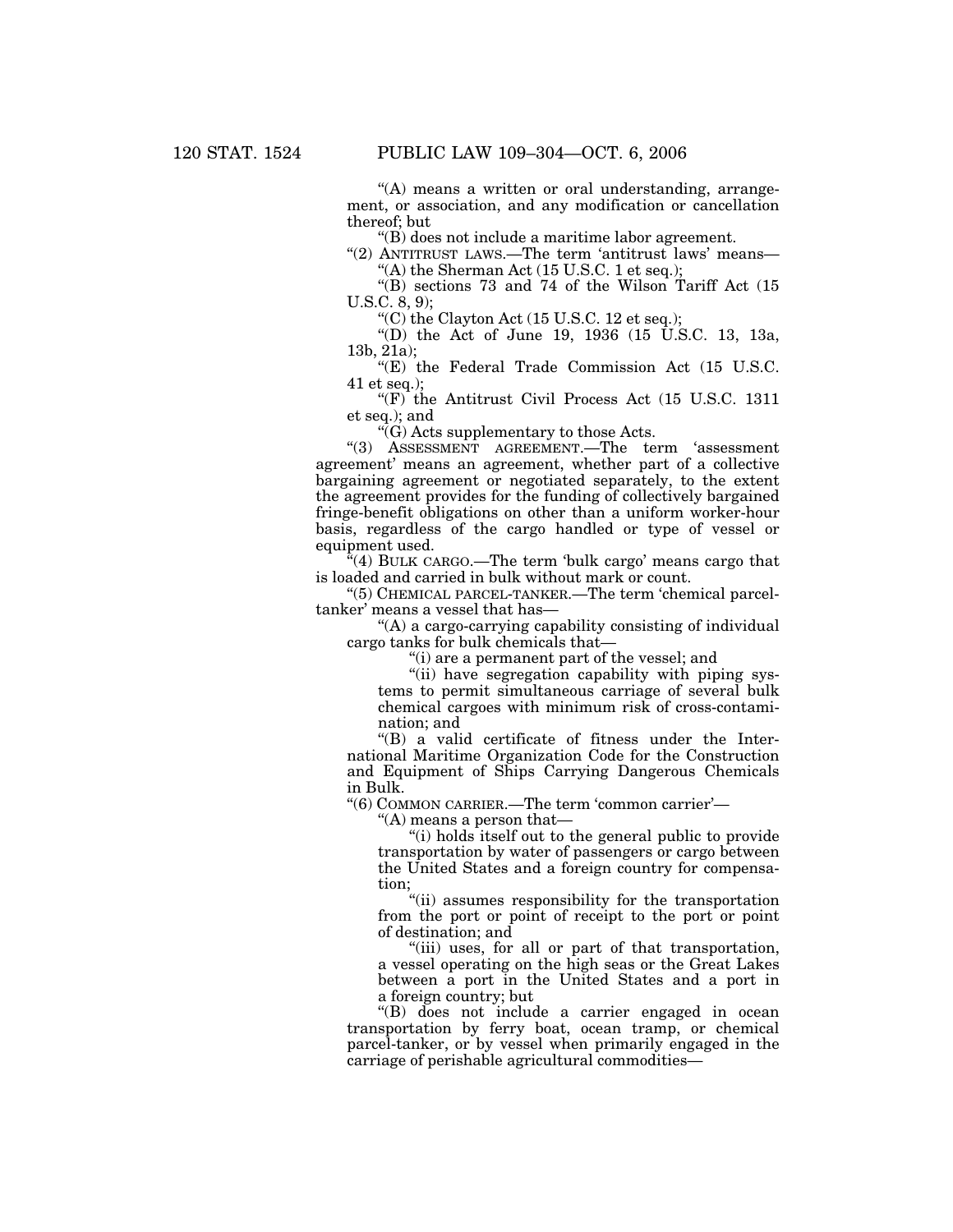"(A) means a written or oral understanding, arrangement, or association, and any modification or cancellation thereof; but

"(B) does not include a maritime labor agreement.

"(2) ANTITRUST LAWS.—The term 'antitrust laws' means—

"(A) the Sherman Act (15 U.S.C. 1 et seq.);

"(B) sections 73 and 74 of the Wilson Tariff Act (15 U.S.C. 8, 9);

"(C) the Clayton Act (15 U.S.C. 12 et seq.);

"(D) the Act of June 19, 1936 (15 U.S.C. 13, 13a, 13b, 21a);

"(E) the Federal Trade Commission Act (15 U.S.C. 41 et seq.);

"(F) the Antitrust Civil Process Act (15 U.S.C. 1311 et seq.); and

"(G) Acts supplementary to those Acts.

"(3) ASSESSMENT AGREEMENT.—The term 'assessment agreement' means an agreement, whether part of a collective bargaining agreement or negotiated separately, to the extent the agreement provides for the funding of collectively bargained fringe-benefit obligations on other than a uniform worker-hour basis, regardless of the cargo handled or type of vessel or equipment used.

"(4) BULK CARGO.—The term 'bulk cargo' means cargo that is loaded and carried in bulk without mark or count.

"(5) CHEMICAL PARCEL-TANKER.—The term 'chemical parcel-tanker' means a vessel that has—

"(A) a cargo-carrying capability consisting of individual cargo tanks for bulk chemicals that—

"(i) are a permanent part of the vessel; and

"(ii) have segregation capability with piping systems to permit simultaneous carriage of several bulk chemical cargoes with minimum risk of cross-contamination; and

"(B) a valid certificate of fitness under the International Maritime Organization Code for the Construction and Equipment of Ships Carrying Dangerous Chemicals in Bulk.

"(6) COMMON CARRIER.—The term 'common carrier'—

"(A) means a person that—

"(i) holds itself out to the general public to provide transportation by water of passengers or cargo between the United States and a foreign country for compensation;

"(ii) assumes responsibility for the transportation from the port or point of receipt to the port or point of destination; and

"(iii) uses, for all or part of that transportation, a vessel operating on the high seas or the Great Lakes between a port in the United States and a port in a foreign country; but

"(B) does not include a carrier engaged in ocean transportation by ferry boat, ocean tramp, or chemical parcel-tanker, or by vessel when primarily engaged in the carriage of perishable agricultural commodities—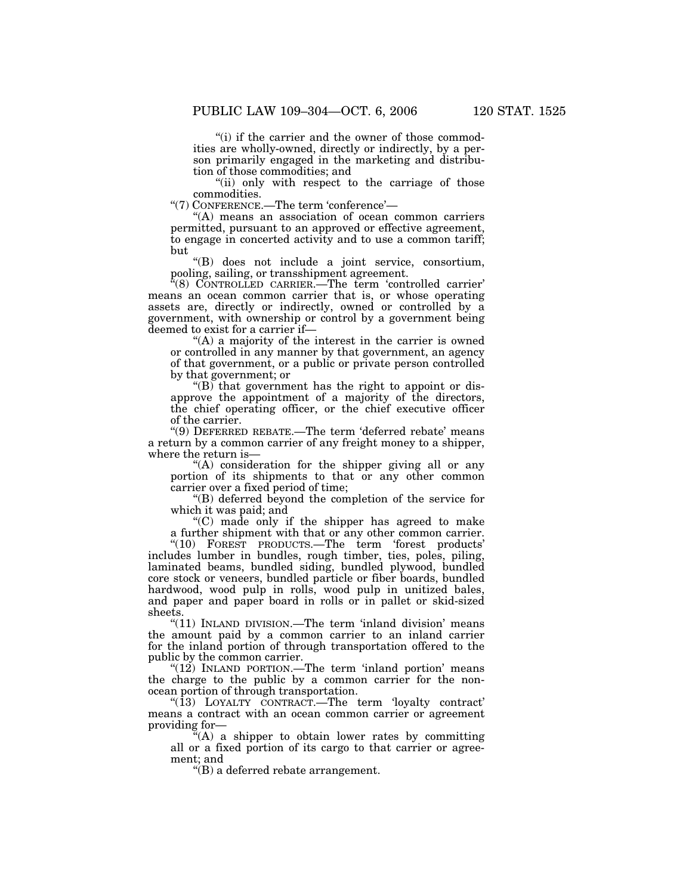"(i) if the carrier and the owner of those commodities are wholly-owned, directly or indirectly, by a person primarily engaged in the marketing and distribution of those commodities; and

"(ii) only with respect to the carriage of those commodities.

"(7) CONFERENCE.—The term 'conference'—

"(A) means an association of ocean common carriers permitted, pursuant to an approved or effective agreement, to engage in concerted activity and to use a common tariff; but

"(B) does not include a joint service, consortium, pooling, sailing, or transshipment agreement.

"(8) CONTROLLED CARRIER.—The term 'controlled carrier' means an ocean common carrier that is, or whose operating assets are, directly or indirectly, owned or controlled by a government, with ownership or control by a government being deemed to exist for a carrier if—

"(A) a majority of the interest in the carrier is owned or controlled in any manner by that government, an agency of that government, or a public or private person controlled by that government; or

"(B) that government has the right to appoint or disapprove the appointment of a majority of the directors, the chief operating officer, or the chief executive officer of the carrier.

"(9) DEFERRED REBATE.—The term 'deferred rebate' means a return by a common carrier of any freight money to a shipper, where the return is—

"(A) consideration for the shipper giving all or any portion of its shipments to that or any other common carrier over a fixed period of time;

"(B) deferred beyond the completion of the service for which it was paid; and

"(C) made only if the shipper has agreed to make a further shipment with that or any other common carrier.

"(10) FOREST PRODUCTS.—The term 'forest products' includes lumber in bundles, rough timber, ties, poles, piling, laminated beams, bundled siding, bundled plywood, bundled core stock or veneers, bundled particle or fiber boards, bundled hardwood, wood pulp in rolls, wood pulp in unitized bales, and paper and paper board in rolls or in pallet or skid-sized sheets.

"(11) INLAND DIVISION.—The term 'inland division' means the amount paid by a common carrier to an inland carrier for the inland portion of through transportation offered to the public by the common carrier.

"(12) INLAND PORTION.—The term 'inland portion' means the charge to the public by a common carrier for the non-ocean portion of through transportation.

"(13) LOYALTY CONTRACT.—The term 'loyalty contract' means a contract with an ocean common carrier or agreement providing for—

"(A) a shipper to obtain lower rates by committing all or a fixed portion of its cargo to that carrier or agreement; and

"(B) a deferred rebate arrangement.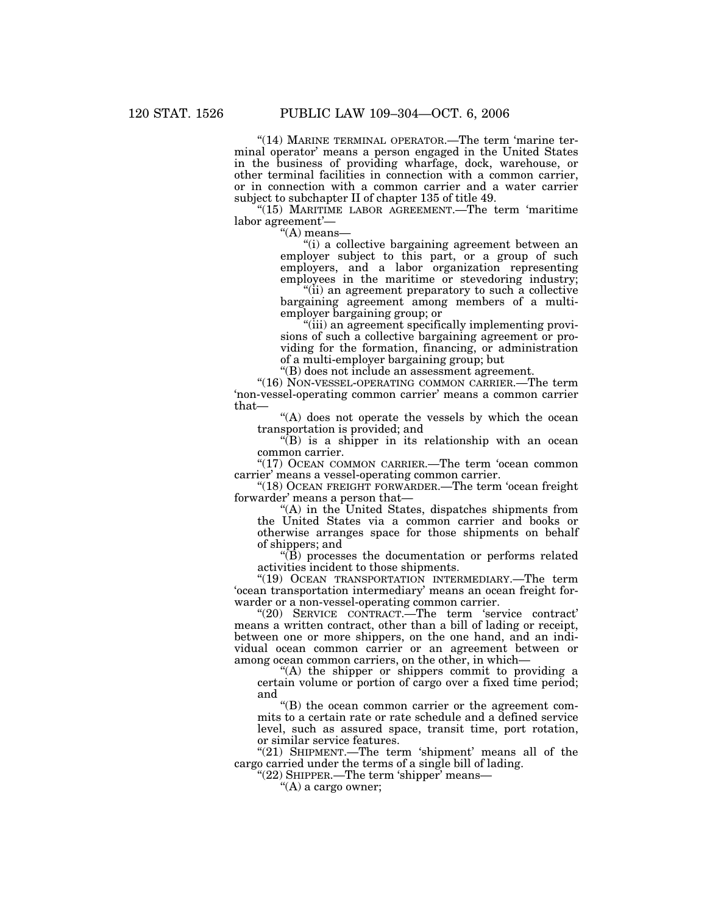"(14) MARINE TERMINAL OPERATOR.—The term 'marine terminal operator' means a person engaged in the United States in the business of providing wharfage, dock, warehouse, or other terminal facilities in connection with a common carrier, or in connection with a common carrier and a water carrier subject to subchapter II of chapter 135 of title 49.

"(15) MARITIME LABOR AGREEMENT.—The term 'maritime labor agreement'—

"(A) means—

"(i) a collective bargaining agreement between an employer subject to this part, or a group of such employers, and a labor organization representing employees in the maritime or stevedoring industry;

"(ii) an agreement preparatory to such a collective bargaining agreement among members of a multi-employer bargaining group; or

"(iii) an agreement specifically implementing provisions of such a collective bargaining agreement or providing for the formation, financing, or administration of a multi-employer bargaining group; but

"(B) does not include an assessment agreement.

"(16) NON-VESSEL-OPERATING COMMON CARRIER.—The term 'non-vessel-operating common carrier' means a common carrier that—

"(A) does not operate the vessels by which the ocean transportation is provided; and

"(B) is a shipper in its relationship with an ocean common carrier.

"(17) OCEAN COMMON CARRIER.—The term 'ocean common carrier' means a vessel-operating common carrier.

"(18) OCEAN FREIGHT FORWARDER.—The term 'ocean freight forwarder' means a person that—

"(A) in the United States, dispatches shipments from the United States via a common carrier and books or otherwise arranges space for those shipments on behalf of shippers; and

"(B) processes the documentation or performs related activities incident to those shipments.

"(19) OCEAN TRANSPORTATION INTERMEDIARY.—The term 'ocean transportation intermediary' means an ocean freight forwarder or a non-vessel-operating common carrier.

"(20) SERVICE CONTRACT.—The term 'service contract' means a written contract, other than a bill of lading or receipt, between one or more shippers, on the one hand, and an individual ocean common carrier or an agreement between or among ocean common carriers, on the other, in which—

"(A) the shipper or shippers commit to providing a certain volume or portion of cargo over a fixed time period; and

"(B) the ocean common carrier or the agreement commits to a certain rate or rate schedule and a defined service level, such as assured space, transit time, port rotation, or similar service features.

"(21) SHIPMENT.—The term 'shipment' means all of the cargo carried under the terms of a single bill of lading.

"(22) SHIPPER.—The term 'shipper' means—

"(A) a cargo owner;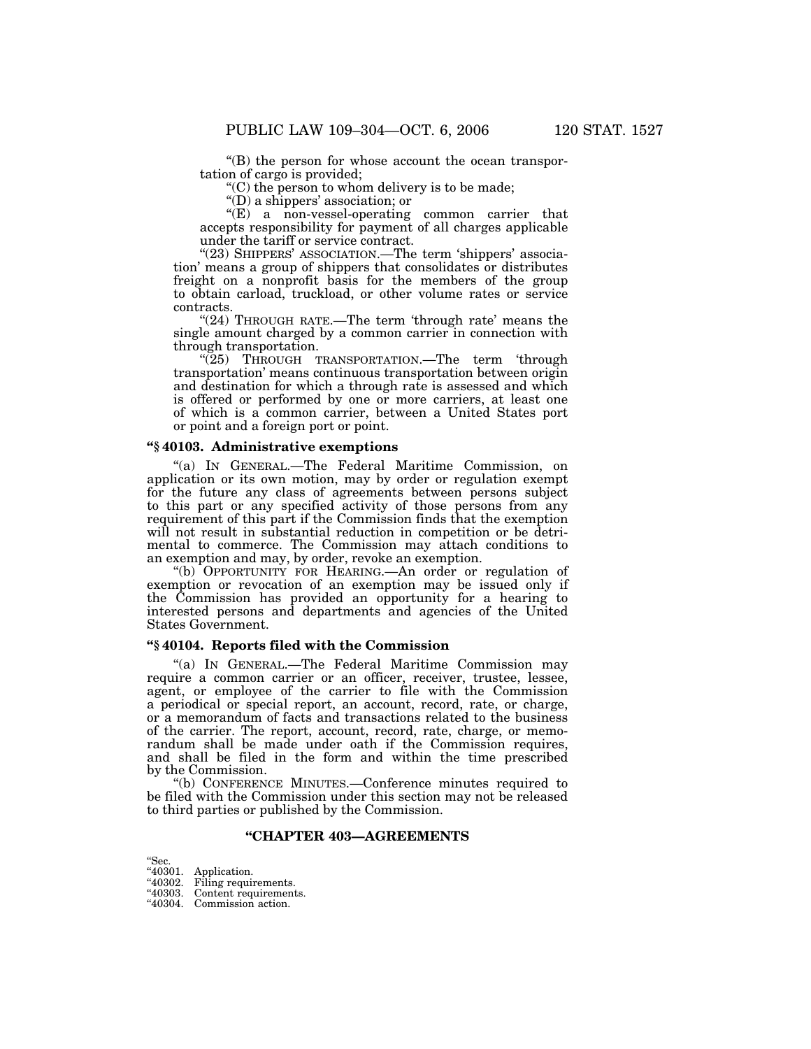"(B) the person for whose account the ocean transportation of cargo is provided;

"(C) the person to whom delivery is to be made;

"(D) a shippers' association; or

"(E) a non-vessel-operating common carrier that accepts responsibility for payment of all charges applicable under the tariff or service contract.

"(23) SHIPPERS' ASSOCIATION.—The term 'shippers' association' means a group of shippers that consolidates or distributes freight on a nonprofit basis for the members of the group to obtain carload, truckload, or other volume rates or service contracts.

"(24) THROUGH RATE.—The term 'through rate' means the single amount charged by a common carrier in connection with through transportation.

"(25) THROUGH TRANSPORTATION.—The term 'through transportation' means continuous transportation between origin and destination for which a through rate is assessed and which is offered or performed by one or more carriers, at least one of which is a common carrier, between a United States port or point and a foreign port or point.

### "§ 40103. Administrative exemptions

"(a) IN GENERAL.—The Federal Maritime Commission, on application or its own motion, may by order or regulation exempt for the future any class of agreements between persons subject to this part or any specified activity of those persons from any requirement of this part if the Commission finds that the exemption will not result in substantial reduction in competition or be detrimental to commerce. The Commission may attach conditions to an exemption and may, by order, revoke an exemption.

"(b) OPPORTUNITY FOR HEARING.—An order or regulation of exemption or revocation of an exemption may be issued only if the Commission has provided an opportunity for a hearing to interested persons and departments and agencies of the United States Government.

### "§ 40104. Reports filed with the Commission

"(a) IN GENERAL.—The Federal Maritime Commission may require a common carrier or an officer, receiver, trustee, lessee, agent, or employee of the carrier to file with the Commission a periodical or special report, an account, record, rate, or charge, or a memorandum of facts and transactions related to the business of the carrier. The report, account, record, rate, charge, or memorandum shall be made under oath if the Commission requires, and shall be filed in the form and within the time prescribed by the Commission.

"(b) CONFERENCE MINUTES.—Conference minutes required to be filed with the Commission under this section may not be released to third parties or published by the Commission.

## "CHAPTER 403—AGREEMENTS

"Sec.
"40301. Application.
"40302. Filing requirements.
"40303. Content requirements.
"40304. Commission action.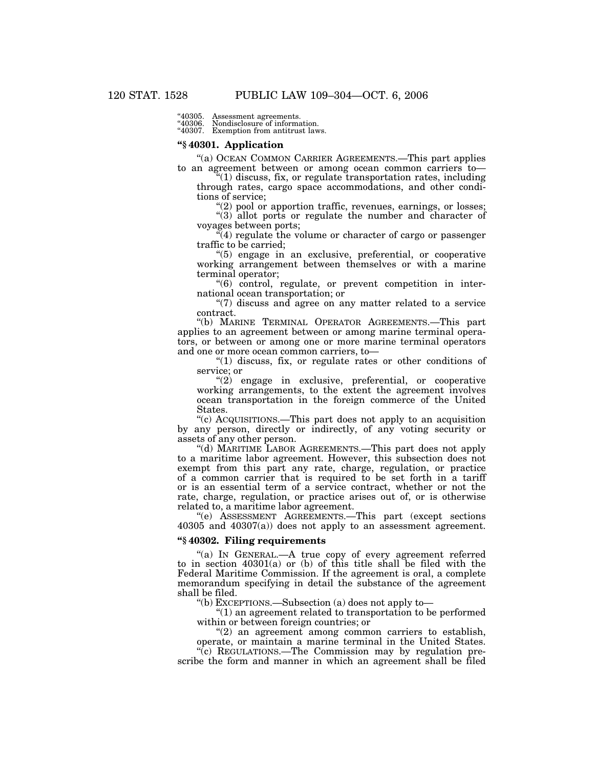"40305. Assessment agreements.
"40306. Nondisclosure of information.
"40307. Exemption from antitrust laws.

### "§ 40301. Application

"(a) OCEAN COMMON CARRIER AGREEMENTS.—This part applies to an agreement between or among ocean common carriers to—

"(1) discuss, fix, or regulate transportation rates, including through rates, cargo space accommodations, and other conditions of service;

"(2) pool or apportion traffic, revenues, earnings, or losses;

"(3) allot ports or regulate the number and character of voyages between ports;

"(4) regulate the volume or character of cargo or passenger traffic to be carried;

"(5) engage in an exclusive, preferential, or cooperative working arrangement between themselves or with a marine terminal operator;

"(6) control, regulate, or prevent competition in international ocean transportation; or

"(7) discuss and agree on any matter related to a service contract.

"(b) MARINE TERMINAL OPERATOR AGREEMENTS.—This part applies to an agreement between or among marine terminal operators, or between or among one or more marine terminal operators and one or more ocean common carriers, to—

"(1) discuss, fix, or regulate rates or other conditions of service; or

"(2) engage in exclusive, preferential, or cooperative working arrangements, to the extent the agreement involves ocean transportation in the foreign commerce of the United States.

"(c) ACQUISITIONS.—This part does not apply to an acquisition by any person, directly or indirectly, of any voting security or assets of any other person.

"(d) MARITIME LABOR AGREEMENTS.—This part does not apply to a maritime labor agreement. However, this subsection does not exempt from this part any rate, charge, regulation, or practice of a common carrier that is required to be set forth in a tariff or is an essential term of a service contract, whether or not the rate, charge, regulation, or practice arises out of, or is otherwise related to, a maritime labor agreement.

"(e) ASSESSMENT AGREEMENTS.—This part (except sections 40305 and 40307(a)) does not apply to an assessment agreement.

### "§ 40302. Filing requirements

"(a) IN GENERAL.—A true copy of every agreement referred to in section 40301(a) or (b) of this title shall be filed with the Federal Maritime Commission. If the agreement is oral, a complete memorandum specifying in detail the substance of the agreement shall be filed.

"(b) EXCEPTIONS.—Subsection (a) does not apply to—

"(1) an agreement related to transportation to be performed within or between foreign countries; or

"(2) an agreement among common carriers to establish, operate, or maintain a marine terminal in the United States.

"(c) REGULATIONS.—The Commission may by regulation prescribe the form and manner in which an agreement shall be filed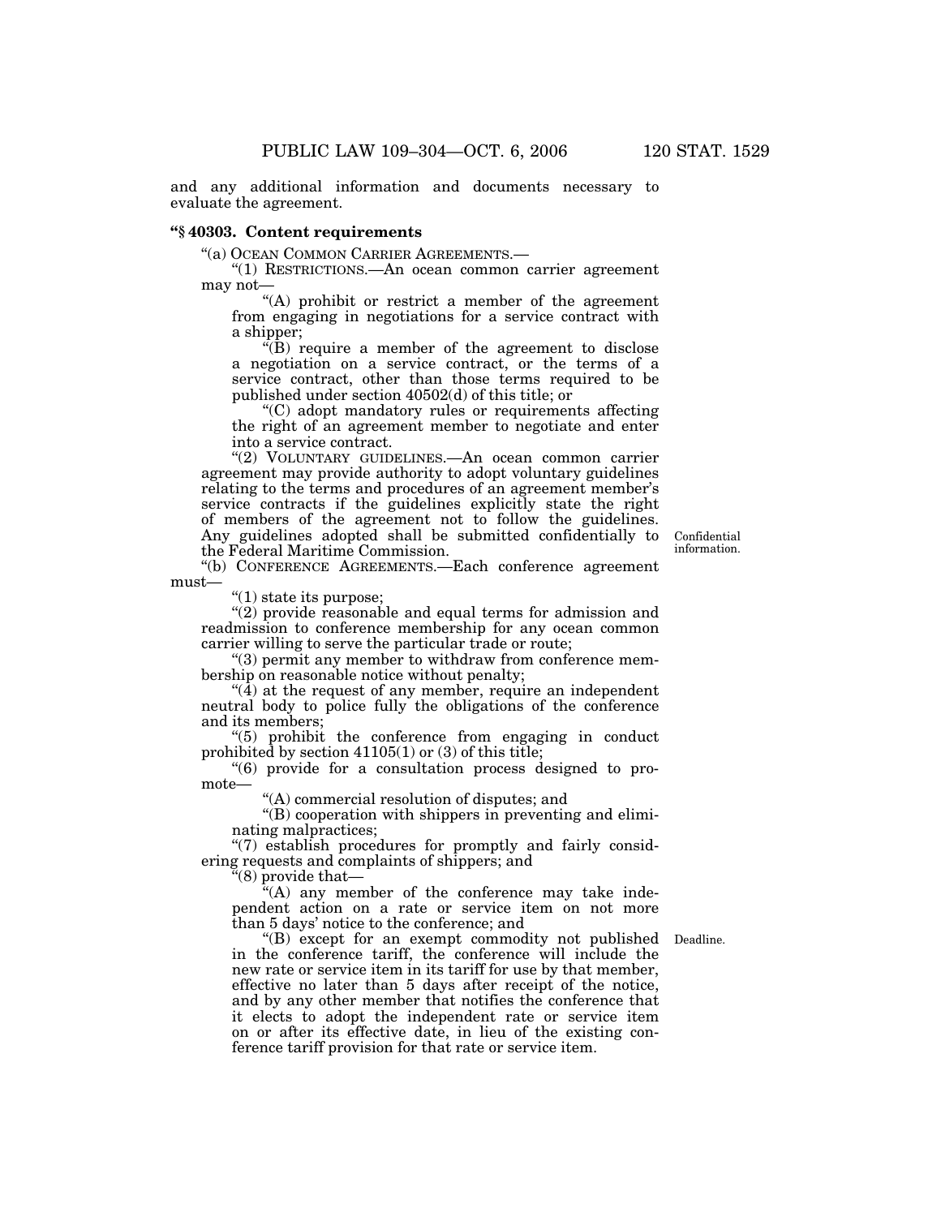and any additional information and documents necessary to evaluate the agreement.

### "§ 40303. Content requirements

"(a) OCEAN COMMON CARRIER AGREEMENTS.—

"(1) RESTRICTIONS.—An ocean common carrier agreement may not—

"(A) prohibit or restrict a member of the agreement from engaging in negotiations for a service contract with a shipper;

"(B) require a member of the agreement to disclose a negotiation on a service contract, or the terms of a service contract, other than those terms required to be published under section 40502(d) of this title; or

"(C) adopt mandatory rules or requirements affecting the right of an agreement member to negotiate and enter into a service contract.

"(2) VOLUNTARY GUIDELINES.—An ocean common carrier agreement may provide authority to adopt voluntary guidelines relating to the terms and procedures of an agreement member's service contracts if the guidelines explicitly state the right of members of the agreement not to follow the guidelines. Any guidelines adopted shall be submitted confidentially to the Federal Maritime Commission.

Confidential information.

"(b) CONFERENCE AGREEMENTS.—Each conference agreement must—

"(1) state its purpose;

"(2) provide reasonable and equal terms for admission and readmission to conference membership for any ocean common carrier willing to serve the particular trade or route;

"(3) permit any member to withdraw from conference membership on reasonable notice without penalty;

"(4) at the request of any member, require an independent neutral body to police fully the obligations of the conference and its members;

"(5) prohibit the conference from engaging in conduct prohibited by section 41105(1) or (3) of this title;

"(6) provide for a consultation process designed to promote—

"(A) commercial resolution of disputes; and

"(B) cooperation with shippers in preventing and eliminating malpractices;

"(7) establish procedures for promptly and fairly considering requests and complaints of shippers; and

"(8) provide that—

"(A) any member of the conference may take independent action on a rate or service item on not more than 5 days' notice to the conference; and

Deadline.

"(B) except for an exempt commodity not published in the conference tariff, the conference will include the new rate or service item in its tariff for use by that member, effective no later than 5 days after receipt of the notice, and by any other member that notifies the conference that it elects to adopt the independent rate or service item on or after its effective date, in lieu of the existing conference tariff provision for that rate or service item.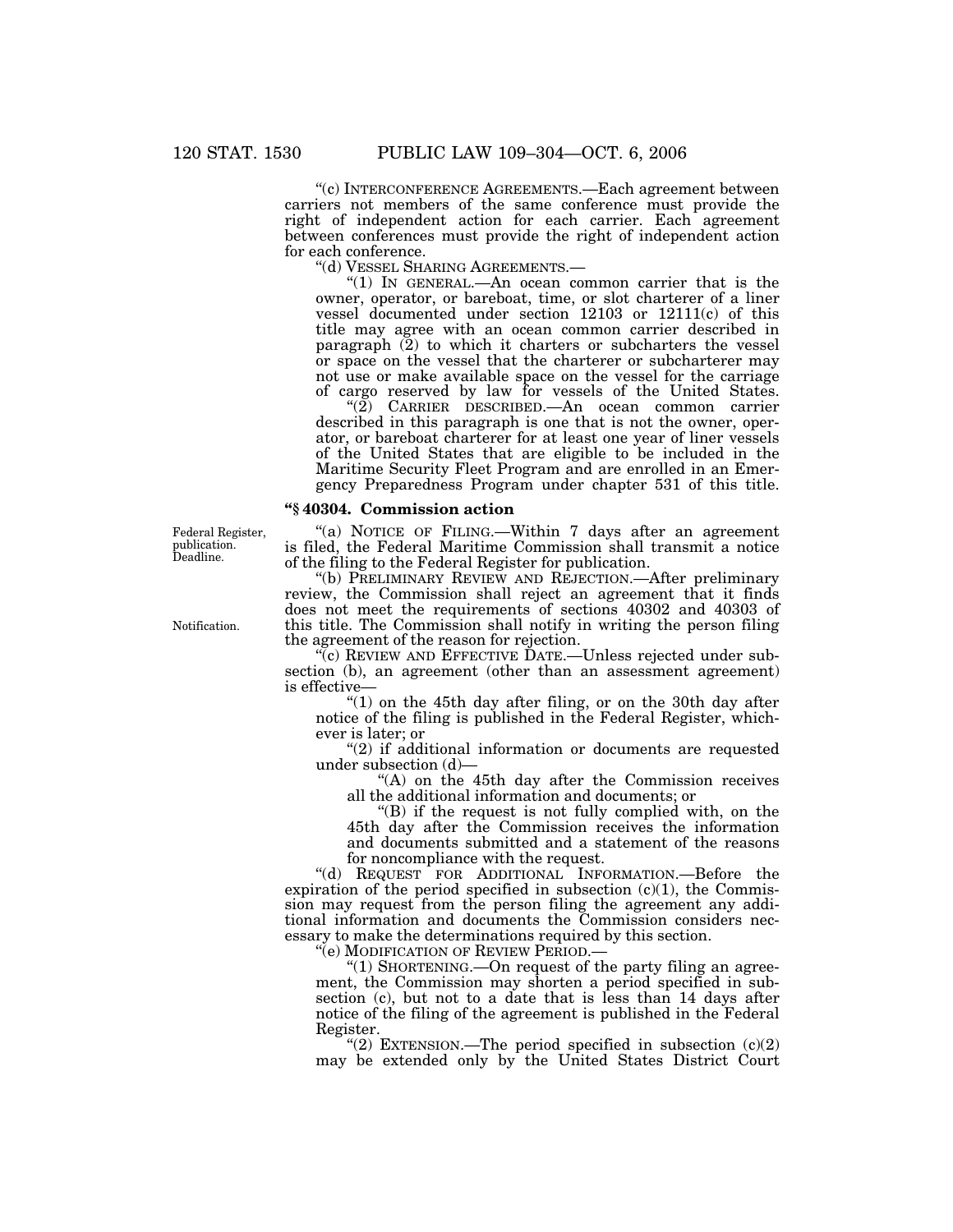"(c) INTERCONFERENCE AGREEMENTS.—Each agreement between carriers not members of the same conference must provide the right of independent action for each carrier. Each agreement between conferences must provide the right of independent action for each conference.

"(d) VESSEL SHARING AGREEMENTS.—

"(1) IN GENERAL.—An ocean common carrier that is the owner, operator, or bareboat, time, or slot charterer of a liner vessel documented under section 12103 or 12111(c) of this title may agree with an ocean common carrier described in paragraph (2) to which it charters or subcharters the vessel or space on the vessel that the charterer or subcharterer may not use or make available space on the vessel for the carriage of cargo reserved by law for vessels of the United States.

"(2) CARRIER DESCRIBED.—An ocean common carrier described in this paragraph is one that is not the owner, operator, or bareboat charterer for at least one year of liner vessels of the United States that are eligible to be included in the Maritime Security Fleet Program and are enrolled in an Emergency Preparedness Program under chapter 531 of this title.

### "§ 40304. Commission action

Federal Register, publication. Deadline.

"(a) NOTICE OF FILING.—Within 7 days after an agreement is filed, the Federal Maritime Commission shall transmit a notice of the filing to the Federal Register for publication.

Notification.

"(b) PRELIMINARY REVIEW AND REJECTION.—After preliminary review, the Commission shall reject an agreement that it finds does not meet the requirements of sections 40302 and 40303 of this title. The Commission shall notify in writing the person filing the agreement of the reason for rejection.

"(c) REVIEW AND EFFECTIVE DATE.—Unless rejected under subsection (b), an agreement (other than an assessment agreement) is effective—

"(1) on the 45th day after filing, or on the 30th day after notice of the filing is published in the Federal Register, whichever is later; or

"(2) if additional information or documents are requested under subsection (d)—

"(A) on the 45th day after the Commission receives all the additional information and documents; or

"(B) if the request is not fully complied with, on the 45th day after the Commission receives the information and documents submitted and a statement of the reasons for noncompliance with the request.

"(d) REQUEST FOR ADDITIONAL INFORMATION.—Before the expiration of the period specified in subsection (c)(1), the Commission may request from the person filing the agreement any additional information and documents the Commission considers necessary to make the determinations required by this section.

"(e) MODIFICATION OF REVIEW PERIOD.—

"(1) SHORTENING.—On request of the party filing an agreement, the Commission may shorten a period specified in subsection (c), but not to a date that is less than 14 days after notice of the filing of the agreement is published in the Federal Register.

"(2) EXTENSION.—The period specified in subsection (c)(2) may be extended only by the United States District Court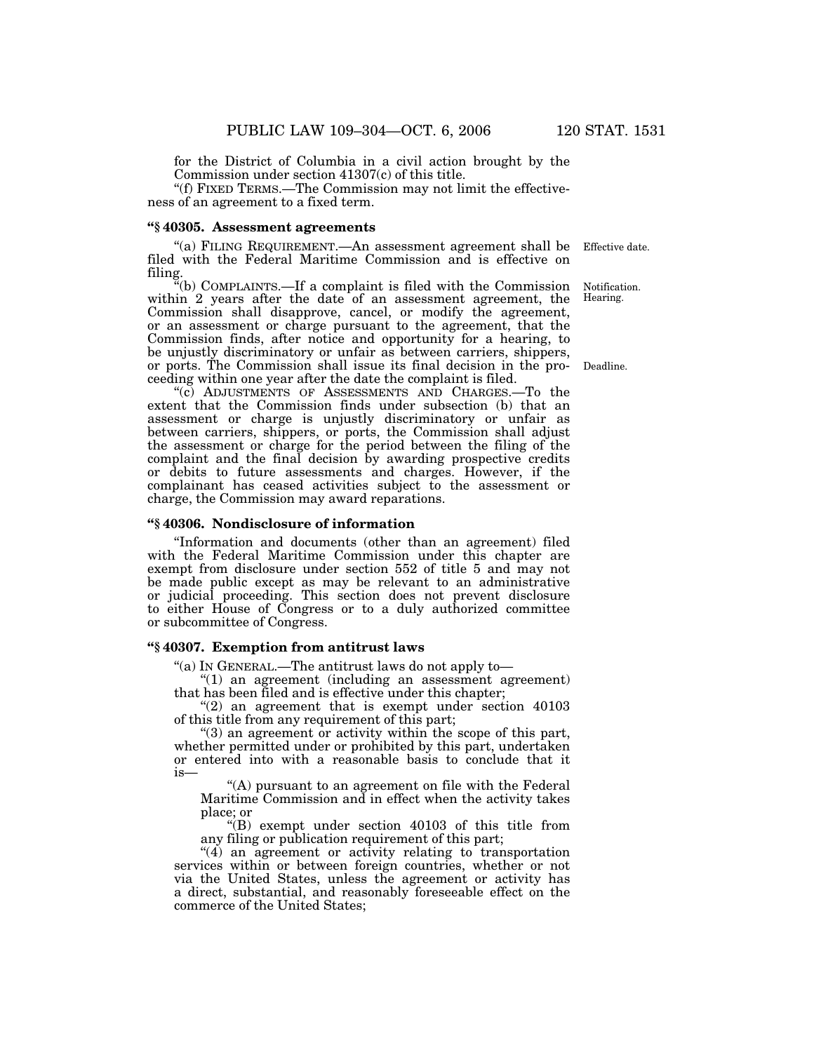for the District of Columbia in a civil action brought by the Commission under section 41307(c) of this title.

"(f) FIXED TERMS.—The Commission may not limit the effectiveness of an agreement to a fixed term.

### "§ 40305. Assessment agreements

"(a) FILING REQUIREMENT.—An assessment agreement shall be filed with the Federal Maritime Commission and is effective on filing.

Effective date.

"(b) COMPLAINTS.—If a complaint is filed with the Commission within 2 years after the date of an assessment agreement, the Commission shall disapprove, cancel, or modify the agreement, or an assessment or charge pursuant to the agreement, that the Commission finds, after notice and opportunity for a hearing, to be unjustly discriminatory or unfair as between carriers, shippers, or ports. The Commission shall issue its final decision in the proceeding within one year after the date the complaint is filed.

Notification. Hearing.

Deadline.

"(c) ADJUSTMENTS OF ASSESSMENTS AND CHARGES.—To the extent that the Commission finds under subsection (b) that an assessment or charge is unjustly discriminatory or unfair as between carriers, shippers, or ports, the Commission shall adjust the assessment or charge for the period between the filing of the complaint and the final decision by awarding prospective credits or debits to future assessments and charges. However, if the complainant has ceased activities subject to the assessment or charge, the Commission may award reparations.

### "§ 40306. Nondisclosure of information

"Information and documents (other than an agreement) filed with the Federal Maritime Commission under this chapter are exempt from disclosure under section 552 of title 5 and may not be made public except as may be relevant to an administrative or judicial proceeding. This section does not prevent disclosure to either House of Congress or to a duly authorized committee or subcommittee of Congress.

### "§ 40307. Exemption from antitrust laws

"(a) IN GENERAL.—The antitrust laws do not apply to—

"(1) an agreement (including an assessment agreement) that has been filed and is effective under this chapter;

"(2) an agreement that is exempt under section 40103 of this title from any requirement of this part;

"(3) an agreement or activity within the scope of this part, whether permitted under or prohibited by this part, undertaken or entered into with a reasonable basis to conclude that it is—

"(A) pursuant to an agreement on file with the Federal Maritime Commission and in effect when the activity takes place; or

"(B) exempt under section 40103 of this title from any filing or publication requirement of this part;

"(4) an agreement or activity relating to transportation services within or between foreign countries, whether or not via the United States, unless the agreement or activity has a direct, substantial, and reasonably foreseeable effect on the commerce of the United States;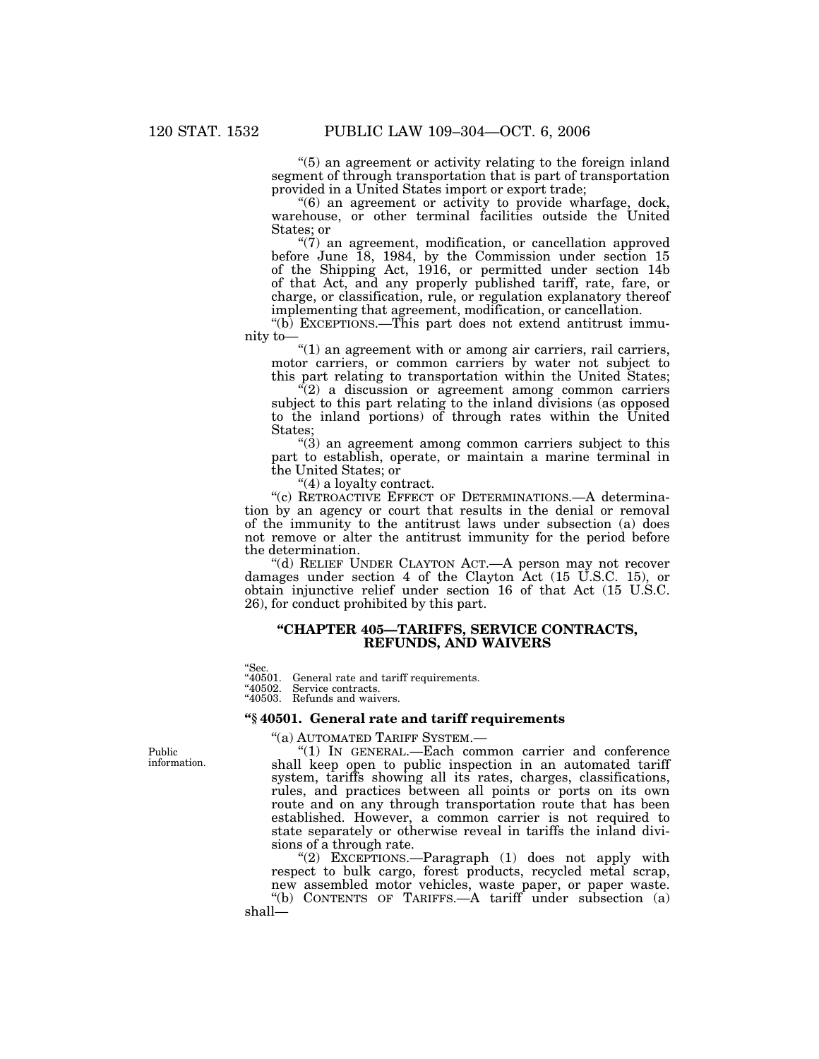"(5) an agreement or activity relating to the foreign inland segment of through transportation that is part of transportation provided in a United States import or export trade;

"(6) an agreement or activity to provide wharfage, dock, warehouse, or other terminal facilities outside the United States; or

"(7) an agreement, modification, or cancellation approved before June 18, 1984, by the Commission under section 15 of the Shipping Act, 1916, or permitted under section 14b of that Act, and any properly published tariff, rate, fare, or charge, or classification, rule, or regulation explanatory thereof implementing that agreement, modification, or cancellation.

"(b) EXCEPTIONS.—This part does not extend antitrust immunity to—

"(1) an agreement with or among air carriers, rail carriers, motor carriers, or common carriers by water not subject to this part relating to transportation within the United States;

"(2) a discussion or agreement among common carriers subject to this part relating to the inland divisions (as opposed to the inland portions) of through rates within the United States;

"(3) an agreement among common carriers subject to this part to establish, operate, or maintain a marine terminal in the United States; or

"(4) a loyalty contract.

"(c) RETROACTIVE EFFECT OF DETERMINATIONS.—A determination by an agency or court that results in the denial or removal of the immunity to the antitrust laws under subsection (a) does not remove or alter the antitrust immunity for the period before the determination.

"(d) RELIEF UNDER CLAYTON ACT.—A person may not recover damages under section 4 of the Clayton Act (15 U.S.C. 15), or obtain injunctive relief under section 16 of that Act (15 U.S.C. 26), for conduct prohibited by this part.

## "CHAPTER 405—TARIFFS, SERVICE CONTRACTS, REFUNDS, AND WAIVERS

"Sec.
"40501. General rate and tariff requirements.
"40502. Service contracts.
"40503. Refunds and waivers.

### "§ 40501. General rate and tariff requirements

"(a) AUTOMATED TARIFF SYSTEM.—

Public information.

"(1) IN GENERAL.—Each common carrier and conference shall keep open to public inspection in an automated tariff system, tariffs showing all its rates, charges, classifications, rules, and practices between all points or ports on its own route and on any through transportation route that has been established. However, a common carrier is not required to state separately or otherwise reveal in tariffs the inland divisions of a through rate.

"(2) EXCEPTIONS.—Paragraph (1) does not apply with respect to bulk cargo, forest products, recycled metal scrap, new assembled motor vehicles, waste paper, or paper waste.

"(b) CONTENTS OF TARIFFS.—A tariff under subsection (a) shall—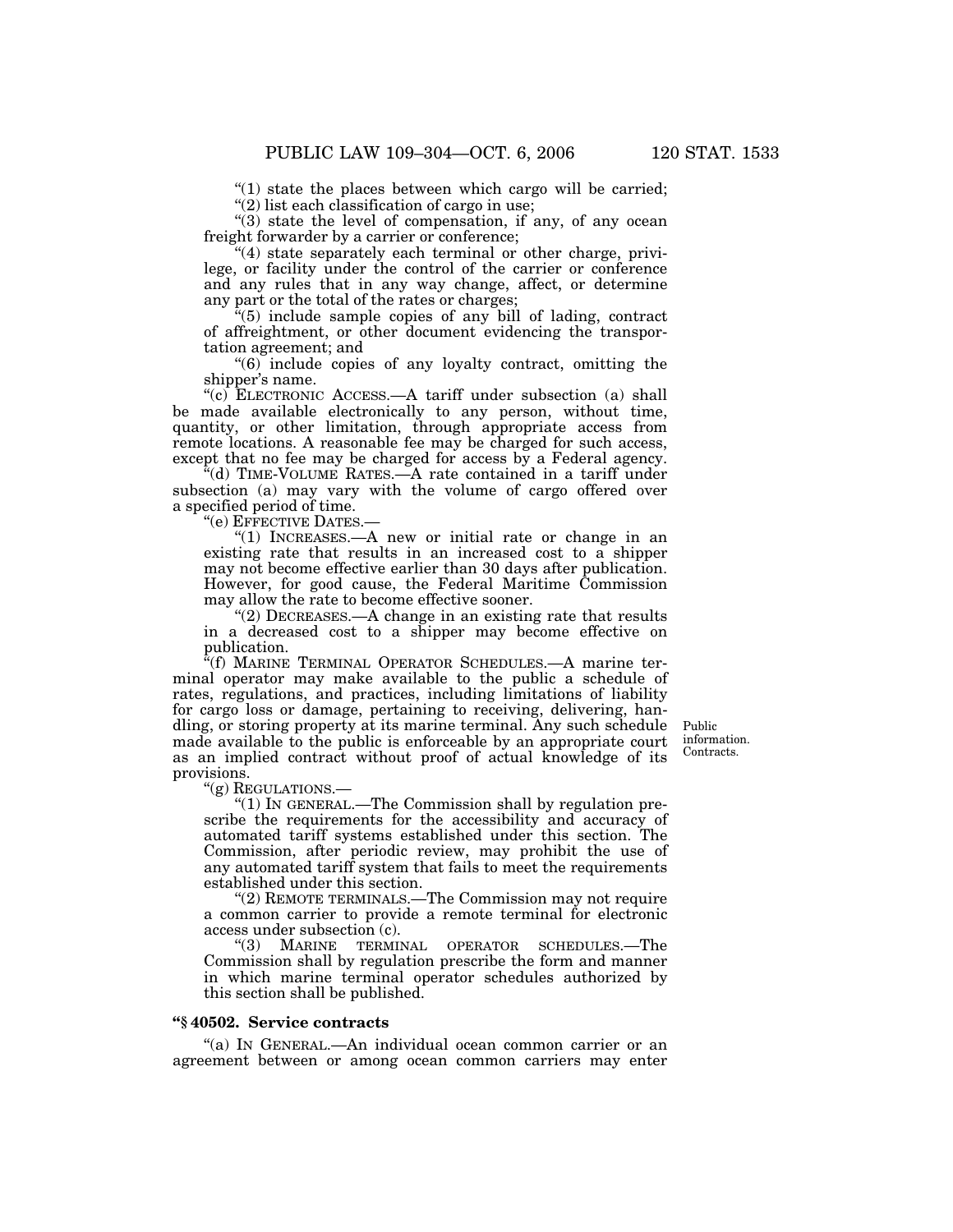"(1) state the places between which cargo will be carried;

"(2) list each classification of cargo in use;

"(3) state the level of compensation, if any, of any ocean freight forwarder by a carrier or conference;

"(4) state separately each terminal or other charge, privilege, or facility under the control of the carrier or conference and any rules that in any way change, affect, or determine any part or the total of the rates or charges;

"(5) include sample copies of any bill of lading, contract of affreightment, or other document evidencing the transportation agreement; and

"(6) include copies of any loyalty contract, omitting the shipper's name.

"(c) ELECTRONIC ACCESS.—A tariff under subsection (a) shall be made available electronically to any person, without time, quantity, or other limitation, through appropriate access from remote locations. A reasonable fee may be charged for such access, except that no fee may be charged for access by a Federal agency.

"(d) TIME-VOLUME RATES.—A rate contained in a tariff under subsection (a) may vary with the volume of cargo offered over a specified period of time.

"(e) EFFECTIVE DATES.—

"(1) INCREASES.—A new or initial rate or change in an existing rate that results in an increased cost to a shipper may not become effective earlier than 30 days after publication. However, for good cause, the Federal Maritime Commission may allow the rate to become effective sooner.

"(2) DECREASES.—A change in an existing rate that results in a decreased cost to a shipper may become effective on publication.

"(f) MARINE TERMINAL OPERATOR SCHEDULES.—A marine terminal operator may make available to the public a schedule of rates, regulations, and practices, including limitations of liability for cargo loss or damage, pertaining to receiving, delivering, handling, or storing property at its marine terminal. Any such schedule made available to the public is enforceable by an appropriate court as an implied contract without proof of actual knowledge of its provisions.

Public information. Contracts.

"(g) REGULATIONS.—

"(1) IN GENERAL.—The Commission shall by regulation prescribe the requirements for the accessibility and accuracy of automated tariff systems established under this section. The Commission, after periodic review, may prohibit the use of any automated tariff system that fails to meet the requirements established under this section.

"(2) REMOTE TERMINALS.—The Commission may not require a common carrier to provide a remote terminal for electronic access under subsection (c).

"(3) MARINE TERMINAL OPERATOR SCHEDULES.—The Commission shall by regulation prescribe the form and manner in which marine terminal operator schedules authorized by this section shall be published.

**"§ 40502. Service contracts**

"(a) IN GENERAL.—An individual ocean common carrier or an agreement between or among ocean common carriers may enter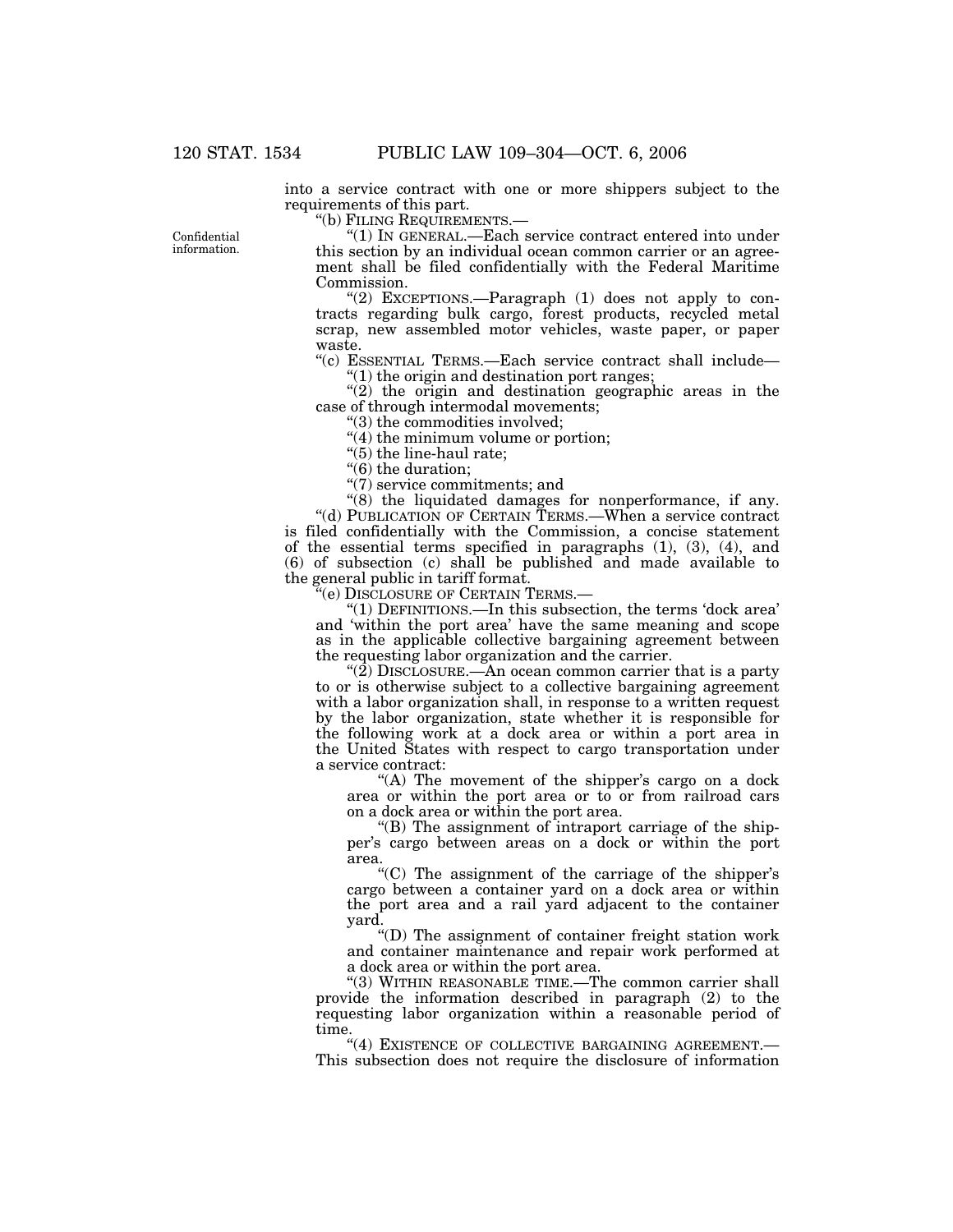into a service contract with one or more shippers subject to the requirements of this part.

"(b) FILING REQUIREMENTS.—

Confidential information.

"(1) IN GENERAL.—Each service contract entered into under this section by an individual ocean common carrier or an agreement shall be filed confidentially with the Federal Maritime Commission.

"(2) EXCEPTIONS.—Paragraph (1) does not apply to contracts regarding bulk cargo, forest products, recycled metal scrap, new assembled motor vehicles, waste paper, or paper waste.

"(c) ESSENTIAL TERMS.—Each service contract shall include—

"(1) the origin and destination port ranges;

"(2) the origin and destination geographic areas in the case of through intermodal movements;

"(3) the commodities involved;

"(4) the minimum volume or portion;

"(5) the line-haul rate;

"(6) the duration;

"(7) service commitments; and

"(8) the liquidated damages for nonperformance, if any.

"(d) PUBLICATION OF CERTAIN TERMS.—When a service contract is filed confidentially with the Commission, a concise statement of the essential terms specified in paragraphs (1), (3), (4), and (6) of subsection (c) shall be published and made available to the general public in tariff format.

"(e) DISCLOSURE OF CERTAIN TERMS.—

"(1) DEFINITIONS.—In this subsection, the terms 'dock area' and 'within the port area' have the same meaning and scope as in the applicable collective bargaining agreement between the requesting labor organization and the carrier.

"(2) DISCLOSURE.—An ocean common carrier that is a party to or is otherwise subject to a collective bargaining agreement with a labor organization shall, in response to a written request by the labor organization, state whether it is responsible for the following work at a dock area or within a port area in the United States with respect to cargo transportation under a service contract:

"(A) The movement of the shipper's cargo on a dock area or within the port area or to or from railroad cars on a dock area or within the port area.

"(B) The assignment of intraport carriage of the shipper's cargo between areas on a dock or within the port area.

"(C) The assignment of the carriage of the shipper's cargo between a container yard on a dock area or within the port area and a rail yard adjacent to the container yard.

"(D) The assignment of container freight station work and container maintenance and repair work performed at a dock area or within the port area.

"(3) WITHIN REASONABLE TIME.—The common carrier shall provide the information described in paragraph (2) to the requesting labor organization within a reasonable period of time.

"(4) EXISTENCE OF COLLECTIVE BARGAINING AGREEMENT.— This subsection does not require the disclosure of information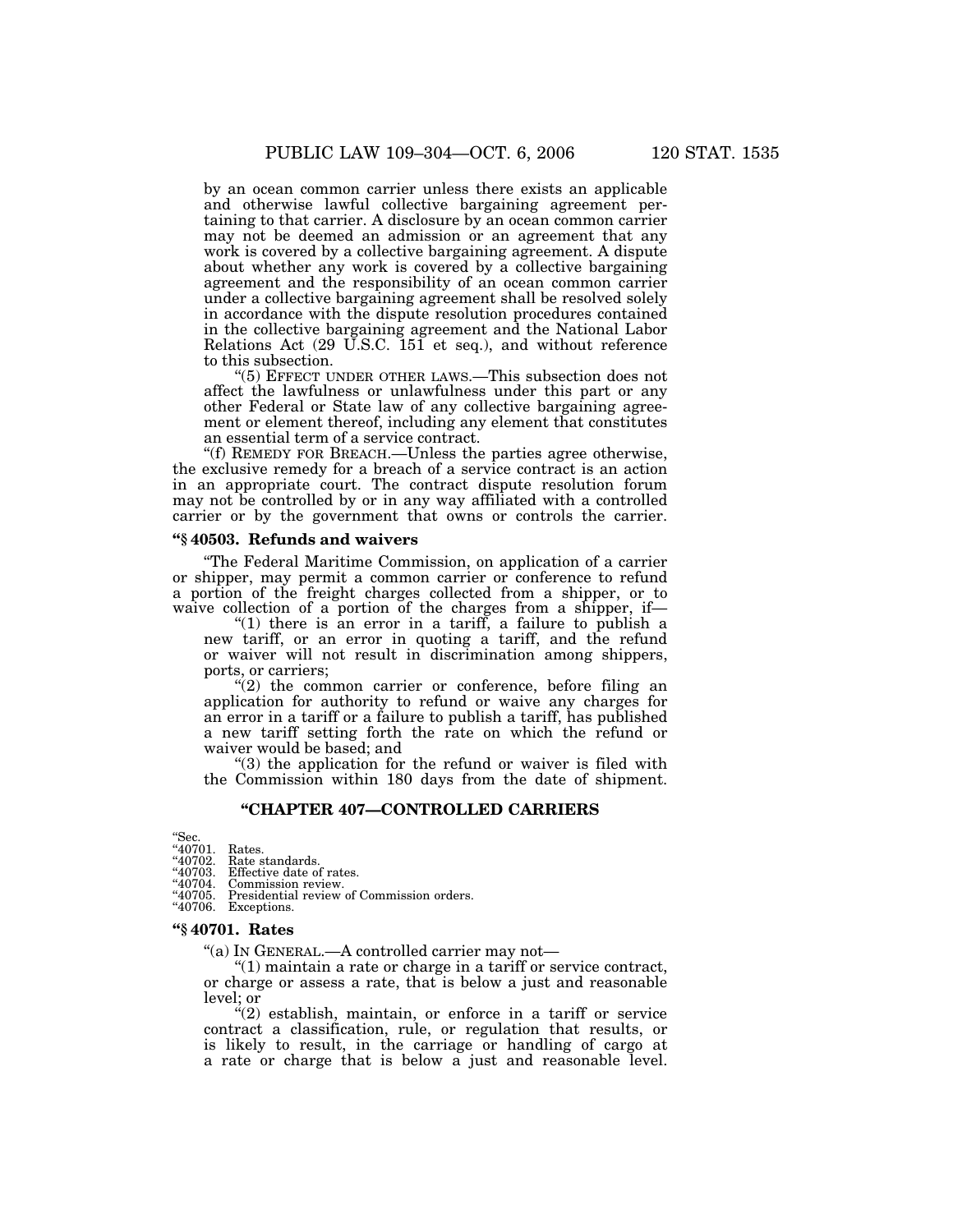by an ocean common carrier unless there exists an applicable and otherwise lawful collective bargaining agreement pertaining to that carrier. A disclosure by an ocean common carrier may not be deemed an admission or an agreement that any work is covered by a collective bargaining agreement. A dispute about whether any work is covered by a collective bargaining agreement and the responsibility of an ocean common carrier under a collective bargaining agreement shall be resolved solely in accordance with the dispute resolution procedures contained in the collective bargaining agreement and the National Labor Relations Act (29 U.S.C. 151 et seq.), and without reference to this subsection.

"(5) EFFECT UNDER OTHER LAWS.—This subsection does not affect the lawfulness or unlawfulness under this part or any other Federal or State law of any collective bargaining agreement or element thereof, including any element that constitutes an essential term of a service contract.

"(f) REMEDY FOR BREACH.—Unless the parties agree otherwise, the exclusive remedy for a breach of a service contract is an action in an appropriate court. The contract dispute resolution forum may not be controlled by or in any way affiliated with a controlled carrier or by the government that owns or controls the carrier.

### "§ 40503. Refunds and waivers

"The Federal Maritime Commission, on application of a carrier or shipper, may permit a common carrier or conference to refund a portion of the freight charges collected from a shipper, or to waive collection of a portion of the charges from a shipper, if—

"(1) there is an error in a tariff, a failure to publish a new tariff, or an error in quoting a tariff, and the refund or waiver will not result in discrimination among shippers, ports, or carriers;

"(2) the common carrier or conference, before filing an application for authority to refund or waive any charges for an error in a tariff or a failure to publish a tariff, has published a new tariff setting forth the rate on which the refund or waiver would be based; and

"(3) the application for the refund or waiver is filed with the Commission within 180 days from the date of shipment.

## "CHAPTER 407—CONTROLLED CARRIERS

"Sec.
"40701. Rates.
"40702. Rate standards.
"40703. Effective date of rates.
"40704. Commission review.
"40705. Presidential review of Commission orders.
"40706. Exceptions.

### "§ 40701. Rates

"(a) IN GENERAL.—A controlled carrier may not—

"(1) maintain a rate or charge in a tariff or service contract, or charge or assess a rate, that is below a just and reasonable level; or

"(2) establish, maintain, or enforce in a tariff or service contract a classification, rule, or regulation that results, or is likely to result, in the carriage or handling of cargo at a rate or charge that is below a just and reasonable level.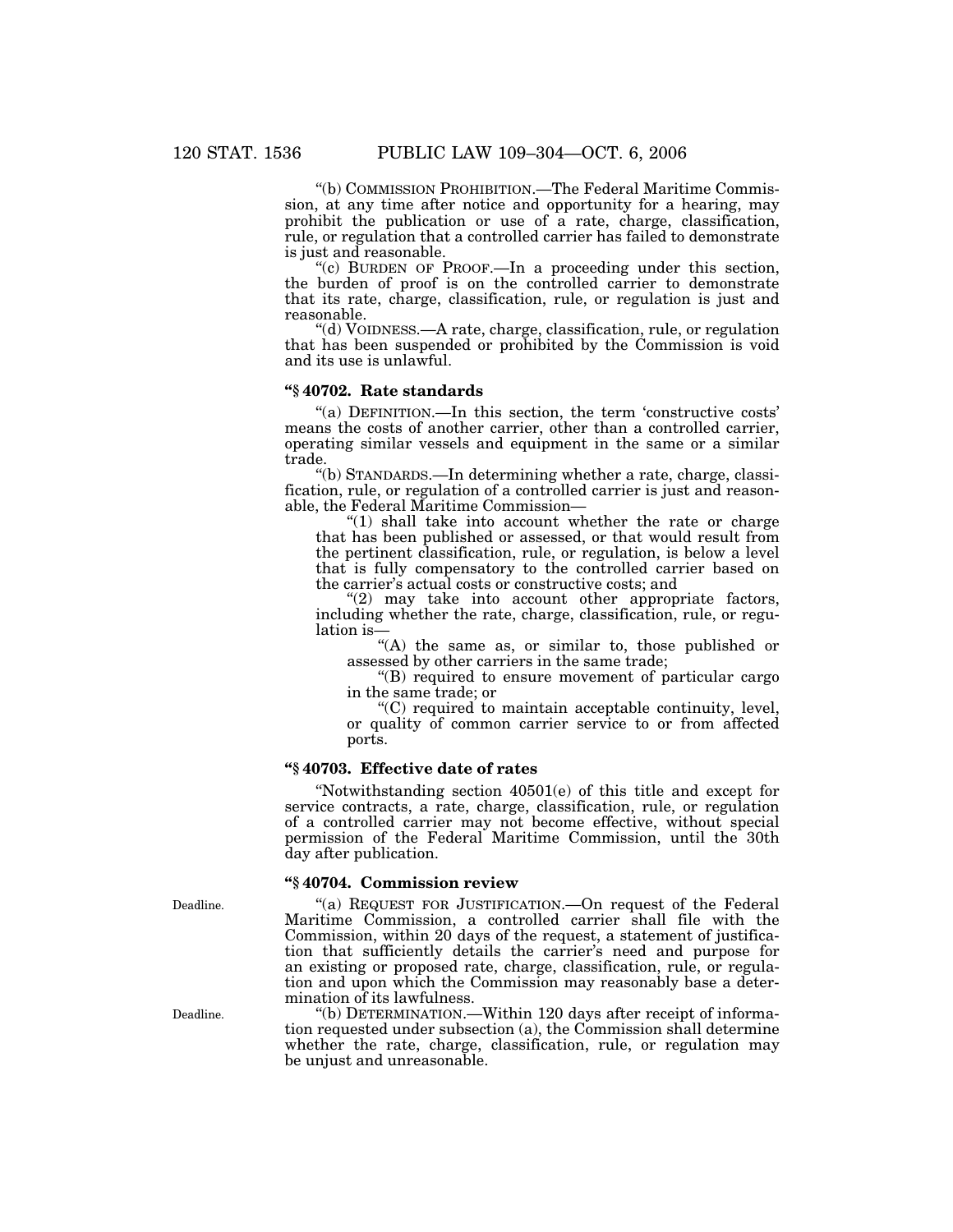"(b) COMMISSION PROHIBITION.—The Federal Maritime Commission, at any time after notice and opportunity for a hearing, may prohibit the publication or use of a rate, charge, classification, rule, or regulation that a controlled carrier has failed to demonstrate is just and reasonable.

"(c) BURDEN OF PROOF.—In a proceeding under this section, the burden of proof is on the controlled carrier to demonstrate that its rate, charge, classification, rule, or regulation is just and reasonable.

"(d) VOIDNESS.—A rate, charge, classification, rule, or regulation that has been suspended or prohibited by the Commission is void and its use is unlawful.

### "§ 40702. Rate standards

"(a) DEFINITION.—In this section, the term 'constructive costs' means the costs of another carrier, other than a controlled carrier, operating similar vessels and equipment in the same or a similar trade.

"(b) STANDARDS.—In determining whether a rate, charge, classification, rule, or regulation of a controlled carrier is just and reasonable, the Federal Maritime Commission—

"(1) shall take into account whether the rate or charge that has been published or assessed, or that would result from the pertinent classification, rule, or regulation, is below a level that is fully compensatory to the controlled carrier based on the carrier's actual costs or constructive costs; and

"(2) may take into account other appropriate factors, including whether the rate, charge, classification, rule, or regulation is—

"(A) the same as, or similar to, those published or assessed by other carriers in the same trade;

"(B) required to ensure movement of particular cargo in the same trade; or

"(C) required to maintain acceptable continuity, level, or quality of common carrier service to or from affected ports.

### "§ 40703. Effective date of rates

"Notwithstanding section 40501(e) of this title and except for service contracts, a rate, charge, classification, rule, or regulation of a controlled carrier may not become effective, without special permission of the Federal Maritime Commission, until the 30th day after publication.

### "§ 40704. Commission review

Deadline.

"(a) REQUEST FOR JUSTIFICATION.—On request of the Federal Maritime Commission, a controlled carrier shall file with the Commission, within 20 days of the request, a statement of justification that sufficiently details the carrier's need and purpose for an existing or proposed rate, charge, classification, rule, or regulation and upon which the Commission may reasonably base a determination of its lawfulness.

Deadline.

"(b) DETERMINATION.—Within 120 days after receipt of information requested under subsection (a), the Commission shall determine whether the rate, charge, classification, rule, or regulation may be unjust and unreasonable.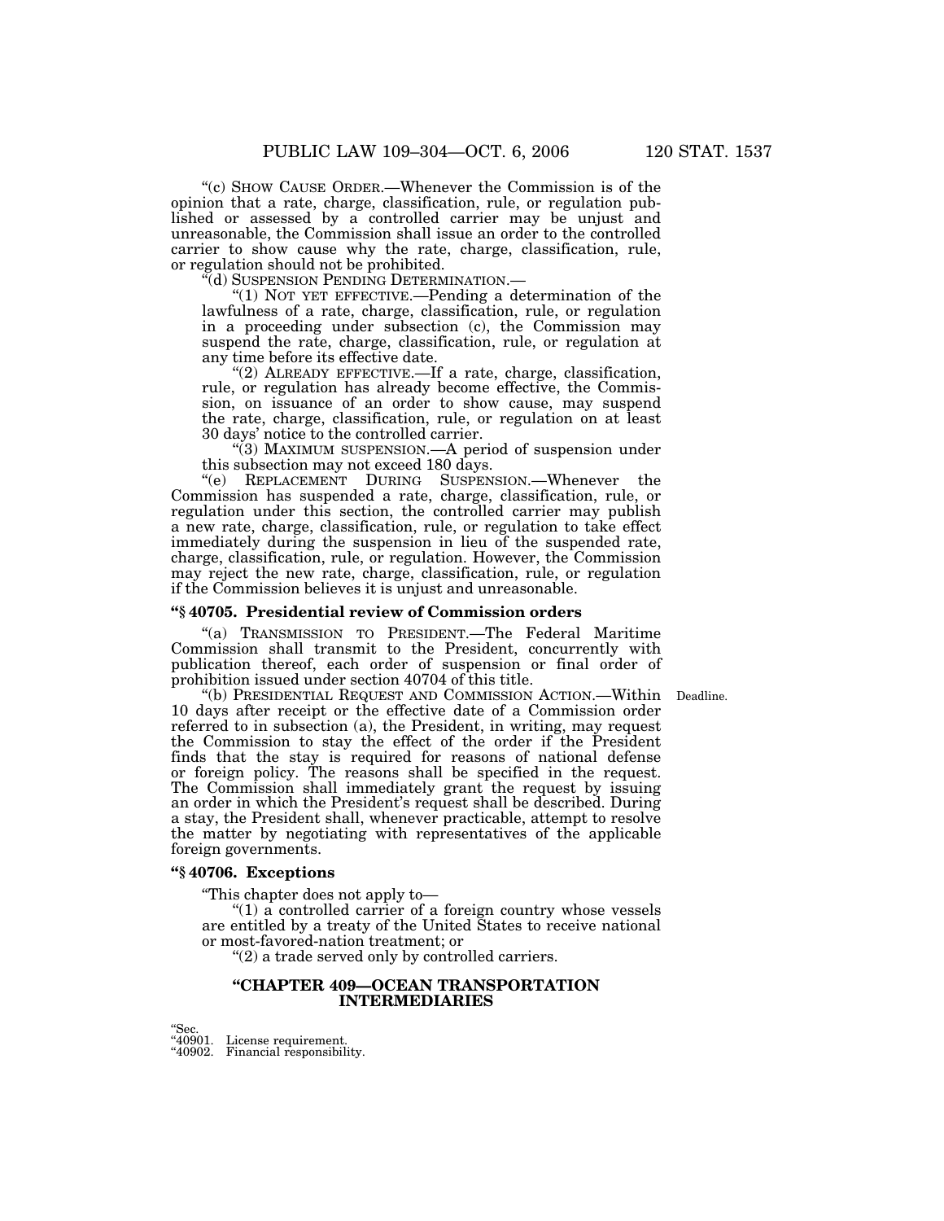"(c) SHOW CAUSE ORDER.—Whenever the Commission is of the opinion that a rate, charge, classification, rule, or regulation published or assessed by a controlled carrier may be unjust and unreasonable, the Commission shall issue an order to the controlled carrier to show cause why the rate, charge, classification, rule, or regulation should not be prohibited.

"(d) SUSPENSION PENDING DETERMINATION.—

"(1) NOT YET EFFECTIVE.—Pending a determination of the lawfulness of a rate, charge, classification, rule, or regulation in a proceeding under subsection (c), the Commission may suspend the rate, charge, classification, rule, or regulation at any time before its effective date.

"(2) ALREADY EFFECTIVE.—If a rate, charge, classification, rule, or regulation has already become effective, the Commission, on issuance of an order to show cause, may suspend the rate, charge, classification, rule, or regulation on at least 30 days' notice to the controlled carrier.

"(3) MAXIMUM SUSPENSION.—A period of suspension under this subsection may not exceed 180 days.

"(e) REPLACEMENT DURING SUSPENSION.—Whenever the Commission has suspended a rate, charge, classification, rule, or regulation under this section, the controlled carrier may publish a new rate, charge, classification, rule, or regulation to take effect immediately during the suspension in lieu of the suspended rate, charge, classification, rule, or regulation. However, the Commission may reject the new rate, charge, classification, rule, or regulation if the Commission believes it is unjust and unreasonable.

### "§ 40705. Presidential review of Commission orders

"(a) TRANSMISSION TO PRESIDENT.—The Federal Maritime Commission shall transmit to the President, concurrently with publication thereof, each order of suspension or final order of prohibition issued under section 40704 of this title.

Deadline.

"(b) PRESIDENTIAL REQUEST AND COMMISSION ACTION.—Within 10 days after receipt or the effective date of a Commission order referred to in subsection (a), the President, in writing, may request the Commission to stay the effect of the order if the President finds that the stay is required for reasons of national defense or foreign policy. The reasons shall be specified in the request. The Commission shall immediately grant the request by issuing an order in which the President's request shall be described. During a stay, the President shall, whenever practicable, attempt to resolve the matter by negotiating with representatives of the applicable foreign governments.

### "§ 40706. Exceptions

"This chapter does not apply to—

"(1) a controlled carrier of a foreign country whose vessels are entitled by a treaty of the United States to receive national or most-favored-nation treatment; or

"(2) a trade served only by controlled carriers.

## "CHAPTER 409—OCEAN TRANSPORTATION INTERMEDIARIES

"Sec.
"40901. License requirement.
"40902. Financial responsibility.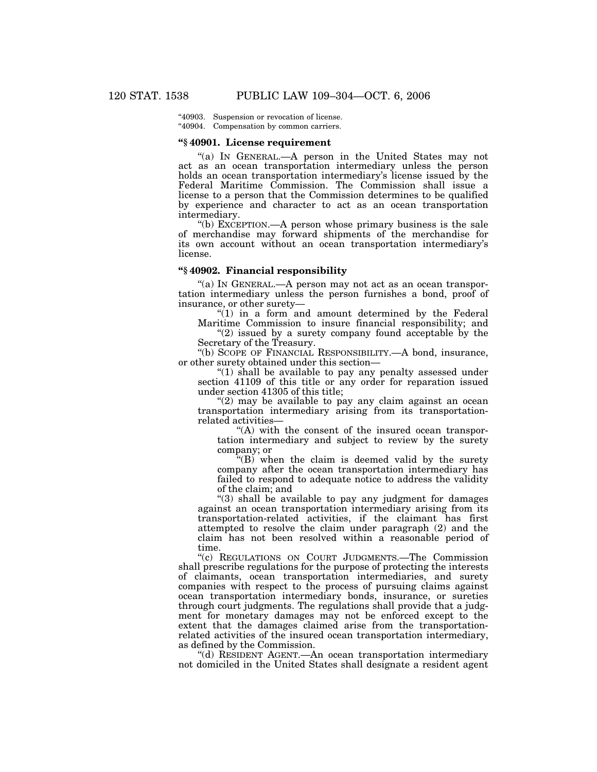"40903. Suspension or revocation of license.
"40904. Compensation by common carriers.

### "§ 40901. License requirement

"(a) IN GENERAL.—A person in the United States may not act as an ocean transportation intermediary unless the person holds an ocean transportation intermediary's license issued by the Federal Maritime Commission. The Commission shall issue a license to a person that the Commission determines to be qualified by experience and character to act as an ocean transportation intermediary.

"(b) EXCEPTION.—A person whose primary business is the sale of merchandise may forward shipments of the merchandise for its own account without an ocean transportation intermediary's license.

### "§ 40902. Financial responsibility

"(a) IN GENERAL.—A person may not act as an ocean transportation intermediary unless the person furnishes a bond, proof of insurance, or other surety—

"(1) in a form and amount determined by the Federal Maritime Commission to insure financial responsibility; and

"(2) issued by a surety company found acceptable by the Secretary of the Treasury.

"(b) SCOPE OF FINANCIAL RESPONSIBILITY.—A bond, insurance, or other surety obtained under this section—

"(1) shall be available to pay any penalty assessed under section 41109 of this title or any order for reparation issued under section 41305 of this title;

"(2) may be available to pay any claim against an ocean transportation intermediary arising from its transportation-related activities—

"(A) with the consent of the insured ocean transportation intermediary and subject to review by the surety company; or

"(B) when the claim is deemed valid by the surety company after the ocean transportation intermediary has failed to respond to adequate notice to address the validity of the claim; and

"(3) shall be available to pay any judgment for damages against an ocean transportation intermediary arising from its transportation-related activities, if the claimant has first attempted to resolve the claim under paragraph (2) and the claim has not been resolved within a reasonable period of time.

"(c) REGULATIONS ON COURT JUDGMENTS.—The Commission shall prescribe regulations for the purpose of protecting the interests of claimants, ocean transportation intermediaries, and surety companies with respect to the process of pursuing claims against ocean transportation intermediary bonds, insurance, or sureties through court judgments. The regulations shall provide that a judgment for monetary damages may not be enforced except to the extent that the damages claimed arise from the transportation-related activities of the insured ocean transportation intermediary, as defined by the Commission.

"(d) RESIDENT AGENT.—An ocean transportation intermediary not domiciled in the United States shall designate a resident agent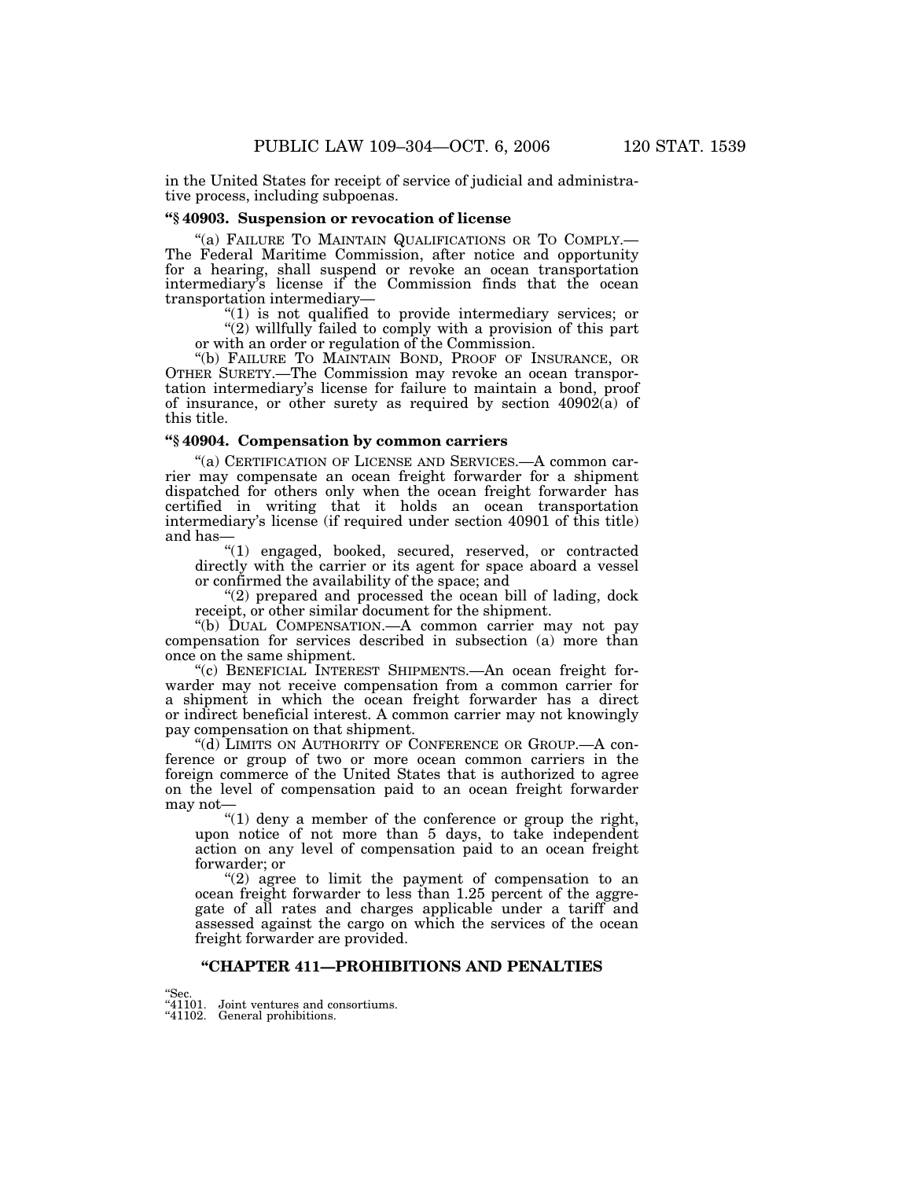in the United States for receipt of service of judicial and administrative process, including subpoenas.

### "§ 40903. Suspension or revocation of license

"(a) FAILURE TO MAINTAIN QUALIFICATIONS OR TO COMPLY.—The Federal Maritime Commission, after notice and opportunity for a hearing, shall suspend or revoke an ocean transportation intermediary's license if the Commission finds that the ocean transportation intermediary—

"(1) is not qualified to provide intermediary services; or

"(2) willfully failed to comply with a provision of this part or with an order or regulation of the Commission.

"(b) FAILURE TO MAINTAIN BOND, PROOF OF INSURANCE, OR OTHER SURETY.—The Commission may revoke an ocean transportation intermediary's license for failure to maintain a bond, proof of insurance, or other surety as required by section 40902(a) of this title.

### "§ 40904. Compensation by common carriers

"(a) CERTIFICATION OF LICENSE AND SERVICES.—A common carrier may compensate an ocean freight forwarder for a shipment dispatched for others only when the ocean freight forwarder has certified in writing that it holds an ocean transportation intermediary's license (if required under section 40901 of this title) and has—

"(1) engaged, booked, secured, reserved, or contracted directly with the carrier or its agent for space aboard a vessel or confirmed the availability of the space; and

"(2) prepared and processed the ocean bill of lading, dock receipt, or other similar document for the shipment.

"(b) DUAL COMPENSATION.—A common carrier may not pay compensation for services described in subsection (a) more than once on the same shipment.

"(c) BENEFICIAL INTEREST SHIPMENTS.—An ocean freight forwarder may not receive compensation from a common carrier for a shipment in which the ocean freight forwarder has a direct or indirect beneficial interest. A common carrier may not knowingly pay compensation on that shipment.

"(d) LIMITS ON AUTHORITY OF CONFERENCE OR GROUP.—A conference or group of two or more ocean common carriers in the foreign commerce of the United States that is authorized to agree on the level of compensation paid to an ocean freight forwarder may not—

"(1) deny a member of the conference or group the right, upon notice of not more than 5 days, to take independent action on any level of compensation paid to an ocean freight forwarder; or

"(2) agree to limit the payment of compensation to an ocean freight forwarder to less than 1.25 percent of the aggregate of all rates and charges applicable under a tariff and assessed against the cargo on which the services of the ocean freight forwarder are provided.

## "CHAPTER 411—PROHIBITIONS AND PENALTIES

"Sec.
"41101. Joint ventures and consortiums.
"41102. General prohibitions.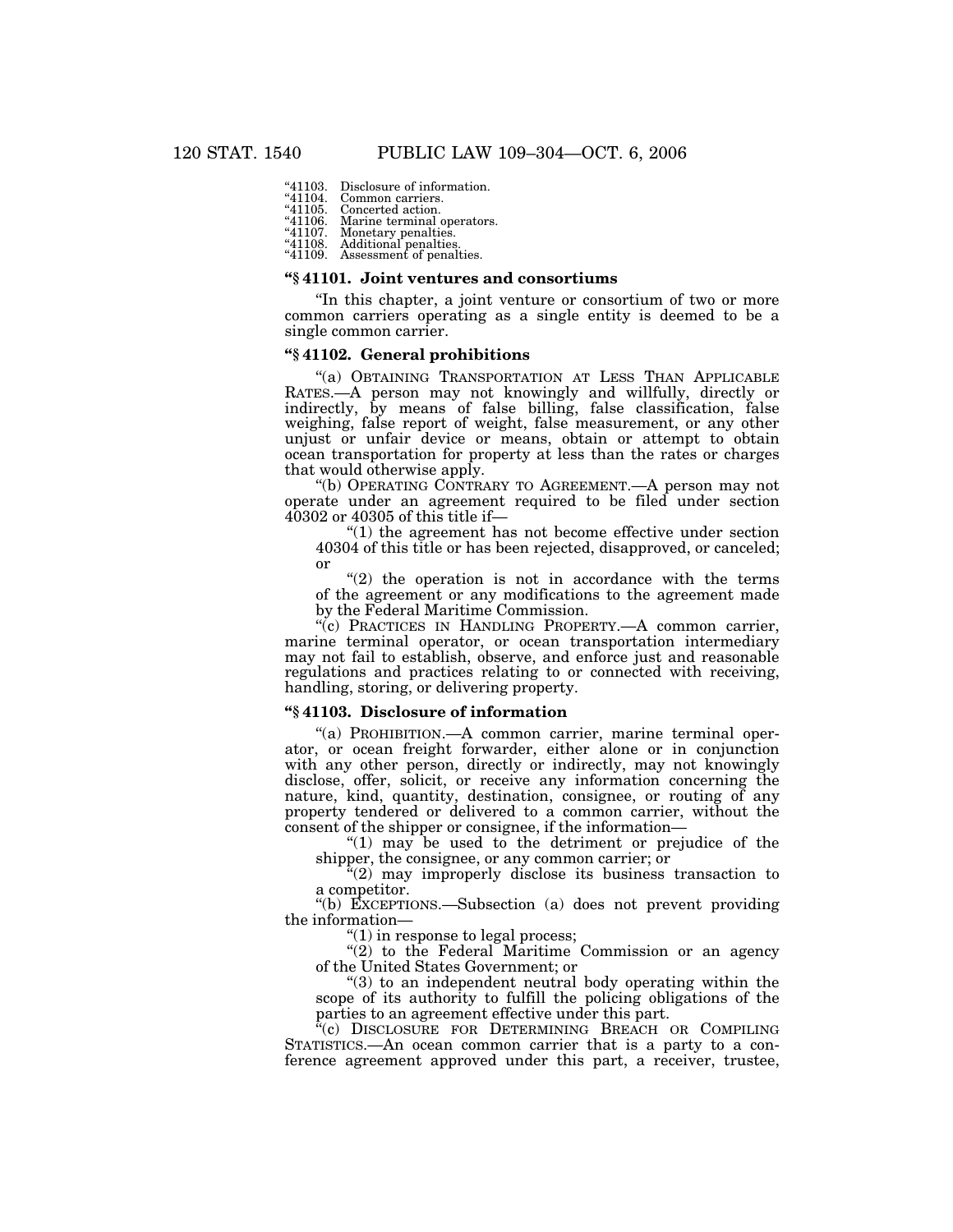"41103. Disclosure of information.
"41104. Common carriers.
"41105. Concerted action.
"41106. Marine terminal operators.
"41107. Monetary penalties.
"41108. Additional penalties.
"41109. Assessment of penalties.

### "§ 41101. Joint ventures and consortiums

"In this chapter, a joint venture or consortium of two or more common carriers operating as a single entity is deemed to be a single common carrier.

### "§ 41102. General prohibitions

"(a) OBTAINING TRANSPORTATION AT LESS THAN APPLICABLE RATES.—A person may not knowingly and willfully, directly or indirectly, by means of false billing, false classification, false weighing, false report of weight, false measurement, or any other unjust or unfair device or means, obtain or attempt to obtain ocean transportation for property at less than the rates or charges that would otherwise apply.

"(b) OPERATING CONTRARY TO AGREEMENT.—A person may not operate under an agreement required to be filed under section 40302 or 40305 of this title if—

"(1) the agreement has not become effective under section 40304 of this title or has been rejected, disapproved, or canceled; or

"(2) the operation is not in accordance with the terms of the agreement or any modifications to the agreement made by the Federal Maritime Commission.

"(c) PRACTICES IN HANDLING PROPERTY.—A common carrier, marine terminal operator, or ocean transportation intermediary may not fail to establish, observe, and enforce just and reasonable regulations and practices relating to or connected with receiving, handling, storing, or delivering property.

### "§ 41103. Disclosure of information

"(a) PROHIBITION.—A common carrier, marine terminal operator, or ocean freight forwarder, either alone or in conjunction with any other person, directly or indirectly, may not knowingly disclose, offer, solicit, or receive any information concerning the nature, kind, quantity, destination, consignee, or routing of any property tendered or delivered to a common carrier, without the consent of the shipper or consignee, if the information—

"(1) may be used to the detriment or prejudice of the shipper, the consignee, or any common carrier; or

"(2) may improperly disclose its business transaction to a competitor.

"(b) EXCEPTIONS.—Subsection (a) does not prevent providing the information—

"(1) in response to legal process;

"(2) to the Federal Maritime Commission or an agency of the United States Government; or

"(3) to an independent neutral body operating within the scope of its authority to fulfill the policing obligations of the parties to an agreement effective under this part.

"(c) DISCLOSURE FOR DETERMINING BREACH OR COMPILING STATISTICS.—An ocean common carrier that is a party to a conference agreement approved under this part, a receiver, trustee,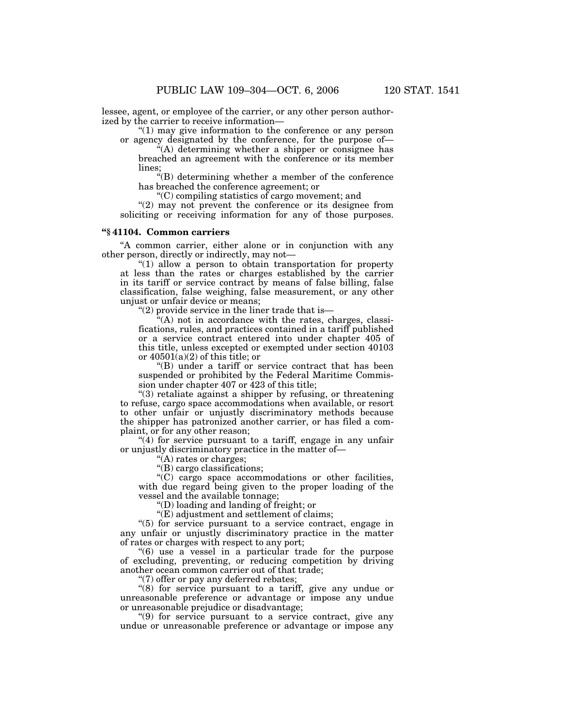lessee, agent, or employee of the carrier, or any other person authorized by the carrier to receive information—

"(1) may give information to the conference or any person or agency designated by the conference, for the purpose of—

"(A) determining whether a shipper or consignee has breached an agreement with the conference or its member lines;

"(B) determining whether a member of the conference has breached the conference agreement; or

"(C) compiling statistics of cargo movement; and

"(2) may not prevent the conference or its designee from soliciting or receiving information for any of those purposes.

**"§ 41104. Common carriers**

"A common carrier, either alone or in conjunction with any other person, directly or indirectly, may not—

"(1) allow a person to obtain transportation for property at less than the rates or charges established by the carrier in its tariff or service contract by means of false billing, false classification, false weighing, false measurement, or any other unjust or unfair device or means;

"(2) provide service in the liner trade that is—

"(A) not in accordance with the rates, charges, classifications, rules, and practices contained in a tariff published or a service contract entered into under chapter 405 of this title, unless excepted or exempted under section 40103 or 40501(a)(2) of this title; or

"(B) under a tariff or service contract that has been suspended or prohibited by the Federal Maritime Commission under chapter 407 or 423 of this title;

"(3) retaliate against a shipper by refusing, or threatening to refuse, cargo space accommodations when available, or resort to other unfair or unjustly discriminatory methods because the shipper has patronized another carrier, or has filed a complaint, or for any other reason;

"(4) for service pursuant to a tariff, engage in any unfair or unjustly discriminatory practice in the matter of—

"(A) rates or charges;

"(B) cargo classifications;

"(C) cargo space accommodations or other facilities, with due regard being given to the proper loading of the vessel and the available tonnage;

"(D) loading and landing of freight; or

"(E) adjustment and settlement of claims;

"(5) for service pursuant to a service contract, engage in any unfair or unjustly discriminatory practice in the matter of rates or charges with respect to any port;

"(6) use a vessel in a particular trade for the purpose of excluding, preventing, or reducing competition by driving another ocean common carrier out of that trade;

"(7) offer or pay any deferred rebates;

"(8) for service pursuant to a tariff, give any undue or unreasonable preference or advantage or impose any undue or unreasonable prejudice or disadvantage;

"(9) for service pursuant to a service contract, give any undue or unreasonable preference or advantage or impose any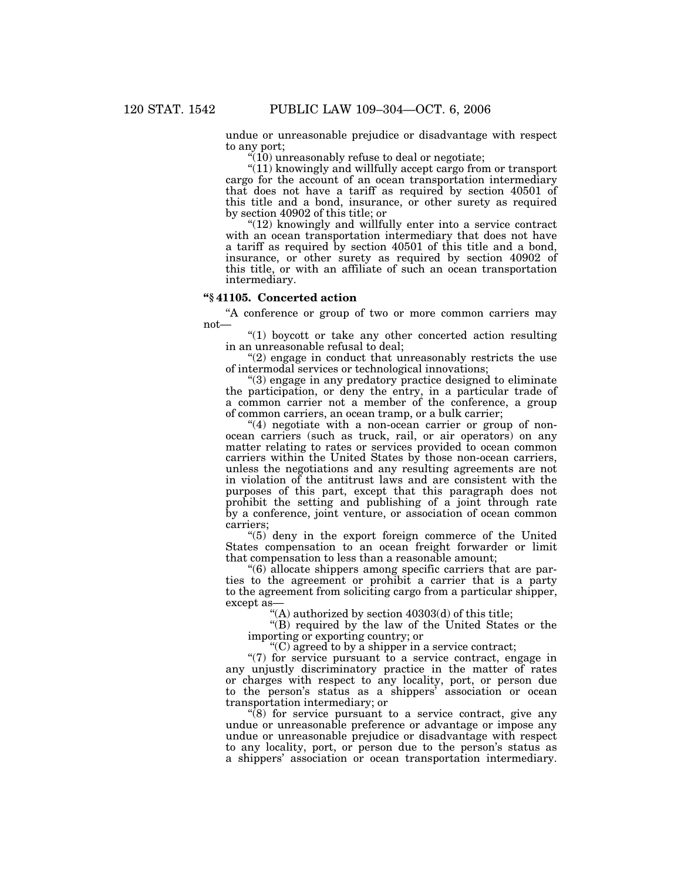undue or unreasonable prejudice or disadvantage with respect to any port;

"(10) unreasonably refuse to deal or negotiate;

"(11) knowingly and willfully accept cargo from or transport cargo for the account of an ocean transportation intermediary that does not have a tariff as required by section 40501 of this title and a bond, insurance, or other surety as required by section 40902 of this title; or

"(12) knowingly and willfully enter into a service contract with an ocean transportation intermediary that does not have a tariff as required by section 40501 of this title and a bond, insurance, or other surety as required by section 40902 of this title, or with an affiliate of such an ocean transportation intermediary.

### "§ 41105. Concerted action

"A conference or group of two or more common carriers may not—

"(1) boycott or take any other concerted action resulting in an unreasonable refusal to deal;

"(2) engage in conduct that unreasonably restricts the use of intermodal services or technological innovations;

"(3) engage in any predatory practice designed to eliminate the participation, or deny the entry, in a particular trade of a common carrier not a member of the conference, a group of common carriers, an ocean tramp, or a bulk carrier;

"(4) negotiate with a non-ocean carrier or group of non-ocean carriers (such as truck, rail, or air operators) on any matter relating to rates or services provided to ocean common carriers within the United States by those non-ocean carriers, unless the negotiations and any resulting agreements are not in violation of the antitrust laws and are consistent with the purposes of this part, except that this paragraph does not prohibit the setting and publishing of a joint through rate by a conference, joint venture, or association of ocean common carriers;

"(5) deny in the export foreign commerce of the United States compensation to an ocean freight forwarder or limit that compensation to less than a reasonable amount;

"(6) allocate shippers among specific carriers that are parties to the agreement or prohibit a carrier that is a party to the agreement from soliciting cargo from a particular shipper, except as—

"(A) authorized by section 40303(d) of this title;

"(B) required by the law of the United States or the importing or exporting country; or

"(C) agreed to by a shipper in a service contract;

"(7) for service pursuant to a service contract, engage in any unjustly discriminatory practice in the matter of rates or charges with respect to any locality, port, or person due to the person's status as a shippers' association or ocean transportation intermediary; or

"(8) for service pursuant to a service contract, give any undue or unreasonable preference or advantage or impose any undue or unreasonable prejudice or disadvantage with respect to any locality, port, or person due to the person's status as a shippers' association or ocean transportation intermediary.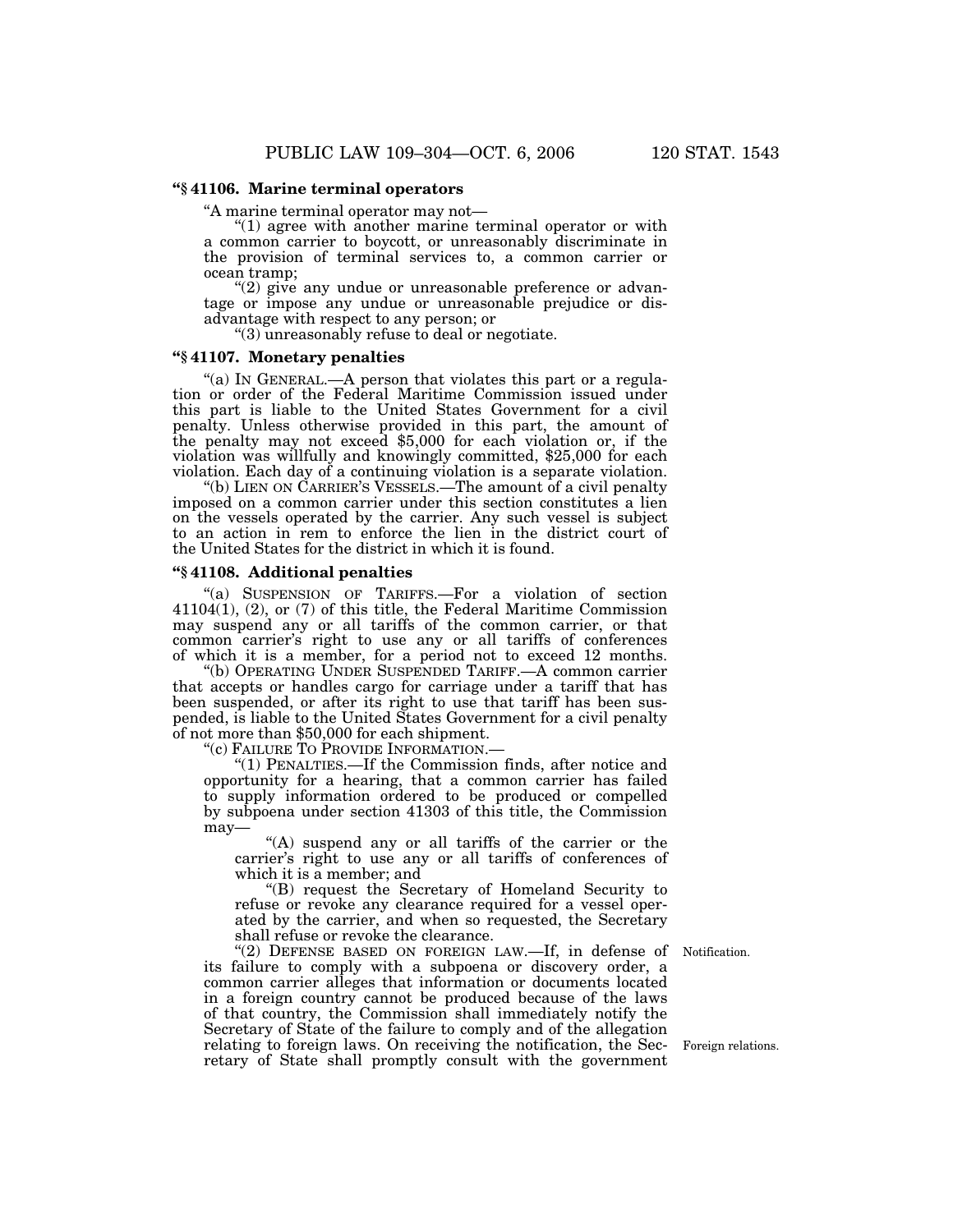**"§ 41106. Marine terminal operators**

"A marine terminal operator may not—

"(1) agree with another marine terminal operator or with a common carrier to boycott, or unreasonably discriminate in the provision of terminal services to, a common carrier or ocean tramp;

"(2) give any undue or unreasonable preference or advantage or impose any undue or unreasonable prejudice or disadvantage with respect to any person; or

"(3) unreasonably refuse to deal or negotiate.

**"§ 41107. Monetary penalties**

"(a) IN GENERAL.—A person that violates this part or a regulation or order of the Federal Maritime Commission issued under this part is liable to the United States Government for a civil penalty. Unless otherwise provided in this part, the amount of the penalty may not exceed $5,000 for each violation or, if the violation was willfully and knowingly committed, $25,000 for each violation. Each day of a continuing violation is a separate violation.

"(b) LIEN ON CARRIER'S VESSELS.—The amount of a civil penalty imposed on a common carrier under this section constitutes a lien on the vessels operated by the carrier. Any such vessel is subject to an action in rem to enforce the lien in the district court of the United States for the district in which it is found.

**"§ 41108. Additional penalties**

"(a) SUSPENSION OF TARIFFS.—For a violation of section 41104(1), (2), or (7) of this title, the Federal Maritime Commission may suspend any or all tariffs of the common carrier, or that common carrier's right to use any or all tariffs of conferences of which it is a member, for a period not to exceed 12 months.

"(b) OPERATING UNDER SUSPENDED TARIFF.—A common carrier that accepts or handles cargo for carriage under a tariff that has been suspended, or after its right to use that tariff has been suspended, is liable to the United States Government for a civil penalty of not more than $50,000 for each shipment.

"(c) FAILURE TO PROVIDE INFORMATION.—

"(1) PENALTIES.—If the Commission finds, after notice and opportunity for a hearing, that a common carrier has failed to supply information ordered to be produced or compelled by subpoena under section 41303 of this title, the Commission may—

"(A) suspend any or all tariffs of the carrier or the carrier's right to use any or all tariffs of conferences of which it is a member; and

"(B) request the Secretary of Homeland Security to refuse or revoke any clearance required for a vessel operated by the carrier, and when so requested, the Secretary shall refuse or revoke the clearance.

Notification.

"(2) DEFENSE BASED ON FOREIGN LAW.—If, in defense of its failure to comply with a subpoena or discovery order, a common carrier alleges that information or documents located in a foreign country cannot be produced because of the laws of that country, the Commission shall immediately notify the Secretary of State of the failure to comply and of the allegation relating to foreign laws. On receiving the notification, the Secretary of State shall promptly consult with the government

Foreign relations.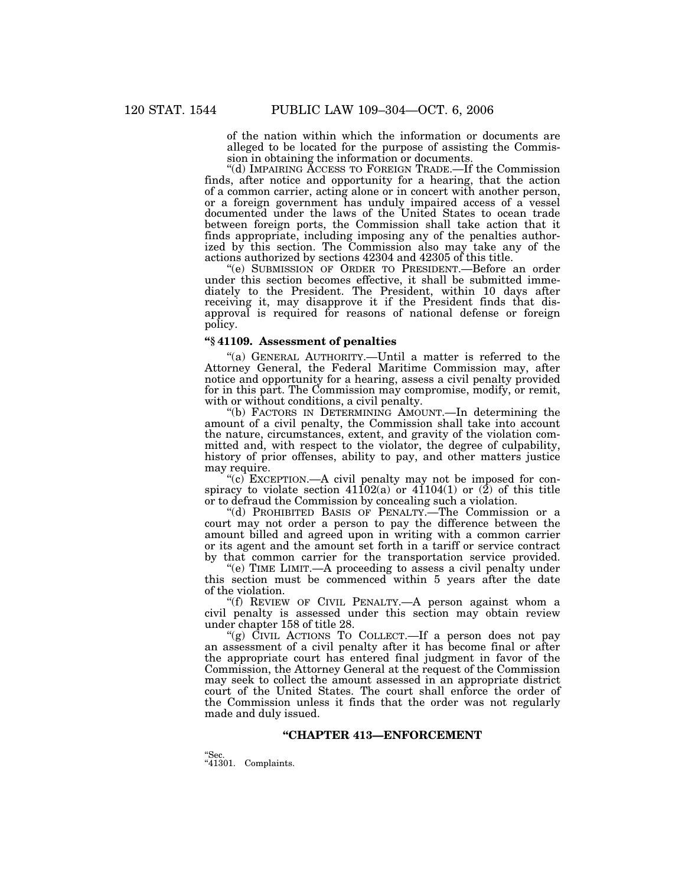of the nation within which the information or documents are alleged to be located for the purpose of assisting the Commission in obtaining the information or documents.

"(d) IMPAIRING ACCESS TO FOREIGN TRADE.—If the Commission finds, after notice and opportunity for a hearing, that the action of a common carrier, acting alone or in concert with another person, or a foreign government has unduly impaired access of a vessel documented under the laws of the United States to ocean trade between foreign ports, the Commission shall take action that it finds appropriate, including imposing any of the penalties authorized by this section. The Commission also may take any of the actions authorized by sections 42304 and 42305 of this title.

"(e) SUBMISSION OF ORDER TO PRESIDENT.—Before an order under this section becomes effective, it shall be submitted immediately to the President. The President, within 10 days after receiving it, may disapprove it if the President finds that disapproval is required for reasons of national defense or foreign policy.

### "§ 41109. Assessment of penalties

"(a) GENERAL AUTHORITY.—Until a matter is referred to the Attorney General, the Federal Maritime Commission may, after notice and opportunity for a hearing, assess a civil penalty provided for in this part. The Commission may compromise, modify, or remit, with or without conditions, a civil penalty.

"(b) FACTORS IN DETERMINING AMOUNT.—In determining the amount of a civil penalty, the Commission shall take into account the nature, circumstances, extent, and gravity of the violation committed and, with respect to the violator, the degree of culpability, history of prior offenses, ability to pay, and other matters justice may require.

"(c) EXCEPTION.—A civil penalty may not be imposed for conspiracy to violate section 41102(a) or 41104(1) or (2) of this title or to defraud the Commission by concealing such a violation.

"(d) PROHIBITED BASIS OF PENALTY.—The Commission or a court may not order a person to pay the difference between the amount billed and agreed upon in writing with a common carrier or its agent and the amount set forth in a tariff or service contract by that common carrier for the transportation service provided.

"(e) TIME LIMIT.—A proceeding to assess a civil penalty under this section must be commenced within 5 years after the date of the violation.

"(f) REVIEW OF CIVIL PENALTY.—A person against whom a civil penalty is assessed under this section may obtain review under chapter 158 of title 28.

"(g) CIVIL ACTIONS TO COLLECT.—If a person does not pay an assessment of a civil penalty after it has become final or after the appropriate court has entered final judgment in favor of the Commission, the Attorney General at the request of the Commission may seek to collect the amount assessed in an appropriate district court of the United States. The court shall enforce the order of the Commission unless it finds that the order was not regularly made and duly issued.

## "CHAPTER 413—ENFORCEMENT

"Sec.
"41301. Complaints.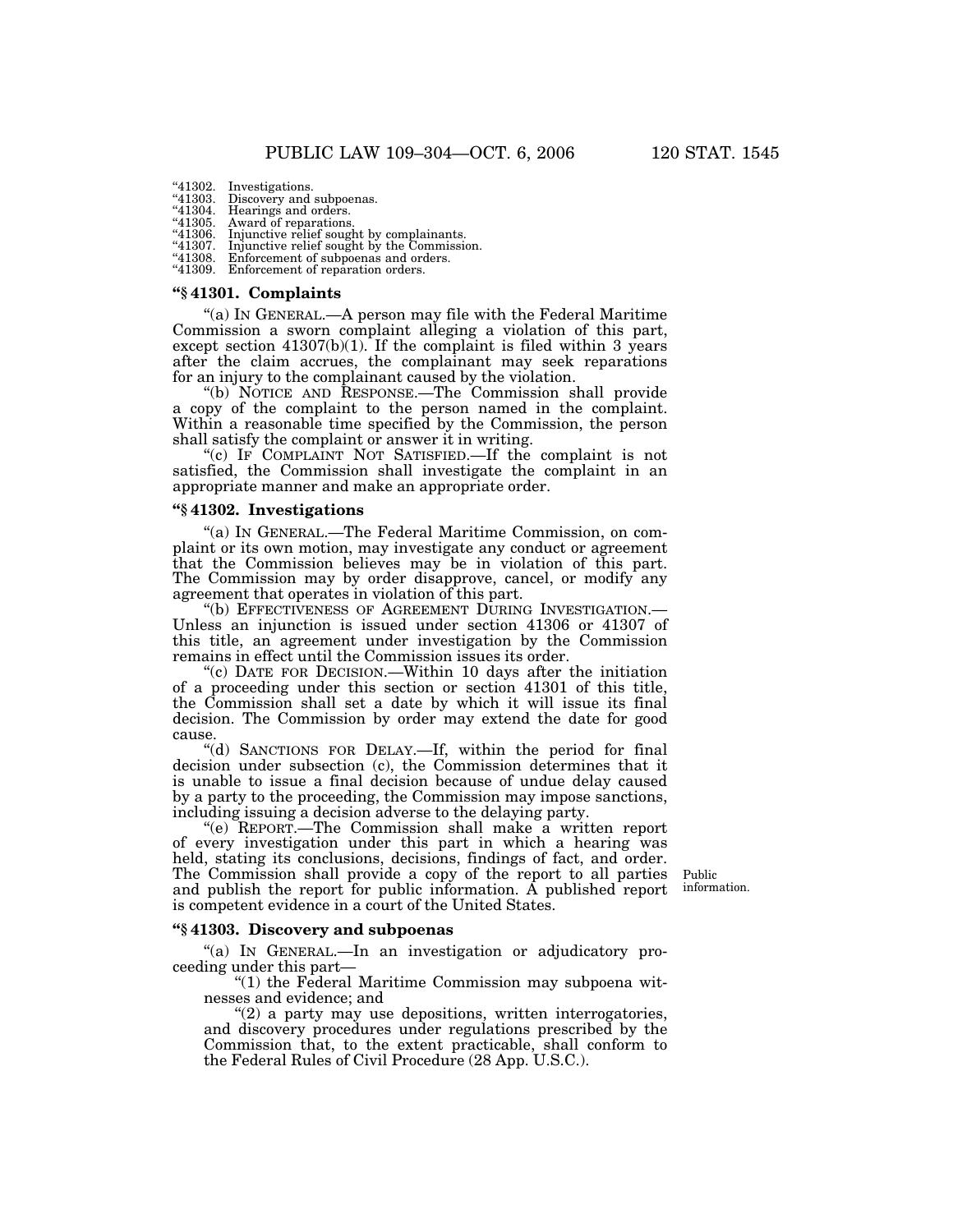"41302. Investigations.
"41303. Discovery and subpoenas.
"41304. Hearings and orders.
"41305. Award of reparations.
"41306. Injunctive relief sought by complainants.
"41307. Injunctive relief sought by the Commission.
"41308. Enforcement of subpoenas and orders.
"41309. Enforcement of reparation orders.

**"§ 41301. Complaints**

"(a) IN GENERAL.—A person may file with the Federal Maritime Commission a sworn complaint alleging a violation of this part, except section 41307(b)(1). If the complaint is filed within 3 years after the claim accrues, the complainant may seek reparations for an injury to the complainant caused by the violation.

"(b) NOTICE AND RESPONSE.—The Commission shall provide a copy of the complaint to the person named in the complaint. Within a reasonable time specified by the Commission, the person shall satisfy the complaint or answer it in writing.

"(c) IF COMPLAINT NOT SATISFIED.—If the complaint is not satisfied, the Commission shall investigate the complaint in an appropriate manner and make an appropriate order.

**"§ 41302. Investigations**

"(a) IN GENERAL.—The Federal Maritime Commission, on complaint or its own motion, may investigate any conduct or agreement that the Commission believes may be in violation of this part. The Commission may by order disapprove, cancel, or modify any agreement that operates in violation of this part.

"(b) EFFECTIVENESS OF AGREEMENT DURING INVESTIGATION.—Unless an injunction is issued under section 41306 or 41307 of this title, an agreement under investigation by the Commission remains in effect until the Commission issues its order.

"(c) DATE FOR DECISION.—Within 10 days after the initiation of a proceeding under this section or section 41301 of this title, the Commission shall set a date by which it will issue its final decision. The Commission by order may extend the date for good cause.

"(d) SANCTIONS FOR DELAY.—If, within the period for final decision under subsection (c), the Commission determines that it is unable to issue a final decision because of undue delay caused by a party to the proceeding, the Commission may impose sanctions, including issuing a decision adverse to the delaying party.

"(e) REPORT.—The Commission shall make a written report of every investigation under this part in which a hearing was held, stating its conclusions, decisions, findings of fact, and order. The Commission shall provide a copy of the report to all parties and publish the report for public information. A published report is competent evidence in a court of the United States.

Public information.

**"§ 41303. Discovery and subpoenas**

"(a) IN GENERAL.—In an investigation or adjudicatory proceeding under this part—

"(1) the Federal Maritime Commission may subpoena witnesses and evidence; and

"(2) a party may use depositions, written interrogatories, and discovery procedures under regulations prescribed by the Commission that, to the extent practicable, shall conform to the Federal Rules of Civil Procedure (28 App. U.S.C.).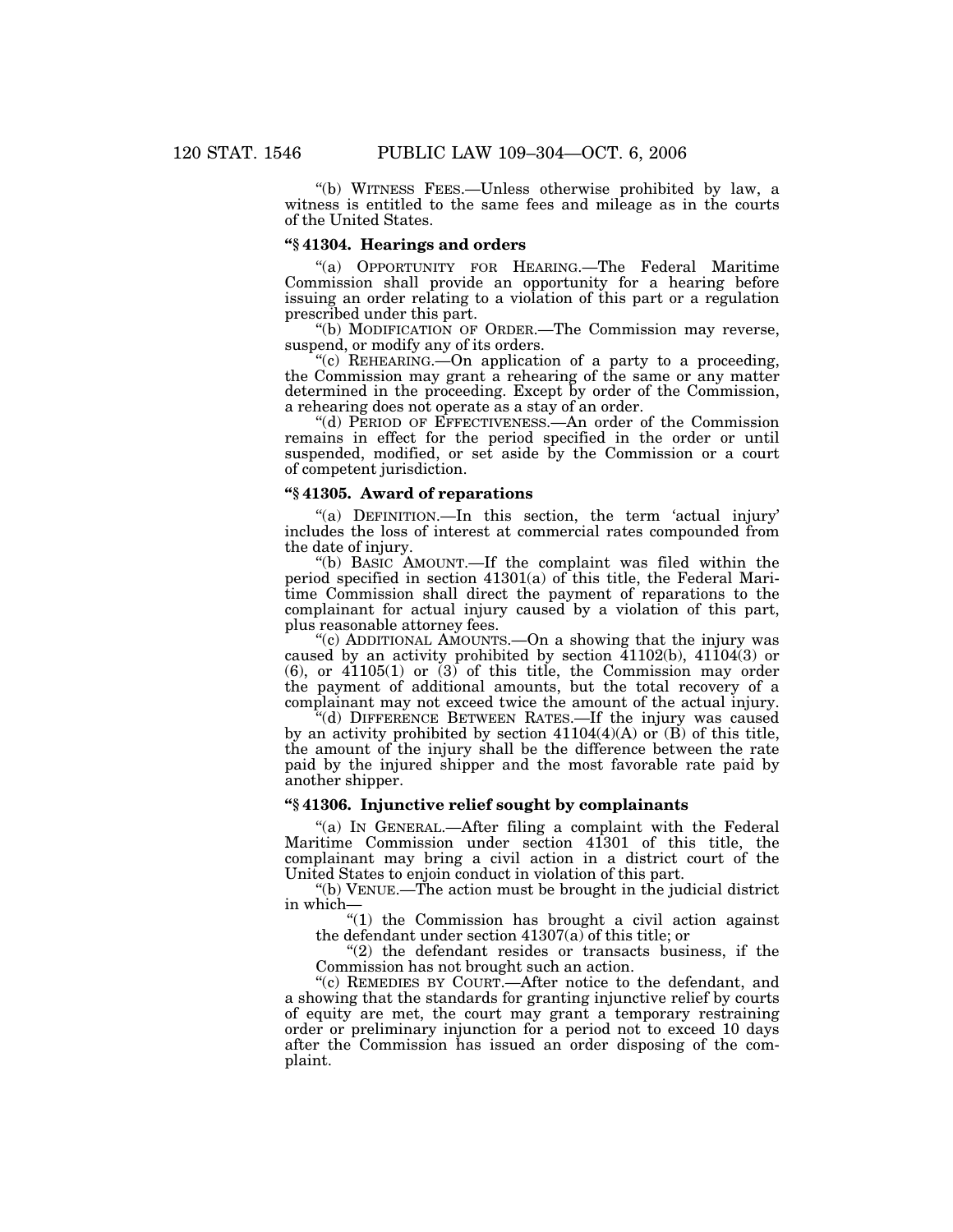"(b) WITNESS FEES.—Unless otherwise prohibited by law, a witness is entitled to the same fees and mileage as in the courts of the United States.

### "§ 41304. Hearings and orders

"(a) OPPORTUNITY FOR HEARING.—The Federal Maritime Commission shall provide an opportunity for a hearing before issuing an order relating to a violation of this part or a regulation prescribed under this part.

"(b) MODIFICATION OF ORDER.—The Commission may reverse, suspend, or modify any of its orders.

"(c) REHEARING.—On application of a party to a proceeding, the Commission may grant a rehearing of the same or any matter determined in the proceeding. Except by order of the Commission, a rehearing does not operate as a stay of an order.

"(d) PERIOD OF EFFECTIVENESS.—An order of the Commission remains in effect for the period specified in the order or until suspended, modified, or set aside by the Commission or a court of competent jurisdiction.

### "§ 41305. Award of reparations

"(a) DEFINITION.—In this section, the term 'actual injury' includes the loss of interest at commercial rates compounded from the date of injury.

"(b) BASIC AMOUNT.—If the complaint was filed within the period specified in section 41301(a) of this title, the Federal Maritime Commission shall direct the payment of reparations to the complainant for actual injury caused by a violation of this part, plus reasonable attorney fees.

"(c) ADDITIONAL AMOUNTS.—On a showing that the injury was caused by an activity prohibited by section 41102(b), 41104(3) or (6), or 41105(1) or (3) of this title, the Commission may order the payment of additional amounts, but the total recovery of a complainant may not exceed twice the amount of the actual injury.

"(d) DIFFERENCE BETWEEN RATES.—If the injury was caused by an activity prohibited by section 41104(4)(A) or (B) of this title, the amount of the injury shall be the difference between the rate paid by the injured shipper and the most favorable rate paid by another shipper.

### "§ 41306. Injunctive relief sought by complainants

"(a) IN GENERAL.—After filing a complaint with the Federal Maritime Commission under section 41301 of this title, the complainant may bring a civil action in a district court of the United States to enjoin conduct in violation of this part.

"(b) VENUE.—The action must be brought in the judicial district in which—

"(1) the Commission has brought a civil action against the defendant under section 41307(a) of this title; or

"(2) the defendant resides or transacts business, if the Commission has not brought such an action.

"(c) REMEDIES BY COURT.—After notice to the defendant, and a showing that the standards for granting injunctive relief by courts of equity are met, the court may grant a temporary restraining order or preliminary injunction for a period not to exceed 10 days after the Commission has issued an order disposing of the complaint.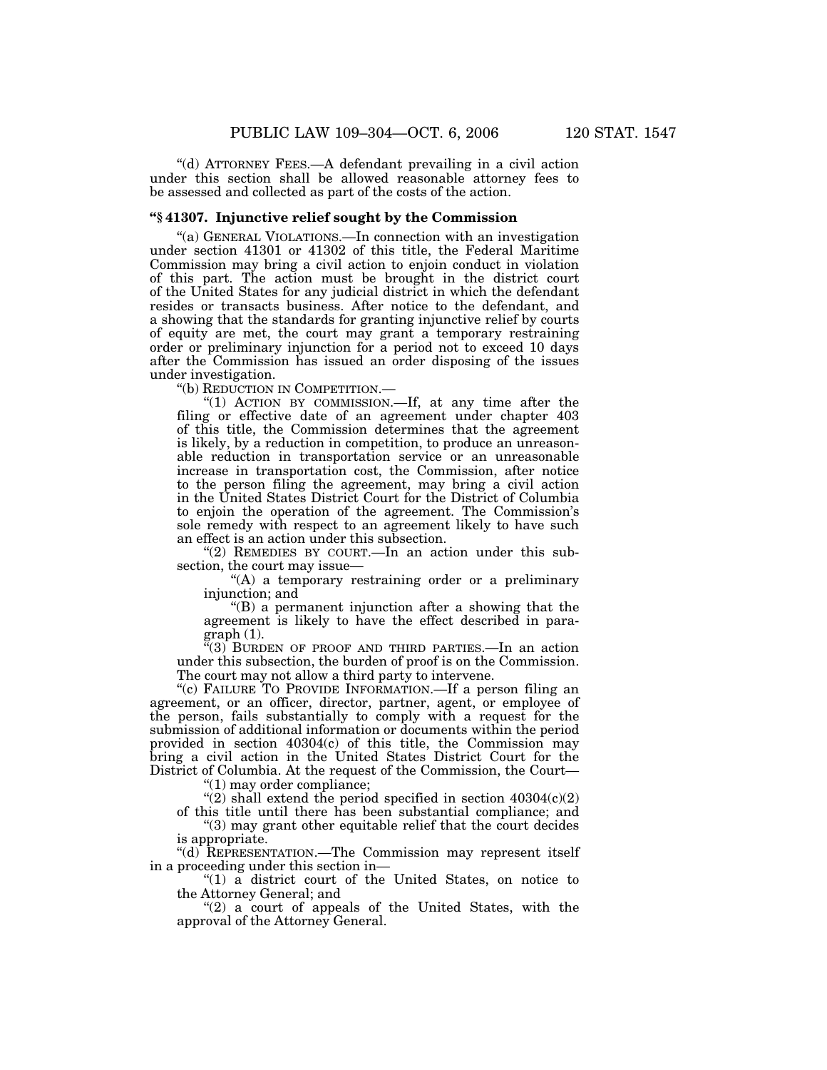"(d) ATTORNEY FEES.—A defendant prevailing in a civil action under this section shall be allowed reasonable attorney fees to be assessed and collected as part of the costs of the action.

### "§ 41307. Injunctive relief sought by the Commission

"(a) GENERAL VIOLATIONS.—In connection with an investigation under section 41301 or 41302 of this title, the Federal Maritime Commission may bring a civil action to enjoin conduct in violation of this part. The action must be brought in the district court of the United States for any judicial district in which the defendant resides or transacts business. After notice to the defendant, and a showing that the standards for granting injunctive relief by courts of equity are met, the court may grant a temporary restraining order or preliminary injunction for a period not to exceed 10 days after the Commission has issued an order disposing of the issues under investigation.

"(b) REDUCTION IN COMPETITION.—

"(1) ACTION BY COMMISSION.—If, at any time after the filing or effective date of an agreement under chapter 403 of this title, the Commission determines that the agreement is likely, by a reduction in competition, to produce an unreasonable reduction in transportation service or an unreasonable increase in transportation cost, the Commission, after notice to the person filing the agreement, may bring a civil action in the United States District Court for the District of Columbia to enjoin the operation of the agreement. The Commission's sole remedy with respect to an agreement likely to have such an effect is an action under this subsection.

"(2) REMEDIES BY COURT.—In an action under this subsection, the court may issue—

"(A) a temporary restraining order or a preliminary injunction; and

"(B) a permanent injunction after a showing that the agreement is likely to have the effect described in paragraph (1).

"(3) BURDEN OF PROOF AND THIRD PARTIES.—In an action under this subsection, the burden of proof is on the Commission. The court may not allow a third party to intervene.

"(c) FAILURE TO PROVIDE INFORMATION.—If a person filing an agreement, or an officer, director, partner, agent, or employee of the person, fails substantially to comply with a request for the submission of additional information or documents within the period provided in section 40304(c) of this title, the Commission may bring a civil action in the United States District Court for the District of Columbia. At the request of the Commission, the Court—

"(1) may order compliance;

"(2) shall extend the period specified in section 40304(c)(2) of this title until there has been substantial compliance; and

"(3) may grant other equitable relief that the court decides is appropriate.

"(d) REPRESENTATION.—The Commission may represent itself in a proceeding under this section in—

"(1) a district court of the United States, on notice to the Attorney General; and

"(2) a court of appeals of the United States, with the approval of the Attorney General.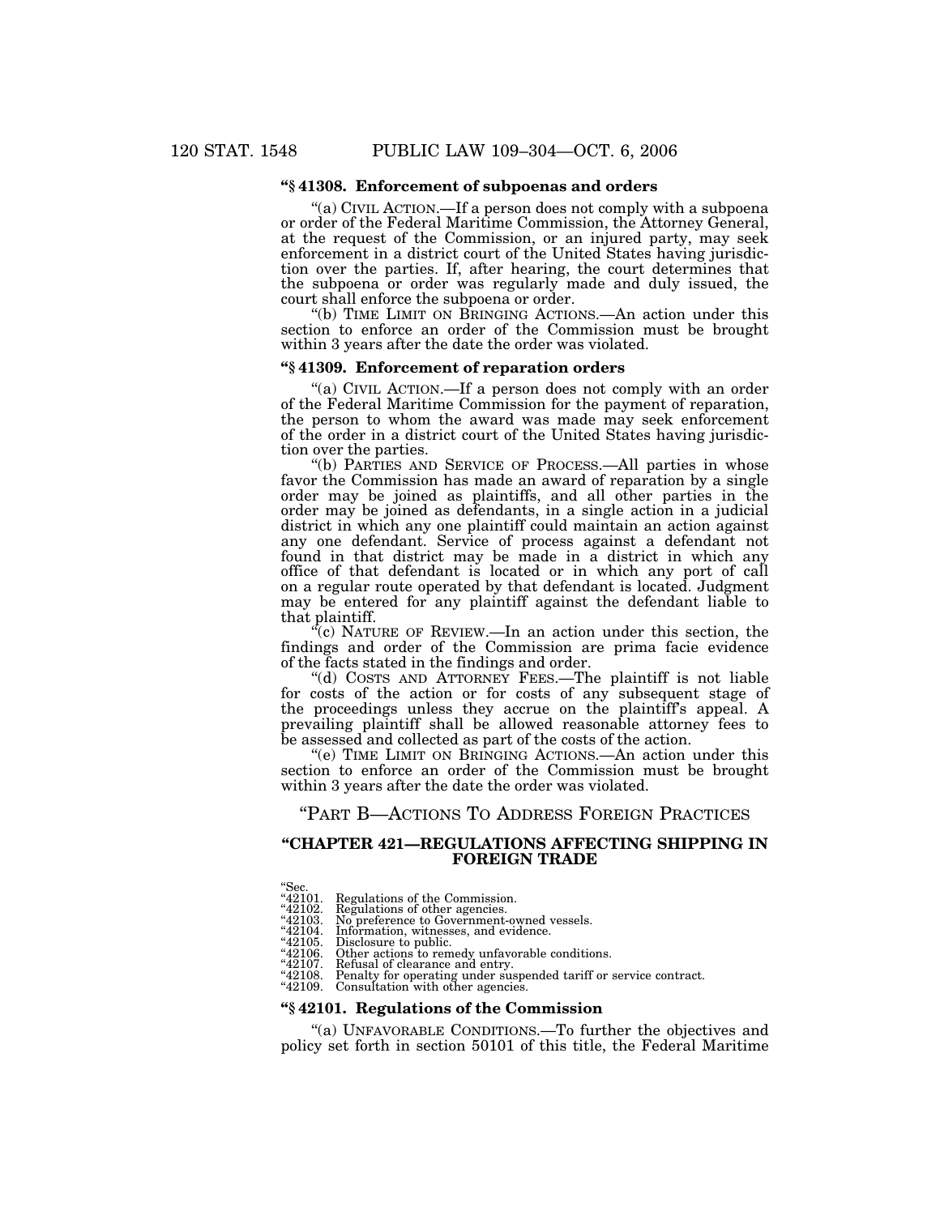**"§ 41308. Enforcement of subpoenas and orders**

"(a) CIVIL ACTION.—If a person does not comply with a subpoena or order of the Federal Maritime Commission, the Attorney General, at the request of the Commission, or an injured party, may seek enforcement in a district court of the United States having jurisdiction over the parties. If, after hearing, the court determines that the subpoena or order was regularly made and duly issued, the court shall enforce the subpoena or order.

"(b) TIME LIMIT ON BRINGING ACTIONS.—An action under this section to enforce an order of the Commission must be brought within 3 years after the date the order was violated.

**"§ 41309. Enforcement of reparation orders**

"(a) CIVIL ACTION.—If a person does not comply with an order of the Federal Maritime Commission for the payment of reparation, the person to whom the award was made may seek enforcement of the order in a district court of the United States having jurisdiction over the parties.

"(b) PARTIES AND SERVICE OF PROCESS.—All parties in whose favor the Commission has made an award of reparation by a single order may be joined as plaintiffs, and all other parties in the order may be joined as defendants, in a single action in a judicial district in which any one plaintiff could maintain an action against any one defendant. Service of process against a defendant not found in that district may be made in a district in which any office of that defendant is located or in which any port of call on a regular route operated by that defendant is located. Judgment may be entered for any plaintiff against the defendant liable to that plaintiff.

"(c) NATURE OF REVIEW.—In an action under this section, the findings and order of the Commission are prima facie evidence of the facts stated in the findings and order.

"(d) COSTS AND ATTORNEY FEES.—The plaintiff is not liable for costs of the action or for costs of any subsequent stage of the proceedings unless they accrue on the plaintiff's appeal. A prevailing plaintiff shall be allowed reasonable attorney fees to be assessed and collected as part of the costs of the action.

"(e) TIME LIMIT ON BRINGING ACTIONS.—An action under this section to enforce an order of the Commission must be brought within 3 years after the date the order was violated.

## "PART B—ACTIONS TO ADDRESS FOREIGN PRACTICES

### "CHAPTER 421—REGULATIONS AFFECTING SHIPPING IN FOREIGN TRADE

"Sec.
"42101. Regulations of the Commission.
"42102. Regulations of other agencies.
"42103. No preference to Government-owned vessels.
"42104. Information, witnesses, and evidence.
"42105. Disclosure to public.
"42106. Other actions to remedy unfavorable conditions.
"42107. Refusal of clearance and entry.
"42108. Penalty for operating under suspended tariff or service contract.
"42109. Consultation with other agencies.

**"§ 42101. Regulations of the Commission**

"(a) UNFAVORABLE CONDITIONS.—To further the objectives and policy set forth in section 50101 of this title, the Federal Maritime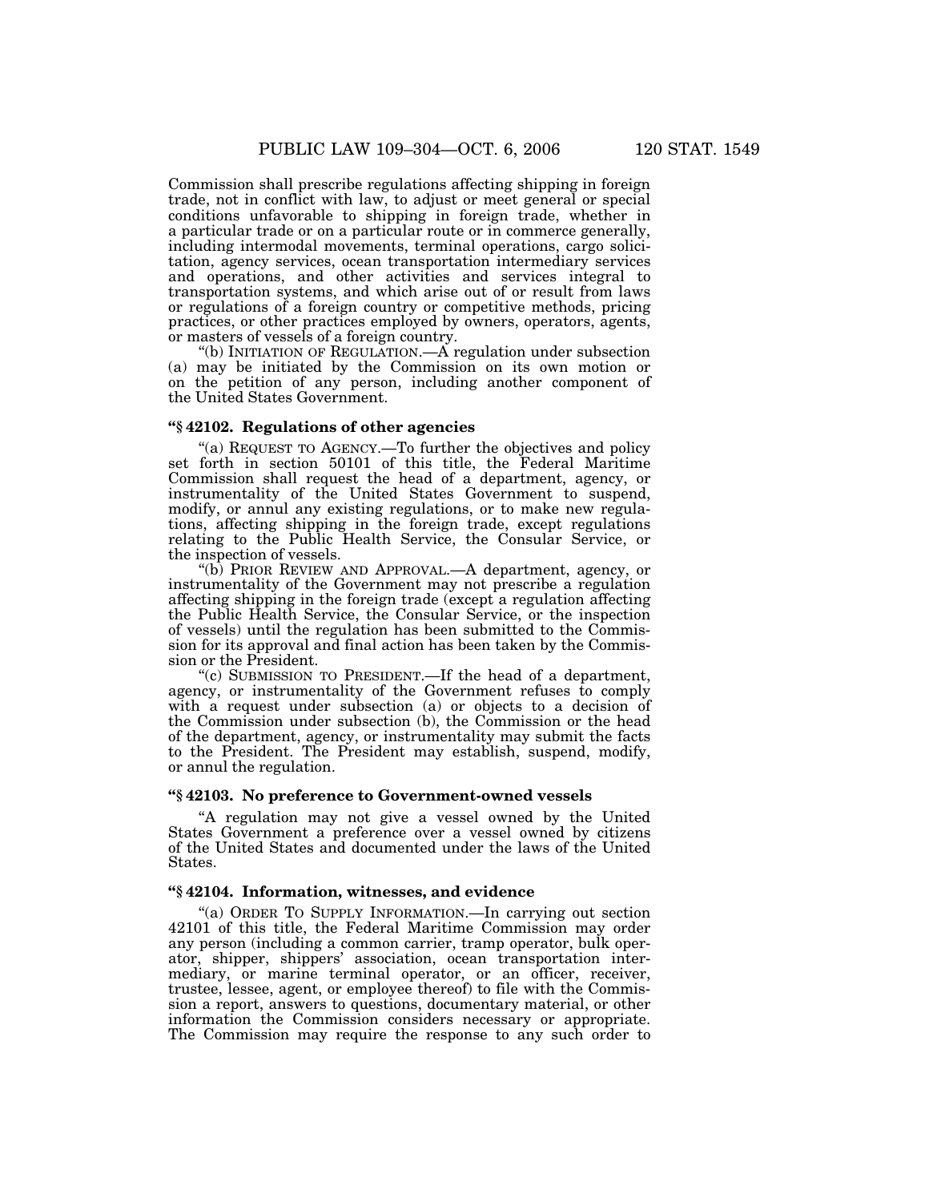Commission shall prescribe regulations affecting shipping in foreign trade, not in conflict with law, to adjust or meet general or special conditions unfavorable to shipping in foreign trade, whether in a particular trade or on a particular route or in commerce generally, including intermodal movements, terminal operations, cargo solicitation, agency services, ocean transportation intermediary services and operations, and other activities and services integral to transportation systems, and which arise out of or result from laws or regulations of a foreign country or competitive methods, pricing practices, or other practices employed by owners, operators, agents, or masters of vessels of a foreign country.

"(b) INITIATION OF REGULATION.—A regulation under subsection (a) may be initiated by the Commission on its own motion or on the petition of any person, including another component of the United States Government.

### "§ 42102. Regulations of other agencies

"(a) REQUEST TO AGENCY.—To further the objectives and policy set forth in section 50101 of this title, the Federal Maritime Commission shall request the head of a department, agency, or instrumentality of the United States Government to suspend, modify, or annul any existing regulations, or to make new regulations, affecting shipping in the foreign trade, except regulations relating to the Public Health Service, the Consular Service, or the inspection of vessels.

"(b) PRIOR REVIEW AND APPROVAL.—A department, agency, or instrumentality of the Government may not prescribe a regulation affecting shipping in the foreign trade (except a regulation affecting the Public Health Service, the Consular Service, or the inspection of vessels) until the regulation has been submitted to the Commission for its approval and final action has been taken by the Commission or the President.

"(c) SUBMISSION TO PRESIDENT.—If the head of a department, agency, or instrumentality of the Government refuses to comply with a request under subsection (a) or objects to a decision of the Commission under subsection (b), the Commission or the head of the department, agency, or instrumentality may submit the facts to the President. The President may establish, suspend, modify, or annul the regulation.

### "§ 42103. No preference to Government-owned vessels

"A regulation may not give a vessel owned by the United States Government a preference over a vessel owned by citizens of the United States and documented under the laws of the United States.

### "§ 42104. Information, witnesses, and evidence

"(a) ORDER TO SUPPLY INFORMATION.—In carrying out section 42101 of this title, the Federal Maritime Commission may order any person (including a common carrier, tramp operator, bulk operator, shipper, shippers' association, ocean transportation intermediary, or marine terminal operator, or an officer, receiver, trustee, lessee, agent, or employee thereof) to file with the Commission a report, answers to questions, documentary material, or other information the Commission considers necessary or appropriate. The Commission may require the response to any such order to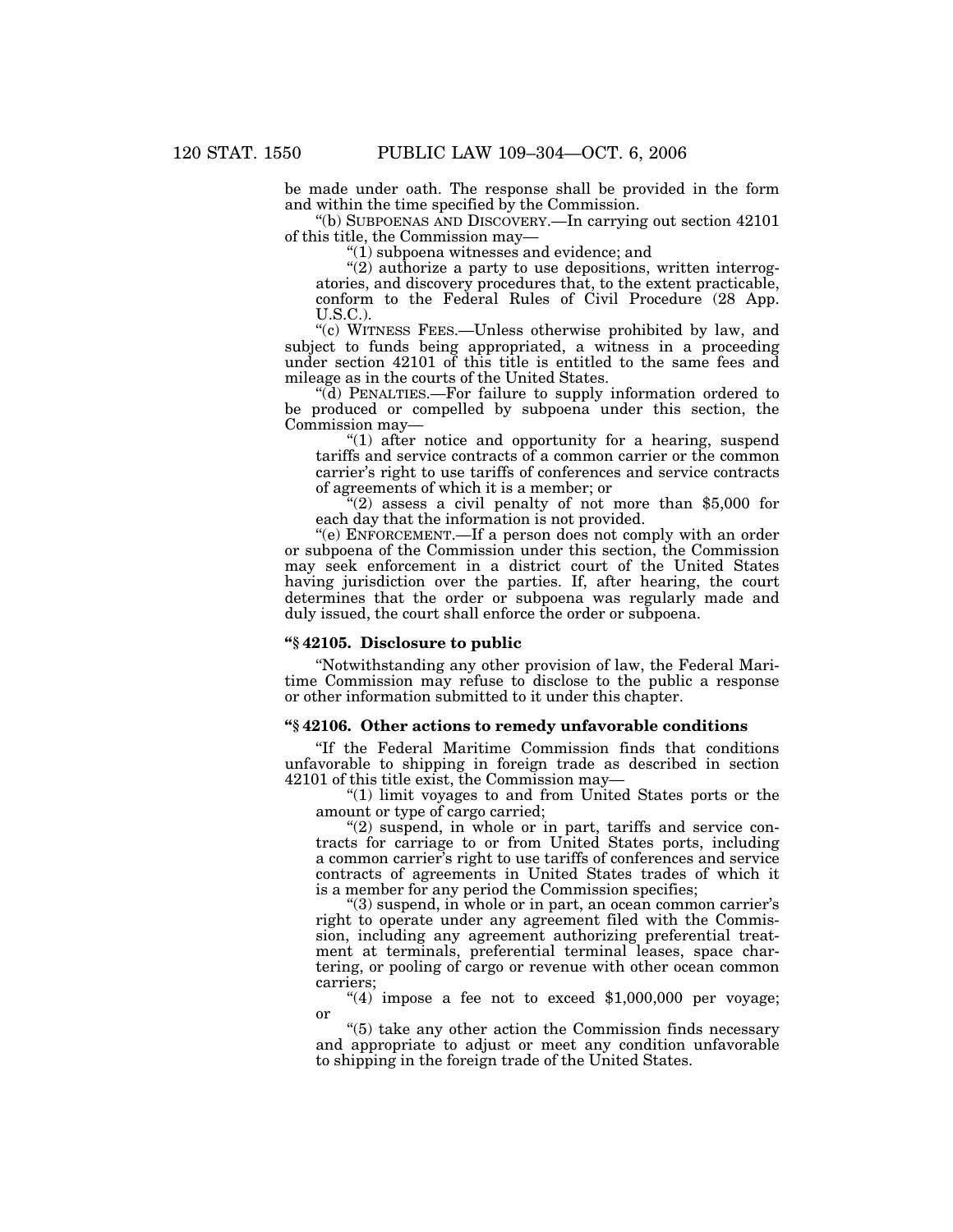be made under oath. The response shall be provided in the form and within the time specified by the Commission.

"(b) SUBPOENAS AND DISCOVERY.—In carrying out section 42101 of this title, the Commission may—

"(1) subpoena witnesses and evidence; and

"(2) authorize a party to use depositions, written interrogatories, and discovery procedures that, to the extent practicable, conform to the Federal Rules of Civil Procedure (28 App. U.S.C.).

"(c) WITNESS FEES.—Unless otherwise prohibited by law, and subject to funds being appropriated, a witness in a proceeding under section 42101 of this title is entitled to the same fees and mileage as in the courts of the United States.

"(d) PENALTIES.—For failure to supply information ordered to be produced or compelled by subpoena under this section, the Commission may—

"(1) after notice and opportunity for a hearing, suspend tariffs and service contracts of a common carrier or the common carrier's right to use tariffs of conferences and service contracts of agreements of which it is a member; or

"(2) assess a civil penalty of not more than $5,000 for each day that the information is not provided.

"(e) ENFORCEMENT.—If a person does not comply with an order or subpoena of the Commission under this section, the Commission may seek enforcement in a district court of the United States having jurisdiction over the parties. If, after hearing, the court determines that the order or subpoena was regularly made and duly issued, the court shall enforce the order or subpoena.

### "§ 42105. Disclosure to public

"Notwithstanding any other provision of law, the Federal Maritime Commission may refuse to disclose to the public a response or other information submitted to it under this chapter.

### "§ 42106. Other actions to remedy unfavorable conditions

"If the Federal Maritime Commission finds that conditions unfavorable to shipping in foreign trade as described in section 42101 of this title exist, the Commission may—

"(1) limit voyages to and from United States ports or the amount or type of cargo carried;

"(2) suspend, in whole or in part, tariffs and service contracts for carriage to or from United States ports, including a common carrier's right to use tariffs of conferences and service contracts of agreements in United States trades of which it is a member for any period the Commission specifies;

"(3) suspend, in whole or in part, an ocean common carrier's right to operate under any agreement filed with the Commission, including any agreement authorizing preferential treatment at terminals, preferential terminal leases, space chartering, or pooling of cargo or revenue with other ocean common carriers;

"(4) impose a fee not to exceed $1,000,000 per voyage; or

"(5) take any other action the Commission finds necessary and appropriate to adjust or meet any condition unfavorable to shipping in the foreign trade of the United States.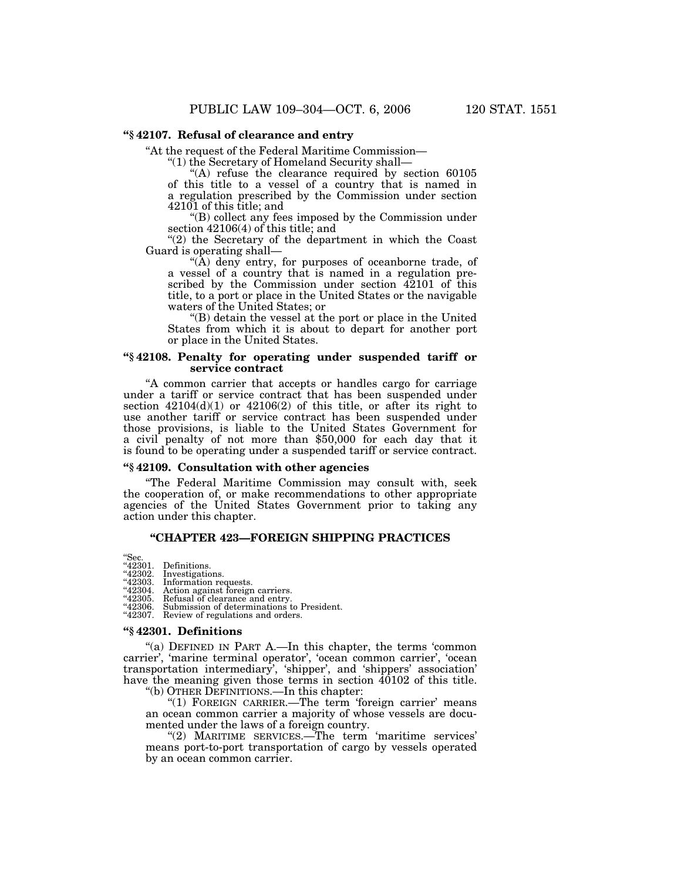**“§ 42107. Refusal of clearance and entry**

“At the request of the Federal Maritime Commission—

“(1) the Secretary of Homeland Security shall—

“(A) refuse the clearance required by section 60105 of this title to a vessel of a country that is named in a regulation prescribed by the Commission under section 42101 of this title; and

“(B) collect any fees imposed by the Commission under section 42106(4) of this title; and

“(2) the Secretary of the department in which the Coast Guard is operating shall—

“(A) deny entry, for purposes of oceanborne trade, of a vessel of a country that is named in a regulation prescribed by the Commission under section 42101 of this title, to a port or place in the United States or the navigable waters of the United States; or

“(B) detain the vessel at the port or place in the United States from which it is about to depart for another port or place in the United States.

**“§ 42108. Penalty for operating under suspended tariff or service contract**

“A common carrier that accepts or handles cargo for carriage under a tariff or service contract that has been suspended under section 42104(d)(1) or 42106(2) of this title, or after its right to use another tariff or service contract has been suspended under those provisions, is liable to the United States Government for a civil penalty of not more than $50,000 for each day that it is found to be operating under a suspended tariff or service contract.

**“§ 42109. Consultation with other agencies**

“The Federal Maritime Commission may consult with, seek the cooperation of, or make recommendations to other appropriate agencies of the United States Government prior to taking any action under this chapter.

## “CHAPTER 423—FOREIGN SHIPPING PRACTICES

“Sec.
“42301. Definitions.
“42302. Investigations.
“42303. Information requests.
“42304. Action against foreign carriers.
“42305. Refusal of clearance and entry.
“42306. Submission of determinations to President.
“42307. Review of regulations and orders.

**“§ 42301. Definitions**

“(a) DEFINED IN PART A.—In this chapter, the terms ‘common carrier’, ‘marine terminal operator’, ‘ocean common carrier’, ‘ocean transportation intermediary’, ‘shipper’, and ‘shippers’ association’ have the meaning given those terms in section 40102 of this title.

“(b) OTHER DEFINITIONS.—In this chapter:

“(1) FOREIGN CARRIER.—The term ‘foreign carrier’ means an ocean common carrier a majority of whose vessels are documented under the laws of a foreign country.

“(2) MARITIME SERVICES.—The term ‘maritime services’ means port-to-port transportation of cargo by vessels operated by an ocean common carrier.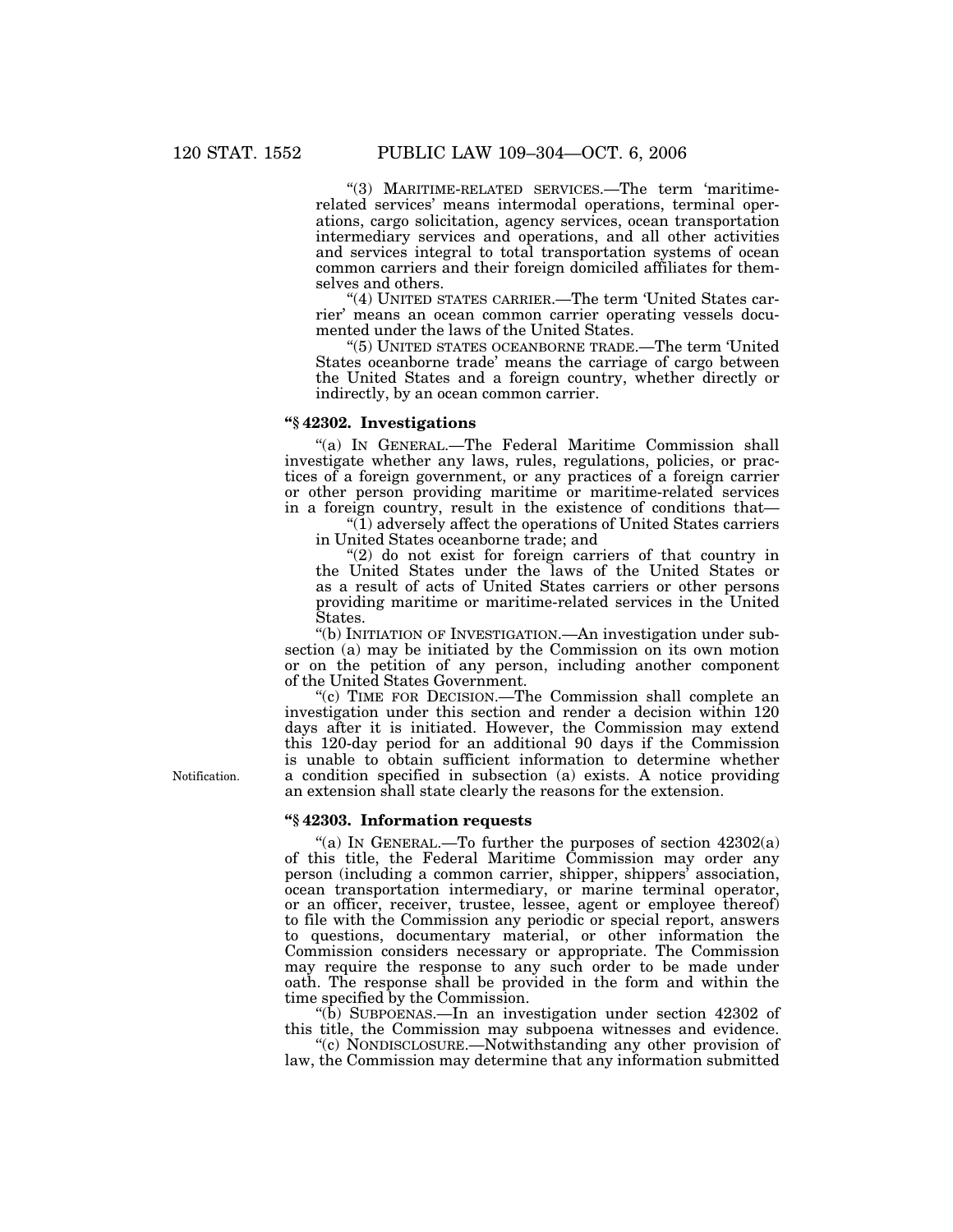"(3) MARITIME-RELATED SERVICES.—The term 'maritime-related services' means intermodal operations, terminal operations, cargo solicitation, agency services, ocean transportation intermediary services and operations, and all other activities and services integral to total transportation systems of ocean common carriers and their foreign domiciled affiliates for themselves and others.

"(4) UNITED STATES CARRIER.—The term 'United States carrier' means an ocean common carrier operating vessels documented under the laws of the United States.

"(5) UNITED STATES OCEANBORNE TRADE.—The term 'United States oceanborne trade' means the carriage of cargo between the United States and a foreign country, whether directly or indirectly, by an ocean common carrier.

### "§ 42302. Investigations

"(a) IN GENERAL.—The Federal Maritime Commission shall investigate whether any laws, rules, regulations, policies, or practices of a foreign government, or any practices of a foreign carrier or other person providing maritime or maritime-related services in a foreign country, result in the existence of conditions that—

"(1) adversely affect the operations of United States carriers in United States oceanborne trade; and

"(2) do not exist for foreign carriers of that country in the United States under the laws of the United States or as a result of acts of United States carriers or other persons providing maritime or maritime-related services in the United States.

"(b) INITIATION OF INVESTIGATION.—An investigation under subsection (a) may be initiated by the Commission on its own motion or on the petition of any person, including another component of the United States Government.

"(c) TIME FOR DECISION.—The Commission shall complete an investigation under this section and render a decision within 120 days after it is initiated. However, the Commission may extend this 120-day period for an additional 90 days if the Commission is unable to obtain sufficient information to determine whether a condition specified in subsection (a) exists. A notice providing an extension shall state clearly the reasons for the extension.

Notification.

### "§ 42303. Information requests

"(a) IN GENERAL.—To further the purposes of section 42302(a) of this title, the Federal Maritime Commission may order any person (including a common carrier, shipper, shippers' association, ocean transportation intermediary, or marine terminal operator, or an officer, receiver, trustee, lessee, agent or employee thereof) to file with the Commission any periodic or special report, answers to questions, documentary material, or other information the Commission considers necessary or appropriate. The Commission may require the response to any such order to be made under oath. The response shall be provided in the form and within the time specified by the Commission.

"(b) SUBPOENAS.—In an investigation under section 42302 of this title, the Commission may subpoena witnesses and evidence.

"(c) NONDISCLOSURE.—Notwithstanding any other provision of law, the Commission may determine that any information submitted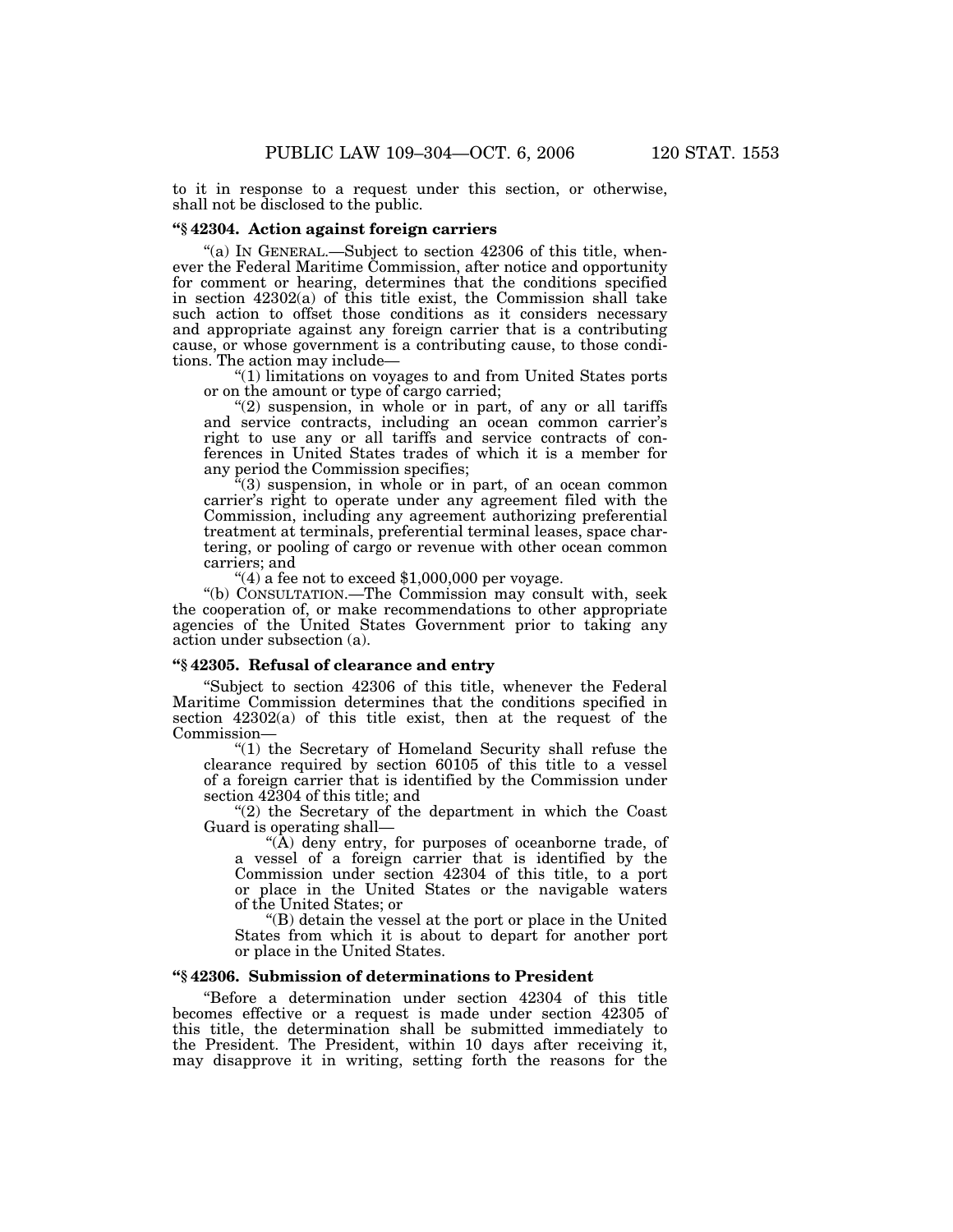to it in response to a request under this section, or otherwise, shall not be disclosed to the public.

### "§ 42304. Action against foreign carriers

"(a) IN GENERAL.—Subject to section 42306 of this title, whenever the Federal Maritime Commission, after notice and opportunity for comment or hearing, determines that the conditions specified in section 42302(a) of this title exist, the Commission shall take such action to offset those conditions as it considers necessary and appropriate against any foreign carrier that is a contributing cause, or whose government is a contributing cause, to those conditions. The action may include—

"(1) limitations on voyages to and from United States ports or on the amount or type of cargo carried;

"(2) suspension, in whole or in part, of any or all tariffs and service contracts, including an ocean common carrier's right to use any or all tariffs and service contracts of conferences in United States trades of which it is a member for any period the Commission specifies;

"(3) suspension, in whole or in part, of an ocean common carrier's right to operate under any agreement filed with the Commission, including any agreement authorizing preferential treatment at terminals, preferential terminal leases, space chartering, or pooling of cargo or revenue with other ocean common carriers; and

"(4) a fee not to exceed $1,000,000 per voyage.

"(b) CONSULTATION.—The Commission may consult with, seek the cooperation of, or make recommendations to other appropriate agencies of the United States Government prior to taking any action under subsection (a).

### "§ 42305. Refusal of clearance and entry

"Subject to section 42306 of this title, whenever the Federal Maritime Commission determines that the conditions specified in section 42302(a) of this title exist, then at the request of the Commission—

"(1) the Secretary of Homeland Security shall refuse the clearance required by section 60105 of this title to a vessel of a foreign carrier that is identified by the Commission under section 42304 of this title; and

"(2) the Secretary of the department in which the Coast Guard is operating shall—

"(A) deny entry, for purposes of oceanborne trade, of a vessel of a foreign carrier that is identified by the Commission under section 42304 of this title, to a port or place in the United States or the navigable waters of the United States; or

"(B) detain the vessel at the port or place in the United States from which it is about to depart for another port or place in the United States.

### "§ 42306. Submission of determinations to President

"Before a determination under section 42304 of this title becomes effective or a request is made under section 42305 of this title, the determination shall be submitted immediately to the President. The President, within 10 days after receiving it, may disapprove it in writing, setting forth the reasons for the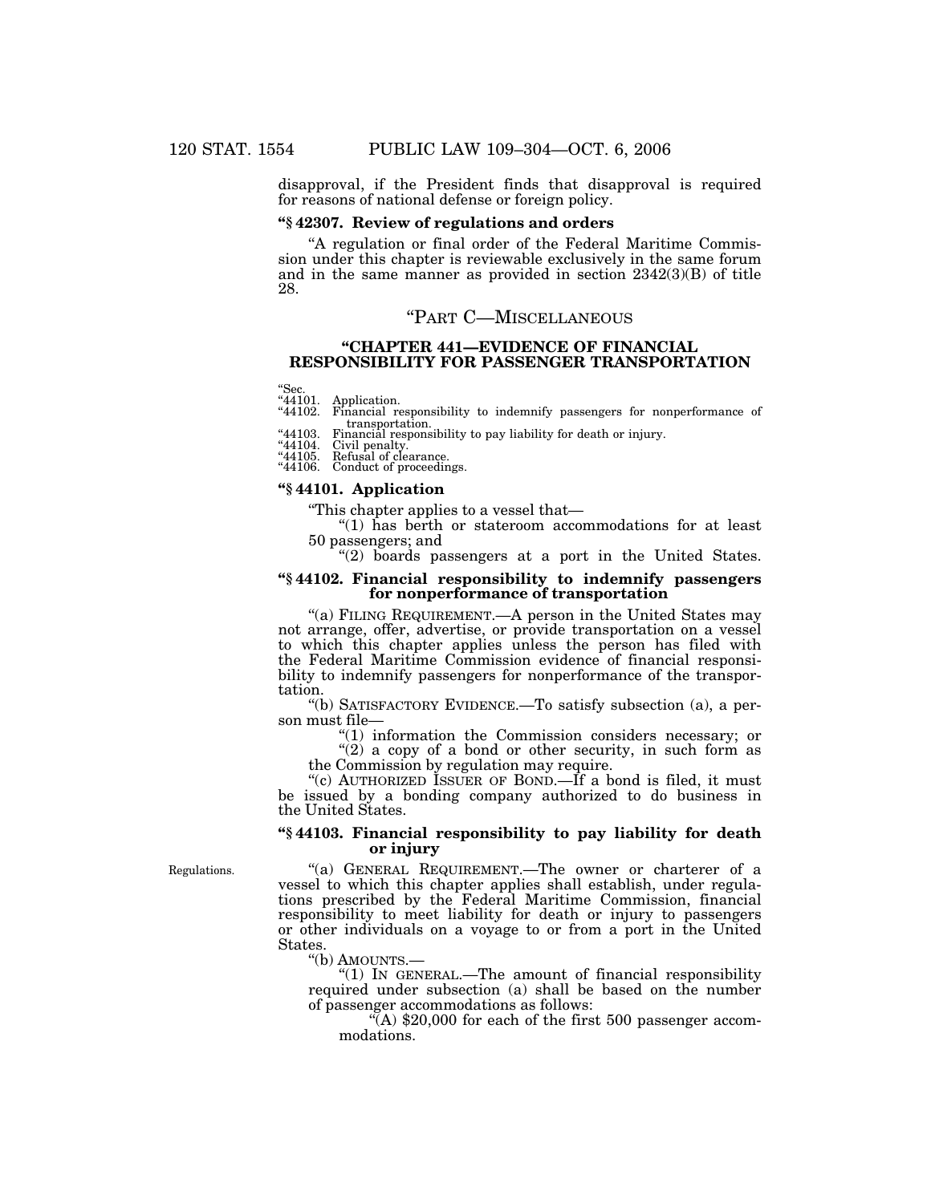disapproval, if the President finds that disapproval is required for reasons of national defense or foreign policy.

### "§ 42307. Review of regulations and orders

"A regulation or final order of the Federal Maritime Commission under this chapter is reviewable exclusively in the same forum and in the same manner as provided in section 2342(3)(B) of title 28.

## "PART C—MISCELLANEOUS

## "CHAPTER 441—EVIDENCE OF FINANCIAL RESPONSIBILITY FOR PASSENGER TRANSPORTATION

"Sec.
"44101. Application.
"44102. Financial responsibility to indemnify passengers for nonperformance of transportation.
"44103. Financial responsibility to pay liability for death or injury.
"44104. Civil penalty.
"44105. Refusal of clearance.
"44106. Conduct of proceedings.

### "§ 44101. Application

"This chapter applies to a vessel that—

"(1) has berth or stateroom accommodations for at least 50 passengers; and

"(2) boards passengers at a port in the United States.

### "§ 44102. Financial responsibility to indemnify passengers for nonperformance of transportation

"(a) FILING REQUIREMENT.—A person in the United States may not arrange, offer, advertise, or provide transportation on a vessel to which this chapter applies unless the person has filed with the Federal Maritime Commission evidence of financial responsibility to indemnify passengers for nonperformance of the transportation.

"(b) SATISFACTORY EVIDENCE.—To satisfy subsection (a), a person must file—

"(1) information the Commission considers necessary; or

"(2) a copy of a bond or other security, in such form as the Commission by regulation may require.

"(c) AUTHORIZED ISSUER OF BOND.—If a bond is filed, it must be issued by a bonding company authorized to do business in the United States.

### "§ 44103. Financial responsibility to pay liability for death or injury

Regulations.

"(a) GENERAL REQUIREMENT.—The owner or charterer of a vessel to which this chapter applies shall establish, under regulations prescribed by the Federal Maritime Commission, financial responsibility to meet liability for death or injury to passengers or other individuals on a voyage to or from a port in the United States.

"(b) AMOUNTS.—

"(1) IN GENERAL.—The amount of financial responsibility required under subsection (a) shall be based on the number of passenger accommodations as follows:

"(A) $20,000 for each of the first 500 passenger accommodations.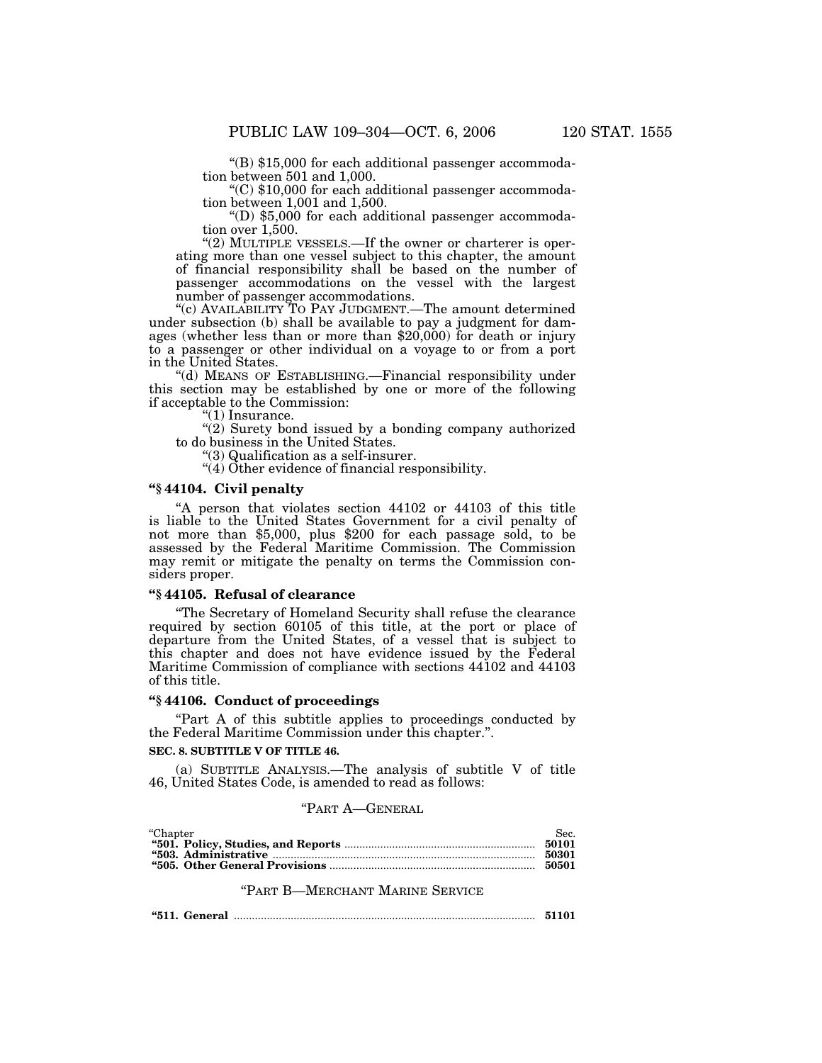"(B) $15,000 for each additional passenger accommodation between 501 and 1,000.

"(C) $10,000 for each additional passenger accommodation between 1,001 and 1,500.

"(D) $5,000 for each additional passenger accommodation over 1,500.

"(2) MULTIPLE VESSELS.—If the owner or charterer is operating more than one vessel subject to this chapter, the amount of financial responsibility shall be based on the number of passenger accommodations on the vessel with the largest number of passenger accommodations.

"(c) AVAILABILITY TO PAY JUDGMENT.—The amount determined under subsection (b) shall be available to pay a judgment for damages (whether less than or more than $20,000) for death or injury to a passenger or other individual on a voyage to or from a port in the United States.

"(d) MEANS OF ESTABLISHING.—Financial responsibility under this section may be established by one or more of the following if acceptable to the Commission:

"(1) Insurance.

"(2) Surety bond issued by a bonding company authorized to do business in the United States.

"(3) Qualification as a self-insurer.

"(4) Other evidence of financial responsibility.

**"§ 44104. Civil penalty**

"A person that violates section 44102 or 44103 of this title is liable to the United States Government for a civil penalty of not more than $5,000, plus $200 for each passage sold, to be assessed by the Federal Maritime Commission. The Commission may remit or mitigate the penalty on terms the Commission considers proper.

**"§ 44105. Refusal of clearance**

"The Secretary of Homeland Security shall refuse the clearance required by section 60105 of this title, at the port or place of departure from the United States, of a vessel that is subject to this chapter and does not have evidence issued by the Federal Maritime Commission of compliance with sections 44102 and 44103 of this title.

**"§ 44106. Conduct of proceedings**

"Part A of this subtitle applies to proceedings conducted by the Federal Maritime Commission under this chapter.".

**SEC. 8. SUBTITLE V OF TITLE 46.**

(a) SUBTITLE ANALYSIS.—The analysis of subtitle V of title 46, United States Code, is amended to read as follows:

"PART A—GENERAL

| "Chapter | Sec. |
|---|---|
| **"501. Policy, Studies, and Reports** | **50101** |
| **"503. Administrative** | **50301** |
| **"505. Other General Provisions** | **50501** |

"PART B—MERCHANT MARINE SERVICE

| | |
|---|---|
| **"511. General** | **51101** |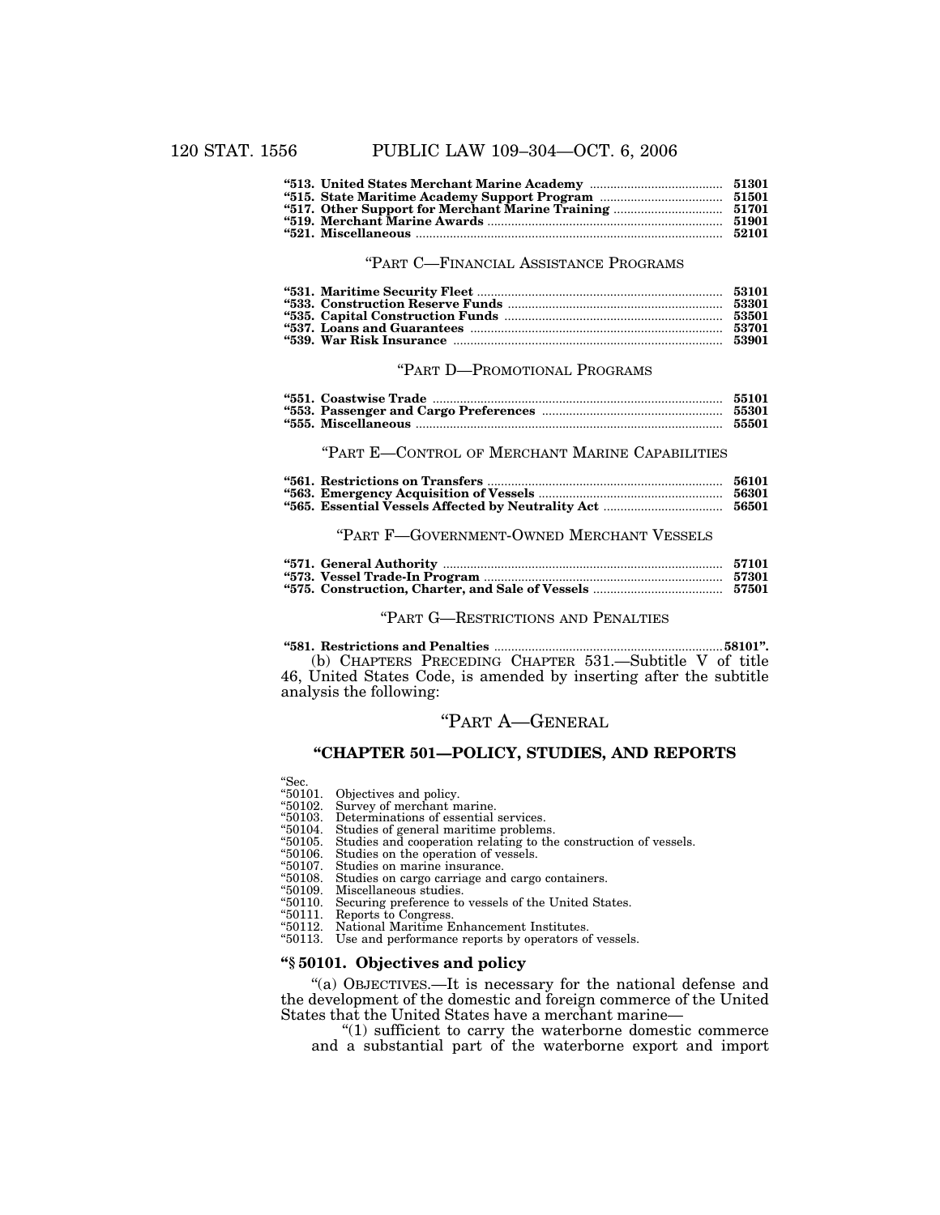| | |
|---|---|
| **"513. United States Merchant Marine Academy** | **51301** |
| **"515. State Maritime Academy Support Program** | **51501** |
| **"517. Other Support for Merchant Marine Training** | **51701** |
| **"519. Merchant Marine Awards** | **51901** |
| **"521. Miscellaneous** | **52101** |

"PART C—FINANCIAL ASSISTANCE PROGRAMS

| | |
|---|---|
| **"531. Maritime Security Fleet** | **53101** |
| **"533. Construction Reserve Funds** | **53301** |
| **"535. Capital Construction Funds** | **53501** |
| **"537. Loans and Guarantees** | **53701** |
| **"539. War Risk Insurance** | **53901** |

"PART D—PROMOTIONAL PROGRAMS

| | |
|---|---|
| **"551. Coastwise Trade** | **55101** |
| **"553. Passenger and Cargo Preferences** | **55301** |
| **"555. Miscellaneous** | **55501** |

"PART E—CONTROL OF MERCHANT MARINE CAPABILITIES

| | |
|---|---|
| **"561. Restrictions on Transfers** | **56101** |
| **"563. Emergency Acquisition of Vessels** | **56301** |
| **"565. Essential Vessels Affected by Neutrality Act** | **56501** |

"PART F—GOVERNMENT-OWNED MERCHANT VESSELS

| | |
|---|---|
| **"571. General Authority** | **57101** |
| **"573. Vessel Trade-In Program** | **57301** |
| **"575. Construction, Charter, and Sale of Vessels** | **57501** |

"PART G—RESTRICTIONS AND PENALTIES

| | |
|---|---|
| **"581. Restrictions and Penalties** | **58101".** |

(b) CHAPTERS PRECEDING CHAPTER 531.—Subtitle V of title 46, United States Code, is amended by inserting after the subtitle analysis the following:

## "PART A—GENERAL

## "CHAPTER 501—POLICY, STUDIES, AND REPORTS

"Sec.
"50101. Objectives and policy.
"50102. Survey of merchant marine.
"50103. Determinations of essential services.
"50104. Studies of general maritime problems.
"50105. Studies and cooperation relating to the construction of vessels.
"50106. Studies on the operation of vessels.
"50107. Studies on marine insurance.
"50108. Studies on cargo carriage and cargo containers.
"50109. Miscellaneous studies.
"50110. Securing preference to vessels of the United States.
"50111. Reports to Congress.
"50112. National Maritime Enhancement Institutes.
"50113. Use and performance reports by operators of vessels.

### "§ 50101. Objectives and policy

"(a) OBJECTIVES.—It is necessary for the national defense and the development of the domestic and foreign commerce of the United States that the United States have a merchant marine—

"(1) sufficient to carry the waterborne domestic commerce and a substantial part of the waterborne export and import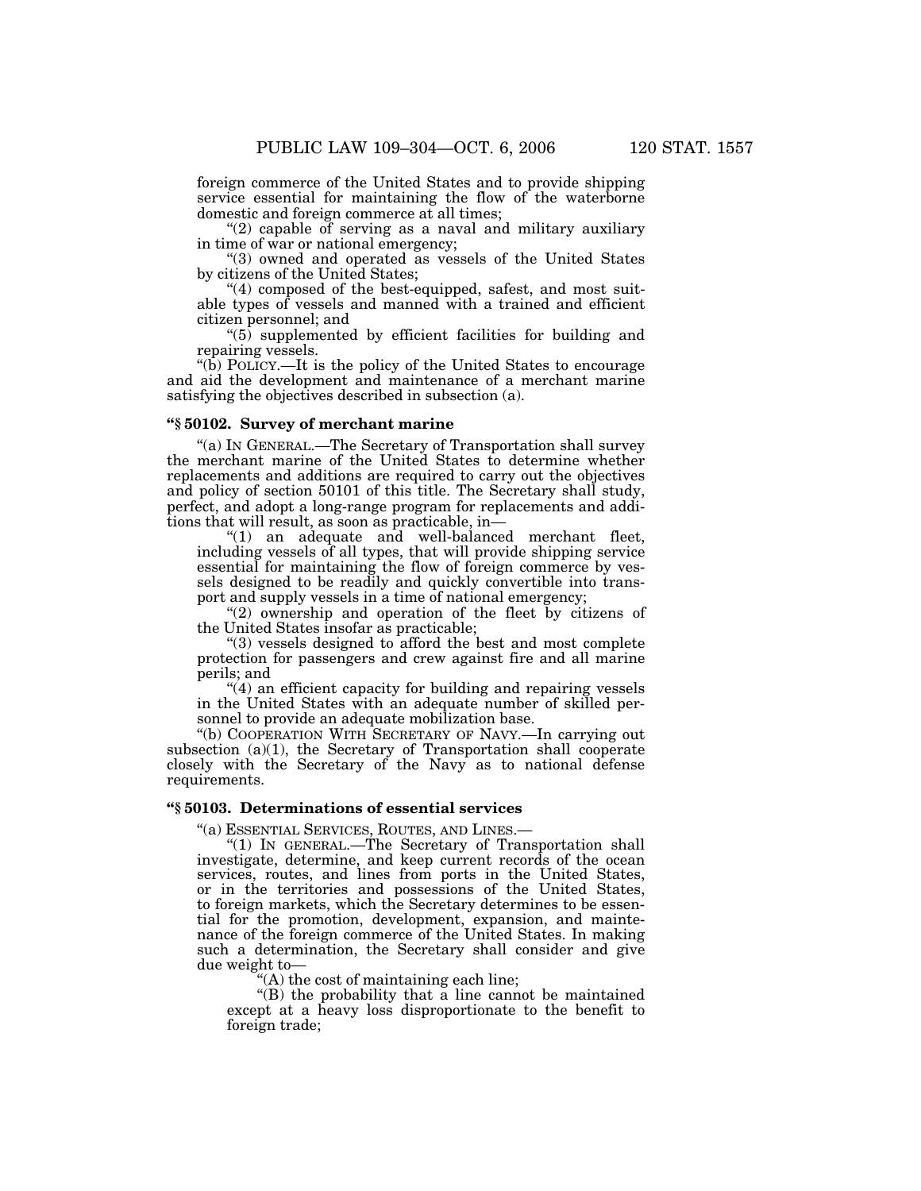foreign commerce of the United States and to provide shipping service essential for maintaining the flow of the waterborne domestic and foreign commerce at all times;

"(2) capable of serving as a naval and military auxiliary in time of war or national emergency;

"(3) owned and operated as vessels of the United States by citizens of the United States;

"(4) composed of the best-equipped, safest, and most suitable types of vessels and manned with a trained and efficient citizen personnel; and

"(5) supplemented by efficient facilities for building and repairing vessels.

"(b) POLICY.—It is the policy of the United States to encourage and aid the development and maintenance of a merchant marine satisfying the objectives described in subsection (a).

### "§ 50102. Survey of merchant marine

"(a) IN GENERAL.—The Secretary of Transportation shall survey the merchant marine of the United States to determine whether replacements and additions are required to carry out the objectives and policy of section 50101 of this title. The Secretary shall study, perfect, and adopt a long-range program for replacements and additions that will result, as soon as practicable, in—

"(1) an adequate and well-balanced merchant fleet, including vessels of all types, that will provide shipping service essential for maintaining the flow of foreign commerce by vessels designed to be readily and quickly convertible into transport and supply vessels in a time of national emergency;

"(2) ownership and operation of the fleet by citizens of the United States insofar as practicable;

"(3) vessels designed to afford the best and most complete protection for passengers and crew against fire and all marine perils; and

"(4) an efficient capacity for building and repairing vessels in the United States with an adequate number of skilled personnel to provide an adequate mobilization base.

"(b) COOPERATION WITH SECRETARY OF NAVY.—In carrying out subsection (a)(1), the Secretary of Transportation shall cooperate closely with the Secretary of the Navy as to national defense requirements.

### "§ 50103. Determinations of essential services

"(a) ESSENTIAL SERVICES, ROUTES, AND LINES.—

"(1) IN GENERAL.—The Secretary of Transportation shall investigate, determine, and keep current records of the ocean services, routes, and lines from ports in the United States, or in the territories and possessions of the United States, to foreign markets, which the Secretary determines to be essential for the promotion, development, expansion, and maintenance of the foreign commerce of the United States. In making such a determination, the Secretary shall consider and give due weight to—

"(A) the cost of maintaining each line;

"(B) the probability that a line cannot be maintained except at a heavy loss disproportionate to the benefit to foreign trade;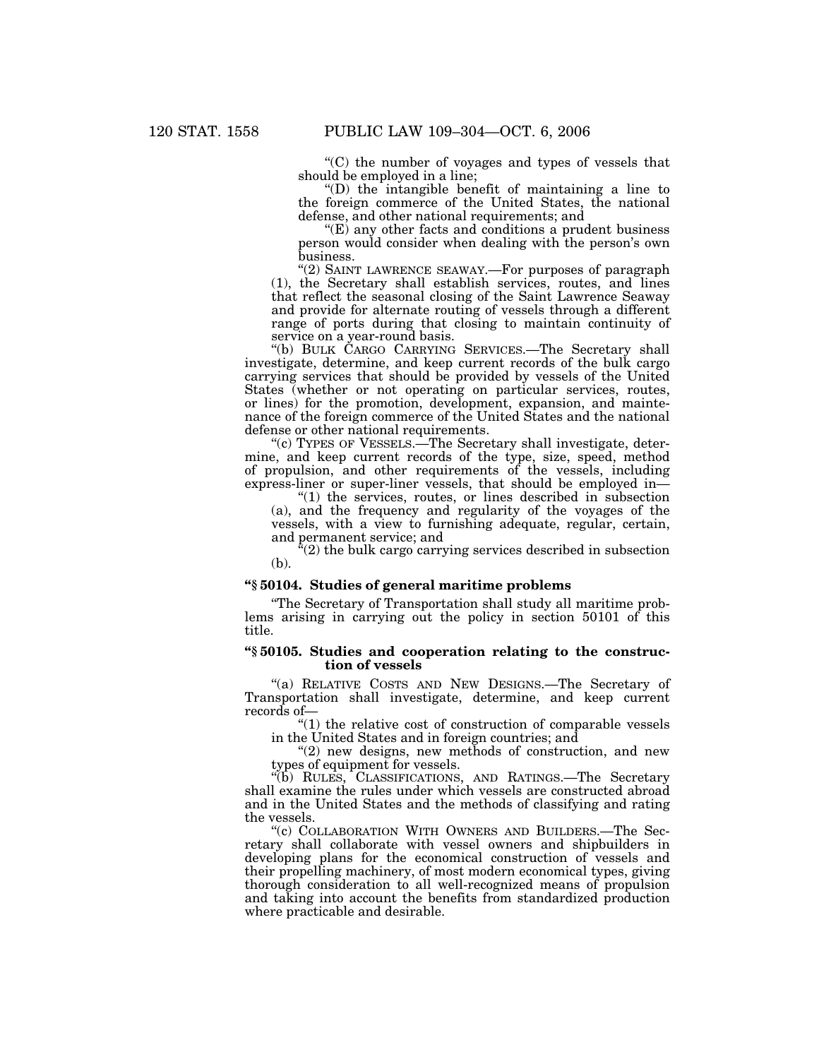"(C) the number of voyages and types of vessels that should be employed in a line;

"(D) the intangible benefit of maintaining a line to the foreign commerce of the United States, the national defense, and other national requirements; and

"(E) any other facts and conditions a prudent business person would consider when dealing with the person's own business.

"(2) SAINT LAWRENCE SEAWAY.—For purposes of paragraph (1), the Secretary shall establish services, routes, and lines that reflect the seasonal closing of the Saint Lawrence Seaway and provide for alternate routing of vessels through a different range of ports during that closing to maintain continuity of service on a year-round basis.

"(b) BULK CARGO CARRYING SERVICES.—The Secretary shall investigate, determine, and keep current records of the bulk cargo carrying services that should be provided by vessels of the United States (whether or not operating on particular services, routes, or lines) for the promotion, development, expansion, and maintenance of the foreign commerce of the United States and the national defense or other national requirements.

"(c) TYPES OF VESSELS.—The Secretary shall investigate, determine, and keep current records of the type, size, speed, method of propulsion, and other requirements of the vessels, including express-liner or super-liner vessels, that should be employed in—

"(1) the services, routes, or lines described in subsection (a), and the frequency and regularity of the voyages of the vessels, with a view to furnishing adequate, regular, certain, and permanent service; and

"(2) the bulk cargo carrying services described in subsection (b).

### "§ 50104. Studies of general maritime problems

"The Secretary of Transportation shall study all maritime problems arising in carrying out the policy in section 50101 of this title.

### "§ 50105. Studies and cooperation relating to the construction of vessels

"(a) RELATIVE COSTS AND NEW DESIGNS.—The Secretary of Transportation shall investigate, determine, and keep current records of—

"(1) the relative cost of construction of comparable vessels in the United States and in foreign countries; and

"(2) new designs, new methods of construction, and new types of equipment for vessels.

"(b) RULES, CLASSIFICATIONS, AND RATINGS.—The Secretary shall examine the rules under which vessels are constructed abroad and in the United States and the methods of classifying and rating the vessels.

"(c) COLLABORATION WITH OWNERS AND BUILDERS.—The Secretary shall collaborate with vessel owners and shipbuilders in developing plans for the economical construction of vessels and their propelling machinery, of most modern economical types, giving thorough consideration to all well-recognized means of propulsion and taking into account the benefits from standardized production where practicable and desirable.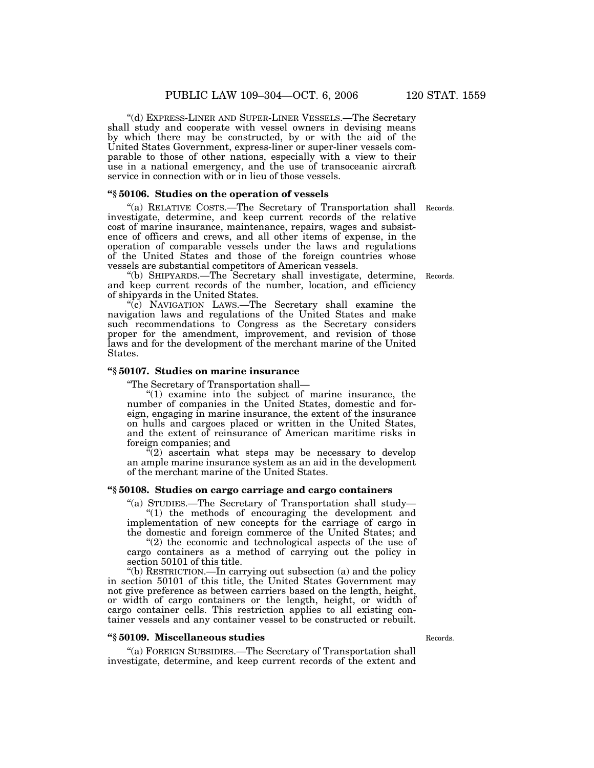"(d) EXPRESS-LINER AND SUPER-LINER VESSELS.—The Secretary shall study and cooperate with vessel owners in devising means by which there may be constructed, by or with the aid of the United States Government, express-liner or super-liner vessels comparable to those of other nations, especially with a view to their use in a national emergency, and the use of transoceanic aircraft service in connection with or in lieu of those vessels.

### "§ 50106. Studies on the operation of vessels

"(a) RELATIVE COSTS.—The Secretary of Transportation shall investigate, determine, and keep current records of the relative cost of marine insurance, maintenance, repairs, wages and subsistence of officers and crews, and all other items of expense, in the operation of comparable vessels under the laws and regulations of the United States and those of the foreign countries whose vessels are substantial competitors of American vessels.

Records.

"(b) SHIPYARDS.—The Secretary shall investigate, determine, and keep current records of the number, location, and efficiency of shipyards in the United States.

Records.

"(c) NAVIGATION LAWS.—The Secretary shall examine the navigation laws and regulations of the United States and make such recommendations to Congress as the Secretary considers proper for the amendment, improvement, and revision of those laws and for the development of the merchant marine of the United States.

### "§ 50107. Studies on marine insurance

"The Secretary of Transportation shall—

"(1) examine into the subject of marine insurance, the number of companies in the United States, domestic and foreign, engaging in marine insurance, the extent of the insurance on hulls and cargoes placed or written in the United States, and the extent of reinsurance of American maritime risks in foreign companies; and

"(2) ascertain what steps may be necessary to develop an ample marine insurance system as an aid in the development of the merchant marine of the United States.

### "§ 50108. Studies on cargo carriage and cargo containers

"(a) STUDIES.—The Secretary of Transportation shall study—

"(1) the methods of encouraging the development and implementation of new concepts for the carriage of cargo in the domestic and foreign commerce of the United States; and

"(2) the economic and technological aspects of the use of cargo containers as a method of carrying out the policy in section 50101 of this title.

"(b) RESTRICTION.—In carrying out subsection (a) and the policy in section 50101 of this title, the United States Government may not give preference as between carriers based on the length, height, or width of cargo containers or the length, height, or width of cargo container cells. This restriction applies to all existing container vessels and any container vessel to be constructed or rebuilt.

### "§ 50109. Miscellaneous studies

Records.

"(a) FOREIGN SUBSIDIES.—The Secretary of Transportation shall investigate, determine, and keep current records of the extent and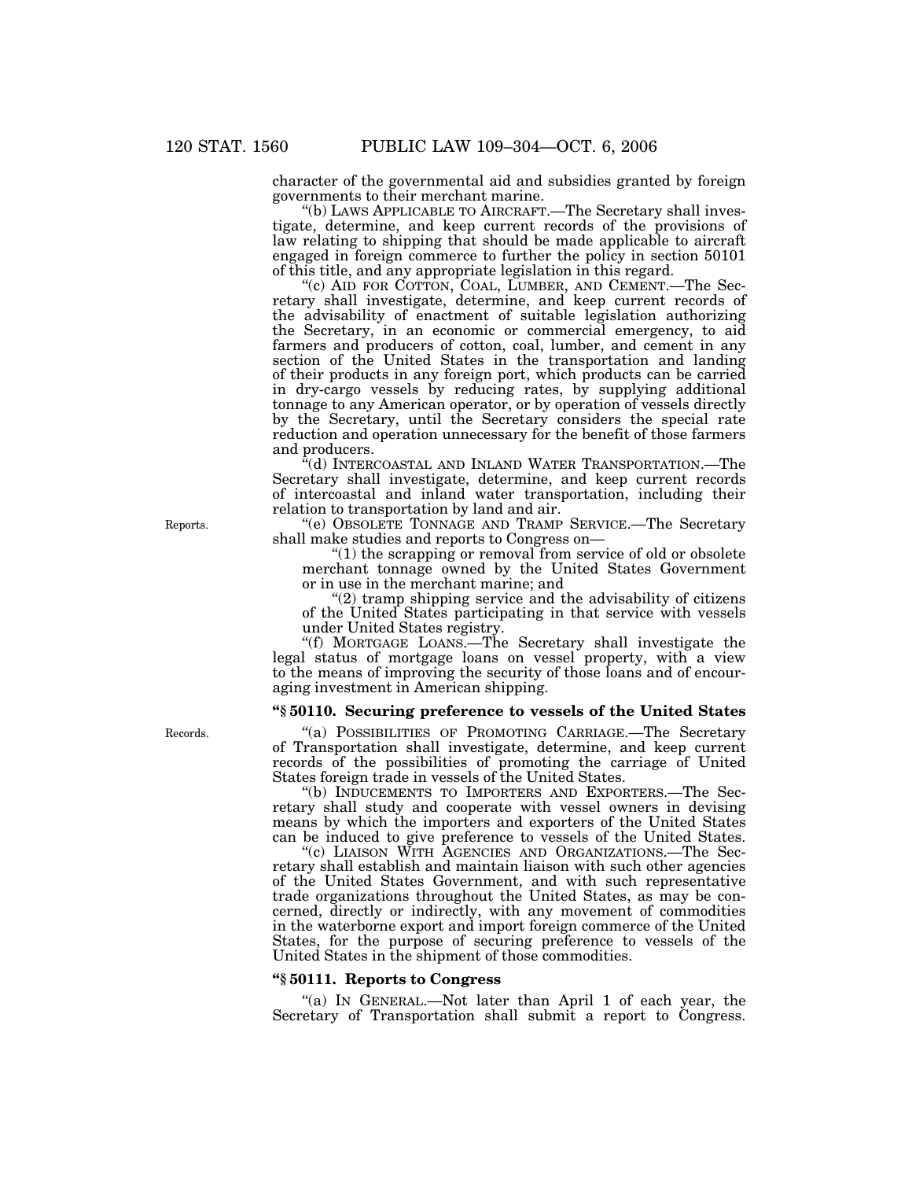character of the governmental aid and subsidies granted by foreign governments to their merchant marine.

"(b) LAWS APPLICABLE TO AIRCRAFT.—The Secretary shall investigate, determine, and keep current records of the provisions of law relating to shipping that should be made applicable to aircraft engaged in foreign commerce to further the policy in section 50101 of this title, and any appropriate legislation in this regard.

"(c) AID FOR COTTON, COAL, LUMBER, AND CEMENT.—The Secretary shall investigate, determine, and keep current records of the advisability of enactment of suitable legislation authorizing the Secretary, in an economic or commercial emergency, to aid farmers and producers of cotton, coal, lumber, and cement in any section of the United States in the transportation and landing of their products in any foreign port, which products can be carried in dry-cargo vessels by reducing rates, by supplying additional tonnage to any American operator, or by operation of vessels directly by the Secretary, until the Secretary considers the special rate reduction and operation unnecessary for the benefit of those farmers and producers.

"(d) INTERCOASTAL AND INLAND WATER TRANSPORTATION.—The Secretary shall investigate, determine, and keep current records of intercoastal and inland water transportation, including their relation to transportation by land and air.

Reports.

"(e) OBSOLETE TONNAGE AND TRAMP SERVICE.—The Secretary shall make studies and reports to Congress on—

"(1) the scrapping or removal from service of old or obsolete merchant tonnage owned by the United States Government or in use in the merchant marine; and

"(2) tramp shipping service and the advisability of citizens of the United States participating in that service with vessels under United States registry.

"(f) MORTGAGE LOANS.—The Secretary shall investigate the legal status of mortgage loans on vessel property, with a view to the means of improving the security of those loans and of encouraging investment in American shipping.

**"§ 50110. Securing preference to vessels of the United States**

Records.

"(a) POSSIBILITIES OF PROMOTING CARRIAGE.—The Secretary of Transportation shall investigate, determine, and keep current records of the possibilities of promoting the carriage of United States foreign trade in vessels of the United States.

"(b) INDUCEMENTS TO IMPORTERS AND EXPORTERS.—The Secretary shall study and cooperate with vessel owners in devising means by which the importers and exporters of the United States can be induced to give preference to vessels of the United States.

"(c) LIAISON WITH AGENCIES AND ORGANIZATIONS.—The Secretary shall establish and maintain liaison with such other agencies of the United States Government, and with such representative trade organizations throughout the United States, as may be concerned, directly or indirectly, with any movement of commodities in the waterborne export and import foreign commerce of the United States, for the purpose of securing preference to vessels of the United States in the shipment of those commodities.

**"§ 50111. Reports to Congress**

"(a) IN GENERAL.—Not later than April 1 of each year, the Secretary of Transportation shall submit a report to Congress.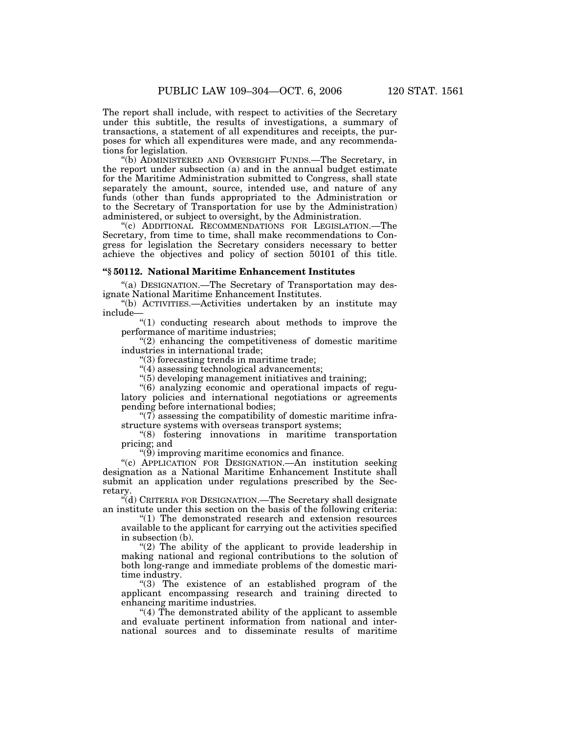The report shall include, with respect to activities of the Secretary under this subtitle, the results of investigations, a summary of transactions, a statement of all expenditures and receipts, the purposes for which all expenditures were made, and any recommendations for legislation.

"(b) ADMINISTERED AND OVERSIGHT FUNDS.—The Secretary, in the report under subsection (a) and in the annual budget estimate for the Maritime Administration submitted to Congress, shall state separately the amount, source, intended use, and nature of any funds (other than funds appropriated to the Administration or to the Secretary of Transportation for use by the Administration) administered, or subject to oversight, by the Administration.

"(c) ADDITIONAL RECOMMENDATIONS FOR LEGISLATION.—The Secretary, from time to time, shall make recommendations to Congress for legislation the Secretary considers necessary to better achieve the objectives and policy of section 50101 of this title.

### "§ 50112. National Maritime Enhancement Institutes

"(a) DESIGNATION.—The Secretary of Transportation may designate National Maritime Enhancement Institutes.

"(b) ACTIVITIES.—Activities undertaken by an institute may include—

"(1) conducting research about methods to improve the performance of maritime industries;

"(2) enhancing the competitiveness of domestic maritime industries in international trade;

"(3) forecasting trends in maritime trade;

"(4) assessing technological advancements;

"(5) developing management initiatives and training;

"(6) analyzing economic and operational impacts of regulatory policies and international negotiations or agreements pending before international bodies;

"(7) assessing the compatibility of domestic maritime infrastructure systems with overseas transport systems;

"(8) fostering innovations in maritime transportation pricing; and

"(9) improving maritime economics and finance.

"(c) APPLICATION FOR DESIGNATION.—An institution seeking designation as a National Maritime Enhancement Institute shall submit an application under regulations prescribed by the Secretary.

"(d) CRITERIA FOR DESIGNATION.—The Secretary shall designate an institute under this section on the basis of the following criteria:

"(1) The demonstrated research and extension resources available to the applicant for carrying out the activities specified in subsection (b).

"(2) The ability of the applicant to provide leadership in making national and regional contributions to the solution of both long-range and immediate problems of the domestic maritime industry.

"(3) The existence of an established program of the applicant encompassing research and training directed to enhancing maritime industries.

"(4) The demonstrated ability of the applicant to assemble and evaluate pertinent information from national and international sources and to disseminate results of maritime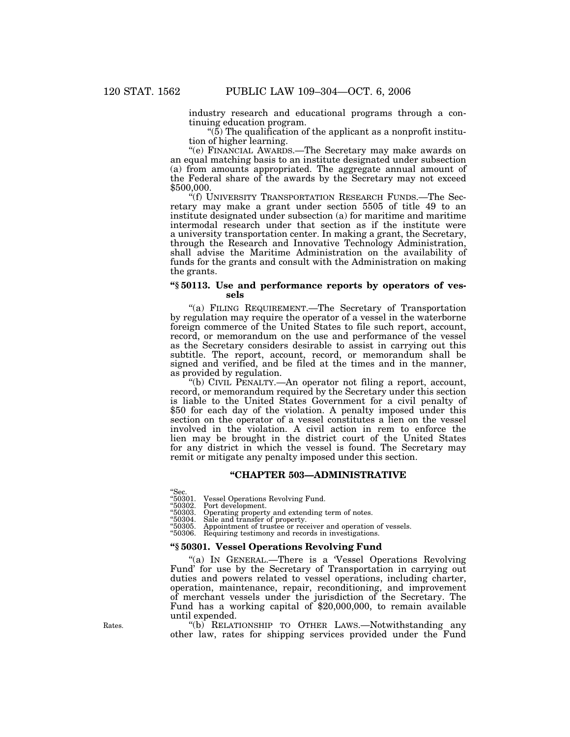industry research and educational programs through a continuing education program.

"(5) The qualification of the applicant as a nonprofit institution of higher learning.

"(e) FINANCIAL AWARDS.—The Secretary may make awards on an equal matching basis to an institute designated under subsection (a) from amounts appropriated. The aggregate annual amount of the Federal share of the awards by the Secretary may not exceed $500,000.

"(f) UNIVERSITY TRANSPORTATION RESEARCH FUNDS.—The Secretary may make a grant under section 5505 of title 49 to an institute designated under subsection (a) for maritime and maritime intermodal research under that section as if the institute were a university transportation center. In making a grant, the Secretary, through the Research and Innovative Technology Administration, shall advise the Maritime Administration on the availability of funds for the grants and consult with the Administration on making the grants.

**"§ 50113. Use and performance reports by operators of vessels**

"(a) FILING REQUIREMENT.—The Secretary of Transportation by regulation may require the operator of a vessel in the waterborne foreign commerce of the United States to file such report, account, record, or memorandum on the use and performance of the vessel as the Secretary considers desirable to assist in carrying out this subtitle. The report, account, record, or memorandum shall be signed and verified, and be filed at the times and in the manner, as provided by regulation.

"(b) CIVIL PENALTY.—An operator not filing a report, account, record, or memorandum required by the Secretary under this section is liable to the United States Government for a civil penalty of $50 for each day of the violation. A penalty imposed under this section on the operator of a vessel constitutes a lien on the vessel involved in the violation. A civil action in rem to enforce the lien may be brought in the district court of the United States for any district in which the vessel is found. The Secretary may remit or mitigate any penalty imposed under this section.

## "CHAPTER 503—ADMINISTRATIVE

"Sec.
"50301. Vessel Operations Revolving Fund.
"50302. Port development.
"50303. Operating property and extending term of notes.
"50304. Sale and transfer of property.
"50305. Appointment of trustee or receiver and operation of vessels.
"50306. Requiring testimony and records in investigations.

**"§ 50301. Vessel Operations Revolving Fund**

"(a) IN GENERAL.—There is a 'Vessel Operations Revolving Fund' for use by the Secretary of Transportation in carrying out duties and powers related to vessel operations, including charter, operation, maintenance, repair, reconditioning, and improvement of merchant vessels under the jurisdiction of the Secretary. The Fund has a working capital of $20,000,000, to remain available until expended.

Rates.

"(b) RELATIONSHIP TO OTHER LAWS.—Notwithstanding any other law, rates for shipping services provided under the Fund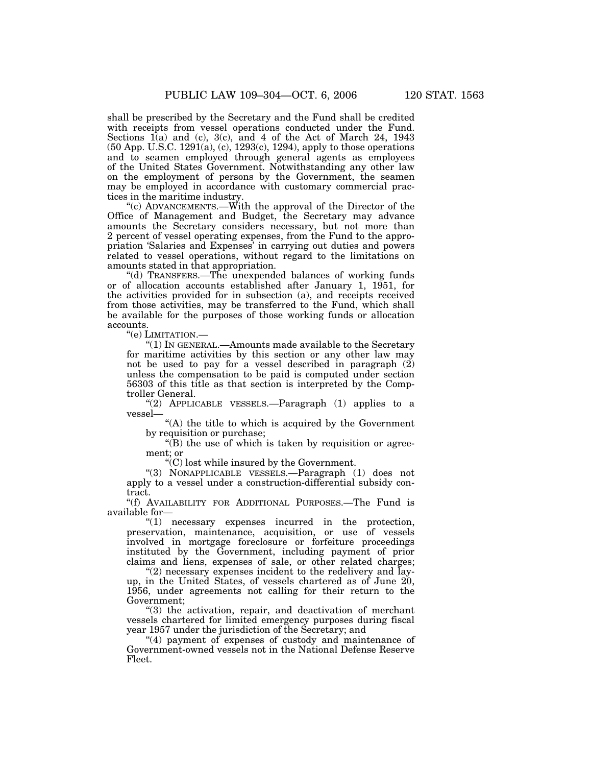shall be prescribed by the Secretary and the Fund shall be credited with receipts from vessel operations conducted under the Fund. Sections 1(a) and (c), 3(c), and 4 of the Act of March 24, 1943 (50 App. U.S.C. 1291(a), (c), 1293(c), 1294), apply to those operations and to seamen employed through general agents as employees of the United States Government. Notwithstanding any other law on the employment of persons by the Government, the seamen may be employed in accordance with customary commercial practices in the maritime industry.

"(c) ADVANCEMENTS.—With the approval of the Director of the Office of Management and Budget, the Secretary may advance amounts the Secretary considers necessary, but not more than 2 percent of vessel operating expenses, from the Fund to the appropriation 'Salaries and Expenses' in carrying out duties and powers related to vessel operations, without regard to the limitations on amounts stated in that appropriation.

"(d) TRANSFERS.—The unexpended balances of working funds or of allocation accounts established after January 1, 1951, for the activities provided for in subsection (a), and receipts received from those activities, may be transferred to the Fund, which shall be available for the purposes of those working funds or allocation accounts.

"(e) LIMITATION.—

"(1) IN GENERAL.—Amounts made available to the Secretary for maritime activities by this section or any other law may not be used to pay for a vessel described in paragraph (2) unless the compensation to be paid is computed under section 56303 of this title as that section is interpreted by the Comptroller General.

"(2) APPLICABLE VESSELS.—Paragraph (1) applies to a vessel—

"(A) the title to which is acquired by the Government by requisition or purchase;

"(B) the use of which is taken by requisition or agreement; or

"(C) lost while insured by the Government.

"(3) NONAPPLICABLE VESSELS.—Paragraph (1) does not apply to a vessel under a construction-differential subsidy contract.

"(f) AVAILABILITY FOR ADDITIONAL PURPOSES.—The Fund is available for—

"(1) necessary expenses incurred in the protection, preservation, maintenance, acquisition, or use of vessels involved in mortgage foreclosure or forfeiture proceedings instituted by the Government, including payment of prior claims and liens, expenses of sale, or other related charges;

"(2) necessary expenses incident to the redelivery and layup, in the United States, of vessels chartered as of June 20, 1956, under agreements not calling for their return to the Government;

"(3) the activation, repair, and deactivation of merchant vessels chartered for limited emergency purposes during fiscal year 1957 under the jurisdiction of the Secretary; and

"(4) payment of expenses of custody and maintenance of Government-owned vessels not in the National Defense Reserve Fleet.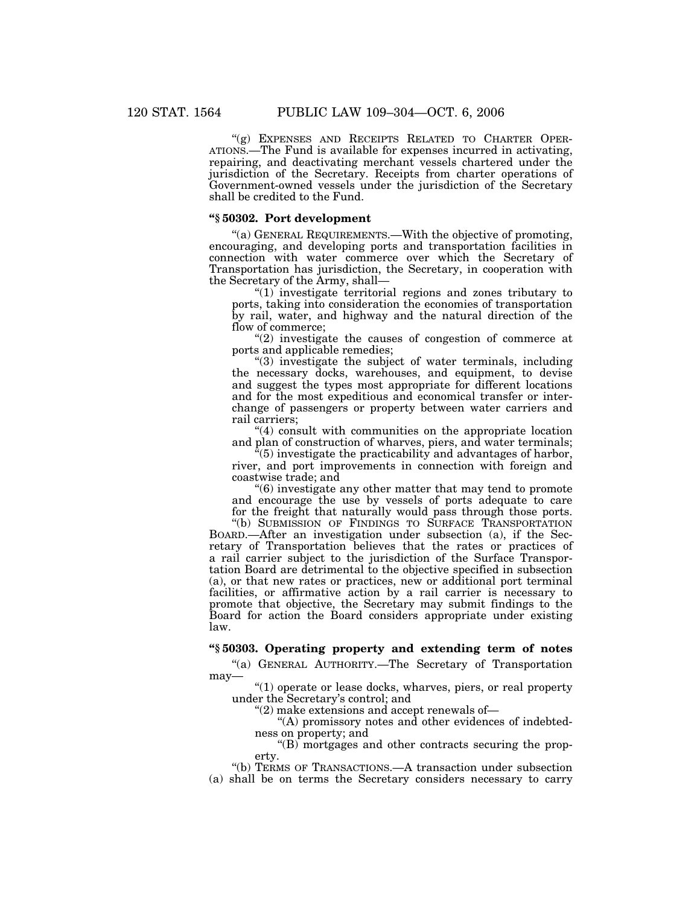"(g) EXPENSES AND RECEIPTS RELATED TO CHARTER OPERATIONS.—The Fund is available for expenses incurred in activating, repairing, and deactivating merchant vessels chartered under the jurisdiction of the Secretary. Receipts from charter operations of Government-owned vessels under the jurisdiction of the Secretary shall be credited to the Fund.

### "§ 50302. Port development

"(a) GENERAL REQUIREMENTS.—With the objective of promoting, encouraging, and developing ports and transportation facilities in connection with water commerce over which the Secretary of Transportation has jurisdiction, the Secretary, in cooperation with the Secretary of the Army, shall—

"(1) investigate territorial regions and zones tributary to ports, taking into consideration the economies of transportation by rail, water, and highway and the natural direction of the flow of commerce;

"(2) investigate the causes of congestion of commerce at ports and applicable remedies;

"(3) investigate the subject of water terminals, including the necessary docks, warehouses, and equipment, to devise and suggest the types most appropriate for different locations and for the most expeditious and economical transfer or interchange of passengers or property between water carriers and rail carriers;

"(4) consult with communities on the appropriate location and plan of construction of wharves, piers, and water terminals;

"(5) investigate the practicability and advantages of harbor, river, and port improvements in connection with foreign and coastwise trade; and

"(6) investigate any other matter that may tend to promote and encourage the use by vessels of ports adequate to care for the freight that naturally would pass through those ports.

"(b) SUBMISSION OF FINDINGS TO SURFACE TRANSPORTATION BOARD.—After an investigation under subsection (a), if the Secretary of Transportation believes that the rates or practices of a rail carrier subject to the jurisdiction of the Surface Transportation Board are detrimental to the objective specified in subsection (a), or that new rates or practices, new or additional port terminal facilities, or affirmative action by a rail carrier is necessary to promote that objective, the Secretary may submit findings to the Board for action the Board considers appropriate under existing law.

### "§ 50303. Operating property and extending term of notes

"(a) GENERAL AUTHORITY.—The Secretary of Transportation may—

"(1) operate or lease docks, wharves, piers, or real property under the Secretary's control; and

"(2) make extensions and accept renewals of—

"(A) promissory notes and other evidences of indebtedness on property; and

"(B) mortgages and other contracts securing the property.

"(b) TERMS OF TRANSACTIONS.—A transaction under subsection (a) shall be on terms the Secretary considers necessary to carry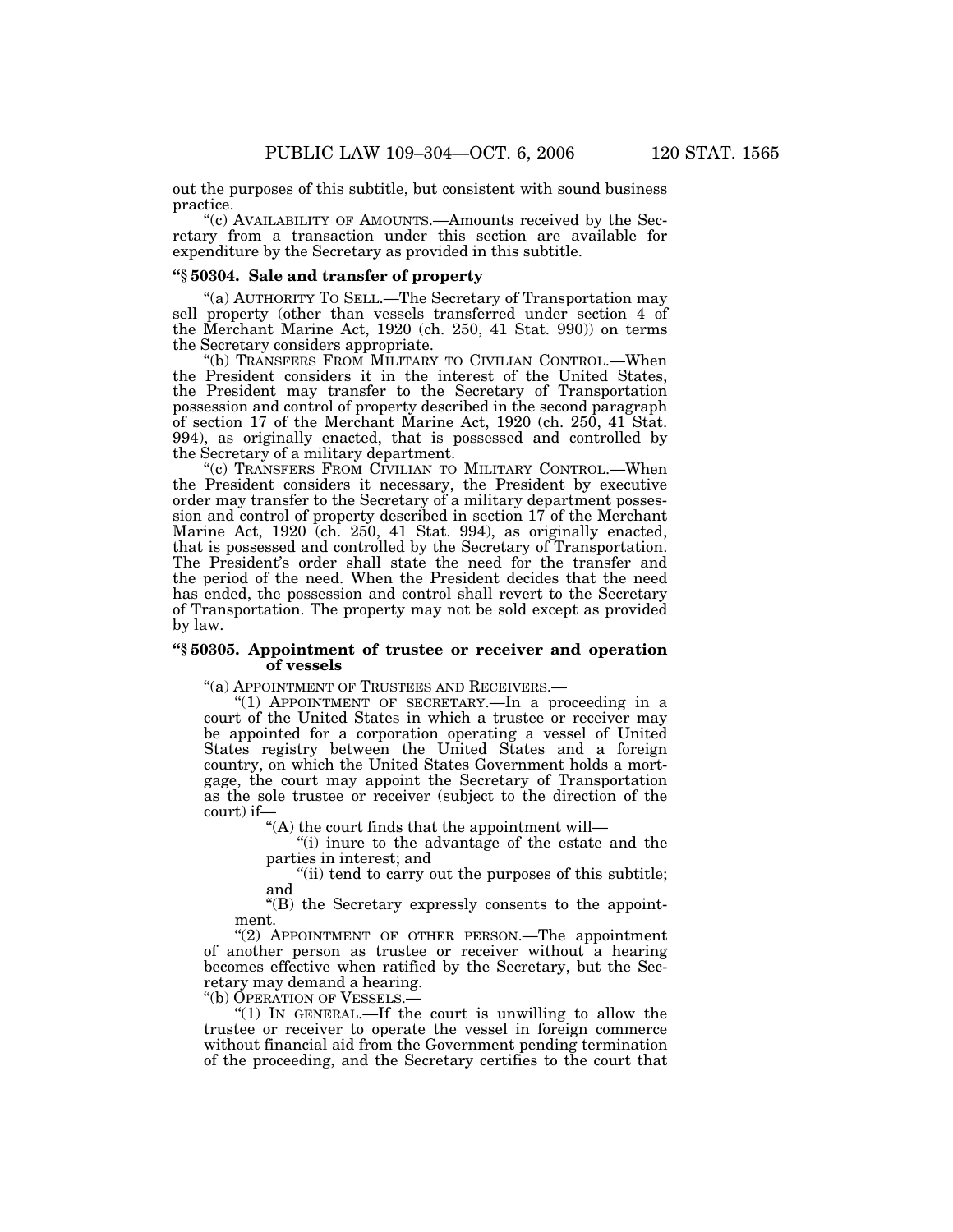out the purposes of this subtitle, but consistent with sound business practice.

"(c) AVAILABILITY OF AMOUNTS.—Amounts received by the Secretary from a transaction under this section are available for expenditure by the Secretary as provided in this subtitle.

### "§ 50304. Sale and transfer of property

"(a) AUTHORITY TO SELL.—The Secretary of Transportation may sell property (other than vessels transferred under section 4 of the Merchant Marine Act, 1920 (ch. 250, 41 Stat. 990)) on terms the Secretary considers appropriate.

"(b) TRANSFERS FROM MILITARY TO CIVILIAN CONTROL.—When the President considers it in the interest of the United States, the President may transfer to the Secretary of Transportation possession and control of property described in the second paragraph of section 17 of the Merchant Marine Act, 1920 (ch. 250, 41 Stat. 994), as originally enacted, that is possessed and controlled by the Secretary of a military department.

"(c) TRANSFERS FROM CIVILIAN TO MILITARY CONTROL.—When the President considers it necessary, the President by executive order may transfer to the Secretary of a military department possession and control of property described in section 17 of the Merchant Marine Act, 1920 (ch. 250, 41 Stat. 994), as originally enacted, that is possessed and controlled by the Secretary of Transportation. The President's order shall state the need for the transfer and the period of the need. When the President decides that the need has ended, the possession and control shall revert to the Secretary of Transportation. The property may not be sold except as provided by law.

### "§ 50305. Appointment of trustee or receiver and operation of vessels

"(a) APPOINTMENT OF TRUSTEES AND RECEIVERS.—

"(1) APPOINTMENT OF SECRETARY.—In a proceeding in a court of the United States in which a trustee or receiver may be appointed for a corporation operating a vessel of United States registry between the United States and a foreign country, on which the United States Government holds a mortgage, the court may appoint the Secretary of Transportation as the sole trustee or receiver (subject to the direction of the court) if—

"(A) the court finds that the appointment will—

"(i) inure to the advantage of the estate and the parties in interest; and

"(ii) tend to carry out the purposes of this subtitle; and

"(B) the Secretary expressly consents to the appointment.

"(2) APPOINTMENT OF OTHER PERSON.—The appointment of another person as trustee or receiver without a hearing becomes effective when ratified by the Secretary, but the Secretary may demand a hearing.

"(b) OPERATION OF VESSELS.—

"(1) IN GENERAL.—If the court is unwilling to allow the trustee or receiver to operate the vessel in foreign commerce without financial aid from the Government pending termination of the proceeding, and the Secretary certifies to the court that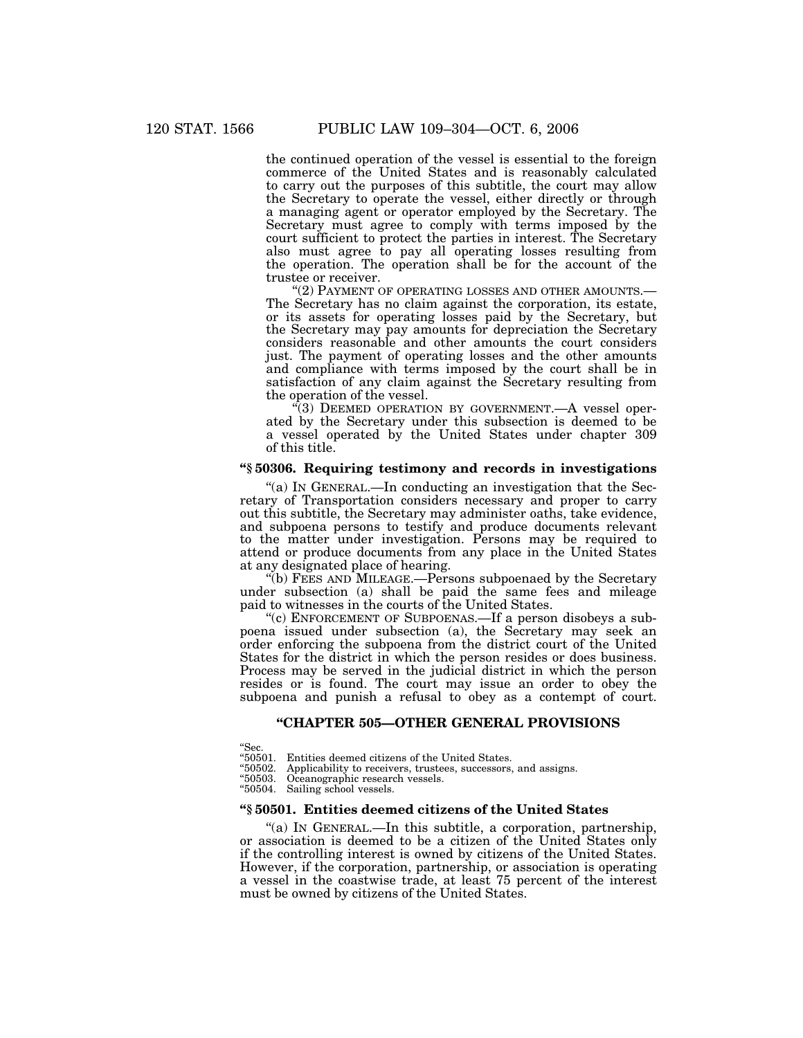the continued operation of the vessel is essential to the foreign commerce of the United States and is reasonably calculated to carry out the purposes of this subtitle, the court may allow the Secretary to operate the vessel, either directly or through a managing agent or operator employed by the Secretary. The Secretary must agree to comply with terms imposed by the court sufficient to protect the parties in interest. The Secretary also must agree to pay all operating losses resulting from the operation. The operation shall be for the account of the trustee or receiver.

"(2) PAYMENT OF OPERATING LOSSES AND OTHER AMOUNTS.—The Secretary has no claim against the corporation, its estate, or its assets for operating losses paid by the Secretary, but the Secretary may pay amounts for depreciation the Secretary considers reasonable and other amounts the court considers just. The payment of operating losses and the other amounts and compliance with terms imposed by the court shall be in satisfaction of any claim against the Secretary resulting from the operation of the vessel.

"(3) DEEMED OPERATION BY GOVERNMENT.—A vessel operated by the Secretary under this subsection is deemed to be a vessel operated by the United States under chapter 309 of this title.

**"§ 50306. Requiring testimony and records in investigations**

"(a) IN GENERAL.—In conducting an investigation that the Secretary of Transportation considers necessary and proper to carry out this subtitle, the Secretary may administer oaths, take evidence, and subpoena persons to testify and produce documents relevant to the matter under investigation. Persons may be required to attend or produce documents from any place in the United States at any designated place of hearing.

"(b) FEES AND MILEAGE.—Persons subpoenaed by the Secretary under subsection (a) shall be paid the same fees and mileage paid to witnesses in the courts of the United States.

"(c) ENFORCEMENT OF SUBPOENAS.—If a person disobeys a subpoena issued under subsection (a), the Secretary may seek an order enforcing the subpoena from the district court of the United States for the district in which the person resides or does business. Process may be served in the judicial district in which the person resides or is found. The court may issue an order to obey the subpoena and punish a refusal to obey as a contempt of court.

## "CHAPTER 505—OTHER GENERAL PROVISIONS

"Sec.
"50501. Entities deemed citizens of the United States.
"50502. Applicability to receivers, trustees, successors, and assigns.
"50503. Oceanographic research vessels.
"50504. Sailing school vessels.

**"§ 50501. Entities deemed citizens of the United States**

"(a) IN GENERAL.—In this subtitle, a corporation, partnership, or association is deemed to be a citizen of the United States only if the controlling interest is owned by citizens of the United States. However, if the corporation, partnership, or association is operating a vessel in the coastwise trade, at least 75 percent of the interest must be owned by citizens of the United States.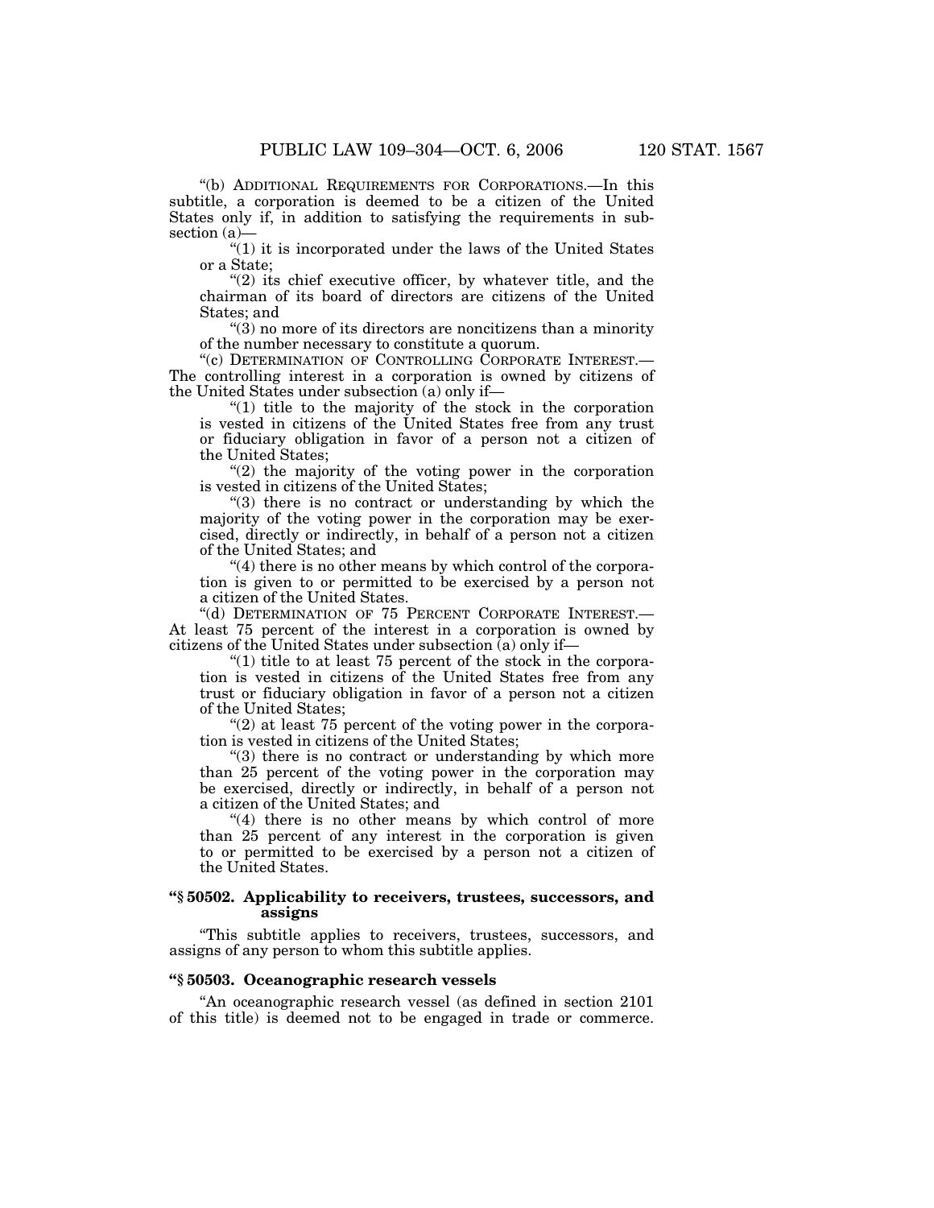"(b) ADDITIONAL REQUIREMENTS FOR CORPORATIONS.—In this subtitle, a corporation is deemed to be a citizen of the United States only if, in addition to satisfying the requirements in subsection (a)—

"(1) it is incorporated under the laws of the United States or a State;

"(2) its chief executive officer, by whatever title, and the chairman of its board of directors are citizens of the United States; and

"(3) no more of its directors are noncitizens than a minority of the number necessary to constitute a quorum.

"(c) DETERMINATION OF CONTROLLING CORPORATE INTEREST.—The controlling interest in a corporation is owned by citizens of the United States under subsection (a) only if—

"(1) title to the majority of the stock in the corporation is vested in citizens of the United States free from any trust or fiduciary obligation in favor of a person not a citizen of the United States;

"(2) the majority of the voting power in the corporation is vested in citizens of the United States;

"(3) there is no contract or understanding by which the majority of the voting power in the corporation may be exercised, directly or indirectly, in behalf of a person not a citizen of the United States; and

"(4) there is no other means by which control of the corporation is given to or permitted to be exercised by a person not a citizen of the United States.

"(d) DETERMINATION OF 75 PERCENT CORPORATE INTEREST.—At least 75 percent of the interest in a corporation is owned by citizens of the United States under subsection (a) only if—

"(1) title to at least 75 percent of the stock in the corporation is vested in citizens of the United States free from any trust or fiduciary obligation in favor of a person not a citizen of the United States;

"(2) at least 75 percent of the voting power in the corporation is vested in citizens of the United States;

"(3) there is no contract or understanding by which more than 25 percent of the voting power in the corporation may be exercised, directly or indirectly, in behalf of a person not a citizen of the United States; and

"(4) there is no other means by which control of more than 25 percent of any interest in the corporation is given to or permitted to be exercised by a person not a citizen of the United States.

**"§ 50502. Applicability to receivers, trustees, successors, and assigns**

"This subtitle applies to receivers, trustees, successors, and assigns of any person to whom this subtitle applies.

**"§ 50503. Oceanographic research vessels**

"An oceanographic research vessel (as defined in section 2101 of this title) is deemed not to be engaged in trade or commerce.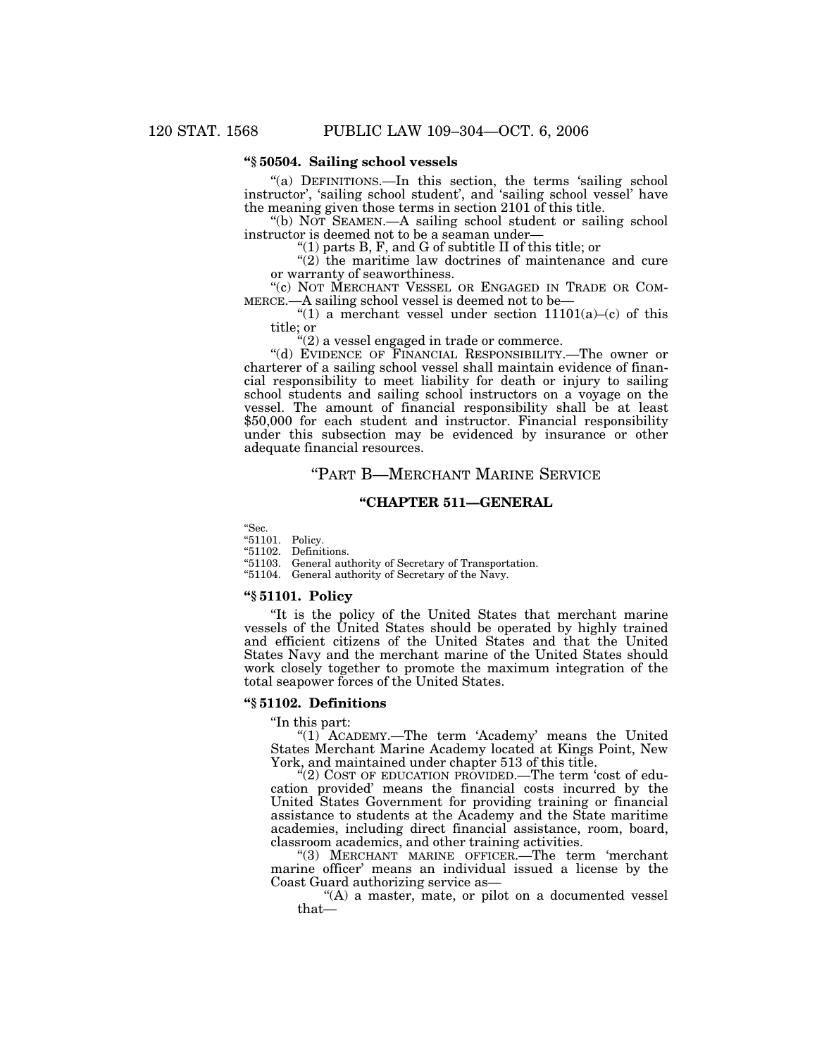### “§ 50504. Sailing school vessels

“(a) DEFINITIONS.—In this section, the terms ‘sailing school instructor’, ‘sailing school student’, and ‘sailing school vessel’ have the meaning given those terms in section 2101 of this title.

“(b) NOT SEAMEN.—A sailing school student or sailing school instructor is deemed not to be a seaman under—

“(1) parts B, F, and G of subtitle II of this title; or

“(2) the maritime law doctrines of maintenance and cure or warranty of seaworthiness.

“(c) NOT MERCHANT VESSEL OR ENGAGED IN TRADE OR COMMERCE.—A sailing school vessel is deemed not to be—

“(1) a merchant vessel under section 11101(a)–(c) of this title; or

“(2) a vessel engaged in trade or commerce.

“(d) EVIDENCE OF FINANCIAL RESPONSIBILITY.—The owner or charterer of a sailing school vessel shall maintain evidence of financial responsibility to meet liability for death or injury to sailing school students and sailing school instructors on a voyage on the vessel. The amount of financial responsibility shall be at least $50,000 for each student and instructor. Financial responsibility under this subsection may be evidenced by insurance or other adequate financial resources.

## “PART B—MERCHANT MARINE SERVICE

## “CHAPTER 511—GENERAL

“Sec.
“51101. Policy.
“51102. Definitions.
“51103. General authority of Secretary of Transportation.
“51104. General authority of Secretary of the Navy.

### “§ 51101. Policy

“It is the policy of the United States that merchant marine vessels of the United States should be operated by highly trained and efficient citizens of the United States and that the United States Navy and the merchant marine of the United States should work closely together to promote the maximum integration of the total seapower forces of the United States.

### “§ 51102. Definitions

“In this part:

“(1) ACADEMY.—The term ‘Academy’ means the United States Merchant Marine Academy located at Kings Point, New York, and maintained under chapter 513 of this title.

“(2) COST OF EDUCATION PROVIDED.—The term ‘cost of education provided’ means the financial costs incurred by the United States Government for providing training or financial assistance to students at the Academy and the State maritime academies, including direct financial assistance, room, board, classroom academics, and other training activities.

“(3) MERCHANT MARINE OFFICER.—The term ‘merchant marine officer’ means an individual issued a license by the Coast Guard authorizing service as—

“(A) a master, mate, or pilot on a documented vessel that—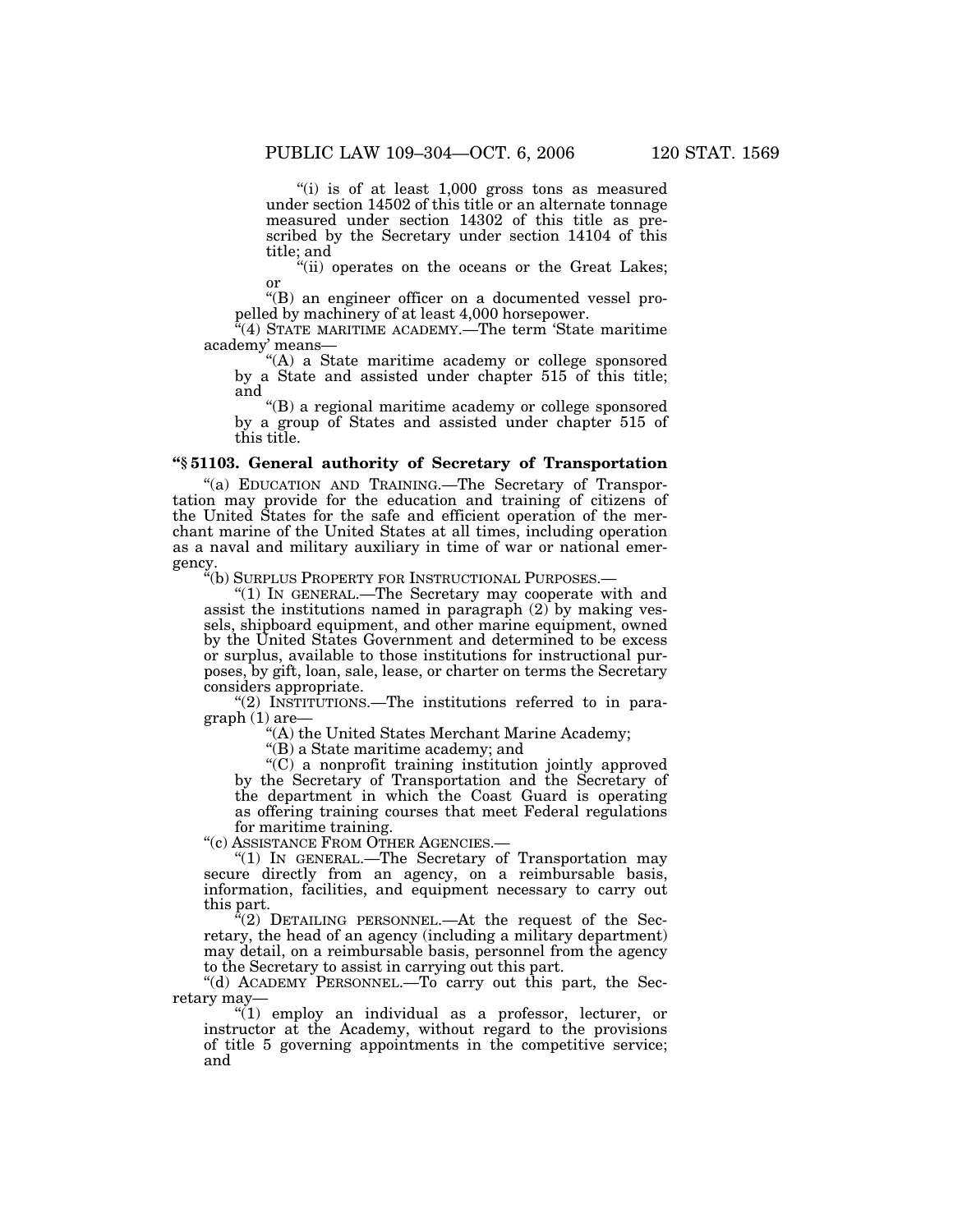"(i) is of at least 1,000 gross tons as measured under section 14502 of this title or an alternate tonnage measured under section 14302 of this title as prescribed by the Secretary under section 14104 of this title; and

"(ii) operates on the oceans or the Great Lakes; or

"(B) an engineer officer on a documented vessel propelled by machinery of at least 4,000 horsepower.

"(4) STATE MARITIME ACADEMY.—The term 'State maritime academy' means—

"(A) a State maritime academy or college sponsored by a State and assisted under chapter 515 of this title; and

"(B) a regional maritime academy or college sponsored by a group of States and assisted under chapter 515 of this title.

**"§ 51103. General authority of Secretary of Transportation**

"(a) EDUCATION AND TRAINING.—The Secretary of Transportation may provide for the education and training of citizens of the United States for the safe and efficient operation of the merchant marine of the United States at all times, including operation as a naval and military auxiliary in time of war or national emergency.

"(b) SURPLUS PROPERTY FOR INSTRUCTIONAL PURPOSES.—

"(1) IN GENERAL.—The Secretary may cooperate with and assist the institutions named in paragraph (2) by making vessels, shipboard equipment, and other marine equipment, owned by the United States Government and determined to be excess or surplus, available to those institutions for instructional purposes, by gift, loan, sale, lease, or charter on terms the Secretary considers appropriate.

"(2) INSTITUTIONS.—The institutions referred to in paragraph (1) are—

"(A) the United States Merchant Marine Academy;

"(B) a State maritime academy; and

"(C) a nonprofit training institution jointly approved by the Secretary of Transportation and the Secretary of the department in which the Coast Guard is operating as offering training courses that meet Federal regulations for maritime training.

"(c) ASSISTANCE FROM OTHER AGENCIES.—

"(1) IN GENERAL.—The Secretary of Transportation may secure directly from an agency, on a reimbursable basis, information, facilities, and equipment necessary to carry out this part.

"(2) DETAILING PERSONNEL.—At the request of the Secretary, the head of an agency (including a military department) may detail, on a reimbursable basis, personnel from the agency to the Secretary to assist in carrying out this part.

"(d) ACADEMY PERSONNEL.—To carry out this part, the Secretary may—

"(1) employ an individual as a professor, lecturer, or instructor at the Academy, without regard to the provisions of title 5 governing appointments in the competitive service; and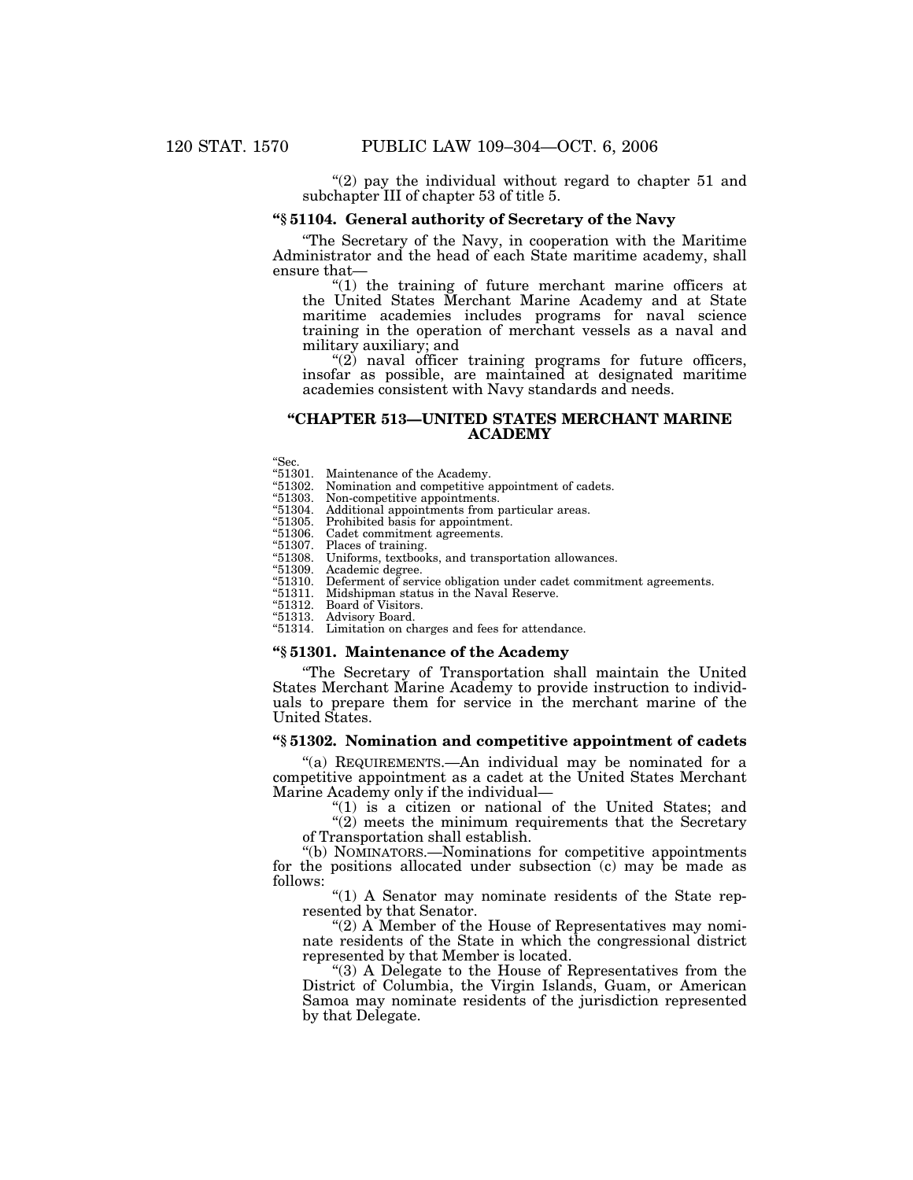"(2) pay the individual without regard to chapter 51 and subchapter III of chapter 53 of title 5.

### "§ 51104. General authority of Secretary of the Navy

"The Secretary of the Navy, in cooperation with the Maritime Administrator and the head of each State maritime academy, shall ensure that—

"(1) the training of future merchant marine officers at the United States Merchant Marine Academy and at State maritime academies includes programs for naval science training in the operation of merchant vessels as a naval and military auxiliary; and

"(2) naval officer training programs for future officers, insofar as possible, are maintained at designated maritime academies consistent with Navy standards and needs.

## "CHAPTER 513—UNITED STATES MERCHANT MARINE ACADEMY

"Sec.
"51301. Maintenance of the Academy.
"51302. Nomination and competitive appointment of cadets.
"51303. Non-competitive appointments.
"51304. Additional appointments from particular areas.
"51305. Prohibited basis for appointment.
"51306. Cadet commitment agreements.
"51307. Places of training.
"51308. Uniforms, textbooks, and transportation allowances.
"51309. Academic degree.
"51310. Deferment of service obligation under cadet commitment agreements.
"51311. Midshipman status in the Naval Reserve.
"51312. Board of Visitors.
"51313. Advisory Board.
"51314. Limitation on charges and fees for attendance.

### "§ 51301. Maintenance of the Academy

"The Secretary of Transportation shall maintain the United States Merchant Marine Academy to provide instruction to individuals to prepare them for service in the merchant marine of the United States.

### "§ 51302. Nomination and competitive appointment of cadets

"(a) REQUIREMENTS.—An individual may be nominated for a competitive appointment as a cadet at the United States Merchant Marine Academy only if the individual—

"(1) is a citizen or national of the United States; and

"(2) meets the minimum requirements that the Secretary of Transportation shall establish.

"(b) NOMINATORS.—Nominations for competitive appointments for the positions allocated under subsection (c) may be made as follows:

"(1) A Senator may nominate residents of the State represented by that Senator.

"(2) A Member of the House of Representatives may nominate residents of the State in which the congressional district represented by that Member is located.

"(3) A Delegate to the House of Representatives from the District of Columbia, the Virgin Islands, Guam, or American Samoa may nominate residents of the jurisdiction represented by that Delegate.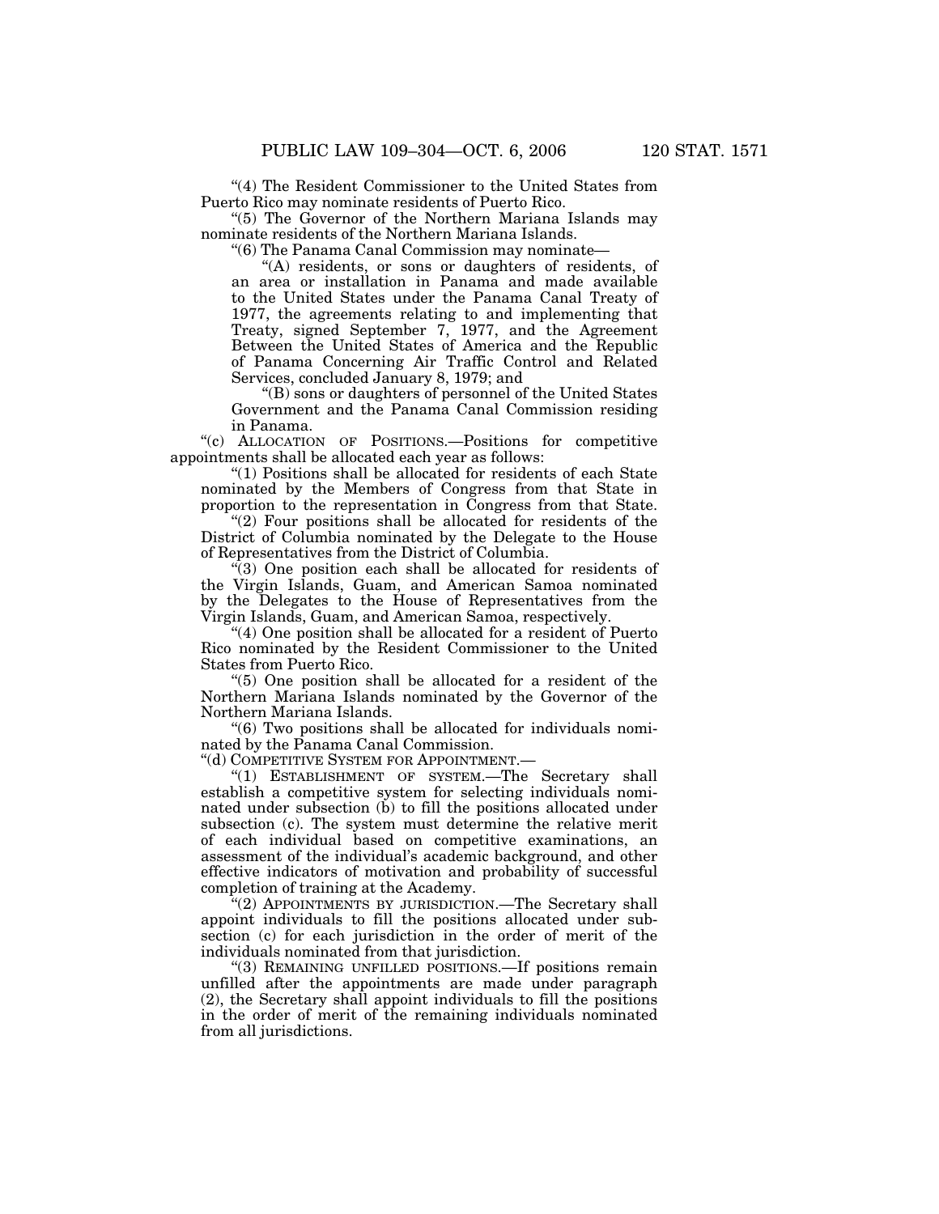"(4) The Resident Commissioner to the United States from Puerto Rico may nominate residents of Puerto Rico.

"(5) The Governor of the Northern Mariana Islands may nominate residents of the Northern Mariana Islands.

"(6) The Panama Canal Commission may nominate—

"(A) residents, or sons or daughters of residents, of an area or installation in Panama and made available to the United States under the Panama Canal Treaty of 1977, the agreements relating to and implementing that Treaty, signed September 7, 1977, and the Agreement Between the United States of America and the Republic of Panama Concerning Air Traffic Control and Related Services, concluded January 8, 1979; and

"(B) sons or daughters of personnel of the United States Government and the Panama Canal Commission residing in Panama.

"(c) ALLOCATION OF POSITIONS.—Positions for competitive appointments shall be allocated each year as follows:

"(1) Positions shall be allocated for residents of each State nominated by the Members of Congress from that State in proportion to the representation in Congress from that State.

"(2) Four positions shall be allocated for residents of the District of Columbia nominated by the Delegate to the House of Representatives from the District of Columbia.

"(3) One position each shall be allocated for residents of the Virgin Islands, Guam, and American Samoa nominated by the Delegates to the House of Representatives from the Virgin Islands, Guam, and American Samoa, respectively.

"(4) One position shall be allocated for a resident of Puerto Rico nominated by the Resident Commissioner to the United States from Puerto Rico.

"(5) One position shall be allocated for a resident of the Northern Mariana Islands nominated by the Governor of the Northern Mariana Islands.

"(6) Two positions shall be allocated for individuals nominated by the Panama Canal Commission.

"(d) COMPETITIVE SYSTEM FOR APPOINTMENT.—

"(1) ESTABLISHMENT OF SYSTEM.—The Secretary shall establish a competitive system for selecting individuals nominated under subsection (b) to fill the positions allocated under subsection (c). The system must determine the relative merit of each individual based on competitive examinations, an assessment of the individual's academic background, and other effective indicators of motivation and probability of successful completion of training at the Academy.

"(2) APPOINTMENTS BY JURISDICTION.—The Secretary shall appoint individuals to fill the positions allocated under subsection (c) for each jurisdiction in the order of merit of the individuals nominated from that jurisdiction.

"(3) REMAINING UNFILLED POSITIONS.—If positions remain unfilled after the appointments are made under paragraph (2), the Secretary shall appoint individuals to fill the positions in the order of merit of the remaining individuals nominated from all jurisdictions.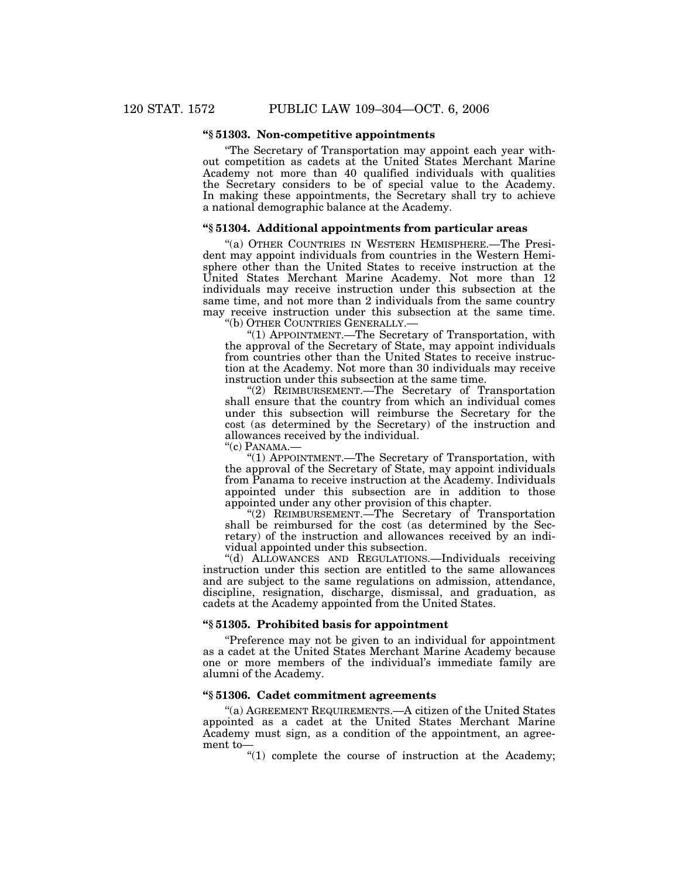**"§ 51303. Non-competitive appointments**

"The Secretary of Transportation may appoint each year without competition as cadets at the United States Merchant Marine Academy not more than 40 qualified individuals with qualities the Secretary considers to be of special value to the Academy. In making these appointments, the Secretary shall try to achieve a national demographic balance at the Academy.

**"§ 51304. Additional appointments from particular areas**

"(a) OTHER COUNTRIES IN WESTERN HEMISPHERE.—The President may appoint individuals from countries in the Western Hemisphere other than the United States to receive instruction at the United States Merchant Marine Academy. Not more than 12 individuals may receive instruction under this subsection at the same time, and not more than 2 individuals from the same country may receive instruction under this subsection at the same time.

"(b) OTHER COUNTRIES GENERALLY.—

"(1) APPOINTMENT.—The Secretary of Transportation, with the approval of the Secretary of State, may appoint individuals from countries other than the United States to receive instruction at the Academy. Not more than 30 individuals may receive instruction under this subsection at the same time.

"(2) REIMBURSEMENT.—The Secretary of Transportation shall ensure that the country from which an individual comes under this subsection will reimburse the Secretary for the cost (as determined by the Secretary) of the instruction and allowances received by the individual.

"(c) PANAMA.—

"(1) APPOINTMENT.—The Secretary of Transportation, with the approval of the Secretary of State, may appoint individuals from Panama to receive instruction at the Academy. Individuals appointed under this subsection are in addition to those appointed under any other provision of this chapter.

"(2) REIMBURSEMENT.—The Secretary of Transportation shall be reimbursed for the cost (as determined by the Secretary) of the instruction and allowances received by an individual appointed under this subsection.

"(d) ALLOWANCES AND REGULATIONS.—Individuals receiving instruction under this section are entitled to the same allowances and are subject to the same regulations on admission, attendance, discipline, resignation, discharge, dismissal, and graduation, as cadets at the Academy appointed from the United States.

**"§ 51305. Prohibited basis for appointment**

"Preference may not be given to an individual for appointment as a cadet at the United States Merchant Marine Academy because one or more members of the individual's immediate family are alumni of the Academy.

**"§ 51306. Cadet commitment agreements**

"(a) AGREEMENT REQUIREMENTS.—A citizen of the United States appointed as a cadet at the United States Merchant Marine Academy must sign, as a condition of the appointment, an agreement to—

"(1) complete the course of instruction at the Academy;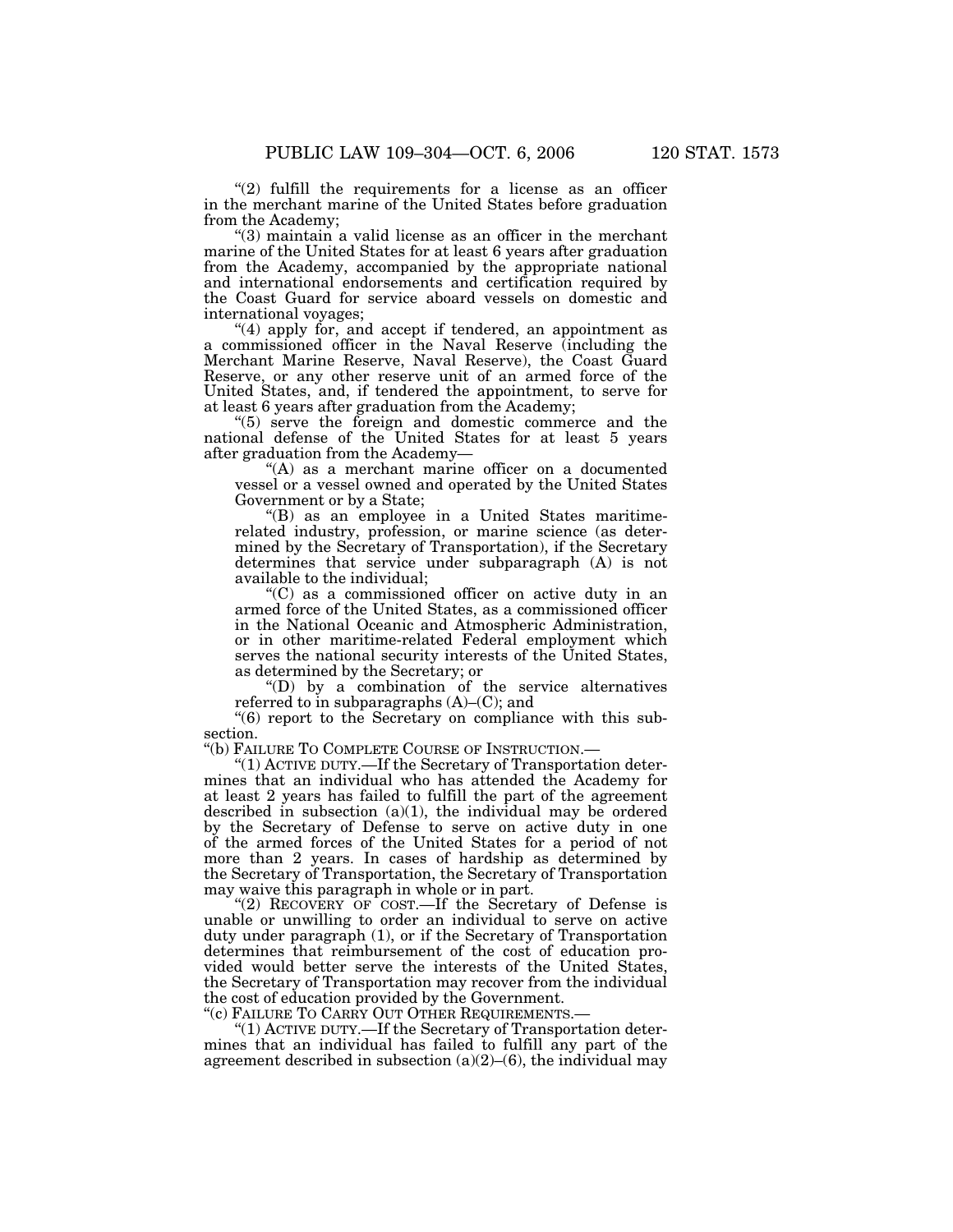“(2) fulfill the requirements for a license as an officer in the merchant marine of the United States before graduation from the Academy;

“(3) maintain a valid license as an officer in the merchant marine of the United States for at least 6 years after graduation from the Academy, accompanied by the appropriate national and international endorsements and certification required by the Coast Guard for service aboard vessels on domestic and international voyages;

“(4) apply for, and accept if tendered, an appointment as a commissioned officer in the Naval Reserve (including the Merchant Marine Reserve, Naval Reserve), the Coast Guard Reserve, or any other reserve unit of an armed force of the United States, and, if tendered the appointment, to serve for at least 6 years after graduation from the Academy;

“(5) serve the foreign and domestic commerce and the national defense of the United States for at least 5 years after graduation from the Academy—

“(A) as a merchant marine officer on a documented vessel or a vessel owned and operated by the United States Government or by a State;

“(B) as an employee in a United States maritime-related industry, profession, or marine science (as determined by the Secretary of Transportation), if the Secretary determines that service under subparagraph (A) is not available to the individual;

“(C) as a commissioned officer on active duty in an armed force of the United States, as a commissioned officer in the National Oceanic and Atmospheric Administration, or in other maritime-related Federal employment which serves the national security interests of the United States, as determined by the Secretary; or

“(D) by a combination of the service alternatives referred to in subparagraphs (A)–(C); and

“(6) report to the Secretary on compliance with this subsection.

“(b) FAILURE TO COMPLETE COURSE OF INSTRUCTION.—

“(1) ACTIVE DUTY.—If the Secretary of Transportation determines that an individual who has attended the Academy for at least 2 years has failed to fulfill the part of the agreement described in subsection (a)(1), the individual may be ordered by the Secretary of Defense to serve on active duty in one of the armed forces of the United States for a period of not more than 2 years. In cases of hardship as determined by the Secretary of Transportation, the Secretary of Transportation may waive this paragraph in whole or in part.

“(2) RECOVERY OF COST.—If the Secretary of Defense is unable or unwilling to order an individual to serve on active duty under paragraph (1), or if the Secretary of Transportation determines that reimbursement of the cost of education provided would better serve the interests of the United States, the Secretary of Transportation may recover from the individual the cost of education provided by the Government.

“(c) FAILURE TO CARRY OUT OTHER REQUIREMENTS.—

“(1) ACTIVE DUTY.—If the Secretary of Transportation determines that an individual has failed to fulfill any part of the agreement described in subsection (a)(2)–(6), the individual may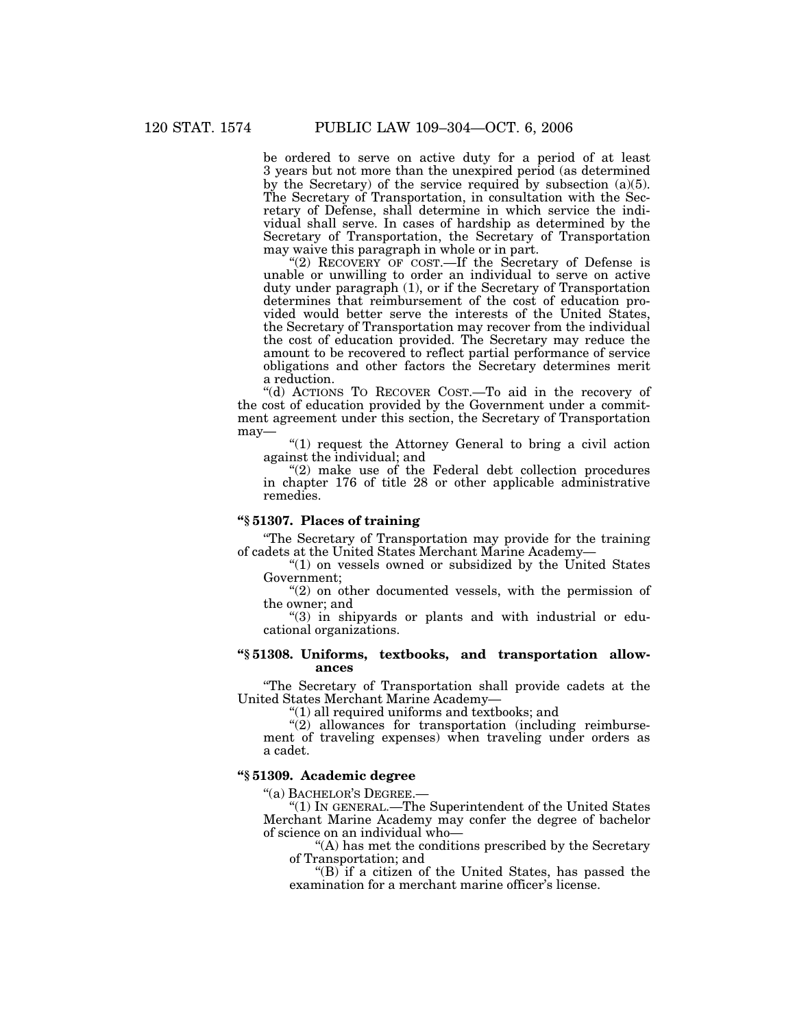be ordered to serve on active duty for a period of at least 3 years but not more than the unexpired period (as determined by the Secretary) of the service required by subsection (a)(5). The Secretary of Transportation, in consultation with the Secretary of Defense, shall determine in which service the individual shall serve. In cases of hardship as determined by the Secretary of Transportation, the Secretary of Transportation may waive this paragraph in whole or in part.

"(2) RECOVERY OF COST.—If the Secretary of Defense is unable or unwilling to order an individual to serve on active duty under paragraph (1), or if the Secretary of Transportation determines that reimbursement of the cost of education provided would better serve the interests of the United States, the Secretary of Transportation may recover from the individual the cost of education provided. The Secretary may reduce the amount to be recovered to reflect partial performance of service obligations and other factors the Secretary determines merit a reduction.

"(d) ACTIONS TO RECOVER COST.—To aid in the recovery of the cost of education provided by the Government under a commitment agreement under this section, the Secretary of Transportation may—

"(1) request the Attorney General to bring a civil action against the individual; and

"(2) make use of the Federal debt collection procedures in chapter 176 of title 28 or other applicable administrative remedies.

**"§ 51307. Places of training**

"The Secretary of Transportation may provide for the training of cadets at the United States Merchant Marine Academy—

"(1) on vessels owned or subsidized by the United States Government;

"(2) on other documented vessels, with the permission of the owner; and

"(3) in shipyards or plants and with industrial or educational organizations.

**"§ 51308. Uniforms, textbooks, and transportation allowances**

"The Secretary of Transportation shall provide cadets at the United States Merchant Marine Academy—

"(1) all required uniforms and textbooks; and

"(2) allowances for transportation (including reimbursement of traveling expenses) when traveling under orders as a cadet.

**"§ 51309. Academic degree**

"(a) BACHELOR'S DEGREE.—

"(1) IN GENERAL.—The Superintendent of the United States Merchant Marine Academy may confer the degree of bachelor of science on an individual who—

"(A) has met the conditions prescribed by the Secretary of Transportation; and

"(B) if a citizen of the United States, has passed the examination for a merchant marine officer's license.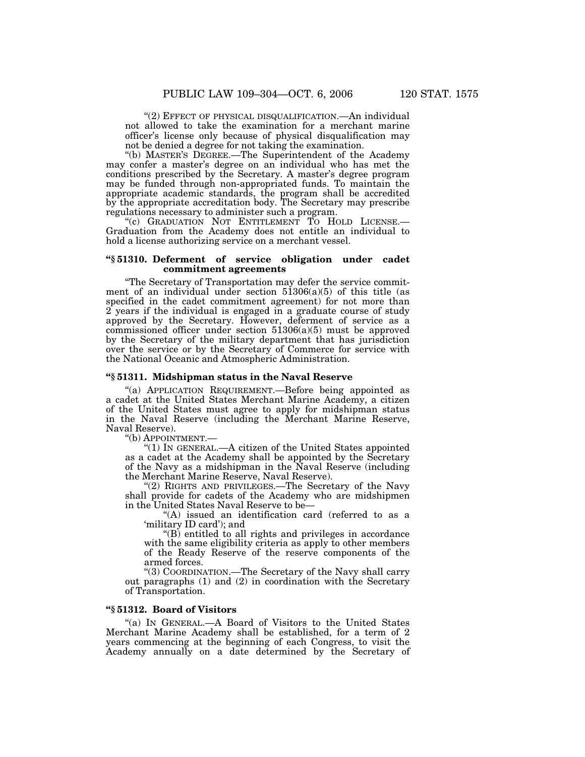"(2) EFFECT OF PHYSICAL DISQUALIFICATION.—An individual not allowed to take the examination for a merchant marine officer's license only because of physical disqualification may not be denied a degree for not taking the examination.

"(b) MASTER'S DEGREE.—The Superintendent of the Academy may confer a master's degree on an individual who has met the conditions prescribed by the Secretary. A master's degree program may be funded through non-appropriated funds. To maintain the appropriate academic standards, the program shall be accredited by the appropriate accreditation body. The Secretary may prescribe regulations necessary to administer such a program.

"(c) GRADUATION NOT ENTITLEMENT TO HOLD LICENSE.—Graduation from the Academy does not entitle an individual to hold a license authorizing service on a merchant vessel.

### "§ 51310. Deferment of service obligation under cadet commitment agreements

"The Secretary of Transportation may defer the service commitment of an individual under section 51306(a)(5) of this title (as specified in the cadet commitment agreement) for not more than 2 years if the individual is engaged in a graduate course of study approved by the Secretary. However, deferment of service as a commissioned officer under section 51306(a)(5) must be approved by the Secretary of the military department that has jurisdiction over the service or by the Secretary of Commerce for service with the National Oceanic and Atmospheric Administration.

### "§ 51311. Midshipman status in the Naval Reserve

"(a) APPLICATION REQUIREMENT.—Before being appointed as a cadet at the United States Merchant Marine Academy, a citizen of the United States must agree to apply for midshipman status in the Naval Reserve (including the Merchant Marine Reserve, Naval Reserve).

"(b) APPOINTMENT.—

"(1) IN GENERAL.—A citizen of the United States appointed as a cadet at the Academy shall be appointed by the Secretary of the Navy as a midshipman in the Naval Reserve (including the Merchant Marine Reserve, Naval Reserve).

"(2) RIGHTS AND PRIVILEGES.—The Secretary of the Navy shall provide for cadets of the Academy who are midshipmen in the United States Naval Reserve to be—

"(A) issued an identification card (referred to as a 'military ID card'); and

"(B) entitled to all rights and privileges in accordance with the same eligibility criteria as apply to other members of the Ready Reserve of the reserve components of the armed forces.

"(3) COORDINATION.—The Secretary of the Navy shall carry out paragraphs (1) and (2) in coordination with the Secretary of Transportation.

### "§ 51312. Board of Visitors

"(a) IN GENERAL.—A Board of Visitors to the United States Merchant Marine Academy shall be established, for a term of 2 years commencing at the beginning of each Congress, to visit the Academy annually on a date determined by the Secretary of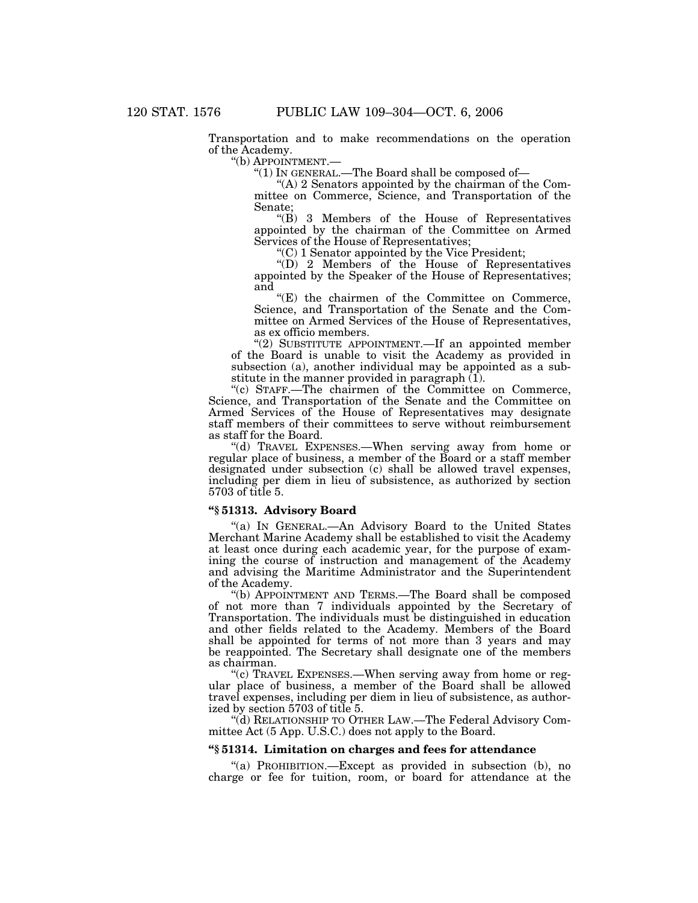Transportation and to make recommendations on the operation of the Academy.

"(b) APPOINTMENT.—

"(1) IN GENERAL.—The Board shall be composed of—

"(A) 2 Senators appointed by the chairman of the Committee on Commerce, Science, and Transportation of the Senate;

"(B) 3 Members of the House of Representatives appointed by the chairman of the Committee on Armed Services of the House of Representatives;

"(C) 1 Senator appointed by the Vice President;

"(D) 2 Members of the House of Representatives appointed by the Speaker of the House of Representatives; and

"(E) the chairmen of the Committee on Commerce, Science, and Transportation of the Senate and the Committee on Armed Services of the House of Representatives, as ex officio members.

"(2) SUBSTITUTE APPOINTMENT.—If an appointed member of the Board is unable to visit the Academy as provided in subsection (a), another individual may be appointed as a substitute in the manner provided in paragraph (1).

"(c) STAFF.—The chairmen of the Committee on Commerce, Science, and Transportation of the Senate and the Committee on Armed Services of the House of Representatives may designate staff members of their committees to serve without reimbursement as staff for the Board.

"(d) TRAVEL EXPENSES.—When serving away from home or regular place of business, a member of the Board or a staff member designated under subsection (c) shall be allowed travel expenses, including per diem in lieu of subsistence, as authorized by section 5703 of title 5.

### "§ 51313. Advisory Board

"(a) IN GENERAL.—An Advisory Board to the United States Merchant Marine Academy shall be established to visit the Academy at least once during each academic year, for the purpose of examining the course of instruction and management of the Academy and advising the Maritime Administrator and the Superintendent of the Academy.

"(b) APPOINTMENT AND TERMS.—The Board shall be composed of not more than 7 individuals appointed by the Secretary of Transportation. The individuals must be distinguished in education and other fields related to the Academy. Members of the Board shall be appointed for terms of not more than 3 years and may be reappointed. The Secretary shall designate one of the members as chairman.

"(c) TRAVEL EXPENSES.—When serving away from home or regular place of business, a member of the Board shall be allowed travel expenses, including per diem in lieu of subsistence, as authorized by section 5703 of title 5.

"(d) RELATIONSHIP TO OTHER LAW.—The Federal Advisory Committee Act (5 App. U.S.C.) does not apply to the Board.

### "§ 51314. Limitation on charges and fees for attendance

"(a) PROHIBITION.—Except as provided in subsection (b), no charge or fee for tuition, room, or board for attendance at the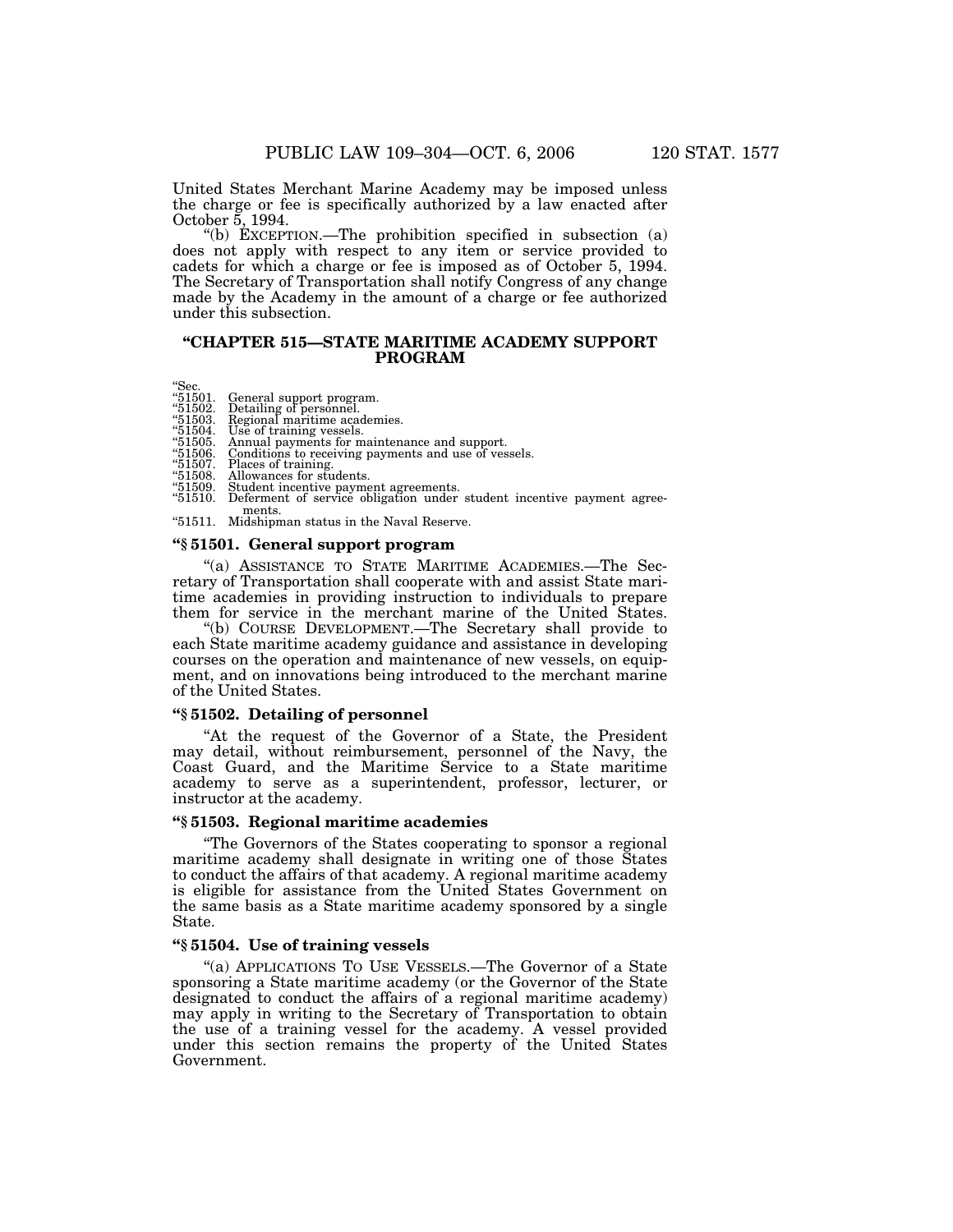United States Merchant Marine Academy may be imposed unless the charge or fee is specifically authorized by a law enacted after October 5, 1994.

"(b) EXCEPTION.—The prohibition specified in subsection (a) does not apply with respect to any item or service provided to cadets for which a charge or fee is imposed as of October 5, 1994. The Secretary of Transportation shall notify Congress of any change made by the Academy in the amount of a charge or fee authorized under this subsection.

## "CHAPTER 515—STATE MARITIME ACADEMY SUPPORT PROGRAM

"Sec.
"51501. General support program.
"51502. Detailing of personnel.
"51503. Regional maritime academies.
"51504. Use of training vessels.
"51505. Annual payments for maintenance and support.
"51506. Conditions to receiving payments and use of vessels.
"51507. Places of training.
"51508. Allowances for students.
"51509. Student incentive payment agreements.
"51510. Deferment of service obligation under student incentive payment agreements.
"51511. Midshipman status in the Naval Reserve.

### "§ 51501. General support program

"(a) ASSISTANCE TO STATE MARITIME ACADEMIES.—The Secretary of Transportation shall cooperate with and assist State maritime academies in providing instruction to individuals to prepare them for service in the merchant marine of the United States.

"(b) COURSE DEVELOPMENT.—The Secretary shall provide to each State maritime academy guidance and assistance in developing courses on the operation and maintenance of new vessels, on equipment, and on innovations being introduced to the merchant marine of the United States.

### "§ 51502. Detailing of personnel

"At the request of the Governor of a State, the President may detail, without reimbursement, personnel of the Navy, the Coast Guard, and the Maritime Service to a State maritime academy to serve as a superintendent, professor, lecturer, or instructor at the academy.

### "§ 51503. Regional maritime academies

"The Governors of the States cooperating to sponsor a regional maritime academy shall designate in writing one of those States to conduct the affairs of that academy. A regional maritime academy is eligible for assistance from the United States Government on the same basis as a State maritime academy sponsored by a single State.

### "§ 51504. Use of training vessels

"(a) APPLICATIONS TO USE VESSELS.—The Governor of a State sponsoring a State maritime academy (or the Governor of the State designated to conduct the affairs of a regional maritime academy) may apply in writing to the Secretary of Transportation to obtain the use of a training vessel for the academy. A vessel provided under this section remains the property of the United States Government.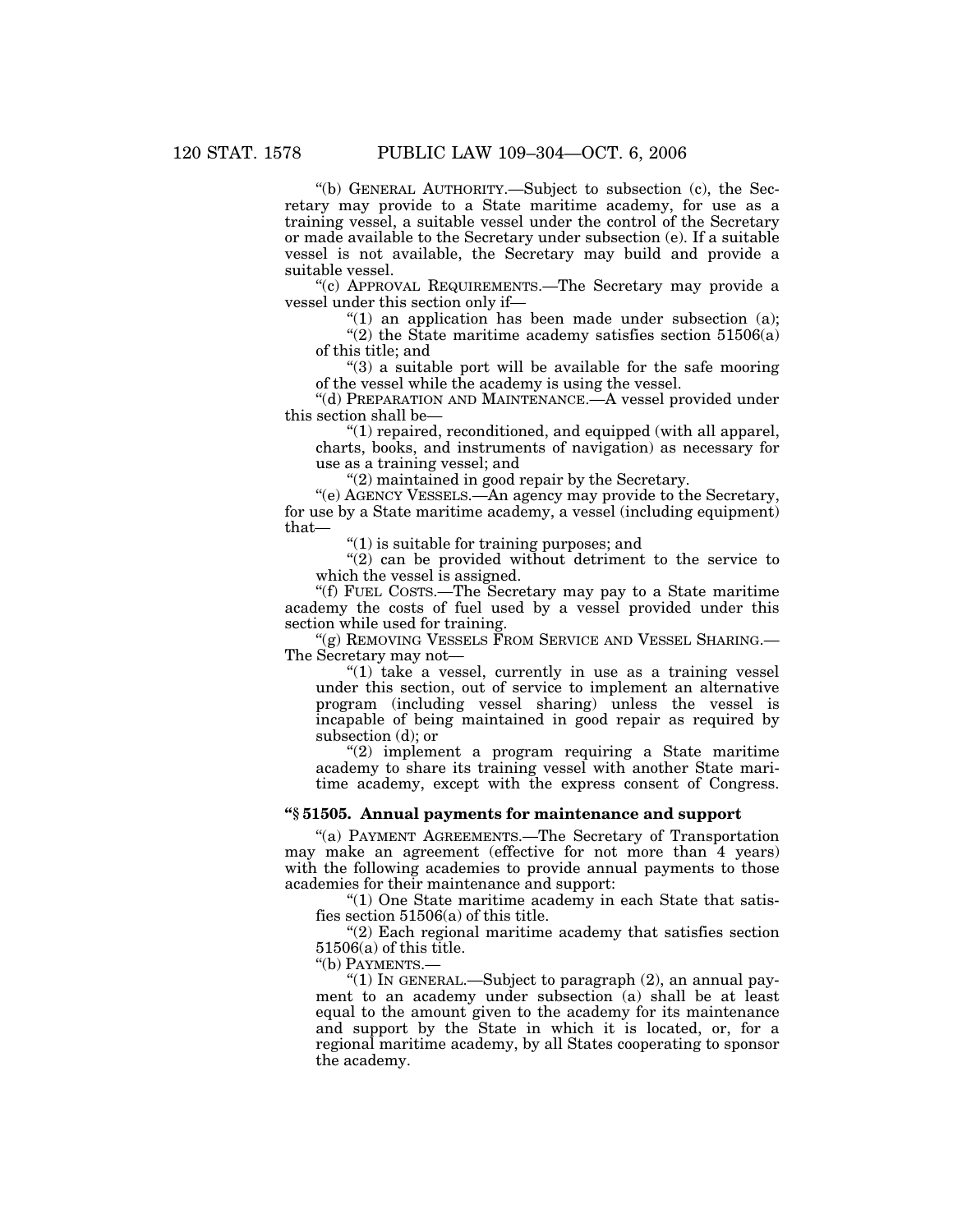"(b) GENERAL AUTHORITY.—Subject to subsection (c), the Secretary may provide to a State maritime academy, for use as a training vessel, a suitable vessel under the control of the Secretary or made available to the Secretary under subsection (e). If a suitable vessel is not available, the Secretary may build and provide a suitable vessel.

"(c) APPROVAL REQUIREMENTS.—The Secretary may provide a vessel under this section only if—

"(1) an application has been made under subsection (a);

"(2) the State maritime academy satisfies section 51506(a) of this title; and

"(3) a suitable port will be available for the safe mooring of the vessel while the academy is using the vessel.

"(d) PREPARATION AND MAINTENANCE.—A vessel provided under this section shall be—

"(1) repaired, reconditioned, and equipped (with all apparel, charts, books, and instruments of navigation) as necessary for use as a training vessel; and

"(2) maintained in good repair by the Secretary.

"(e) AGENCY VESSELS.—An agency may provide to the Secretary, for use by a State maritime academy, a vessel (including equipment) that—

"(1) is suitable for training purposes; and

"(2) can be provided without detriment to the service to which the vessel is assigned.

"(f) FUEL COSTS.—The Secretary may pay to a State maritime academy the costs of fuel used by a vessel provided under this section while used for training.

"(g) REMOVING VESSELS FROM SERVICE AND VESSEL SHARING.—The Secretary may not—

"(1) take a vessel, currently in use as a training vessel under this section, out of service to implement an alternative program (including vessel sharing) unless the vessel is incapable of being maintained in good repair as required by subsection (d); or

"(2) implement a program requiring a State maritime academy to share its training vessel with another State maritime academy, except with the express consent of Congress.

### "§ 51505. Annual payments for maintenance and support

"(a) PAYMENT AGREEMENTS.—The Secretary of Transportation may make an agreement (effective for not more than 4 years) with the following academies to provide annual payments to those academies for their maintenance and support:

"(1) One State maritime academy in each State that satisfies section 51506(a) of this title.

"(2) Each regional maritime academy that satisfies section 51506(a) of this title.

"(b) PAYMENTS.—

"(1) IN GENERAL.—Subject to paragraph (2), an annual payment to an academy under subsection (a) shall be at least equal to the amount given to the academy for its maintenance and support by the State in which it is located, or, for a regional maritime academy, by all States cooperating to sponsor the academy.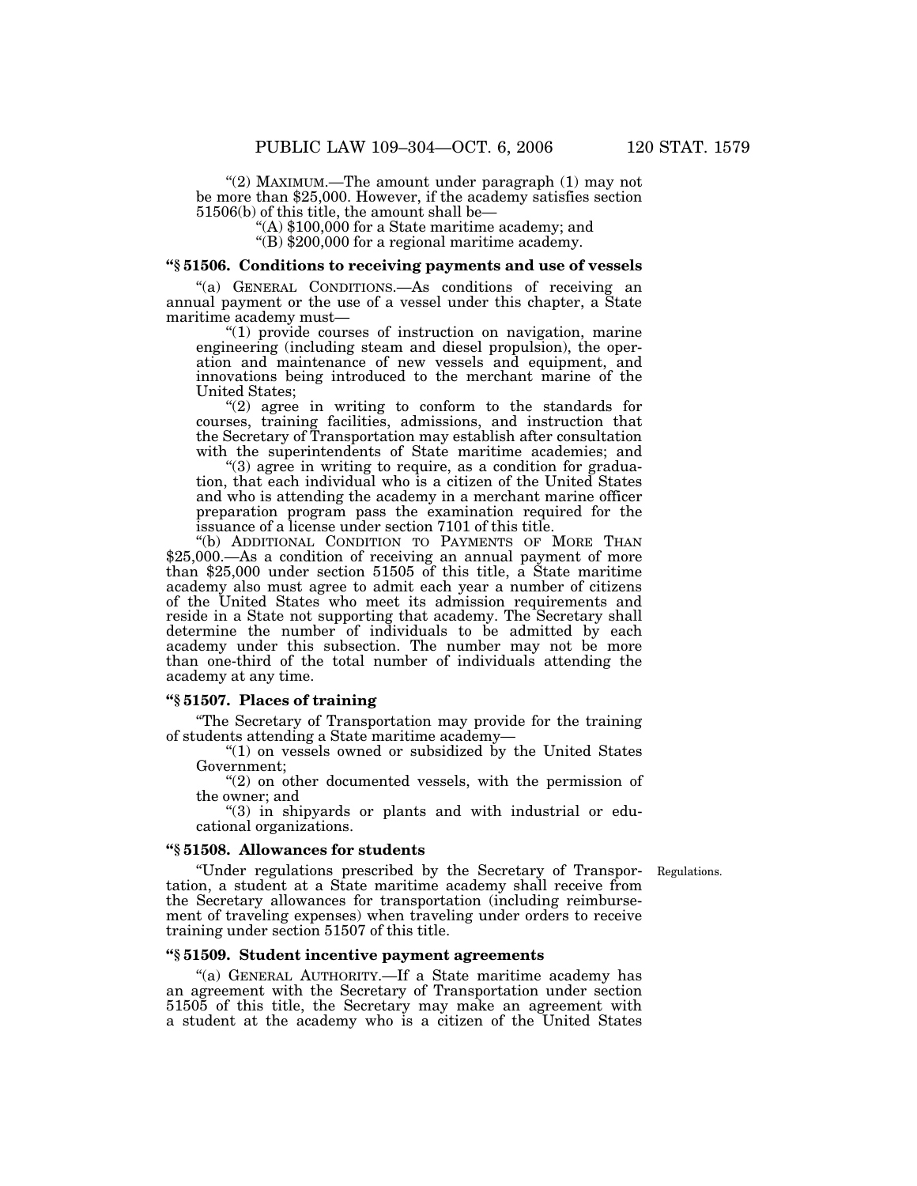"(2) MAXIMUM.—The amount under paragraph (1) may not be more than $25,000. However, if the academy satisfies section 51506(b) of this title, the amount shall be—

"(A) $100,000 for a State maritime academy; and

"(B) $200,000 for a regional maritime academy.

### "§ 51506. Conditions to receiving payments and use of vessels

"(a) GENERAL CONDITIONS.—As conditions of receiving an annual payment or the use of a vessel under this chapter, a State maritime academy must—

"(1) provide courses of instruction on navigation, marine engineering (including steam and diesel propulsion), the operation and maintenance of new vessels and equipment, and innovations being introduced to the merchant marine of the United States;

"(2) agree in writing to conform to the standards for courses, training facilities, admissions, and instruction that the Secretary of Transportation may establish after consultation with the superintendents of State maritime academies; and

"(3) agree in writing to require, as a condition for graduation, that each individual who is a citizen of the United States and who is attending the academy in a merchant marine officer preparation program pass the examination required for the issuance of a license under section 7101 of this title.

"(b) ADDITIONAL CONDITION TO PAYMENTS OF MORE THAN $25,000.—As a condition of receiving an annual payment of more than $25,000 under section 51505 of this title, a State maritime academy also must agree to admit each year a number of citizens of the United States who meet its admission requirements and reside in a State not supporting that academy. The Secretary shall determine the number of individuals to be admitted by each academy under this subsection. The number may not be more than one-third of the total number of individuals attending the academy at any time.

### "§ 51507. Places of training

"The Secretary of Transportation may provide for the training of students attending a State maritime academy—

"(1) on vessels owned or subsidized by the United States Government;

"(2) on other documented vessels, with the permission of the owner; and

"(3) in shipyards or plants and with industrial or educational organizations.

### "§ 51508. Allowances for students

Regulations.

"Under regulations prescribed by the Secretary of Transportation, a student at a State maritime academy shall receive from the Secretary allowances for transportation (including reimbursement of traveling expenses) when traveling under orders to receive training under section 51507 of this title.

### "§ 51509. Student incentive payment agreements

"(a) GENERAL AUTHORITY.—If a State maritime academy has an agreement with the Secretary of Transportation under section 51505 of this title, the Secretary may make an agreement with a student at the academy who is a citizen of the United States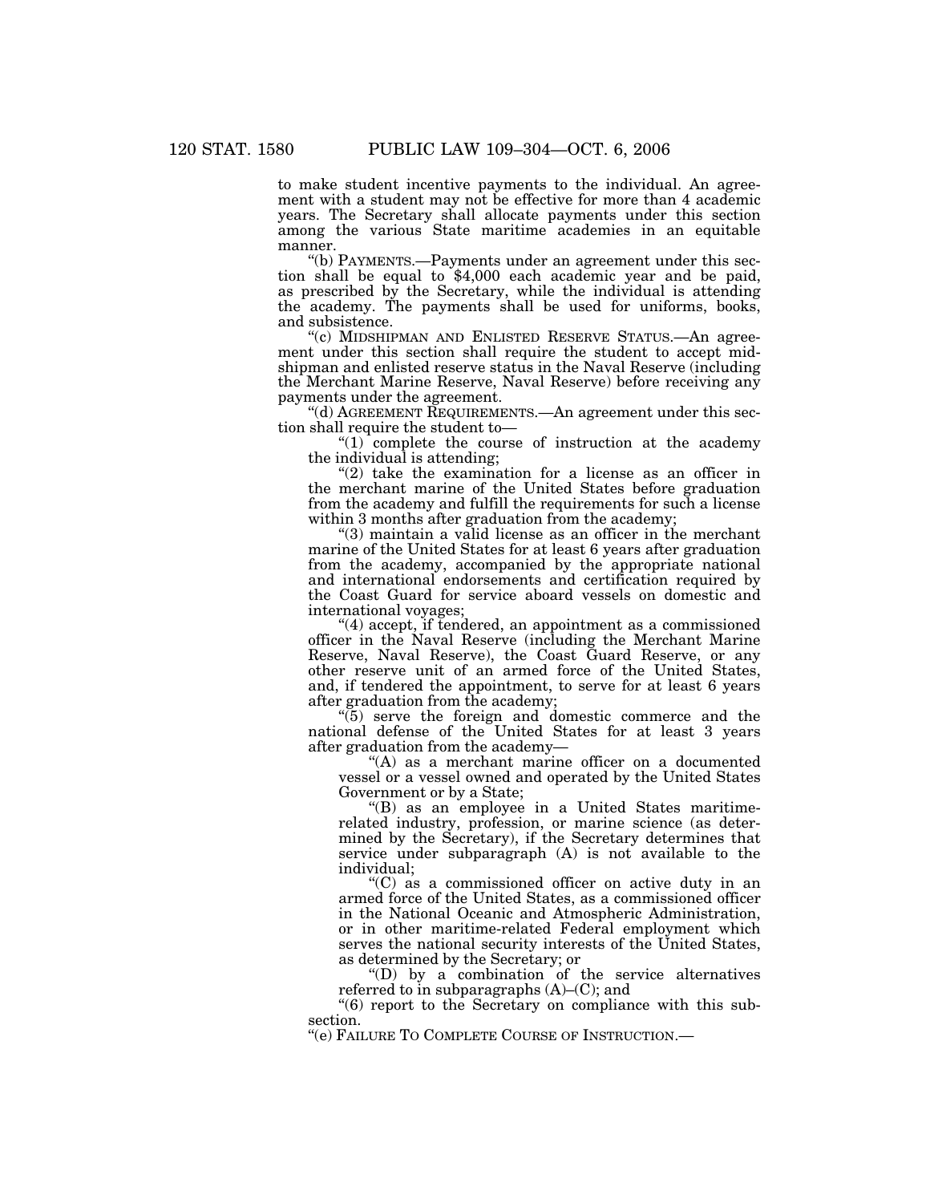to make student incentive payments to the individual. An agreement with a student may not be effective for more than 4 academic years. The Secretary shall allocate payments under this section among the various State maritime academies in an equitable manner.

"(b) PAYMENTS.—Payments under an agreement under this section shall be equal to $4,000 each academic year and be paid, as prescribed by the Secretary, while the individual is attending the academy. The payments shall be used for uniforms, books, and subsistence.

"(c) MIDSHIPMAN AND ENLISTED RESERVE STATUS.—An agreement under this section shall require the student to accept midshipman and enlisted reserve status in the Naval Reserve (including the Merchant Marine Reserve, Naval Reserve) before receiving any payments under the agreement.

"(d) AGREEMENT REQUIREMENTS.—An agreement under this section shall require the student to—

"(1) complete the course of instruction at the academy the individual is attending;

"(2) take the examination for a license as an officer in the merchant marine of the United States before graduation from the academy and fulfill the requirements for such a license within 3 months after graduation from the academy;

"(3) maintain a valid license as an officer in the merchant marine of the United States for at least 6 years after graduation from the academy, accompanied by the appropriate national and international endorsements and certification required by the Coast Guard for service aboard vessels on domestic and international voyages;

"(4) accept, if tendered, an appointment as a commissioned officer in the Naval Reserve (including the Merchant Marine Reserve, Naval Reserve), the Coast Guard Reserve, or any other reserve unit of an armed force of the United States, and, if tendered the appointment, to serve for at least 6 years after graduation from the academy;

"(5) serve the foreign and domestic commerce and the national defense of the United States for at least 3 years after graduation from the academy—

"(A) as a merchant marine officer on a documented vessel or a vessel owned and operated by the United States Government or by a State;

"(B) as an employee in a United States maritime-related industry, profession, or marine science (as determined by the Secretary), if the Secretary determines that service under subparagraph (A) is not available to the individual;

"(C) as a commissioned officer on active duty in an armed force of the United States, as a commissioned officer in the National Oceanic and Atmospheric Administration, or in other maritime-related Federal employment which serves the national security interests of the United States, as determined by the Secretary; or

"(D) by a combination of the service alternatives referred to in subparagraphs (A)–(C); and

"(6) report to the Secretary on compliance with this subsection.

"(e) FAILURE TO COMPLETE COURSE OF INSTRUCTION.—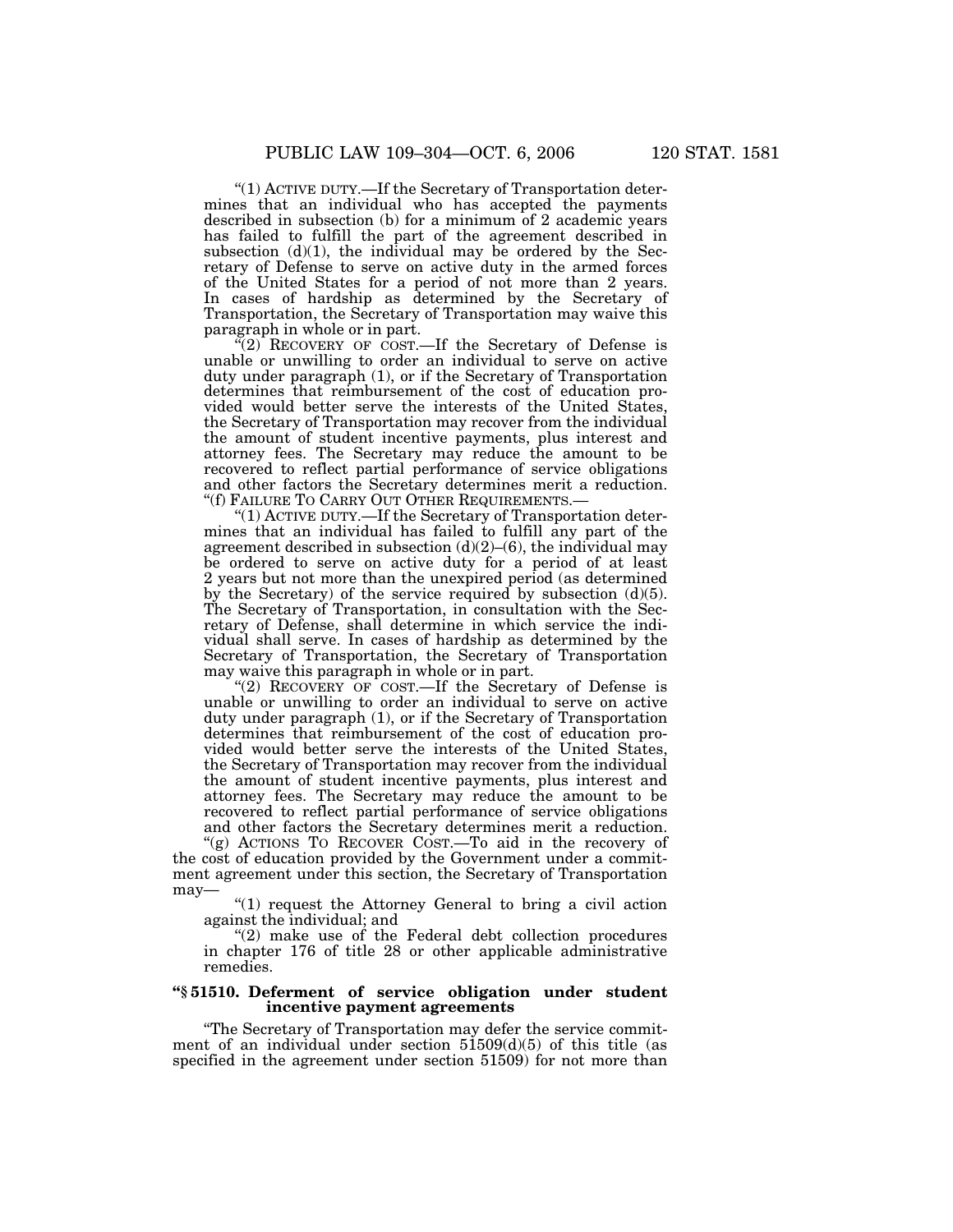"(1) ACTIVE DUTY.—If the Secretary of Transportation determines that an individual who has accepted the payments described in subsection (b) for a minimum of 2 academic years has failed to fulfill the part of the agreement described in subsection (d)(1), the individual may be ordered by the Secretary of Defense to serve on active duty in the armed forces of the United States for a period of not more than 2 years. In cases of hardship as determined by the Secretary of Transportation, the Secretary of Transportation may waive this paragraph in whole or in part.

"(2) RECOVERY OF COST.—If the Secretary of Defense is unable or unwilling to order an individual to serve on active duty under paragraph (1), or if the Secretary of Transportation determines that reimbursement of the cost of education provided would better serve the interests of the United States, the Secretary of Transportation may recover from the individual the amount of student incentive payments, plus interest and attorney fees. The Secretary may reduce the amount to be recovered to reflect partial performance of service obligations and other factors the Secretary determines merit a reduction.

"(f) FAILURE TO CARRY OUT OTHER REQUIREMENTS.—

"(1) ACTIVE DUTY.—If the Secretary of Transportation determines that an individual has failed to fulfill any part of the agreement described in subsection (d)(2)–(6), the individual may be ordered to serve on active duty for a period of at least 2 years but not more than the unexpired period (as determined by the Secretary) of the service required by subsection (d)(5). The Secretary of Transportation, in consultation with the Secretary of Defense, shall determine in which service the individual shall serve. In cases of hardship as determined by the Secretary of Transportation, the Secretary of Transportation may waive this paragraph in whole or in part.

"(2) RECOVERY OF COST.—If the Secretary of Defense is unable or unwilling to order an individual to serve on active duty under paragraph (1), or if the Secretary of Transportation determines that reimbursement of the cost of education provided would better serve the interests of the United States, the Secretary of Transportation may recover from the individual the amount of student incentive payments, plus interest and attorney fees. The Secretary may reduce the amount to be recovered to reflect partial performance of service obligations and other factors the Secretary determines merit a reduction.

"(g) ACTIONS TO RECOVER COST.—To aid in the recovery of the cost of education provided by the Government under a commitment agreement under this section, the Secretary of Transportation may—

"(1) request the Attorney General to bring a civil action against the individual; and

"(2) make use of the Federal debt collection procedures in chapter 176 of title 28 or other applicable administrative remedies.

**"§ 51510. Deferment of service obligation under student incentive payment agreements**

"The Secretary of Transportation may defer the service commitment of an individual under section 51509(d)(5) of this title (as specified in the agreement under section 51509) for not more than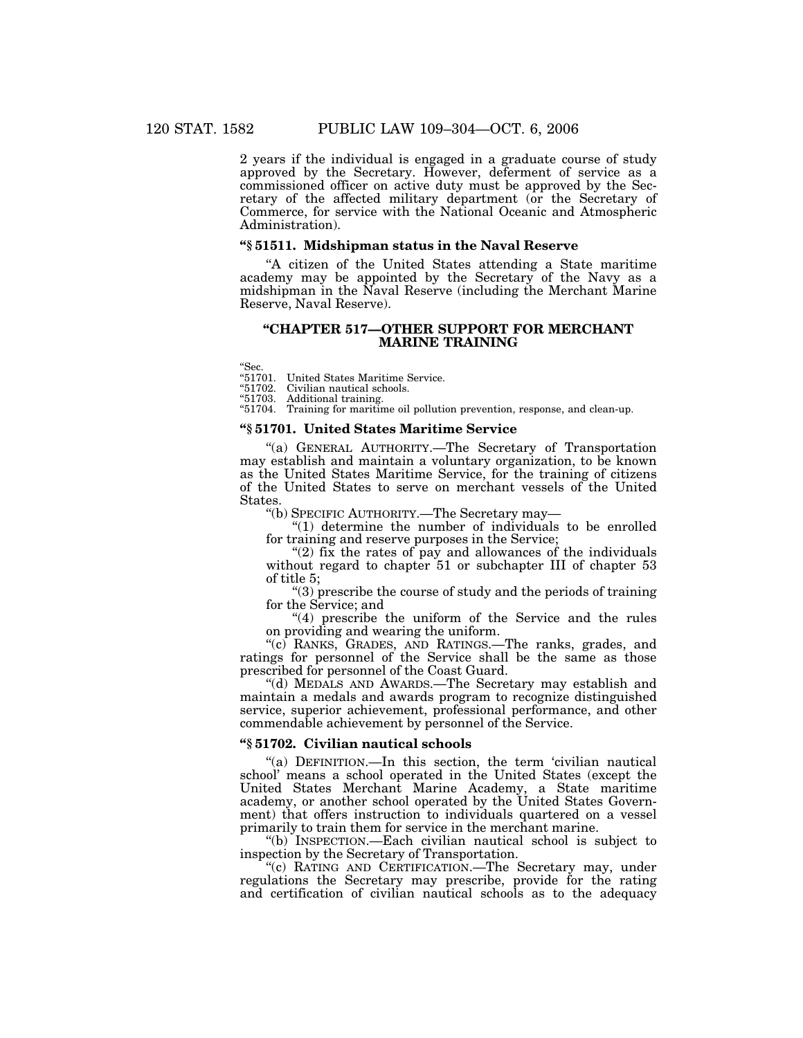2 years if the individual is engaged in a graduate course of study approved by the Secretary. However, deferment of service as a commissioned officer on active duty must be approved by the Secretary of the affected military department (or the Secretary of Commerce, for service with the National Oceanic and Atmospheric Administration).

**"§ 51511. Midshipman status in the Naval Reserve**

"A citizen of the United States attending a State maritime academy may be appointed by the Secretary of the Navy as a midshipman in the Naval Reserve (including the Merchant Marine Reserve, Naval Reserve).

## "CHAPTER 517—OTHER SUPPORT FOR MERCHANT MARINE TRAINING

"Sec.
"51701. United States Maritime Service.
"51702. Civilian nautical schools.
"51703. Additional training.
"51704. Training for maritime oil pollution prevention, response, and clean-up.

**"§ 51701. United States Maritime Service**

"(a) GENERAL AUTHORITY.—The Secretary of Transportation may establish and maintain a voluntary organization, to be known as the United States Maritime Service, for the training of citizens of the United States to serve on merchant vessels of the United States.

"(b) SPECIFIC AUTHORITY.—The Secretary may—

"(1) determine the number of individuals to be enrolled for training and reserve purposes in the Service;

"(2) fix the rates of pay and allowances of the individuals without regard to chapter 51 or subchapter III of chapter 53 of title 5;

"(3) prescribe the course of study and the periods of training for the Service; and

"(4) prescribe the uniform of the Service and the rules on providing and wearing the uniform.

"(c) RANKS, GRADES, AND RATINGS.—The ranks, grades, and ratings for personnel of the Service shall be the same as those prescribed for personnel of the Coast Guard.

"(d) MEDALS AND AWARDS.—The Secretary may establish and maintain a medals and awards program to recognize distinguished service, superior achievement, professional performance, and other commendable achievement by personnel of the Service.

**"§ 51702. Civilian nautical schools**

"(a) DEFINITION.—In this section, the term 'civilian nautical school' means a school operated in the United States (except the United States Merchant Marine Academy, a State maritime academy, or another school operated by the United States Government) that offers instruction to individuals quartered on a vessel primarily to train them for service in the merchant marine.

"(b) INSPECTION.—Each civilian nautical school is subject to inspection by the Secretary of Transportation.

"(c) RATING AND CERTIFICATION.—The Secretary may, under regulations the Secretary may prescribe, provide for the rating and certification of civilian nautical schools as to the adequacy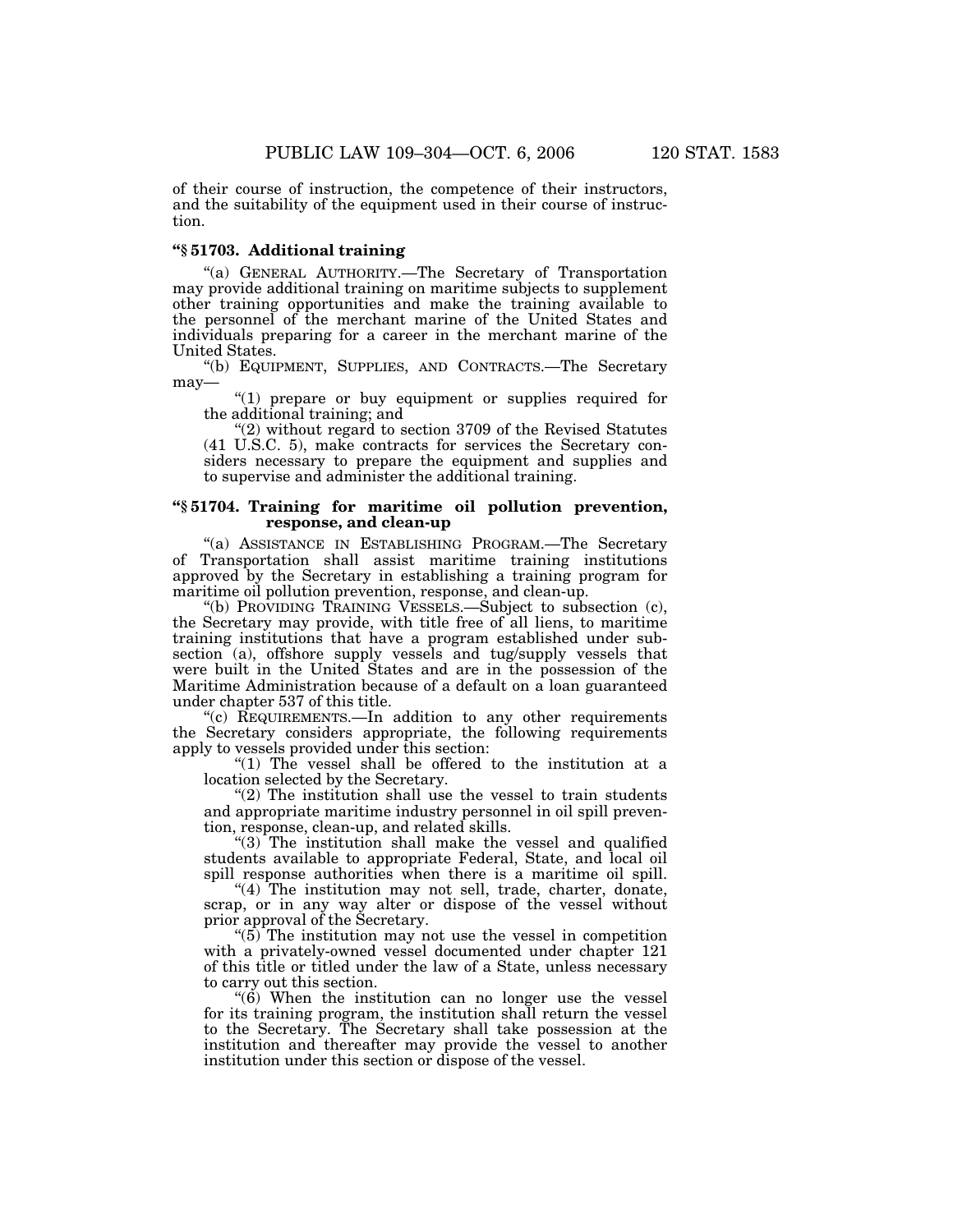of their course of instruction, the competence of their instructors, and the suitability of the equipment used in their course of instruction.

### "§ 51703. Additional training

"(a) GENERAL AUTHORITY.—The Secretary of Transportation may provide additional training on maritime subjects to supplement other training opportunities and make the training available to the personnel of the merchant marine of the United States and individuals preparing for a career in the merchant marine of the United States.

"(b) EQUIPMENT, SUPPLIES, AND CONTRACTS.—The Secretary may—

"(1) prepare or buy equipment or supplies required for the additional training; and

"(2) without regard to section 3709 of the Revised Statutes (41 U.S.C. 5), make contracts for services the Secretary considers necessary to prepare the equipment and supplies and to supervise and administer the additional training.

### "§ 51704. Training for maritime oil pollution prevention, response, and clean-up

"(a) ASSISTANCE IN ESTABLISHING PROGRAM.—The Secretary of Transportation shall assist maritime training institutions approved by the Secretary in establishing a training program for maritime oil pollution prevention, response, and clean-up.

"(b) PROVIDING TRAINING VESSELS.—Subject to subsection (c), the Secretary may provide, with title free of all liens, to maritime training institutions that have a program established under subsection (a), offshore supply vessels and tug/supply vessels that were built in the United States and are in the possession of the Maritime Administration because of a default on a loan guaranteed under chapter 537 of this title.

"(c) REQUIREMENTS.—In addition to any other requirements the Secretary considers appropriate, the following requirements apply to vessels provided under this section:

"(1) The vessel shall be offered to the institution at a location selected by the Secretary.

"(2) The institution shall use the vessel to train students and appropriate maritime industry personnel in oil spill prevention, response, clean-up, and related skills.

"(3) The institution shall make the vessel and qualified students available to appropriate Federal, State, and local oil spill response authorities when there is a maritime oil spill.

"(4) The institution may not sell, trade, charter, donate, scrap, or in any way alter or dispose of the vessel without prior approval of the Secretary.

"(5) The institution may not use the vessel in competition with a privately-owned vessel documented under chapter 121 of this title or titled under the law of a State, unless necessary to carry out this section.

"(6) When the institution can no longer use the vessel for its training program, the institution shall return the vessel to the Secretary. The Secretary shall take possession at the institution and thereafter may provide the vessel to another institution under this section or dispose of the vessel.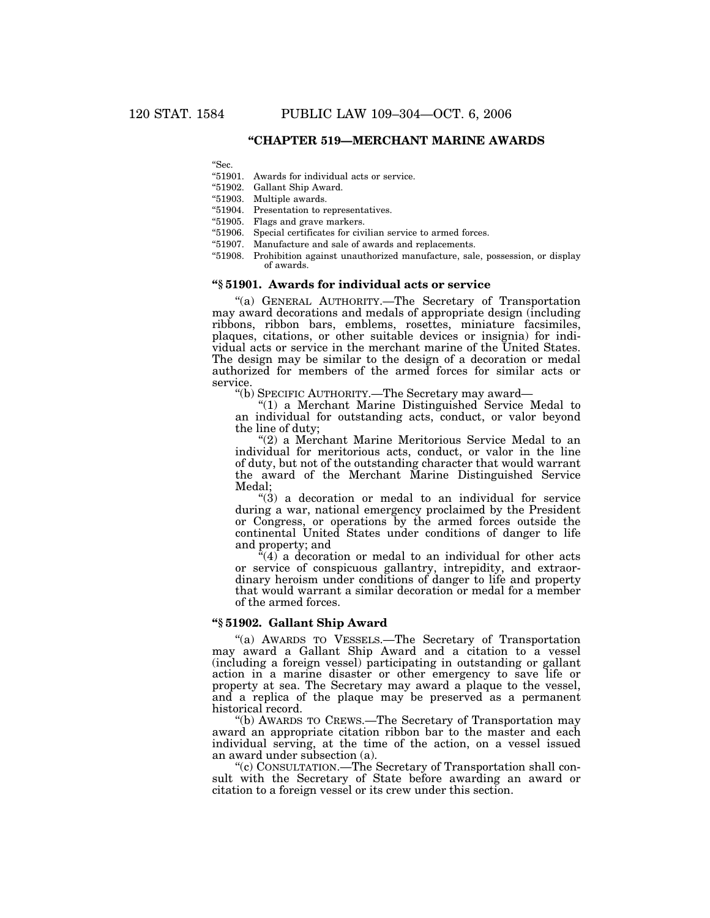## "CHAPTER 519—MERCHANT MARINE AWARDS

"Sec.
"51901. Awards for individual acts or service.
"51902. Gallant Ship Award.
"51903. Multiple awards.
"51904. Presentation to representatives.
"51905. Flags and grave markers.
"51906. Special certificates for civilian service to armed forces.
"51907. Manufacture and sale of awards and replacements.
"51908. Prohibition against unauthorized manufacture, sale, possession, or display of awards.

### "§ 51901. Awards for individual acts or service

"(a) GENERAL AUTHORITY.—The Secretary of Transportation may award decorations and medals of appropriate design (including ribbons, ribbon bars, emblems, rosettes, miniature facsimiles, plaques, citations, or other suitable devices or insignia) for individual acts or service in the merchant marine of the United States. The design may be similar to the design of a decoration or medal authorized for members of the armed forces for similar acts or service.

"(b) SPECIFIC AUTHORITY.—The Secretary may award—

"(1) a Merchant Marine Distinguished Service Medal to an individual for outstanding acts, conduct, or valor beyond the line of duty;

"(2) a Merchant Marine Meritorious Service Medal to an individual for meritorious acts, conduct, or valor in the line of duty, but not of the outstanding character that would warrant the award of the Merchant Marine Distinguished Service Medal;

"(3) a decoration or medal to an individual for service during a war, national emergency proclaimed by the President or Congress, or operations by the armed forces outside the continental United States under conditions of danger to life and property; and

"(4) a decoration or medal to an individual for other acts or service of conspicuous gallantry, intrepidity, and extraordinary heroism under conditions of danger to life and property that would warrant a similar decoration or medal for a member of the armed forces.

### "§ 51902. Gallant Ship Award

"(a) AWARDS TO VESSELS.—The Secretary of Transportation may award a Gallant Ship Award and a citation to a vessel (including a foreign vessel) participating in outstanding or gallant action in a marine disaster or other emergency to save life or property at sea. The Secretary may award a plaque to the vessel, and a replica of the plaque may be preserved as a permanent historical record.

"(b) AWARDS TO CREWS.—The Secretary of Transportation may award an appropriate citation ribbon bar to the master and each individual serving, at the time of the action, on a vessel issued an award under subsection (a).

"(c) CONSULTATION.—The Secretary of Transportation shall consult with the Secretary of State before awarding an award or citation to a foreign vessel or its crew under this section.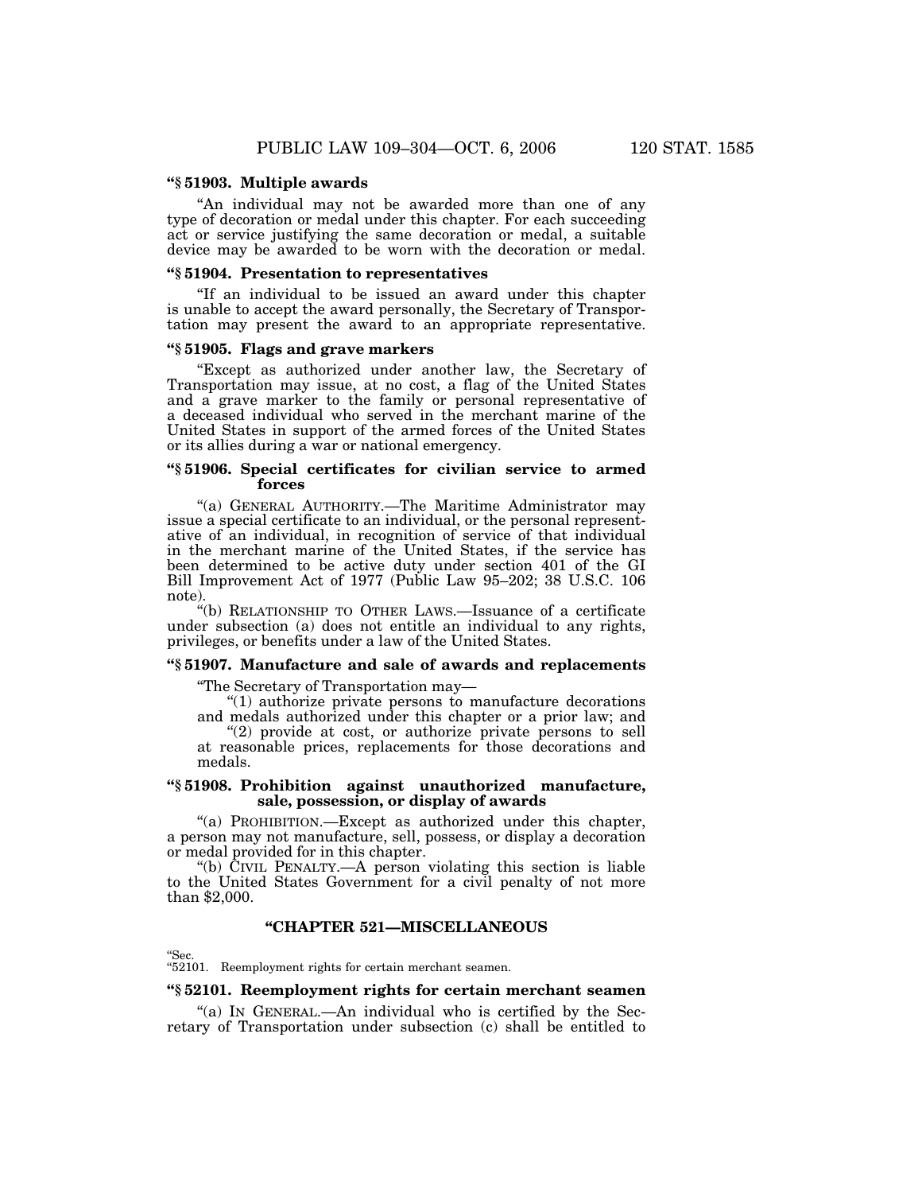**“§ 51903. Multiple awards**

“An individual may not be awarded more than one of any type of decoration or medal under this chapter. For each succeeding act or service justifying the same decoration or medal, a suitable device may be awarded to be worn with the decoration or medal.

**“§ 51904. Presentation to representatives**

“If an individual to be issued an award under this chapter is unable to accept the award personally, the Secretary of Transportation may present the award to an appropriate representative.

**“§ 51905. Flags and grave markers**

“Except as authorized under another law, the Secretary of Transportation may issue, at no cost, a flag of the United States and a grave marker to the family or personal representative of a deceased individual who served in the merchant marine of the United States in support of the armed forces of the United States or its allies during a war or national emergency.

**“§ 51906. Special certificates for civilian service to armed forces**

“(a) GENERAL AUTHORITY.—The Maritime Administrator may issue a special certificate to an individual, or the personal representative of an individual, in recognition of service of that individual in the merchant marine of the United States, if the service has been determined to be active duty under section 401 of the GI Bill Improvement Act of 1977 (Public Law 95–202; 38 U.S.C. 106 note).

“(b) RELATIONSHIP TO OTHER LAWS.—Issuance of a certificate under subsection (a) does not entitle an individual to any rights, privileges, or benefits under a law of the United States.

**“§ 51907. Manufacture and sale of awards and replacements**

“The Secretary of Transportation may—

“(1) authorize private persons to manufacture decorations and medals authorized under this chapter or a prior law; and

“(2) provide at cost, or authorize private persons to sell at reasonable prices, replacements for those decorations and medals.

**“§ 51908. Prohibition against unauthorized manufacture, sale, possession, or display of awards**

“(a) PROHIBITION.—Except as authorized under this chapter, a person may not manufacture, sell, possess, or display a decoration or medal provided for in this chapter.

“(b) CIVIL PENALTY.—A person violating this section is liable to the United States Government for a civil penalty of not more than $2,000.

## “CHAPTER 521—MISCELLANEOUS

“Sec.
“52101. Reemployment rights for certain merchant seamen.

**“§ 52101. Reemployment rights for certain merchant seamen**

“(a) IN GENERAL.—An individual who is certified by the Secretary of Transportation under subsection (c) shall be entitled to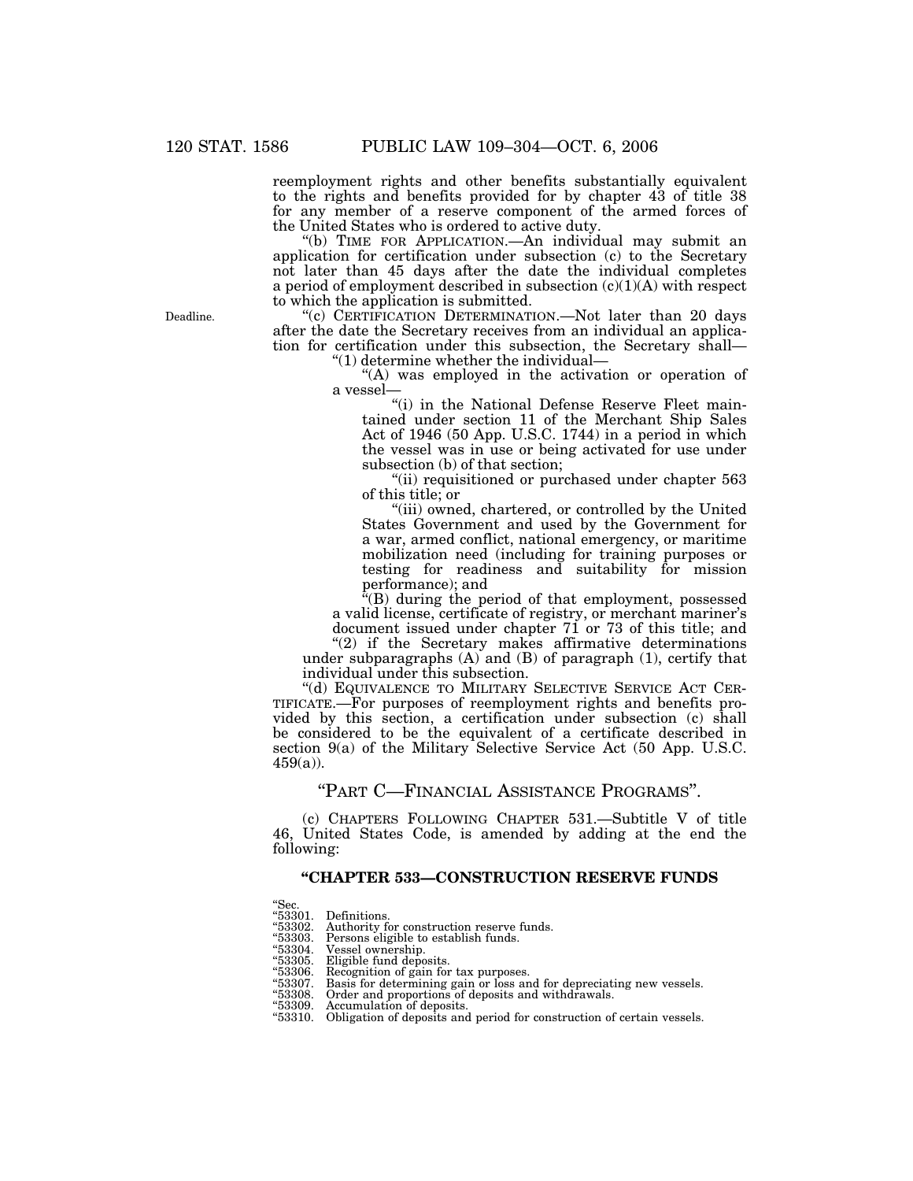reemployment rights and other benefits substantially equivalent to the rights and benefits provided for by chapter 43 of title 38 for any member of a reserve component of the armed forces of the United States who is ordered to active duty.

"(b) TIME FOR APPLICATION.—An individual may submit an application for certification under subsection (c) to the Secretary not later than 45 days after the date the individual completes a period of employment described in subsection (c)(1)(A) with respect to which the application is submitted.

Deadline.

"(c) CERTIFICATION DETERMINATION.—Not later than 20 days after the date the Secretary receives from an individual an application for certification under this subsection, the Secretary shall—

"(1) determine whether the individual—

"(A) was employed in the activation or operation of a vessel—

"(i) in the National Defense Reserve Fleet maintained under section 11 of the Merchant Ship Sales Act of 1946 (50 App. U.S.C. 1744) in a period in which the vessel was in use or being activated for use under subsection (b) of that section;

"(ii) requisitioned or purchased under chapter 563 of this title; or

"(iii) owned, chartered, or controlled by the United States Government and used by the Government for a war, armed conflict, national emergency, or maritime mobilization need (including for training purposes or testing for readiness and suitability for mission performance); and

"(B) during the period of that employment, possessed a valid license, certificate of registry, or merchant mariner's document issued under chapter 71 or 73 of this title; and

"(2) if the Secretary makes affirmative determinations under subparagraphs (A) and (B) of paragraph (1), certify that individual under this subsection.

"(d) EQUIVALENCE TO MILITARY SELECTIVE SERVICE ACT CERTIFICATE.—For purposes of reemployment rights and benefits provided by this section, a certification under subsection (c) shall be considered to be the equivalent of a certificate described in section 9(a) of the Military Selective Service Act (50 App. U.S.C. 459(a)).

## "PART C—FINANCIAL ASSISTANCE PROGRAMS".

(c) CHAPTERS FOLLOWING CHAPTER 531.—Subtitle V of title 46, United States Code, is amended by adding at the end the following:

### "CHAPTER 533—CONSTRUCTION RESERVE FUNDS

"Sec.
"53301. Definitions.
"53302. Authority for construction reserve funds.
"53303. Persons eligible to establish funds.
"53304. Vessel ownership.
"53305. Eligible fund deposits.
"53306. Recognition of gain for tax purposes.
"53307. Basis for determining gain or loss and for depreciating new vessels.
"53308. Order and proportions of deposits and withdrawals.
"53309. Accumulation of deposits.
"53310. Obligation of deposits and period for construction of certain vessels.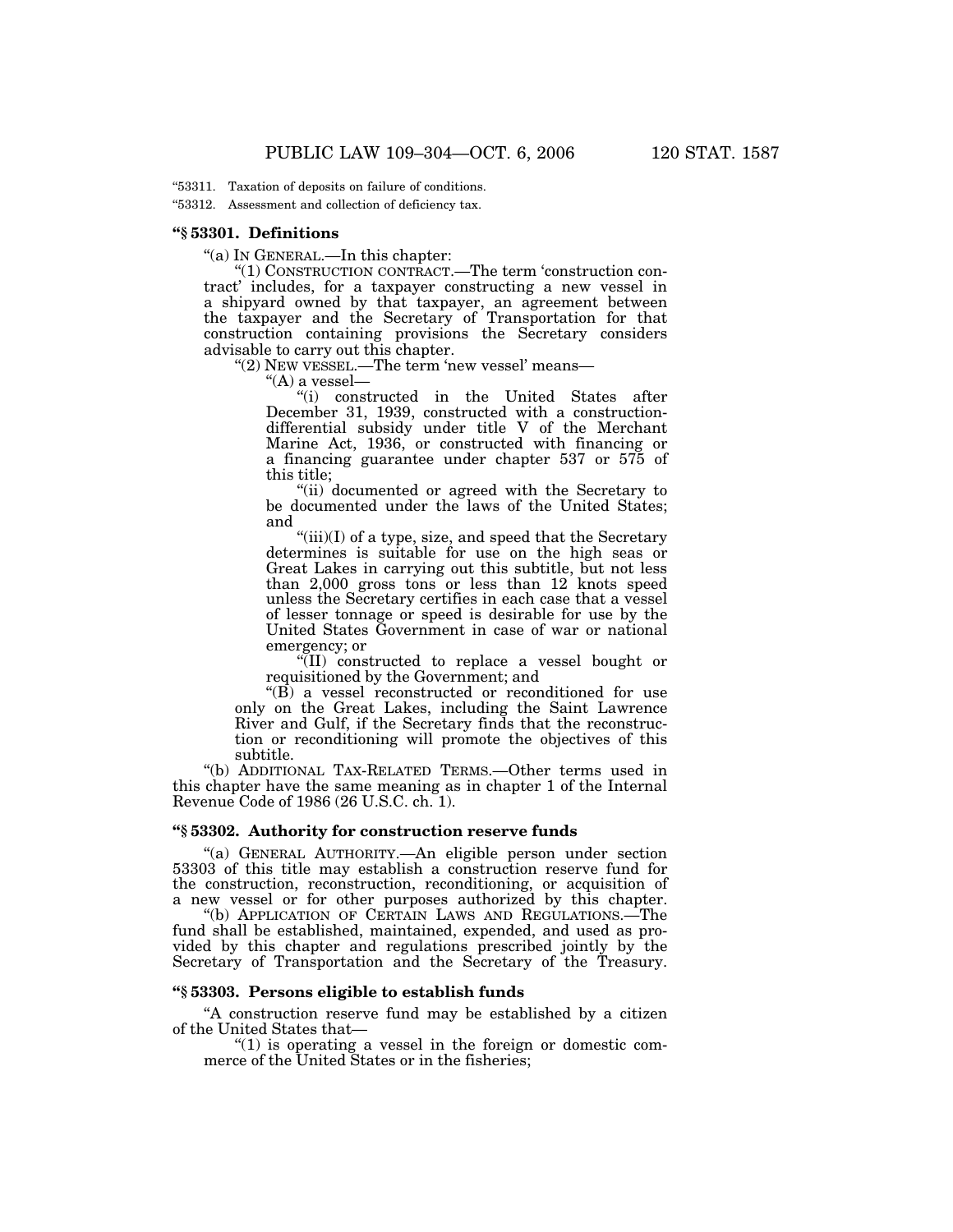"53311. Taxation of deposits on failure of conditions.

"53312. Assessment and collection of deficiency tax.

### "§ 53301. Definitions

"(a) IN GENERAL.—In this chapter:

"(1) CONSTRUCTION CONTRACT.—The term 'construction contract' includes, for a taxpayer constructing a new vessel in a shipyard owned by that taxpayer, an agreement between the taxpayer and the Secretary of Transportation for that construction containing provisions the Secretary considers advisable to carry out this chapter.

"(2) NEW VESSEL.—The term 'new vessel' means—

"(A) a vessel—

"(i) constructed in the United States after December 31, 1939, constructed with a construction-differential subsidy under title V of the Merchant Marine Act, 1936, or constructed with financing or a financing guarantee under chapter 537 or 575 of this title;

"(ii) documented or agreed with the Secretary to be documented under the laws of the United States; and

"(iii)(I) of a type, size, and speed that the Secretary determines is suitable for use on the high seas or Great Lakes in carrying out this subtitle, but not less than 2,000 gross tons or less than 12 knots speed unless the Secretary certifies in each case that a vessel of lesser tonnage or speed is desirable for use by the United States Government in case of war or national emergency; or

"(II) constructed to replace a vessel bought or requisitioned by the Government; and

"(B) a vessel reconstructed or reconditioned for use only on the Great Lakes, including the Saint Lawrence River and Gulf, if the Secretary finds that the reconstruction or reconditioning will promote the objectives of this subtitle.

"(b) ADDITIONAL TAX-RELATED TERMS.—Other terms used in this chapter have the same meaning as in chapter 1 of the Internal Revenue Code of 1986 (26 U.S.C. ch. 1).

### "§ 53302. Authority for construction reserve funds

"(a) GENERAL AUTHORITY.—An eligible person under section 53303 of this title may establish a construction reserve fund for the construction, reconstruction, reconditioning, or acquisition of a new vessel or for other purposes authorized by this chapter.

"(b) APPLICATION OF CERTAIN LAWS AND REGULATIONS.—The fund shall be established, maintained, expended, and used as provided by this chapter and regulations prescribed jointly by the Secretary of Transportation and the Secretary of the Treasury.

### "§ 53303. Persons eligible to establish funds

"A construction reserve fund may be established by a citizen of the United States that—

"(1) is operating a vessel in the foreign or domestic commerce of the United States or in the fisheries;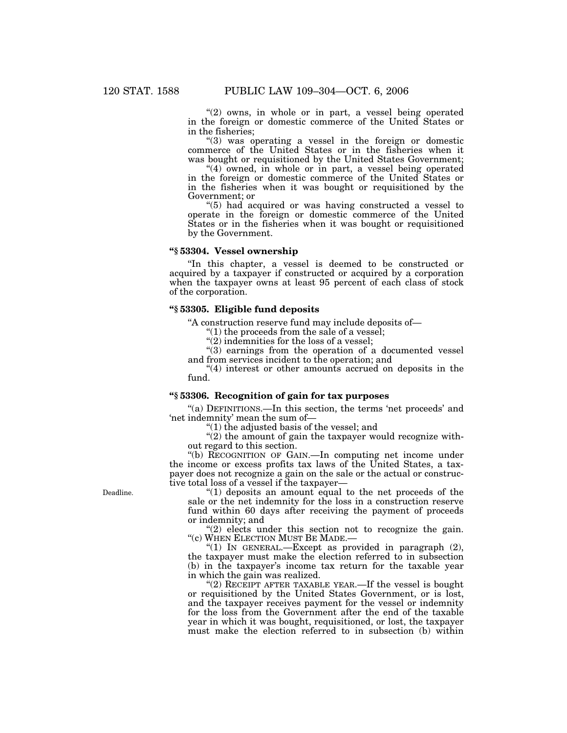"(2) owns, in whole or in part, a vessel being operated in the foreign or domestic commerce of the United States or in the fisheries;

"(3) was operating a vessel in the foreign or domestic commerce of the United States or in the fisheries when it was bought or requisitioned by the United States Government;

"(4) owned, in whole or in part, a vessel being operated in the foreign or domestic commerce of the United States or in the fisheries when it was bought or requisitioned by the Government; or

"(5) had acquired or was having constructed a vessel to operate in the foreign or domestic commerce of the United States or in the fisheries when it was bought or requisitioned by the Government.

**"§ 53304. Vessel ownership**

"In this chapter, a vessel is deemed to be constructed or acquired by a taxpayer if constructed or acquired by a corporation when the taxpayer owns at least 95 percent of each class of stock of the corporation.

**"§ 53305. Eligible fund deposits**

"A construction reserve fund may include deposits of—

"(1) the proceeds from the sale of a vessel;

"(2) indemnities for the loss of a vessel;

"(3) earnings from the operation of a documented vessel and from services incident to the operation; and

"(4) interest or other amounts accrued on deposits in the fund.

**"§ 53306. Recognition of gain for tax purposes**

"(a) DEFINITIONS.—In this section, the terms 'net proceeds' and 'net indemnity' mean the sum of—

"(1) the adjusted basis of the vessel; and

"(2) the amount of gain the taxpayer would recognize without regard to this section.

"(b) RECOGNITION OF GAIN.—In computing net income under the income or excess profits tax laws of the United States, a taxpayer does not recognize a gain on the sale or the actual or constructive total loss of a vessel if the taxpayer—

Deadline.

"(1) deposits an amount equal to the net proceeds of the sale or the net indemnity for the loss in a construction reserve fund within 60 days after receiving the payment of proceeds or indemnity; and

"(2) elects under this section not to recognize the gain.

"(c) WHEN ELECTION MUST BE MADE.—

"(1) IN GENERAL.—Except as provided in paragraph (2), the taxpayer must make the election referred to in subsection (b) in the taxpayer's income tax return for the taxable year in which the gain was realized.

"(2) RECEIPT AFTER TAXABLE YEAR.—If the vessel is bought or requisitioned by the United States Government, or is lost, and the taxpayer receives payment for the vessel or indemnity for the loss from the Government after the end of the taxable year in which it was bought, requisitioned, or lost, the taxpayer must make the election referred to in subsection (b) within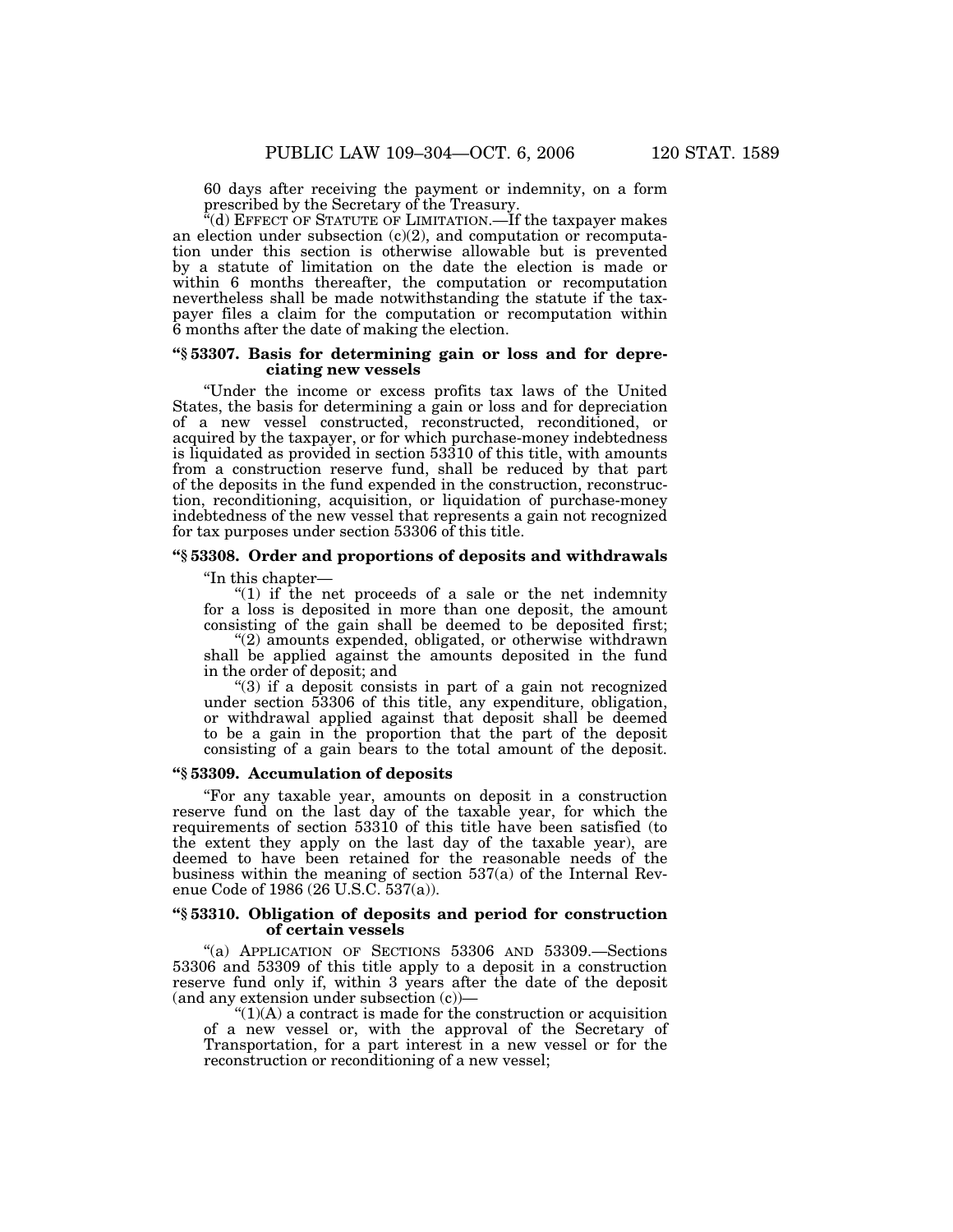60 days after receiving the payment or indemnity, on a form prescribed by the Secretary of the Treasury.

"(d) EFFECT OF STATUTE OF LIMITATION.—If the taxpayer makes an election under subsection (c)(2), and computation or recomputation under this section is otherwise allowable but is prevented by a statute of limitation on the date the election is made or within 6 months thereafter, the computation or recomputation nevertheless shall be made notwithstanding the statute if the taxpayer files a claim for the computation or recomputation within 6 months after the date of making the election.

### "§ 53307. Basis for determining gain or loss and for depreciating new vessels

"Under the income or excess profits tax laws of the United States, the basis for determining a gain or loss and for depreciation of a new vessel constructed, reconstructed, reconditioned, or acquired by the taxpayer, or for which purchase-money indebtedness is liquidated as provided in section 53310 of this title, with amounts from a construction reserve fund, shall be reduced by that part of the deposits in the fund expended in the construction, reconstruction, reconditioning, acquisition, or liquidation of purchase-money indebtedness of the new vessel that represents a gain not recognized for tax purposes under section 53306 of this title.

### "§ 53308. Order and proportions of deposits and withdrawals

"In this chapter—

"(1) if the net proceeds of a sale or the net indemnity for a loss is deposited in more than one deposit, the amount consisting of the gain shall be deemed to be deposited first;

"(2) amounts expended, obligated, or otherwise withdrawn shall be applied against the amounts deposited in the fund in the order of deposit; and

"(3) if a deposit consists in part of a gain not recognized under section 53306 of this title, any expenditure, obligation, or withdrawal applied against that deposit shall be deemed to be a gain in the proportion that the part of the deposit consisting of a gain bears to the total amount of the deposit.

### "§ 53309. Accumulation of deposits

"For any taxable year, amounts on deposit in a construction reserve fund on the last day of the taxable year, for which the requirements of section 53310 of this title have been satisfied (to the extent they apply on the last day of the taxable year), are deemed to have been retained for the reasonable needs of the business within the meaning of section 537(a) of the Internal Revenue Code of 1986 (26 U.S.C. 537(a)).

### "§ 53310. Obligation of deposits and period for construction of certain vessels

"(a) APPLICATION OF SECTIONS 53306 AND 53309.—Sections 53306 and 53309 of this title apply to a deposit in a construction reserve fund only if, within 3 years after the date of the deposit (and any extension under subsection (c))—

"(1)(A) a contract is made for the construction or acquisition of a new vessel or, with the approval of the Secretary of Transportation, for a part interest in a new vessel or for the reconstruction or reconditioning of a new vessel;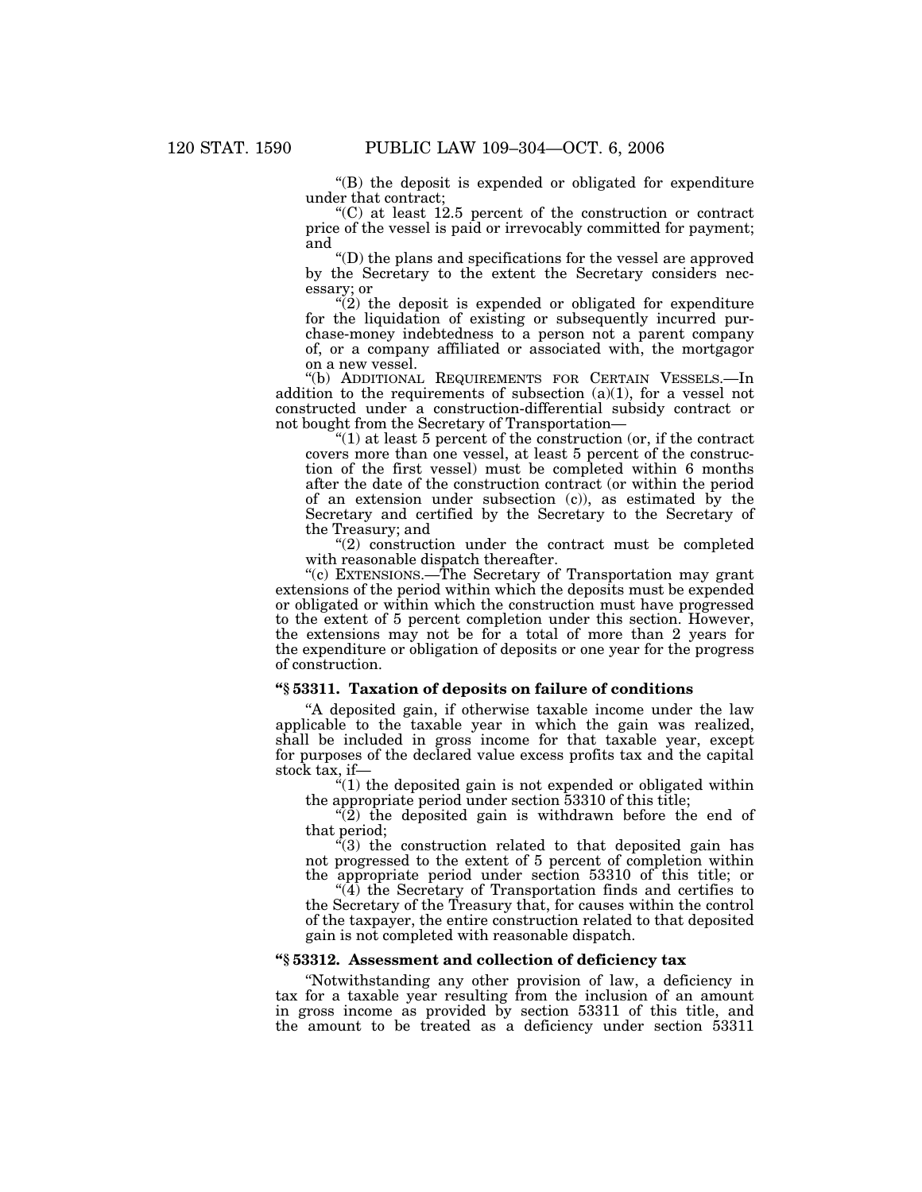"(B) the deposit is expended or obligated for expenditure under that contract;

"(C) at least 12.5 percent of the construction or contract price of the vessel is paid or irrevocably committed for payment; and

"(D) the plans and specifications for the vessel are approved by the Secretary to the extent the Secretary considers necessary; or

"(2) the deposit is expended or obligated for expenditure for the liquidation of existing or subsequently incurred purchase-money indebtedness to a person not a parent company of, or a company affiliated or associated with, the mortgagor on a new vessel.

"(b) ADDITIONAL REQUIREMENTS FOR CERTAIN VESSELS.—In addition to the requirements of subsection (a)(1), for a vessel not constructed under a construction-differential subsidy contract or not bought from the Secretary of Transportation—

"(1) at least 5 percent of the construction (or, if the contract covers more than one vessel, at least 5 percent of the construction of the first vessel) must be completed within 6 months after the date of the construction contract (or within the period of an extension under subsection (c)), as estimated by the Secretary and certified by the Secretary to the Secretary of the Treasury; and

"(2) construction under the contract must be completed with reasonable dispatch thereafter.

"(c) EXTENSIONS.—The Secretary of Transportation may grant extensions of the period within which the deposits must be expended or obligated or within which the construction must have progressed to the extent of 5 percent completion under this section. However, the extensions may not be for a total of more than 2 years for the expenditure or obligation of deposits or one year for the progress of construction.

### "§ 53311. Taxation of deposits on failure of conditions

"A deposited gain, if otherwise taxable income under the law applicable to the taxable year in which the gain was realized, shall be included in gross income for that taxable year, except for purposes of the declared value excess profits tax and the capital stock tax, if—

"(1) the deposited gain is not expended or obligated within the appropriate period under section 53310 of this title;

"(2) the deposited gain is withdrawn before the end of that period;

"(3) the construction related to that deposited gain has not progressed to the extent of 5 percent of completion within the appropriate period under section 53310 of this title; or

"(4) the Secretary of Transportation finds and certifies to the Secretary of the Treasury that, for causes within the control of the taxpayer, the entire construction related to that deposited gain is not completed with reasonable dispatch.

### "§ 53312. Assessment and collection of deficiency tax

"Notwithstanding any other provision of law, a deficiency in tax for a taxable year resulting from the inclusion of an amount in gross income as provided by section 53311 of this title, and the amount to be treated as a deficiency under section 53311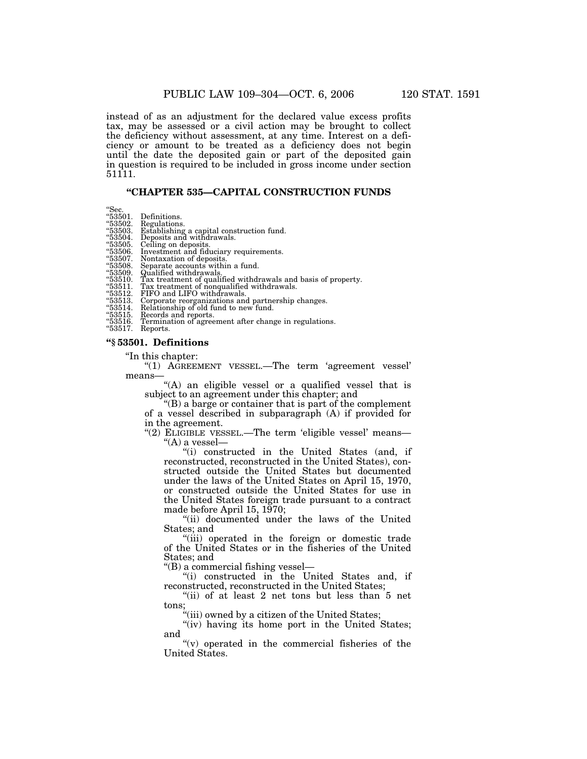instead of as an adjustment for the declared value excess profits tax, may be assessed or a civil action may be brought to collect the deficiency without assessment, at any time. Interest on a deficiency or amount to be treated as a deficiency does not begin until the date the deposited gain or part of the deposited gain in question is required to be included in gross income under section 51111.

## "CHAPTER 535—CAPITAL CONSTRUCTION FUNDS

"Sec.
"53501. Definitions.
"53502. Regulations.
"53503. Establishing a capital construction fund.
"53504. Deposits and withdrawals.
"53505. Ceiling on deposits.
"53506. Investment and fiduciary requirements.
"53507. Nontaxation of deposits.
"53508. Separate accounts within a fund.
"53509. Qualified withdrawals.
"53510. Tax treatment of qualified withdrawals and basis of property.
"53511. Tax treatment of nonqualified withdrawals.
"53512. FIFO and LIFO withdrawals.
"53513. Corporate reorganizations and partnership changes.
"53514. Relationship of old fund to new fund.
"53515. Records and reports.
"53516. Termination of agreement after change in regulations.
"53517. Reports.

### "§ 53501. Definitions

"In this chapter:

"(1) AGREEMENT VESSEL.—The term 'agreement vessel' means—

"(A) an eligible vessel or a qualified vessel that is subject to an agreement under this chapter; and

"(B) a barge or container that is part of the complement of a vessel described in subparagraph (A) if provided for in the agreement.

"(2) ELIGIBLE VESSEL.—The term 'eligible vessel' means—

"(A) a vessel—

"(i) constructed in the United States (and, if reconstructed, reconstructed in the United States), constructed outside the United States but documented under the laws of the United States on April 15, 1970, or constructed outside the United States for use in the United States foreign trade pursuant to a contract made before April 15, 1970;

"(ii) documented under the laws of the United States; and

"(iii) operated in the foreign or domestic trade of the United States or in the fisheries of the United States; and

"(B) a commercial fishing vessel—

"(i) constructed in the United States and, if reconstructed, reconstructed in the United States;

"(ii) of at least 2 net tons but less than 5 net tons;

"(iii) owned by a citizen of the United States;

"(iv) having its home port in the United States; and

"(v) operated in the commercial fisheries of the United States.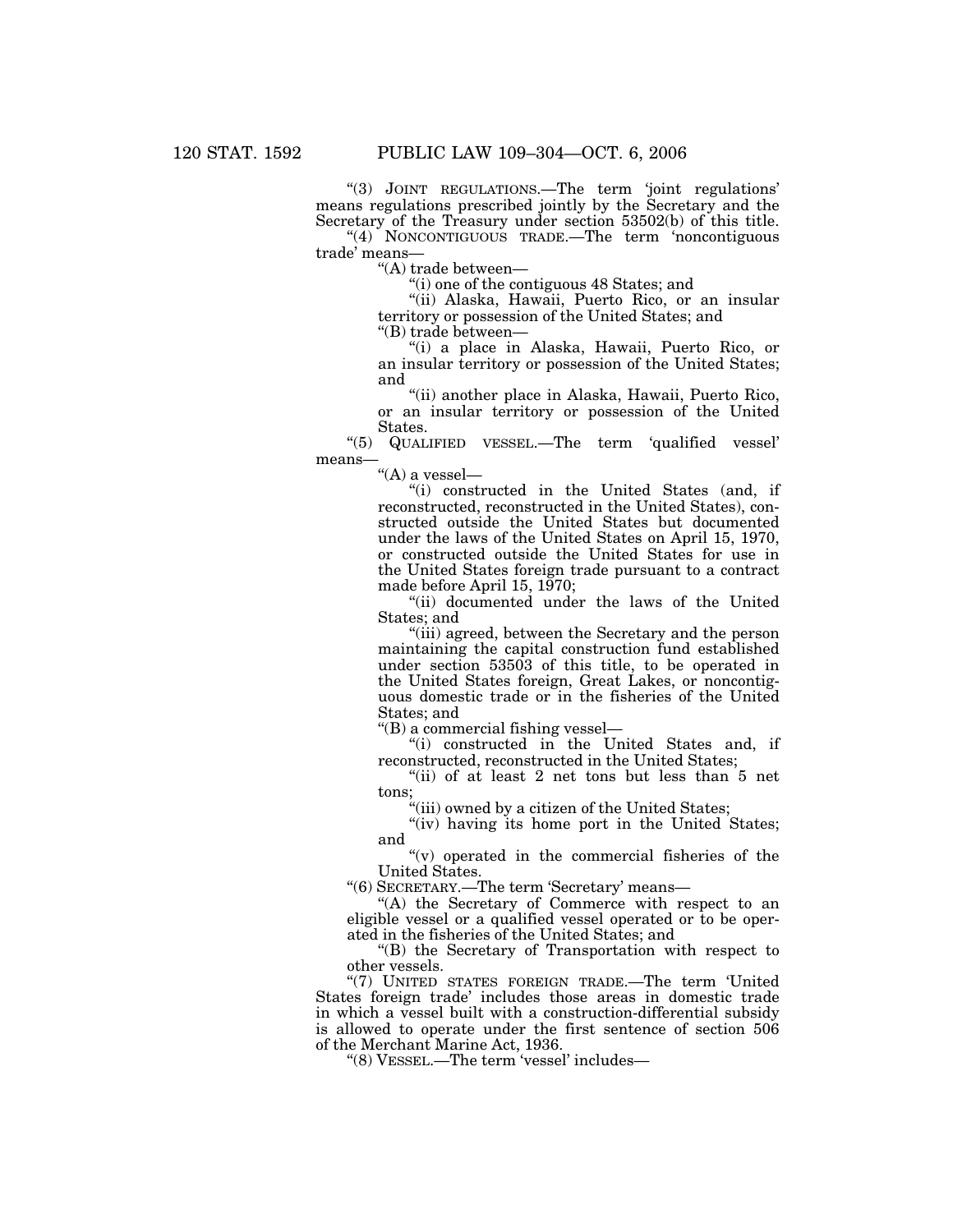"(3) JOINT REGULATIONS.—The term 'joint regulations' means regulations prescribed jointly by the Secretary and the Secretary of the Treasury under section 53502(b) of this title.

"(4) NONCONTIGUOUS TRADE.—The term 'noncontiguous trade' means—

"(A) trade between—

"(i) one of the contiguous 48 States; and

"(ii) Alaska, Hawaii, Puerto Rico, or an insular territory or possession of the United States; and

"(B) trade between—

"(i) a place in Alaska, Hawaii, Puerto Rico, or an insular territory or possession of the United States; and

"(ii) another place in Alaska, Hawaii, Puerto Rico, or an insular territory or possession of the United States.

"(5) QUALIFIED VESSEL.—The term 'qualified vessel' means—

"(A) a vessel—

"(i) constructed in the United States (and, if reconstructed, reconstructed in the United States), constructed outside the United States but documented under the laws of the United States on April 15, 1970, or constructed outside the United States for use in the United States foreign trade pursuant to a contract made before April 15, 1970;

"(ii) documented under the laws of the United States; and

"(iii) agreed, between the Secretary and the person maintaining the capital construction fund established under section 53503 of this title, to be operated in the United States foreign, Great Lakes, or noncontiguous domestic trade or in the fisheries of the United States; and

"(B) a commercial fishing vessel—

"(i) constructed in the United States and, if reconstructed, reconstructed in the United States;

"(ii) of at least 2 net tons but less than 5 net tons;

"(iii) owned by a citizen of the United States;

"(iv) having its home port in the United States; and

"(v) operated in the commercial fisheries of the United States.

"(6) SECRETARY.—The term 'Secretary' means—

"(A) the Secretary of Commerce with respect to an eligible vessel or a qualified vessel operated or to be operated in the fisheries of the United States; and

"(B) the Secretary of Transportation with respect to other vessels.

"(7) UNITED STATES FOREIGN TRADE.—The term 'United States foreign trade' includes those areas in domestic trade in which a vessel built with a construction-differential subsidy is allowed to operate under the first sentence of section 506 of the Merchant Marine Act, 1936.

"(8) VESSEL.—The term 'vessel' includes—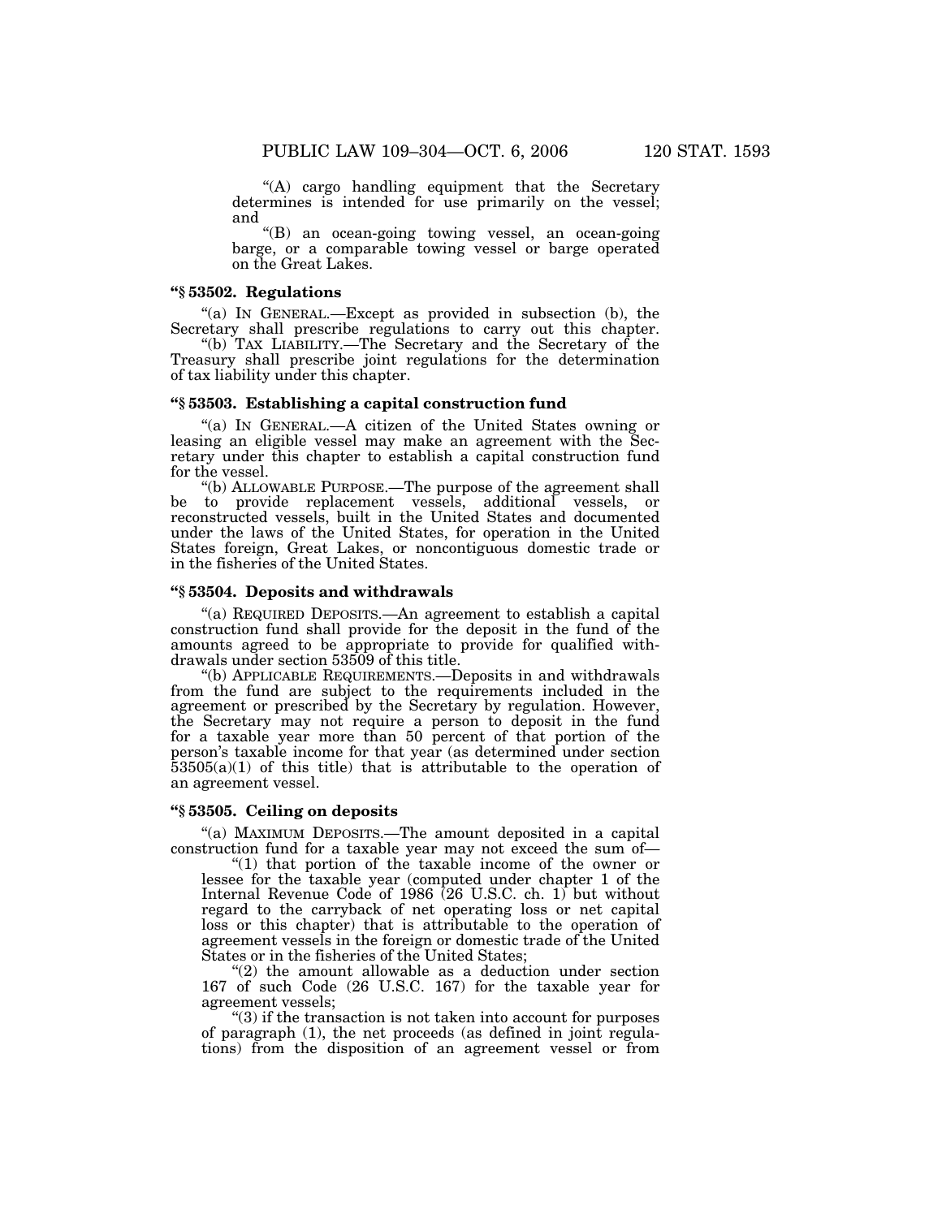"(A) cargo handling equipment that the Secretary determines is intended for use primarily on the vessel; and

"(B) an ocean-going towing vessel, an ocean-going barge, or a comparable towing vessel or barge operated on the Great Lakes.

### "§ 53502. Regulations

"(a) IN GENERAL.—Except as provided in subsection (b), the Secretary shall prescribe regulations to carry out this chapter.

"(b) TAX LIABILITY.—The Secretary and the Secretary of the Treasury shall prescribe joint regulations for the determination of tax liability under this chapter.

### "§ 53503. Establishing a capital construction fund

"(a) IN GENERAL.—A citizen of the United States owning or leasing an eligible vessel may make an agreement with the Secretary under this chapter to establish a capital construction fund for the vessel.

"(b) ALLOWABLE PURPOSE.—The purpose of the agreement shall be to provide replacement vessels, additional vessels, or reconstructed vessels, built in the United States and documented under the laws of the United States, for operation in the United States foreign, Great Lakes, or noncontiguous domestic trade or in the fisheries of the United States.

### "§ 53504. Deposits and withdrawals

"(a) REQUIRED DEPOSITS.—An agreement to establish a capital construction fund shall provide for the deposit in the fund of the amounts agreed to be appropriate to provide for qualified withdrawals under section 53509 of this title.

"(b) APPLICABLE REQUIREMENTS.—Deposits in and withdrawals from the fund are subject to the requirements included in the agreement or prescribed by the Secretary by regulation. However, the Secretary may not require a person to deposit in the fund for a taxable year more than 50 percent of that portion of the person's taxable income for that year (as determined under section 53505(a)(1) of this title) that is attributable to the operation of an agreement vessel.

### "§ 53505. Ceiling on deposits

"(a) MAXIMUM DEPOSITS.—The amount deposited in a capital construction fund for a taxable year may not exceed the sum of—

"(1) that portion of the taxable income of the owner or lessee for the taxable year (computed under chapter 1 of the Internal Revenue Code of 1986 (26 U.S.C. ch. 1) but without regard to the carryback of net operating loss or net capital loss or this chapter) that is attributable to the operation of agreement vessels in the foreign or domestic trade of the United States or in the fisheries of the United States;

"(2) the amount allowable as a deduction under section 167 of such Code (26 U.S.C. 167) for the taxable year for agreement vessels;

"(3) if the transaction is not taken into account for purposes of paragraph (1), the net proceeds (as defined in joint regulations) from the disposition of an agreement vessel or from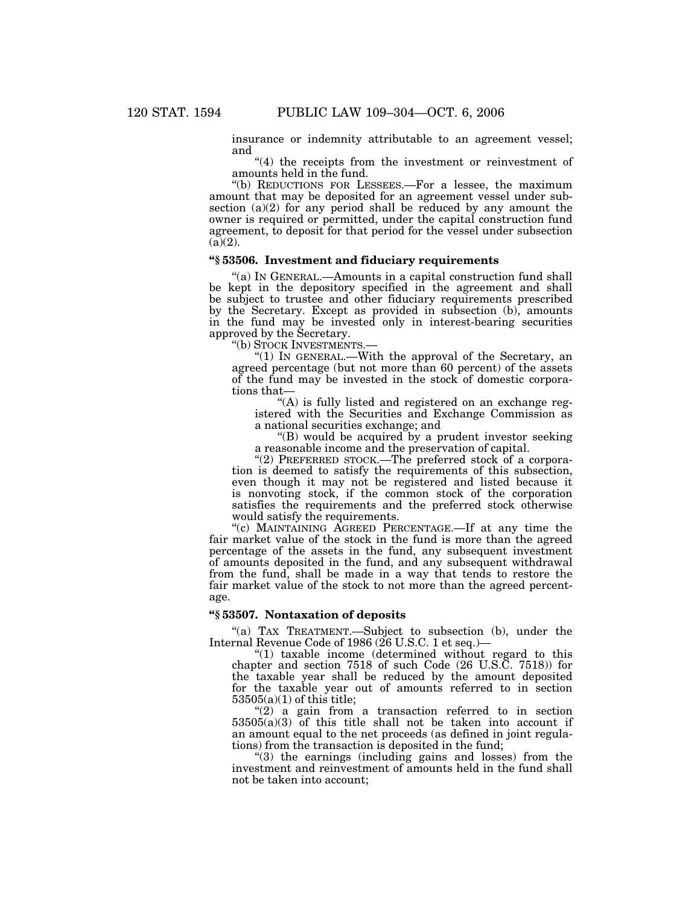insurance or indemnity attributable to an agreement vessel; and

"(4) the receipts from the investment or reinvestment of amounts held in the fund.

"(b) REDUCTIONS FOR LESSEES.—For a lessee, the maximum amount that may be deposited for an agreement vessel under subsection (a)(2) for any period shall be reduced by any amount the owner is required or permitted, under the capital construction fund agreement, to deposit for that period for the vessel under subsection (a)(2).

### "§ 53506. Investment and fiduciary requirements

"(a) IN GENERAL.—Amounts in a capital construction fund shall be kept in the depository specified in the agreement and shall be subject to trustee and other fiduciary requirements prescribed by the Secretary. Except as provided in subsection (b), amounts in the fund may be invested only in interest-bearing securities approved by the Secretary.

"(b) STOCK INVESTMENTS.—

"(1) IN GENERAL.—With the approval of the Secretary, an agreed percentage (but not more than 60 percent) of the assets of the fund may be invested in the stock of domestic corporations that—

"(A) is fully listed and registered on an exchange registered with the Securities and Exchange Commission as a national securities exchange; and

"(B) would be acquired by a prudent investor seeking a reasonable income and the preservation of capital.

"(2) PREFERRED STOCK.—The preferred stock of a corporation is deemed to satisfy the requirements of this subsection, even though it may not be registered and listed because it is nonvoting stock, if the common stock of the corporation satisfies the requirements and the preferred stock otherwise would satisfy the requirements.

"(c) MAINTAINING AGREED PERCENTAGE.—If at any time the fair market value of the stock in the fund is more than the agreed percentage of the assets in the fund, any subsequent investment of amounts deposited in the fund, and any subsequent withdrawal from the fund, shall be made in a way that tends to restore the fair market value of the stock to not more than the agreed percentage.

### "§ 53507. Nontaxation of deposits

"(a) TAX TREATMENT.—Subject to subsection (b), under the Internal Revenue Code of 1986 (26 U.S.C. 1 et seq.)—

"(1) taxable income (determined without regard to this chapter and section 7518 of such Code (26 U.S.C. 7518)) for the taxable year shall be reduced by the amount deposited for the taxable year out of amounts referred to in section 53505(a)(1) of this title;

"(2) a gain from a transaction referred to in section 53505(a)(3) of this title shall not be taken into account if an amount equal to the net proceeds (as defined in joint regulations) from the transaction is deposited in the fund;

"(3) the earnings (including gains and losses) from the investment and reinvestment of amounts held in the fund shall not be taken into account;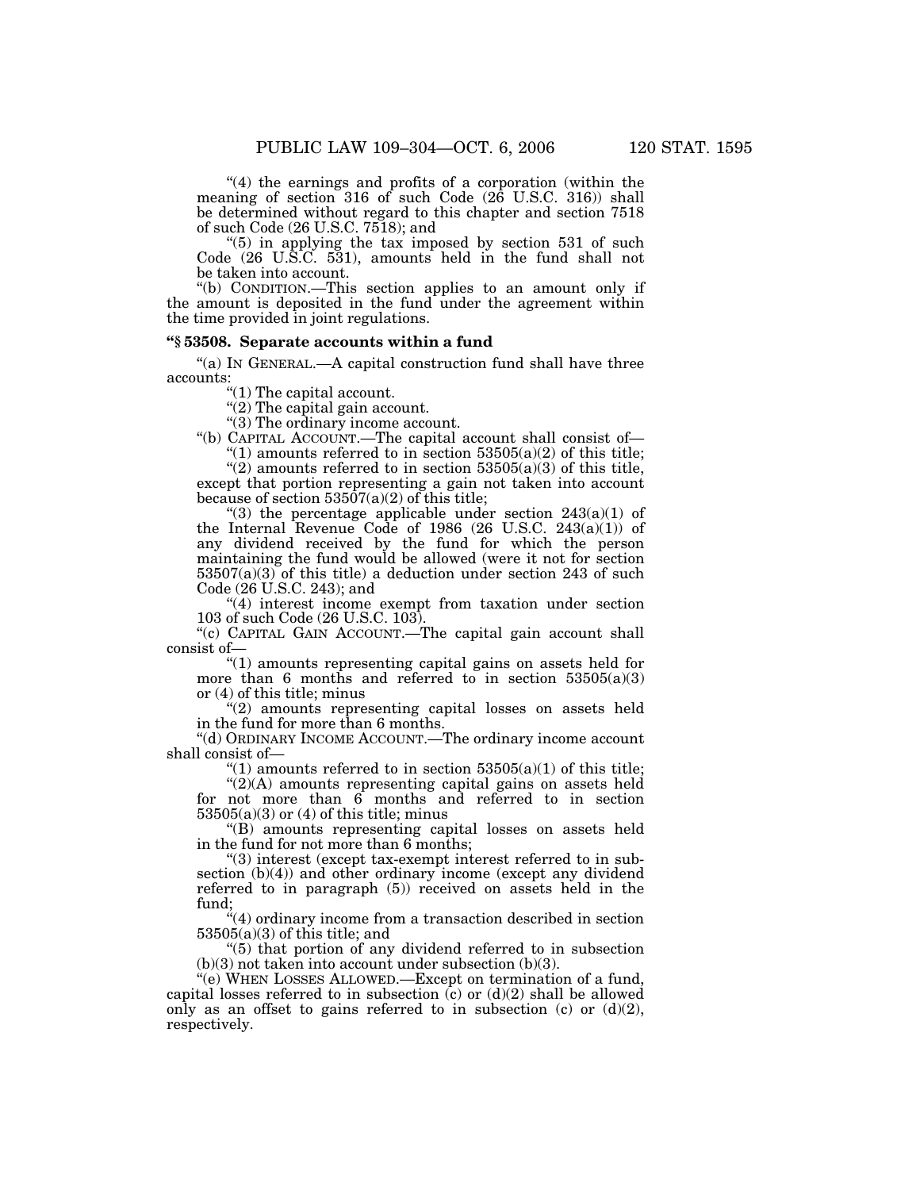"(4) the earnings and profits of a corporation (within the meaning of section 316 of such Code (26 U.S.C. 316)) shall be determined without regard to this chapter and section 7518 of such Code (26 U.S.C. 7518); and

"(5) in applying the tax imposed by section 531 of such Code (26 U.S.C. 531), amounts held in the fund shall not be taken into account.

"(b) CONDITION.—This section applies to an amount only if the amount is deposited in the fund under the agreement within the time provided in joint regulations.

### "§ 53508. Separate accounts within a fund

"(a) IN GENERAL.—A capital construction fund shall have three accounts:

"(1) The capital account.

"(2) The capital gain account.

"(3) The ordinary income account.

"(b) CAPITAL ACCOUNT.—The capital account shall consist of—

"(1) amounts referred to in section 53505(a)(2) of this title;

"(2) amounts referred to in section 53505(a)(3) of this title, except that portion representing a gain not taken into account because of section 53507(a)(2) of this title;

"(3) the percentage applicable under section 243(a)(1) of the Internal Revenue Code of 1986 (26 U.S.C. 243(a)(1)) of any dividend received by the fund for which the person maintaining the fund would be allowed (were it not for section 53507(a)(3) of this title) a deduction under section 243 of such Code (26 U.S.C. 243); and

"(4) interest income exempt from taxation under section 103 of such Code (26 U.S.C. 103).

"(c) CAPITAL GAIN ACCOUNT.—The capital gain account shall consist of—

"(1) amounts representing capital gains on assets held for more than 6 months and referred to in section 53505(a)(3) or (4) of this title; minus

"(2) amounts representing capital losses on assets held in the fund for more than 6 months.

"(d) ORDINARY INCOME ACCOUNT.—The ordinary income account shall consist of—

"(1) amounts referred to in section 53505(a)(1) of this title;

"(2)(A) amounts representing capital gains on assets held for not more than 6 months and referred to in section 53505(a)(3) or (4) of this title; minus

"(B) amounts representing capital losses on assets held in the fund for not more than 6 months;

"(3) interest (except tax-exempt interest referred to in subsection (b)(4)) and other ordinary income (except any dividend referred to in paragraph (5)) received on assets held in the fund;

"(4) ordinary income from a transaction described in section 53505(a)(3) of this title; and

"(5) that portion of any dividend referred to in subsection (b)(3) not taken into account under subsection (b)(3).

"(e) WHEN LOSSES ALLOWED.—Except on termination of a fund, capital losses referred to in subsection (c) or (d)(2) shall be allowed only as an offset to gains referred to in subsection (c) or (d)(2), respectively.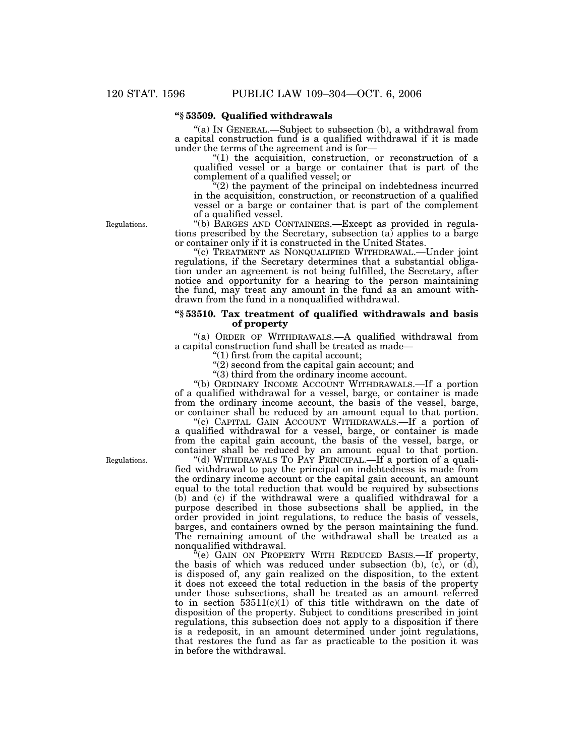### "§ 53509. Qualified withdrawals

"(a) IN GENERAL.—Subject to subsection (b), a withdrawal from a capital construction fund is a qualified withdrawal if it is made under the terms of the agreement and is for—

"(1) the acquisition, construction, or reconstruction of a qualified vessel or a barge or container that is part of the complement of a qualified vessel; or

"(2) the payment of the principal on indebtedness incurred in the acquisition, construction, or reconstruction of a qualified vessel or a barge or container that is part of the complement of a qualified vessel.

Regulations.

"(b) BARGES AND CONTAINERS.—Except as provided in regulations prescribed by the Secretary, subsection (a) applies to a barge or container only if it is constructed in the United States.

"(c) TREATMENT AS NONQUALIFIED WITHDRAWAL.—Under joint regulations, if the Secretary determines that a substantial obligation under an agreement is not being fulfilled, the Secretary, after notice and opportunity for a hearing to the person maintaining the fund, may treat any amount in the fund as an amount withdrawn from the fund in a nonqualified withdrawal.

### "§ 53510. Tax treatment of qualified withdrawals and basis of property

"(a) ORDER OF WITHDRAWALS.—A qualified withdrawal from a capital construction fund shall be treated as made—

"(1) first from the capital account;

"(2) second from the capital gain account; and

"(3) third from the ordinary income account.

"(b) ORDINARY INCOME ACCOUNT WITHDRAWALS.—If a portion of a qualified withdrawal for a vessel, barge, or container is made from the ordinary income account, the basis of the vessel, barge, or container shall be reduced by an amount equal to that portion.

"(c) CAPITAL GAIN ACCOUNT WITHDRAWALS.—If a portion of a qualified withdrawal for a vessel, barge, or container is made from the capital gain account, the basis of the vessel, barge, or container shall be reduced by an amount equal to that portion.

Regulations.

"(d) WITHDRAWALS TO PAY PRINCIPAL.—If a portion of a qualified withdrawal to pay the principal on indebtedness is made from the ordinary income account or the capital gain account, an amount equal to the total reduction that would be required by subsections (b) and (c) if the withdrawal were a qualified withdrawal for a purpose described in those subsections shall be applied, in the order provided in joint regulations, to reduce the basis of vessels, barges, and containers owned by the person maintaining the fund. The remaining amount of the withdrawal shall be treated as a nonqualified withdrawal.

"(e) GAIN ON PROPERTY WITH REDUCED BASIS.—If property, the basis of which was reduced under subsection (b), (c), or (d), is disposed of, any gain realized on the disposition, to the extent it does not exceed the total reduction in the basis of the property under those subsections, shall be treated as an amount referred to in section 53511(c)(1) of this title withdrawn on the date of disposition of the property. Subject to conditions prescribed in joint regulations, this subsection does not apply to a disposition if there is a redeposit, in an amount determined under joint regulations, that restores the fund as far as practicable to the position it was in before the withdrawal.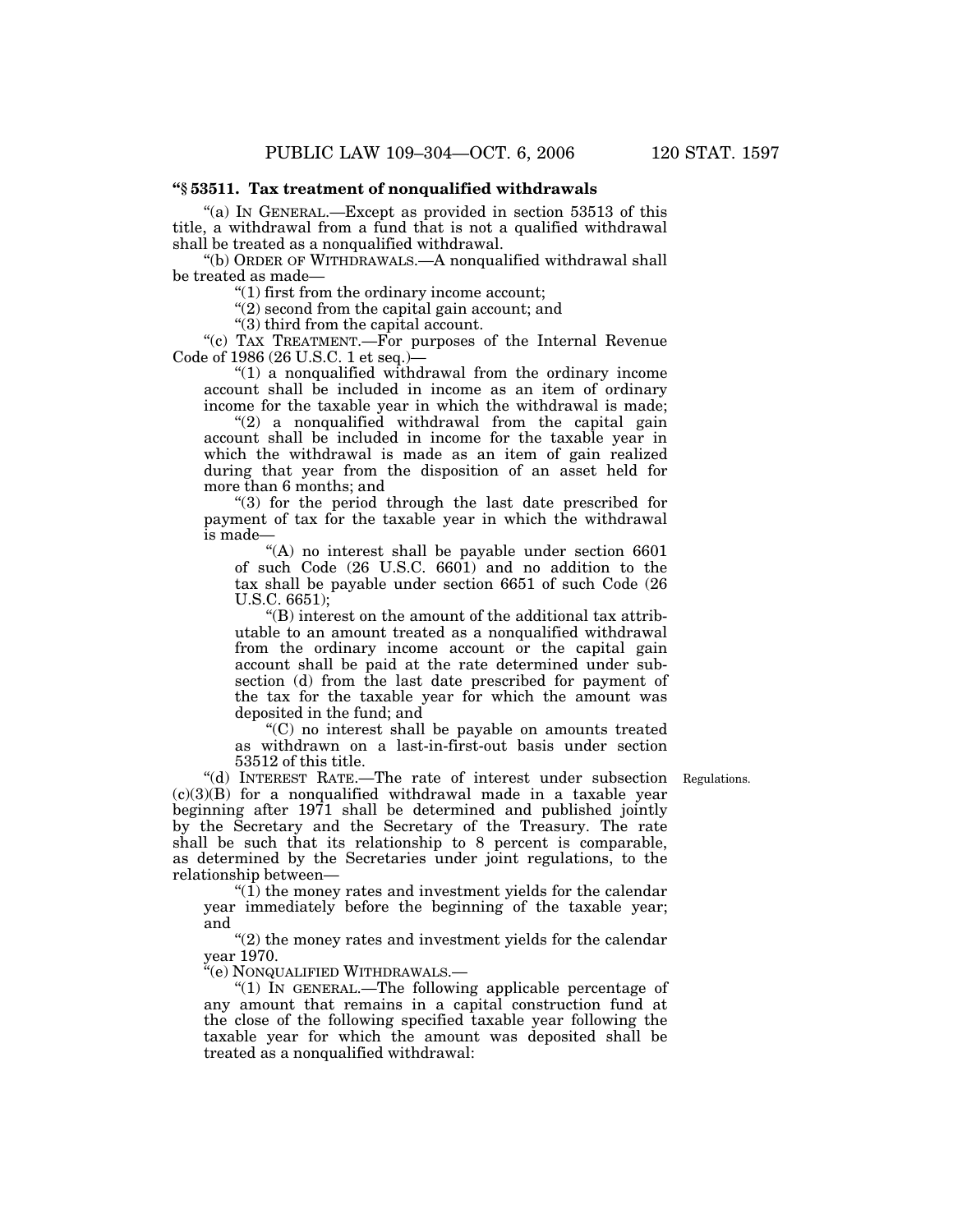**"§ 53511. Tax treatment of nonqualified withdrawals**

"(a) IN GENERAL.—Except as provided in section 53513 of this title, a withdrawal from a fund that is not a qualified withdrawal shall be treated as a nonqualified withdrawal.

"(b) ORDER OF WITHDRAWALS.—A nonqualified withdrawal shall be treated as made—

"(1) first from the ordinary income account;

"(2) second from the capital gain account; and

"(3) third from the capital account.

"(c) TAX TREATMENT.—For purposes of the Internal Revenue Code of 1986 (26 U.S.C. 1 et seq.)—

"(1) a nonqualified withdrawal from the ordinary income account shall be included in income as an item of ordinary income for the taxable year in which the withdrawal is made;

"(2) a nonqualified withdrawal from the capital gain account shall be included in income for the taxable year in which the withdrawal is made as an item of gain realized during that year from the disposition of an asset held for more than 6 months; and

"(3) for the period through the last date prescribed for payment of tax for the taxable year in which the withdrawal is made—

"(A) no interest shall be payable under section 6601 of such Code (26 U.S.C. 6601) and no addition to the tax shall be payable under section 6651 of such Code (26 U.S.C. 6651);

"(B) interest on the amount of the additional tax attributable to an amount treated as a nonqualified withdrawal from the ordinary income account or the capital gain account shall be paid at the rate determined under subsection (d) from the last date prescribed for payment of the tax for the taxable year for which the amount was deposited in the fund; and

"(C) no interest shall be payable on amounts treated as withdrawn on a last-in-first-out basis under section 53512 of this title.

Regulations.

"(d) INTEREST RATE.—The rate of interest under subsection (c)(3)(B) for a nonqualified withdrawal made in a taxable year beginning after 1971 shall be determined and published jointly by the Secretary and the Secretary of the Treasury. The rate shall be such that its relationship to 8 percent is comparable, as determined by the Secretaries under joint regulations, to the relationship between—

"(1) the money rates and investment yields for the calendar year immediately before the beginning of the taxable year; and

"(2) the money rates and investment yields for the calendar year 1970.

"(e) NONQUALIFIED WITHDRAWALS.—

"(1) IN GENERAL.—The following applicable percentage of any amount that remains in a capital construction fund at the close of the following specified taxable year following the taxable year for which the amount was deposited shall be treated as a nonqualified withdrawal: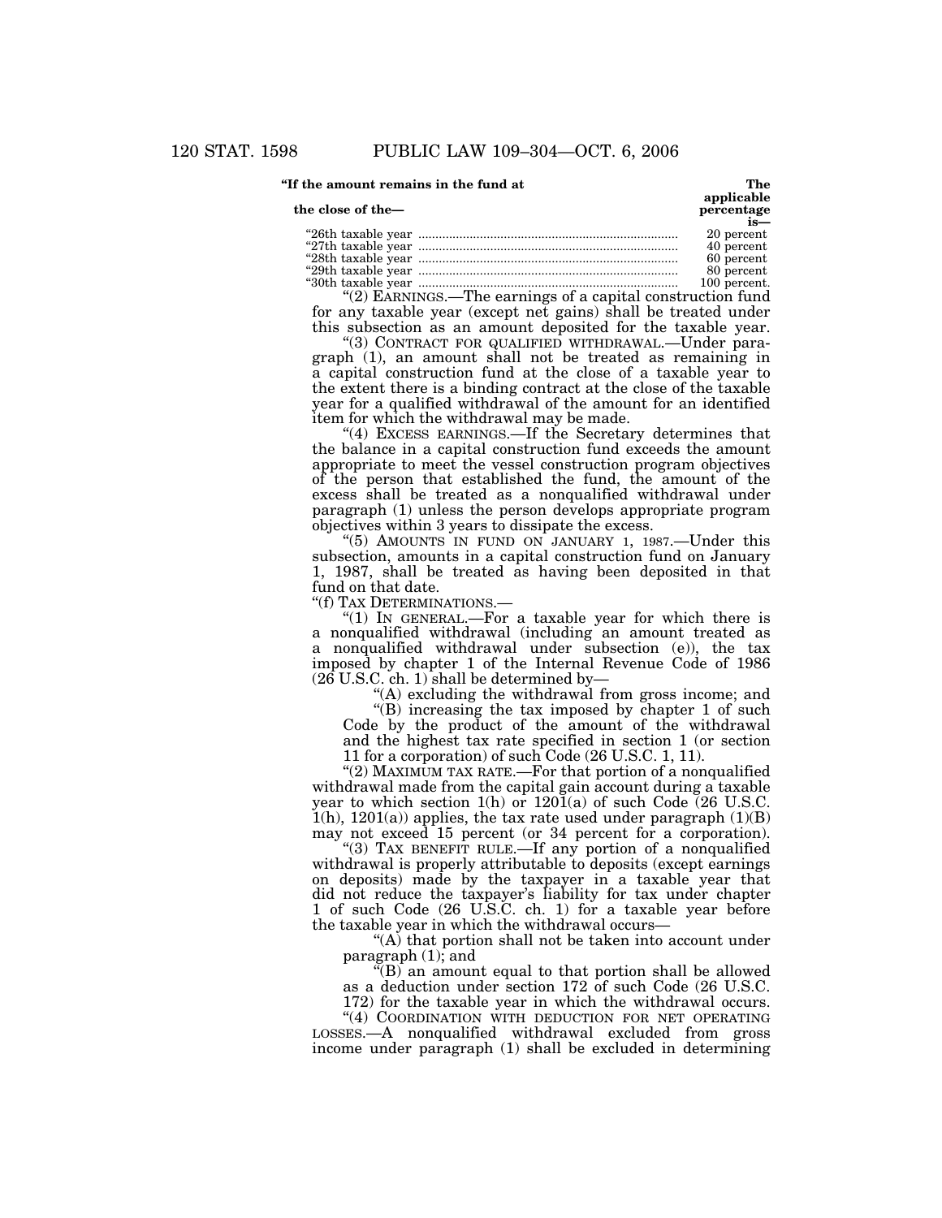| "If the amount remains in the fund at the close of the— | The applicable percentage is— |
|---|---|
| "26th taxable year | 20 percent |
| "27th taxable year | 40 percent |
| "28th taxable year | 60 percent |
| "29th taxable year | 80 percent |
| "30th taxable year | 100 percent. |

"(2) EARNINGS.—The earnings of a capital construction fund for any taxable year (except net gains) shall be treated under this subsection as an amount deposited for the taxable year.

"(3) CONTRACT FOR QUALIFIED WITHDRAWAL.—Under paragraph (1), an amount shall not be treated as remaining in a capital construction fund at the close of a taxable year to the extent there is a binding contract at the close of the taxable year for a qualified withdrawal of the amount for an identified item for which the withdrawal may be made.

"(4) EXCESS EARNINGS.—If the Secretary determines that the balance in a capital construction fund exceeds the amount appropriate to meet the vessel construction program objectives of the person that established the fund, the amount of the excess shall be treated as a nonqualified withdrawal under paragraph (1) unless the person develops appropriate program objectives within 3 years to dissipate the excess.

"(5) AMOUNTS IN FUND ON JANUARY 1, 1987.—Under this subsection, amounts in a capital construction fund on January 1, 1987, shall be treated as having been deposited in that fund on that date.

"(f) TAX DETERMINATIONS.—

"(1) IN GENERAL.—For a taxable year for which there is a nonqualified withdrawal (including an amount treated as a nonqualified withdrawal under subsection (e)), the tax imposed by chapter 1 of the Internal Revenue Code of 1986 (26 U.S.C. ch. 1) shall be determined by—

"(A) excluding the withdrawal from gross income; and

"(B) increasing the tax imposed by chapter 1 of such Code by the product of the amount of the withdrawal and the highest tax rate specified in section 1 (or section 11 for a corporation) of such Code (26 U.S.C. 1, 11).

"(2) MAXIMUM TAX RATE.—For that portion of a nonqualified withdrawal made from the capital gain account during a taxable year to which section 1(h) or 1201(a) of such Code (26 U.S.C. 1(h), 1201(a)) applies, the tax rate used under paragraph (1)(B) may not exceed 15 percent (or 34 percent for a corporation).

"(3) TAX BENEFIT RULE.—If any portion of a nonqualified withdrawal is properly attributable to deposits (except earnings on deposits) made by the taxpayer in a taxable year that did not reduce the taxpayer's liability for tax under chapter 1 of such Code (26 U.S.C. ch. 1) for a taxable year before the taxable year in which the withdrawal occurs—

"(A) that portion shall not be taken into account under paragraph (1); and

"(B) an amount equal to that portion shall be allowed as a deduction under section 172 of such Code (26 U.S.C. 172) for the taxable year in which the withdrawal occurs.

"(4) COORDINATION WITH DEDUCTION FOR NET OPERATING LOSSES.—A nonqualified withdrawal excluded from gross income under paragraph (1) shall be excluded in determining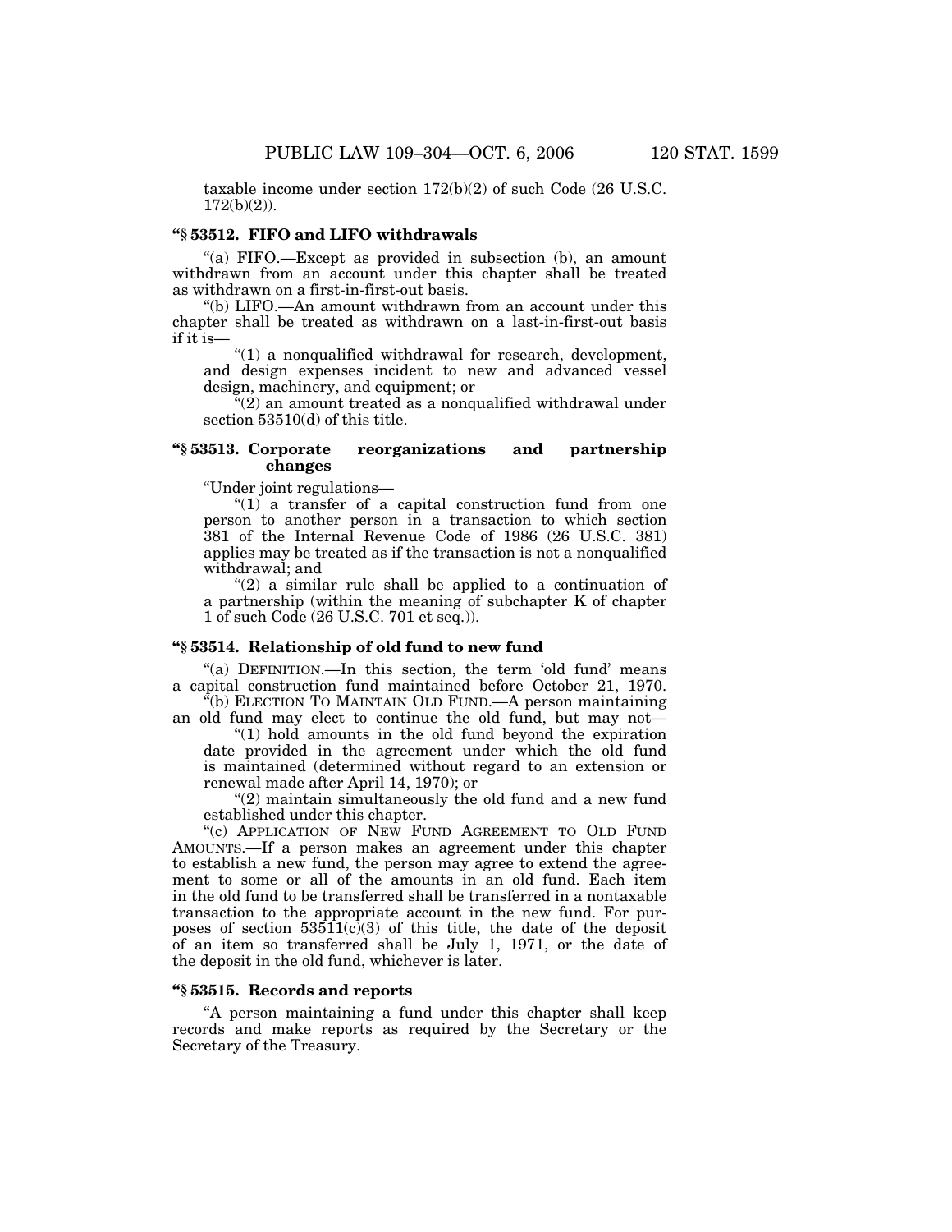taxable income under section 172(b)(2) of such Code (26 U.S.C. 172(b)(2)).

### "§ 53512. FIFO and LIFO withdrawals

"(a) FIFO.—Except as provided in subsection (b), an amount withdrawn from an account under this chapter shall be treated as withdrawn on a first-in-first-out basis.

"(b) LIFO.—An amount withdrawn from an account under this chapter shall be treated as withdrawn on a last-in-first-out basis if it is—

"(1) a nonqualified withdrawal for research, development, and design expenses incident to new and advanced vessel design, machinery, and equipment; or

"(2) an amount treated as a nonqualified withdrawal under section 53510(d) of this title.

### "§ 53513. Corporate reorganizations and partnership changes

"Under joint regulations—

"(1) a transfer of a capital construction fund from one person to another person in a transaction to which section 381 of the Internal Revenue Code of 1986 (26 U.S.C. 381) applies may be treated as if the transaction is not a nonqualified withdrawal; and

"(2) a similar rule shall be applied to a continuation of a partnership (within the meaning of subchapter K of chapter 1 of such Code (26 U.S.C. 701 et seq.)).

### "§ 53514. Relationship of old fund to new fund

"(a) DEFINITION.—In this section, the term 'old fund' means a capital construction fund maintained before October 21, 1970.

"(b) ELECTION TO MAINTAIN OLD FUND.—A person maintaining an old fund may elect to continue the old fund, but may not—

"(1) hold amounts in the old fund beyond the expiration date provided in the agreement under which the old fund is maintained (determined without regard to an extension or renewal made after April 14, 1970); or

"(2) maintain simultaneously the old fund and a new fund established under this chapter.

"(c) APPLICATION OF NEW FUND AGREEMENT TO OLD FUND AMOUNTS.—If a person makes an agreement under this chapter to establish a new fund, the person may agree to extend the agreement to some or all of the amounts in an old fund. Each item in the old fund to be transferred shall be transferred in a nontaxable transaction to the appropriate account in the new fund. For purposes of section 53511(c)(3) of this title, the date of the deposit of an item so transferred shall be July 1, 1971, or the date of the deposit in the old fund, whichever is later.

### "§ 53515. Records and reports

"A person maintaining a fund under this chapter shall keep records and make reports as required by the Secretary or the Secretary of the Treasury.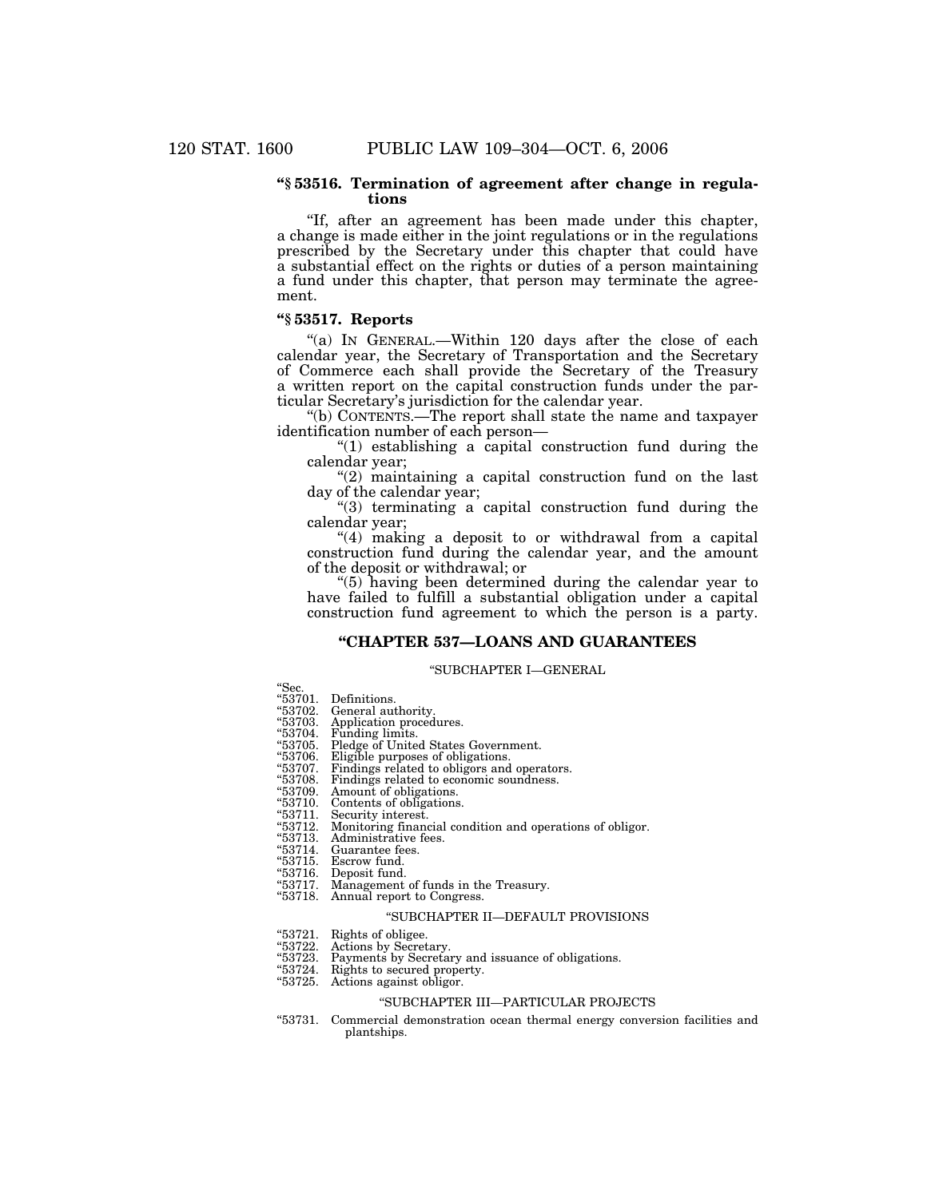**“§ 53516. Termination of agreement after change in regulations**

“If, after an agreement has been made under this chapter, a change is made either in the joint regulations or in the regulations prescribed by the Secretary under this chapter that could have a substantial effect on the rights or duties of a person maintaining a fund under this chapter, that person may terminate the agreement.

**“§ 53517. Reports**

“(a) IN GENERAL.—Within 120 days after the close of each calendar year, the Secretary of Transportation and the Secretary of Commerce each shall provide the Secretary of the Treasury a written report on the capital construction funds under the particular Secretary’s jurisdiction for the calendar year.

“(b) CONTENTS.—The report shall state the name and taxpayer identification number of each person—

“(1) establishing a capital construction fund during the calendar year;

“(2) maintaining a capital construction fund on the last day of the calendar year;

“(3) terminating a capital construction fund during the calendar year;

“(4) making a deposit to or withdrawal from a capital construction fund during the calendar year, and the amount of the deposit or withdrawal; or

“(5) having been determined during the calendar year to have failed to fulfill a substantial obligation under a capital construction fund agreement to which the person is a party.

## “CHAPTER 537—LOANS AND GUARANTEES

“SUBCHAPTER I—GENERAL

“Sec.
“53701. Definitions.
“53702. General authority.
“53703. Application procedures.
“53704. Funding limits.
“53705. Pledge of United States Government.
“53706. Eligible purposes of obligations.
“53707. Findings related to obligors and operators.
“53708. Findings related to economic soundness.
“53709. Amount of obligations.
“53710. Contents of obligations.
“53711. Security interest.
“53712. Monitoring financial condition and operations of obligor.
“53713. Administrative fees.
“53714. Guarantee fees.
“53715. Escrow fund.
“53716. Deposit fund.
“53717. Management of funds in the Treasury.
“53718. Annual report to Congress.

“SUBCHAPTER II—DEFAULT PROVISIONS

“53721. Rights of obligee.
“53722. Actions by Secretary.
“53723. Payments by Secretary and issuance of obligations.
“53724. Rights to secured property.
“53725. Actions against obligor.

“SUBCHAPTER III—PARTICULAR PROJECTS

“53731. Commercial demonstration ocean thermal energy conversion facilities and plantships.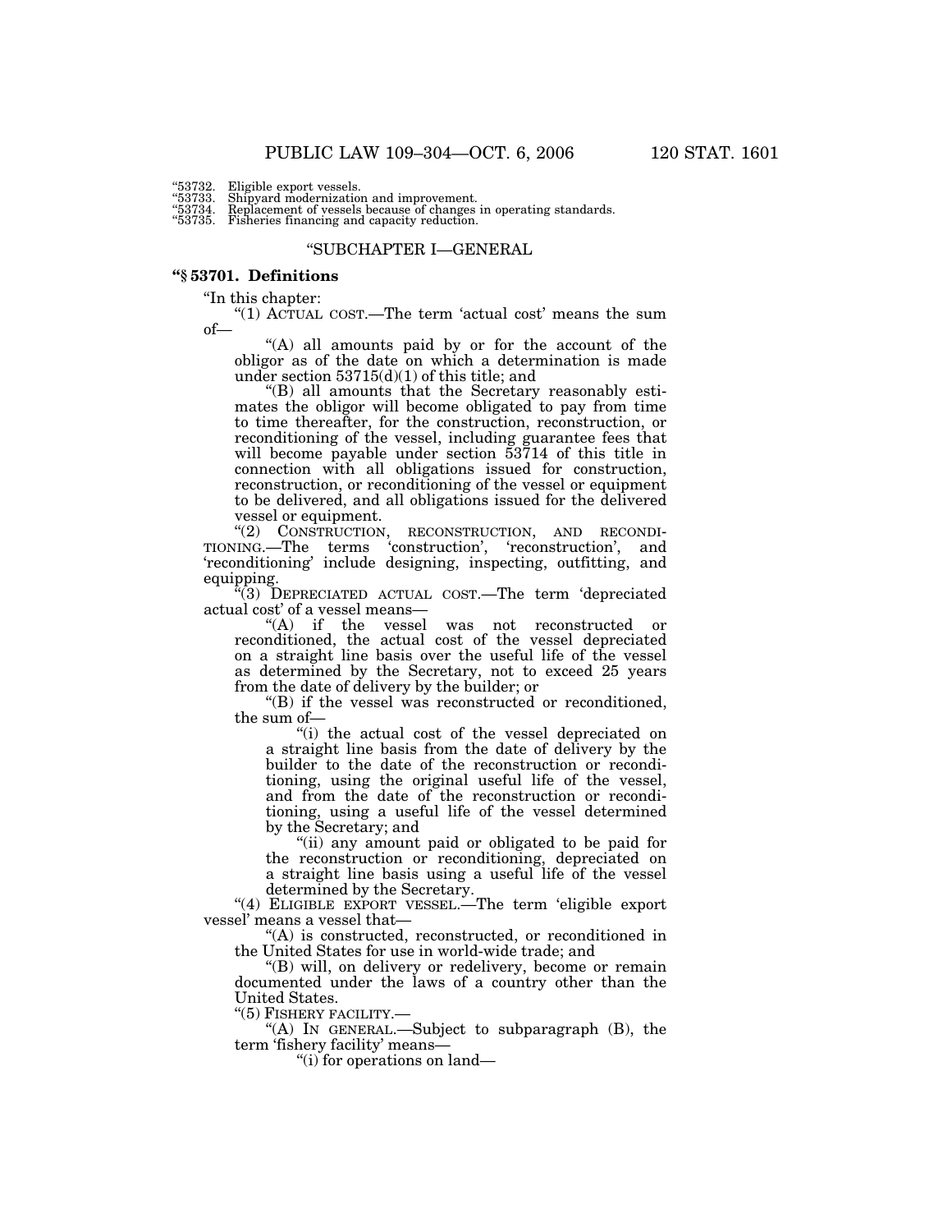"53732. Eligible export vessels.
"53733. Shipyard modernization and improvement.
"53734. Replacement of vessels because of changes in operating standards.
"53735. Fisheries financing and capacity reduction.

"SUBCHAPTER I—GENERAL

**"§ 53701. Definitions**

"In this chapter:

"(1) ACTUAL COST.—The term 'actual cost' means the sum of—

"(A) all amounts paid by or for the account of the obligor as of the date on which a determination is made under section 53715(d)(1) of this title; and

"(B) all amounts that the Secretary reasonably estimates the obligor will become obligated to pay from time to time thereafter, for the construction, reconstruction, or reconditioning of the vessel, including guarantee fees that will become payable under section 53714 of this title in connection with all obligations issued for construction, reconstruction, or reconditioning of the vessel or equipment to be delivered, and all obligations issued for the delivered vessel or equipment.

"(2) CONSTRUCTION, RECONSTRUCTION, AND RECONDITIONING.—The terms 'construction', 'reconstruction', and 'reconditioning' include designing, inspecting, outfitting, and equipping.

"(3) DEPRECIATED ACTUAL COST.—The term 'depreciated actual cost' of a vessel means—

"(A) if the vessel was not reconstructed or reconditioned, the actual cost of the vessel depreciated on a straight line basis over the useful life of the vessel as determined by the Secretary, not to exceed 25 years from the date of delivery by the builder; or

"(B) if the vessel was reconstructed or reconditioned, the sum of—

"(i) the actual cost of the vessel depreciated on a straight line basis from the date of delivery by the builder to the date of the reconstruction or reconditioning, using the original useful life of the vessel, and from the date of the reconstruction or reconditioning, using a useful life of the vessel determined by the Secretary; and

"(ii) any amount paid or obligated to be paid for the reconstruction or reconditioning, depreciated on a straight line basis using a useful life of the vessel determined by the Secretary.

"(4) ELIGIBLE EXPORT VESSEL.—The term 'eligible export vessel' means a vessel that—

"(A) is constructed, reconstructed, or reconditioned in the United States for use in world-wide trade; and

"(B) will, on delivery or redelivery, become or remain documented under the laws of a country other than the United States.

"(5) FISHERY FACILITY.—

"(A) IN GENERAL.—Subject to subparagraph (B), the term 'fishery facility' means—

"(i) for operations on land—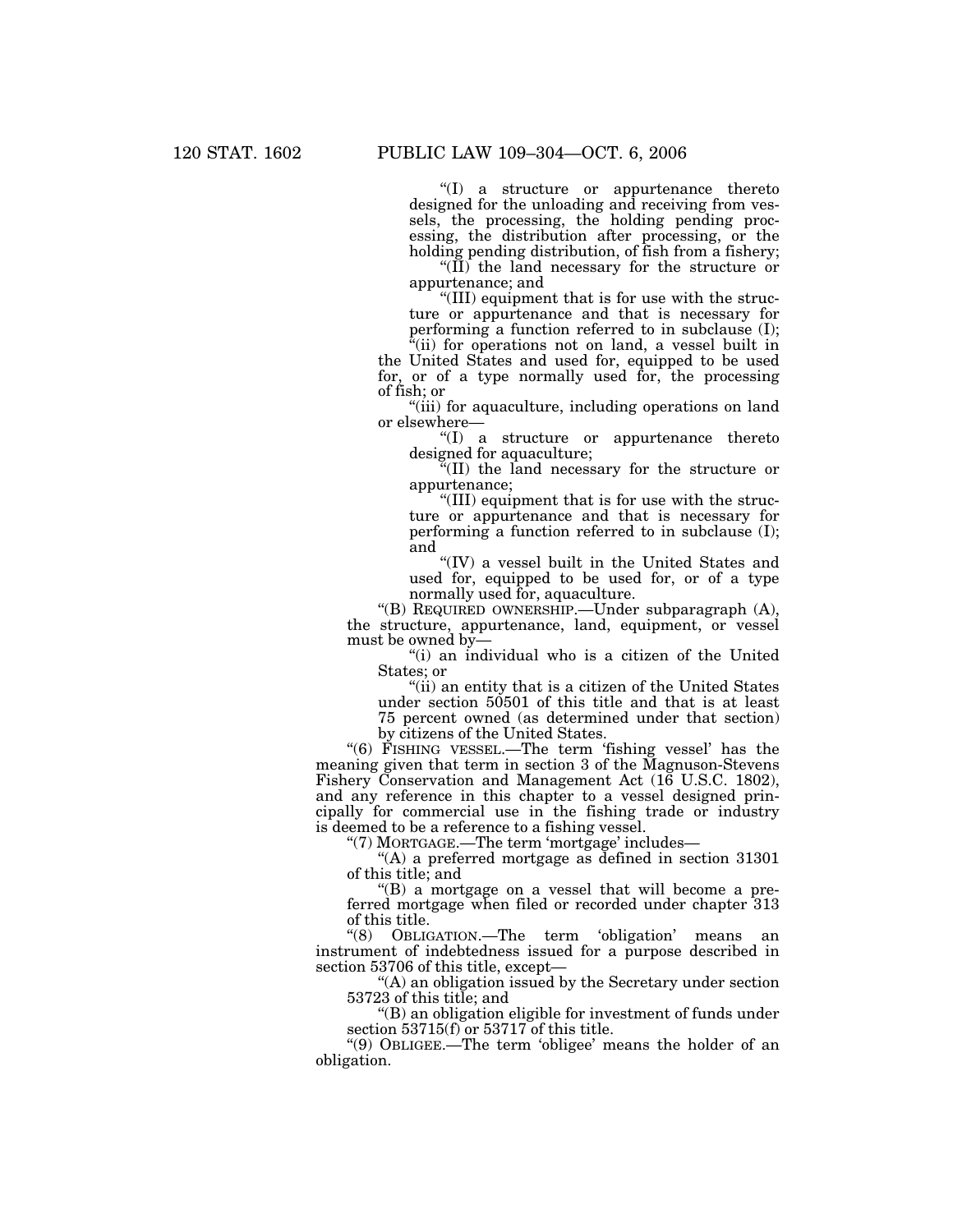"(I) a structure or appurtenance thereto designed for the unloading and receiving from vessels, the processing, the holding pending processing, the distribution after processing, or the holding pending distribution, of fish from a fishery;

"(II) the land necessary for the structure or appurtenance; and

"(III) equipment that is for use with the structure or appurtenance and that is necessary for performing a function referred to in subclause (I);

"(ii) for operations not on land, a vessel built in the United States and used for, equipped to be used for, or of a type normally used for, the processing of fish; or

"(iii) for aquaculture, including operations on land or elsewhere—

"(I) a structure or appurtenance thereto designed for aquaculture;

"(II) the land necessary for the structure or appurtenance;

"(III) equipment that is for use with the structure or appurtenance and that is necessary for performing a function referred to in subclause (I); and

"(IV) a vessel built in the United States and used for, equipped to be used for, or of a type normally used for, aquaculture.

"(B) REQUIRED OWNERSHIP.—Under subparagraph (A), the structure, appurtenance, land, equipment, or vessel must be owned by—

"(i) an individual who is a citizen of the United States; or

"(ii) an entity that is a citizen of the United States under section 50501 of this title and that is at least 75 percent owned (as determined under that section) by citizens of the United States.

"(6) FISHING VESSEL.—The term 'fishing vessel' has the meaning given that term in section 3 of the Magnuson-Stevens Fishery Conservation and Management Act (16 U.S.C. 1802), and any reference in this chapter to a vessel designed principally for commercial use in the fishing trade or industry is deemed to be a reference to a fishing vessel.

"(7) MORTGAGE.—The term 'mortgage' includes—

"(A) a preferred mortgage as defined in section 31301 of this title; and

"(B) a mortgage on a vessel that will become a preferred mortgage when filed or recorded under chapter 313 of this title.

"(8) OBLIGATION.—The term 'obligation' means an instrument of indebtedness issued for a purpose described in section 53706 of this title, except—

"(A) an obligation issued by the Secretary under section 53723 of this title; and

"(B) an obligation eligible for investment of funds under section 53715(f) or 53717 of this title.

"(9) OBLIGEE.—The term 'obligee' means the holder of an obligation.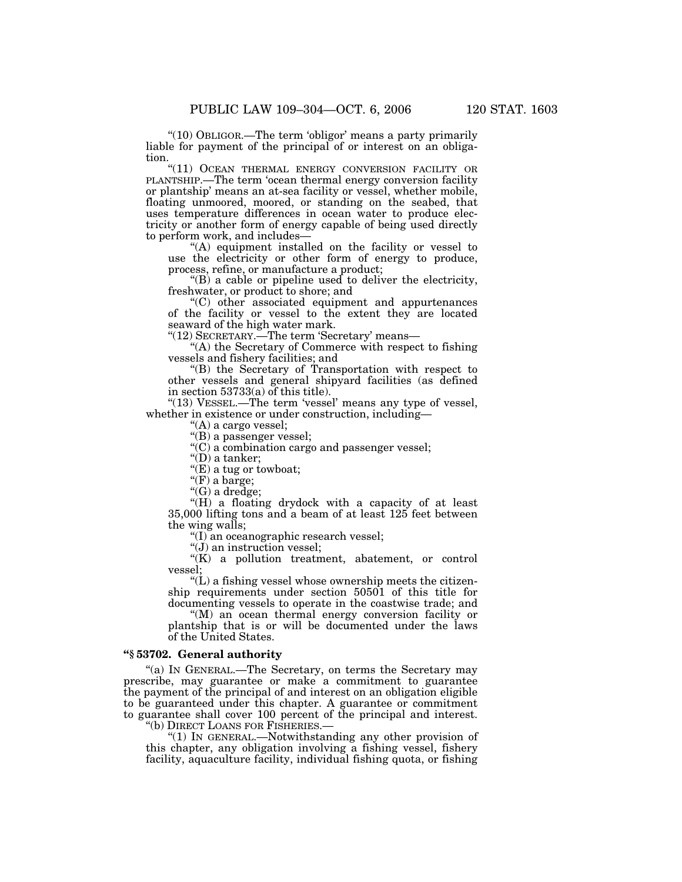"(10) OBLIGOR.—The term 'obligor' means a party primarily liable for payment of the principal of or interest on an obligation.

"(11) OCEAN THERMAL ENERGY CONVERSION FACILITY OR PLANTSHIP.—The term 'ocean thermal energy conversion facility or plantship' means an at-sea facility or vessel, whether mobile, floating unmoored, moored, or standing on the seabed, that uses temperature differences in ocean water to produce electricity or another form of energy capable of being used directly to perform work, and includes—

"(A) equipment installed on the facility or vessel to use the electricity or other form of energy to produce, process, refine, or manufacture a product;

"(B) a cable or pipeline used to deliver the electricity, freshwater, or product to shore; and

"(C) other associated equipment and appurtenances of the facility or vessel to the extent they are located seaward of the high water mark.

"(12) SECRETARY.—The term 'Secretary' means—

"(A) the Secretary of Commerce with respect to fishing vessels and fishery facilities; and

"(B) the Secretary of Transportation with respect to other vessels and general shipyard facilities (as defined in section 53733(a) of this title).

"(13) VESSEL.—The term 'vessel' means any type of vessel, whether in existence or under construction, including—

"(A) a cargo vessel;

"(B) a passenger vessel;

"(C) a combination cargo and passenger vessel;

"(D) a tanker;

"(E) a tug or towboat;

"(F) a barge;

"(G) a dredge;

"(H) a floating drydock with a capacity of at least 35,000 lifting tons and a beam of at least 125 feet between the wing walls;

"(I) an oceanographic research vessel;

"(J) an instruction vessel;

"(K) a pollution treatment, abatement, or control vessel;

"(L) a fishing vessel whose ownership meets the citizenship requirements under section 50501 of this title for documenting vessels to operate in the coastwise trade; and

"(M) an ocean thermal energy conversion facility or plantship that is or will be documented under the laws of the United States.

### "§ 53702. General authority

"(a) IN GENERAL.—The Secretary, on terms the Secretary may prescribe, may guarantee or make a commitment to guarantee the payment of the principal of and interest on an obligation eligible to be guaranteed under this chapter. A guarantee or commitment to guarantee shall cover 100 percent of the principal and interest.

"(b) DIRECT LOANS FOR FISHERIES.—

"(1) IN GENERAL.—Notwithstanding any other provision of this chapter, any obligation involving a fishing vessel, fishery facility, aquaculture facility, individual fishing quota, or fishing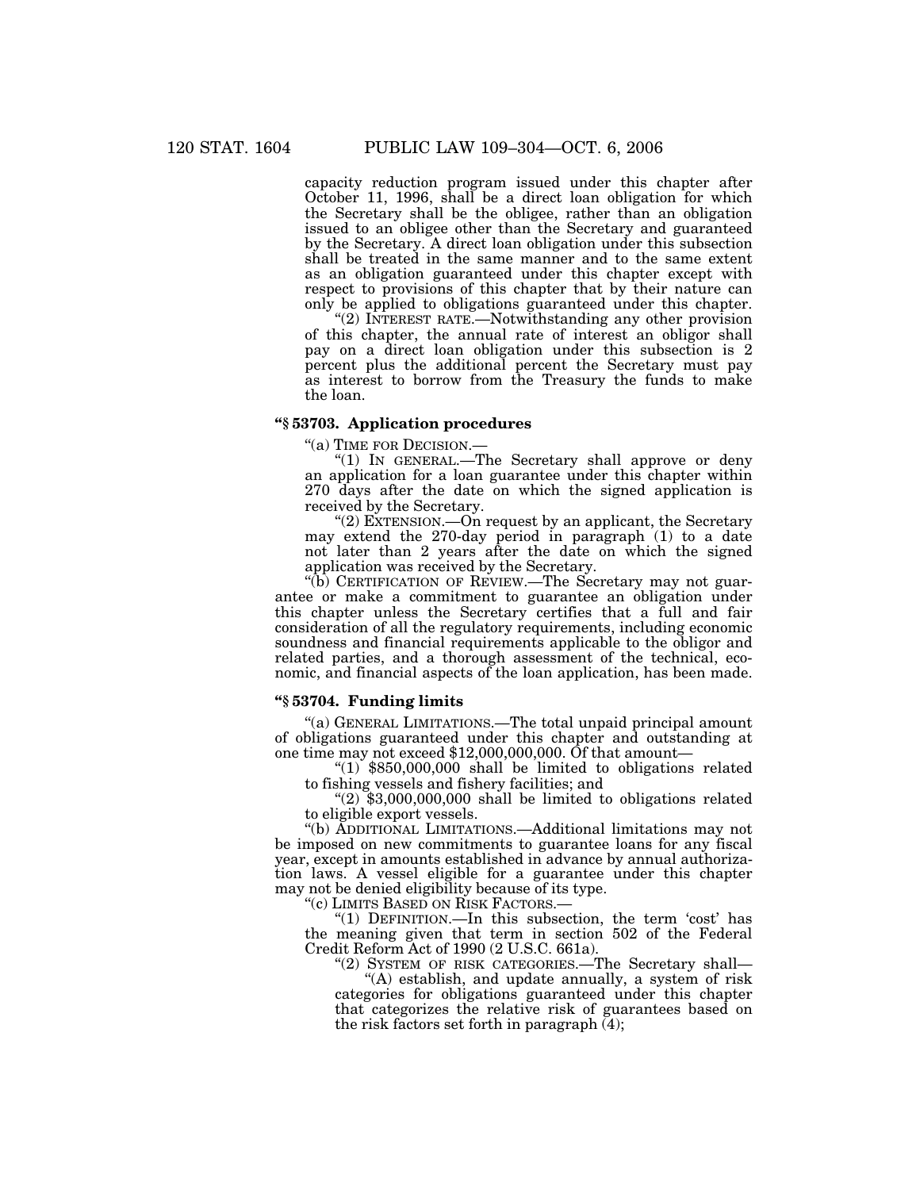capacity reduction program issued under this chapter after October 11, 1996, shall be a direct loan obligation for which the Secretary shall be the obligee, rather than an obligation issued to an obligee other than the Secretary and guaranteed by the Secretary. A direct loan obligation under this subsection shall be treated in the same manner and to the same extent as an obligation guaranteed under this chapter except with respect to provisions of this chapter that by their nature can only be applied to obligations guaranteed under this chapter.

"(2) INTEREST RATE.—Notwithstanding any other provision of this chapter, the annual rate of interest an obligor shall pay on a direct loan obligation under this subsection is 2 percent plus the additional percent the Secretary must pay as interest to borrow from the Treasury the funds to make the loan.

### "§ 53703. Application procedures

"(a) TIME FOR DECISION.—

"(1) IN GENERAL.—The Secretary shall approve or deny an application for a loan guarantee under this chapter within 270 days after the date on which the signed application is received by the Secretary.

"(2) EXTENSION.—On request by an applicant, the Secretary may extend the 270-day period in paragraph (1) to a date not later than 2 years after the date on which the signed application was received by the Secretary.

"(b) CERTIFICATION OF REVIEW.—The Secretary may not guarantee or make a commitment to guarantee an obligation under this chapter unless the Secretary certifies that a full and fair consideration of all the regulatory requirements, including economic soundness and financial requirements applicable to the obligor and related parties, and a thorough assessment of the technical, economic, and financial aspects of the loan application, has been made.

### "§ 53704. Funding limits

"(a) GENERAL LIMITATIONS.—The total unpaid principal amount of obligations guaranteed under this chapter and outstanding at one time may not exceed $12,000,000,000. Of that amount—

"(1) $850,000,000 shall be limited to obligations related to fishing vessels and fishery facilities; and

"(2) $3,000,000,000 shall be limited to obligations related to eligible export vessels.

"(b) ADDITIONAL LIMITATIONS.—Additional limitations may not be imposed on new commitments to guarantee loans for any fiscal year, except in amounts established in advance by annual authorization laws. A vessel eligible for a guarantee under this chapter may not be denied eligibility because of its type.

"(c) LIMITS BASED ON RISK FACTORS.—

"(1) DEFINITION.—In this subsection, the term 'cost' has the meaning given that term in section 502 of the Federal Credit Reform Act of 1990 (2 U.S.C. 661a).

"(2) SYSTEM OF RISK CATEGORIES.—The Secretary shall—

"(A) establish, and update annually, a system of risk categories for obligations guaranteed under this chapter that categorizes the relative risk of guarantees based on the risk factors set forth in paragraph (4);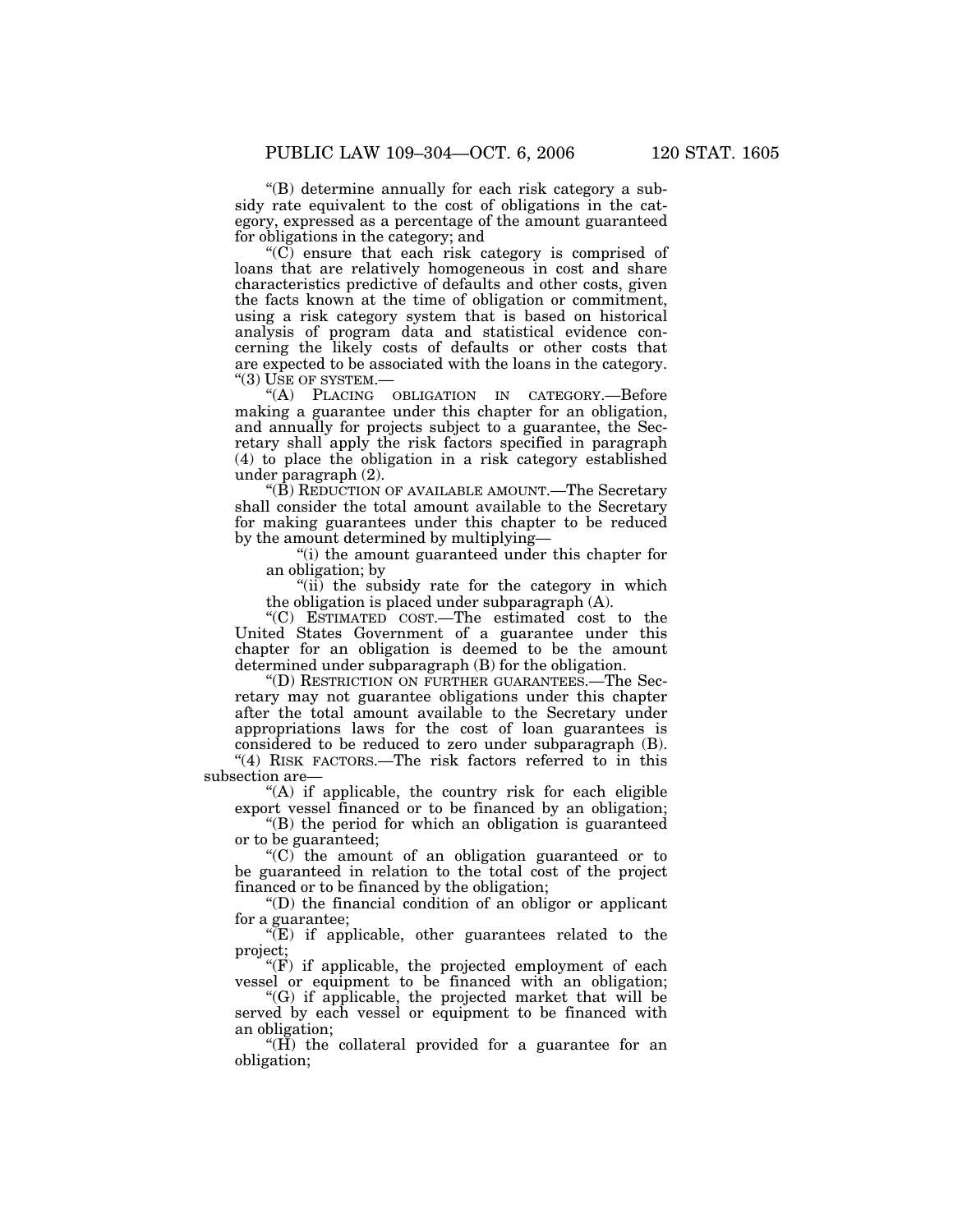"(B) determine annually for each risk category a subsidy rate equivalent to the cost of obligations in the category, expressed as a percentage of the amount guaranteed for obligations in the category; and

"(C) ensure that each risk category is comprised of loans that are relatively homogeneous in cost and share characteristics predictive of defaults and other costs, given the facts known at the time of obligation or commitment, using a risk category system that is based on historical analysis of program data and statistical evidence concerning the likely costs of defaults or other costs that are expected to be associated with the loans in the category.

"(3) USE OF SYSTEM.—

"(A) PLACING OBLIGATION IN CATEGORY.—Before making a guarantee under this chapter for an obligation, and annually for projects subject to a guarantee, the Secretary shall apply the risk factors specified in paragraph (4) to place the obligation in a risk category established under paragraph (2).

"(B) REDUCTION OF AVAILABLE AMOUNT.—The Secretary shall consider the total amount available to the Secretary for making guarantees under this chapter to be reduced by the amount determined by multiplying—

"(i) the amount guaranteed under this chapter for an obligation; by

"(ii) the subsidy rate for the category in which the obligation is placed under subparagraph (A).

"(C) ESTIMATED COST.—The estimated cost to the United States Government of a guarantee under this chapter for an obligation is deemed to be the amount determined under subparagraph (B) for the obligation.

"(D) RESTRICTION ON FURTHER GUARANTEES.—The Secretary may not guarantee obligations under this chapter after the total amount available to the Secretary under appropriations laws for the cost of loan guarantees is considered to be reduced to zero under subparagraph (B).

"(4) RISK FACTORS.—The risk factors referred to in this subsection are—

"(A) if applicable, the country risk for each eligible export vessel financed or to be financed by an obligation;

"(B) the period for which an obligation is guaranteed or to be guaranteed;

"(C) the amount of an obligation guaranteed or to be guaranteed in relation to the total cost of the project financed or to be financed by the obligation;

"(D) the financial condition of an obligor or applicant for a guarantee;

"(E) if applicable, other guarantees related to the project;

"(F) if applicable, the projected employment of each vessel or equipment to be financed with an obligation;

"(G) if applicable, the projected market that will be served by each vessel or equipment to be financed with an obligation;

"(H) the collateral provided for a guarantee for an obligation;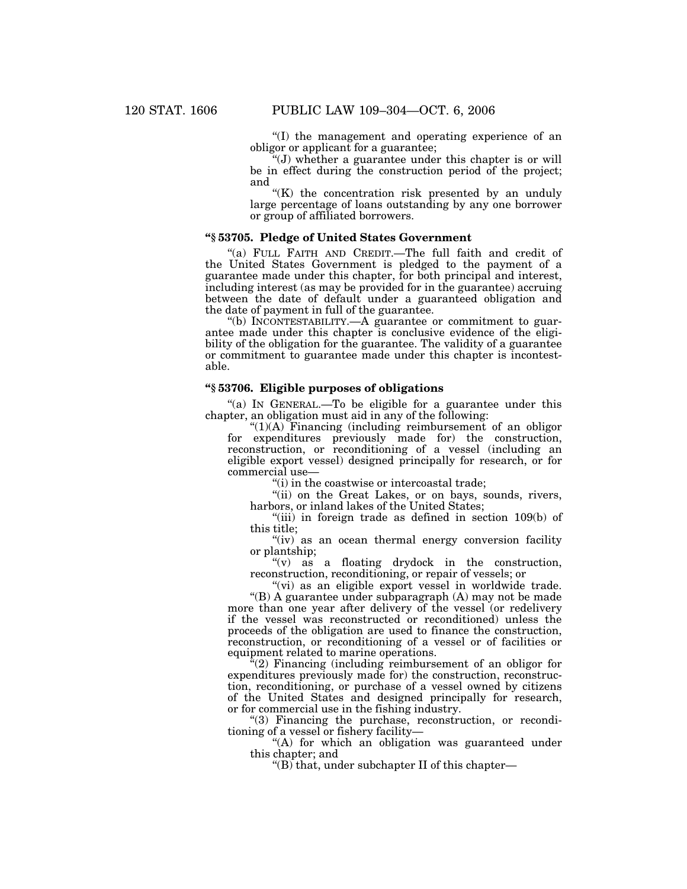"(I) the management and operating experience of an obligor or applicant for a guarantee;

"(J) whether a guarantee under this chapter is or will be in effect during the construction period of the project; and

"(K) the concentration risk presented by an unduly large percentage of loans outstanding by any one borrower or group of affiliated borrowers.

**"§ 53705. Pledge of United States Government**

"(a) FULL FAITH AND CREDIT.—The full faith and credit of the United States Government is pledged to the payment of a guarantee made under this chapter, for both principal and interest, including interest (as may be provided for in the guarantee) accruing between the date of default under a guaranteed obligation and the date of payment in full of the guarantee.

"(b) INCONTESTABILITY.—A guarantee or commitment to guarantee made under this chapter is conclusive evidence of the eligibility of the obligation for the guarantee. The validity of a guarantee or commitment to guarantee made under this chapter is incontestable.

**"§ 53706. Eligible purposes of obligations**

"(a) IN GENERAL.—To be eligible for a guarantee under this chapter, an obligation must aid in any of the following:

"(1)(A) Financing (including reimbursement of an obligor for expenditures previously made for) the construction, reconstruction, or reconditioning of a vessel (including an eligible export vessel) designed principally for research, or for commercial use—

"(i) in the coastwise or intercoastal trade;

"(ii) on the Great Lakes, or on bays, sounds, rivers, harbors, or inland lakes of the United States;

"(iii) in foreign trade as defined in section 109(b) of this title;

"(iv) as an ocean thermal energy conversion facility or plantship;

"(v) as a floating drydock in the construction, reconstruction, reconditioning, or repair of vessels; or

"(vi) as an eligible export vessel in worldwide trade.

"(B) A guarantee under subparagraph (A) may not be made more than one year after delivery of the vessel (or redelivery if the vessel was reconstructed or reconditioned) unless the proceeds of the obligation are used to finance the construction, reconstruction, or reconditioning of a vessel or of facilities or equipment related to marine operations.

"(2) Financing (including reimbursement of an obligor for expenditures previously made for) the construction, reconstruction, reconditioning, or purchase of a vessel owned by citizens of the United States and designed principally for research, or for commercial use in the fishing industry.

"(3) Financing the purchase, reconstruction, or reconditioning of a vessel or fishery facility—

"(A) for which an obligation was guaranteed under this chapter; and

"(B) that, under subchapter II of this chapter—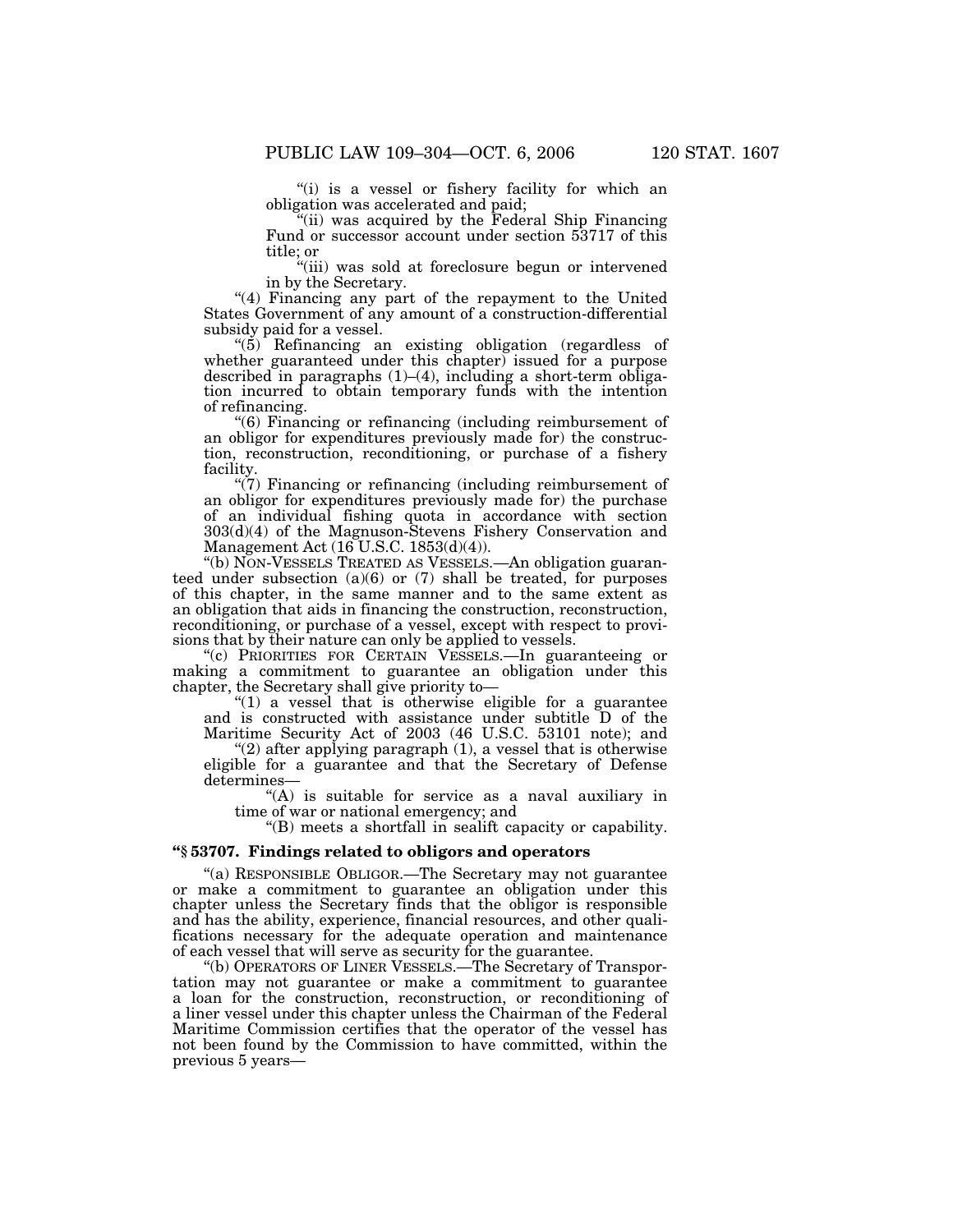"(i) is a vessel or fishery facility for which an obligation was accelerated and paid;

"(ii) was acquired by the Federal Ship Financing Fund or successor account under section 53717 of this title; or

"(iii) was sold at foreclosure begun or intervened in by the Secretary.

"(4) Financing any part of the repayment to the United States Government of any amount of a construction-differential subsidy paid for a vessel.

"(5) Refinancing an existing obligation (regardless of whether guaranteed under this chapter) issued for a purpose described in paragraphs (1)–(4), including a short-term obligation incurred to obtain temporary funds with the intention of refinancing.

"(6) Financing or refinancing (including reimbursement of an obligor for expenditures previously made for) the construction, reconstruction, reconditioning, or purchase of a fishery facility.

"(7) Financing or refinancing (including reimbursement of an obligor for expenditures previously made for) the purchase of an individual fishing quota in accordance with section 303(d)(4) of the Magnuson-Stevens Fishery Conservation and Management Act (16 U.S.C. 1853(d)(4)).

"(b) NON-VESSELS TREATED AS VESSELS.—An obligation guaranteed under subsection (a)(6) or (7) shall be treated, for purposes of this chapter, in the same manner and to the same extent as an obligation that aids in financing the construction, reconstruction, reconditioning, or purchase of a vessel, except with respect to provisions that by their nature can only be applied to vessels.

"(c) PRIORITIES FOR CERTAIN VESSELS.—In guaranteeing or making a commitment to guarantee an obligation under this chapter, the Secretary shall give priority to—

"(1) a vessel that is otherwise eligible for a guarantee and is constructed with assistance under subtitle D of the Maritime Security Act of 2003 (46 U.S.C. 53101 note); and

"(2) after applying paragraph (1), a vessel that is otherwise eligible for a guarantee and that the Secretary of Defense determines—

"(A) is suitable for service as a naval auxiliary in time of war or national emergency; and

"(B) meets a shortfall in sealift capacity or capability.

### "§ 53707. Findings related to obligors and operators

"(a) RESPONSIBLE OBLIGOR.—The Secretary may not guarantee or make a commitment to guarantee an obligation under this chapter unless the Secretary finds that the obligor is responsible and has the ability, experience, financial resources, and other qualifications necessary for the adequate operation and maintenance of each vessel that will serve as security for the guarantee.

"(b) OPERATORS OF LINER VESSELS.—The Secretary of Transportation may not guarantee or make a commitment to guarantee a loan for the construction, reconstruction, or reconditioning of a liner vessel under this chapter unless the Chairman of the Federal Maritime Commission certifies that the operator of the vessel has not been found by the Commission to have committed, within the previous 5 years—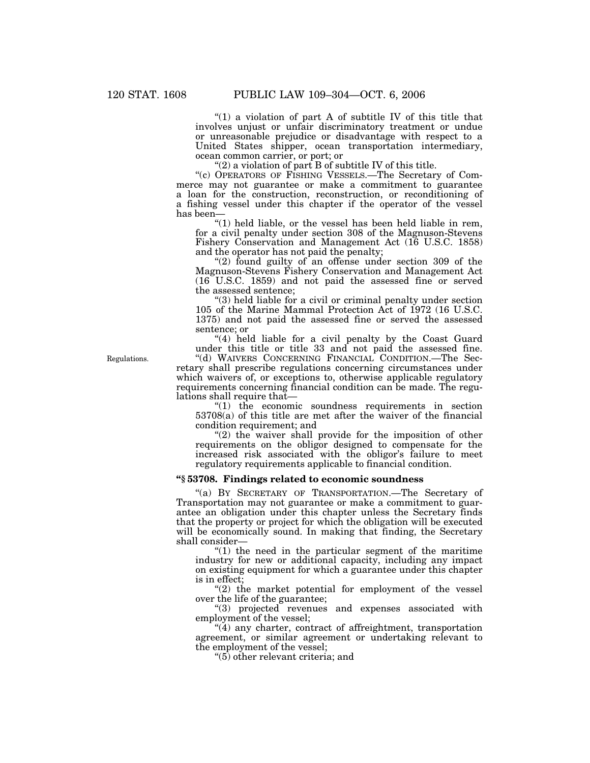"(1) a violation of part A of subtitle IV of this title that involves unjust or unfair discriminatory treatment or undue or unreasonable prejudice or disadvantage with respect to a United States shipper, ocean transportation intermediary, ocean common carrier, or port; or

"(2) a violation of part B of subtitle IV of this title.

"(c) OPERATORS OF FISHING VESSELS.—The Secretary of Commerce may not guarantee or make a commitment to guarantee a loan for the construction, reconstruction, or reconditioning of a fishing vessel under this chapter if the operator of the vessel has been—

"(1) held liable, or the vessel has been held liable in rem, for a civil penalty under section 308 of the Magnuson-Stevens Fishery Conservation and Management Act (16 U.S.C. 1858) and the operator has not paid the penalty;

"(2) found guilty of an offense under section 309 of the Magnuson-Stevens Fishery Conservation and Management Act (16 U.S.C. 1859) and not paid the assessed fine or served the assessed sentence;

"(3) held liable for a civil or criminal penalty under section 105 of the Marine Mammal Protection Act of 1972 (16 U.S.C. 1375) and not paid the assessed fine or served the assessed sentence; or

"(4) held liable for a civil penalty by the Coast Guard under this title or title 33 and not paid the assessed fine.

Regulations.

"(d) WAIVERS CONCERNING FINANCIAL CONDITION.—The Secretary shall prescribe regulations concerning circumstances under which waivers of, or exceptions to, otherwise applicable regulatory requirements concerning financial condition can be made. The regulations shall require that—

"(1) the economic soundness requirements in section 53708(a) of this title are met after the waiver of the financial condition requirement; and

"(2) the waiver shall provide for the imposition of other requirements on the obligor designed to compensate for the increased risk associated with the obligor's failure to meet regulatory requirements applicable to financial condition.

### "§ 53708. Findings related to economic soundness

"(a) BY SECRETARY OF TRANSPORTATION.—The Secretary of Transportation may not guarantee or make a commitment to guarantee an obligation under this chapter unless the Secretary finds that the property or project for which the obligation will be executed will be economically sound. In making that finding, the Secretary shall consider—

"(1) the need in the particular segment of the maritime industry for new or additional capacity, including any impact on existing equipment for which a guarantee under this chapter is in effect;

"(2) the market potential for employment of the vessel over the life of the guarantee;

"(3) projected revenues and expenses associated with employment of the vessel;

"(4) any charter, contract of affreightment, transportation agreement, or similar agreement or undertaking relevant to the employment of the vessel;

"(5) other relevant criteria; and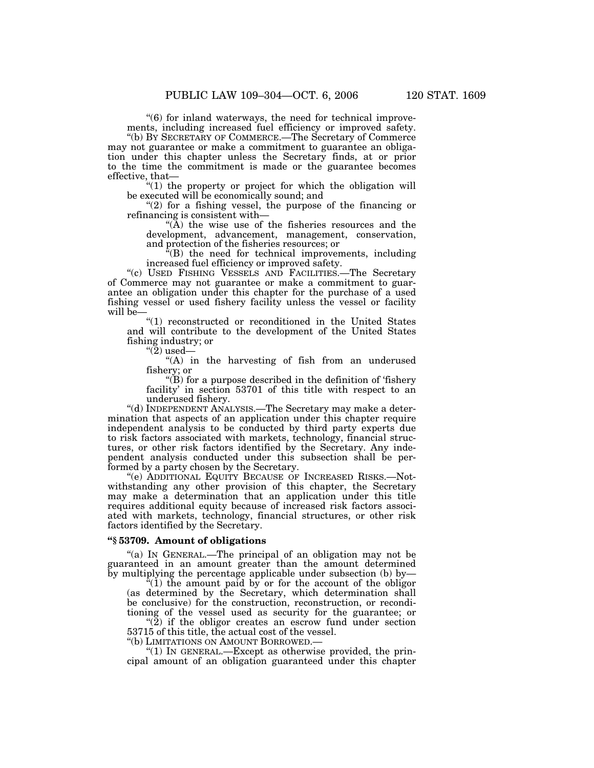"(6) for inland waterways, the need for technical improvements, including increased fuel efficiency or improved safety.

"(b) BY SECRETARY OF COMMERCE.—The Secretary of Commerce may not guarantee or make a commitment to guarantee an obligation under this chapter unless the Secretary finds, at or prior to the time the commitment is made or the guarantee becomes effective, that—

"(1) the property or project for which the obligation will be executed will be economically sound; and

"(2) for a fishing vessel, the purpose of the financing or refinancing is consistent with—

"(A) the wise use of the fisheries resources and the development, advancement, management, conservation, and protection of the fisheries resources; or

"(B) the need for technical improvements, including increased fuel efficiency or improved safety.

"(c) USED FISHING VESSELS AND FACILITIES.—The Secretary of Commerce may not guarantee or make a commitment to guarantee an obligation under this chapter for the purchase of a used fishing vessel or used fishery facility unless the vessel or facility will be—

"(1) reconstructed or reconditioned in the United States and will contribute to the development of the United States fishing industry; or

"(2) used—

"(A) in the harvesting of fish from an underused fishery; or

"(B) for a purpose described in the definition of 'fishery facility' in section 53701 of this title with respect to an underused fishery.

"(d) INDEPENDENT ANALYSIS.—The Secretary may make a determination that aspects of an application under this chapter require independent analysis to be conducted by third party experts due to risk factors associated with markets, technology, financial structures, or other risk factors identified by the Secretary. Any independent analysis conducted under this subsection shall be performed by a party chosen by the Secretary.

"(e) ADDITIONAL EQUITY BECAUSE OF INCREASED RISKS.—Notwithstanding any other provision of this chapter, the Secretary may make a determination that an application under this title requires additional equity because of increased risk factors associated with markets, technology, financial structures, or other risk factors identified by the Secretary.

### "§ 53709. Amount of obligations

"(a) IN GENERAL.—The principal of an obligation may not be guaranteed in an amount greater than the amount determined by multiplying the percentage applicable under subsection (b) by—

"(1) the amount paid by or for the account of the obligor (as determined by the Secretary, which determination shall be conclusive) for the construction, reconstruction, or reconditioning of the vessel used as security for the guarantee; or

"(2) if the obligor creates an escrow fund under section 53715 of this title, the actual cost of the vessel.

"(b) LIMITATIONS ON AMOUNT BORROWED.—

"(1) IN GENERAL.—Except as otherwise provided, the principal amount of an obligation guaranteed under this chapter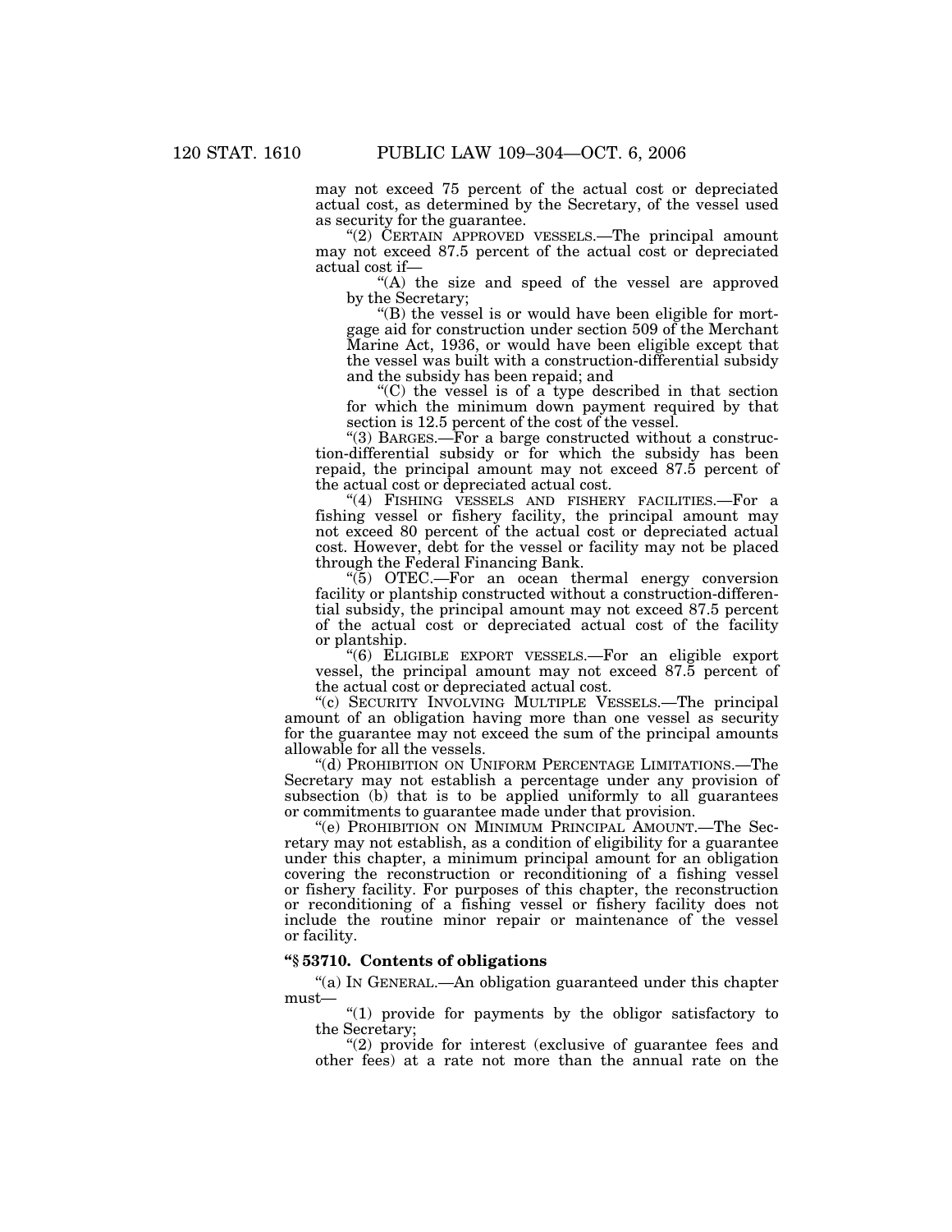may not exceed 75 percent of the actual cost or depreciated actual cost, as determined by the Secretary, of the vessel used as security for the guarantee.

"(2) CERTAIN APPROVED VESSELS.—The principal amount may not exceed 87.5 percent of the actual cost or depreciated actual cost if—

"(A) the size and speed of the vessel are approved by the Secretary;

"(B) the vessel is or would have been eligible for mortgage aid for construction under section 509 of the Merchant Marine Act, 1936, or would have been eligible except that the vessel was built with a construction-differential subsidy and the subsidy has been repaid; and

"(C) the vessel is of a type described in that section for which the minimum down payment required by that section is 12.5 percent of the cost of the vessel.

"(3) BARGES.—For a barge constructed without a construction-differential subsidy or for which the subsidy has been repaid, the principal amount may not exceed 87.5 percent of the actual cost or depreciated actual cost.

"(4) FISHING VESSELS AND FISHERY FACILITIES.—For a fishing vessel or fishery facility, the principal amount may not exceed 80 percent of the actual cost or depreciated actual cost. However, debt for the vessel or facility may not be placed through the Federal Financing Bank.

"(5) OTEC.—For an ocean thermal energy conversion facility or plantship constructed without a construction-differential subsidy, the principal amount may not exceed 87.5 percent of the actual cost or depreciated actual cost of the facility or plantship.

"(6) ELIGIBLE EXPORT VESSELS.—For an eligible export vessel, the principal amount may not exceed 87.5 percent of the actual cost or depreciated actual cost.

"(c) SECURITY INVOLVING MULTIPLE VESSELS.—The principal amount of an obligation having more than one vessel as security for the guarantee may not exceed the sum of the principal amounts allowable for all the vessels.

"(d) PROHIBITION ON UNIFORM PERCENTAGE LIMITATIONS.—The Secretary may not establish a percentage under any provision of subsection (b) that is to be applied uniformly to all guarantees or commitments to guarantee made under that provision.

"(e) PROHIBITION ON MINIMUM PRINCIPAL AMOUNT.—The Secretary may not establish, as a condition of eligibility for a guarantee under this chapter, a minimum principal amount for an obligation covering the reconstruction or reconditioning of a fishing vessel or fishery facility. For purposes of this chapter, the reconstruction or reconditioning of a fishing vessel or fishery facility does not include the routine minor repair or maintenance of the vessel or facility.

**"§ 53710. Contents of obligations**

"(a) IN GENERAL.—An obligation guaranteed under this chapter must—

"(1) provide for payments by the obligor satisfactory to the Secretary;

"(2) provide for interest (exclusive of guarantee fees and other fees) at a rate not more than the annual rate on the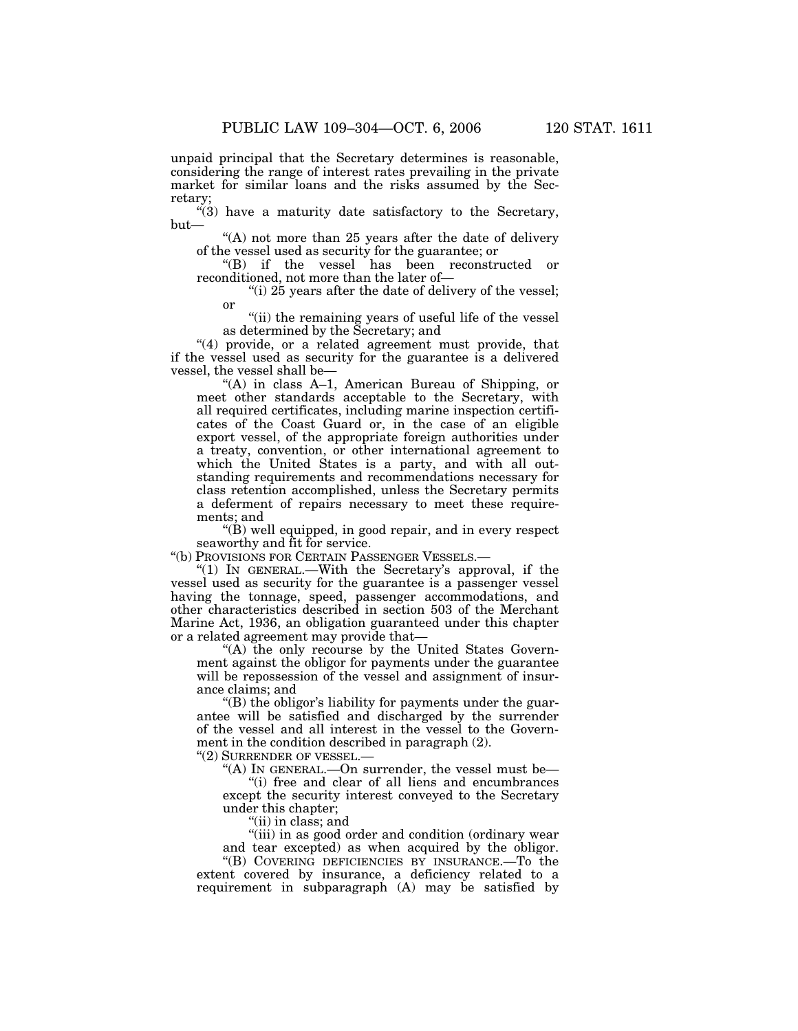unpaid principal that the Secretary determines is reasonable, considering the range of interest rates prevailing in the private market for similar loans and the risks assumed by the Secretary;

"(3) have a maturity date satisfactory to the Secretary, but—

"(A) not more than 25 years after the date of delivery of the vessel used as security for the guarantee; or

"(B) if the vessel has been reconstructed or reconditioned, not more than the later of—

"(i) 25 years after the date of delivery of the vessel; or

"(ii) the remaining years of useful life of the vessel as determined by the Secretary; and

"(4) provide, or a related agreement must provide, that if the vessel used as security for the guarantee is a delivered vessel, the vessel shall be—

"(A) in class A–1, American Bureau of Shipping, or meet other standards acceptable to the Secretary, with all required certificates, including marine inspection certificates of the Coast Guard or, in the case of an eligible export vessel, of the appropriate foreign authorities under a treaty, convention, or other international agreement to which the United States is a party, and with all outstanding requirements and recommendations necessary for class retention accomplished, unless the Secretary permits a deferment of repairs necessary to meet these requirements; and

"(B) well equipped, in good repair, and in every respect seaworthy and fit for service.

"(b) PROVISIONS FOR CERTAIN PASSENGER VESSELS.—

"(1) IN GENERAL.—With the Secretary's approval, if the vessel used as security for the guarantee is a passenger vessel having the tonnage, speed, passenger accommodations, and other characteristics described in section 503 of the Merchant Marine Act, 1936, an obligation guaranteed under this chapter or a related agreement may provide that—

"(A) the only recourse by the United States Government against the obligor for payments under the guarantee will be repossession of the vessel and assignment of insurance claims; and

"(B) the obligor's liability for payments under the guarantee will be satisfied and discharged by the surrender of the vessel and all interest in the vessel to the Government in the condition described in paragraph (2).

"(2) SURRENDER OF VESSEL.—

"(A) IN GENERAL.—On surrender, the vessel must be—

"(i) free and clear of all liens and encumbrances except the security interest conveyed to the Secretary under this chapter;

"(ii) in class; and

"(iii) in as good order and condition (ordinary wear and tear excepted) as when acquired by the obligor.

"(B) COVERING DEFICIENCIES BY INSURANCE.—To the extent covered by insurance, a deficiency related to a requirement in subparagraph (A) may be satisfied by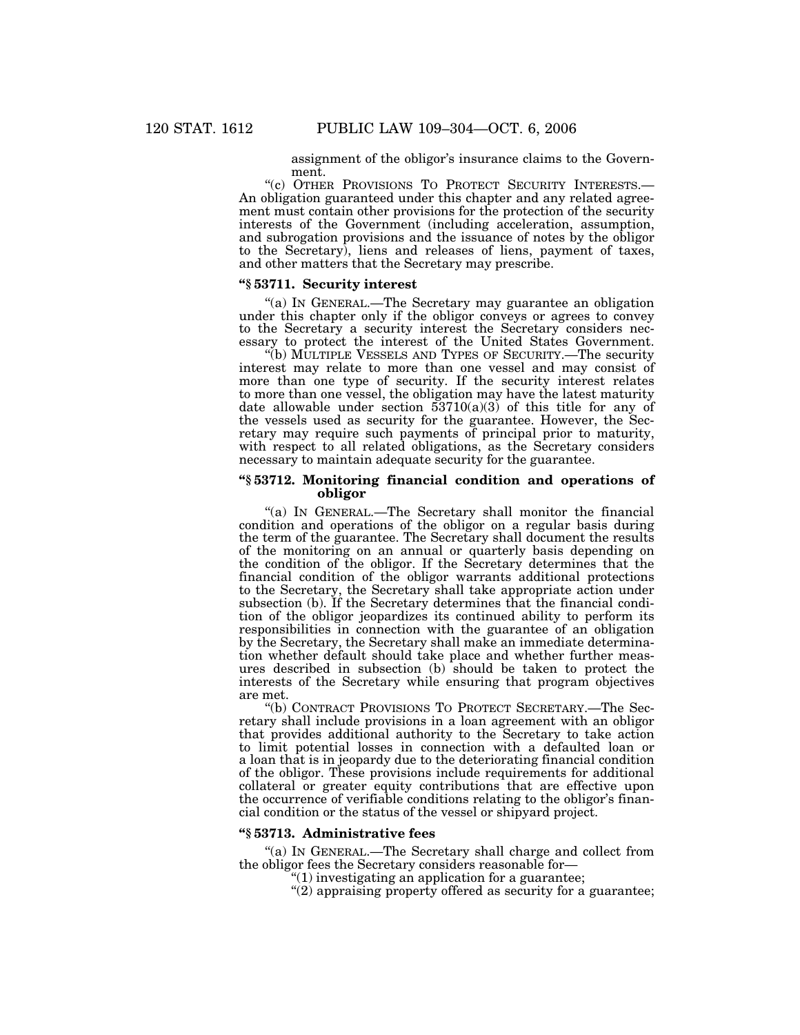assignment of the obligor's insurance claims to the Government.

"(c) OTHER PROVISIONS TO PROTECT SECURITY INTERESTS.—An obligation guaranteed under this chapter and any related agreement must contain other provisions for the protection of the security interests of the Government (including acceleration, assumption, and subrogation provisions and the issuance of notes by the obligor to the Secretary), liens and releases of liens, payment of taxes, and other matters that the Secretary may prescribe.

### "§ 53711. Security interest

"(a) IN GENERAL.—The Secretary may guarantee an obligation under this chapter only if the obligor conveys or agrees to convey to the Secretary a security interest the Secretary considers necessary to protect the interest of the United States Government.

"(b) MULTIPLE VESSELS AND TYPES OF SECURITY.—The security interest may relate to more than one vessel and may consist of more than one type of security. If the security interest relates to more than one vessel, the obligation may have the latest maturity date allowable under section 53710(a)(3) of this title for any of the vessels used as security for the guarantee. However, the Secretary may require such payments of principal prior to maturity, with respect to all related obligations, as the Secretary considers necessary to maintain adequate security for the guarantee.

### "§ 53712. Monitoring financial condition and operations of obligor

"(a) IN GENERAL.—The Secretary shall monitor the financial condition and operations of the obligor on a regular basis during the term of the guarantee. The Secretary shall document the results of the monitoring on an annual or quarterly basis depending on the condition of the obligor. If the Secretary determines that the financial condition of the obligor warrants additional protections to the Secretary, the Secretary shall take appropriate action under subsection (b). If the Secretary determines that the financial condition of the obligor jeopardizes its continued ability to perform its responsibilities in connection with the guarantee of an obligation by the Secretary, the Secretary shall make an immediate determination whether default should take place and whether further measures described in subsection (b) should be taken to protect the interests of the Secretary while ensuring that program objectives are met.

"(b) CONTRACT PROVISIONS TO PROTECT SECRETARY.—The Secretary shall include provisions in a loan agreement with an obligor that provides additional authority to the Secretary to take action to limit potential losses in connection with a defaulted loan or a loan that is in jeopardy due to the deteriorating financial condition of the obligor. These provisions include requirements for additional collateral or greater equity contributions that are effective upon the occurrence of verifiable conditions relating to the obligor's financial condition or the status of the vessel or shipyard project.

### "§ 53713. Administrative fees

"(a) IN GENERAL.—The Secretary shall charge and collect from the obligor fees the Secretary considers reasonable for—

"(1) investigating an application for a guarantee;

"(2) appraising property offered as security for a guarantee;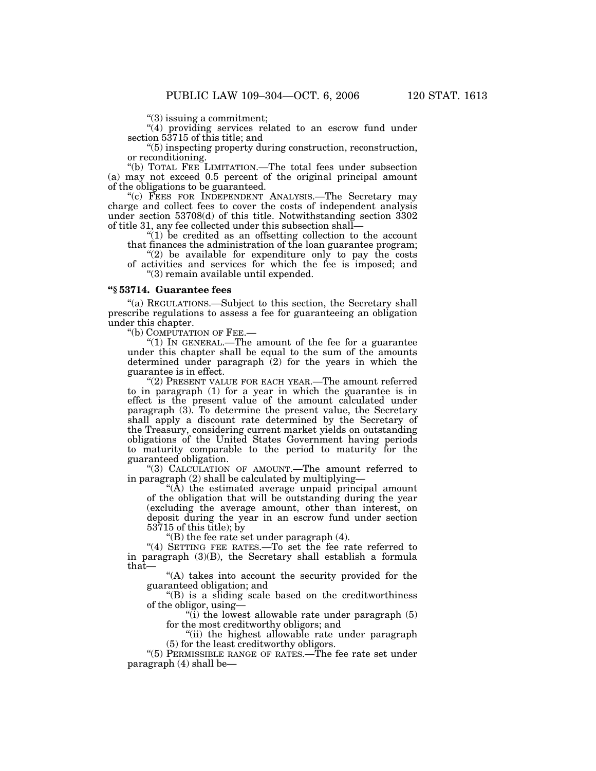"(3) issuing a commitment;

"(4) providing services related to an escrow fund under section 53715 of this title; and

"(5) inspecting property during construction, reconstruction, or reconditioning.

"(b) TOTAL FEE LIMITATION.—The total fees under subsection (a) may not exceed 0.5 percent of the original principal amount of the obligations to be guaranteed.

"(c) FEES FOR INDEPENDENT ANALYSIS.—The Secretary may charge and collect fees to cover the costs of independent analysis under section 53708(d) of this title. Notwithstanding section 3302 of title 31, any fee collected under this subsection shall—

"(1) be credited as an offsetting collection to the account that finances the administration of the loan guarantee program;

"(2) be available for expenditure only to pay the costs of activities and services for which the fee is imposed; and

"(3) remain available until expended.

**"§ 53714. Guarantee fees**

"(a) REGULATIONS.—Subject to this section, the Secretary shall prescribe regulations to assess a fee for guaranteeing an obligation under this chapter.

"(b) COMPUTATION OF FEE.—

"(1) IN GENERAL.—The amount of the fee for a guarantee under this chapter shall be equal to the sum of the amounts determined under paragraph (2) for the years in which the guarantee is in effect.

"(2) PRESENT VALUE FOR EACH YEAR.—The amount referred to in paragraph (1) for a year in which the guarantee is in effect is the present value of the amount calculated under paragraph (3). To determine the present value, the Secretary shall apply a discount rate determined by the Secretary of the Treasury, considering current market yields on outstanding obligations of the United States Government having periods to maturity comparable to the period to maturity for the guaranteed obligation.

"(3) CALCULATION OF AMOUNT.—The amount referred to in paragraph (2) shall be calculated by multiplying—

"(A) the estimated average unpaid principal amount of the obligation that will be outstanding during the year (excluding the average amount, other than interest, on deposit during the year in an escrow fund under section 53715 of this title); by

"(B) the fee rate set under paragraph (4).

"(4) SETTING FEE RATES.—To set the fee rate referred to in paragraph (3)(B), the Secretary shall establish a formula that—

"(A) takes into account the security provided for the guaranteed obligation; and

"(B) is a sliding scale based on the creditworthiness of the obligor, using—

"(i) the lowest allowable rate under paragraph (5) for the most creditworthy obligors; and

"(ii) the highest allowable rate under paragraph (5) for the least creditworthy obligors.

"(5) PERMISSIBLE RANGE OF RATES.—The fee rate set under paragraph (4) shall be—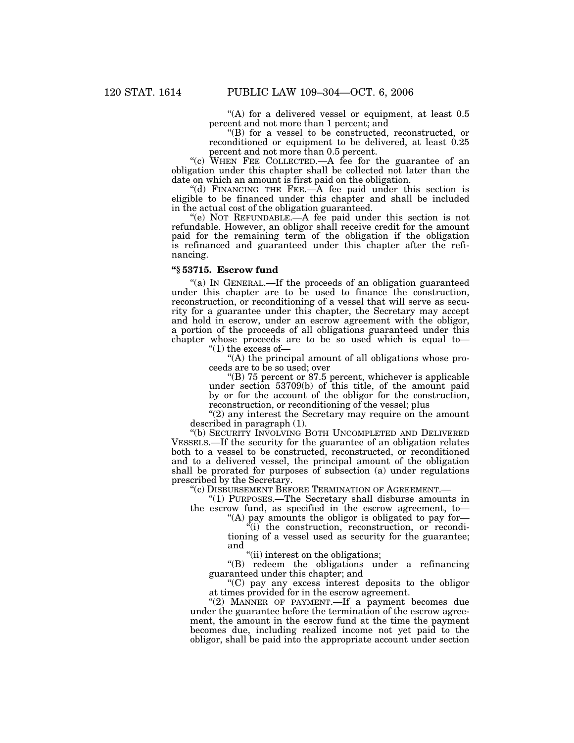"(A) for a delivered vessel or equipment, at least 0.5 percent and not more than 1 percent; and

"(B) for a vessel to be constructed, reconstructed, or reconditioned or equipment to be delivered, at least 0.25 percent and not more than 0.5 percent.

"(c) WHEN FEE COLLECTED.—A fee for the guarantee of an obligation under this chapter shall be collected not later than the date on which an amount is first paid on the obligation.

"(d) FINANCING THE FEE.—A fee paid under this section is eligible to be financed under this chapter and shall be included in the actual cost of the obligation guaranteed.

"(e) NOT REFUNDABLE.—A fee paid under this section is not refundable. However, an obligor shall receive credit for the amount paid for the remaining term of the obligation if the obligation is refinanced and guaranteed under this chapter after the refinancing.

### "§ 53715. Escrow fund

"(a) IN GENERAL.—If the proceeds of an obligation guaranteed under this chapter are to be used to finance the construction, reconstruction, or reconditioning of a vessel that will serve as security for a guarantee under this chapter, the Secretary may accept and hold in escrow, under an escrow agreement with the obligor, a portion of the proceeds of all obligations guaranteed under this chapter whose proceeds are to be so used which is equal to—

"(1) the excess of—

"(A) the principal amount of all obligations whose proceeds are to be so used; over

"(B) 75 percent or 87.5 percent, whichever is applicable under section 53709(b) of this title, of the amount paid by or for the account of the obligor for the construction, reconstruction, or reconditioning of the vessel; plus

"(2) any interest the Secretary may require on the amount described in paragraph (1).

"(b) SECURITY INVOLVING BOTH UNCOMPLETED AND DELIVERED VESSELS.—If the security for the guarantee of an obligation relates both to a vessel to be constructed, reconstructed, or reconditioned and to a delivered vessel, the principal amount of the obligation shall be prorated for purposes of subsection (a) under regulations prescribed by the Secretary.

"(c) DISBURSEMENT BEFORE TERMINATION OF AGREEMENT.—

"(1) PURPOSES.—The Secretary shall disburse amounts in the escrow fund, as specified in the escrow agreement, to—

"(A) pay amounts the obligor is obligated to pay for—

"(i) the construction, reconstruction, or reconditioning of a vessel used as security for the guarantee; and

"(ii) interest on the obligations;

"(B) redeem the obligations under a refinancing guaranteed under this chapter; and

"(C) pay any excess interest deposits to the obligor at times provided for in the escrow agreement.

"(2) MANNER OF PAYMENT.—If a payment becomes due under the guarantee before the termination of the escrow agreement, the amount in the escrow fund at the time the payment becomes due, including realized income not yet paid to the obligor, shall be paid into the appropriate account under section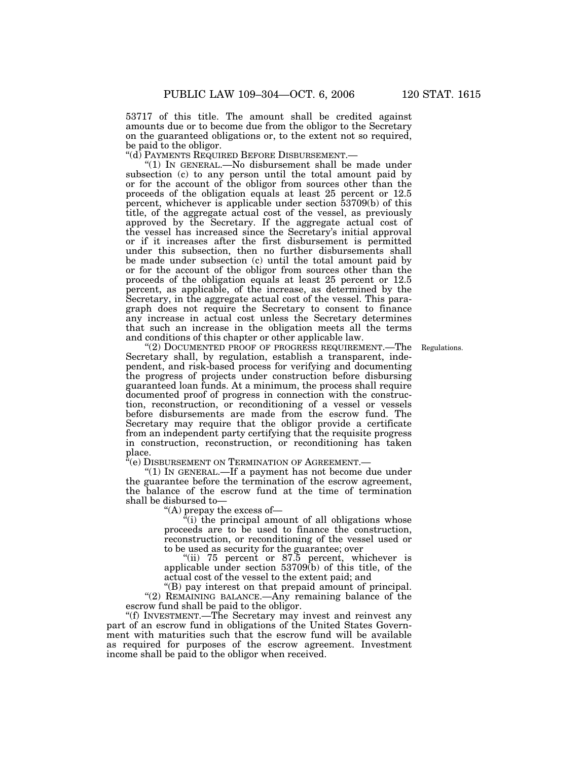53717 of this title. The amount shall be credited against amounts due or to become due from the obligor to the Secretary on the guaranteed obligations or, to the extent not so required, be paid to the obligor.

"(d) PAYMENTS REQUIRED BEFORE DISBURSEMENT.—

"(1) IN GENERAL.—No disbursement shall be made under subsection (c) to any person until the total amount paid by or for the account of the obligor from sources other than the proceeds of the obligation equals at least 25 percent or 12.5 percent, whichever is applicable under section 53709(b) of this title, of the aggregate actual cost of the vessel, as previously approved by the Secretary. If the aggregate actual cost of the vessel has increased since the Secretary's initial approval or if it increases after the first disbursement is permitted under this subsection, then no further disbursements shall be made under subsection (c) until the total amount paid by or for the account of the obligor from sources other than the proceeds of the obligation equals at least 25 percent or 12.5 percent, as applicable, of the increase, as determined by the Secretary, in the aggregate actual cost of the vessel. This paragraph does not require the Secretary to consent to finance any increase in actual cost unless the Secretary determines that such an increase in the obligation meets all the terms and conditions of this chapter or other applicable law.

Regulations.

"(2) DOCUMENTED PROOF OF PROGRESS REQUIREMENT.—The Secretary shall, by regulation, establish a transparent, independent, and risk-based process for verifying and documenting the progress of projects under construction before disbursing guaranteed loan funds. At a minimum, the process shall require documented proof of progress in connection with the construction, reconstruction, or reconditioning of a vessel or vessels before disbursements are made from the escrow fund. The Secretary may require that the obligor provide a certificate from an independent party certifying that the requisite progress in construction, reconstruction, or reconditioning has taken place.

"(e) DISBURSEMENT ON TERMINATION OF AGREEMENT.—

"(1) IN GENERAL.—If a payment has not become due under the guarantee before the termination of the escrow agreement, the balance of the escrow fund at the time of termination shall be disbursed to—

"(A) prepay the excess of—

"(i) the principal amount of all obligations whose proceeds are to be used to finance the construction, reconstruction, or reconditioning of the vessel used or to be used as security for the guarantee; over

"(ii) 75 percent or 87.5 percent, whichever is applicable under section 53709(b) of this title, of the actual cost of the vessel to the extent paid; and

"(B) pay interest on that prepaid amount of principal.

"(2) REMAINING BALANCE.—Any remaining balance of the escrow fund shall be paid to the obligor.

"(f) INVESTMENT.—The Secretary may invest and reinvest any part of an escrow fund in obligations of the United States Government with maturities such that the escrow fund will be available as required for purposes of the escrow agreement. Investment income shall be paid to the obligor when received.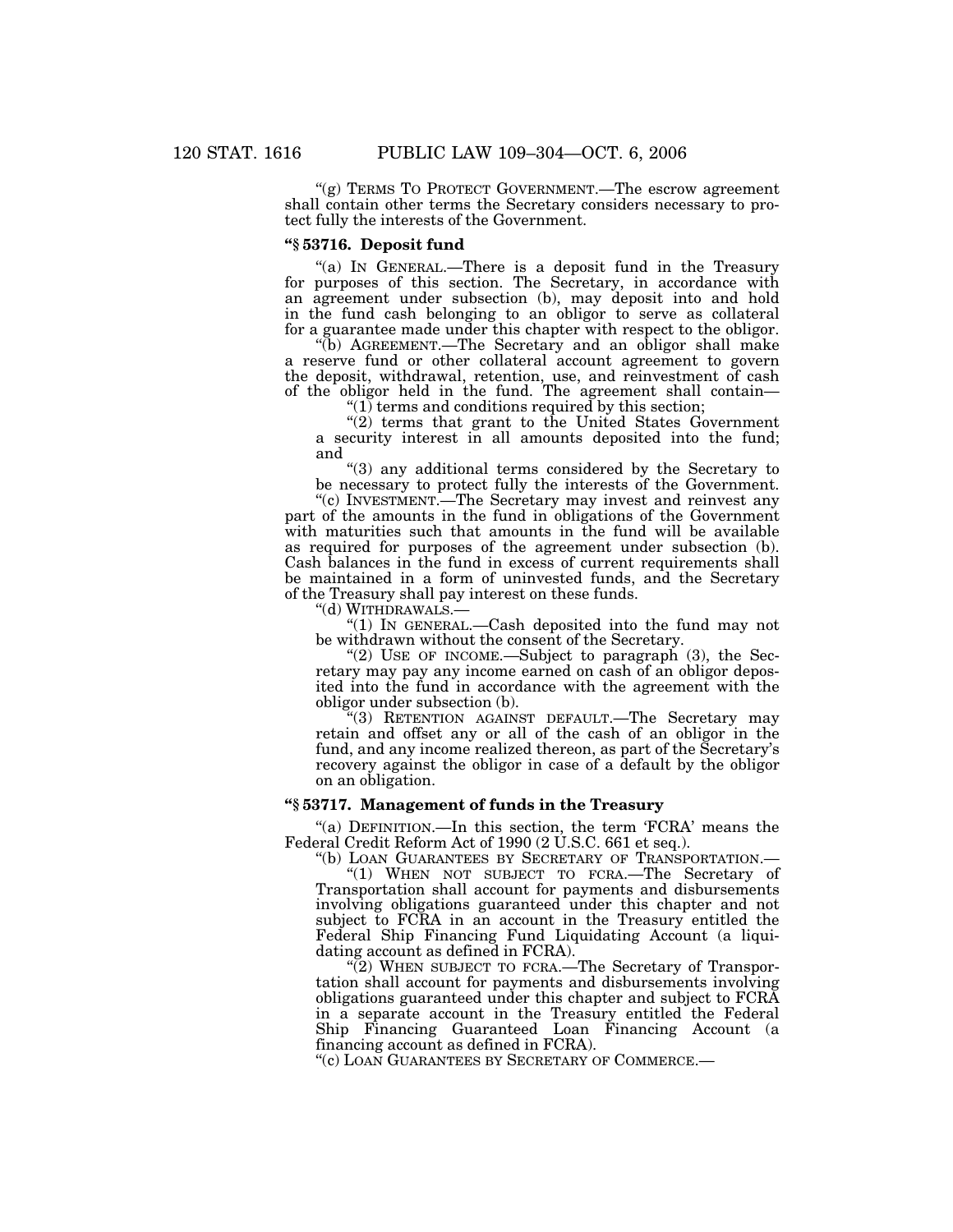"(g) TERMS TO PROTECT GOVERNMENT.—The escrow agreement shall contain other terms the Secretary considers necessary to protect fully the interests of the Government.

### "§ 53716. Deposit fund

"(a) IN GENERAL.—There is a deposit fund in the Treasury for purposes of this section. The Secretary, in accordance with an agreement under subsection (b), may deposit into and hold in the fund cash belonging to an obligor to serve as collateral for a guarantee made under this chapter with respect to the obligor.

"(b) AGREEMENT.—The Secretary and an obligor shall make a reserve fund or other collateral account agreement to govern the deposit, withdrawal, retention, use, and reinvestment of cash of the obligor held in the fund. The agreement shall contain—

"(1) terms and conditions required by this section;

"(2) terms that grant to the United States Government a security interest in all amounts deposited into the fund; and

"(3) any additional terms considered by the Secretary to be necessary to protect fully the interests of the Government.

"(c) INVESTMENT.—The Secretary may invest and reinvest any part of the amounts in the fund in obligations of the Government with maturities such that amounts in the fund will be available as required for purposes of the agreement under subsection (b). Cash balances in the fund in excess of current requirements shall be maintained in a form of uninvested funds, and the Secretary of the Treasury shall pay interest on these funds.

"(d) WITHDRAWALS.—

"(1) IN GENERAL.—Cash deposited into the fund may not be withdrawn without the consent of the Secretary.

"(2) USE OF INCOME.—Subject to paragraph (3), the Secretary may pay any income earned on cash of an obligor deposited into the fund in accordance with the agreement with the obligor under subsection (b).

"(3) RETENTION AGAINST DEFAULT.—The Secretary may retain and offset any or all of the cash of an obligor in the fund, and any income realized thereon, as part of the Secretary's recovery against the obligor in case of a default by the obligor on an obligation.

### "§ 53717. Management of funds in the Treasury

"(a) DEFINITION.—In this section, the term 'FCRA' means the Federal Credit Reform Act of 1990 (2 U.S.C. 661 et seq.).

"(b) LOAN GUARANTEES BY SECRETARY OF TRANSPORTATION.—

"(1) WHEN NOT SUBJECT TO FCRA.—The Secretary of Transportation shall account for payments and disbursements involving obligations guaranteed under this chapter and not subject to FCRA in an account in the Treasury entitled the Federal Ship Financing Fund Liquidating Account (a liquidating account as defined in FCRA).

"(2) WHEN SUBJECT TO FCRA.—The Secretary of Transportation shall account for payments and disbursements involving obligations guaranteed under this chapter and subject to FCRA in a separate account in the Treasury entitled the Federal Ship Financing Guaranteed Loan Financing Account (a financing account as defined in FCRA).

"(c) LOAN GUARANTEES BY SECRETARY OF COMMERCE.—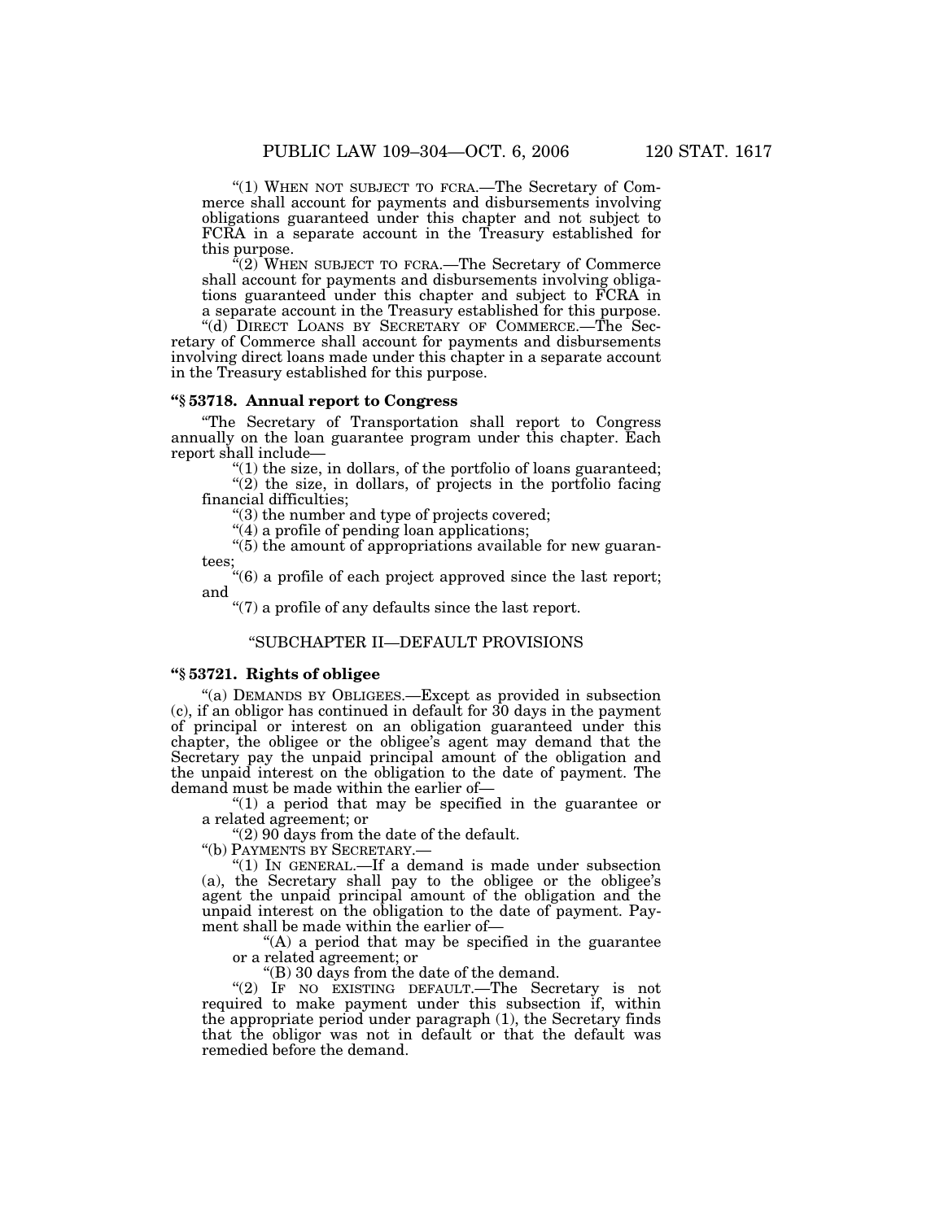"(1) WHEN NOT SUBJECT TO FCRA.—The Secretary of Commerce shall account for payments and disbursements involving obligations guaranteed under this chapter and not subject to FCRA in a separate account in the Treasury established for this purpose.

"(2) WHEN SUBJECT TO FCRA.—The Secretary of Commerce shall account for payments and disbursements involving obligations guaranteed under this chapter and subject to FCRA in a separate account in the Treasury established for this purpose.

"(d) DIRECT LOANS BY SECRETARY OF COMMERCE.—The Secretary of Commerce shall account for payments and disbursements involving direct loans made under this chapter in a separate account in the Treasury established for this purpose.

### "§ 53718. Annual report to Congress

"The Secretary of Transportation shall report to Congress annually on the loan guarantee program under this chapter. Each report shall include—

"(1) the size, in dollars, of the portfolio of loans guaranteed;

"(2) the size, in dollars, of projects in the portfolio facing financial difficulties;

"(3) the number and type of projects covered;

"(4) a profile of pending loan applications;

"(5) the amount of appropriations available for new guarantees;

"(6) a profile of each project approved since the last report; and

"(7) a profile of any defaults since the last report.

## "SUBCHAPTER II—DEFAULT PROVISIONS

### "§ 53721. Rights of obligee

"(a) DEMANDS BY OBLIGEES.—Except as provided in subsection (c), if an obligor has continued in default for 30 days in the payment of principal or interest on an obligation guaranteed under this chapter, the obligee or the obligee's agent may demand that the Secretary pay the unpaid principal amount of the obligation and the unpaid interest on the obligation to the date of payment. The demand must be made within the earlier of—

"(1) a period that may be specified in the guarantee or a related agreement; or

"(2) 90 days from the date of the default.

"(b) PAYMENTS BY SECRETARY.—

"(1) IN GENERAL.—If a demand is made under subsection (a), the Secretary shall pay to the obligee or the obligee's agent the unpaid principal amount of the obligation and the unpaid interest on the obligation to the date of payment. Payment shall be made within the earlier of—

"(A) a period that may be specified in the guarantee or a related agreement; or

"(B) 30 days from the date of the demand.

"(2) IF NO EXISTING DEFAULT.—The Secretary is not required to make payment under this subsection if, within the appropriate period under paragraph (1), the Secretary finds that the obligor was not in default or that the default was remedied before the demand.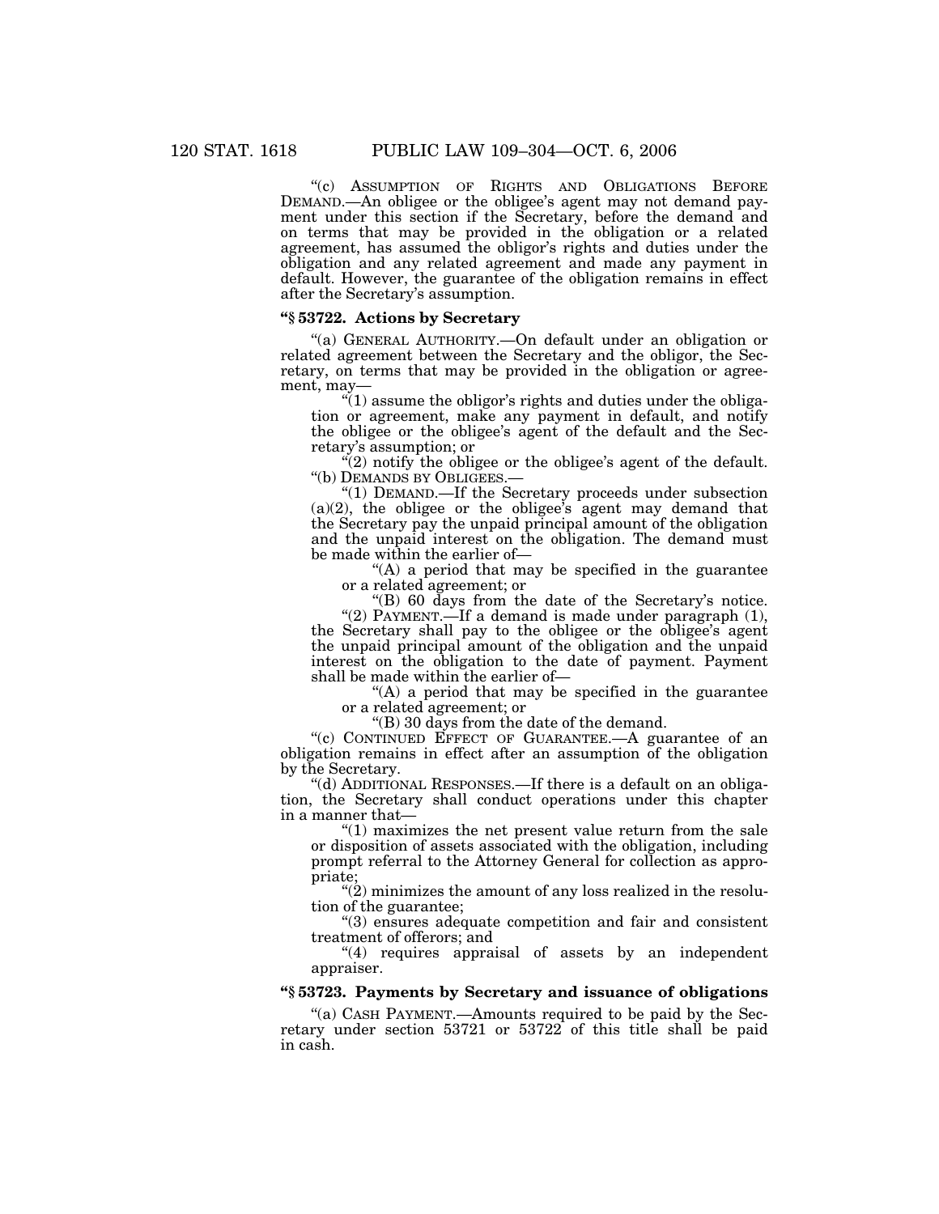"(c) ASSUMPTION OF RIGHTS AND OBLIGATIONS BEFORE DEMAND.—An obligee or the obligee's agent may not demand payment under this section if the Secretary, before the demand and on terms that may be provided in the obligation or a related agreement, has assumed the obligor's rights and duties under the obligation and any related agreement and made any payment in default. However, the guarantee of the obligation remains in effect after the Secretary's assumption.

### "§ 53722. Actions by Secretary

"(a) GENERAL AUTHORITY.—On default under an obligation or related agreement between the Secretary and the obligor, the Secretary, on terms that may be provided in the obligation or agreement, may—

"(1) assume the obligor's rights and duties under the obligation or agreement, make any payment in default, and notify the obligee or the obligee's agent of the default and the Secretary's assumption; or

"(2) notify the obligee or the obligee's agent of the default.

"(b) DEMANDS BY OBLIGEES.—

"(1) DEMAND.—If the Secretary proceeds under subsection (a)(2), the obligee or the obligee's agent may demand that the Secretary pay the unpaid principal amount of the obligation and the unpaid interest on the obligation. The demand must be made within the earlier of—

"(A) a period that may be specified in the guarantee or a related agreement; or

"(B) 60 days from the date of the Secretary's notice.

"(2) PAYMENT.—If a demand is made under paragraph (1), the Secretary shall pay to the obligee or the obligee's agent the unpaid principal amount of the obligation and the unpaid interest on the obligation to the date of payment. Payment shall be made within the earlier of—

"(A) a period that may be specified in the guarantee or a related agreement; or

"(B) 30 days from the date of the demand.

"(c) CONTINUED EFFECT OF GUARANTEE.—A guarantee of an obligation remains in effect after an assumption of the obligation by the Secretary.

"(d) ADDITIONAL RESPONSES.—If there is a default on an obligation, the Secretary shall conduct operations under this chapter in a manner that—

"(1) maximizes the net present value return from the sale or disposition of assets associated with the obligation, including prompt referral to the Attorney General for collection as appropriate;

"(2) minimizes the amount of any loss realized in the resolution of the guarantee;

"(3) ensures adequate competition and fair and consistent treatment of offerors; and

"(4) requires appraisal of assets by an independent appraiser.

### "§ 53723. Payments by Secretary and issuance of obligations

"(a) CASH PAYMENT.—Amounts required to be paid by the Secretary under section 53721 or 53722 of this title shall be paid in cash.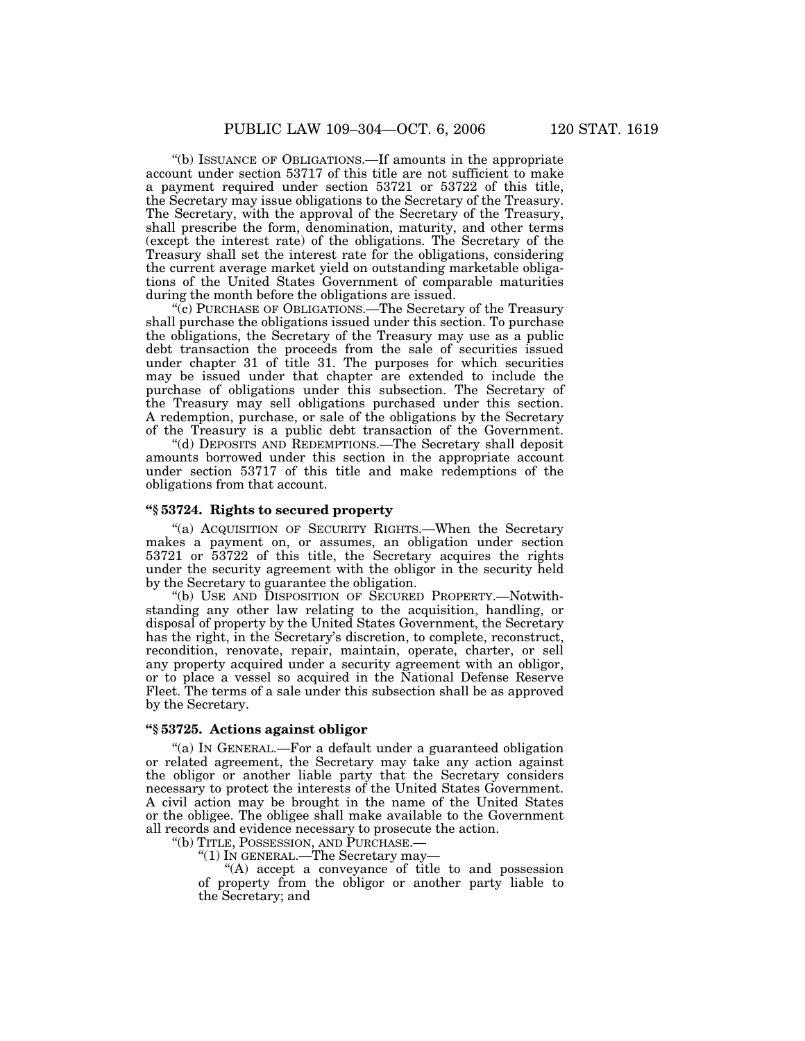"(b) ISSUANCE OF OBLIGATIONS.—If amounts in the appropriate account under section 53717 of this title are not sufficient to make a payment required under section 53721 or 53722 of this title, the Secretary may issue obligations to the Secretary of the Treasury. The Secretary, with the approval of the Secretary of the Treasury, shall prescribe the form, denomination, maturity, and other terms (except the interest rate) of the obligations. The Secretary of the Treasury shall set the interest rate for the obligations, considering the current average market yield on outstanding marketable obligations of the United States Government of comparable maturities during the month before the obligations are issued.

"(c) PURCHASE OF OBLIGATIONS.—The Secretary of the Treasury shall purchase the obligations issued under this section. To purchase the obligations, the Secretary of the Treasury may use as a public debt transaction the proceeds from the sale of securities issued under chapter 31 of title 31. The purposes for which securities may be issued under that chapter are extended to include the purchase of obligations under this subsection. The Secretary of the Treasury may sell obligations purchased under this section. A redemption, purchase, or sale of the obligations by the Secretary of the Treasury is a public debt transaction of the Government.

"(d) DEPOSITS AND REDEMPTIONS.—The Secretary shall deposit amounts borrowed under this section in the appropriate account under section 53717 of this title and make redemptions of the obligations from that account.

### "§ 53724. Rights to secured property

"(a) ACQUISITION OF SECURITY RIGHTS.—When the Secretary makes a payment on, or assumes, an obligation under section 53721 or 53722 of this title, the Secretary acquires the rights under the security agreement with the obligor in the security held by the Secretary to guarantee the obligation.

"(b) USE AND DISPOSITION OF SECURED PROPERTY.—Notwithstanding any other law relating to the acquisition, handling, or disposal of property by the United States Government, the Secretary has the right, in the Secretary's discretion, to complete, reconstruct, recondition, renovate, repair, maintain, operate, charter, or sell any property acquired under a security agreement with an obligor, or to place a vessel so acquired in the National Defense Reserve Fleet. The terms of a sale under this subsection shall be as approved by the Secretary.

### "§ 53725. Actions against obligor

"(a) IN GENERAL.—For a default under a guaranteed obligation or related agreement, the Secretary may take any action against the obligor or another liable party that the Secretary considers necessary to protect the interests of the United States Government. A civil action may be brought in the name of the United States or the obligee. The obligee shall make available to the Government all records and evidence necessary to prosecute the action.

"(b) TITLE, POSSESSION, AND PURCHASE.—

"(1) IN GENERAL.—The Secretary may—

"(A) accept a conveyance of title to and possession of property from the obligor or another party liable to the Secretary; and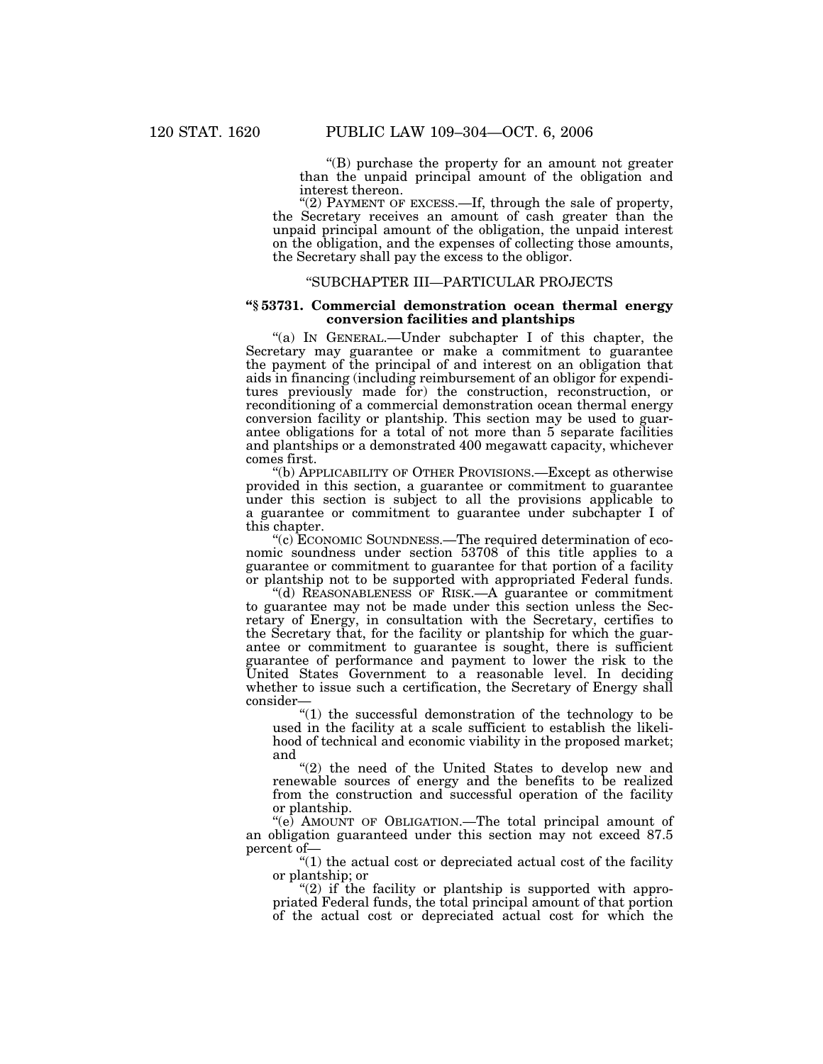"(B) purchase the property for an amount not greater than the unpaid principal amount of the obligation and interest thereon.

"(2) PAYMENT OF EXCESS.—If, through the sale of property, the Secretary receives an amount of cash greater than the unpaid principal amount of the obligation, the unpaid interest on the obligation, and the expenses of collecting those amounts, the Secretary shall pay the excess to the obligor.

"SUBCHAPTER III—PARTICULAR PROJECTS

**"§ 53731. Commercial demonstration ocean thermal energy conversion facilities and plantships**

"(a) IN GENERAL.—Under subchapter I of this chapter, the Secretary may guarantee or make a commitment to guarantee the payment of the principal of and interest on an obligation that aids in financing (including reimbursement of an obligor for expenditures previously made for) the construction, reconstruction, or reconditioning of a commercial demonstration ocean thermal energy conversion facility or plantship. This section may be used to guarantee obligations for a total of not more than 5 separate facilities and plantships or a demonstrated 400 megawatt capacity, whichever comes first.

"(b) APPLICABILITY OF OTHER PROVISIONS.—Except as otherwise provided in this section, a guarantee or commitment to guarantee under this section is subject to all the provisions applicable to a guarantee or commitment to guarantee under subchapter I of this chapter.

"(c) ECONOMIC SOUNDNESS.—The required determination of economic soundness under section 53708 of this title applies to a guarantee or commitment to guarantee for that portion of a facility or plantship not to be supported with appropriated Federal funds.

"(d) REASONABLENESS OF RISK.—A guarantee or commitment to guarantee may not be made under this section unless the Secretary of Energy, in consultation with the Secretary, certifies to the Secretary that, for the facility or plantship for which the guarantee or commitment to guarantee is sought, there is sufficient guarantee of performance and payment to lower the risk to the United States Government to a reasonable level. In deciding whether to issue such a certification, the Secretary of Energy shall consider—

"(1) the successful demonstration of the technology to be used in the facility at a scale sufficient to establish the likelihood of technical and economic viability in the proposed market; and

"(2) the need of the United States to develop new and renewable sources of energy and the benefits to be realized from the construction and successful operation of the facility or plantship.

"(e) AMOUNT OF OBLIGATION.—The total principal amount of an obligation guaranteed under this section may not exceed 87.5 percent of—

"(1) the actual cost or depreciated actual cost of the facility or plantship; or

"(2) if the facility or plantship is supported with appropriated Federal funds, the total principal amount of that portion of the actual cost or depreciated actual cost for which the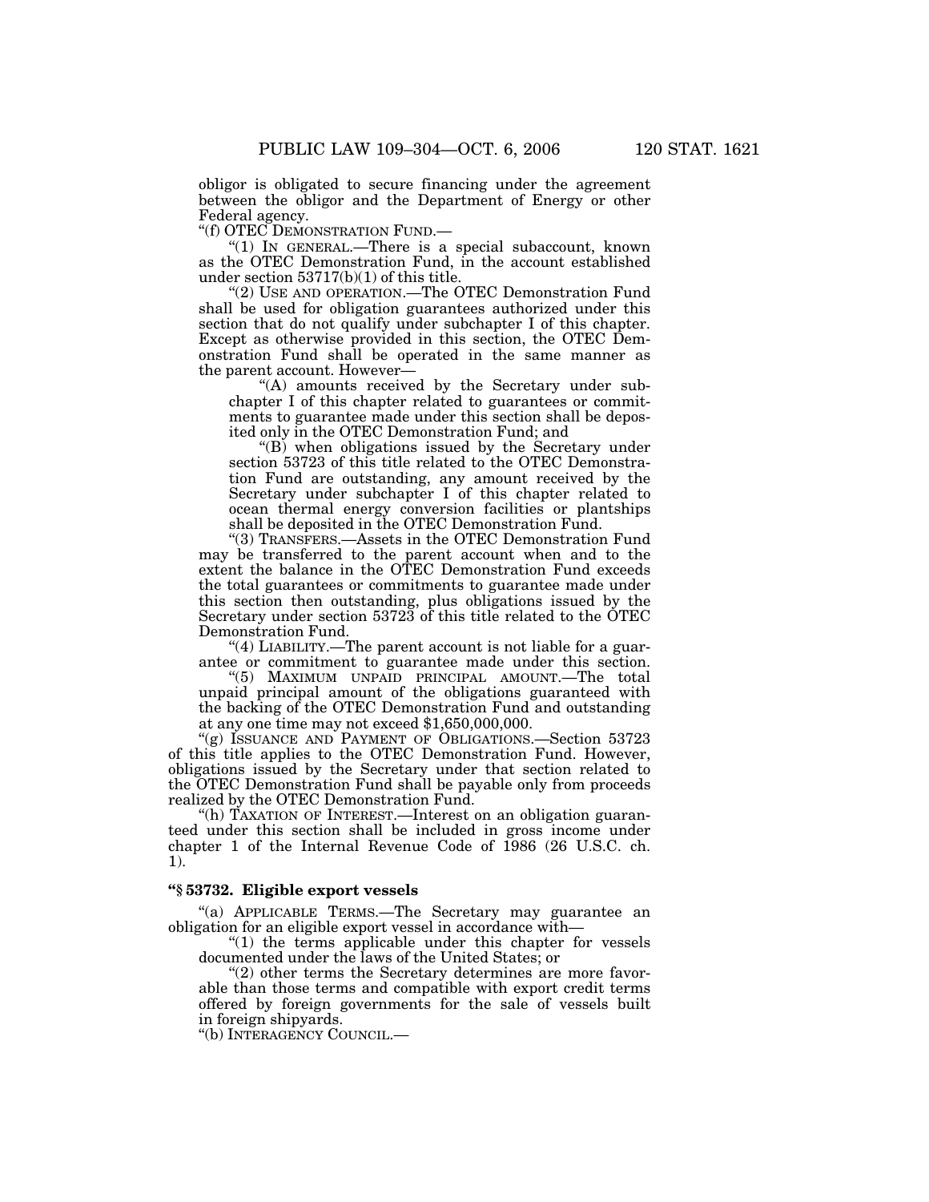obligor is obligated to secure financing under the agreement between the obligor and the Department of Energy or other Federal agency.

"(f) OTEC DEMONSTRATION FUND.—

"(1) IN GENERAL.—There is a special subaccount, known as the OTEC Demonstration Fund, in the account established under section 53717(b)(1) of this title.

"(2) USE AND OPERATION.—The OTEC Demonstration Fund shall be used for obligation guarantees authorized under this section that do not qualify under subchapter I of this chapter. Except as otherwise provided in this section, the OTEC Demonstration Fund shall be operated in the same manner as the parent account. However—

"(A) amounts received by the Secretary under subchapter I of this chapter related to guarantees or commitments to guarantee made under this section shall be deposited only in the OTEC Demonstration Fund; and

"(B) when obligations issued by the Secretary under section 53723 of this title related to the OTEC Demonstration Fund are outstanding, any amount received by the Secretary under subchapter I of this chapter related to ocean thermal energy conversion facilities or plantships shall be deposited in the OTEC Demonstration Fund.

"(3) TRANSFERS.—Assets in the OTEC Demonstration Fund may be transferred to the parent account when and to the extent the balance in the OTEC Demonstration Fund exceeds the total guarantees or commitments to guarantee made under this section then outstanding, plus obligations issued by the Secretary under section 53723 of this title related to the OTEC Demonstration Fund.

"(4) LIABILITY.—The parent account is not liable for a guarantee or commitment to guarantee made under this section.

"(5) MAXIMUM UNPAID PRINCIPAL AMOUNT.—The total unpaid principal amount of the obligations guaranteed with the backing of the OTEC Demonstration Fund and outstanding at any one time may not exceed $1,650,000,000.

"(g) ISSUANCE AND PAYMENT OF OBLIGATIONS.—Section 53723 of this title applies to the OTEC Demonstration Fund. However, obligations issued by the Secretary under that section related to the OTEC Demonstration Fund shall be payable only from proceeds realized by the OTEC Demonstration Fund.

"(h) TAXATION OF INTEREST.—Interest on an obligation guaranteed under this section shall be included in gross income under chapter 1 of the Internal Revenue Code of 1986 (26 U.S.C. ch. 1).

**"§ 53732. Eligible export vessels**

"(a) APPLICABLE TERMS.—The Secretary may guarantee an obligation for an eligible export vessel in accordance with—

"(1) the terms applicable under this chapter for vessels documented under the laws of the United States; or

"(2) other terms the Secretary determines are more favorable than those terms and compatible with export credit terms offered by foreign governments for the sale of vessels built in foreign shipyards.

"(b) INTERAGENCY COUNCIL.—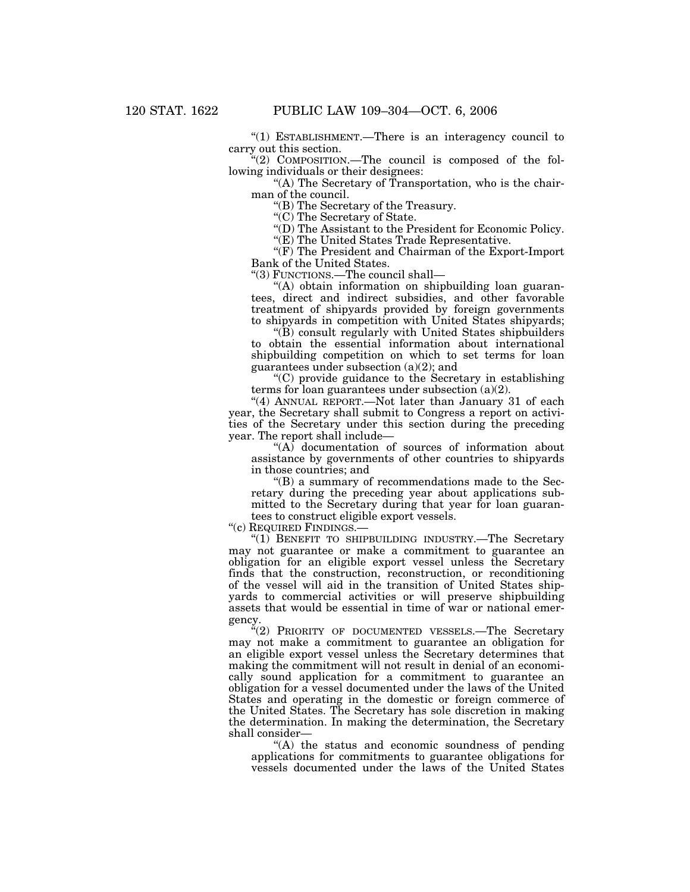"(1) ESTABLISHMENT.—There is an interagency council to carry out this section.

"(2) COMPOSITION.—The council is composed of the following individuals or their designees:

"(A) The Secretary of Transportation, who is the chairman of the council.

"(B) The Secretary of the Treasury.

"(C) The Secretary of State.

"(D) The Assistant to the President for Economic Policy.

"(E) The United States Trade Representative.

"(F) The President and Chairman of the Export-Import Bank of the United States.

"(3) FUNCTIONS.—The council shall—

"(A) obtain information on shipbuilding loan guarantees, direct and indirect subsidies, and other favorable treatment of shipyards provided by foreign governments to shipyards in competition with United States shipyards;

"(B) consult regularly with United States shipbuilders to obtain the essential information about international shipbuilding competition on which to set terms for loan guarantees under subsection (a)(2); and

"(C) provide guidance to the Secretary in establishing terms for loan guarantees under subsection (a)(2).

"(4) ANNUAL REPORT.—Not later than January 31 of each year, the Secretary shall submit to Congress a report on activities of the Secretary under this section during the preceding year. The report shall include—

"(A) documentation of sources of information about assistance by governments of other countries to shipyards in those countries; and

"(B) a summary of recommendations made to the Secretary during the preceding year about applications submitted to the Secretary during that year for loan guarantees to construct eligible export vessels.

"(c) REQUIRED FINDINGS.—

"(1) BENEFIT TO SHIPBUILDING INDUSTRY.—The Secretary may not guarantee or make a commitment to guarantee an obligation for an eligible export vessel unless the Secretary finds that the construction, reconstruction, or reconditioning of the vessel will aid in the transition of United States shipyards to commercial activities or will preserve shipbuilding assets that would be essential in time of war or national emergency.

"(2) PRIORITY OF DOCUMENTED VESSELS.—The Secretary may not make a commitment to guarantee an obligation for an eligible export vessel unless the Secretary determines that making the commitment will not result in denial of an economically sound application for a commitment to guarantee an obligation for a vessel documented under the laws of the United States and operating in the domestic or foreign commerce of the United States. The Secretary has sole discretion in making the determination. In making the determination, the Secretary shall consider—

"(A) the status and economic soundness of pending applications for commitments to guarantee obligations for vessels documented under the laws of the United States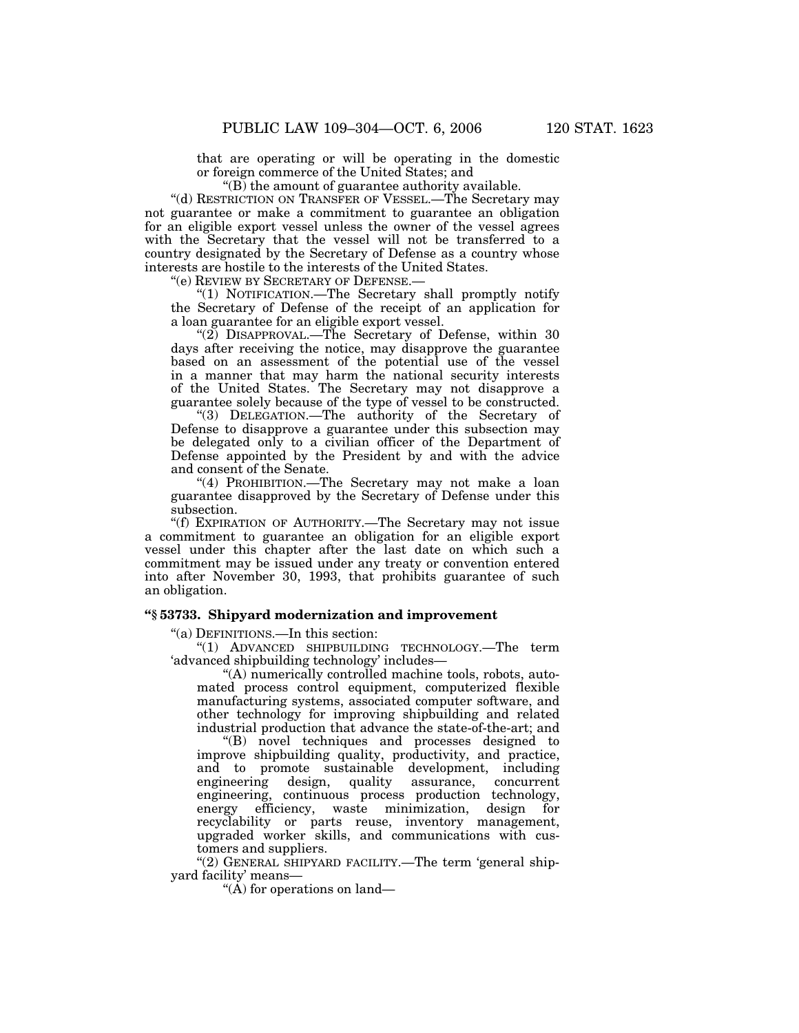that are operating or will be operating in the domestic or foreign commerce of the United States; and

"(B) the amount of guarantee authority available.

"(d) RESTRICTION ON TRANSFER OF VESSEL.—The Secretary may not guarantee or make a commitment to guarantee an obligation for an eligible export vessel unless the owner of the vessel agrees with the Secretary that the vessel will not be transferred to a country designated by the Secretary of Defense as a country whose interests are hostile to the interests of the United States.

"(e) REVIEW BY SECRETARY OF DEFENSE.—

"(1) NOTIFICATION.—The Secretary shall promptly notify the Secretary of Defense of the receipt of an application for a loan guarantee for an eligible export vessel.

"(2) DISAPPROVAL.—The Secretary of Defense, within 30 days after receiving the notice, may disapprove the guarantee based on an assessment of the potential use of the vessel in a manner that may harm the national security interests of the United States. The Secretary may not disapprove a guarantee solely because of the type of vessel to be constructed.

"(3) DELEGATION.—The authority of the Secretary of Defense to disapprove a guarantee under this subsection may be delegated only to a civilian officer of the Department of Defense appointed by the President by and with the advice and consent of the Senate.

"(4) PROHIBITION.—The Secretary may not make a loan guarantee disapproved by the Secretary of Defense under this subsection.

"(f) EXPIRATION OF AUTHORITY.—The Secretary may not issue a commitment to guarantee an obligation for an eligible export vessel under this chapter after the last date on which such a commitment may be issued under any treaty or convention entered into after November 30, 1993, that prohibits guarantee of such an obligation.

### "§ 53733. Shipyard modernization and improvement

"(a) DEFINITIONS.—In this section:

"(1) ADVANCED SHIPBUILDING TECHNOLOGY.—The term 'advanced shipbuilding technology' includes—

"(A) numerically controlled machine tools, robots, automated process control equipment, computerized flexible manufacturing systems, associated computer software, and other technology for improving shipbuilding and related industrial production that advance the state-of-the-art; and

"(B) novel techniques and processes designed to improve shipbuilding quality, productivity, and practice, and to promote sustainable development, including engineering design, quality assurance, concurrent engineering, continuous process production technology, energy efficiency, waste minimization, design for recyclability or parts reuse, inventory management, upgraded worker skills, and communications with customers and suppliers.

"(2) GENERAL SHIPYARD FACILITY.—The term 'general shipyard facility' means—

"(A) for operations on land—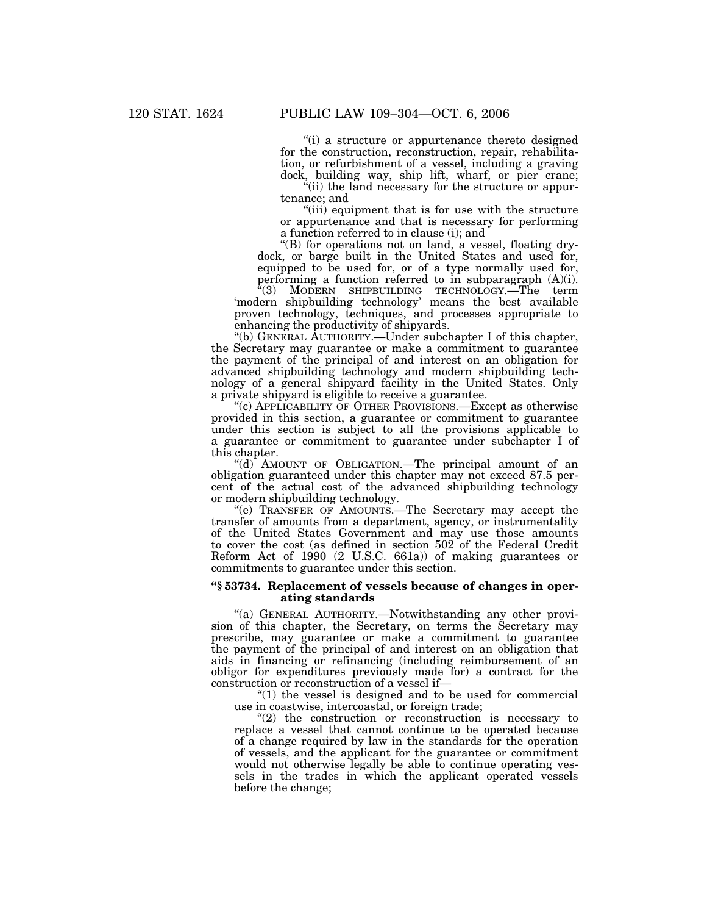"(i) a structure or appurtenance thereto designed for the construction, reconstruction, repair, rehabilitation, or refurbishment of a vessel, including a graving dock, building way, ship lift, wharf, or pier crane;

"(ii) the land necessary for the structure or appurtenance; and

"(iii) equipment that is for use with the structure or appurtenance and that is necessary for performing a function referred to in clause (i); and

"(B) for operations not on land, a vessel, floating drydock, or barge built in the United States and used for, equipped to be used for, or of a type normally used for, performing a function referred to in subparagraph (A)(i).

"(3) MODERN SHIPBUILDING TECHNOLOGY.—The term 'modern shipbuilding technology' means the best available proven technology, techniques, and processes appropriate to enhancing the productivity of shipyards.

"(b) GENERAL AUTHORITY.—Under subchapter I of this chapter, the Secretary may guarantee or make a commitment to guarantee the payment of the principal of and interest on an obligation for advanced shipbuilding technology and modern shipbuilding technology of a general shipyard facility in the United States. Only a private shipyard is eligible to receive a guarantee.

"(c) APPLICABILITY OF OTHER PROVISIONS.—Except as otherwise provided in this section, a guarantee or commitment to guarantee under this section is subject to all the provisions applicable to a guarantee or commitment to guarantee under subchapter I of this chapter.

"(d) AMOUNT OF OBLIGATION.—The principal amount of an obligation guaranteed under this chapter may not exceed 87.5 percent of the actual cost of the advanced shipbuilding technology or modern shipbuilding technology.

"(e) TRANSFER OF AMOUNTS.—The Secretary may accept the transfer of amounts from a department, agency, or instrumentality of the United States Government and may use those amounts to cover the cost (as defined in section 502 of the Federal Credit Reform Act of 1990 (2 U.S.C. 661a)) of making guarantees or commitments to guarantee under this section.

**"§ 53734. Replacement of vessels because of changes in operating standards**

"(a) GENERAL AUTHORITY.—Notwithstanding any other provision of this chapter, the Secretary, on terms the Secretary may prescribe, may guarantee or make a commitment to guarantee the payment of the principal of and interest on an obligation that aids in financing or refinancing (including reimbursement of an obligor for expenditures previously made for) a contract for the construction or reconstruction of a vessel if—

"(1) the vessel is designed and to be used for commercial use in coastwise, intercoastal, or foreign trade;

"(2) the construction or reconstruction is necessary to replace a vessel that cannot continue to be operated because of a change required by law in the standards for the operation of vessels, and the applicant for the guarantee or commitment would not otherwise legally be able to continue operating vessels in the trades in which the applicant operated vessels before the change;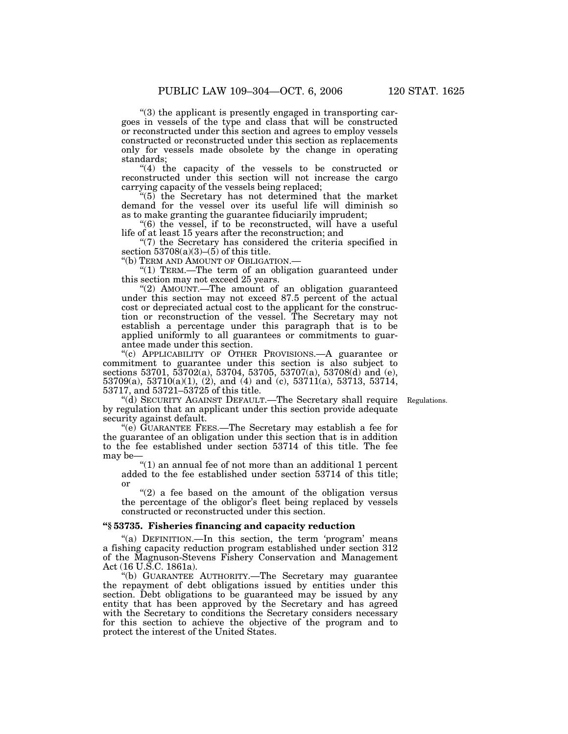"(3) the applicant is presently engaged in transporting cargoes in vessels of the type and class that will be constructed or reconstructed under this section and agrees to employ vessels constructed or reconstructed under this section as replacements only for vessels made obsolete by the change in operating standards;

"(4) the capacity of the vessels to be constructed or reconstructed under this section will not increase the cargo carrying capacity of the vessels being replaced;

"(5) the Secretary has not determined that the market demand for the vessel over its useful life will diminish so as to make granting the guarantee fiduciarily imprudent;

"(6) the vessel, if to be reconstructed, will have a useful life of at least 15 years after the reconstruction; and

"(7) the Secretary has considered the criteria specified in section 53708(a)(3)–(5) of this title.

"(b) TERM AND AMOUNT OF OBLIGATION.—

"(1) TERM.—The term of an obligation guaranteed under this section may not exceed 25 years.

"(2) AMOUNT.—The amount of an obligation guaranteed under this section may not exceed 87.5 percent of the actual cost or depreciated actual cost to the applicant for the construction or reconstruction of the vessel. The Secretary may not establish a percentage under this paragraph that is to be applied uniformly to all guarantees or commitments to guarantee made under this section.

"(c) APPLICABILITY OF OTHER PROVISIONS.—A guarantee or commitment to guarantee under this section is also subject to sections 53701, 53702(a), 53704, 53705, 53707(a), 53708(d) and (e), 53709(a), 53710(a)(1), (2), and (4) and (c), 53711(a), 53713, 53714, 53717, and 53721–53725 of this title.

"(d) SECURITY AGAINST DEFAULT.—The Secretary shall require by regulation that an applicant under this section provide adequate security against default.

Regulations.

"(e) GUARANTEE FEES.—The Secretary may establish a fee for the guarantee of an obligation under this section that is in addition to the fee established under section 53714 of this title. The fee may be—

"(1) an annual fee of not more than an additional 1 percent added to the fee established under section 53714 of this title; or

"(2) a fee based on the amount of the obligation versus the percentage of the obligor's fleet being replaced by vessels constructed or reconstructed under this section.

**"§ 53735. Fisheries financing and capacity reduction**

"(a) DEFINITION.—In this section, the term 'program' means a fishing capacity reduction program established under section 312 of the Magnuson-Stevens Fishery Conservation and Management Act (16 U.S.C. 1861a).

"(b) GUARANTEE AUTHORITY.—The Secretary may guarantee the repayment of debt obligations issued by entities under this section. Debt obligations to be guaranteed may be issued by any entity that has been approved by the Secretary and has agreed with the Secretary to conditions the Secretary considers necessary for this section to achieve the objective of the program and to protect the interest of the United States.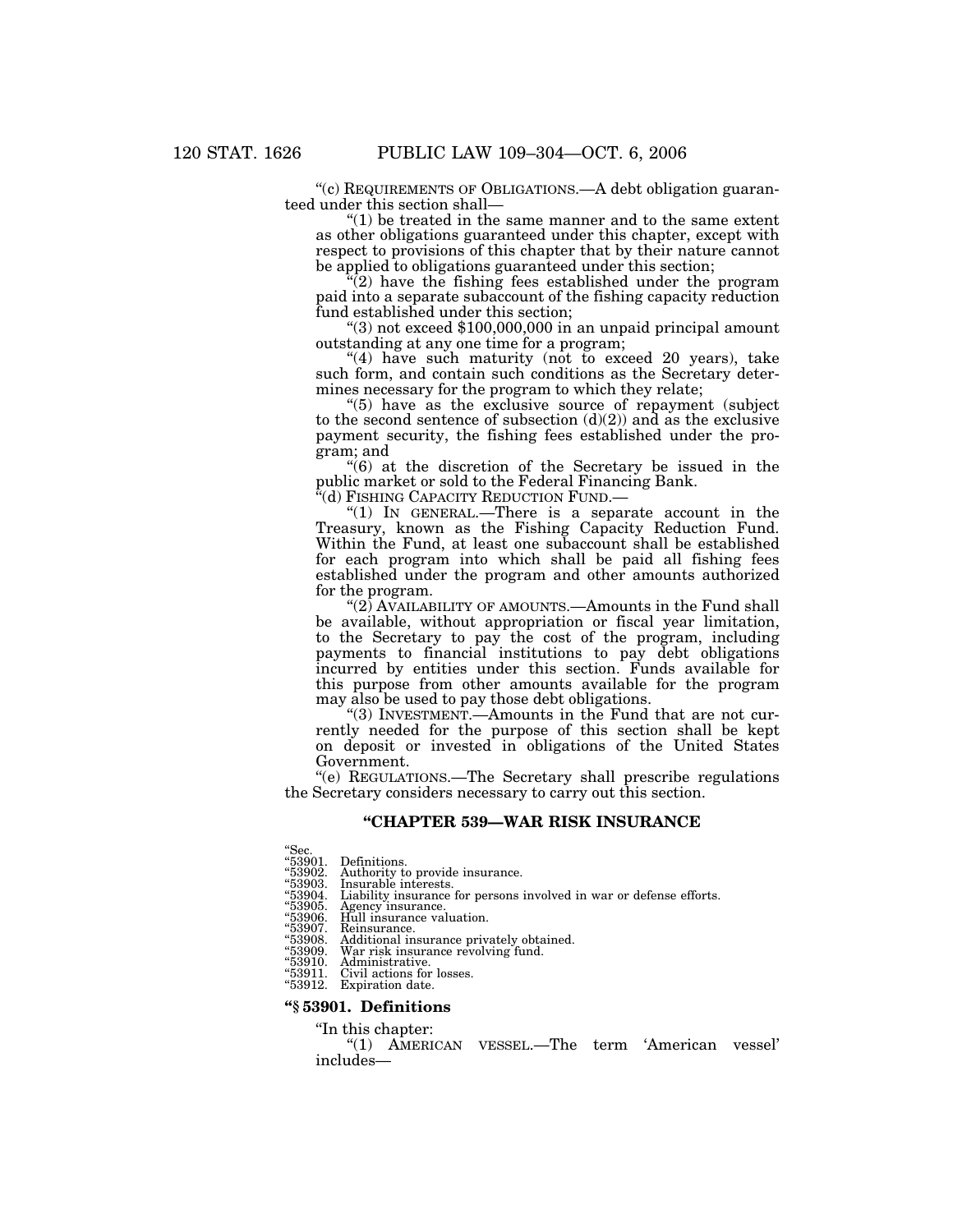"(c) REQUIREMENTS OF OBLIGATIONS.—A debt obligation guaranteed under this section shall—

"(1) be treated in the same manner and to the same extent as other obligations guaranteed under this chapter, except with respect to provisions of this chapter that by their nature cannot be applied to obligations guaranteed under this section;

"(2) have the fishing fees established under the program paid into a separate subaccount of the fishing capacity reduction fund established under this section;

"(3) not exceed $100,000,000 in an unpaid principal amount outstanding at any one time for a program;

"(4) have such maturity (not to exceed 20 years), take such form, and contain such conditions as the Secretary determines necessary for the program to which they relate;

"(5) have as the exclusive source of repayment (subject to the second sentence of subsection (d)(2)) and as the exclusive payment security, the fishing fees established under the program; and

"(6) at the discretion of the Secretary be issued in the public market or sold to the Federal Financing Bank.

"(d) FISHING CAPACITY REDUCTION FUND.—

"(1) IN GENERAL.—There is a separate account in the Treasury, known as the Fishing Capacity Reduction Fund. Within the Fund, at least one subaccount shall be established for each program into which shall be paid all fishing fees established under the program and other amounts authorized for the program.

"(2) AVAILABILITY OF AMOUNTS.—Amounts in the Fund shall be available, without appropriation or fiscal year limitation, to the Secretary to pay the cost of the program, including payments to financial institutions to pay debt obligations incurred by entities under this section. Funds available for this purpose from other amounts available for the program may also be used to pay those debt obligations.

"(3) INVESTMENT.—Amounts in the Fund that are not currently needed for the purpose of this section shall be kept on deposit or invested in obligations of the United States Government.

"(e) REGULATIONS.—The Secretary shall prescribe regulations the Secretary considers necessary to carry out this section.

## "CHAPTER 539—WAR RISK INSURANCE

"Sec.
"53901. Definitions.
"53902. Authority to provide insurance.
"53903. Insurable interests.
"53904. Liability insurance for persons involved in war or defense efforts.
"53905. Agency insurance.
"53906. Hull insurance valuation.
"53907. Reinsurance.
"53908. Additional insurance privately obtained.
"53909. War risk insurance revolving fund.
"53910. Administrative.
"53911. Civil actions for losses.
"53912. Expiration date.

### "§ 53901. Definitions

"In this chapter:

"(1) AMERICAN VESSEL.—The term 'American vessel' includes—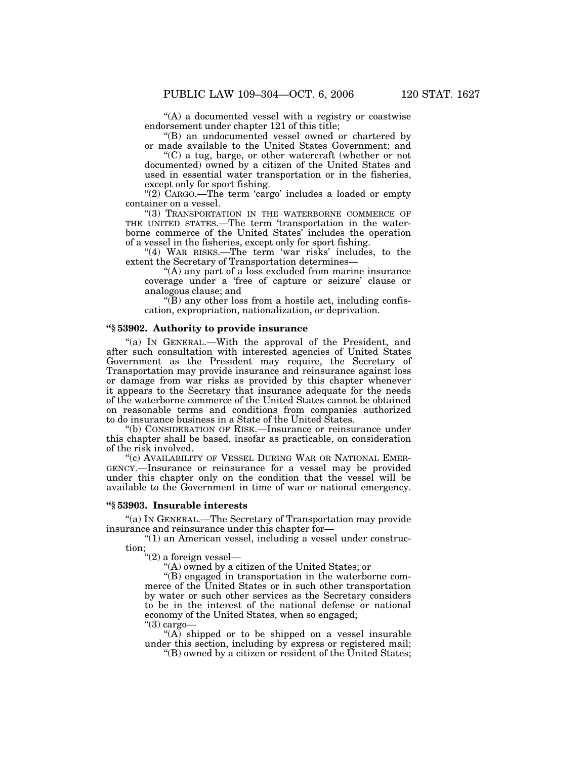"(A) a documented vessel with a registry or coastwise endorsement under chapter 121 of this title;

"(B) an undocumented vessel owned or chartered by or made available to the United States Government; and

"(C) a tug, barge, or other watercraft (whether or not documented) owned by a citizen of the United States and used in essential water transportation or in the fisheries, except only for sport fishing.

"(2) CARGO.—The term 'cargo' includes a loaded or empty container on a vessel.

"(3) TRANSPORTATION IN THE WATERBORNE COMMERCE OF THE UNITED STATES.—The term 'transportation in the waterborne commerce of the United States' includes the operation of a vessel in the fisheries, except only for sport fishing.

"(4) WAR RISKS.—The term 'war risks' includes, to the extent the Secretary of Transportation determines—

"(A) any part of a loss excluded from marine insurance coverage under a 'free of capture or seizure' clause or analogous clause; and

"(B) any other loss from a hostile act, including confiscation, expropriation, nationalization, or deprivation.

**"§ 53902. Authority to provide insurance**

"(a) IN GENERAL.—With the approval of the President, and after such consultation with interested agencies of United States Government as the President may require, the Secretary of Transportation may provide insurance and reinsurance against loss or damage from war risks as provided by this chapter whenever it appears to the Secretary that insurance adequate for the needs of the waterborne commerce of the United States cannot be obtained on reasonable terms and conditions from companies authorized to do insurance business in a State of the United States.

"(b) CONSIDERATION OF RISK.—Insurance or reinsurance under this chapter shall be based, insofar as practicable, on consideration of the risk involved.

"(c) AVAILABILITY OF VESSEL DURING WAR OR NATIONAL EMERGENCY.—Insurance or reinsurance for a vessel may be provided under this chapter only on the condition that the vessel will be available to the Government in time of war or national emergency.

**"§ 53903. Insurable interests**

"(a) IN GENERAL.—The Secretary of Transportation may provide insurance and reinsurance under this chapter for—

"(1) an American vessel, including a vessel under construction;

"(2) a foreign vessel—

"(A) owned by a citizen of the United States; or

"(B) engaged in transportation in the waterborne commerce of the United States or in such other transportation by water or such other services as the Secretary considers to be in the interest of the national defense or national economy of the United States, when so engaged;

"(3) cargo—

"(A) shipped or to be shipped on a vessel insurable under this section, including by express or registered mail;

"(B) owned by a citizen or resident of the United States;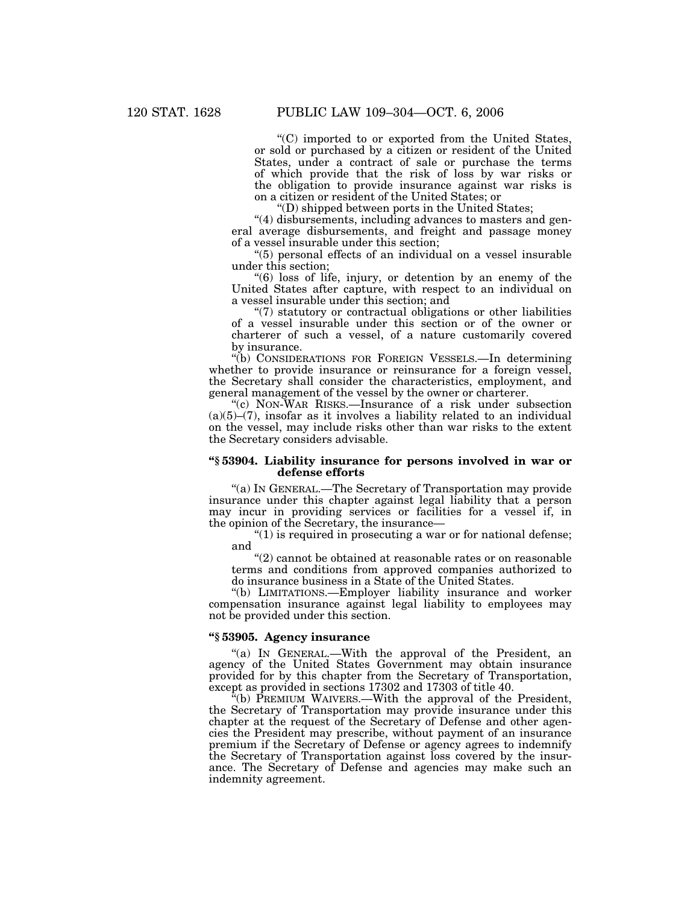"(C) imported to or exported from the United States, or sold or purchased by a citizen or resident of the United States, under a contract of sale or purchase the terms of which provide that the risk of loss by war risks or the obligation to provide insurance against war risks is on a citizen or resident of the United States; or

"(D) shipped between ports in the United States;

"(4) disbursements, including advances to masters and general average disbursements, and freight and passage money of a vessel insurable under this section;

"(5) personal effects of an individual on a vessel insurable under this section;

"(6) loss of life, injury, or detention by an enemy of the United States after capture, with respect to an individual on a vessel insurable under this section; and

"(7) statutory or contractual obligations or other liabilities of a vessel insurable under this section or of the owner or charterer of such a vessel, of a nature customarily covered by insurance.

"(b) CONSIDERATIONS FOR FOREIGN VESSELS.—In determining whether to provide insurance or reinsurance for a foreign vessel, the Secretary shall consider the characteristics, employment, and general management of the vessel by the owner or charterer.

"(c) NON-WAR RISKS.—Insurance of a risk under subsection (a)(5)–(7), insofar as it involves a liability related to an individual on the vessel, may include risks other than war risks to the extent the Secretary considers advisable.

### "§ 53904. Liability insurance for persons involved in war or defense efforts

"(a) IN GENERAL.—The Secretary of Transportation may provide insurance under this chapter against legal liability that a person may incur in providing services or facilities for a vessel if, in the opinion of the Secretary, the insurance—

"(1) is required in prosecuting a war or for national defense; and

"(2) cannot be obtained at reasonable rates or on reasonable terms and conditions from approved companies authorized to do insurance business in a State of the United States.

"(b) LIMITATIONS.—Employer liability insurance and worker compensation insurance against legal liability to employees may not be provided under this section.

### "§ 53905. Agency insurance

"(a) IN GENERAL.—With the approval of the President, an agency of the United States Government may obtain insurance provided for by this chapter from the Secretary of Transportation, except as provided in sections 17302 and 17303 of title 40.

"(b) PREMIUM WAIVERS.—With the approval of the President, the Secretary of Transportation may provide insurance under this chapter at the request of the Secretary of Defense and other agencies the President may prescribe, without payment of an insurance premium if the Secretary of Defense or agency agrees to indemnify the Secretary of Transportation against loss covered by the insurance. The Secretary of Defense and agencies may make such an indemnity agreement.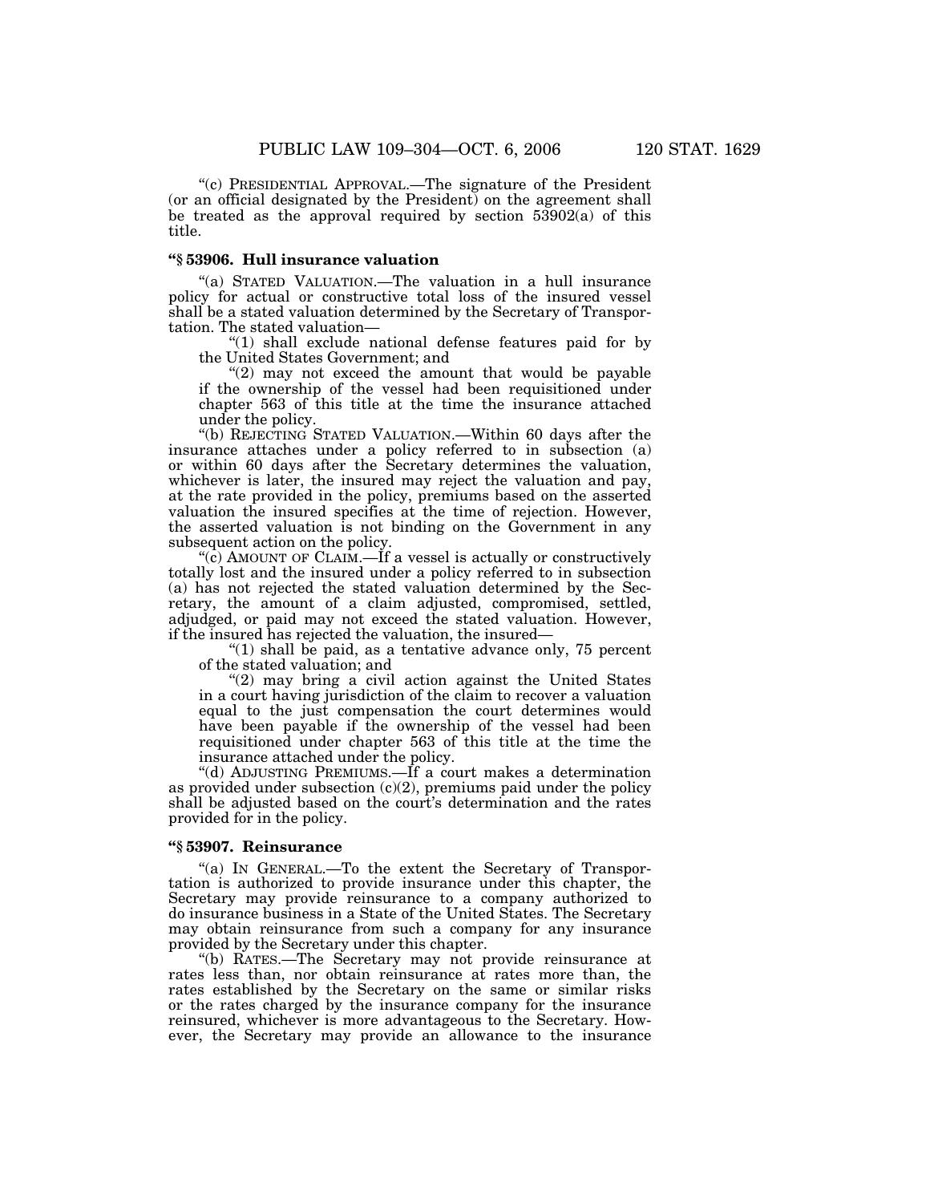"(c) PRESIDENTIAL APPROVAL.—The signature of the President (or an official designated by the President) on the agreement shall be treated as the approval required by section 53902(a) of this title.

**"§ 53906. Hull insurance valuation**

"(a) STATED VALUATION.—The valuation in a hull insurance policy for actual or constructive total loss of the insured vessel shall be a stated valuation determined by the Secretary of Transportation. The stated valuation—

"(1) shall exclude national defense features paid for by the United States Government; and

"(2) may not exceed the amount that would be payable if the ownership of the vessel had been requisitioned under chapter 563 of this title at the time the insurance attached under the policy.

"(b) REJECTING STATED VALUATION.—Within 60 days after the insurance attaches under a policy referred to in subsection (a) or within 60 days after the Secretary determines the valuation, whichever is later, the insured may reject the valuation and pay, at the rate provided in the policy, premiums based on the asserted valuation the insured specifies at the time of rejection. However, the asserted valuation is not binding on the Government in any subsequent action on the policy.

"(c) AMOUNT OF CLAIM.—If a vessel is actually or constructively totally lost and the insured under a policy referred to in subsection (a) has not rejected the stated valuation determined by the Secretary, the amount of a claim adjusted, compromised, settled, adjudged, or paid may not exceed the stated valuation. However, if the insured has rejected the valuation, the insured—

"(1) shall be paid, as a tentative advance only, 75 percent of the stated valuation; and

"(2) may bring a civil action against the United States in a court having jurisdiction of the claim to recover a valuation equal to the just compensation the court determines would have been payable if the ownership of the vessel had been requisitioned under chapter 563 of this title at the time the insurance attached under the policy.

"(d) ADJUSTING PREMIUMS.—If a court makes a determination as provided under subsection (c)(2), premiums paid under the policy shall be adjusted based on the court's determination and the rates provided for in the policy.

**"§ 53907. Reinsurance**

"(a) IN GENERAL.—To the extent the Secretary of Transportation is authorized to provide insurance under this chapter, the Secretary may provide reinsurance to a company authorized to do insurance business in a State of the United States. The Secretary may obtain reinsurance from such a company for any insurance provided by the Secretary under this chapter.

"(b) RATES.—The Secretary may not provide reinsurance at rates less than, nor obtain reinsurance at rates more than, the rates established by the Secretary on the same or similar risks or the rates charged by the insurance company for the insurance reinsured, whichever is more advantageous to the Secretary. However, the Secretary may provide an allowance to the insurance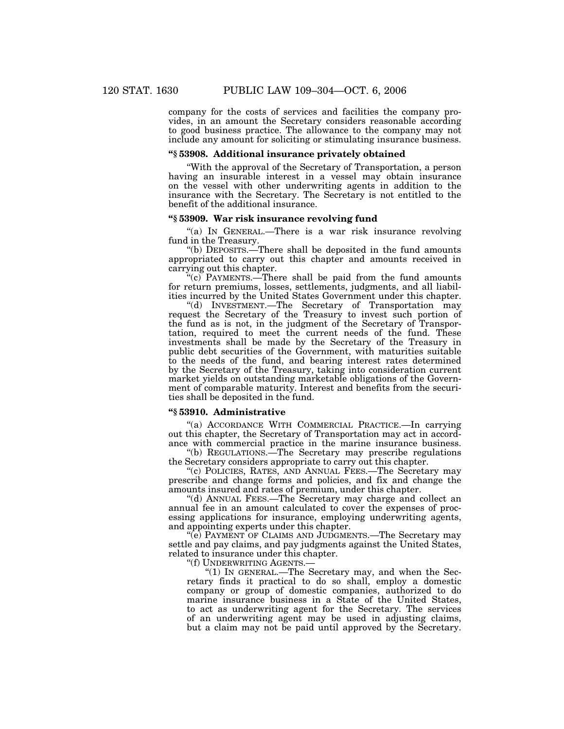company for the costs of services and facilities the company provides, in an amount the Secretary considers reasonable according to good business practice. The allowance to the company may not include any amount for soliciting or stimulating insurance business.

### "§ 53908. Additional insurance privately obtained

"With the approval of the Secretary of Transportation, a person having an insurable interest in a vessel may obtain insurance on the vessel with other underwriting agents in addition to the insurance with the Secretary. The Secretary is not entitled to the benefit of the additional insurance.

### "§ 53909. War risk insurance revolving fund

"(a) IN GENERAL.—There is a war risk insurance revolving fund in the Treasury.

"(b) DEPOSITS.—There shall be deposited in the fund amounts appropriated to carry out this chapter and amounts received in carrying out this chapter.

"(c) PAYMENTS.—There shall be paid from the fund amounts for return premiums, losses, settlements, judgments, and all liabilities incurred by the United States Government under this chapter.

"(d) INVESTMENT.—The Secretary of Transportation may request the Secretary of the Treasury to invest such portion of the fund as is not, in the judgment of the Secretary of Transportation, required to meet the current needs of the fund. These investments shall be made by the Secretary of the Treasury in public debt securities of the Government, with maturities suitable to the needs of the fund, and bearing interest rates determined by the Secretary of the Treasury, taking into consideration current market yields on outstanding marketable obligations of the Government of comparable maturity. Interest and benefits from the securities shall be deposited in the fund.

### "§ 53910. Administrative

"(a) ACCORDANCE WITH COMMERCIAL PRACTICE.—In carrying out this chapter, the Secretary of Transportation may act in accordance with commercial practice in the marine insurance business.

"(b) REGULATIONS.—The Secretary may prescribe regulations the Secretary considers appropriate to carry out this chapter.

"(c) POLICIES, RATES, AND ANNUAL FEES.—The Secretary may prescribe and change forms and policies, and fix and change the amounts insured and rates of premium, under this chapter.

"(d) ANNUAL FEES.—The Secretary may charge and collect an annual fee in an amount calculated to cover the expenses of processing applications for insurance, employing underwriting agents, and appointing experts under this chapter.

"(e) PAYMENT OF CLAIMS AND JUDGMENTS.—The Secretary may settle and pay claims, and pay judgments against the United States, related to insurance under this chapter.

"(f) UNDERWRITING AGENTS.—

"(1) IN GENERAL.—The Secretary may, and when the Secretary finds it practical to do so shall, employ a domestic company or group of domestic companies, authorized to do marine insurance business in a State of the United States, to act as underwriting agent for the Secretary. The services of an underwriting agent may be used in adjusting claims, but a claim may not be paid until approved by the Secretary.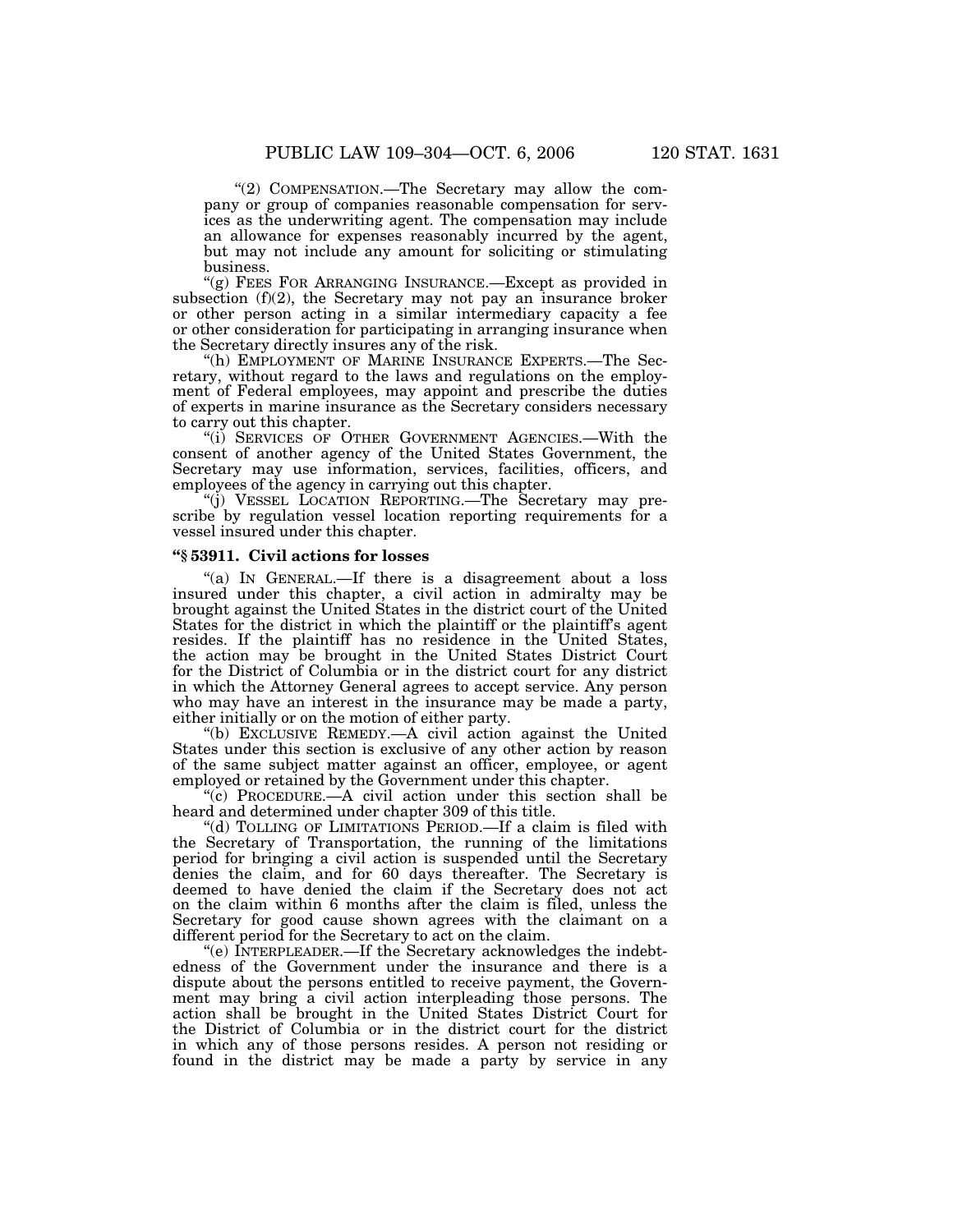"(2) COMPENSATION.—The Secretary may allow the company or group of companies reasonable compensation for services as the underwriting agent. The compensation may include an allowance for expenses reasonably incurred by the agent, but may not include any amount for soliciting or stimulating business.

"(g) FEES FOR ARRANGING INSURANCE.—Except as provided in subsection (f)(2), the Secretary may not pay an insurance broker or other person acting in a similar intermediary capacity a fee or other consideration for participating in arranging insurance when the Secretary directly insures any of the risk.

"(h) EMPLOYMENT OF MARINE INSURANCE EXPERTS.—The Secretary, without regard to the laws and regulations on the employment of Federal employees, may appoint and prescribe the duties of experts in marine insurance as the Secretary considers necessary to carry out this chapter.

"(i) SERVICES OF OTHER GOVERNMENT AGENCIES.—With the consent of another agency of the United States Government, the Secretary may use information, services, facilities, officers, and employees of the agency in carrying out this chapter.

"(j) VESSEL LOCATION REPORTING.—The Secretary may prescribe by regulation vessel location reporting requirements for a vessel insured under this chapter.

**"§ 53911. Civil actions for losses**

"(a) IN GENERAL.—If there is a disagreement about a loss insured under this chapter, a civil action in admiralty may be brought against the United States in the district court of the United States for the district in which the plaintiff or the plaintiff's agent resides. If the plaintiff has no residence in the United States, the action may be brought in the United States District Court for the District of Columbia or in the district court for any district in which the Attorney General agrees to accept service. Any person who may have an interest in the insurance may be made a party, either initially or on the motion of either party.

"(b) EXCLUSIVE REMEDY.—A civil action against the United States under this section is exclusive of any other action by reason of the same subject matter against an officer, employee, or agent employed or retained by the Government under this chapter.

"(c) PROCEDURE.—A civil action under this section shall be heard and determined under chapter 309 of this title.

"(d) TOLLING OF LIMITATIONS PERIOD.—If a claim is filed with the Secretary of Transportation, the running of the limitations period for bringing a civil action is suspended until the Secretary denies the claim, and for 60 days thereafter. The Secretary is deemed to have denied the claim if the Secretary does not act on the claim within 6 months after the claim is filed, unless the Secretary for good cause shown agrees with the claimant on a different period for the Secretary to act on the claim.

"(e) INTERPLEADER.—If the Secretary acknowledges the indebtedness of the Government under the insurance and there is a dispute about the persons entitled to receive payment, the Government may bring a civil action interpleading those persons. The action shall be brought in the United States District Court for the District of Columbia or in the district court for the district in which any of those persons resides. A person not residing or found in the district may be made a party by service in any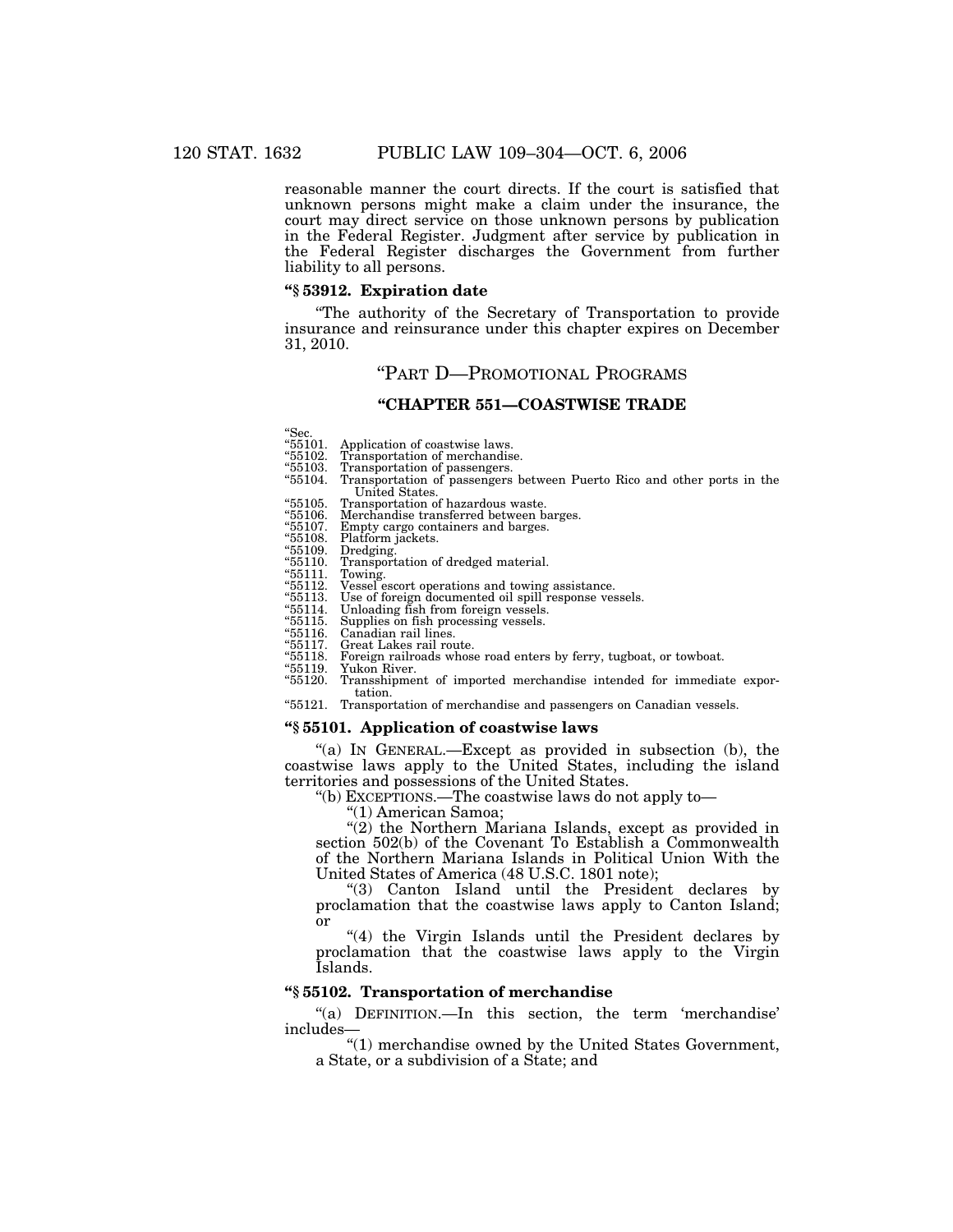reasonable manner the court directs. If the court is satisfied that unknown persons might make a claim under the insurance, the court may direct service on those unknown persons by publication in the Federal Register. Judgment after service by publication in the Federal Register discharges the Government from further liability to all persons.

### "§ 53912. Expiration date

"The authority of the Secretary of Transportation to provide insurance and reinsurance under this chapter expires on December 31, 2010.

## "PART D—PROMOTIONAL PROGRAMS

## "CHAPTER 551—COASTWISE TRADE

"Sec.
"55101. Application of coastwise laws.
"55102. Transportation of merchandise.
"55103. Transportation of passengers.
"55104. Transportation of passengers between Puerto Rico and other ports in the United States.
"55105. Transportation of hazardous waste.
"55106. Merchandise transferred between barges.
"55107. Empty cargo containers and barges.
"55108. Platform jackets.
"55109. Dredging.
"55110. Transportation of dredged material.
"55111. Towing.
"55112. Vessel escort operations and towing assistance.
"55113. Use of foreign documented oil spill response vessels.
"55114. Unloading fish from foreign vessels.
"55115. Supplies on fish processing vessels.
"55116. Canadian rail lines.
"55117. Great Lakes rail route.
"55118. Foreign railroads whose road enters by ferry, tugboat, or towboat.
"55119. Yukon River.
"55120. Transshipment of imported merchandise intended for immediate exportation.
"55121. Transportation of merchandise and passengers on Canadian vessels.

### "§ 55101. Application of coastwise laws

"(a) IN GENERAL.—Except as provided in subsection (b), the coastwise laws apply to the United States, including the island territories and possessions of the United States.

"(b) EXCEPTIONS.—The coastwise laws do not apply to—

"(1) American Samoa;

"(2) the Northern Mariana Islands, except as provided in section 502(b) of the Covenant To Establish a Commonwealth of the Northern Mariana Islands in Political Union With the United States of America (48 U.S.C. 1801 note);

"(3) Canton Island until the President declares by proclamation that the coastwise laws apply to Canton Island; or

"(4) the Virgin Islands until the President declares by proclamation that the coastwise laws apply to the Virgin Islands.

### "§ 55102. Transportation of merchandise

"(a) DEFINITION.—In this section, the term 'merchandise' includes—

"(1) merchandise owned by the United States Government, a State, or a subdivision of a State; and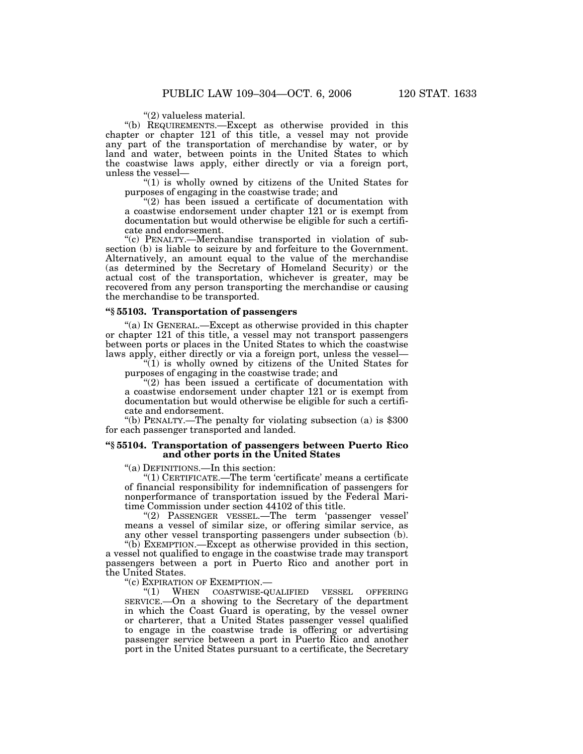"(2) valueless material.

"(b) REQUIREMENTS.—Except as otherwise provided in this chapter or chapter 121 of this title, a vessel may not provide any part of the transportation of merchandise by water, or by land and water, between points in the United States to which the coastwise laws apply, either directly or via a foreign port, unless the vessel—

"(1) is wholly owned by citizens of the United States for purposes of engaging in the coastwise trade; and

"(2) has been issued a certificate of documentation with a coastwise endorsement under chapter 121 or is exempt from documentation but would otherwise be eligible for such a certificate and endorsement.

"(c) PENALTY.—Merchandise transported in violation of subsection (b) is liable to seizure by and forfeiture to the Government. Alternatively, an amount equal to the value of the merchandise (as determined by the Secretary of Homeland Security) or the actual cost of the transportation, whichever is greater, may be recovered from any person transporting the merchandise or causing the merchandise to be transported.

**"§ 55103. Transportation of passengers**

"(a) IN GENERAL.—Except as otherwise provided in this chapter or chapter 121 of this title, a vessel may not transport passengers between ports or places in the United States to which the coastwise laws apply, either directly or via a foreign port, unless the vessel—

"(1) is wholly owned by citizens of the United States for purposes of engaging in the coastwise trade; and

"(2) has been issued a certificate of documentation with a coastwise endorsement under chapter 121 or is exempt from documentation but would otherwise be eligible for such a certificate and endorsement.

"(b) PENALTY.—The penalty for violating subsection (a) is $300 for each passenger transported and landed.

**"§ 55104. Transportation of passengers between Puerto Rico and other ports in the United States**

"(a) DEFINITIONS.—In this section:

"(1) CERTIFICATE.—The term 'certificate' means a certificate of financial responsibility for indemnification of passengers for nonperformance of transportation issued by the Federal Maritime Commission under section 44102 of this title.

"(2) PASSENGER VESSEL.—The term 'passenger vessel' means a vessel of similar size, or offering similar service, as any other vessel transporting passengers under subsection (b).

"(b) EXEMPTION.—Except as otherwise provided in this section, a vessel not qualified to engage in the coastwise trade may transport passengers between a port in Puerto Rico and another port in the United States.

"(c) EXPIRATION OF EXEMPTION.—

"(1) WHEN COASTWISE-QUALIFIED VESSEL OFFERING SERVICE.—On a showing to the Secretary of the department in which the Coast Guard is operating, by the vessel owner or charterer, that a United States passenger vessel qualified to engage in the coastwise trade is offering or advertising passenger service between a port in Puerto Rico and another port in the United States pursuant to a certificate, the Secretary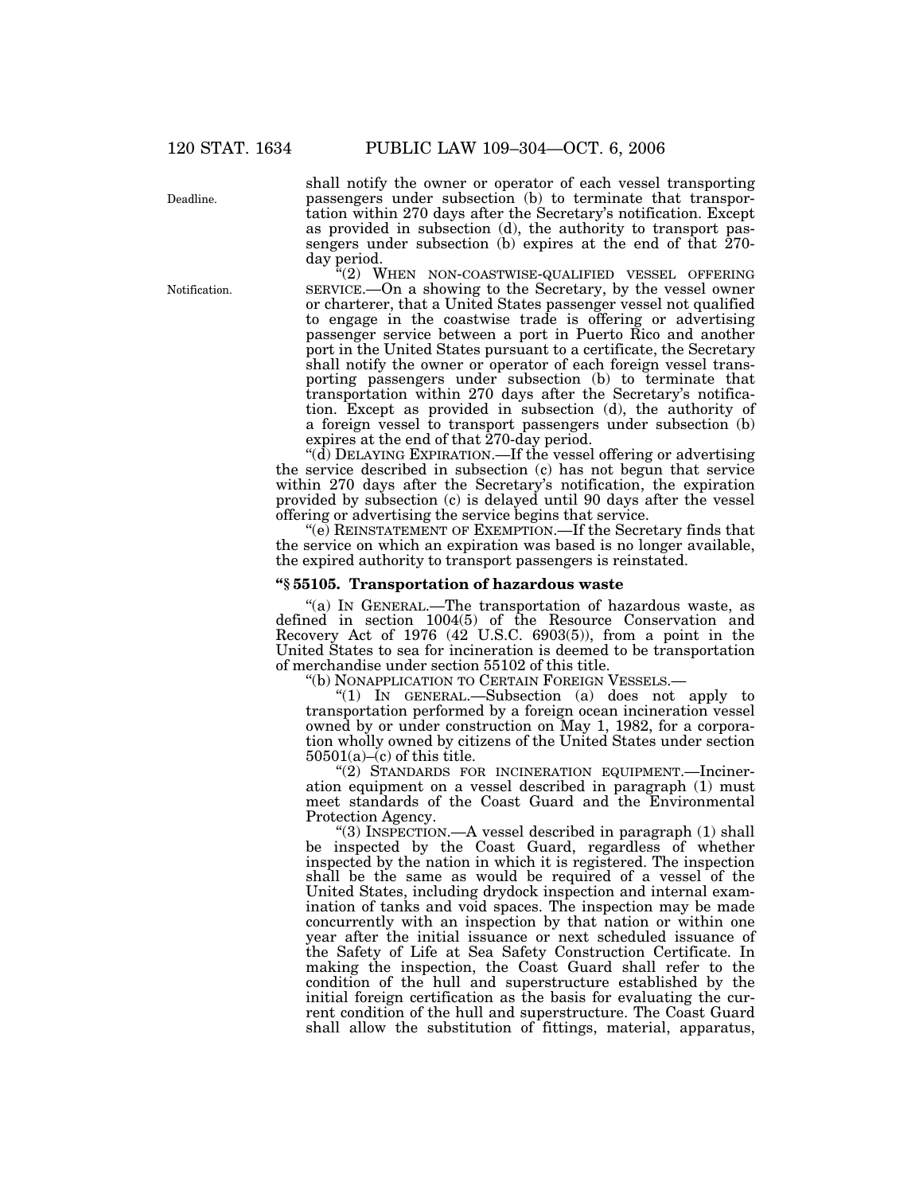shall notify the owner or operator of each vessel transporting passengers under subsection (b) to terminate that transportation within 270 days after the Secretary's notification. Except as provided in subsection (d), the authority to transport passengers under subsection (b) expires at the end of that 270-day period.

"(2) WHEN NON-COASTWISE-QUALIFIED VESSEL OFFERING SERVICE.—On a showing to the Secretary, by the vessel owner or charterer, that a United States passenger vessel not qualified to engage in the coastwise trade is offering or advertising passenger service between a port in Puerto Rico and another port in the United States pursuant to a certificate, the Secretary shall notify the owner or operator of each foreign vessel transporting passengers under subsection (b) to terminate that transportation within 270 days after the Secretary's notification. Except as provided in subsection (d), the authority of a foreign vessel to transport passengers under subsection (b) expires at the end of that 270-day period.

"(d) DELAYING EXPIRATION.—If the vessel offering or advertising the service described in subsection (c) has not begun that service within 270 days after the Secretary's notification, the expiration provided by subsection (c) is delayed until 90 days after the vessel offering or advertising the service begins that service.

"(e) REINSTATEMENT OF EXEMPTION.—If the Secretary finds that the service on which an expiration was based is no longer available, the expired authority to transport passengers is reinstated.

### "§ 55105. Transportation of hazardous waste

"(a) IN GENERAL.—The transportation of hazardous waste, as defined in section 1004(5) of the Resource Conservation and Recovery Act of 1976 (42 U.S.C. 6903(5)), from a point in the United States to sea for incineration is deemed to be transportation of merchandise under section 55102 of this title.

"(b) NONAPPLICATION TO CERTAIN FOREIGN VESSELS.—

"(1) IN GENERAL.—Subsection (a) does not apply to transportation performed by a foreign ocean incineration vessel owned by or under construction on May 1, 1982, for a corporation wholly owned by citizens of the United States under section 50501(a)–(c) of this title.

"(2) STANDARDS FOR INCINERATION EQUIPMENT.—Incineration equipment on a vessel described in paragraph (1) must meet standards of the Coast Guard and the Environmental Protection Agency.

"(3) INSPECTION.—A vessel described in paragraph (1) shall be inspected by the Coast Guard, regardless of whether inspected by the nation in which it is registered. The inspection shall be the same as would be required of a vessel of the United States, including drydock inspection and internal examination of tanks and void spaces. The inspection may be made concurrently with an inspection by that nation or within one year after the initial issuance or next scheduled issuance of the Safety of Life at Sea Safety Construction Certificate. In making the inspection, the Coast Guard shall refer to the condition of the hull and superstructure established by the initial foreign certification as the basis for evaluating the current condition of the hull and superstructure. The Coast Guard shall allow the substitution of fittings, material, apparatus,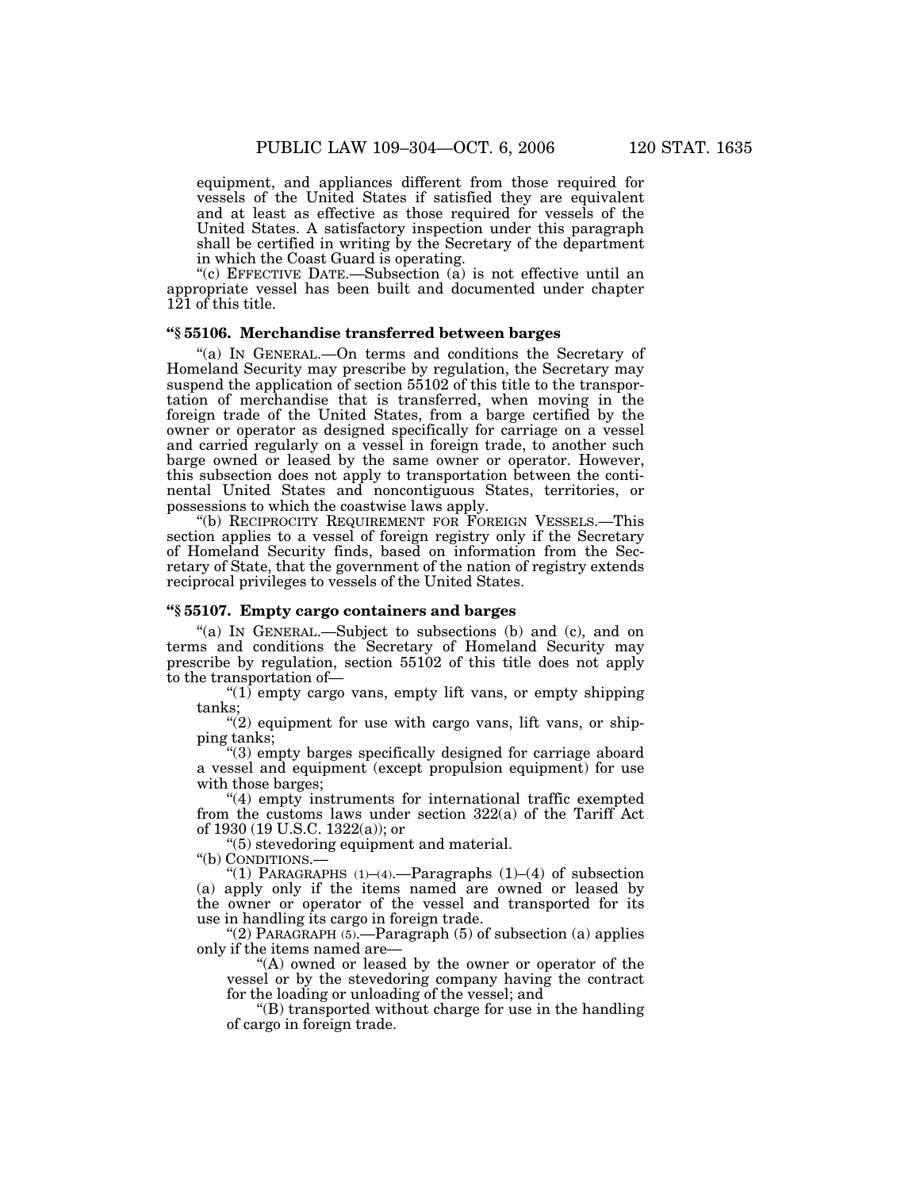equipment, and appliances different from those required for vessels of the United States if satisfied they are equivalent and at least as effective as those required for vessels of the United States. A satisfactory inspection under this paragraph shall be certified in writing by the Secretary of the department in which the Coast Guard is operating.

"(c) EFFECTIVE DATE.—Subsection (a) is not effective until an appropriate vessel has been built and documented under chapter 121 of this title.

### "§ 55106. Merchandise transferred between barges

"(a) IN GENERAL.—On terms and conditions the Secretary of Homeland Security may prescribe by regulation, the Secretary may suspend the application of section 55102 of this title to the transportation of merchandise that is transferred, when moving in the foreign trade of the United States, from a barge certified by the owner or operator as designed specifically for carriage on a vessel and carried regularly on a vessel in foreign trade, to another such barge owned or leased by the same owner or operator. However, this subsection does not apply to transportation between the continental United States and noncontiguous States, territories, or possessions to which the coastwise laws apply.

"(b) RECIPROCITY REQUIREMENT FOR FOREIGN VESSELS.—This section applies to a vessel of foreign registry only if the Secretary of Homeland Security finds, based on information from the Secretary of State, that the government of the nation of registry extends reciprocal privileges to vessels of the United States.

### "§ 55107. Empty cargo containers and barges

"(a) IN GENERAL.—Subject to subsections (b) and (c), and on terms and conditions the Secretary of Homeland Security may prescribe by regulation, section 55102 of this title does not apply to the transportation of—

"(1) empty cargo vans, empty lift vans, or empty shipping tanks;

"(2) equipment for use with cargo vans, lift vans, or shipping tanks;

"(3) empty barges specifically designed for carriage aboard a vessel and equipment (except propulsion equipment) for use with those barges;

"(4) empty instruments for international traffic exempted from the customs laws under section 322(a) of the Tariff Act of 1930 (19 U.S.C. 1322(a)); or

"(5) stevedoring equipment and material.

"(b) CONDITIONS.—

"(1) PARAGRAPHS (1)–(4).—Paragraphs (1)–(4) of subsection (a) apply only if the items named are owned or leased by the owner or operator of the vessel and transported for its use in handling its cargo in foreign trade.

"(2) PARAGRAPH (5).—Paragraph (5) of subsection (a) applies only if the items named are—

"(A) owned or leased by the owner or operator of the vessel or by the stevedoring company having the contract for the loading or unloading of the vessel; and

"(B) transported without charge for use in the handling of cargo in foreign trade.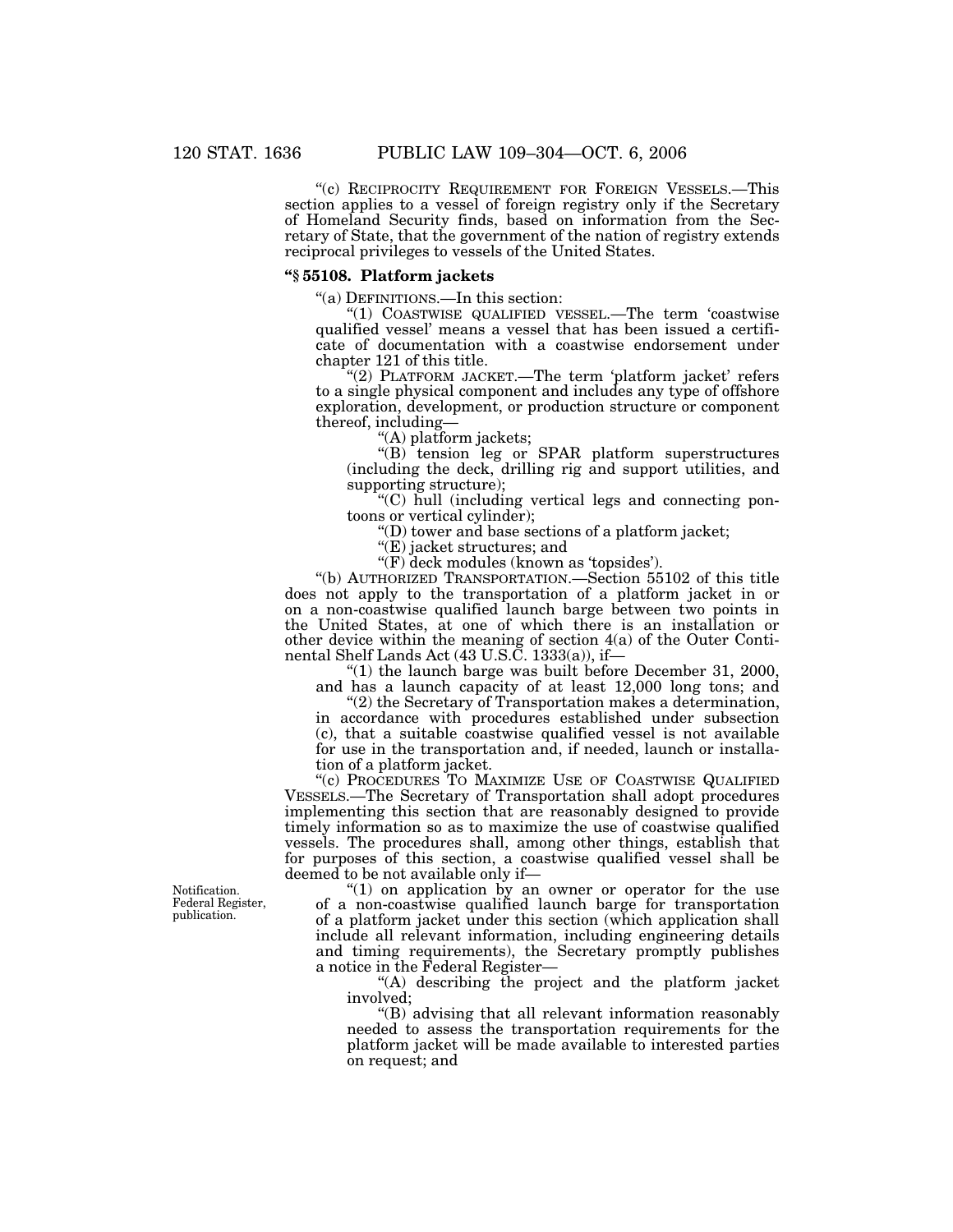"(c) RECIPROCITY REQUIREMENT FOR FOREIGN VESSELS.—This section applies to a vessel of foreign registry only if the Secretary of Homeland Security finds, based on information from the Secretary of State, that the government of the nation of registry extends reciprocal privileges to vessels of the United States.

### "§ 55108. Platform jackets

"(a) DEFINITIONS.—In this section:

"(1) COASTWISE QUALIFIED VESSEL.—The term 'coastwise qualified vessel' means a vessel that has been issued a certificate of documentation with a coastwise endorsement under chapter 121 of this title.

"(2) PLATFORM JACKET.—The term 'platform jacket' refers to a single physical component and includes any type of offshore exploration, development, or production structure or component thereof, including—

"(A) platform jackets;

"(B) tension leg or SPAR platform superstructures (including the deck, drilling rig and support utilities, and supporting structure);

"(C) hull (including vertical legs and connecting pontoons or vertical cylinder);

"(D) tower and base sections of a platform jacket;

"(E) jacket structures; and

"(F) deck modules (known as 'topsides').

"(b) AUTHORIZED TRANSPORTATION.—Section 55102 of this title does not apply to the transportation of a platform jacket in or on a non-coastwise qualified launch barge between two points in the United States, at one of which there is an installation or other device within the meaning of section 4(a) of the Outer Continental Shelf Lands Act (43 U.S.C. 1333(a)), if—

"(1) the launch barge was built before December 31, 2000, and has a launch capacity of at least 12,000 long tons; and

"(2) the Secretary of Transportation makes a determination, in accordance with procedures established under subsection (c), that a suitable coastwise qualified vessel is not available for use in the transportation and, if needed, launch or installation of a platform jacket.

"(c) PROCEDURES TO MAXIMIZE USE OF COASTWISE QUALIFIED VESSELS.—The Secretary of Transportation shall adopt procedures implementing this section that are reasonably designed to provide timely information so as to maximize the use of coastwise qualified vessels. The procedures shall, among other things, establish that for purposes of this section, a coastwise qualified vessel shall be deemed to be not available only if—

Notification. Federal Register, publication.

"(1) on application by an owner or operator for the use of a non-coastwise qualified launch barge for transportation of a platform jacket under this section (which application shall include all relevant information, including engineering details and timing requirements), the Secretary promptly publishes a notice in the Federal Register—

"(A) describing the project and the platform jacket involved;

"(B) advising that all relevant information reasonably needed to assess the transportation requirements for the platform jacket will be made available to interested parties on request; and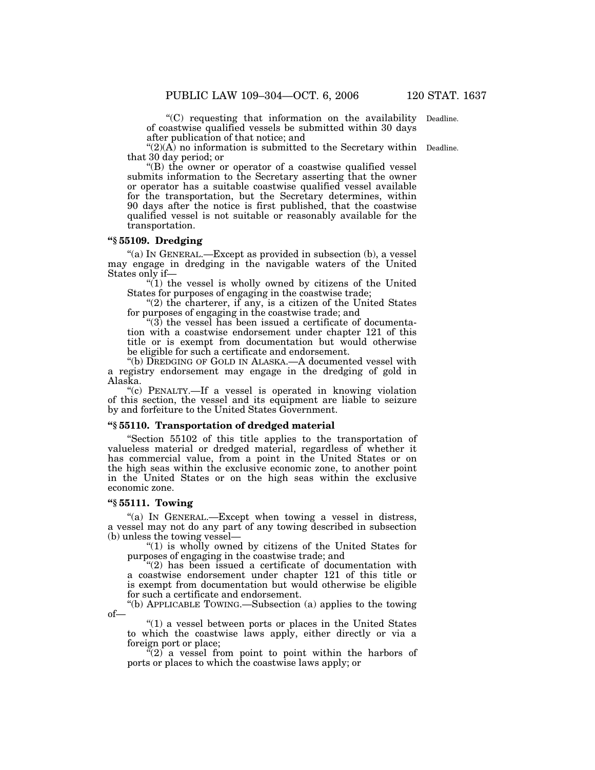"(C) requesting that information on the availability of coastwise qualified vessels be submitted within 30 days after publication of that notice; and

"(2)(A) no information is submitted to the Secretary within that 30 day period; or

"(B) the owner or operator of a coastwise qualified vessel submits information to the Secretary asserting that the owner or operator has a suitable coastwise qualified vessel available for the transportation, but the Secretary determines, within 90 days after the notice is first published, that the coastwise qualified vessel is not suitable or reasonably available for the transportation.

Deadline.

Deadline.

### "§ 55109. Dredging

"(a) IN GENERAL.—Except as provided in subsection (b), a vessel may engage in dredging in the navigable waters of the United States only if—

"(1) the vessel is wholly owned by citizens of the United States for purposes of engaging in the coastwise trade;

"(2) the charterer, if any, is a citizen of the United States for purposes of engaging in the coastwise trade; and

"(3) the vessel has been issued a certificate of documentation with a coastwise endorsement under chapter 121 of this title or is exempt from documentation but would otherwise be eligible for such a certificate and endorsement.

"(b) DREDGING OF GOLD IN ALASKA.—A documented vessel with a registry endorsement may engage in the dredging of gold in Alaska.

"(c) PENALTY.—If a vessel is operated in knowing violation of this section, the vessel and its equipment are liable to seizure by and forfeiture to the United States Government.

### "§ 55110. Transportation of dredged material

"Section 55102 of this title applies to the transportation of valueless material or dredged material, regardless of whether it has commercial value, from a point in the United States or on the high seas within the exclusive economic zone, to another point in the United States or on the high seas within the exclusive economic zone.

### "§ 55111. Towing

"(a) IN GENERAL.—Except when towing a vessel in distress, a vessel may not do any part of any towing described in subsection (b) unless the towing vessel—

"(1) is wholly owned by citizens of the United States for purposes of engaging in the coastwise trade; and

"(2) has been issued a certificate of documentation with a coastwise endorsement under chapter 121 of this title or is exempt from documentation but would otherwise be eligible for such a certificate and endorsement.

"(b) APPLICABLE TOWING.—Subsection (a) applies to the towing of—

"(1) a vessel between ports or places in the United States to which the coastwise laws apply, either directly or via a foreign port or place;

"(2) a vessel from point to point within the harbors of ports or places to which the coastwise laws apply; or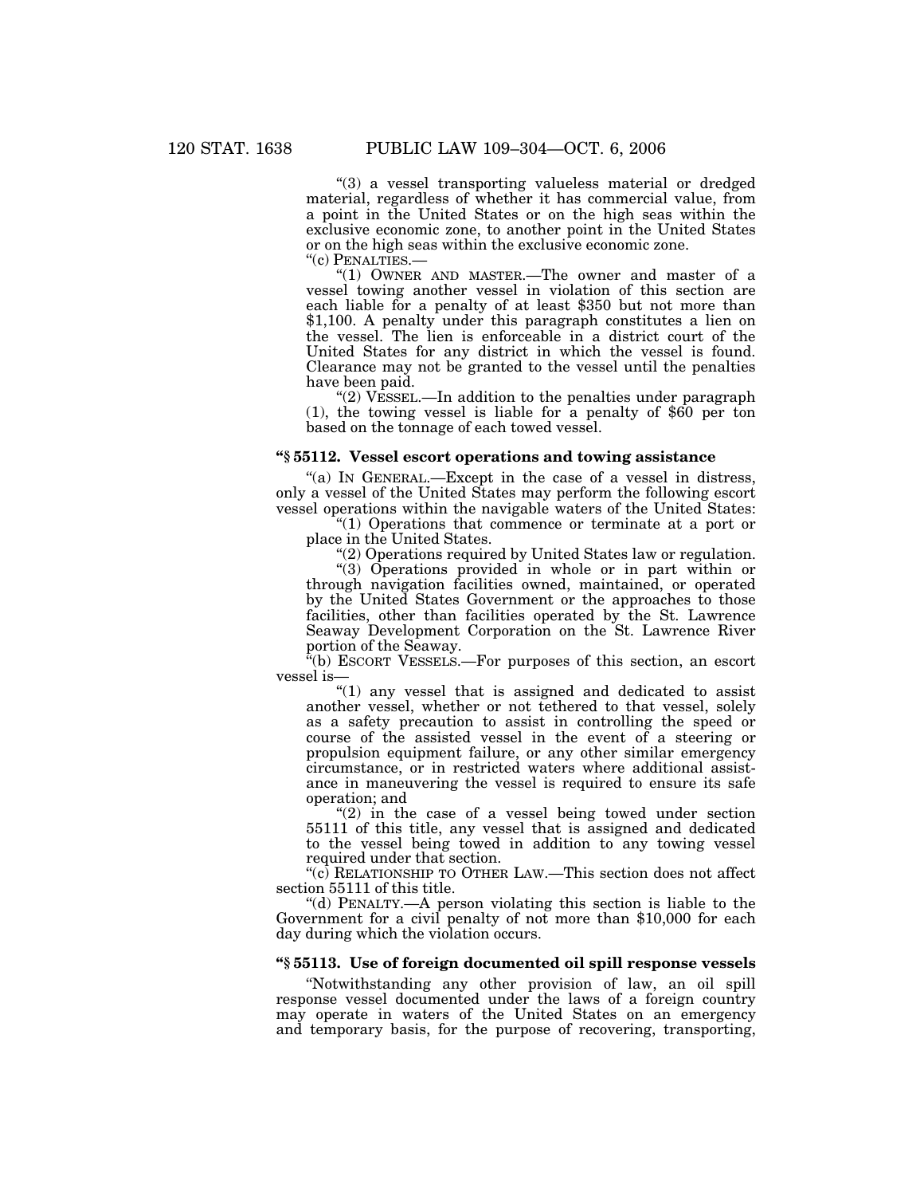"(3) a vessel transporting valueless material or dredged material, regardless of whether it has commercial value, from a point in the United States or on the high seas within the exclusive economic zone, to another point in the United States or on the high seas within the exclusive economic zone.

"(c) PENALTIES.—

"(1) OWNER AND MASTER.—The owner and master of a vessel towing another vessel in violation of this section are each liable for a penalty of at least $350 but not more than $1,100. A penalty under this paragraph constitutes a lien on the vessel. The lien is enforceable in a district court of the United States for any district in which the vessel is found. Clearance may not be granted to the vessel until the penalties have been paid.

"(2) VESSEL.—In addition to the penalties under paragraph (1), the towing vessel is liable for a penalty of $60 per ton based on the tonnage of each towed vessel.

### "§ 55112. Vessel escort operations and towing assistance

"(a) IN GENERAL.—Except in the case of a vessel in distress, only a vessel of the United States may perform the following escort vessel operations within the navigable waters of the United States:

"(1) Operations that commence or terminate at a port or place in the United States.

"(2) Operations required by United States law or regulation.

"(3) Operations provided in whole or in part within or through navigation facilities owned, maintained, or operated by the United States Government or the approaches to those facilities, other than facilities operated by the St. Lawrence Seaway Development Corporation on the St. Lawrence River portion of the Seaway.

"(b) ESCORT VESSELS.—For purposes of this section, an escort vessel is—

"(1) any vessel that is assigned and dedicated to assist another vessel, whether or not tethered to that vessel, solely as a safety precaution to assist in controlling the speed or course of the assisted vessel in the event of a steering or propulsion equipment failure, or any other similar emergency circumstance, or in restricted waters where additional assistance in maneuvering the vessel is required to ensure its safe operation; and

"(2) in the case of a vessel being towed under section 55111 of this title, any vessel that is assigned and dedicated to the vessel being towed in addition to any towing vessel required under that section.

"(c) RELATIONSHIP TO OTHER LAW.—This section does not affect section 55111 of this title.

"(d) PENALTY.—A person violating this section is liable to the Government for a civil penalty of not more than $10,000 for each day during which the violation occurs.

### "§ 55113. Use of foreign documented oil spill response vessels

"Notwithstanding any other provision of law, an oil spill response vessel documented under the laws of a foreign country may operate in waters of the United States on an emergency and temporary basis, for the purpose of recovering, transporting,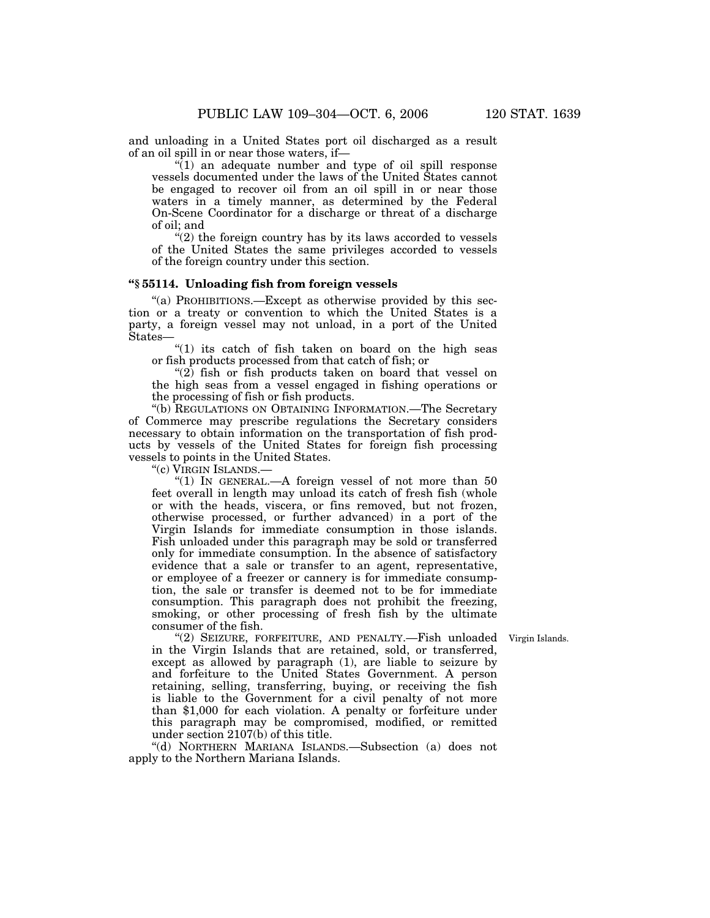and unloading in a United States port oil discharged as a result of an oil spill in or near those waters, if—

"(1) an adequate number and type of oil spill response vessels documented under the laws of the United States cannot be engaged to recover oil from an oil spill in or near those waters in a timely manner, as determined by the Federal On-Scene Coordinator for a discharge or threat of a discharge of oil; and

"(2) the foreign country has by its laws accorded to vessels of the United States the same privileges accorded to vessels of the foreign country under this section.

### "§ 55114. Unloading fish from foreign vessels

"(a) PROHIBITIONS.—Except as otherwise provided by this section or a treaty or convention to which the United States is a party, a foreign vessel may not unload, in a port of the United States—

"(1) its catch of fish taken on board on the high seas or fish products processed from that catch of fish; or

"(2) fish or fish products taken on board that vessel on the high seas from a vessel engaged in fishing operations or the processing of fish or fish products.

"(b) REGULATIONS ON OBTAINING INFORMATION.—The Secretary of Commerce may prescribe regulations the Secretary considers necessary to obtain information on the transportation of fish products by vessels of the United States for foreign fish processing vessels to points in the United States.

"(c) VIRGIN ISLANDS.—

"(1) IN GENERAL.—A foreign vessel of not more than 50 feet overall in length may unload its catch of fresh fish (whole or with the heads, viscera, or fins removed, but not frozen, otherwise processed, or further advanced) in a port of the Virgin Islands for immediate consumption in those islands. Fish unloaded under this paragraph may be sold or transferred only for immediate consumption. In the absence of satisfactory evidence that a sale or transfer to an agent, representative, or employee of a freezer or cannery is for immediate consumption, the sale or transfer is deemed not to be for immediate consumption. This paragraph does not prohibit the freezing, smoking, or other processing of fresh fish by the ultimate consumer of the fish.

Virgin Islands.

"(2) SEIZURE, FORFEITURE, AND PENALTY.—Fish unloaded in the Virgin Islands that are retained, sold, or transferred, except as allowed by paragraph (1), are liable to seizure by and forfeiture to the United States Government. A person retaining, selling, transferring, buying, or receiving the fish is liable to the Government for a civil penalty of not more than $1,000 for each violation. A penalty or forfeiture under this paragraph may be compromised, modified, or remitted under section 2107(b) of this title.

"(d) NORTHERN MARIANA ISLANDS.—Subsection (a) does not apply to the Northern Mariana Islands.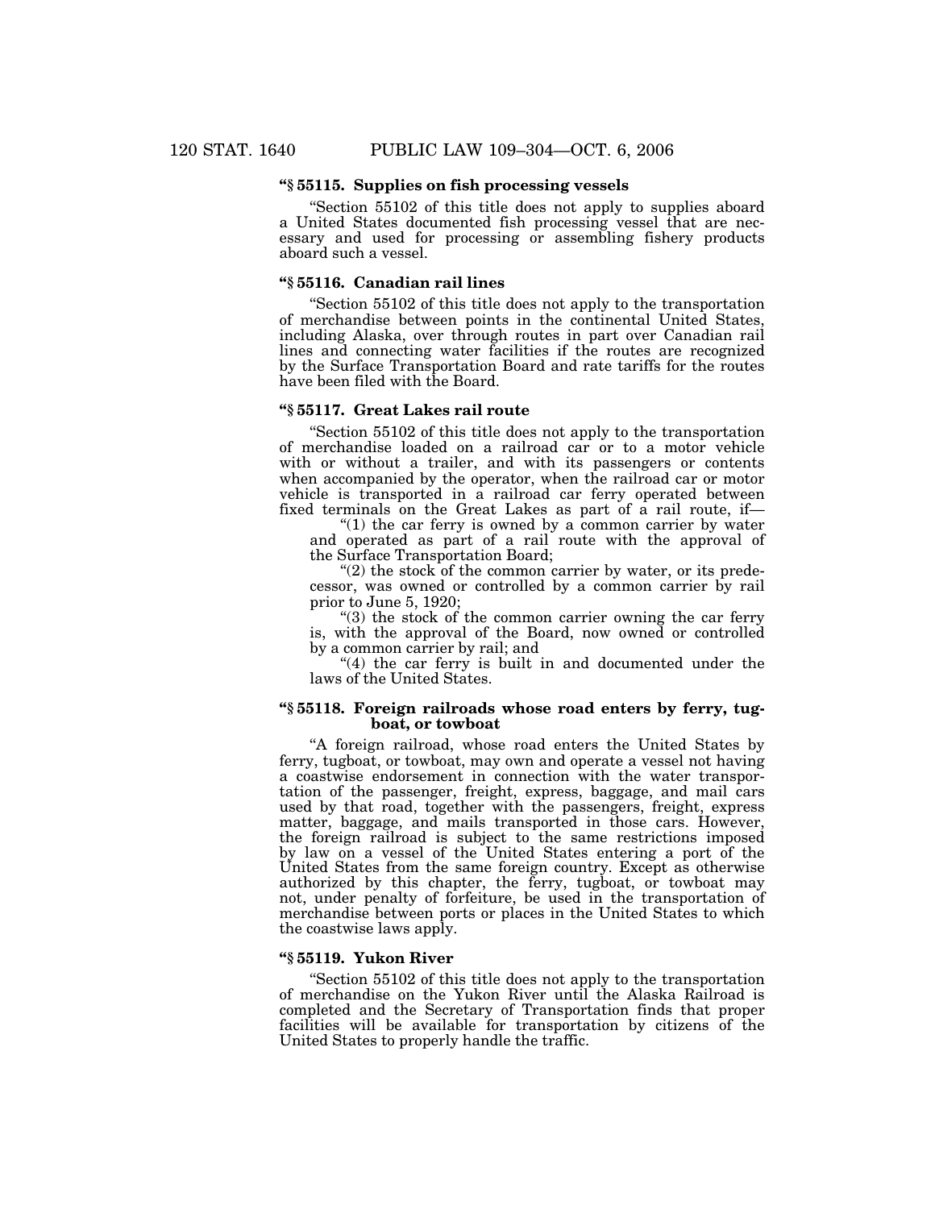**"§ 55115. Supplies on fish processing vessels**

"Section 55102 of this title does not apply to supplies aboard a United States documented fish processing vessel that are necessary and used for processing or assembling fishery products aboard such a vessel.

**"§ 55116. Canadian rail lines**

"Section 55102 of this title does not apply to the transportation of merchandise between points in the continental United States, including Alaska, over through routes in part over Canadian rail lines and connecting water facilities if the routes are recognized by the Surface Transportation Board and rate tariffs for the routes have been filed with the Board.

**"§ 55117. Great Lakes rail route**

"Section 55102 of this title does not apply to the transportation of merchandise loaded on a railroad car or to a motor vehicle with or without a trailer, and with its passengers or contents when accompanied by the operator, when the railroad car or motor vehicle is transported in a railroad car ferry operated between fixed terminals on the Great Lakes as part of a rail route, if—

"(1) the car ferry is owned by a common carrier by water and operated as part of a rail route with the approval of the Surface Transportation Board;

"(2) the stock of the common carrier by water, or its predecessor, was owned or controlled by a common carrier by rail prior to June 5, 1920;

"(3) the stock of the common carrier owning the car ferry is, with the approval of the Board, now owned or controlled by a common carrier by rail; and

"(4) the car ferry is built in and documented under the laws of the United States.

**"§ 55118. Foreign railroads whose road enters by ferry, tugboat, or towboat**

"A foreign railroad, whose road enters the United States by ferry, tugboat, or towboat, may own and operate a vessel not having a coastwise endorsement in connection with the water transportation of the passenger, freight, express, baggage, and mail cars used by that road, together with the passengers, freight, express matter, baggage, and mails transported in those cars. However, the foreign railroad is subject to the same restrictions imposed by law on a vessel of the United States entering a port of the United States from the same foreign country. Except as otherwise authorized by this chapter, the ferry, tugboat, or towboat may not, under penalty of forfeiture, be used in the transportation of merchandise between ports or places in the United States to which the coastwise laws apply.

**"§ 55119. Yukon River**

"Section 55102 of this title does not apply to the transportation of merchandise on the Yukon River until the Alaska Railroad is completed and the Secretary of Transportation finds that proper facilities will be available for transportation by citizens of the United States to properly handle the traffic.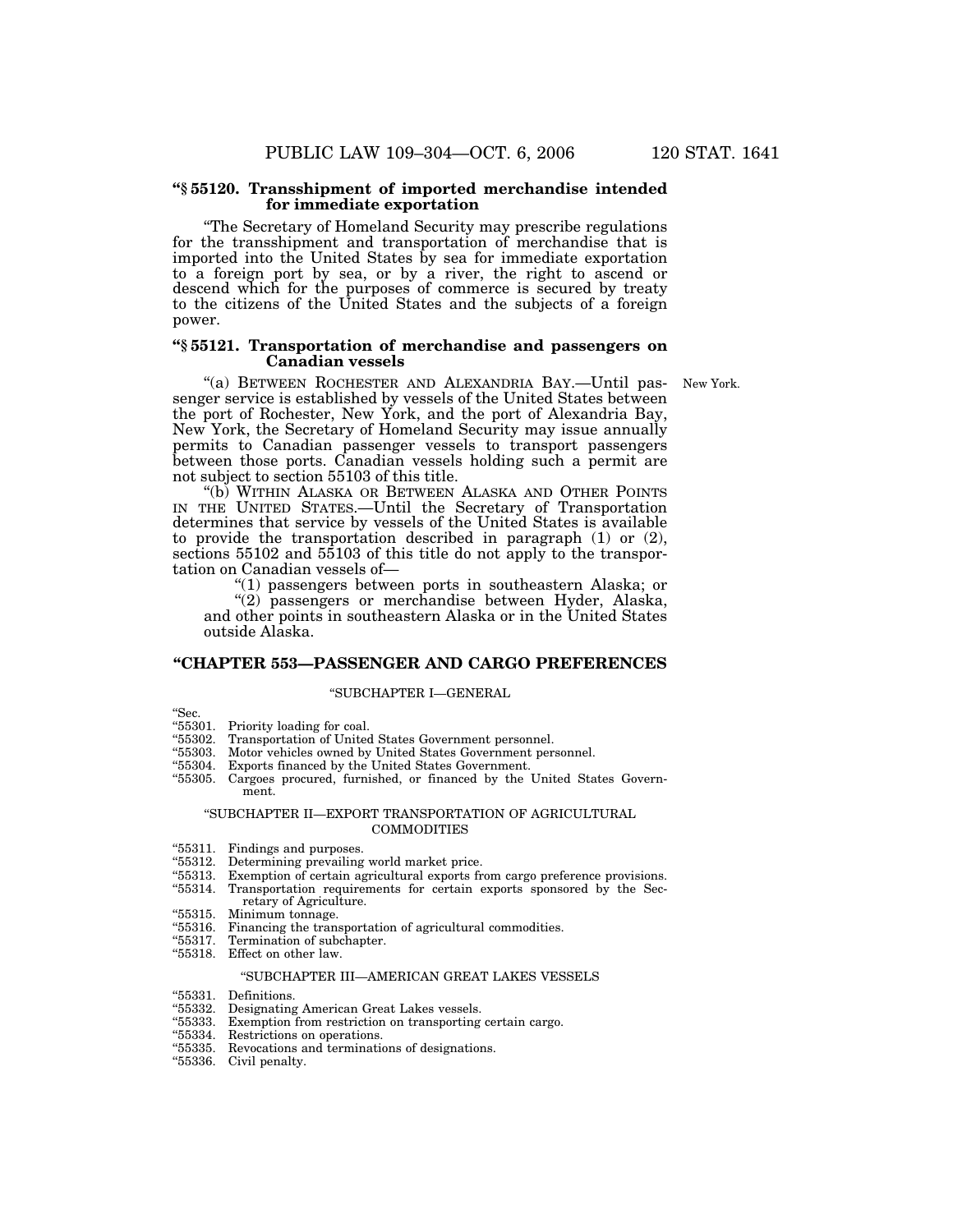**“§ 55120. Transshipment of imported merchandise intended for immediate exportation**

“The Secretary of Homeland Security may prescribe regulations for the transshipment and transportation of merchandise that is imported into the United States by sea for immediate exportation to a foreign port by sea, or by a river, the right to ascend or descend which for the purposes of commerce is secured by treaty to the citizens of the United States and the subjects of a foreign power.

**“§ 55121. Transportation of merchandise and passengers on Canadian vessels**

New York.

“(a) BETWEEN ROCHESTER AND ALEXANDRIA BAY.—Until passenger service is established by vessels of the United States between the port of Rochester, New York, and the port of Alexandria Bay, New York, the Secretary of Homeland Security may issue annually permits to Canadian passenger vessels to transport passengers between those ports. Canadian vessels holding such a permit are not subject to section 55103 of this title.

“(b) WITHIN ALASKA OR BETWEEN ALASKA AND OTHER POINTS IN THE UNITED STATES.—Until the Secretary of Transportation determines that service by vessels of the United States is available to provide the transportation described in paragraph (1) or (2), sections 55102 and 55103 of this title do not apply to the transportation on Canadian vessels of—

“(1) passengers between ports in southeastern Alaska; or

“(2) passengers or merchandise between Hyder, Alaska, and other points in southeastern Alaska or in the United States outside Alaska.

## “CHAPTER 553—PASSENGER AND CARGO PREFERENCES

“SUBCHAPTER I—GENERAL

“Sec.
“55301. Priority loading for coal.
“55302. Transportation of United States Government personnel.
“55303. Motor vehicles owned by United States Government personnel.
“55304. Exports financed by the United States Government.
“55305. Cargoes procured, furnished, or financed by the United States Government.

“SUBCHAPTER II—EXPORT TRANSPORTATION OF AGRICULTURAL COMMODITIES

“55311. Findings and purposes.
“55312. Determining prevailing world market price.
“55313. Exemption of certain agricultural exports from cargo preference provisions.
“55314. Transportation requirements for certain exports sponsored by the Secretary of Agriculture.
“55315. Minimum tonnage.
“55316. Financing the transportation of agricultural commodities.
“55317. Termination of subchapter.
“55318. Effect on other law.

“SUBCHAPTER III—AMERICAN GREAT LAKES VESSELS

“55331. Definitions.
“55332. Designating American Great Lakes vessels.
“55333. Exemption from restriction on transporting certain cargo.
“55334. Restrictions on operations.
“55335. Revocations and terminations of designations.
“55336. Civil penalty.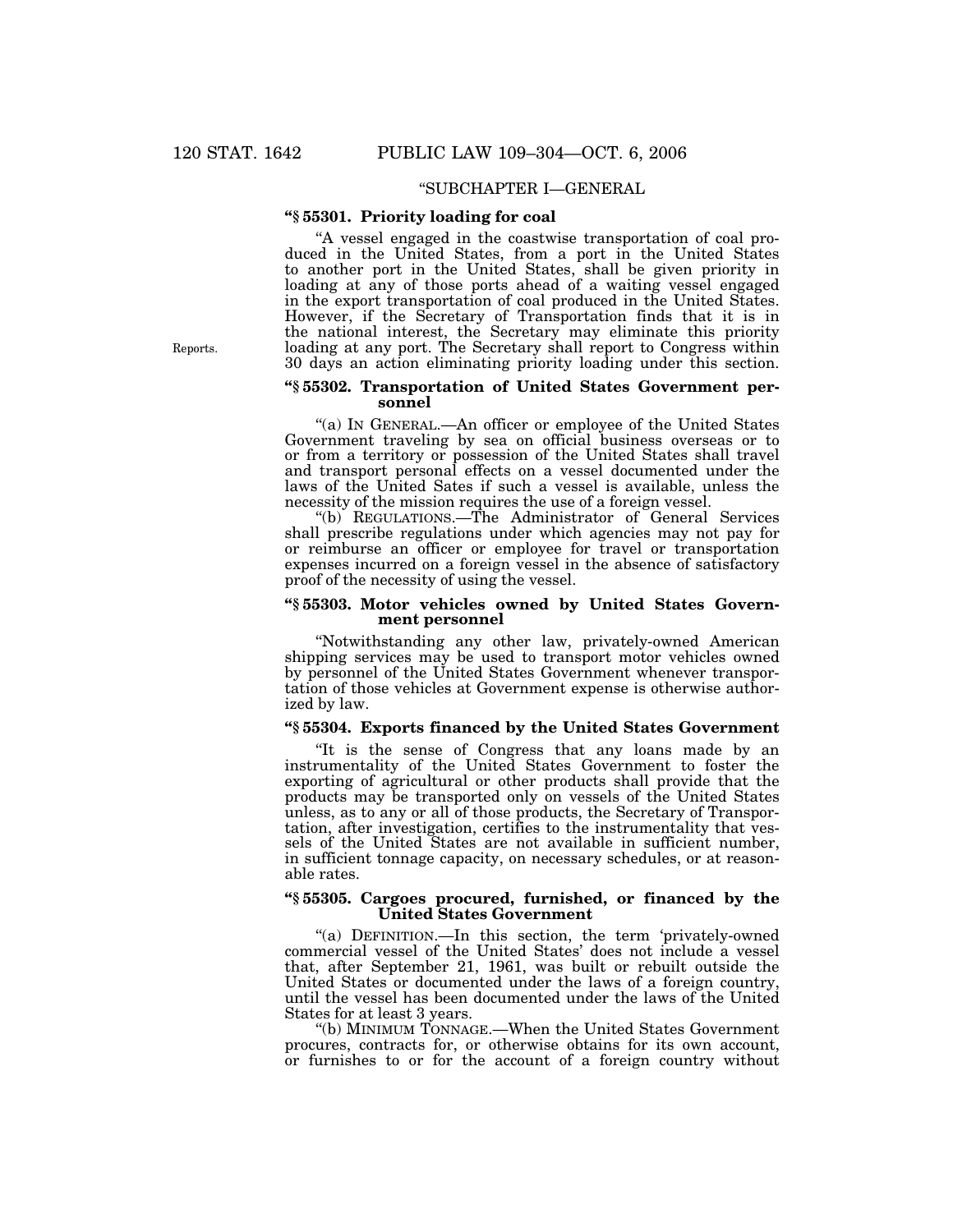"SUBCHAPTER I—GENERAL

**"§ 55301. Priority loading for coal**

"A vessel engaged in the coastwise transportation of coal produced in the United States, from a port in the United States to another port in the United States, shall be given priority in loading at any of those ports ahead of a waiting vessel engaged in the export transportation of coal produced in the United States. However, if the Secretary of Transportation finds that it is in the national interest, the Secretary may eliminate this priority loading at any port. The Secretary shall report to Congress within 30 days an action eliminating priority loading under this section.

Reports.

**"§ 55302. Transportation of United States Government personnel**

"(a) IN GENERAL.—An officer or employee of the United States Government traveling by sea on official business overseas or to or from a territory or possession of the United States shall travel and transport personal effects on a vessel documented under the laws of the United Sates if such a vessel is available, unless the necessity of the mission requires the use of a foreign vessel.

"(b) REGULATIONS.—The Administrator of General Services shall prescribe regulations under which agencies may not pay for or reimburse an officer or employee for travel or transportation expenses incurred on a foreign vessel in the absence of satisfactory proof of the necessity of using the vessel.

**"§ 55303. Motor vehicles owned by United States Government personnel**

"Notwithstanding any other law, privately-owned American shipping services may be used to transport motor vehicles owned by personnel of the United States Government whenever transportation of those vehicles at Government expense is otherwise authorized by law.

**"§ 55304. Exports financed by the United States Government**

"It is the sense of Congress that any loans made by an instrumentality of the United States Government to foster the exporting of agricultural or other products shall provide that the products may be transported only on vessels of the United States unless, as to any or all of those products, the Secretary of Transportation, after investigation, certifies to the instrumentality that vessels of the United States are not available in sufficient number, in sufficient tonnage capacity, on necessary schedules, or at reasonable rates.

**"§ 55305. Cargoes procured, furnished, or financed by the United States Government**

"(a) DEFINITION.—In this section, the term 'privately-owned commercial vessel of the United States' does not include a vessel that, after September 21, 1961, was built or rebuilt outside the United States or documented under the laws of a foreign country, until the vessel has been documented under the laws of the United States for at least 3 years.

"(b) MINIMUM TONNAGE.—When the United States Government procures, contracts for, or otherwise obtains for its own account, or furnishes to or for the account of a foreign country without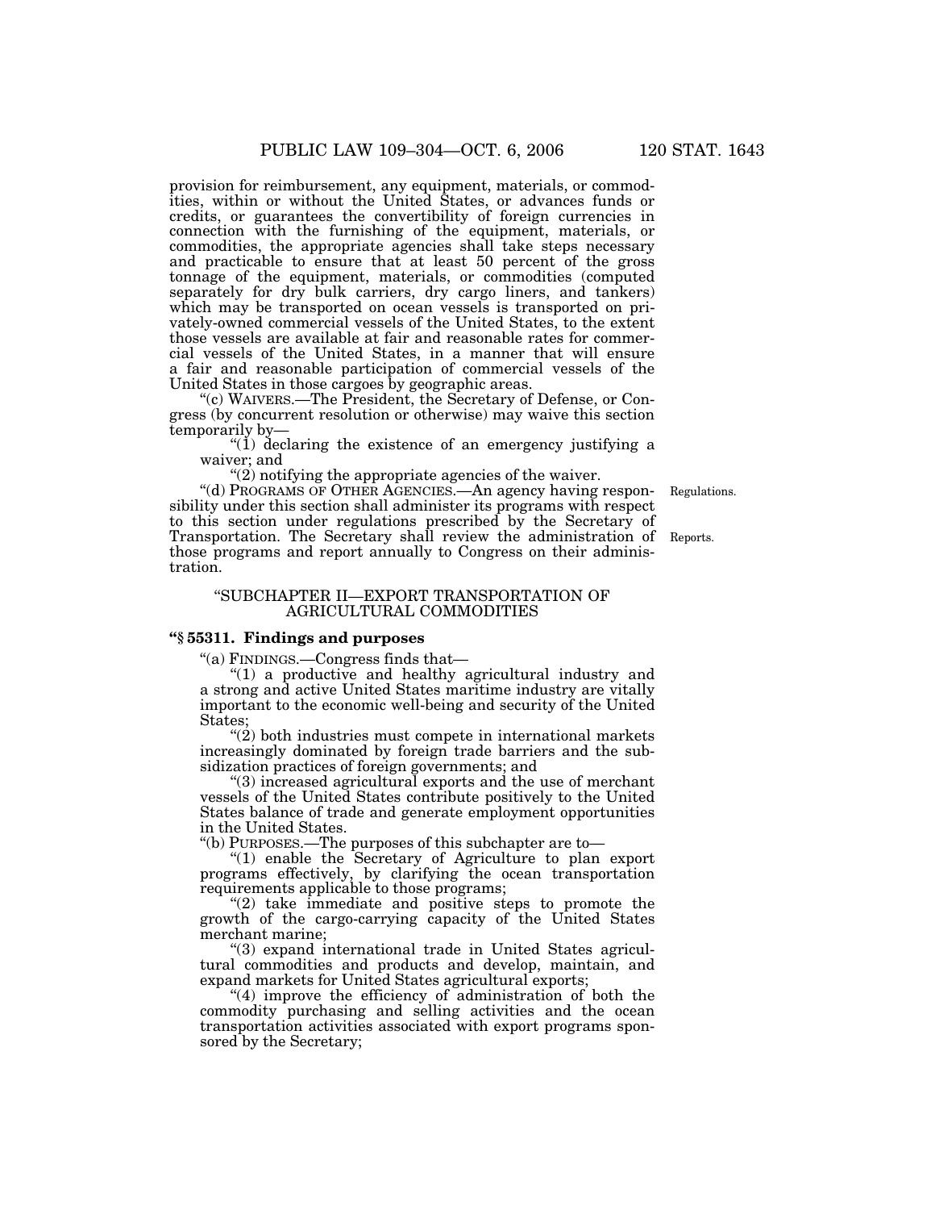provision for reimbursement, any equipment, materials, or commodities, within or without the United States, or advances funds or credits, or guarantees the convertibility of foreign currencies in connection with the furnishing of the equipment, materials, or commodities, the appropriate agencies shall take steps necessary and practicable to ensure that at least 50 percent of the gross tonnage of the equipment, materials, or commodities (computed separately for dry bulk carriers, dry cargo liners, and tankers) which may be transported on ocean vessels is transported on privately-owned commercial vessels of the United States, to the extent those vessels are available at fair and reasonable rates for commercial vessels of the United States, in a manner that will ensure a fair and reasonable participation of commercial vessels of the United States in those cargoes by geographic areas.

"(c) WAIVERS.—The President, the Secretary of Defense, or Congress (by concurrent resolution or otherwise) may waive this section temporarily by—

"(1) declaring the existence of an emergency justifying a waiver; and

"(2) notifying the appropriate agencies of the waiver.

"(d) PROGRAMS OF OTHER AGENCIES.—An agency having responsibility under this section shall administer its programs with respect to this section under regulations prescribed by the Secretary of Transportation. The Secretary shall review the administration of those programs and report annually to Congress on their administration.

Regulations.

Reports.

## "SUBCHAPTER II—EXPORT TRANSPORTATION OF AGRICULTURAL COMMODITIES

### "§ 55311. Findings and purposes

"(a) FINDINGS.—Congress finds that—

"(1) a productive and healthy agricultural industry and a strong and active United States maritime industry are vitally important to the economic well-being and security of the United States;

"(2) both industries must compete in international markets increasingly dominated by foreign trade barriers and the subsidization practices of foreign governments; and

"(3) increased agricultural exports and the use of merchant vessels of the United States contribute positively to the United States balance of trade and generate employment opportunities in the United States.

"(b) PURPOSES.—The purposes of this subchapter are to—

"(1) enable the Secretary of Agriculture to plan export programs effectively, by clarifying the ocean transportation requirements applicable to those programs;

"(2) take immediate and positive steps to promote the growth of the cargo-carrying capacity of the United States merchant marine;

"(3) expand international trade in United States agricultural commodities and products and develop, maintain, and expand markets for United States agricultural exports;

"(4) improve the efficiency of administration of both the commodity purchasing and selling activities and the ocean transportation activities associated with export programs sponsored by the Secretary;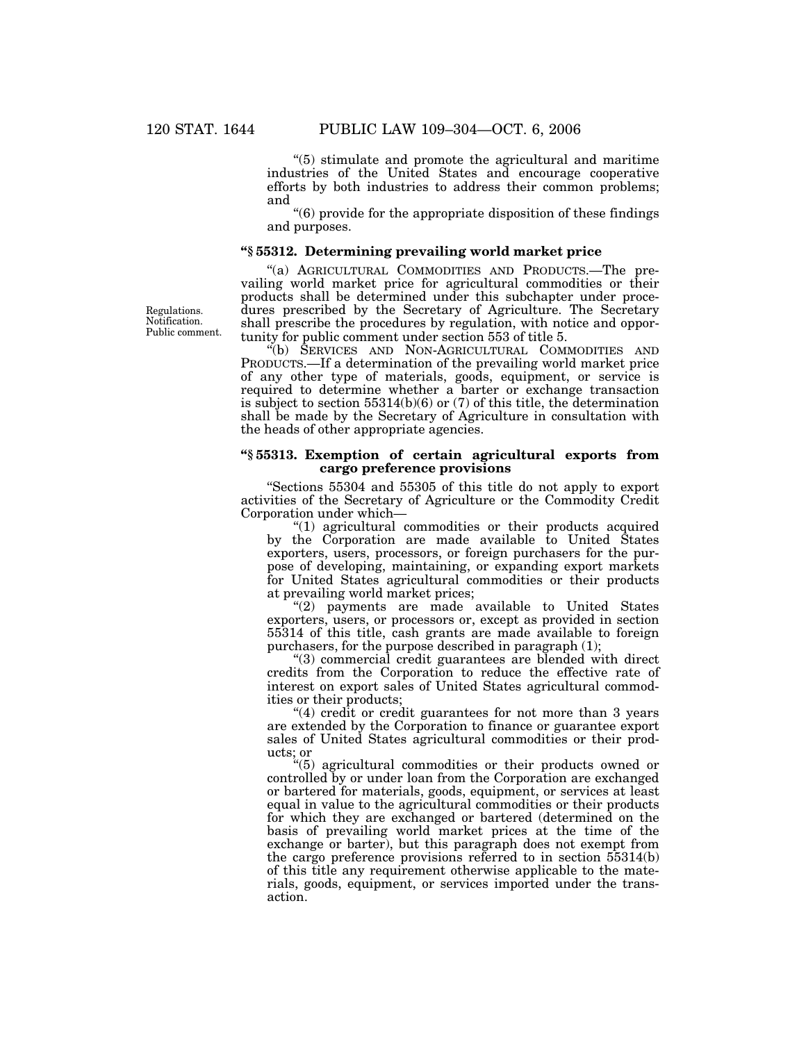"(5) stimulate and promote the agricultural and maritime industries of the United States and encourage cooperative efforts by both industries to address their common problems; and

"(6) provide for the appropriate disposition of these findings and purposes.

### "§ 55312. Determining prevailing world market price

"(a) AGRICULTURAL COMMODITIES AND PRODUCTS.—The prevailing world market price for agricultural commodities or their products shall be determined under this subchapter under procedures prescribed by the Secretary of Agriculture. The Secretary shall prescribe the procedures by regulation, with notice and opportunity for public comment under section 553 of title 5.

Regulations. Notification. Public comment.

"(b) SERVICES AND NON-AGRICULTURAL COMMODITIES AND PRODUCTS.—If a determination of the prevailing world market price of any other type of materials, goods, equipment, or service is required to determine whether a barter or exchange transaction is subject to section 55314(b)(6) or (7) of this title, the determination shall be made by the Secretary of Agriculture in consultation with the heads of other appropriate agencies.

### "§ 55313. Exemption of certain agricultural exports from cargo preference provisions

"Sections 55304 and 55305 of this title do not apply to export activities of the Secretary of Agriculture or the Commodity Credit Corporation under which—

"(1) agricultural commodities or their products acquired by the Corporation are made available to United States exporters, users, processors, or foreign purchasers for the purpose of developing, maintaining, or expanding export markets for United States agricultural commodities or their products at prevailing world market prices;

"(2) payments are made available to United States exporters, users, or processors or, except as provided in section 55314 of this title, cash grants are made available to foreign purchasers, for the purpose described in paragraph (1);

"(3) commercial credit guarantees are blended with direct credits from the Corporation to reduce the effective rate of interest on export sales of United States agricultural commodities or their products;

"(4) credit or credit guarantees for not more than 3 years are extended by the Corporation to finance or guarantee export sales of United States agricultural commodities or their products; or

"(5) agricultural commodities or their products owned or controlled by or under loan from the Corporation are exchanged or bartered for materials, goods, equipment, or services at least equal in value to the agricultural commodities or their products for which they are exchanged or bartered (determined on the basis of prevailing world market prices at the time of the exchange or barter), but this paragraph does not exempt from the cargo preference provisions referred to in section 55314(b) of this title any requirement otherwise applicable to the materials, goods, equipment, or services imported under the transaction.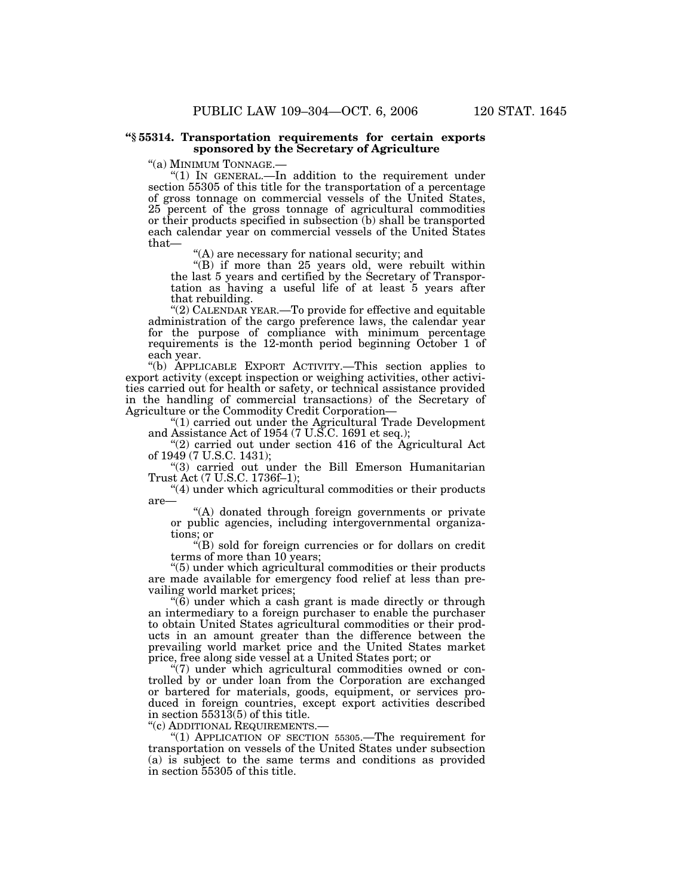**"§ 55314. Transportation requirements for certain exports sponsored by the Secretary of Agriculture**

"(a) MINIMUM TONNAGE.—

"(1) IN GENERAL.—In addition to the requirement under section 55305 of this title for the transportation of a percentage of gross tonnage on commercial vessels of the United States, 25 percent of the gross tonnage of agricultural commodities or their products specified in subsection (b) shall be transported each calendar year on commercial vessels of the United States that—

"(A) are necessary for national security; and

"(B) if more than 25 years old, were rebuilt within the last 5 years and certified by the Secretary of Transportation as having a useful life of at least 5 years after that rebuilding.

"(2) CALENDAR YEAR.—To provide for effective and equitable administration of the cargo preference laws, the calendar year for the purpose of compliance with minimum percentage requirements is the 12-month period beginning October 1 of each year.

"(b) APPLICABLE EXPORT ACTIVITY.—This section applies to export activity (except inspection or weighing activities, other activities carried out for health or safety, or technical assistance provided in the handling of commercial transactions) of the Secretary of Agriculture or the Commodity Credit Corporation—

"(1) carried out under the Agricultural Trade Development and Assistance Act of 1954 (7 U.S.C. 1691 et seq.);

"(2) carried out under section 416 of the Agricultural Act of 1949 (7 U.S.C. 1431);

"(3) carried out under the Bill Emerson Humanitarian Trust Act (7 U.S.C. 1736f–1);

"(4) under which agricultural commodities or their products are—

"(A) donated through foreign governments or private or public agencies, including intergovernmental organizations; or

"(B) sold for foreign currencies or for dollars on credit terms of more than 10 years;

"(5) under which agricultural commodities or their products are made available for emergency food relief at less than prevailing world market prices;

"(6) under which a cash grant is made directly or through an intermediary to a foreign purchaser to enable the purchaser to obtain United States agricultural commodities or their products in an amount greater than the difference between the prevailing world market price and the United States market price, free along side vessel at a United States port; or

"(7) under which agricultural commodities owned or controlled by or under loan from the Corporation are exchanged or bartered for materials, goods, equipment, or services produced in foreign countries, except export activities described in section 55313(5) of this title.

"(c) ADDITIONAL REQUIREMENTS.—

"(1) APPLICATION OF SECTION 55305.—The requirement for transportation on vessels of the United States under subsection (a) is subject to the same terms and conditions as provided in section 55305 of this title.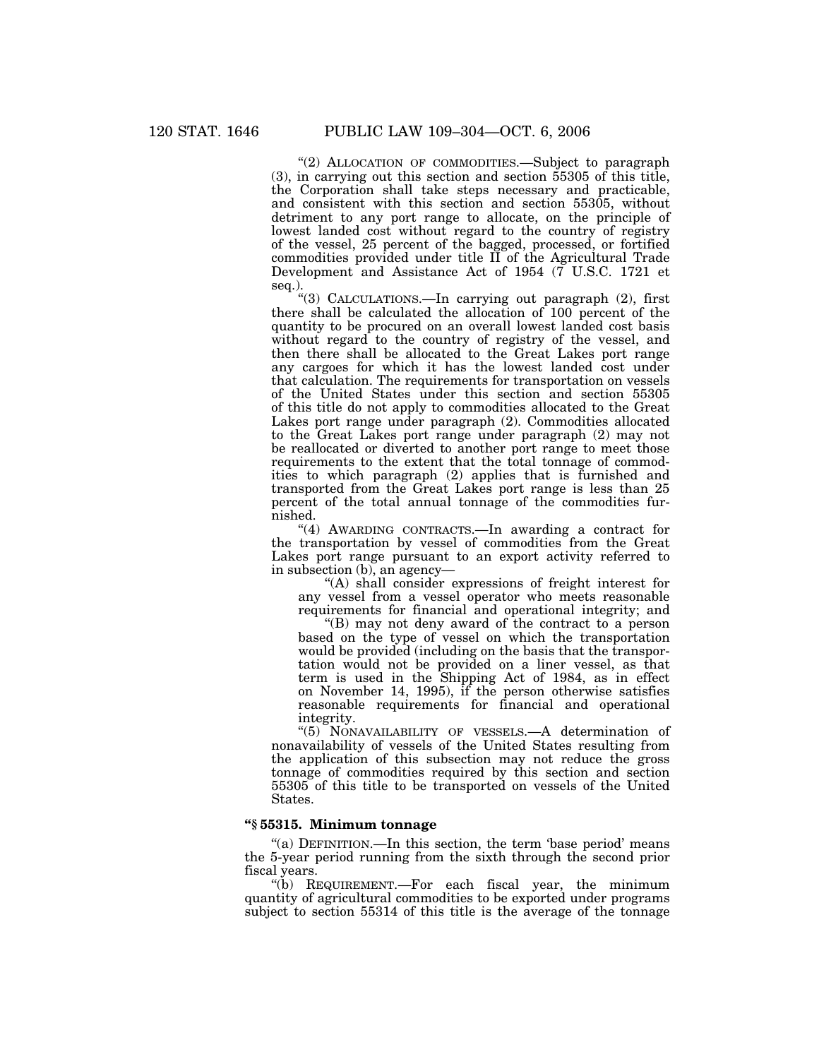"(2) ALLOCATION OF COMMODITIES.—Subject to paragraph (3), in carrying out this section and section 55305 of this title, the Corporation shall take steps necessary and practicable, and consistent with this section and section 55305, without detriment to any port range to allocate, on the principle of lowest landed cost without regard to the country of registry of the vessel, 25 percent of the bagged, processed, or fortified commodities provided under title II of the Agricultural Trade Development and Assistance Act of 1954 (7 U.S.C. 1721 et seq.).

"(3) CALCULATIONS.—In carrying out paragraph (2), first there shall be calculated the allocation of 100 percent of the quantity to be procured on an overall lowest landed cost basis without regard to the country of registry of the vessel, and then there shall be allocated to the Great Lakes port range any cargoes for which it has the lowest landed cost under that calculation. The requirements for transportation on vessels of the United States under this section and section 55305 of this title do not apply to commodities allocated to the Great Lakes port range under paragraph (2). Commodities allocated to the Great Lakes port range under paragraph (2) may not be reallocated or diverted to another port range to meet those requirements to the extent that the total tonnage of commodities to which paragraph (2) applies that is furnished and transported from the Great Lakes port range is less than 25 percent of the total annual tonnage of the commodities furnished.

"(4) AWARDING CONTRACTS.—In awarding a contract for the transportation by vessel of commodities from the Great Lakes port range pursuant to an export activity referred to in subsection (b), an agency—

"(A) shall consider expressions of freight interest for any vessel from a vessel operator who meets reasonable requirements for financial and operational integrity; and

"(B) may not deny award of the contract to a person based on the type of vessel on which the transportation would be provided (including on the basis that the transportation would not be provided on a liner vessel, as that term is used in the Shipping Act of 1984, as in effect on November 14, 1995), if the person otherwise satisfies reasonable requirements for financial and operational integrity.

"(5) NONAVAILABILITY OF VESSELS.—A determination of nonavailability of vessels of the United States resulting from the application of this subsection may not reduce the gross tonnage of commodities required by this section and section 55305 of this title to be transported on vessels of the United States.

**"§ 55315. Minimum tonnage**

"(a) DEFINITION.—In this section, the term 'base period' means the 5-year period running from the sixth through the second prior fiscal years.

"(b) REQUIREMENT.—For each fiscal year, the minimum quantity of agricultural commodities to be exported under programs subject to section 55314 of this title is the average of the tonnage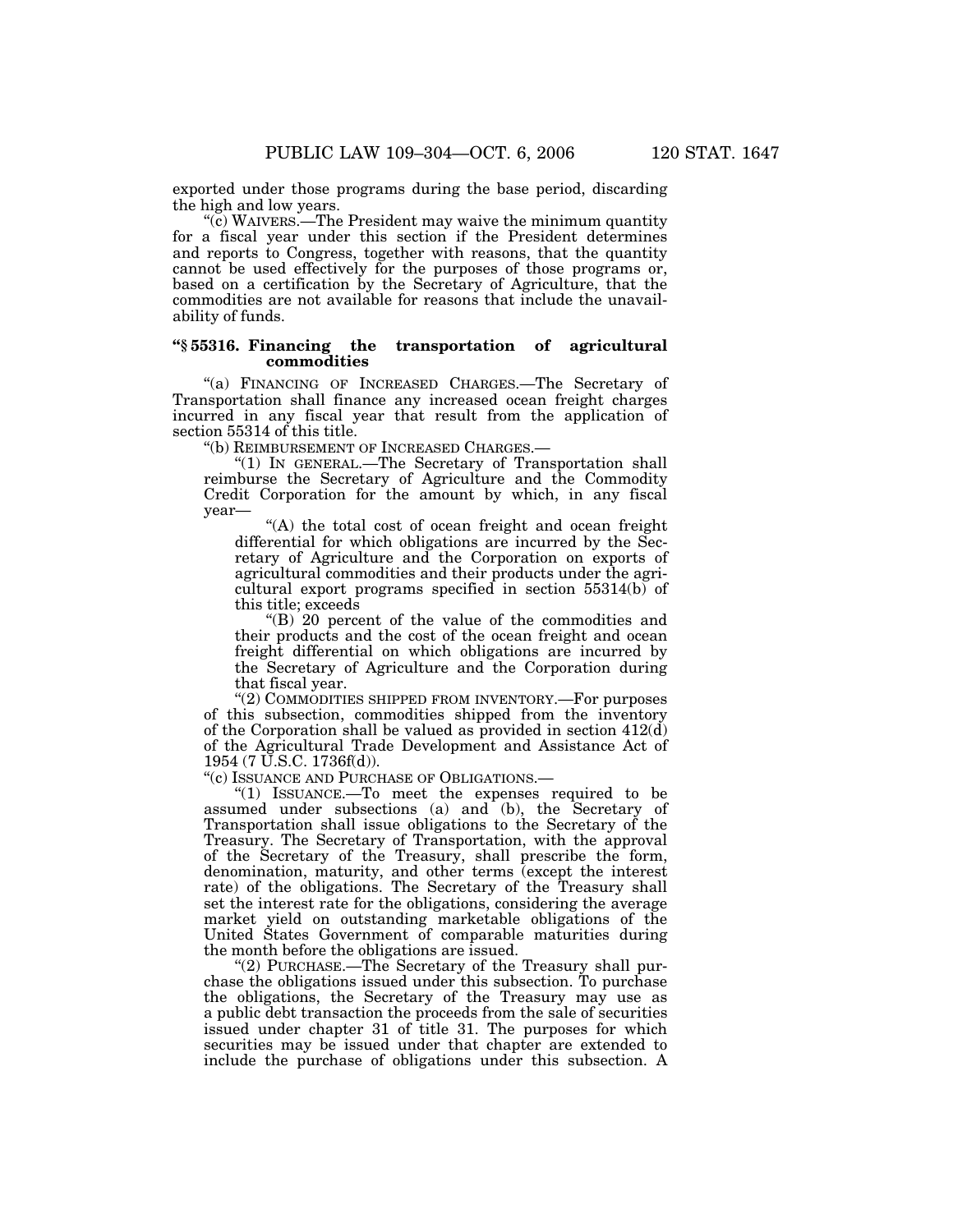exported under those programs during the base period, discarding the high and low years.

"(c) WAIVERS.—The President may waive the minimum quantity for a fiscal year under this section if the President determines and reports to Congress, together with reasons, that the quantity cannot be used effectively for the purposes of those programs or, based on a certification by the Secretary of Agriculture, that the commodities are not available for reasons that include the unavailability of funds.

### "§ 55316. Financing the transportation of agricultural commodities

"(a) FINANCING OF INCREASED CHARGES.—The Secretary of Transportation shall finance any increased ocean freight charges incurred in any fiscal year that result from the application of section 55314 of this title.

"(b) REIMBURSEMENT OF INCREASED CHARGES.—

"(1) IN GENERAL.—The Secretary of Transportation shall reimburse the Secretary of Agriculture and the Commodity Credit Corporation for the amount by which, in any fiscal year—

"(A) the total cost of ocean freight and ocean freight differential for which obligations are incurred by the Secretary of Agriculture and the Corporation on exports of agricultural commodities and their products under the agricultural export programs specified in section 55314(b) of this title; exceeds

"(B) 20 percent of the value of the commodities and their products and the cost of the ocean freight and ocean freight differential on which obligations are incurred by the Secretary of Agriculture and the Corporation during that fiscal year.

"(2) COMMODITIES SHIPPED FROM INVENTORY.—For purposes of this subsection, commodities shipped from the inventory of the Corporation shall be valued as provided in section 412(d) of the Agricultural Trade Development and Assistance Act of 1954 (7 U.S.C. 1736f(d)).

"(c) ISSUANCE AND PURCHASE OF OBLIGATIONS.—

"(1) ISSUANCE.—To meet the expenses required to be assumed under subsections (a) and (b), the Secretary of Transportation shall issue obligations to the Secretary of the Treasury. The Secretary of Transportation, with the approval of the Secretary of the Treasury, shall prescribe the form, denomination, maturity, and other terms (except the interest rate) of the obligations. The Secretary of the Treasury shall set the interest rate for the obligations, considering the average market yield on outstanding marketable obligations of the United States Government of comparable maturities during the month before the obligations are issued.

"(2) PURCHASE.—The Secretary of the Treasury shall purchase the obligations issued under this subsection. To purchase the obligations, the Secretary of the Treasury may use as a public debt transaction the proceeds from the sale of securities issued under chapter 31 of title 31. The purposes for which securities may be issued under that chapter are extended to include the purchase of obligations under this subsection. A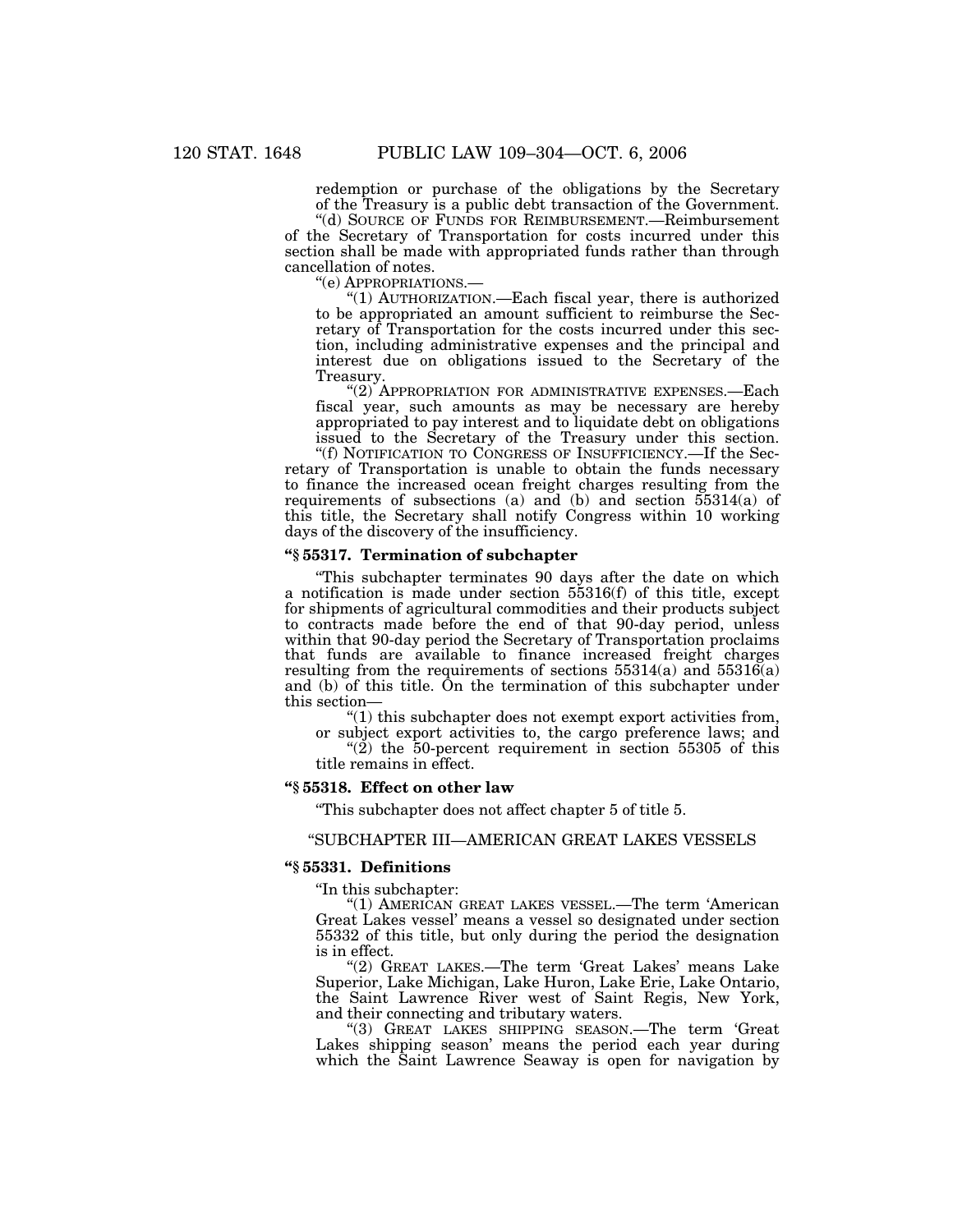redemption or purchase of the obligations by the Secretary of the Treasury is a public debt transaction of the Government.

"(d) SOURCE OF FUNDS FOR REIMBURSEMENT.—Reimbursement of the Secretary of Transportation for costs incurred under this section shall be made with appropriated funds rather than through cancellation of notes.

"(e) APPROPRIATIONS.—

"(1) AUTHORIZATION.—Each fiscal year, there is authorized to be appropriated an amount sufficient to reimburse the Secretary of Transportation for the costs incurred under this section, including administrative expenses and the principal and interest due on obligations issued to the Secretary of the Treasury.

"(2) APPROPRIATION FOR ADMINISTRATIVE EXPENSES.—Each fiscal year, such amounts as may be necessary are hereby appropriated to pay interest and to liquidate debt on obligations issued to the Secretary of the Treasury under this section.

"(f) NOTIFICATION TO CONGRESS OF INSUFFICIENCY.—If the Secretary of Transportation is unable to obtain the funds necessary to finance the increased ocean freight charges resulting from the requirements of subsections (a) and (b) and section 55314(a) of this title, the Secretary shall notify Congress within 10 working days of the discovery of the insufficiency.

### "§ 55317. Termination of subchapter

"This subchapter terminates 90 days after the date on which a notification is made under section 55316(f) of this title, except for shipments of agricultural commodities and their products subject to contracts made before the end of that 90-day period, unless within that 90-day period the Secretary of Transportation proclaims that funds are available to finance increased freight charges resulting from the requirements of sections 55314(a) and 55316(a) and (b) of this title. On the termination of this subchapter under this section—

"(1) this subchapter does not exempt export activities from, or subject export activities to, the cargo preference laws; and

"(2) the 50-percent requirement in section 55305 of this title remains in effect.

### "§ 55318. Effect on other law

"This subchapter does not affect chapter 5 of title 5.

## "SUBCHAPTER III—AMERICAN GREAT LAKES VESSELS

### "§ 55331. Definitions

"In this subchapter:

"(1) AMERICAN GREAT LAKES VESSEL.—The term 'American Great Lakes vessel' means a vessel so designated under section 55332 of this title, but only during the period the designation is in effect.

"(2) GREAT LAKES.—The term 'Great Lakes' means Lake Superior, Lake Michigan, Lake Huron, Lake Erie, Lake Ontario, the Saint Lawrence River west of Saint Regis, New York, and their connecting and tributary waters.

"(3) GREAT LAKES SHIPPING SEASON.—The term 'Great Lakes shipping season' means the period each year during which the Saint Lawrence Seaway is open for navigation by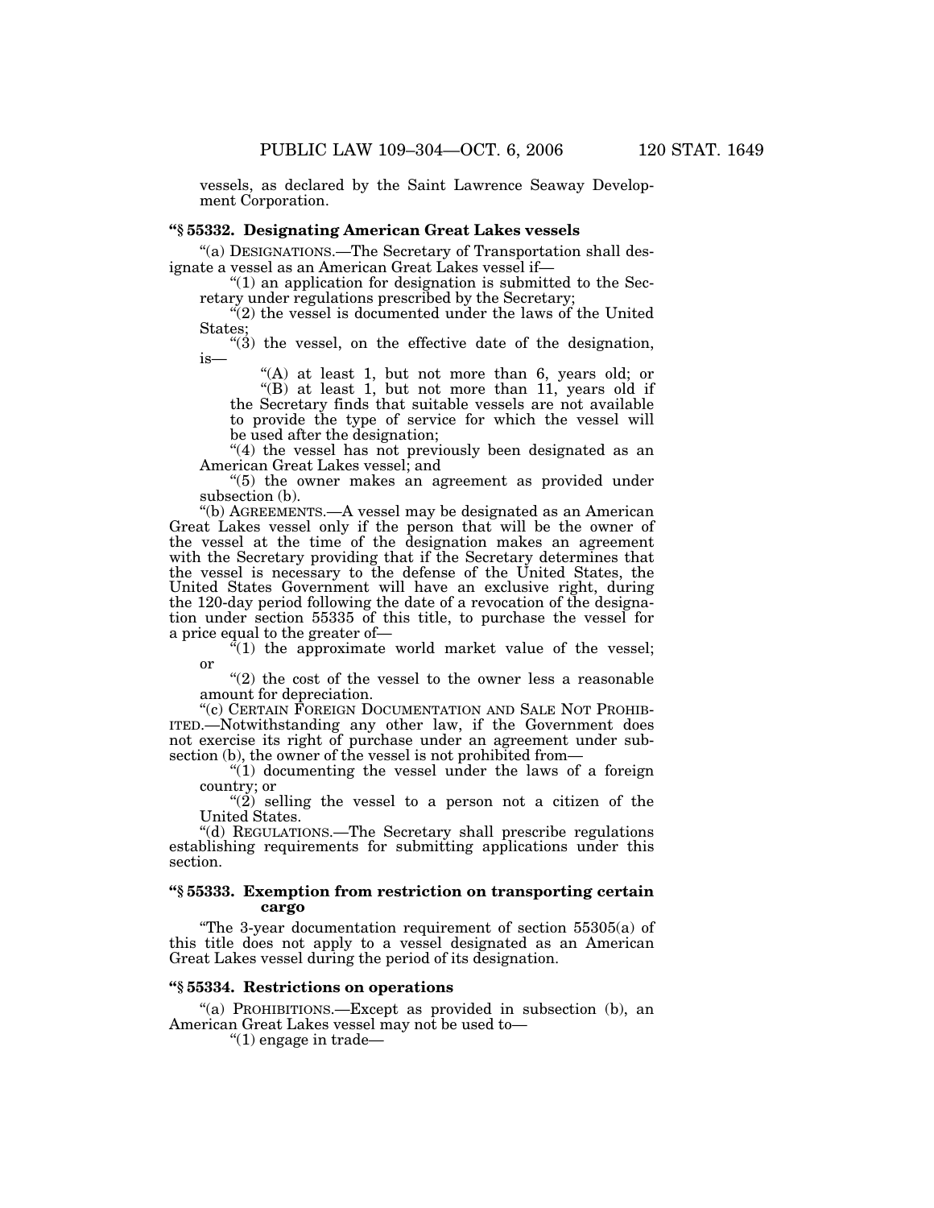vessels, as declared by the Saint Lawrence Seaway Development Corporation.

### "§ 55332. Designating American Great Lakes vessels

"(a) DESIGNATIONS.—The Secretary of Transportation shall designate a vessel as an American Great Lakes vessel if—

"(1) an application for designation is submitted to the Secretary under regulations prescribed by the Secretary;

"(2) the vessel is documented under the laws of the United States;

"(3) the vessel, on the effective date of the designation, is—

"(A) at least 1, but not more than 6, years old; or

"(B) at least 1, but not more than 11, years old if the Secretary finds that suitable vessels are not available to provide the type of service for which the vessel will be used after the designation;

"(4) the vessel has not previously been designated as an American Great Lakes vessel; and

"(5) the owner makes an agreement as provided under subsection (b).

"(b) AGREEMENTS.—A vessel may be designated as an American Great Lakes vessel only if the person that will be the owner of the vessel at the time of the designation makes an agreement with the Secretary providing that if the Secretary determines that the vessel is necessary to the defense of the United States, the United States Government will have an exclusive right, during the 120-day period following the date of a revocation of the designation under section 55335 of this title, to purchase the vessel for a price equal to the greater of—

"(1) the approximate world market value of the vessel; or

"(2) the cost of the vessel to the owner less a reasonable amount for depreciation.

"(c) CERTAIN FOREIGN DOCUMENTATION AND SALE NOT PROHIBITED.—Notwithstanding any other law, if the Government does not exercise its right of purchase under an agreement under subsection (b), the owner of the vessel is not prohibited from—

"(1) documenting the vessel under the laws of a foreign country; or

"(2) selling the vessel to a person not a citizen of the United States.

"(d) REGULATIONS.—The Secretary shall prescribe regulations establishing requirements for submitting applications under this section.

### "§ 55333. Exemption from restriction on transporting certain cargo

"The 3-year documentation requirement of section 55305(a) of this title does not apply to a vessel designated as an American Great Lakes vessel during the period of its designation.

### "§ 55334. Restrictions on operations

"(a) PROHIBITIONS.—Except as provided in subsection (b), an American Great Lakes vessel may not be used to—

"(1) engage in trade—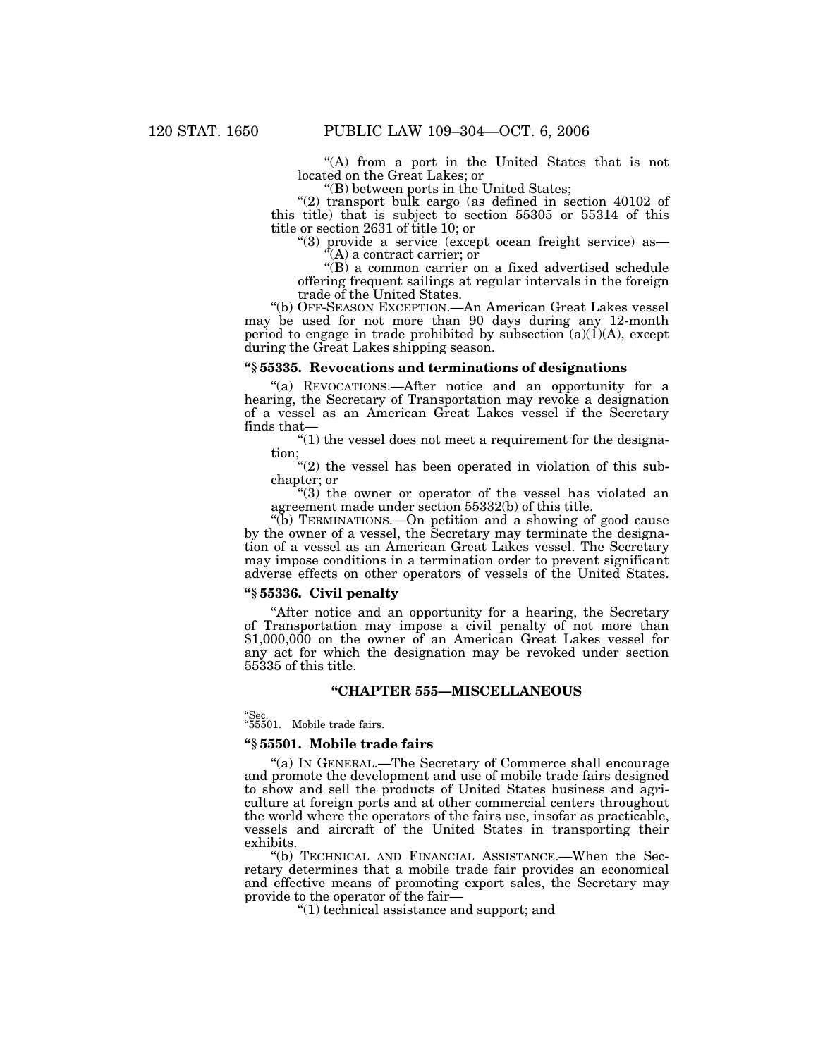"(A) from a port in the United States that is not located on the Great Lakes; or

"(B) between ports in the United States;

"(2) transport bulk cargo (as defined in section 40102 of this title) that is subject to section 55305 or 55314 of this title or section 2631 of title 10; or

"(3) provide a service (except ocean freight service) as—

"(A) a contract carrier; or

"(B) a common carrier on a fixed advertised schedule offering frequent sailings at regular intervals in the foreign trade of the United States.

"(b) OFF-SEASON EXCEPTION.—An American Great Lakes vessel may be used for not more than 90 days during any 12-month period to engage in trade prohibited by subsection (a)(1)(A), except during the Great Lakes shipping season.

### "§ 55335. Revocations and terminations of designations

"(a) REVOCATIONS.—After notice and an opportunity for a hearing, the Secretary of Transportation may revoke a designation of a vessel as an American Great Lakes vessel if the Secretary finds that—

"(1) the vessel does not meet a requirement for the designation;

"(2) the vessel has been operated in violation of this subchapter; or

"(3) the owner or operator of the vessel has violated an agreement made under section 55332(b) of this title.

"(b) TERMINATIONS.—On petition and a showing of good cause by the owner of a vessel, the Secretary may terminate the designation of a vessel as an American Great Lakes vessel. The Secretary may impose conditions in a termination order to prevent significant adverse effects on other operators of vessels of the United States.

### "§ 55336. Civil penalty

"After notice and an opportunity for a hearing, the Secretary of Transportation may impose a civil penalty of not more than $1,000,000 on the owner of an American Great Lakes vessel for any act for which the designation may be revoked under section 55335 of this title.

## "CHAPTER 555—MISCELLANEOUS

"Sec.
"55501. Mobile trade fairs.

### "§ 55501. Mobile trade fairs

"(a) IN GENERAL.—The Secretary of Commerce shall encourage and promote the development and use of mobile trade fairs designed to show and sell the products of United States business and agriculture at foreign ports and at other commercial centers throughout the world where the operators of the fairs use, insofar as practicable, vessels and aircraft of the United States in transporting their exhibits.

"(b) TECHNICAL AND FINANCIAL ASSISTANCE.—When the Secretary determines that a mobile trade fair provides an economical and effective means of promoting export sales, the Secretary may provide to the operator of the fair—

"(1) technical assistance and support; and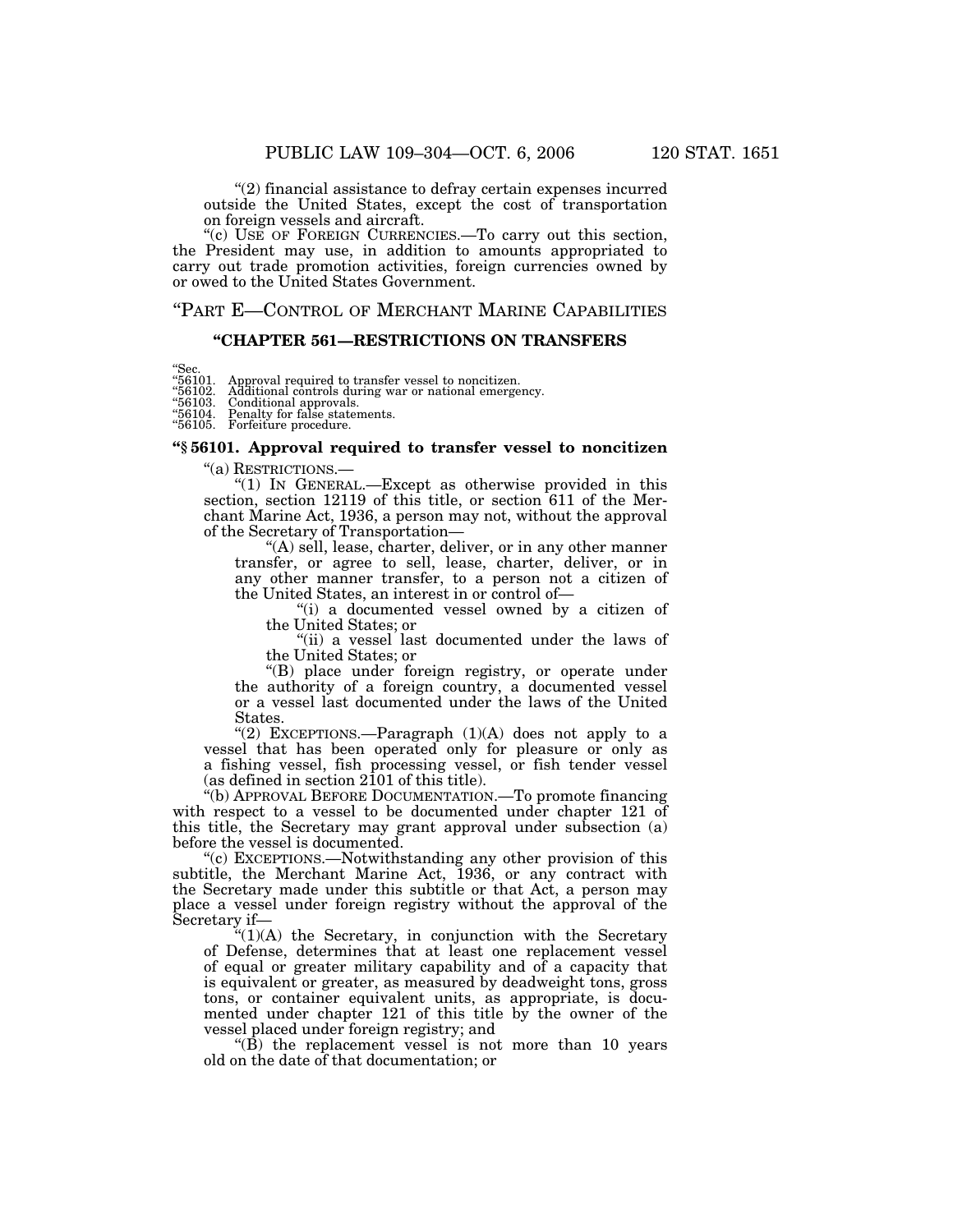"(2) financial assistance to defray certain expenses incurred outside the United States, except the cost of transportation on foreign vessels and aircraft.

"(c) USE OF FOREIGN CURRENCIES.—To carry out this section, the President may use, in addition to amounts appropriated to carry out trade promotion activities, foreign currencies owned by or owed to the United States Government.

## "PART E—CONTROL OF MERCHANT MARINE CAPABILITIES

### "CHAPTER 561—RESTRICTIONS ON TRANSFERS

"Sec.
"56101. Approval required to transfer vessel to noncitizen.
"56102. Additional controls during war or national emergency.
"56103. Conditional approvals.
"56104. Penalty for false statements.
"56105. Forfeiture procedure.

**"§ 56101. Approval required to transfer vessel to noncitizen**

"(a) RESTRICTIONS.—

"(1) IN GENERAL.—Except as otherwise provided in this section, section 12119 of this title, or section 611 of the Merchant Marine Act, 1936, a person may not, without the approval of the Secretary of Transportation—

"(A) sell, lease, charter, deliver, or in any other manner transfer, or agree to sell, lease, charter, deliver, or in any other manner transfer, to a person not a citizen of the United States, an interest in or control of—

"(i) a documented vessel owned by a citizen of the United States; or

"(ii) a vessel last documented under the laws of the United States; or

"(B) place under foreign registry, or operate under the authority of a foreign country, a documented vessel or a vessel last documented under the laws of the United States.

"(2) EXCEPTIONS.—Paragraph (1)(A) does not apply to a vessel that has been operated only for pleasure or only as a fishing vessel, fish processing vessel, or fish tender vessel (as defined in section 2101 of this title).

"(b) APPROVAL BEFORE DOCUMENTATION.—To promote financing with respect to a vessel to be documented under chapter 121 of this title, the Secretary may grant approval under subsection (a) before the vessel is documented.

"(c) EXCEPTIONS.—Notwithstanding any other provision of this subtitle, the Merchant Marine Act, 1936, or any contract with the Secretary made under this subtitle or that Act, a person may place a vessel under foreign registry without the approval of the Secretary if—

"(1)(A) the Secretary, in conjunction with the Secretary of Defense, determines that at least one replacement vessel of equal or greater military capability and of a capacity that is equivalent or greater, as measured by deadweight tons, gross tons, or container equivalent units, as appropriate, is documented under chapter 121 of this title by the owner of the vessel placed under foreign registry; and

"(B) the replacement vessel is not more than 10 years old on the date of that documentation; or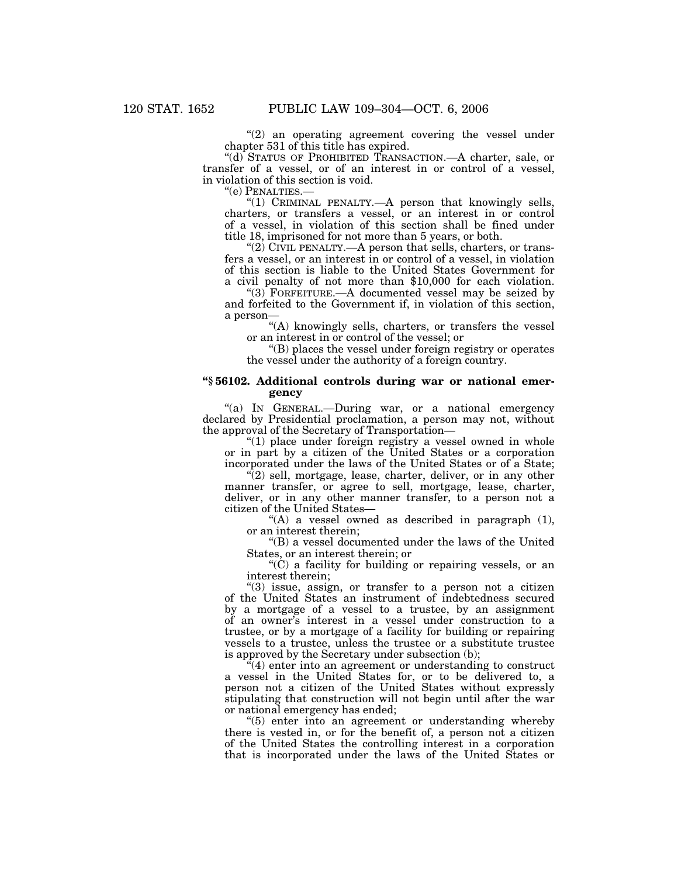"(2) an operating agreement covering the vessel under chapter 531 of this title has expired.

"(d) STATUS OF PROHIBITED TRANSACTION.—A charter, sale, or transfer of a vessel, or of an interest in or control of a vessel, in violation of this section is void.

"(e) PENALTIES.—

"(1) CRIMINAL PENALTY.—A person that knowingly sells, charters, or transfers a vessel, or an interest in or control of a vessel, in violation of this section shall be fined under title 18, imprisoned for not more than 5 years, or both.

"(2) CIVIL PENALTY.—A person that sells, charters, or transfers a vessel, or an interest in or control of a vessel, in violation of this section is liable to the United States Government for a civil penalty of not more than $10,000 for each violation.

"(3) FORFEITURE.—A documented vessel may be seized by and forfeited to the Government if, in violation of this section, a person—

"(A) knowingly sells, charters, or transfers the vessel or an interest in or control of the vessel; or

"(B) places the vessel under foreign registry or operates the vessel under the authority of a foreign country.

### "§ 56102. Additional controls during war or national emergency

"(a) IN GENERAL.—During war, or a national emergency declared by Presidential proclamation, a person may not, without the approval of the Secretary of Transportation—

"(1) place under foreign registry a vessel owned in whole or in part by a citizen of the United States or a corporation incorporated under the laws of the United States or of a State;

"(2) sell, mortgage, lease, charter, deliver, or in any other manner transfer, or agree to sell, mortgage, lease, charter, deliver, or in any other manner transfer, to a person not a citizen of the United States—

"(A) a vessel owned as described in paragraph (1), or an interest therein;

"(B) a vessel documented under the laws of the United States, or an interest therein; or

"(C) a facility for building or repairing vessels, or an interest therein;

"(3) issue, assign, or transfer to a person not a citizen of the United States an instrument of indebtedness secured by a mortgage of a vessel to a trustee, by an assignment of an owner's interest in a vessel under construction to a trustee, or by a mortgage of a facility for building or repairing vessels to a trustee, unless the trustee or a substitute trustee is approved by the Secretary under subsection (b);

"(4) enter into an agreement or understanding to construct a vessel in the United States for, or to be delivered to, a person not a citizen of the United States without expressly stipulating that construction will not begin until after the war or national emergency has ended;

"(5) enter into an agreement or understanding whereby there is vested in, or for the benefit of, a person not a citizen of the United States the controlling interest in a corporation that is incorporated under the laws of the United States or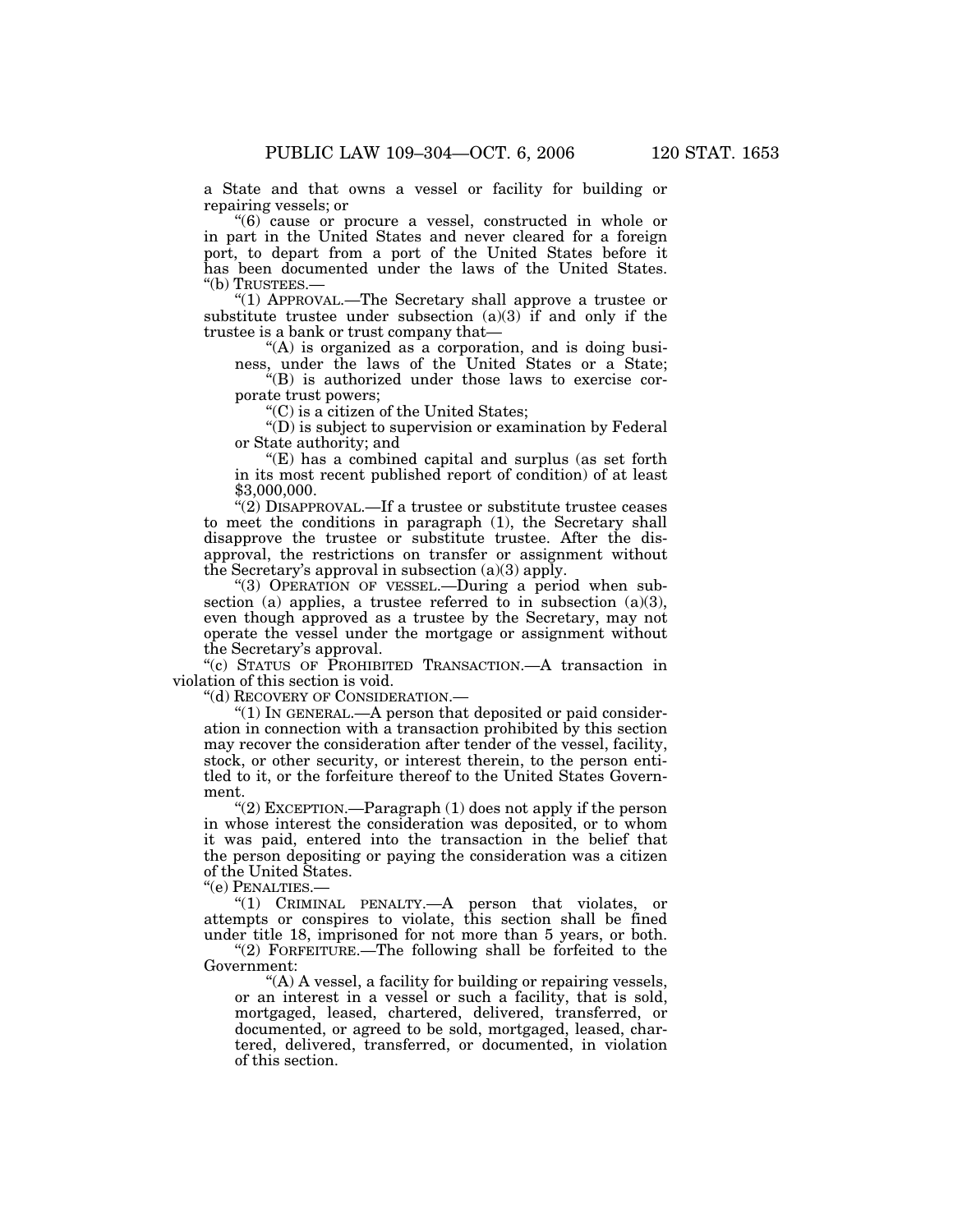a State and that owns a vessel or facility for building or repairing vessels; or

"(6) cause or procure a vessel, constructed in whole or in part in the United States and never cleared for a foreign port, to depart from a port of the United States before it has been documented under the laws of the United States.

"(b) TRUSTEES.—

"(1) APPROVAL.—The Secretary shall approve a trustee or substitute trustee under subsection (a)(3) if and only if the trustee is a bank or trust company that—

"(A) is organized as a corporation, and is doing business, under the laws of the United States or a State;

"(B) is authorized under those laws to exercise corporate trust powers;

"(C) is a citizen of the United States;

"(D) is subject to supervision or examination by Federal or State authority; and

"(E) has a combined capital and surplus (as set forth in its most recent published report of condition) of at least $3,000,000.

"(2) DISAPPROVAL.—If a trustee or substitute trustee ceases to meet the conditions in paragraph (1), the Secretary shall disapprove the trustee or substitute trustee. After the disapproval, the restrictions on transfer or assignment without the Secretary's approval in subsection (a)(3) apply.

"(3) OPERATION OF VESSEL.—During a period when subsection (a) applies, a trustee referred to in subsection (a)(3), even though approved as a trustee by the Secretary, may not operate the vessel under the mortgage or assignment without the Secretary's approval.

"(c) STATUS OF PROHIBITED TRANSACTION.—A transaction in violation of this section is void.

"(d) RECOVERY OF CONSIDERATION.—

"(1) IN GENERAL.—A person that deposited or paid consideration in connection with a transaction prohibited by this section may recover the consideration after tender of the vessel, facility, stock, or other security, or interest therein, to the person entitled to it, or the forfeiture thereof to the United States Government.

"(2) EXCEPTION.—Paragraph (1) does not apply if the person in whose interest the consideration was deposited, or to whom it was paid, entered into the transaction in the belief that the person depositing or paying the consideration was a citizen of the United States.

"(e) PENALTIES.—

"(1) CRIMINAL PENALTY.—A person that violates, or attempts or conspires to violate, this section shall be fined under title 18, imprisoned for not more than 5 years, or both.

"(2) FORFEITURE.—The following shall be forfeited to the Government:

"(A) A vessel, a facility for building or repairing vessels, or an interest in a vessel or such a facility, that is sold, mortgaged, leased, chartered, delivered, transferred, or documented, or agreed to be sold, mortgaged, leased, chartered, delivered, transferred, or documented, in violation of this section.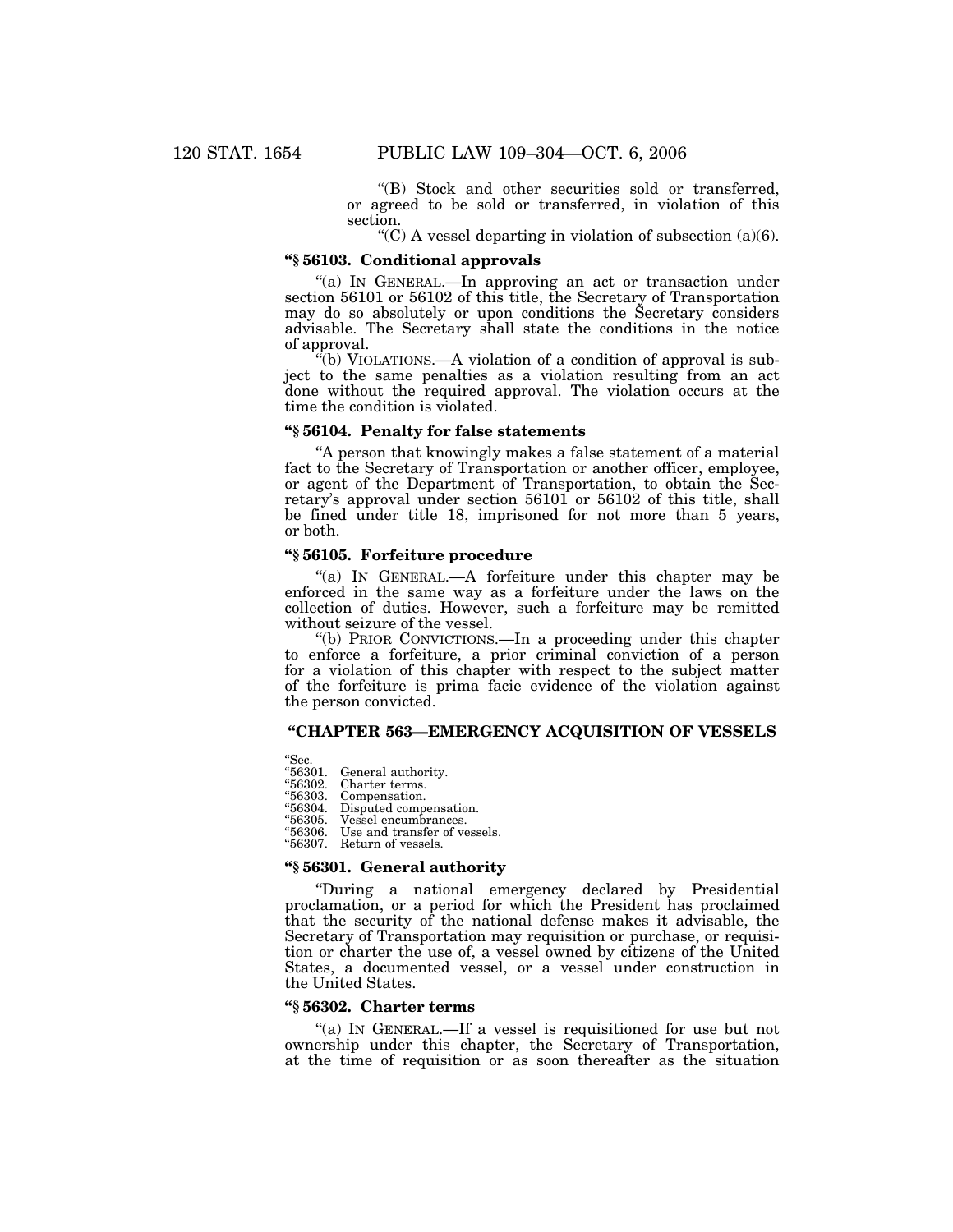"(B) Stock and other securities sold or transferred, or agreed to be sold or transferred, in violation of this section.

"(C) A vessel departing in violation of subsection (a)(6).

### "§ 56103. Conditional approvals

"(a) IN GENERAL.—In approving an act or transaction under section 56101 or 56102 of this title, the Secretary of Transportation may do so absolutely or upon conditions the Secretary considers advisable. The Secretary shall state the conditions in the notice of approval.

"(b) VIOLATIONS.—A violation of a condition of approval is subject to the same penalties as a violation resulting from an act done without the required approval. The violation occurs at the time the condition is violated.

### "§ 56104. Penalty for false statements

"A person that knowingly makes a false statement of a material fact to the Secretary of Transportation or another officer, employee, or agent of the Department of Transportation, to obtain the Secretary's approval under section 56101 or 56102 of this title, shall be fined under title 18, imprisoned for not more than 5 years, or both.

### "§ 56105. Forfeiture procedure

"(a) IN GENERAL.—A forfeiture under this chapter may be enforced in the same way as a forfeiture under the laws on the collection of duties. However, such a forfeiture may be remitted without seizure of the vessel.

"(b) PRIOR CONVICTIONS.—In a proceeding under this chapter to enforce a forfeiture, a prior criminal conviction of a person for a violation of this chapter with respect to the subject matter of the forfeiture is prima facie evidence of the violation against the person convicted.

## "CHAPTER 563—EMERGENCY ACQUISITION OF VESSELS

"Sec.
"56301. General authority.
"56302. Charter terms.
"56303. Compensation.
"56304. Disputed compensation.
"56305. Vessel encumbrances.
"56306. Use and transfer of vessels.
"56307. Return of vessels.

### "§ 56301. General authority

"During a national emergency declared by Presidential proclamation, or a period for which the President has proclaimed that the security of the national defense makes it advisable, the Secretary of Transportation may requisition or purchase, or requisition or charter the use of, a vessel owned by citizens of the United States, a documented vessel, or a vessel under construction in the United States.

### "§ 56302. Charter terms

"(a) IN GENERAL.—If a vessel is requisitioned for use but not ownership under this chapter, the Secretary of Transportation, at the time of requisition or as soon thereafter as the situation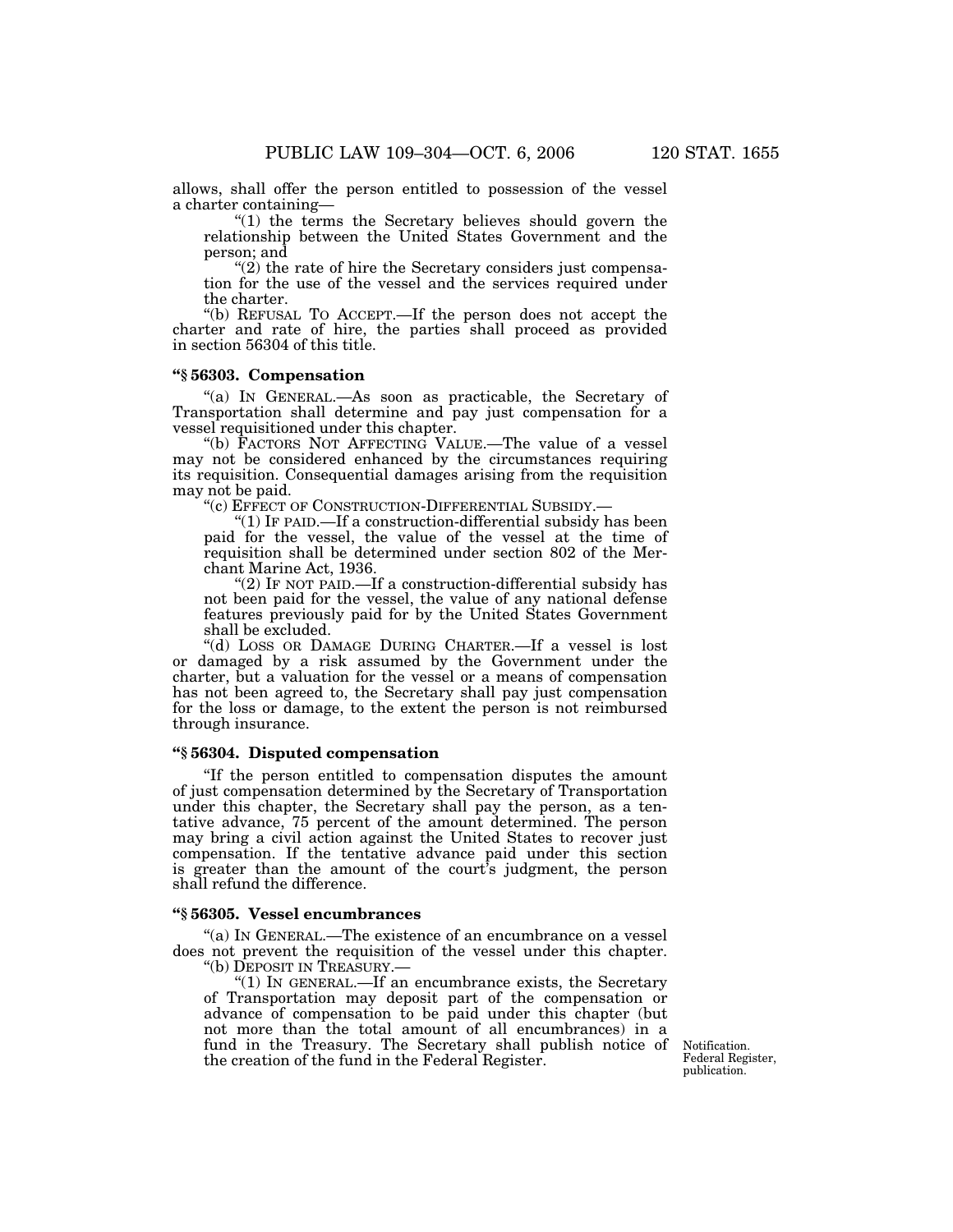allows, shall offer the person entitled to possession of the vessel a charter containing—

"(1) the terms the Secretary believes should govern the relationship between the United States Government and the person; and

"(2) the rate of hire the Secretary considers just compensation for the use of the vessel and the services required under the charter.

"(b) REFUSAL TO ACCEPT.—If the person does not accept the charter and rate of hire, the parties shall proceed as provided in section 56304 of this title.

### "§ 56303. Compensation

"(a) IN GENERAL.—As soon as practicable, the Secretary of Transportation shall determine and pay just compensation for a vessel requisitioned under this chapter.

"(b) FACTORS NOT AFFECTING VALUE.—The value of a vessel may not be considered enhanced by the circumstances requiring its requisition. Consequential damages arising from the requisition may not be paid.

"(c) EFFECT OF CONSTRUCTION-DIFFERENTIAL SUBSIDY.—

"(1) IF PAID.—If a construction-differential subsidy has been paid for the vessel, the value of the vessel at the time of requisition shall be determined under section 802 of the Merchant Marine Act, 1936.

"(2) IF NOT PAID.—If a construction-differential subsidy has not been paid for the vessel, the value of any national defense features previously paid for by the United States Government shall be excluded.

"(d) LOSS OR DAMAGE DURING CHARTER.—If a vessel is lost or damaged by a risk assumed by the Government under the charter, but a valuation for the vessel or a means of compensation has not been agreed to, the Secretary shall pay just compensation for the loss or damage, to the extent the person is not reimbursed through insurance.

### "§ 56304. Disputed compensation

"If the person entitled to compensation disputes the amount of just compensation determined by the Secretary of Transportation under this chapter, the Secretary shall pay the person, as a tentative advance, 75 percent of the amount determined. The person may bring a civil action against the United States to recover just compensation. If the tentative advance paid under this section is greater than the amount of the court's judgment, the person shall refund the difference.

### "§ 56305. Vessel encumbrances

"(a) IN GENERAL.—The existence of an encumbrance on a vessel does not prevent the requisition of the vessel under this chapter.

"(b) DEPOSIT IN TREASURY.—

"(1) IN GENERAL.—If an encumbrance exists, the Secretary of Transportation may deposit part of the compensation or advance of compensation to be paid under this chapter (but not more than the total amount of all encumbrances) in a fund in the Treasury. The Secretary shall publish notice of the creation of the fund in the Federal Register.

Notification. Federal Register, publication.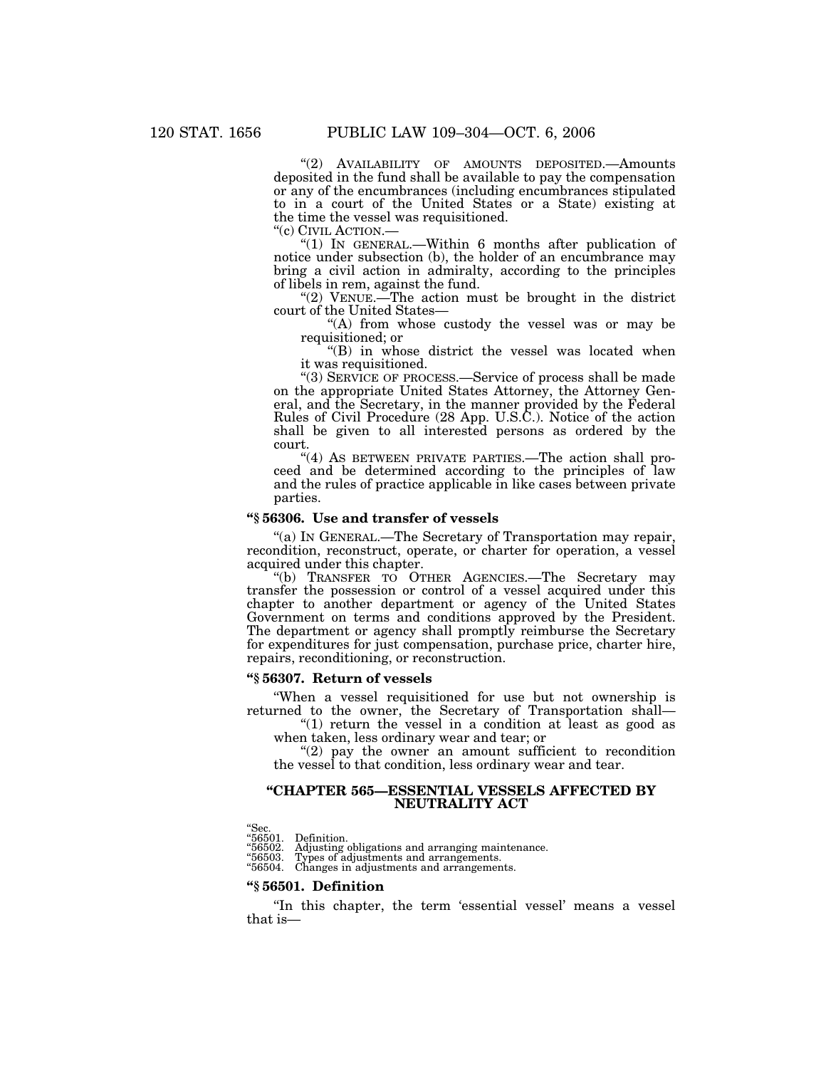"(2) AVAILABILITY OF AMOUNTS DEPOSITED.—Amounts deposited in the fund shall be available to pay the compensation or any of the encumbrances (including encumbrances stipulated to in a court of the United States or a State) existing at the time the vessel was requisitioned.

"(c) CIVIL ACTION.—

"(1) IN GENERAL.—Within 6 months after publication of notice under subsection (b), the holder of an encumbrance may bring a civil action in admiralty, according to the principles of libels in rem, against the fund.

"(2) VENUE.—The action must be brought in the district court of the United States—

"(A) from whose custody the vessel was or may be requisitioned; or

"(B) in whose district the vessel was located when it was requisitioned.

"(3) SERVICE OF PROCESS.—Service of process shall be made on the appropriate United States Attorney, the Attorney General, and the Secretary, in the manner provided by the Federal Rules of Civil Procedure (28 App. U.S.C.). Notice of the action shall be given to all interested persons as ordered by the court.

"(4) AS BETWEEN PRIVATE PARTIES.—The action shall proceed and be determined according to the principles of law and the rules of practice applicable in like cases between private parties.

### "§ 56306. Use and transfer of vessels

"(a) IN GENERAL.—The Secretary of Transportation may repair, recondition, reconstruct, operate, or charter for operation, a vessel acquired under this chapter.

"(b) TRANSFER TO OTHER AGENCIES.—The Secretary may transfer the possession or control of a vessel acquired under this chapter to another department or agency of the United States Government on terms and conditions approved by the President. The department or agency shall promptly reimburse the Secretary for expenditures for just compensation, purchase price, charter hire, repairs, reconditioning, or reconstruction.

### "§ 56307. Return of vessels

"When a vessel requisitioned for use but not ownership is returned to the owner, the Secretary of Transportation shall—

"(1) return the vessel in a condition at least as good as when taken, less ordinary wear and tear; or

"(2) pay the owner an amount sufficient to recondition the vessel to that condition, less ordinary wear and tear.

## "CHAPTER 565—ESSENTIAL VESSELS AFFECTED BY NEUTRALITY ACT

"Sec.
"56501. Definition.
"56502. Adjusting obligations and arranging maintenance.
"56503. Types of adjustments and arrangements.
"56504. Changes in adjustments and arrangements.

### "§ 56501. Definition

"In this chapter, the term 'essential vessel' means a vessel that is—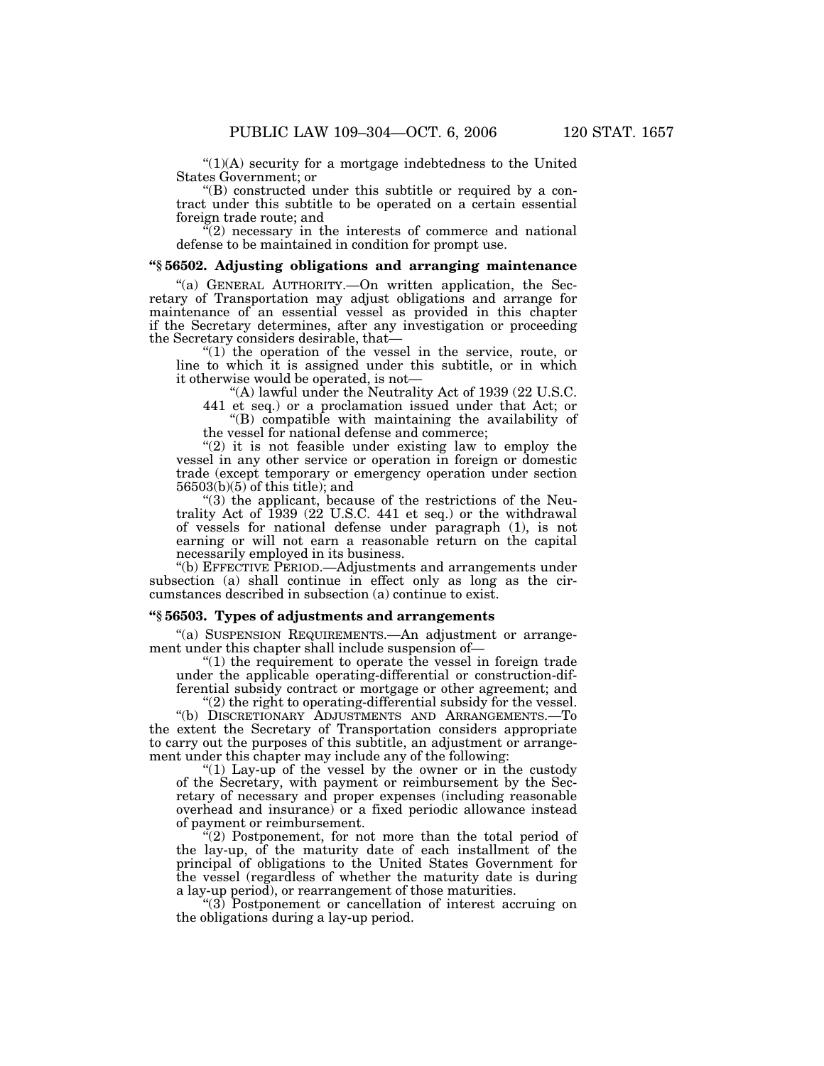"(1)(A) security for a mortgage indebtedness to the United States Government; or

"(B) constructed under this subtitle or required by a contract under this subtitle to be operated on a certain essential foreign trade route; and

"(2) necessary in the interests of commerce and national defense to be maintained in condition for prompt use.

### "§ 56502. Adjusting obligations and arranging maintenance

"(a) GENERAL AUTHORITY.—On written application, the Secretary of Transportation may adjust obligations and arrange for maintenance of an essential vessel as provided in this chapter if the Secretary determines, after any investigation or proceeding the Secretary considers desirable, that—

"(1) the operation of the vessel in the service, route, or line to which it is assigned under this subtitle, or in which it otherwise would be operated, is not—

"(A) lawful under the Neutrality Act of 1939 (22 U.S.C. 441 et seq.) or a proclamation issued under that Act; or

"(B) compatible with maintaining the availability of the vessel for national defense and commerce;

"(2) it is not feasible under existing law to employ the vessel in any other service or operation in foreign or domestic trade (except temporary or emergency operation under section 56503(b)(5) of this title); and

"(3) the applicant, because of the restrictions of the Neutrality Act of 1939 (22 U.S.C. 441 et seq.) or the withdrawal of vessels for national defense under paragraph (1), is not earning or will not earn a reasonable return on the capital necessarily employed in its business.

"(b) EFFECTIVE PERIOD.—Adjustments and arrangements under subsection (a) shall continue in effect only as long as the circumstances described in subsection (a) continue to exist.

### "§ 56503. Types of adjustments and arrangements

"(a) SUSPENSION REQUIREMENTS.—An adjustment or arrangement under this chapter shall include suspension of—

"(1) the requirement to operate the vessel in foreign trade under the applicable operating-differential or construction-differential subsidy contract or mortgage or other agreement; and

"(2) the right to operating-differential subsidy for the vessel.

"(b) DISCRETIONARY ADJUSTMENTS AND ARRANGEMENTS.—To the extent the Secretary of Transportation considers appropriate to carry out the purposes of this subtitle, an adjustment or arrangement under this chapter may include any of the following:

"(1) Lay-up of the vessel by the owner or in the custody of the Secretary, with payment or reimbursement by the Secretary of necessary and proper expenses (including reasonable overhead and insurance) or a fixed periodic allowance instead of payment or reimbursement.

"(2) Postponement, for not more than the total period of the lay-up, of the maturity date of each installment of the principal of obligations to the United States Government for the vessel (regardless of whether the maturity date is during a lay-up period), or rearrangement of those maturities.

"(3) Postponement or cancellation of interest accruing on the obligations during a lay-up period.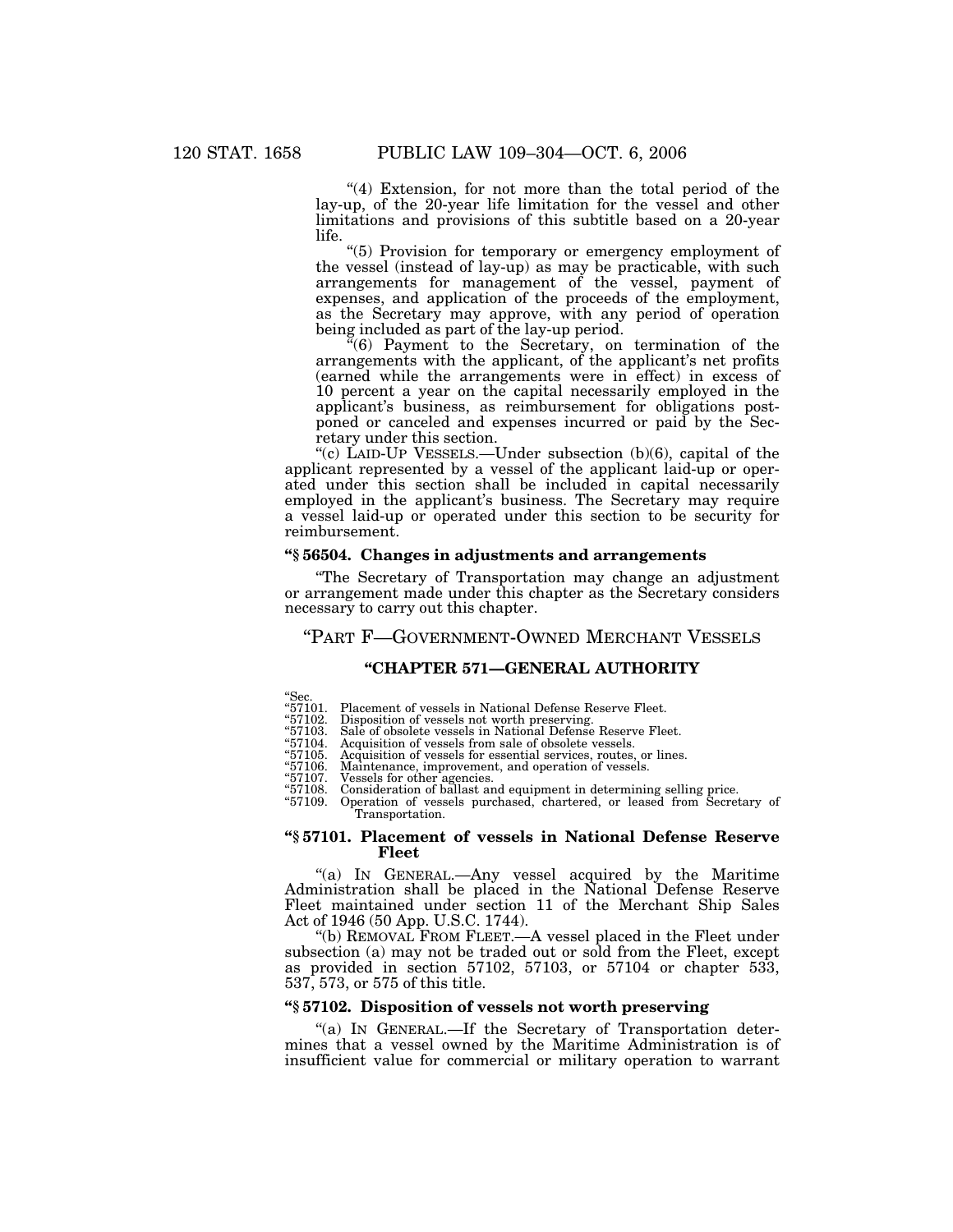"(4) Extension, for not more than the total period of the lay-up, of the 20-year life limitation for the vessel and other limitations and provisions of this subtitle based on a 20-year life.

"(5) Provision for temporary or emergency employment of the vessel (instead of lay-up) as may be practicable, with such arrangements for management of the vessel, payment of expenses, and application of the proceeds of the employment, as the Secretary may approve, with any period of operation being included as part of the lay-up period.

"(6) Payment to the Secretary, on termination of the arrangements with the applicant, of the applicant's net profits (earned while the arrangements were in effect) in excess of 10 percent a year on the capital necessarily employed in the applicant's business, as reimbursement for obligations postponed or canceled and expenses incurred or paid by the Secretary under this section.

"(c) LAID-UP VESSELS.—Under subsection (b)(6), capital of the applicant represented by a vessel of the applicant laid-up or operated under this section shall be included in capital necessarily employed in the applicant's business. The Secretary may require a vessel laid-up or operated under this section to be security for reimbursement.

### "§ 56504. Changes in adjustments and arrangements

"The Secretary of Transportation may change an adjustment or arrangement made under this chapter as the Secretary considers necessary to carry out this chapter.

## "PART F—GOVERNMENT-OWNED MERCHANT VESSELS

## "CHAPTER 571—GENERAL AUTHORITY

"Sec.
"57101. Placement of vessels in National Defense Reserve Fleet.
"57102. Disposition of vessels not worth preserving.
"57103. Sale of obsolete vessels in National Defense Reserve Fleet.
"57104. Acquisition of vessels from sale of obsolete vessels.
"57105. Acquisition of vessels for essential services, routes, or lines.
"57106. Maintenance, improvement, and operation of vessels.
"57107. Vessels for other agencies.
"57108. Consideration of ballast and equipment in determining selling price.
"57109. Operation of vessels purchased, chartered, or leased from Secretary of Transportation.

### "§ 57101. Placement of vessels in National Defense Reserve Fleet

"(a) IN GENERAL.—Any vessel acquired by the Maritime Administration shall be placed in the National Defense Reserve Fleet maintained under section 11 of the Merchant Ship Sales Act of 1946 (50 App. U.S.C. 1744).

"(b) REMOVAL FROM FLEET.—A vessel placed in the Fleet under subsection (a) may not be traded out or sold from the Fleet, except as provided in section 57102, 57103, or 57104 or chapter 533, 537, 573, or 575 of this title.

### "§ 57102. Disposition of vessels not worth preserving

"(a) IN GENERAL.—If the Secretary of Transportation determines that a vessel owned by the Maritime Administration is of insufficient value for commercial or military operation to warrant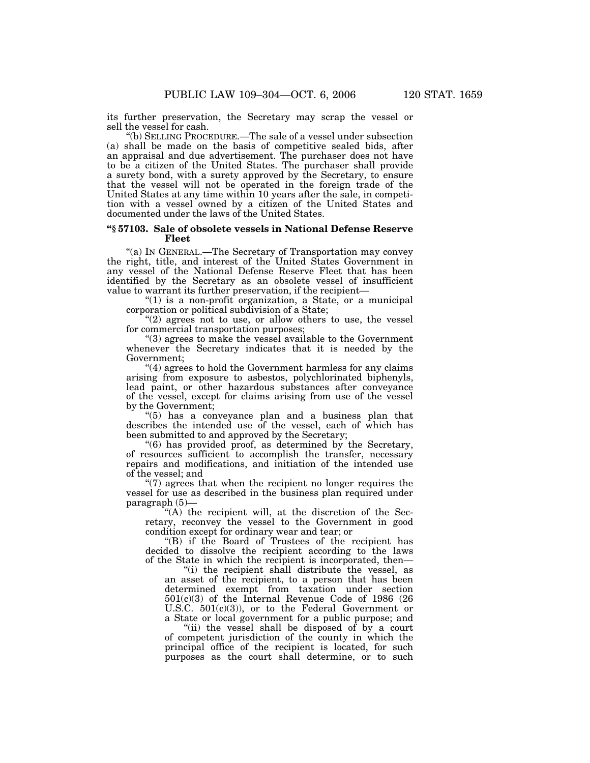its further preservation, the Secretary may scrap the vessel or sell the vessel for cash.

"(b) SELLING PROCEDURE.—The sale of a vessel under subsection (a) shall be made on the basis of competitive sealed bids, after an appraisal and due advertisement. The purchaser does not have to be a citizen of the United States. The purchaser shall provide a surety bond, with a surety approved by the Secretary, to ensure that the vessel will not be operated in the foreign trade of the United States at any time within 10 years after the sale, in competition with a vessel owned by a citizen of the United States and documented under the laws of the United States.

### "§ 57103. Sale of obsolete vessels in National Defense Reserve Fleet

"(a) IN GENERAL.—The Secretary of Transportation may convey the right, title, and interest of the United States Government in any vessel of the National Defense Reserve Fleet that has been identified by the Secretary as an obsolete vessel of insufficient value to warrant its further preservation, if the recipient—

"(1) is a non-profit organization, a State, or a municipal corporation or political subdivision of a State;

"(2) agrees not to use, or allow others to use, the vessel for commercial transportation purposes;

"(3) agrees to make the vessel available to the Government whenever the Secretary indicates that it is needed by the Government;

"(4) agrees to hold the Government harmless for any claims arising from exposure to asbestos, polychlorinated biphenyls, lead paint, or other hazardous substances after conveyance of the vessel, except for claims arising from use of the vessel by the Government;

"(5) has a conveyance plan and a business plan that describes the intended use of the vessel, each of which has been submitted to and approved by the Secretary;

"(6) has provided proof, as determined by the Secretary, of resources sufficient to accomplish the transfer, necessary repairs and modifications, and initiation of the intended use of the vessel; and

"(7) agrees that when the recipient no longer requires the vessel for use as described in the business plan required under paragraph (5)—

"(A) the recipient will, at the discretion of the Secretary, reconvey the vessel to the Government in good condition except for ordinary wear and tear; or

"(B) if the Board of Trustees of the recipient has decided to dissolve the recipient according to the laws of the State in which the recipient is incorporated, then—

"(i) the recipient shall distribute the vessel, as an asset of the recipient, to a person that has been determined exempt from taxation under section 501(c)(3) of the Internal Revenue Code of 1986 (26 U.S.C. 501(c)(3)), or to the Federal Government or a State or local government for a public purpose; and

"(ii) the vessel shall be disposed of by a court of competent jurisdiction of the county in which the principal office of the recipient is located, for such purposes as the court shall determine, or to such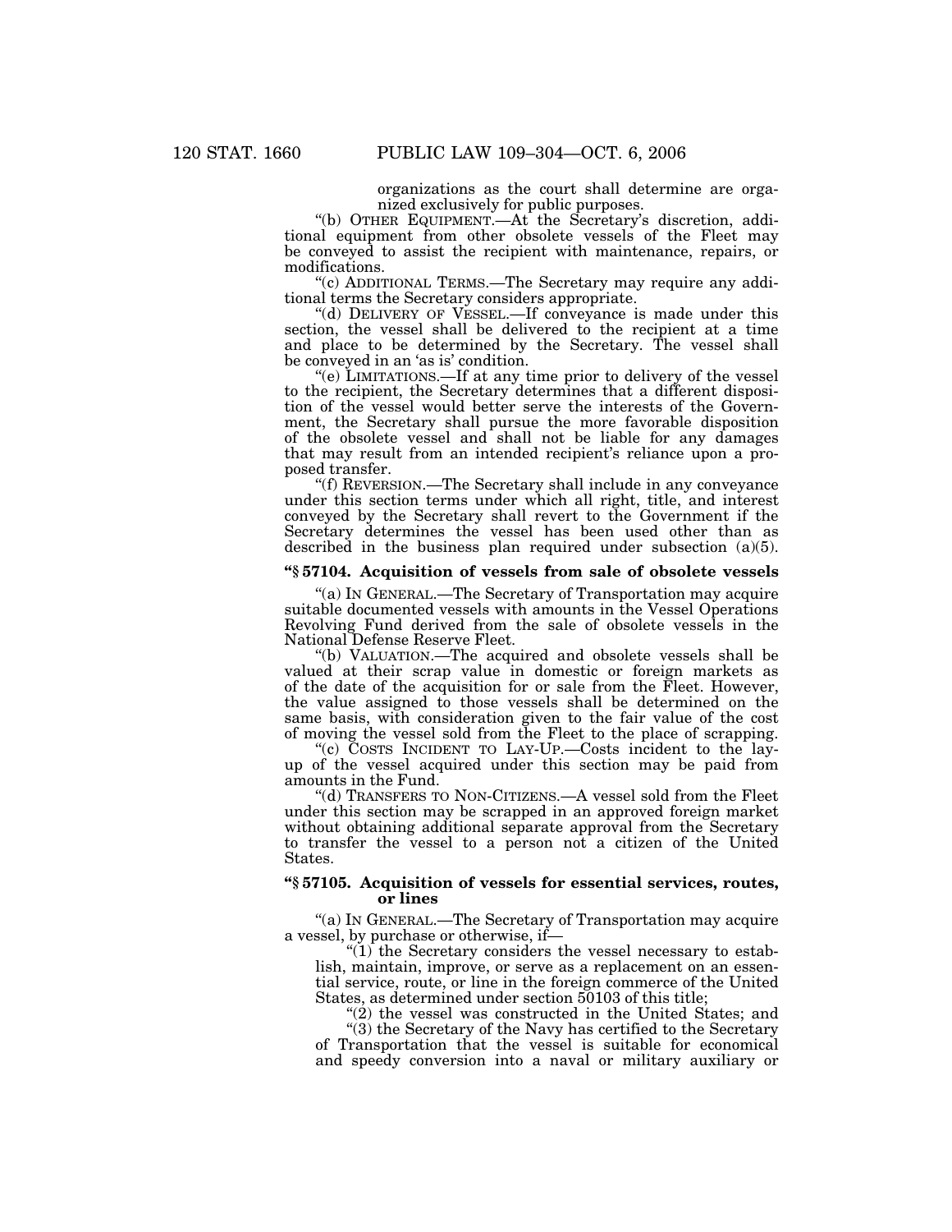organizations as the court shall determine are organized exclusively for public purposes.

"(b) OTHER EQUIPMENT.—At the Secretary's discretion, additional equipment from other obsolete vessels of the Fleet may be conveyed to assist the recipient with maintenance, repairs, or modifications.

"(c) ADDITIONAL TERMS.—The Secretary may require any additional terms the Secretary considers appropriate.

"(d) DELIVERY OF VESSEL.—If conveyance is made under this section, the vessel shall be delivered to the recipient at a time and place to be determined by the Secretary. The vessel shall be conveyed in an 'as is' condition.

"(e) LIMITATIONS.—If at any time prior to delivery of the vessel to the recipient, the Secretary determines that a different disposition of the vessel would better serve the interests of the Government, the Secretary shall pursue the more favorable disposition of the obsolete vessel and shall not be liable for any damages that may result from an intended recipient's reliance upon a proposed transfer.

"(f) REVERSION.—The Secretary shall include in any conveyance under this section terms under which all right, title, and interest conveyed by the Secretary shall revert to the Government if the Secretary determines the vessel has been used other than as described in the business plan required under subsection (a)(5).

### "§ 57104. Acquisition of vessels from sale of obsolete vessels

"(a) IN GENERAL.—The Secretary of Transportation may acquire suitable documented vessels with amounts in the Vessel Operations Revolving Fund derived from the sale of obsolete vessels in the National Defense Reserve Fleet.

"(b) VALUATION.—The acquired and obsolete vessels shall be valued at their scrap value in domestic or foreign markets as of the date of the acquisition for or sale from the Fleet. However, the value assigned to those vessels shall be determined on the same basis, with consideration given to the fair value of the cost of moving the vessel sold from the Fleet to the place of scrapping.

"(c) COSTS INCIDENT TO LAY-UP.—Costs incident to the lay-up of the vessel acquired under this section may be paid from amounts in the Fund.

"(d) TRANSFERS TO NON-CITIZENS.—A vessel sold from the Fleet under this section may be scrapped in an approved foreign market without obtaining additional separate approval from the Secretary to transfer the vessel to a person not a citizen of the United States.

### "§ 57105. Acquisition of vessels for essential services, routes, or lines

"(a) IN GENERAL.—The Secretary of Transportation may acquire a vessel, by purchase or otherwise, if—

"(1) the Secretary considers the vessel necessary to establish, maintain, improve, or serve as a replacement on an essential service, route, or line in the foreign commerce of the United States, as determined under section 50103 of this title;

"(2) the vessel was constructed in the United States; and

"(3) the Secretary of the Navy has certified to the Secretary of Transportation that the vessel is suitable for economical and speedy conversion into a naval or military auxiliary or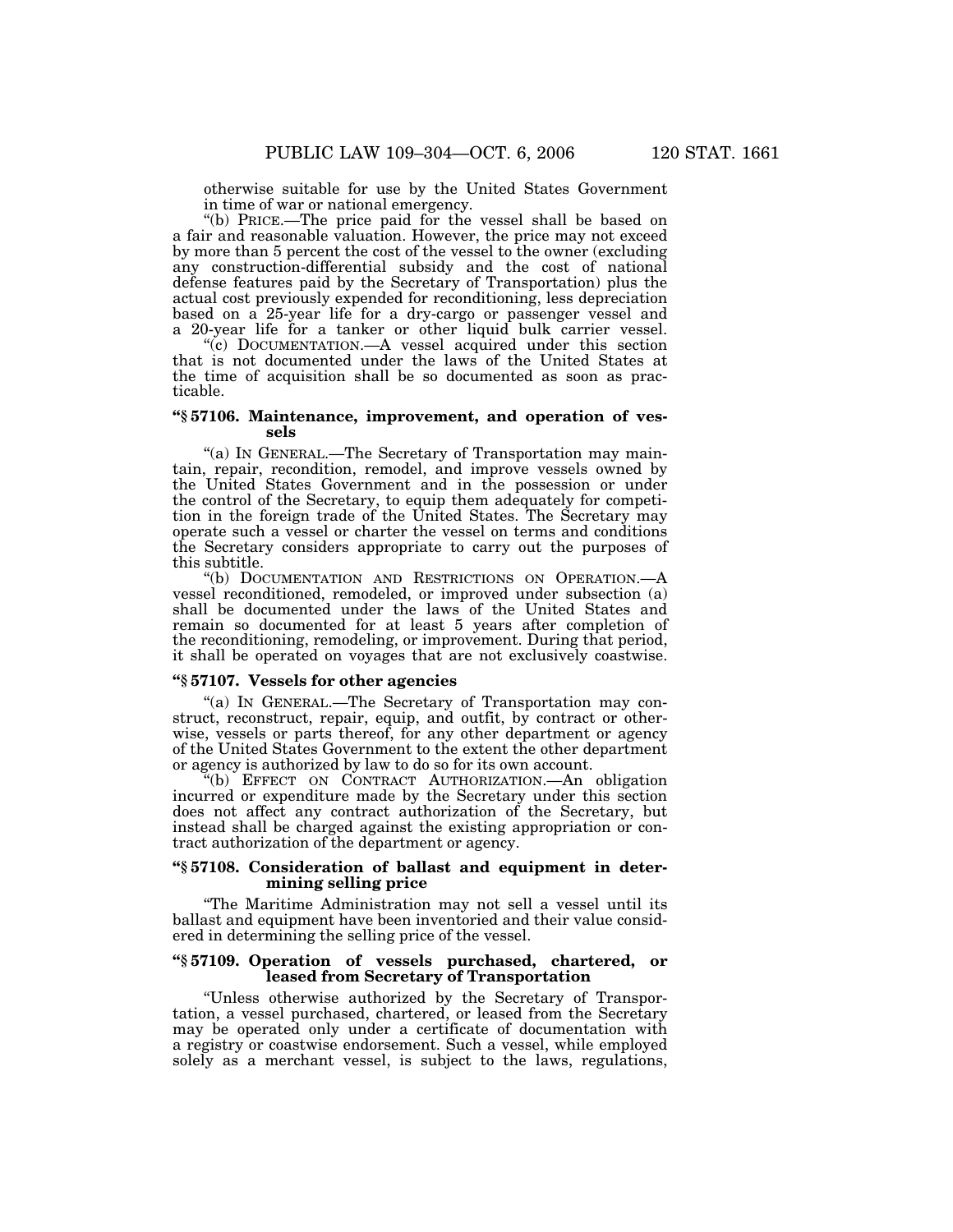otherwise suitable for use by the United States Government in time of war or national emergency.

"(b) PRICE.—The price paid for the vessel shall be based on a fair and reasonable valuation. However, the price may not exceed by more than 5 percent the cost of the vessel to the owner (excluding any construction-differential subsidy and the cost of national defense features paid by the Secretary of Transportation) plus the actual cost previously expended for reconditioning, less depreciation based on a 25-year life for a dry-cargo or passenger vessel and a 20-year life for a tanker or other liquid bulk carrier vessel.

"(c) DOCUMENTATION.—A vessel acquired under this section that is not documented under the laws of the United States at the time of acquisition shall be so documented as soon as practicable.

### "§ 57106. Maintenance, improvement, and operation of vessels

"(a) IN GENERAL.—The Secretary of Transportation may maintain, repair, recondition, remodel, and improve vessels owned by the United States Government and in the possession or under the control of the Secretary, to equip them adequately for competition in the foreign trade of the United States. The Secretary may operate such a vessel or charter the vessel on terms and conditions the Secretary considers appropriate to carry out the purposes of this subtitle.

"(b) DOCUMENTATION AND RESTRICTIONS ON OPERATION.—A vessel reconditioned, remodeled, or improved under subsection (a) shall be documented under the laws of the United States and remain so documented for at least 5 years after completion of the reconditioning, remodeling, or improvement. During that period, it shall be operated on voyages that are not exclusively coastwise.

### "§ 57107. Vessels for other agencies

"(a) IN GENERAL.—The Secretary of Transportation may construct, reconstruct, repair, equip, and outfit, by contract or otherwise, vessels or parts thereof, for any other department or agency of the United States Government to the extent the other department or agency is authorized by law to do so for its own account.

"(b) EFFECT ON CONTRACT AUTHORIZATION.—An obligation incurred or expenditure made by the Secretary under this section does not affect any contract authorization of the Secretary, but instead shall be charged against the existing appropriation or contract authorization of the department or agency.

### "§ 57108. Consideration of ballast and equipment in determining selling price

"The Maritime Administration may not sell a vessel until its ballast and equipment have been inventoried and their value considered in determining the selling price of the vessel.

### "§ 57109. Operation of vessels purchased, chartered, or leased from Secretary of Transportation

"Unless otherwise authorized by the Secretary of Transportation, a vessel purchased, chartered, or leased from the Secretary may be operated only under a certificate of documentation with a registry or coastwise endorsement. Such a vessel, while employed solely as a merchant vessel, is subject to the laws, regulations,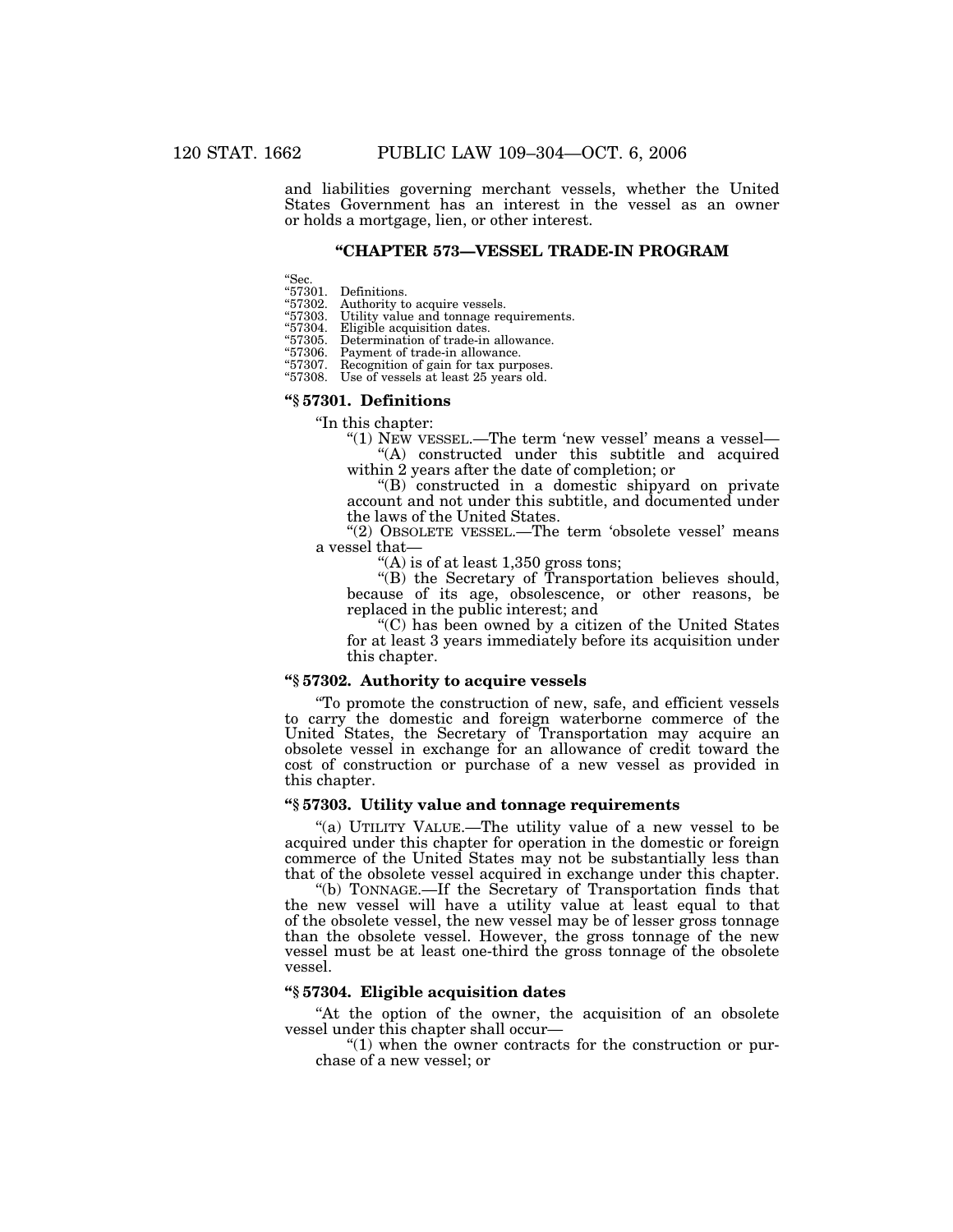and liabilities governing merchant vessels, whether the United States Government has an interest in the vessel as an owner or holds a mortgage, lien, or other interest.

## "CHAPTER 573—VESSEL TRADE-IN PROGRAM

"Sec.
"57301. Definitions.
"57302. Authority to acquire vessels.
"57303. Utility value and tonnage requirements.
"57304. Eligible acquisition dates.
"57305. Determination of trade-in allowance.
"57306. Payment of trade-in allowance.
"57307. Recognition of gain for tax purposes.
"57308. Use of vessels at least 25 years old.

### "§ 57301. Definitions

"In this chapter:

"(1) NEW VESSEL.—The term 'new vessel' means a vessel—

"(A) constructed under this subtitle and acquired within 2 years after the date of completion; or

"(B) constructed in a domestic shipyard on private account and not under this subtitle, and documented under the laws of the United States.

"(2) OBSOLETE VESSEL.—The term 'obsolete vessel' means a vessel that—

"(A) is of at least 1,350 gross tons;

"(B) the Secretary of Transportation believes should, because of its age, obsolescence, or other reasons, be replaced in the public interest; and

"(C) has been owned by a citizen of the United States for at least 3 years immediately before its acquisition under this chapter.

### "§ 57302. Authority to acquire vessels

"To promote the construction of new, safe, and efficient vessels to carry the domestic and foreign waterborne commerce of the United States, the Secretary of Transportation may acquire an obsolete vessel in exchange for an allowance of credit toward the cost of construction or purchase of a new vessel as provided in this chapter.

### "§ 57303. Utility value and tonnage requirements

"(a) UTILITY VALUE.—The utility value of a new vessel to be acquired under this chapter for operation in the domestic or foreign commerce of the United States may not be substantially less than that of the obsolete vessel acquired in exchange under this chapter.

"(b) TONNAGE.—If the Secretary of Transportation finds that the new vessel will have a utility value at least equal to that of the obsolete vessel, the new vessel may be of lesser gross tonnage than the obsolete vessel. However, the gross tonnage of the new vessel must be at least one-third the gross tonnage of the obsolete vessel.

### "§ 57304. Eligible acquisition dates

"At the option of the owner, the acquisition of an obsolete vessel under this chapter shall occur—

"(1) when the owner contracts for the construction or purchase of a new vessel; or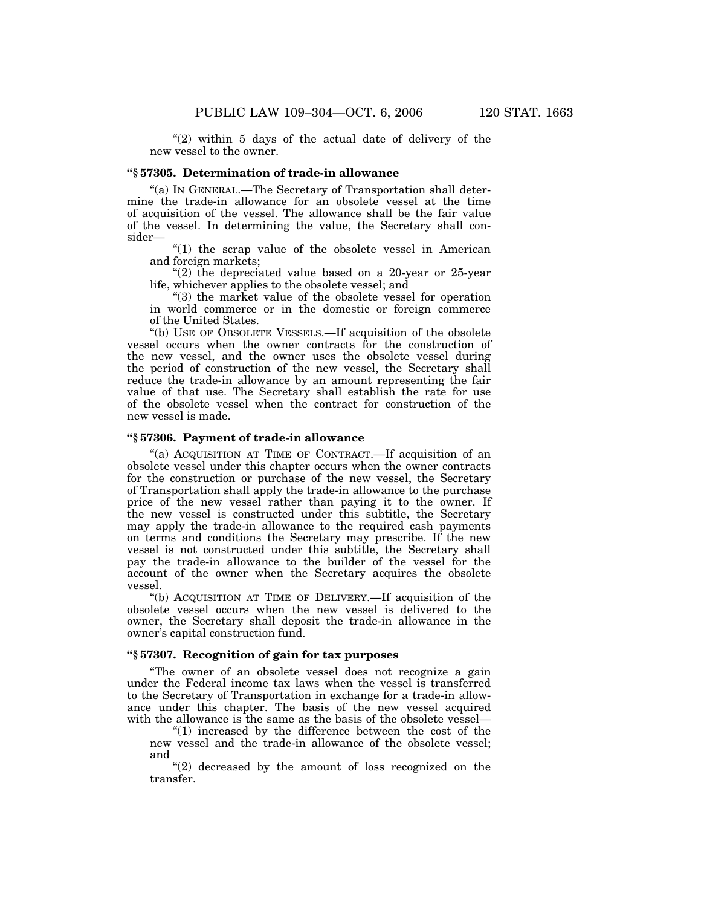"(2) within 5 days of the actual date of delivery of the new vessel to the owner.

### "§ 57305. Determination of trade-in allowance

"(a) IN GENERAL.—The Secretary of Transportation shall determine the trade-in allowance for an obsolete vessel at the time of acquisition of the vessel. The allowance shall be the fair value of the vessel. In determining the value, the Secretary shall consider—

"(1) the scrap value of the obsolete vessel in American and foreign markets;

"(2) the depreciated value based on a 20-year or 25-year life, whichever applies to the obsolete vessel; and

"(3) the market value of the obsolete vessel for operation in world commerce or in the domestic or foreign commerce of the United States.

"(b) USE OF OBSOLETE VESSELS.—If acquisition of the obsolete vessel occurs when the owner contracts for the construction of the new vessel, and the owner uses the obsolete vessel during the period of construction of the new vessel, the Secretary shall reduce the trade-in allowance by an amount representing the fair value of that use. The Secretary shall establish the rate for use of the obsolete vessel when the contract for construction of the new vessel is made.

### "§ 57306. Payment of trade-in allowance

"(a) ACQUISITION AT TIME OF CONTRACT.—If acquisition of an obsolete vessel under this chapter occurs when the owner contracts for the construction or purchase of the new vessel, the Secretary of Transportation shall apply the trade-in allowance to the purchase price of the new vessel rather than paying it to the owner. If the new vessel is constructed under this subtitle, the Secretary may apply the trade-in allowance to the required cash payments on terms and conditions the Secretary may prescribe. If the new vessel is not constructed under this subtitle, the Secretary shall pay the trade-in allowance to the builder of the vessel for the account of the owner when the Secretary acquires the obsolete vessel.

"(b) ACQUISITION AT TIME OF DELIVERY.—If acquisition of the obsolete vessel occurs when the new vessel is delivered to the owner, the Secretary shall deposit the trade-in allowance in the owner's capital construction fund.

### "§ 57307. Recognition of gain for tax purposes

"The owner of an obsolete vessel does not recognize a gain under the Federal income tax laws when the vessel is transferred to the Secretary of Transportation in exchange for a trade-in allowance under this chapter. The basis of the new vessel acquired with the allowance is the same as the basis of the obsolete vessel—

"(1) increased by the difference between the cost of the new vessel and the trade-in allowance of the obsolete vessel; and

"(2) decreased by the amount of loss recognized on the transfer.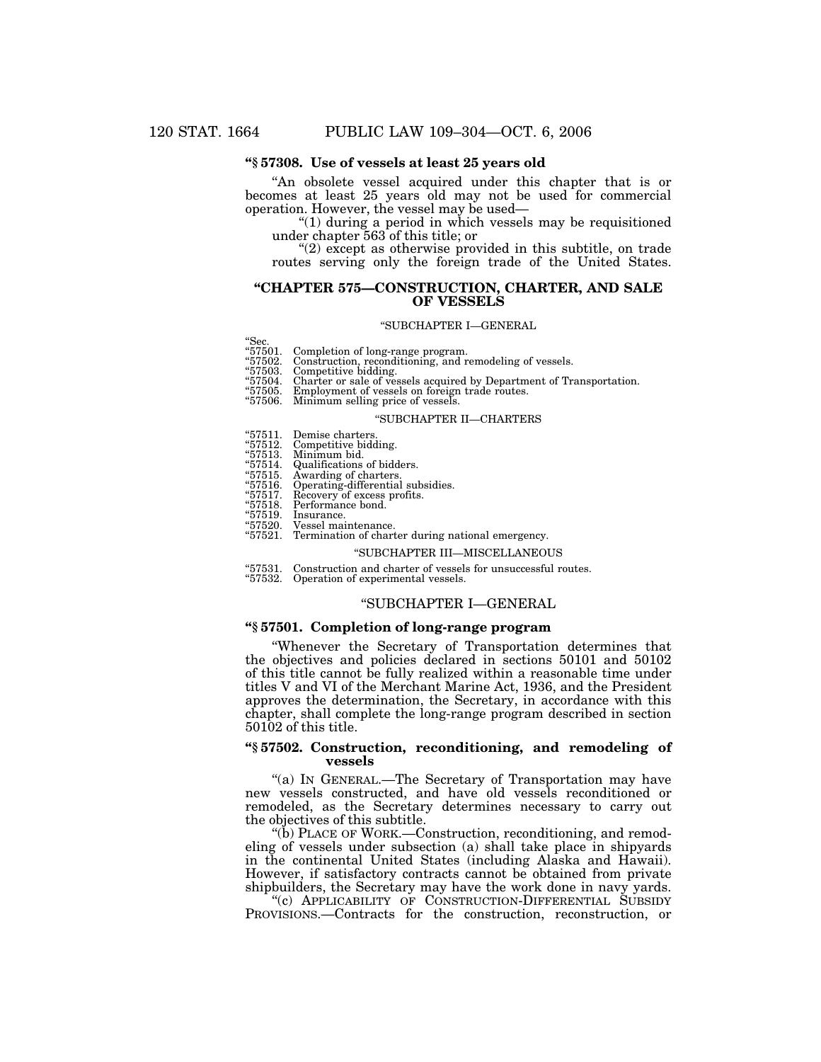**"§ 57308. Use of vessels at least 25 years old**

"An obsolete vessel acquired under this chapter that is or becomes at least 25 years old may not be used for commercial operation. However, the vessel may be used—

"(1) during a period in which vessels may be requisitioned under chapter 563 of this title; or

"(2) except as otherwise provided in this subtitle, on trade routes serving only the foreign trade of the United States.

## "CHAPTER 575—CONSTRUCTION, CHARTER, AND SALE OF VESSELS

"SUBCHAPTER I—GENERAL

"Sec.
"57501. Completion of long-range program.
"57502. Construction, reconditioning, and remodeling of vessels.
"57503. Competitive bidding.
"57504. Charter or sale of vessels acquired by Department of Transportation.
"57505. Employment of vessels on foreign trade routes.
"57506. Minimum selling price of vessels.

"SUBCHAPTER II—CHARTERS

"57511. Demise charters.
"57512. Competitive bidding.
"57513. Minimum bid.
"57514. Qualifications of bidders.
"57515. Awarding of charters.
"57516. Operating-differential subsidies.
"57517. Recovery of excess profits.
"57518. Performance bond.
"57519. Insurance.
"57520. Vessel maintenance.
"57521. Termination of charter during national emergency.

"SUBCHAPTER III—MISCELLANEOUS

"57531. Construction and charter of vessels for unsuccessful routes.
"57532. Operation of experimental vessels.

### "SUBCHAPTER I—GENERAL

**"§ 57501. Completion of long-range program**

"Whenever the Secretary of Transportation determines that the objectives and policies declared in sections 50101 and 50102 of this title cannot be fully realized within a reasonable time under titles V and VI of the Merchant Marine Act, 1936, and the President approves the determination, the Secretary, in accordance with this chapter, shall complete the long-range program described in section 50102 of this title.

**"§ 57502. Construction, reconditioning, and remodeling of vessels**

"(a) IN GENERAL.—The Secretary of Transportation may have new vessels constructed, and have old vessels reconditioned or remodeled, as the Secretary determines necessary to carry out the objectives of this subtitle.

"(b) PLACE OF WORK.—Construction, reconditioning, and remodeling of vessels under subsection (a) shall take place in shipyards in the continental United States (including Alaska and Hawaii). However, if satisfactory contracts cannot be obtained from private shipbuilders, the Secretary may have the work done in navy yards.

"(c) APPLICABILITY OF CONSTRUCTION-DIFFERENTIAL SUBSIDY PROVISIONS.—Contracts for the construction, reconstruction, or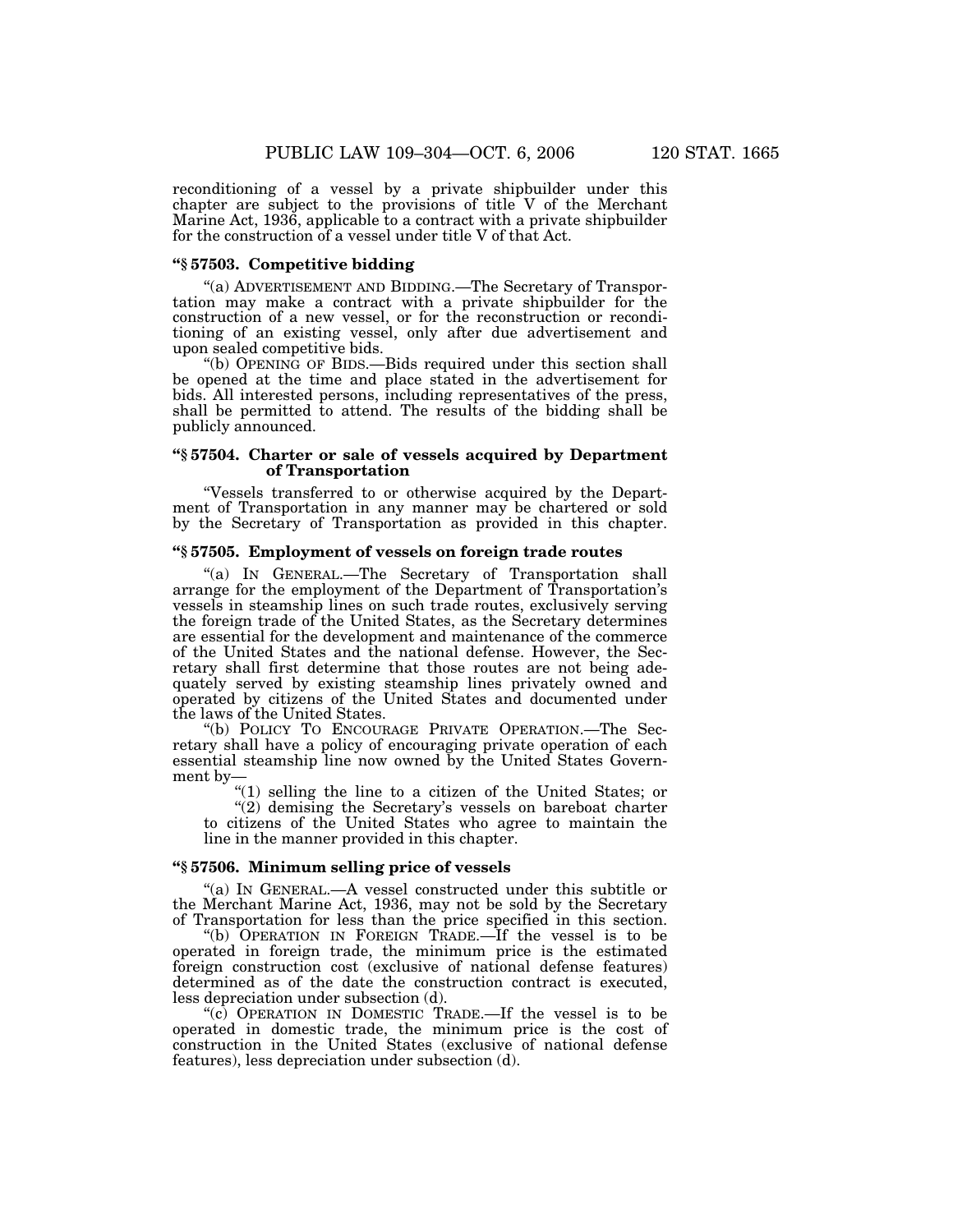reconditioning of a vessel by a private shipbuilder under this chapter are subject to the provisions of title V of the Merchant Marine Act, 1936, applicable to a contract with a private shipbuilder for the construction of a vessel under title V of that Act.

### "§ 57503. Competitive bidding

"(a) ADVERTISEMENT AND BIDDING.—The Secretary of Transportation may make a contract with a private shipbuilder for the construction of a new vessel, or for the reconstruction or reconditioning of an existing vessel, only after due advertisement and upon sealed competitive bids.

"(b) OPENING OF BIDS.—Bids required under this section shall be opened at the time and place stated in the advertisement for bids. All interested persons, including representatives of the press, shall be permitted to attend. The results of the bidding shall be publicly announced.

### "§ 57504. Charter or sale of vessels acquired by Department of Transportation

"Vessels transferred to or otherwise acquired by the Department of Transportation in any manner may be chartered or sold by the Secretary of Transportation as provided in this chapter.

### "§ 57505. Employment of vessels on foreign trade routes

"(a) IN GENERAL.—The Secretary of Transportation shall arrange for the employment of the Department of Transportation's vessels in steamship lines on such trade routes, exclusively serving the foreign trade of the United States, as the Secretary determines are essential for the development and maintenance of the commerce of the United States and the national defense. However, the Secretary shall first determine that those routes are not being adequately served by existing steamship lines privately owned and operated by citizens of the United States and documented under the laws of the United States.

"(b) POLICY TO ENCOURAGE PRIVATE OPERATION.—The Secretary shall have a policy of encouraging private operation of each essential steamship line now owned by the United States Government by—

"(1) selling the line to a citizen of the United States; or

"(2) demising the Secretary's vessels on bareboat charter to citizens of the United States who agree to maintain the line in the manner provided in this chapter.

### "§ 57506. Minimum selling price of vessels

"(a) IN GENERAL.—A vessel constructed under this subtitle or the Merchant Marine Act, 1936, may not be sold by the Secretary of Transportation for less than the price specified in this section.

"(b) OPERATION IN FOREIGN TRADE.—If the vessel is to be operated in foreign trade, the minimum price is the estimated foreign construction cost (exclusive of national defense features) determined as of the date the construction contract is executed, less depreciation under subsection (d).

"(c) OPERATION IN DOMESTIC TRADE.—If the vessel is to be operated in domestic trade, the minimum price is the cost of construction in the United States (exclusive of national defense features), less depreciation under subsection (d).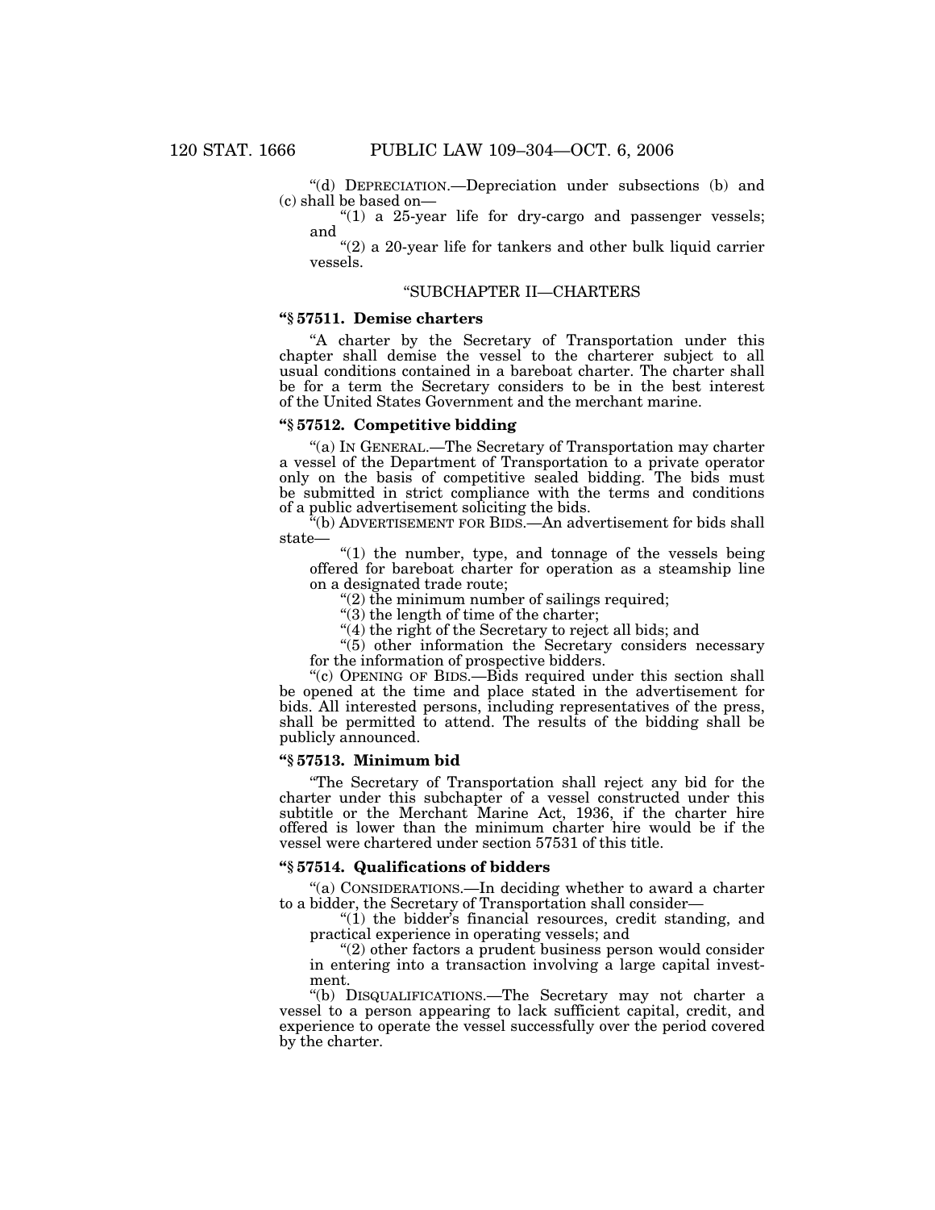"(d) DEPRECIATION.—Depreciation under subsections (b) and (c) shall be based on—

"(1) a 25-year life for dry-cargo and passenger vessels; and

"(2) a 20-year life for tankers and other bulk liquid carrier vessels.

"SUBCHAPTER II—CHARTERS

**"§ 57511. Demise charters**

"A charter by the Secretary of Transportation under this chapter shall demise the vessel to the charterer subject to all usual conditions contained in a bareboat charter. The charter shall be for a term the Secretary considers to be in the best interest of the United States Government and the merchant marine.

**"§ 57512. Competitive bidding**

"(a) IN GENERAL.—The Secretary of Transportation may charter a vessel of the Department of Transportation to a private operator only on the basis of competitive sealed bidding. The bids must be submitted in strict compliance with the terms and conditions of a public advertisement soliciting the bids.

"(b) ADVERTISEMENT FOR BIDS.—An advertisement for bids shall state—

"(1) the number, type, and tonnage of the vessels being offered for bareboat charter for operation as a steamship line on a designated trade route;

"(2) the minimum number of sailings required;

"(3) the length of time of the charter;

"(4) the right of the Secretary to reject all bids; and

"(5) other information the Secretary considers necessary for the information of prospective bidders.

"(c) OPENING OF BIDS.—Bids required under this section shall be opened at the time and place stated in the advertisement for bids. All interested persons, including representatives of the press, shall be permitted to attend. The results of the bidding shall be publicly announced.

**"§ 57513. Minimum bid**

"The Secretary of Transportation shall reject any bid for the charter under this subchapter of a vessel constructed under this subtitle or the Merchant Marine Act, 1936, if the charter hire offered is lower than the minimum charter hire would be if the vessel were chartered under section 57531 of this title.

**"§ 57514. Qualifications of bidders**

"(a) CONSIDERATIONS.—In deciding whether to award a charter to a bidder, the Secretary of Transportation shall consider—

"(1) the bidder's financial resources, credit standing, and practical experience in operating vessels; and

"(2) other factors a prudent business person would consider in entering into a transaction involving a large capital investment.

"(b) DISQUALIFICATIONS.—The Secretary may not charter a vessel to a person appearing to lack sufficient capital, credit, and experience to operate the vessel successfully over the period covered by the charter.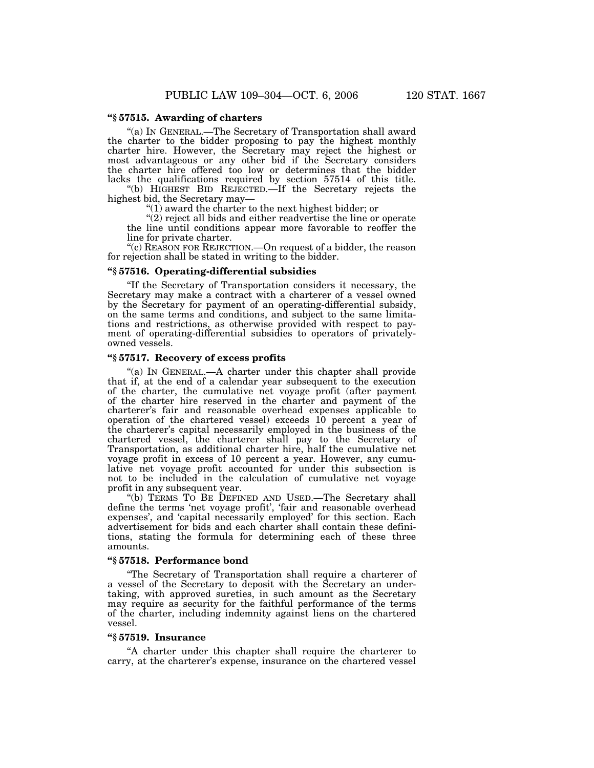**"§ 57515. Awarding of charters**

"(a) IN GENERAL.—The Secretary of Transportation shall award the charter to the bidder proposing to pay the highest monthly charter hire. However, the Secretary may reject the highest or most advantageous or any other bid if the Secretary considers the charter hire offered too low or determines that the bidder lacks the qualifications required by section 57514 of this title.

"(b) HIGHEST BID REJECTED.—If the Secretary rejects the highest bid, the Secretary may—

"(1) award the charter to the next highest bidder; or

"(2) reject all bids and either readvertise the line or operate the line until conditions appear more favorable to reoffer the line for private charter.

"(c) REASON FOR REJECTION.—On request of a bidder, the reason for rejection shall be stated in writing to the bidder.

**"§ 57516. Operating-differential subsidies**

"If the Secretary of Transportation considers it necessary, the Secretary may make a contract with a charterer of a vessel owned by the Secretary for payment of an operating-differential subsidy, on the same terms and conditions, and subject to the same limitations and restrictions, as otherwise provided with respect to payment of operating-differential subsidies to operators of privately-owned vessels.

**"§ 57517. Recovery of excess profits**

"(a) IN GENERAL.—A charter under this chapter shall provide that if, at the end of a calendar year subsequent to the execution of the charter, the cumulative net voyage profit (after payment of the charter hire reserved in the charter and payment of the charterer's fair and reasonable overhead expenses applicable to operation of the chartered vessel) exceeds 10 percent a year of the charterer's capital necessarily employed in the business of the chartered vessel, the charterer shall pay to the Secretary of Transportation, as additional charter hire, half the cumulative net voyage profit in excess of 10 percent a year. However, any cumulative net voyage profit accounted for under this subsection is not to be included in the calculation of cumulative net voyage profit in any subsequent year.

"(b) TERMS TO BE DEFINED AND USED.—The Secretary shall define the terms 'net voyage profit', 'fair and reasonable overhead expenses', and 'capital necessarily employed' for this section. Each advertisement for bids and each charter shall contain these definitions, stating the formula for determining each of these three amounts.

**"§ 57518. Performance bond**

"The Secretary of Transportation shall require a charterer of a vessel of the Secretary to deposit with the Secretary an undertaking, with approved sureties, in such amount as the Secretary may require as security for the faithful performance of the terms of the charter, including indemnity against liens on the chartered vessel.

**"§ 57519. Insurance**

"A charter under this chapter shall require the charterer to carry, at the charterer's expense, insurance on the chartered vessel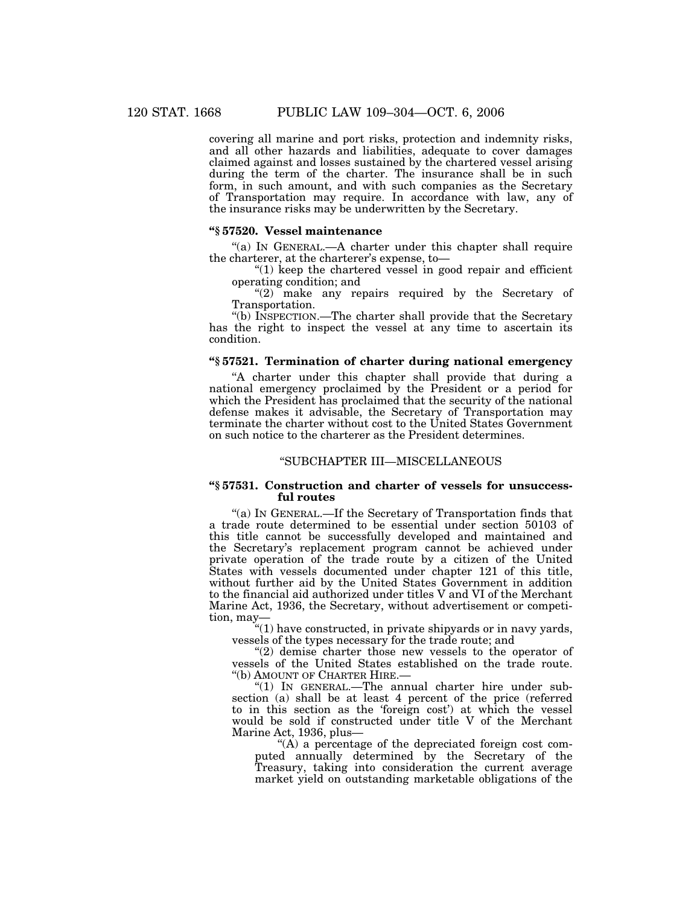covering all marine and port risks, protection and indemnity risks, and all other hazards and liabilities, adequate to cover damages claimed against and losses sustained by the chartered vessel arising during the term of the charter. The insurance shall be in such form, in such amount, and with such companies as the Secretary of Transportation may require. In accordance with law, any of the insurance risks may be underwritten by the Secretary.

**"§ 57520. Vessel maintenance**

"(a) IN GENERAL.—A charter under this chapter shall require the charterer, at the charterer's expense, to—

"(1) keep the chartered vessel in good repair and efficient operating condition; and

"(2) make any repairs required by the Secretary of Transportation.

"(b) INSPECTION.—The charter shall provide that the Secretary has the right to inspect the vessel at any time to ascertain its condition.

**"§ 57521. Termination of charter during national emergency**

"A charter under this chapter shall provide that during a national emergency proclaimed by the President or a period for which the President has proclaimed that the security of the national defense makes it advisable, the Secretary of Transportation may terminate the charter without cost to the United States Government on such notice to the charterer as the President determines.

"SUBCHAPTER III—MISCELLANEOUS

**"§ 57531. Construction and charter of vessels for unsuccessful routes**

"(a) IN GENERAL.—If the Secretary of Transportation finds that a trade route determined to be essential under section 50103 of this title cannot be successfully developed and maintained and the Secretary's replacement program cannot be achieved under private operation of the trade route by a citizen of the United States with vessels documented under chapter 121 of this title, without further aid by the United States Government in addition to the financial aid authorized under titles V and VI of the Merchant Marine Act, 1936, the Secretary, without advertisement or competition, may—

"(1) have constructed, in private shipyards or in navy yards, vessels of the types necessary for the trade route; and

"(2) demise charter those new vessels to the operator of vessels of the United States established on the trade route.

"(b) AMOUNT OF CHARTER HIRE.—

"(1) IN GENERAL.—The annual charter hire under subsection (a) shall be at least 4 percent of the price (referred to in this section as the 'foreign cost') at which the vessel would be sold if constructed under title V of the Merchant Marine Act, 1936, plus—

"(A) a percentage of the depreciated foreign cost computed annually determined by the Secretary of the Treasury, taking into consideration the current average market yield on outstanding marketable obligations of the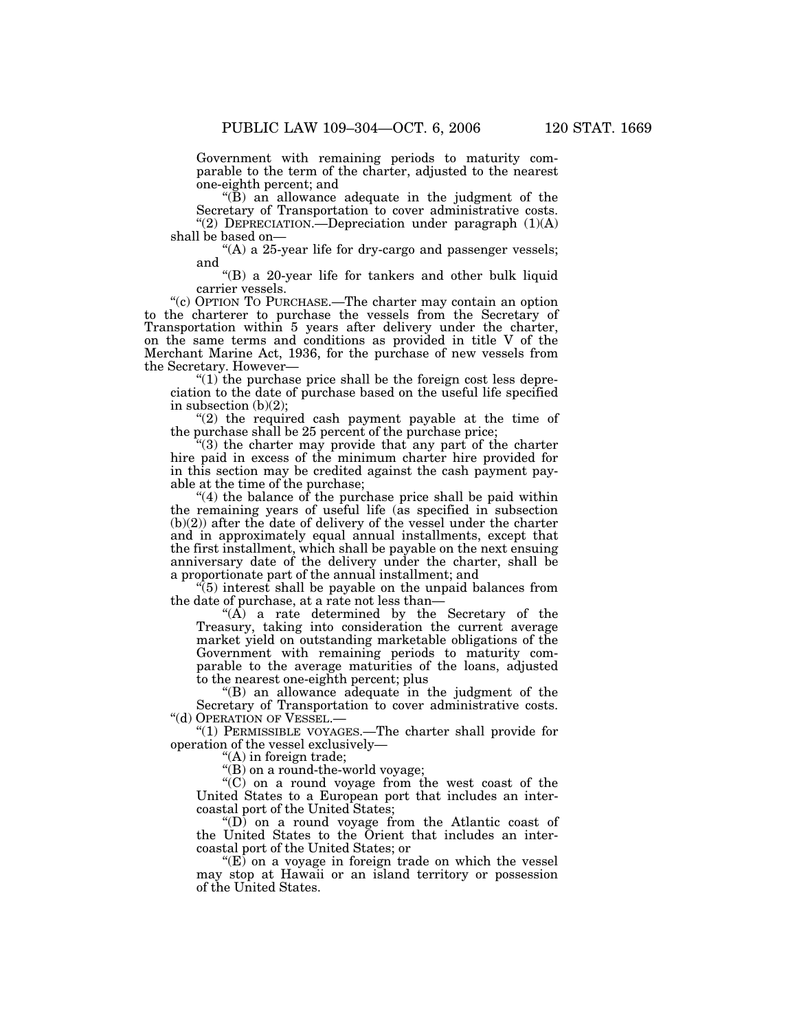Government with remaining periods to maturity comparable to the term of the charter, adjusted to the nearest one-eighth percent; and

"(B) an allowance adequate in the judgment of the Secretary of Transportation to cover administrative costs.

"(2) DEPRECIATION.—Depreciation under paragraph (1)(A) shall be based on—

"(A) a 25-year life for dry-cargo and passenger vessels; and

"(B) a 20-year life for tankers and other bulk liquid carrier vessels.

"(c) OPTION TO PURCHASE.—The charter may contain an option to the charterer to purchase the vessels from the Secretary of Transportation within 5 years after delivery under the charter, on the same terms and conditions as provided in title V of the Merchant Marine Act, 1936, for the purchase of new vessels from the Secretary. However—

"(1) the purchase price shall be the foreign cost less depreciation to the date of purchase based on the useful life specified in subsection (b)(2);

"(2) the required cash payment payable at the time of the purchase shall be 25 percent of the purchase price;

"(3) the charter may provide that any part of the charter hire paid in excess of the minimum charter hire provided for in this section may be credited against the cash payment payable at the time of the purchase;

"(4) the balance of the purchase price shall be paid within the remaining years of useful life (as specified in subsection (b)(2)) after the date of delivery of the vessel under the charter and in approximately equal annual installments, except that the first installment, which shall be payable on the next ensuing anniversary date of the delivery under the charter, shall be a proportionate part of the annual installment; and

"(5) interest shall be payable on the unpaid balances from the date of purchase, at a rate not less than—

"(A) a rate determined by the Secretary of the Treasury, taking into consideration the current average market yield on outstanding marketable obligations of the Government with remaining periods to maturity comparable to the average maturities of the loans, adjusted to the nearest one-eighth percent; plus

"(B) an allowance adequate in the judgment of the Secretary of Transportation to cover administrative costs.

"(d) OPERATION OF VESSEL.—

"(1) PERMISSIBLE VOYAGES.—The charter shall provide for operation of the vessel exclusively—

"(A) in foreign trade;

"(B) on a round-the-world voyage;

"(C) on a round voyage from the west coast of the United States to a European port that includes an intercoastal port of the United States;

"(D) on a round voyage from the Atlantic coast of the United States to the Orient that includes an intercoastal port of the United States; or

"(E) on a voyage in foreign trade on which the vessel may stop at Hawaii or an island territory or possession of the United States.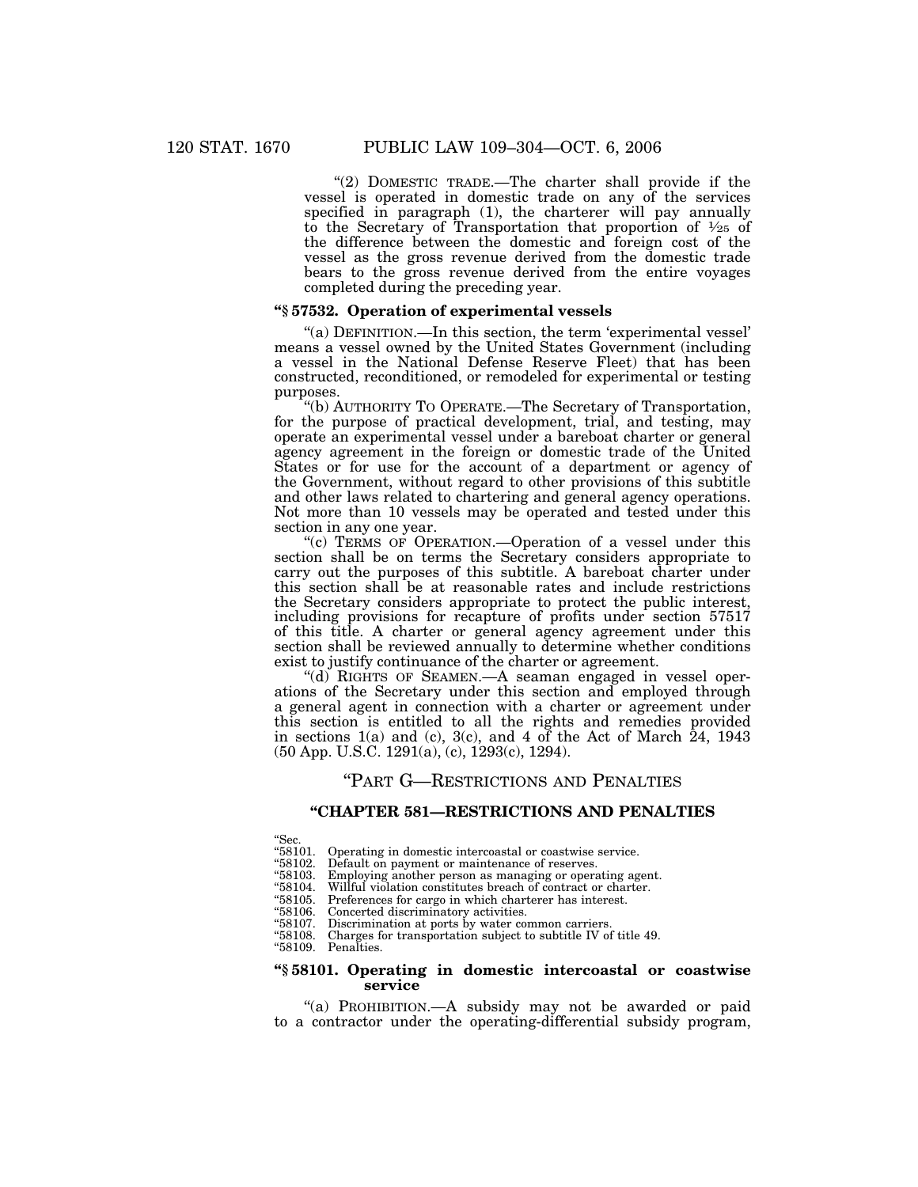"(2) DOMESTIC TRADE.—The charter shall provide if the vessel is operated in domestic trade on any of the services specified in paragraph (1), the charterer will pay annually to the Secretary of Transportation that proportion of $\frac{1}{25}$ of the difference between the domestic and foreign cost of the vessel as the gross revenue derived from the domestic trade bears to the gross revenue derived from the entire voyages completed during the preceding year.

### "§ 57532. Operation of experimental vessels

"(a) DEFINITION.—In this section, the term 'experimental vessel' means a vessel owned by the United States Government (including a vessel in the National Defense Reserve Fleet) that has been constructed, reconditioned, or remodeled for experimental or testing purposes.

"(b) AUTHORITY TO OPERATE.—The Secretary of Transportation, for the purpose of practical development, trial, and testing, may operate an experimental vessel under a bareboat charter or general agency agreement in the foreign or domestic trade of the United States or for use for the account of a department or agency of the Government, without regard to other provisions of this subtitle and other laws related to chartering and general agency operations. Not more than 10 vessels may be operated and tested under this section in any one year.

"(c) TERMS OF OPERATION.—Operation of a vessel under this section shall be on terms the Secretary considers appropriate to carry out the purposes of this subtitle. A bareboat charter under this section shall be at reasonable rates and include restrictions the Secretary considers appropriate to protect the public interest, including provisions for recapture of profits under section 57517 of this title. A charter or general agency agreement under this section shall be reviewed annually to determine whether conditions exist to justify continuance of the charter or agreement.

"(d) RIGHTS OF SEAMEN.—A seaman engaged in vessel operations of the Secretary under this section and employed through a general agent in connection with a charter or agreement under this section is entitled to all the rights and remedies provided in sections 1(a) and (c), 3(c), and 4 of the Act of March 24, 1943 (50 App. U.S.C. 1291(a), (c), 1293(c), 1294).

## "PART G—RESTRICTIONS AND PENALTIES

## "CHAPTER 581—RESTRICTIONS AND PENALTIES

"Sec.
"58101. Operating in domestic intercoastal or coastwise service.
"58102. Default on payment or maintenance of reserves.
"58103. Employing another person as managing or operating agent.
"58104. Willful violation constitutes breach of contract or charter.
"58105. Preferences for cargo in which charterer has interest.
"58106. Concerted discriminatory activities.
"58107. Discrimination at ports by water common carriers.
"58108. Charges for transportation subject to subtitle IV of title 49.
"58109. Penalties.

### "§ 58101. Operating in domestic intercoastal or coastwise service

"(a) PROHIBITION.—A subsidy may not be awarded or paid to a contractor under the operating-differential subsidy program,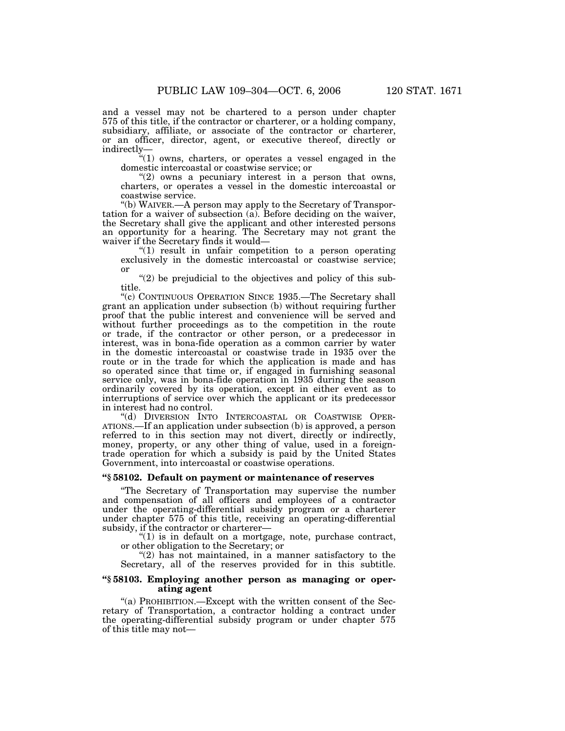and a vessel may not be chartered to a person under chapter 575 of this title, if the contractor or charterer, or a holding company, subsidiary, affiliate, or associate of the contractor or charterer, or an officer, director, agent, or executive thereof, directly or indirectly—

"(1) owns, charters, or operates a vessel engaged in the domestic intercoastal or coastwise service; or

"(2) owns a pecuniary interest in a person that owns, charters, or operates a vessel in the domestic intercoastal or coastwise service.

"(b) WAIVER.—A person may apply to the Secretary of Transportation for a waiver of subsection (a). Before deciding on the waiver, the Secretary shall give the applicant and other interested persons an opportunity for a hearing. The Secretary may not grant the waiver if the Secretary finds it would—

"(1) result in unfair competition to a person operating exclusively in the domestic intercoastal or coastwise service; or

"(2) be prejudicial to the objectives and policy of this subtitle.

"(c) CONTINUOUS OPERATION SINCE 1935.—The Secretary shall grant an application under subsection (b) without requiring further proof that the public interest and convenience will be served and without further proceedings as to the competition in the route or trade, if the contractor or other person, or a predecessor in interest, was in bona-fide operation as a common carrier by water in the domestic intercoastal or coastwise trade in 1935 over the route or in the trade for which the application is made and has so operated since that time or, if engaged in furnishing seasonal service only, was in bona-fide operation in 1935 during the season ordinarily covered by its operation, except in either event as to interruptions of service over which the applicant or its predecessor in interest had no control.

"(d) DIVERSION INTO INTERCOASTAL OR COASTWISE OPERATIONS.—If an application under subsection (b) is approved, a person referred to in this section may not divert, directly or indirectly, money, property, or any other thing of value, used in a foreign-trade operation for which a subsidy is paid by the United States Government, into intercoastal or coastwise operations.

**"§ 58102. Default on payment or maintenance of reserves**

"The Secretary of Transportation may supervise the number and compensation of all officers and employees of a contractor under the operating-differential subsidy program or a charterer under chapter 575 of this title, receiving an operating-differential subsidy, if the contractor or charterer—

"(1) is in default on a mortgage, note, purchase contract, or other obligation to the Secretary; or

"(2) has not maintained, in a manner satisfactory to the Secretary, all of the reserves provided for in this subtitle.

**"§ 58103. Employing another person as managing or operating agent**

"(a) PROHIBITION.—Except with the written consent of the Secretary of Transportation, a contractor holding a contract under the operating-differential subsidy program or under chapter 575 of this title may not—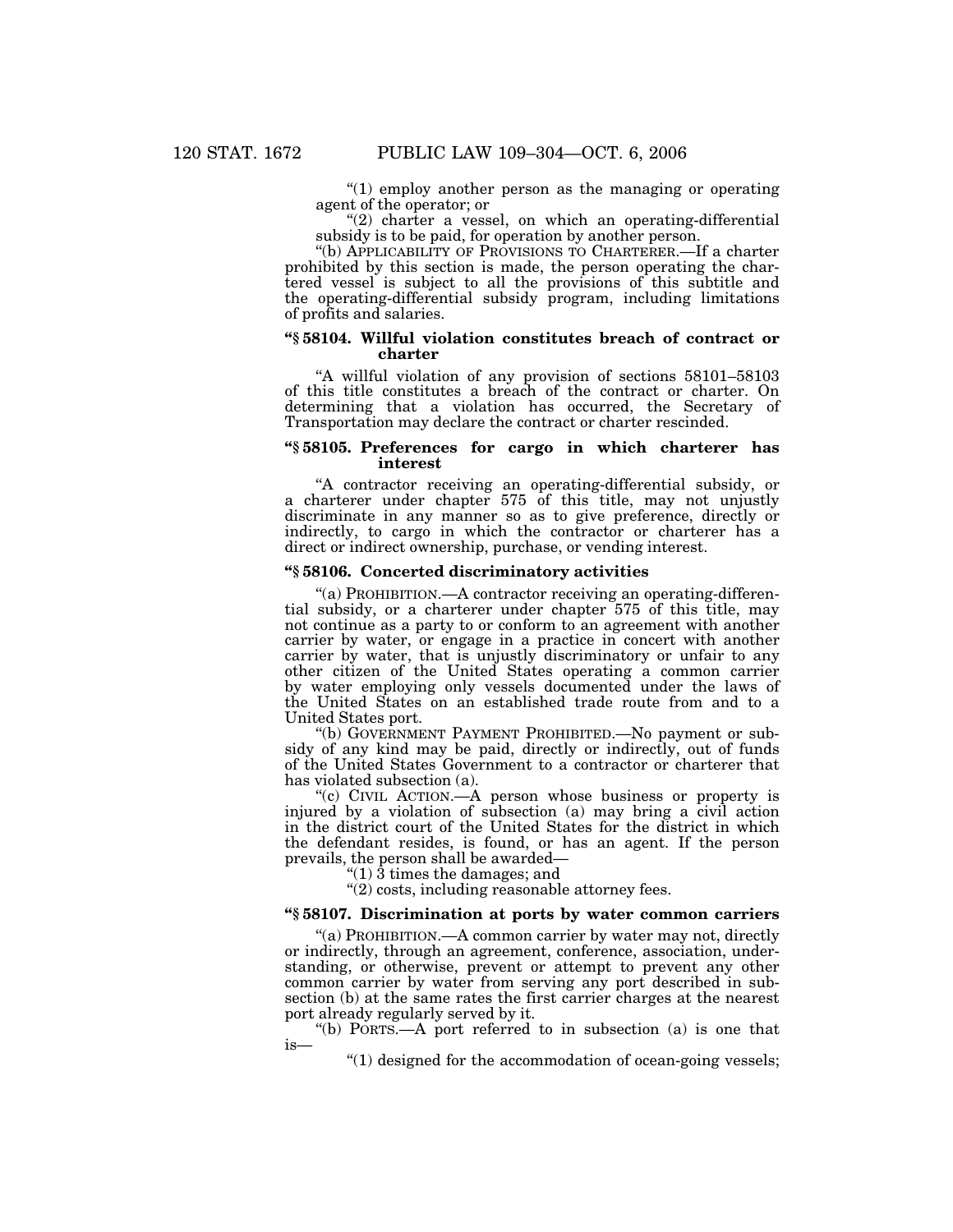"(1) employ another person as the managing or operating agent of the operator; or

"(2) charter a vessel, on which an operating-differential subsidy is to be paid, for operation by another person.

"(b) APPLICABILITY OF PROVISIONS TO CHARTERER.—If a charter prohibited by this section is made, the person operating the chartered vessel is subject to all the provisions of this subtitle and the operating-differential subsidy program, including limitations of profits and salaries.

### "§ 58104. Willful violation constitutes breach of contract or charter

"A willful violation of any provision of sections 58101–58103 of this title constitutes a breach of the contract or charter. On determining that a violation has occurred, the Secretary of Transportation may declare the contract or charter rescinded.

### "§ 58105. Preferences for cargo in which charterer has interest

"A contractor receiving an operating-differential subsidy, or a charterer under chapter 575 of this title, may not unjustly discriminate in any manner so as to give preference, directly or indirectly, to cargo in which the contractor or charterer has a direct or indirect ownership, purchase, or vending interest.

### "§ 58106. Concerted discriminatory activities

"(a) PROHIBITION.—A contractor receiving an operating-differential subsidy, or a charterer under chapter 575 of this title, may not continue as a party to or conform to an agreement with another carrier by water, or engage in a practice in concert with another carrier by water, that is unjustly discriminatory or unfair to any other citizen of the United States operating a common carrier by water employing only vessels documented under the laws of the United States on an established trade route from and to a United States port.

"(b) GOVERNMENT PAYMENT PROHIBITED.—No payment or subsidy of any kind may be paid, directly or indirectly, out of funds of the United States Government to a contractor or charterer that has violated subsection (a).

"(c) CIVIL ACTION.—A person whose business or property is injured by a violation of subsection (a) may bring a civil action in the district court of the United States for the district in which the defendant resides, is found, or has an agent. If the person prevails, the person shall be awarded—

"(1) 3 times the damages; and

"(2) costs, including reasonable attorney fees.

### "§ 58107. Discrimination at ports by water common carriers

"(a) PROHIBITION.—A common carrier by water may not, directly or indirectly, through an agreement, conference, association, understanding, or otherwise, prevent or attempt to prevent any other common carrier by water from serving any port described in subsection (b) at the same rates the first carrier charges at the nearest port already regularly served by it.

"(b) PORTS.—A port referred to in subsection (a) is one that is—

"(1) designed for the accommodation of ocean-going vessels;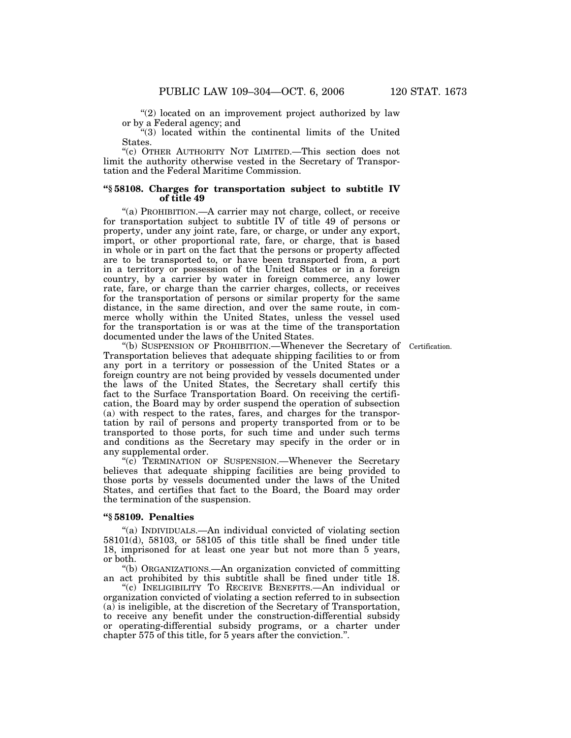"(2) located on an improvement project authorized by law or by a Federal agency; and

"(3) located within the continental limits of the United States.

"(c) OTHER AUTHORITY NOT LIMITED.—This section does not limit the authority otherwise vested in the Secretary of Transportation and the Federal Maritime Commission.

**"§ 58108. Charges for transportation subject to subtitle IV of title 49**

"(a) PROHIBITION.—A carrier may not charge, collect, or receive for transportation subject to subtitle IV of title 49 of persons or property, under any joint rate, fare, or charge, or under any export, import, or other proportional rate, fare, or charge, that is based in whole or in part on the fact that the persons or property affected are to be transported to, or have been transported from, a port in a territory or possession of the United States or in a foreign country, by a carrier by water in foreign commerce, any lower rate, fare, or charge than the carrier charges, collects, or receives for the transportation of persons or similar property for the same distance, in the same direction, and over the same route, in commerce wholly within the United States, unless the vessel used for the transportation is or was at the time of the transportation documented under the laws of the United States.

Certification.

"(b) SUSPENSION OF PROHIBITION.—Whenever the Secretary of Transportation believes that adequate shipping facilities to or from any port in a territory or possession of the United States or a foreign country are not being provided by vessels documented under the laws of the United States, the Secretary shall certify this fact to the Surface Transportation Board. On receiving the certification, the Board may by order suspend the operation of subsection (a) with respect to the rates, fares, and charges for the transportation by rail of persons and property transported from or to be transported to those ports, for such time and under such terms and conditions as the Secretary may specify in the order or in any supplemental order.

"(c) TERMINATION OF SUSPENSION.—Whenever the Secretary believes that adequate shipping facilities are being provided to those ports by vessels documented under the laws of the United States, and certifies that fact to the Board, the Board may order the termination of the suspension.

**"§ 58109. Penalties**

"(a) INDIVIDUALS.—An individual convicted of violating section 58101(d), 58103, or 58105 of this title shall be fined under title 18, imprisoned for at least one year but not more than 5 years, or both.

"(b) ORGANIZATIONS.—An organization convicted of committing an act prohibited by this subtitle shall be fined under title 18.

"(c) INELIGIBILITY TO RECEIVE BENEFITS.—An individual or organization convicted of violating a section referred to in subsection (a) is ineligible, at the discretion of the Secretary of Transportation, to receive any benefit under the construction-differential subsidy or operating-differential subsidy programs, or a charter under chapter 575 of this title, for 5 years after the conviction.".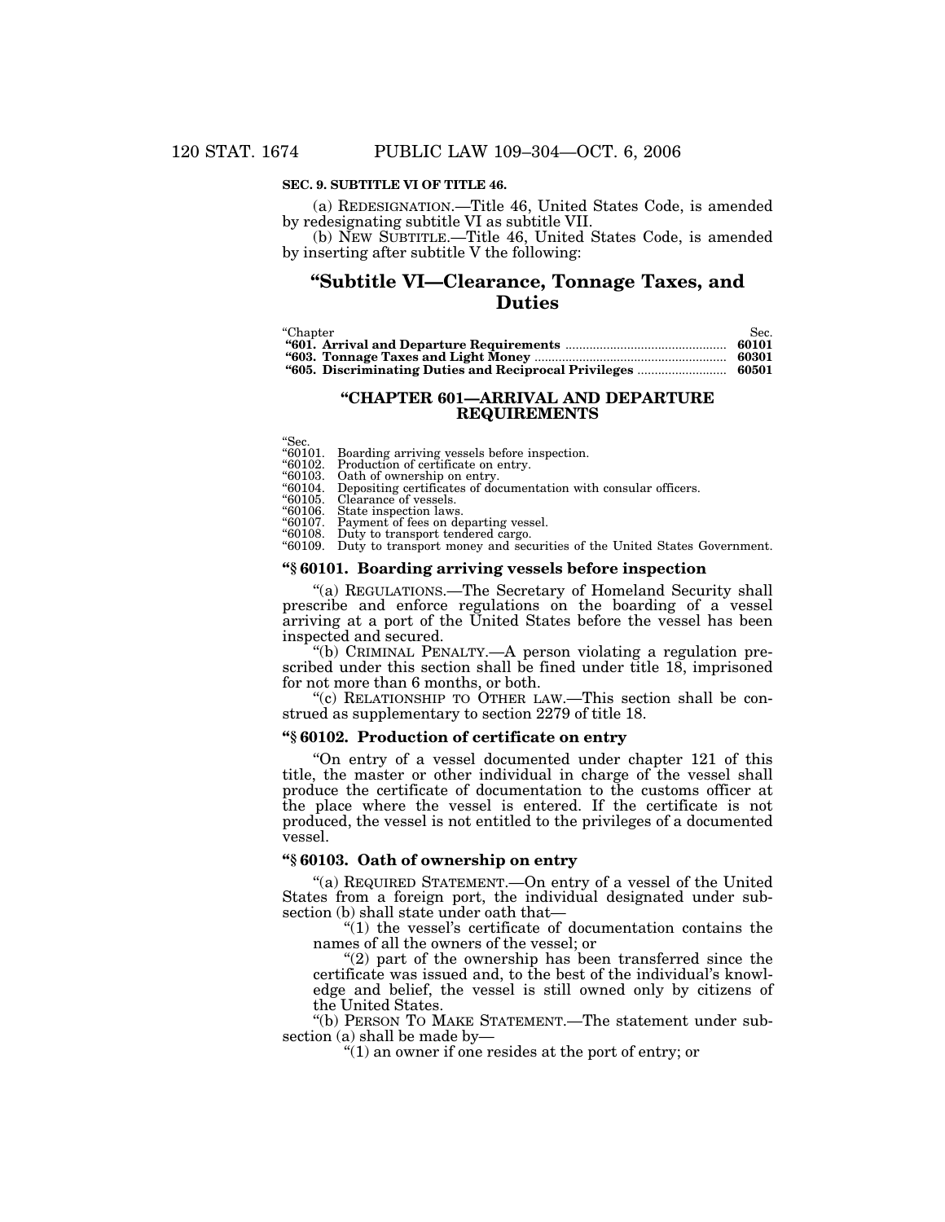**SEC. 9. SUBTITLE VI OF TITLE 46.**

(a) REDESIGNATION.—Title 46, United States Code, is amended by redesignating subtitle VI as subtitle VII.

(b) NEW SUBTITLE.—Title 46, United States Code, is amended by inserting after subtitle V the following:

## "Subtitle VI—Clearance, Tonnage Taxes, and Duties

| "Chapter | Sec. |
|---|---|
| **"601. Arrival and Departure Requirements** | **60101** |
| **"603. Tonnage Taxes and Light Money** | **60301** |
| **"605. Discriminating Duties and Reciprocal Privileges** | **60501** |

### "CHAPTER 601—ARRIVAL AND DEPARTURE REQUIREMENTS

"Sec.
"60101. Boarding arriving vessels before inspection.
"60102. Production of certificate on entry.
"60103. Oath of ownership on entry.
"60104. Depositing certificates of documentation with consular officers.
"60105. Clearance of vessels.
"60106. State inspection laws.
"60107. Payment of fees on departing vessel.
"60108. Duty to transport tendered cargo.
"60109. Duty to transport money and securities of the United States Government.

#### "§ 60101. Boarding arriving vessels before inspection

"(a) REGULATIONS.—The Secretary of Homeland Security shall prescribe and enforce regulations on the boarding of a vessel arriving at a port of the United States before the vessel has been inspected and secured.

"(b) CRIMINAL PENALTY.—A person violating a regulation prescribed under this section shall be fined under title 18, imprisoned for not more than 6 months, or both.

"(c) RELATIONSHIP TO OTHER LAW.—This section shall be construed as supplementary to section 2279 of title 18.

#### "§ 60102. Production of certificate on entry

"On entry of a vessel documented under chapter 121 of this title, the master or other individual in charge of the vessel shall produce the certificate of documentation to the customs officer at the place where the vessel is entered. If the certificate is not produced, the vessel is not entitled to the privileges of a documented vessel.

#### "§ 60103. Oath of ownership on entry

"(a) REQUIRED STATEMENT.—On entry of a vessel of the United States from a foreign port, the individual designated under subsection (b) shall state under oath that—

"(1) the vessel's certificate of documentation contains the names of all the owners of the vessel; or

"(2) part of the ownership has been transferred since the certificate was issued and, to the best of the individual's knowledge and belief, the vessel is still owned only by citizens of the United States.

"(b) PERSON TO MAKE STATEMENT.—The statement under subsection (a) shall be made by—

"(1) an owner if one resides at the port of entry; or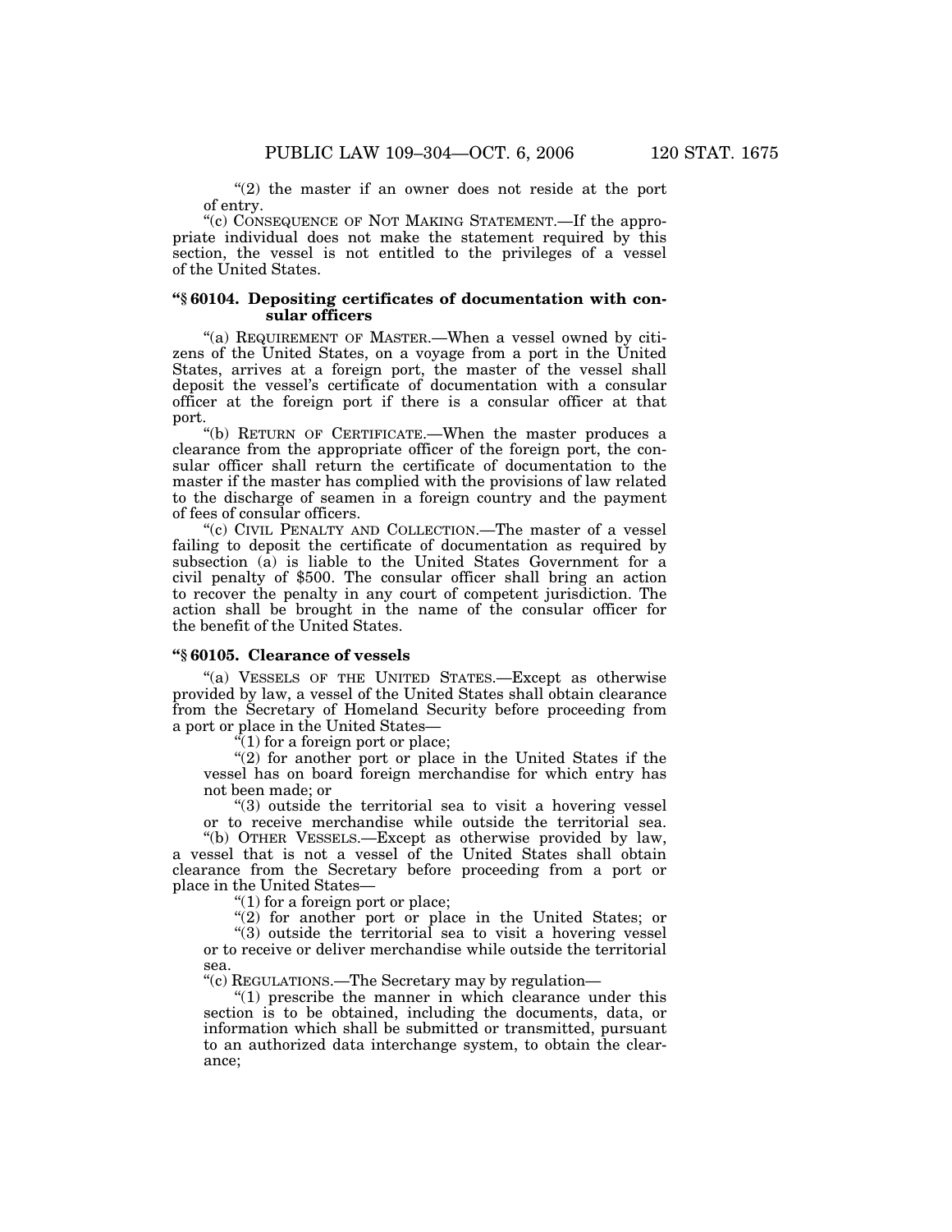"(2) the master if an owner does not reside at the port of entry.

"(c) CONSEQUENCE OF NOT MAKING STATEMENT.—If the appropriate individual does not make the statement required by this section, the vessel is not entitled to the privileges of a vessel of the United States.

### "§ 60104. Depositing certificates of documentation with consular officers

"(a) REQUIREMENT OF MASTER.—When a vessel owned by citizens of the United States, on a voyage from a port in the United States, arrives at a foreign port, the master of the vessel shall deposit the vessel's certificate of documentation with a consular officer at the foreign port if there is a consular officer at that port.

"(b) RETURN OF CERTIFICATE.—When the master produces a clearance from the appropriate officer of the foreign port, the consular officer shall return the certificate of documentation to the master if the master has complied with the provisions of law related to the discharge of seamen in a foreign country and the payment of fees of consular officers.

"(c) CIVIL PENALTY AND COLLECTION.—The master of a vessel failing to deposit the certificate of documentation as required by subsection (a) is liable to the United States Government for a civil penalty of $500. The consular officer shall bring an action to recover the penalty in any court of competent jurisdiction. The action shall be brought in the name of the consular officer for the benefit of the United States.

### "§ 60105. Clearance of vessels

"(a) VESSELS OF THE UNITED STATES.—Except as otherwise provided by law, a vessel of the United States shall obtain clearance from the Secretary of Homeland Security before proceeding from a port or place in the United States—

"(1) for a foreign port or place;

"(2) for another port or place in the United States if the vessel has on board foreign merchandise for which entry has not been made; or

"(3) outside the territorial sea to visit a hovering vessel or to receive merchandise while outside the territorial sea.

"(b) OTHER VESSELS.—Except as otherwise provided by law, a vessel that is not a vessel of the United States shall obtain clearance from the Secretary before proceeding from a port or place in the United States—

"(1) for a foreign port or place;

"(2) for another port or place in the United States; or

"(3) outside the territorial sea to visit a hovering vessel or to receive or deliver merchandise while outside the territorial sea.

"(c) REGULATIONS.—The Secretary may by regulation—

"(1) prescribe the manner in which clearance under this section is to be obtained, including the documents, data, or information which shall be submitted or transmitted, pursuant to an authorized data interchange system, to obtain the clearance;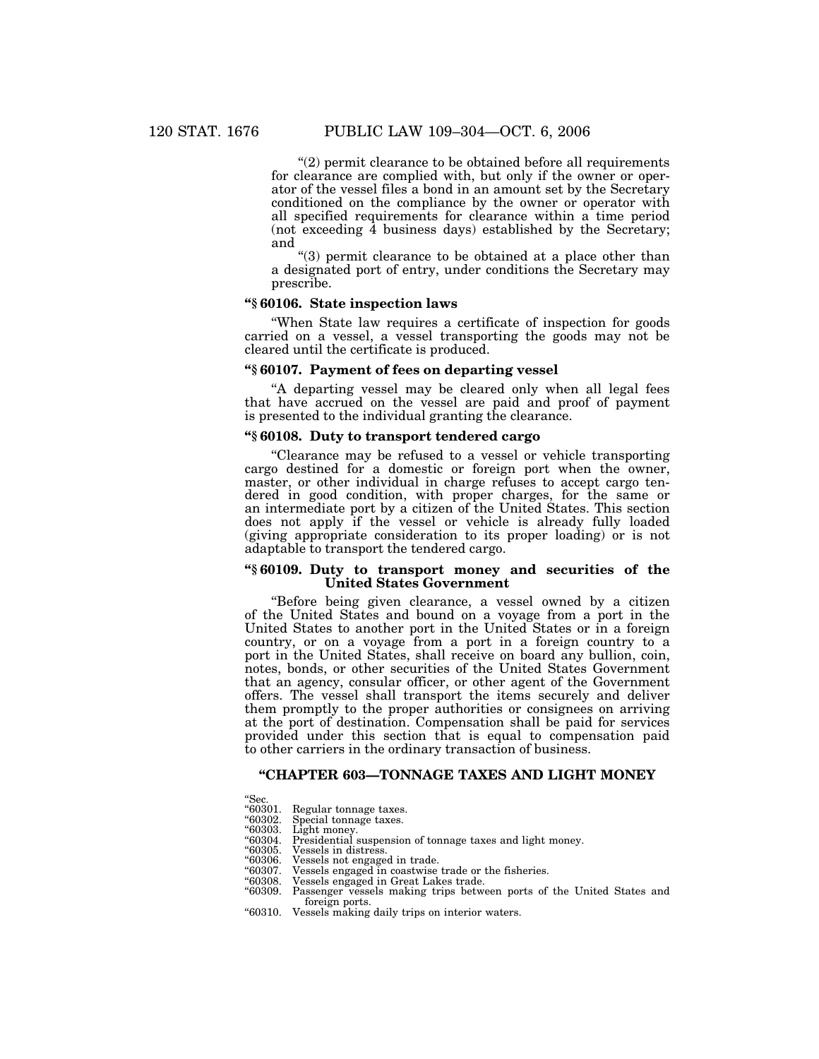"(2) permit clearance to be obtained before all requirements for clearance are complied with, but only if the owner or operator of the vessel files a bond in an amount set by the Secretary conditioned on the compliance by the owner or operator with all specified requirements for clearance within a time period (not exceeding 4 business days) established by the Secretary; and

"(3) permit clearance to be obtained at a place other than a designated port of entry, under conditions the Secretary may prescribe.

### "§ 60106. State inspection laws

"When State law requires a certificate of inspection for goods carried on a vessel, a vessel transporting the goods may not be cleared until the certificate is produced.

### "§ 60107. Payment of fees on departing vessel

"A departing vessel may be cleared only when all legal fees that have accrued on the vessel are paid and proof of payment is presented to the individual granting the clearance.

### "§ 60108. Duty to transport tendered cargo

"Clearance may be refused to a vessel or vehicle transporting cargo destined for a domestic or foreign port when the owner, master, or other individual in charge refuses to accept cargo tendered in good condition, with proper charges, for the same or an intermediate port by a citizen of the United States. This section does not apply if the vessel or vehicle is already fully loaded (giving appropriate consideration to its proper loading) or is not adaptable to transport the tendered cargo.

### "§ 60109. Duty to transport money and securities of the United States Government

"Before being given clearance, a vessel owned by a citizen of the United States and bound on a voyage from a port in the United States to another port in the United States or in a foreign country, or on a voyage from a port in a foreign country to a port in the United States, shall receive on board any bullion, coin, notes, bonds, or other securities of the United States Government that an agency, consular officer, or other agent of the Government offers. The vessel shall transport the items securely and deliver them promptly to the proper authorities or consignees on arriving at the port of destination. Compensation shall be paid for services provided under this section that is equal to compensation paid to other carriers in the ordinary transaction of business.

## "CHAPTER 603—TONNAGE TAXES AND LIGHT MONEY

"Sec.
"60301. Regular tonnage taxes.
"60302. Special tonnage taxes.
"60303. Light money.
"60304. Presidential suspension of tonnage taxes and light money.
"60305. Vessels in distress.
"60306. Vessels not engaged in trade.
"60307. Vessels engaged in coastwise trade or the fisheries.
"60308. Vessels engaged in Great Lakes trade.
"60309. Passenger vessels making trips between ports of the United States and foreign ports.
"60310. Vessels making daily trips on interior waters.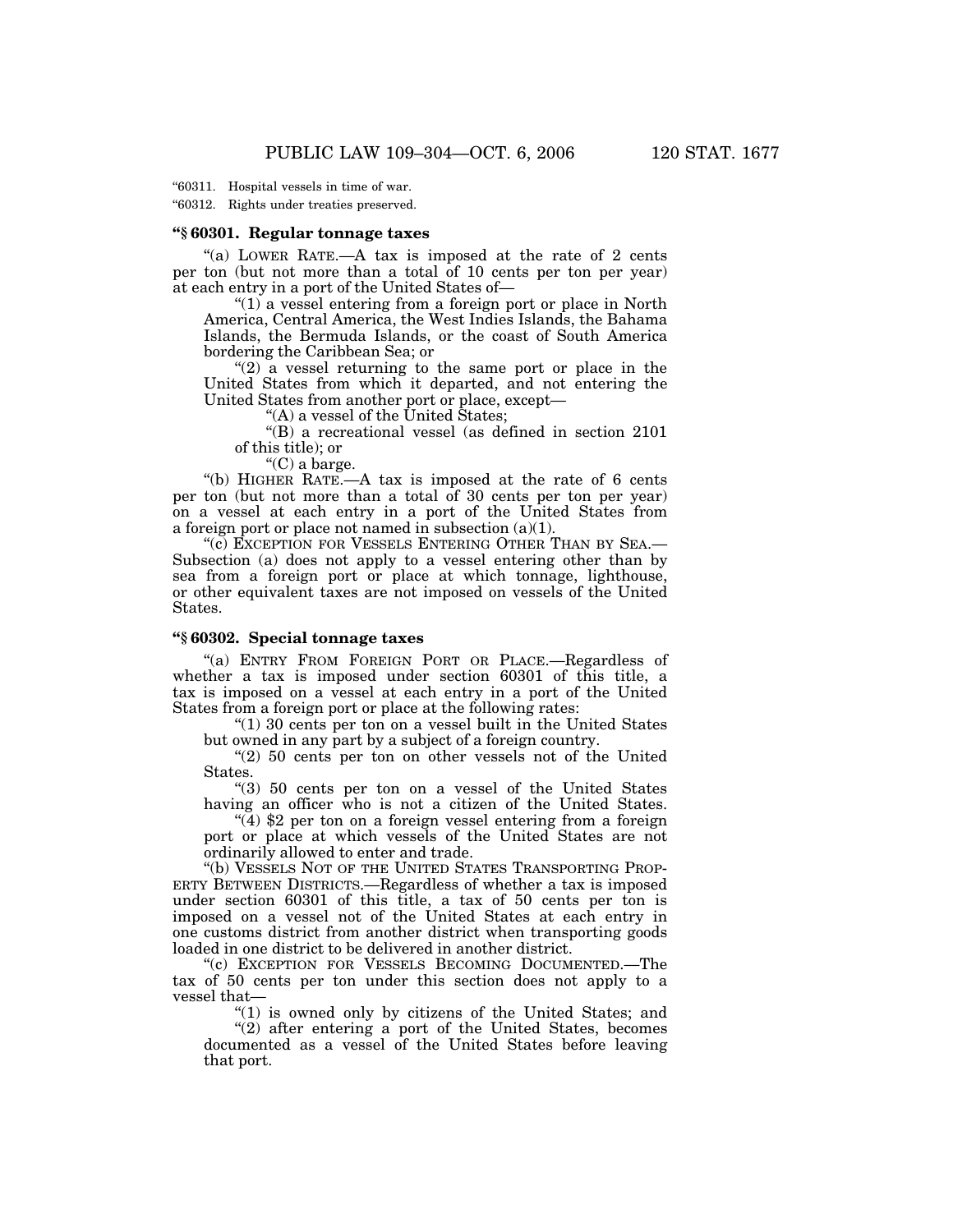"60311. Hospital vessels in time of war.

"60312. Rights under treaties preserved.

### "§ 60301. Regular tonnage taxes

"(a) LOWER RATE.—A tax is imposed at the rate of 2 cents per ton (but not more than a total of 10 cents per ton per year) at each entry in a port of the United States of—

"(1) a vessel entering from a foreign port or place in North America, Central America, the West Indies Islands, the Bahama Islands, the Bermuda Islands, or the coast of South America bordering the Caribbean Sea; or

"(2) a vessel returning to the same port or place in the United States from which it departed, and not entering the United States from another port or place, except—

"(A) a vessel of the United States;

"(B) a recreational vessel (as defined in section 2101 of this title); or

"(C) a barge.

"(b) HIGHER RATE.—A tax is imposed at the rate of 6 cents per ton (but not more than a total of 30 cents per ton per year) on a vessel at each entry in a port of the United States from a foreign port or place not named in subsection (a)(1).

"(c) EXCEPTION FOR VESSELS ENTERING OTHER THAN BY SEA.—Subsection (a) does not apply to a vessel entering other than by sea from a foreign port or place at which tonnage, lighthouse, or other equivalent taxes are not imposed on vessels of the United States.

### "§ 60302. Special tonnage taxes

"(a) ENTRY FROM FOREIGN PORT OR PLACE.—Regardless of whether a tax is imposed under section 60301 of this title, a tax is imposed on a vessel at each entry in a port of the United States from a foreign port or place at the following rates:

"(1) 30 cents per ton on a vessel built in the United States but owned in any part by a subject of a foreign country.

"(2) 50 cents per ton on other vessels not of the United States.

"(3) 50 cents per ton on a vessel of the United States having an officer who is not a citizen of the United States.

"(4) $2 per ton on a foreign vessel entering from a foreign port or place at which vessels of the United States are not ordinarily allowed to enter and trade.

"(b) VESSELS NOT OF THE UNITED STATES TRANSPORTING PROPERTY BETWEEN DISTRICTS.—Regardless of whether a tax is imposed under section 60301 of this title, a tax of 50 cents per ton is imposed on a vessel not of the United States at each entry in one customs district from another district when transporting goods loaded in one district to be delivered in another district.

"(c) EXCEPTION FOR VESSELS BECOMING DOCUMENTED.—The tax of 50 cents per ton under this section does not apply to a vessel that—

"(1) is owned only by citizens of the United States; and

"(2) after entering a port of the United States, becomes documented as a vessel of the United States before leaving that port.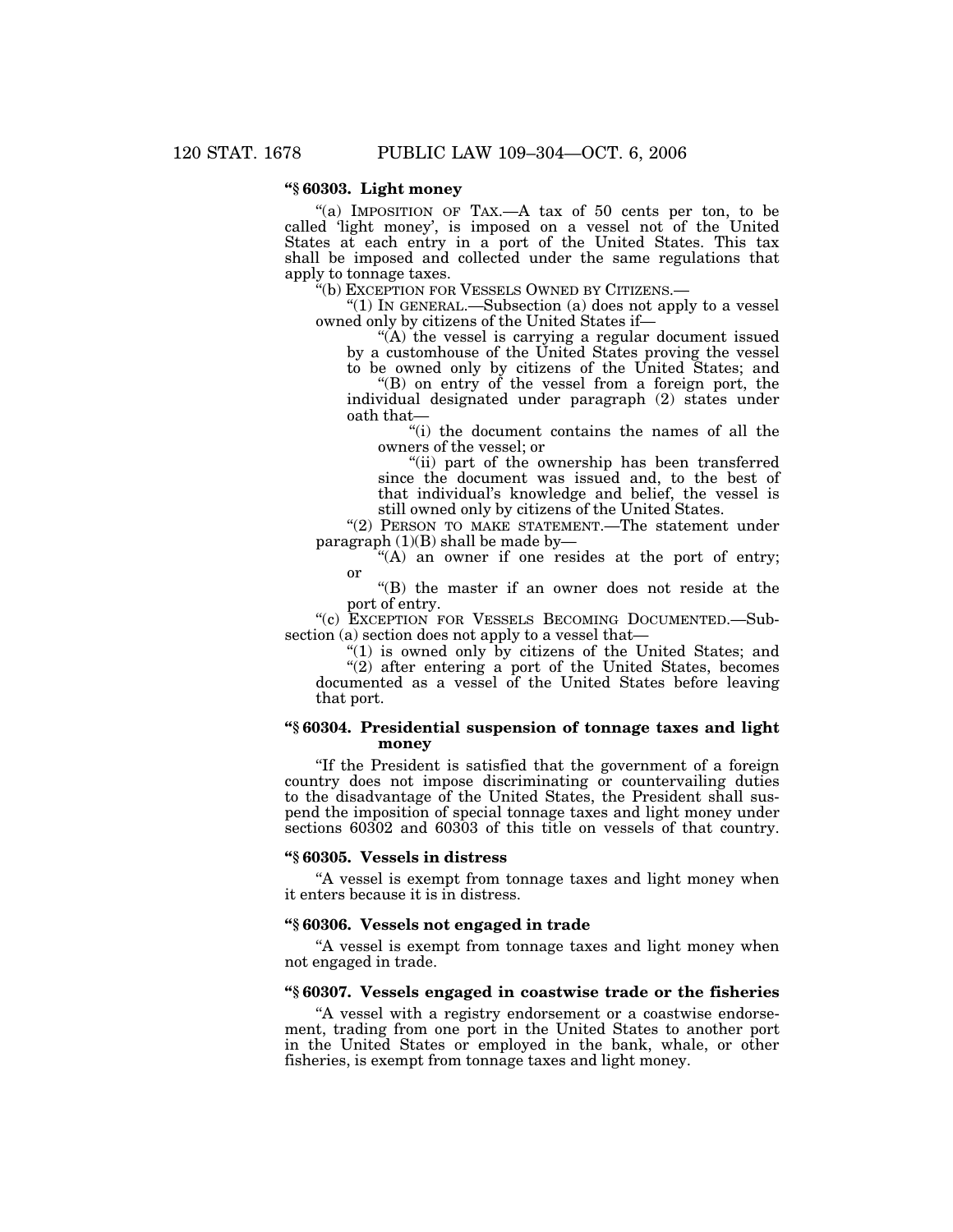**"§ 60303. Light money**

"(a) IMPOSITION OF TAX.—A tax of 50 cents per ton, to be called 'light money', is imposed on a vessel not of the United States at each entry in a port of the United States. This tax shall be imposed and collected under the same regulations that apply to tonnage taxes.

"(b) EXCEPTION FOR VESSELS OWNED BY CITIZENS.—

"(1) IN GENERAL.—Subsection (a) does not apply to a vessel owned only by citizens of the United States if—

"(A) the vessel is carrying a regular document issued by a customhouse of the United States proving the vessel to be owned only by citizens of the United States; and

"(B) on entry of the vessel from a foreign port, the individual designated under paragraph (2) states under oath that—

"(i) the document contains the names of all the owners of the vessel; or

"(ii) part of the ownership has been transferred since the document was issued and, to the best of that individual's knowledge and belief, the vessel is still owned only by citizens of the United States.

"(2) PERSON TO MAKE STATEMENT.—The statement under paragraph (1)(B) shall be made by—

"(A) an owner if one resides at the port of entry; or

"(B) the master if an owner does not reside at the port of entry.

"(c) EXCEPTION FOR VESSELS BECOMING DOCUMENTED.—Subsection (a) section does not apply to a vessel that—

"(1) is owned only by citizens of the United States; and

"(2) after entering a port of the United States, becomes documented as a vessel of the United States before leaving that port.

**"§ 60304. Presidential suspension of tonnage taxes and light money**

"If the President is satisfied that the government of a foreign country does not impose discriminating or countervailing duties to the disadvantage of the United States, the President shall suspend the imposition of special tonnage taxes and light money under sections 60302 and 60303 of this title on vessels of that country.

**"§ 60305. Vessels in distress**

"A vessel is exempt from tonnage taxes and light money when it enters because it is in distress.

**"§ 60306. Vessels not engaged in trade**

"A vessel is exempt from tonnage taxes and light money when not engaged in trade.

**"§ 60307. Vessels engaged in coastwise trade or the fisheries**

"A vessel with a registry endorsement or a coastwise endorsement, trading from one port in the United States to another port in the United States or employed in the bank, whale, or other fisheries, is exempt from tonnage taxes and light money.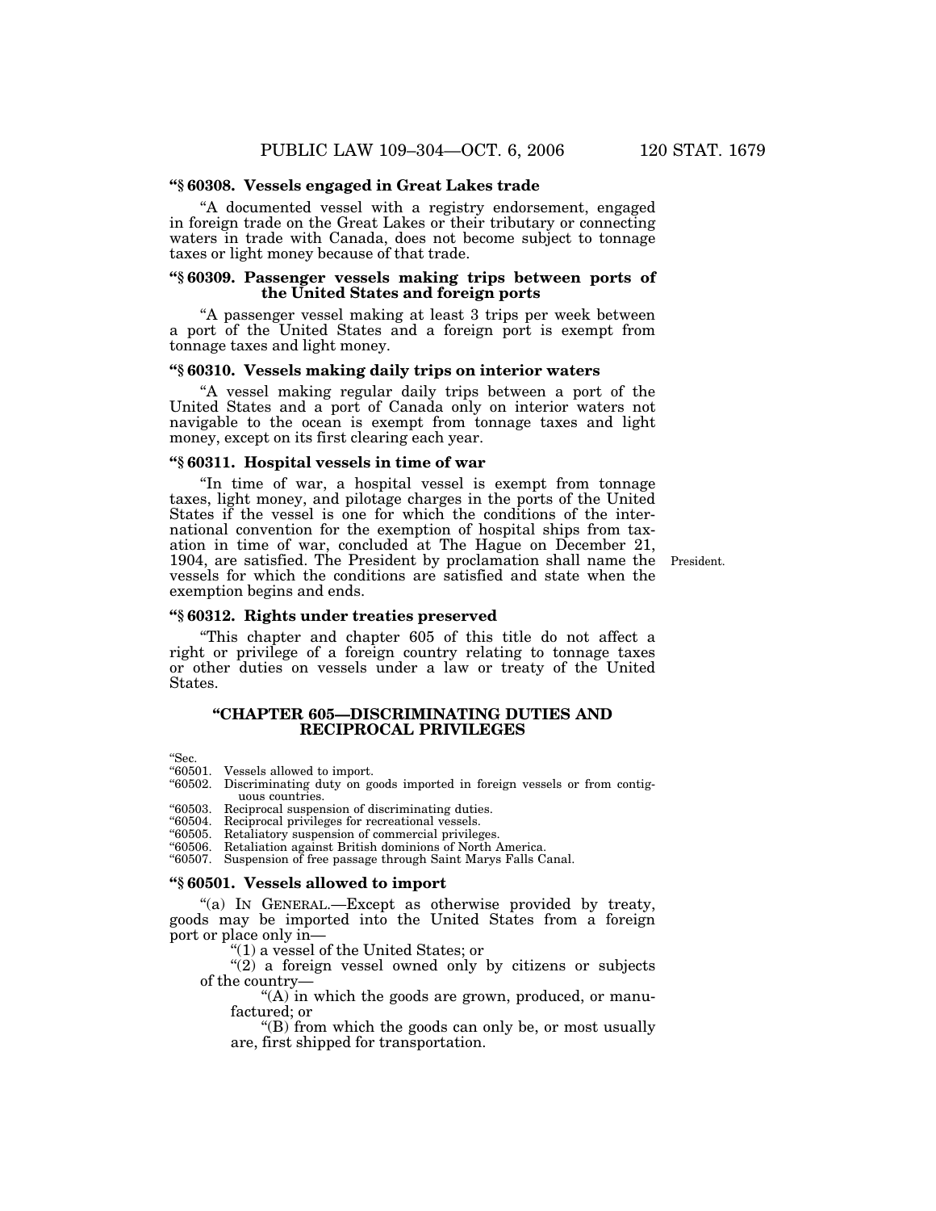**"§ 60308. Vessels engaged in Great Lakes trade**

"A documented vessel with a registry endorsement, engaged in foreign trade on the Great Lakes or their tributary or connecting waters in trade with Canada, does not become subject to tonnage taxes or light money because of that trade.

**"§ 60309. Passenger vessels making trips between ports of the United States and foreign ports**

"A passenger vessel making at least 3 trips per week between a port of the United States and a foreign port is exempt from tonnage taxes and light money.

**"§ 60310. Vessels making daily trips on interior waters**

"A vessel making regular daily trips between a port of the United States and a port of Canada only on interior waters not navigable to the ocean is exempt from tonnage taxes and light money, except on its first clearing each year.

**"§ 60311. Hospital vessels in time of war**

"In time of war, a hospital vessel is exempt from tonnage taxes, light money, and pilotage charges in the ports of the United States if the vessel is one for which the conditions of the international convention for the exemption of hospital ships from taxation in time of war, concluded at The Hague on December 21, 1904, are satisfied. The President by proclamation shall name the vessels for which the conditions are satisfied and state when the exemption begins and ends.

President.

**"§ 60312. Rights under treaties preserved**

"This chapter and chapter 605 of this title do not affect a right or privilege of a foreign country relating to tonnage taxes or other duties on vessels under a law or treaty of the United States.

## "CHAPTER 605—DISCRIMINATING DUTIES AND RECIPROCAL PRIVILEGES

"Sec.
"60501. Vessels allowed to import.
"60502. Discriminating duty on goods imported in foreign vessels or from contiguous countries.
"60503. Reciprocal suspension of discriminating duties.
"60504. Reciprocal privileges for recreational vessels.
"60505. Retaliatory suspension of commercial privileges.
"60506. Retaliation against British dominions of North America.
"60507. Suspension of free passage through Saint Marys Falls Canal.

**"§ 60501. Vessels allowed to import**

"(a) IN GENERAL.—Except as otherwise provided by treaty, goods may be imported into the United States from a foreign port or place only in—

"(1) a vessel of the United States; or

"(2) a foreign vessel owned only by citizens or subjects of the country—

"(A) in which the goods are grown, produced, or manufactured; or

"(B) from which the goods can only be, or most usually are, first shipped for transportation.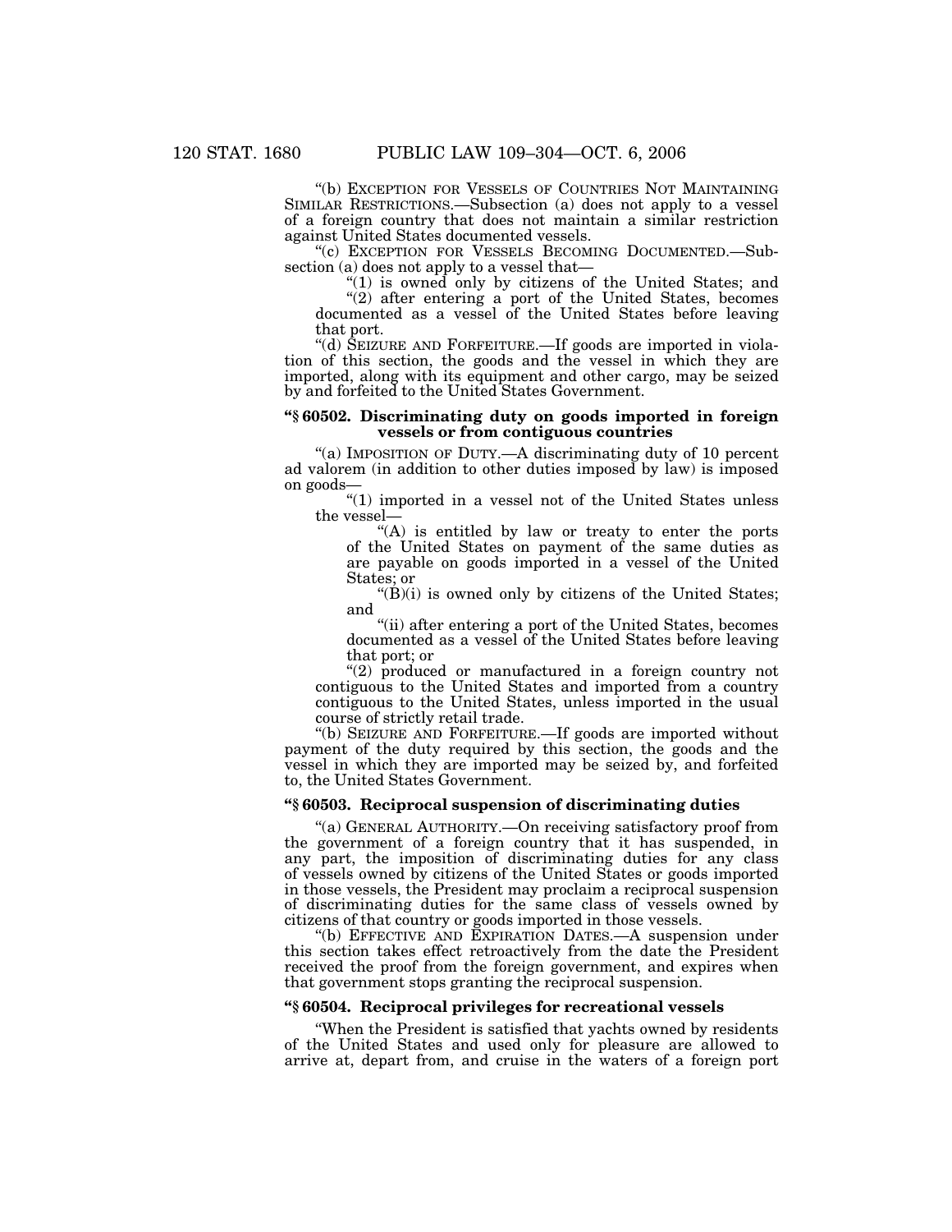"(b) EXCEPTION FOR VESSELS OF COUNTRIES NOT MAINTAINING SIMILAR RESTRICTIONS.—Subsection (a) does not apply to a vessel of a foreign country that does not maintain a similar restriction against United States documented vessels.

"(c) EXCEPTION FOR VESSELS BECOMING DOCUMENTED.—Subsection (a) does not apply to a vessel that—

"(1) is owned only by citizens of the United States; and

"(2) after entering a port of the United States, becomes documented as a vessel of the United States before leaving that port.

"(d) SEIZURE AND FORFEITURE.—If goods are imported in violation of this section, the goods and the vessel in which they are imported, along with its equipment and other cargo, may be seized by and forfeited to the United States Government.

### "§ 60502. Discriminating duty on goods imported in foreign vessels or from contiguous countries

"(a) IMPOSITION OF DUTY.—A discriminating duty of 10 percent ad valorem (in addition to other duties imposed by law) is imposed on goods—

"(1) imported in a vessel not of the United States unless the vessel—

"(A) is entitled by law or treaty to enter the ports of the United States on payment of the same duties as are payable on goods imported in a vessel of the United States; or

"(B)(i) is owned only by citizens of the United States; and

"(ii) after entering a port of the United States, becomes documented as a vessel of the United States before leaving that port; or

"(2) produced or manufactured in a foreign country not contiguous to the United States and imported from a country contiguous to the United States, unless imported in the usual course of strictly retail trade.

"(b) SEIZURE AND FORFEITURE.—If goods are imported without payment of the duty required by this section, the goods and the vessel in which they are imported may be seized by, and forfeited to, the United States Government.

### "§ 60503. Reciprocal suspension of discriminating duties

"(a) GENERAL AUTHORITY.—On receiving satisfactory proof from the government of a foreign country that it has suspended, in any part, the imposition of discriminating duties for any class of vessels owned by citizens of the United States or goods imported in those vessels, the President may proclaim a reciprocal suspension of discriminating duties for the same class of vessels owned by citizens of that country or goods imported in those vessels.

"(b) EFFECTIVE AND EXPIRATION DATES.—A suspension under this section takes effect retroactively from the date the President received the proof from the foreign government, and expires when that government stops granting the reciprocal suspension.

### "§ 60504. Reciprocal privileges for recreational vessels

"When the President is satisfied that yachts owned by residents of the United States and used only for pleasure are allowed to arrive at, depart from, and cruise in the waters of a foreign port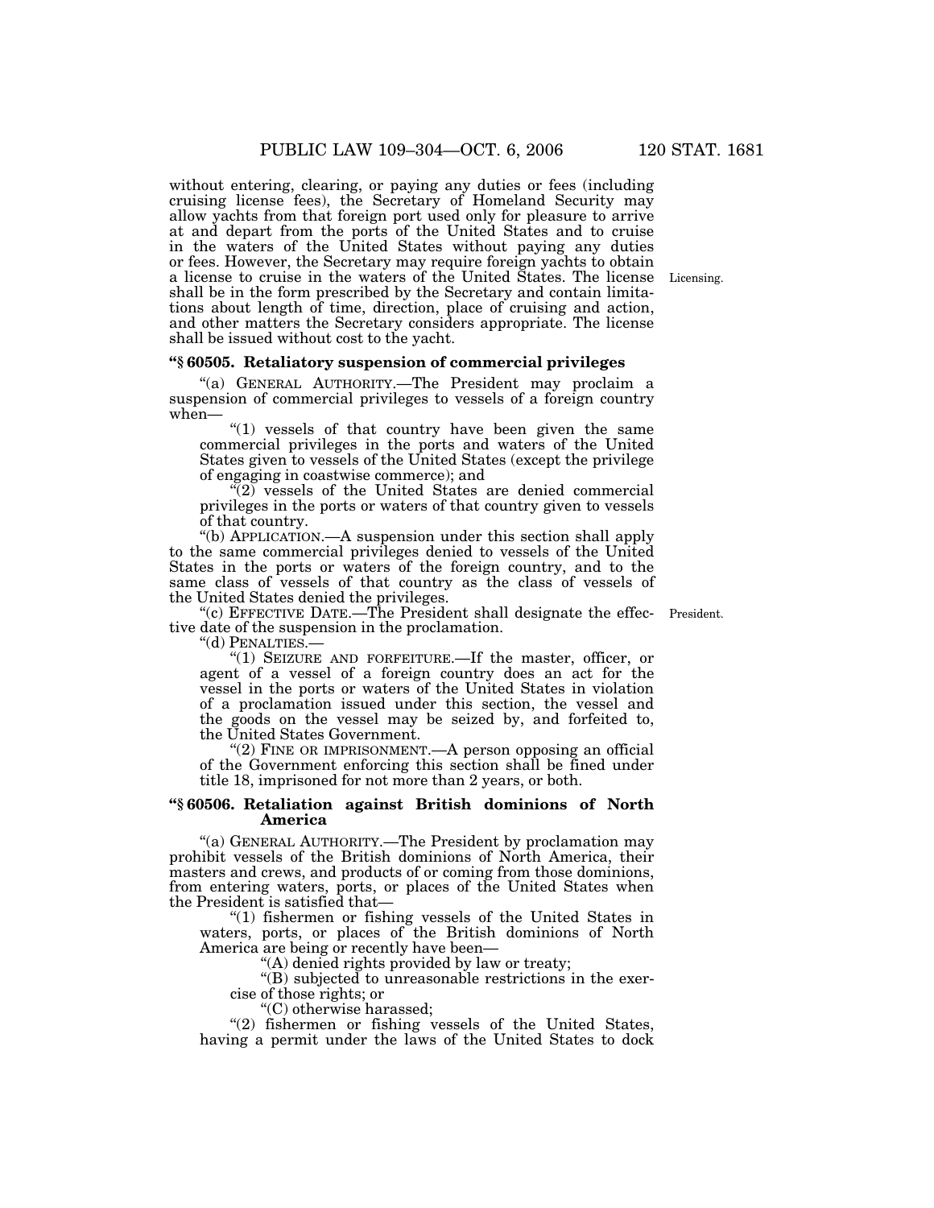without entering, clearing, or paying any duties or fees (including cruising license fees), the Secretary of Homeland Security may allow yachts from that foreign port used only for pleasure to arrive at and depart from the ports of the United States and to cruise in the waters of the United States without paying any duties or fees. However, the Secretary may require foreign yachts to obtain a license to cruise in the waters of the United States. The license shall be in the form prescribed by the Secretary and contain limitations about length of time, direction, place of cruising and action, and other matters the Secretary considers appropriate. The license shall be issued without cost to the yacht.

Licensing.

### "§ 60505. Retaliatory suspension of commercial privileges

"(a) GENERAL AUTHORITY.—The President may proclaim a suspension of commercial privileges to vessels of a foreign country when—

"(1) vessels of that country have been given the same commercial privileges in the ports and waters of the United States given to vessels of the United States (except the privilege of engaging in coastwise commerce); and

"(2) vessels of the United States are denied commercial privileges in the ports or waters of that country given to vessels of that country.

"(b) APPLICATION.—A suspension under this section shall apply to the same commercial privileges denied to vessels of the United States in the ports or waters of the foreign country, and to the same class of vessels of that country as the class of vessels of the United States denied the privileges.

"(c) EFFECTIVE DATE.—The President shall designate the effective date of the suspension in the proclamation.

President.

"(d) PENALTIES.—

"(1) SEIZURE AND FORFEITURE.—If the master, officer, or agent of a vessel of a foreign country does an act for the vessel in the ports or waters of the United States in violation of a proclamation issued under this section, the vessel and the goods on the vessel may be seized by, and forfeited to, the United States Government.

"(2) FINE OR IMPRISONMENT.—A person opposing an official of the Government enforcing this section shall be fined under title 18, imprisoned for not more than 2 years, or both.

### "§ 60506. Retaliation against British dominions of North America

"(a) GENERAL AUTHORITY.—The President by proclamation may prohibit vessels of the British dominions of North America, their masters and crews, and products of or coming from those dominions, from entering waters, ports, or places of the United States when the President is satisfied that—

"(1) fishermen or fishing vessels of the United States in waters, ports, or places of the British dominions of North America are being or recently have been—

"(A) denied rights provided by law or treaty;

"(B) subjected to unreasonable restrictions in the exercise of those rights; or

"(C) otherwise harassed;

"(2) fishermen or fishing vessels of the United States, having a permit under the laws of the United States to dock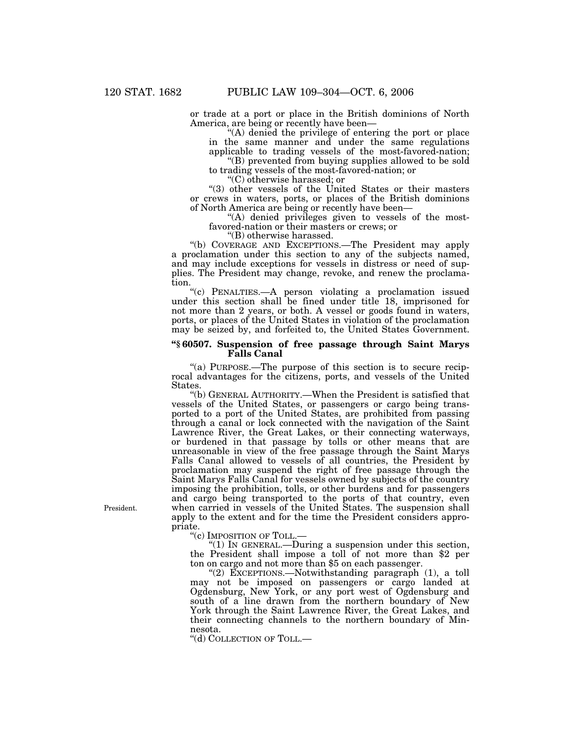or trade at a port or place in the British dominions of North America, are being or recently have been—

"(A) denied the privilege of entering the port or place in the same manner and under the same regulations applicable to trading vessels of the most-favored-nation;

"(B) prevented from buying supplies allowed to be sold to trading vessels of the most-favored-nation; or

"(C) otherwise harassed; or

"(3) other vessels of the United States or their masters or crews in waters, ports, or places of the British dominions of North America are being or recently have been—

"(A) denied privileges given to vessels of the most-favored-nation or their masters or crews; or

"(B) otherwise harassed.

"(b) COVERAGE AND EXCEPTIONS.—The President may apply a proclamation under this section to any of the subjects named, and may include exceptions for vessels in distress or need of supplies. The President may change, revoke, and renew the proclamation.

"(c) PENALTIES.—A person violating a proclamation issued under this section shall be fined under title 18, imprisoned for not more than 2 years, or both. A vessel or goods found in waters, ports, or places of the United States in violation of the proclamation may be seized by, and forfeited to, the United States Government.

**"§ 60507. Suspension of free passage through Saint Marys Falls Canal**

"(a) PURPOSE.—The purpose of this section is to secure reciprocal advantages for the citizens, ports, and vessels of the United States.

"(b) GENERAL AUTHORITY.—When the President is satisfied that vessels of the United States, or passengers or cargo being transported to a port of the United States, are prohibited from passing through a canal or lock connected with the navigation of the Saint Lawrence River, the Great Lakes, or their connecting waterways, or burdened in that passage by tolls or other means that are unreasonable in view of the free passage through the Saint Marys Falls Canal allowed to vessels of all countries, the President by proclamation may suspend the right of free passage through the Saint Marys Falls Canal for vessels owned by subjects of the country imposing the prohibition, tolls, or other burdens and for passengers and cargo being transported to the ports of that country, even when carried in vessels of the United States. The suspension shall apply to the extent and for the time the President considers appropriate.

President.

"(c) IMPOSITION OF TOLL.—

"(1) IN GENERAL.—During a suspension under this section, the President shall impose a toll of not more than $2 per ton on cargo and not more than $5 on each passenger.

"(2) EXCEPTIONS.—Notwithstanding paragraph (1), a toll may not be imposed on passengers or cargo landed at Ogdensburg, New York, or any port west of Ogdensburg and south of a line drawn from the northern boundary of New York through the Saint Lawrence River, the Great Lakes, and their connecting channels to the northern boundary of Minnesota.

"(d) COLLECTION OF TOLL.—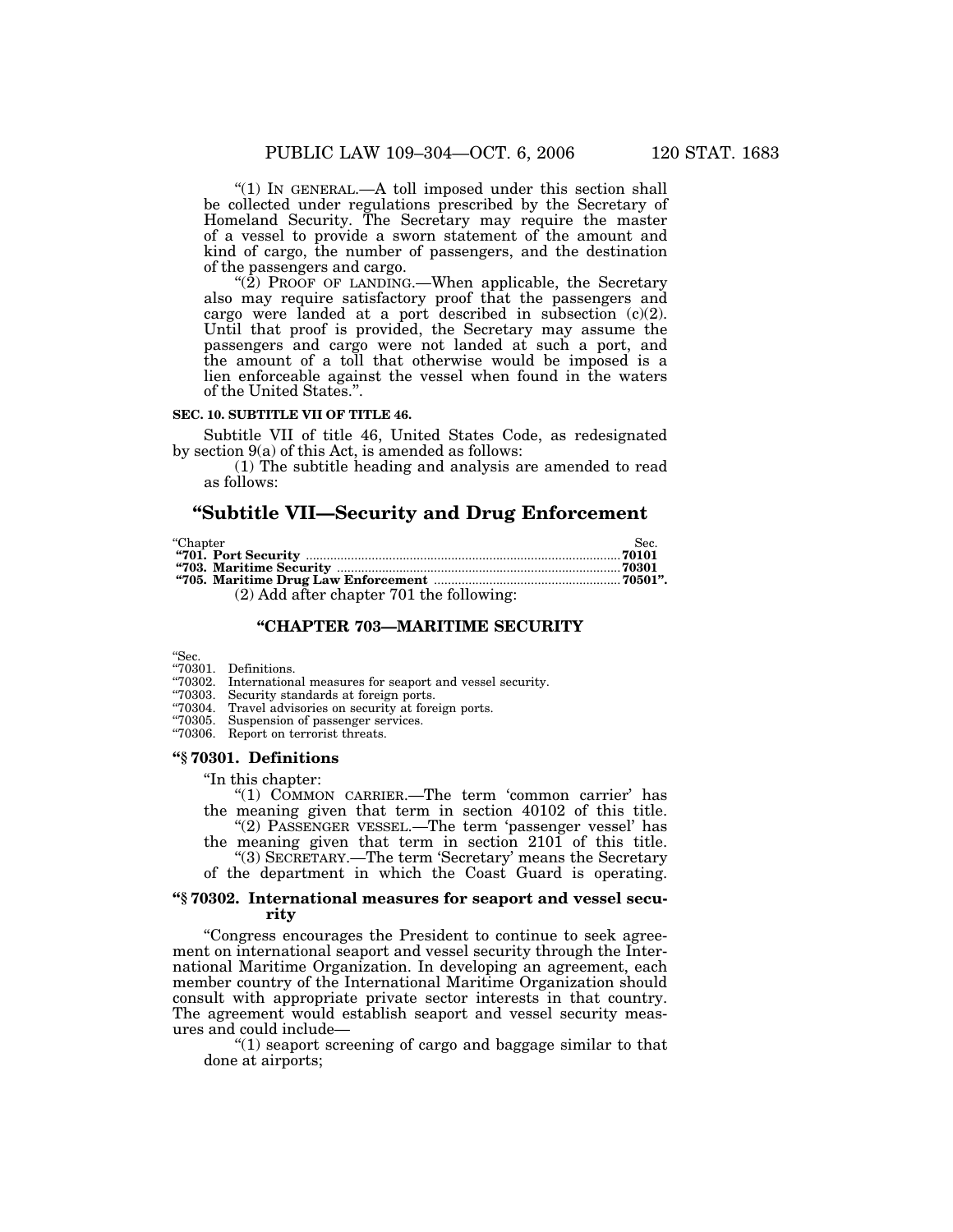"(1) IN GENERAL.—A toll imposed under this section shall be collected under regulations prescribed by the Secretary of Homeland Security. The Secretary may require the master of a vessel to provide a sworn statement of the amount and kind of cargo, the number of passengers, and the destination of the passengers and cargo.

"(2) PROOF OF LANDING.—When applicable, the Secretary also may require satisfactory proof that the passengers and cargo were landed at a port described in subsection (c)(2). Until that proof is provided, the Secretary may assume the passengers and cargo were not landed at such a port, and the amount of a toll that otherwise would be imposed is a lien enforceable against the vessel when found in the waters of the United States.".

**SEC. 10. SUBTITLE VII OF TITLE 46.**

Subtitle VII of title 46, United States Code, as redesignated by section 9(a) of this Act, is amended as follows:

(1) The subtitle heading and analysis are amended to read as follows:

## "Subtitle VII—Security and Drug Enforcement

| "Chapter | Sec. |
|---|---|
| **"701. Port Security** | **70101** |
| **"703. Maritime Security** | **70301** |
| **"705. Maritime Drug Law Enforcement** | **70501".** |

(2) Add after chapter 701 the following:

### "CHAPTER 703—MARITIME SECURITY

"Sec.
"70301. Definitions.
"70302. International measures for seaport and vessel security.
"70303. Security standards at foreign ports.
"70304. Travel advisories on security at foreign ports.
"70305. Suspension of passenger services.
"70306. Report on terrorist threats.

#### "§ 70301. Definitions

"In this chapter:

"(1) COMMON CARRIER.—The term 'common carrier' has the meaning given that term in section 40102 of this title.

"(2) PASSENGER VESSEL.—The term 'passenger vessel' has the meaning given that term in section 2101 of this title.

"(3) SECRETARY.—The term 'Secretary' means the Secretary of the department in which the Coast Guard is operating.

#### "§ 70302. International measures for seaport and vessel security

"Congress encourages the President to continue to seek agreement on international seaport and vessel security through the International Maritime Organization. In developing an agreement, each member country of the International Maritime Organization should consult with appropriate private sector interests in that country. The agreement would establish seaport and vessel security measures and could include—

"(1) seaport screening of cargo and baggage similar to that done at airports;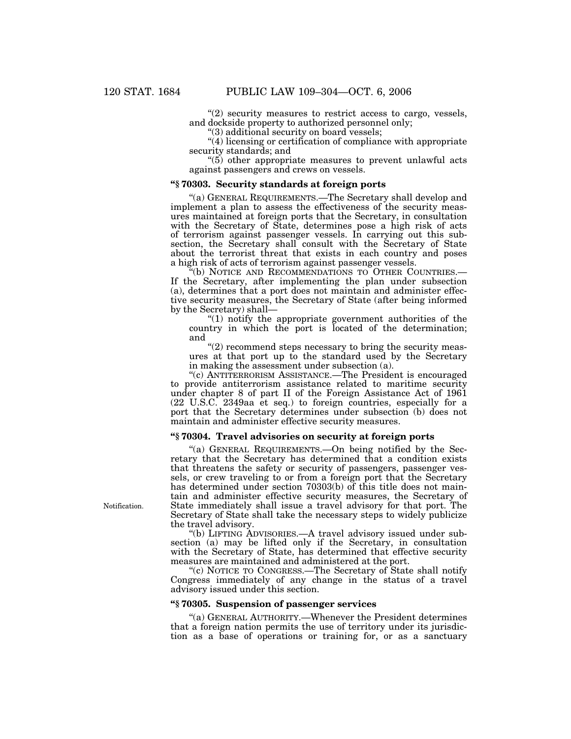"(2) security measures to restrict access to cargo, vessels, and dockside property to authorized personnel only;

"(3) additional security on board vessels;

"(4) licensing or certification of compliance with appropriate security standards; and

"(5) other appropriate measures to prevent unlawful acts against passengers and crews on vessels.

### "§ 70303. Security standards at foreign ports

"(a) GENERAL REQUIREMENTS.—The Secretary shall develop and implement a plan to assess the effectiveness of the security measures maintained at foreign ports that the Secretary, in consultation with the Secretary of State, determines pose a high risk of acts of terrorism against passenger vessels. In carrying out this subsection, the Secretary shall consult with the Secretary of State about the terrorist threat that exists in each country and poses a high risk of acts of terrorism against passenger vessels.

"(b) NOTICE AND RECOMMENDATIONS TO OTHER COUNTRIES.—If the Secretary, after implementing the plan under subsection (a), determines that a port does not maintain and administer effective security measures, the Secretary of State (after being informed by the Secretary) shall—

"(1) notify the appropriate government authorities of the country in which the port is located of the determination; and

"(2) recommend steps necessary to bring the security measures at that port up to the standard used by the Secretary in making the assessment under subsection (a).

"(c) ANTITERRORISM ASSISTANCE.—The President is encouraged to provide antiterrorism assistance related to maritime security under chapter 8 of part II of the Foreign Assistance Act of 1961 (22 U.S.C. 2349aa et seq.) to foreign countries, especially for a port that the Secretary determines under subsection (b) does not maintain and administer effective security measures.

### "§ 70304. Travel advisories on security at foreign ports

"(a) GENERAL REQUIREMENTS.—On being notified by the Secretary that the Secretary has determined that a condition exists that threatens the safety or security of passengers, passenger vessels, or crew traveling to or from a foreign port that the Secretary has determined under section 70303(b) of this title does not maintain and administer effective security measures, the Secretary of State immediately shall issue a travel advisory for that port. The Secretary of State shall take the necessary steps to widely publicize the travel advisory.

Notification.

"(b) LIFTING ADVISORIES.—A travel advisory issued under subsection (a) may be lifted only if the Secretary, in consultation with the Secretary of State, has determined that effective security measures are maintained and administered at the port.

"(c) NOTICE TO CONGRESS.—The Secretary of State shall notify Congress immediately of any change in the status of a travel advisory issued under this section.

### "§ 70305. Suspension of passenger services

"(a) GENERAL AUTHORITY.—Whenever the President determines that a foreign nation permits the use of territory under its jurisdiction as a base of operations or training for, or as a sanctuary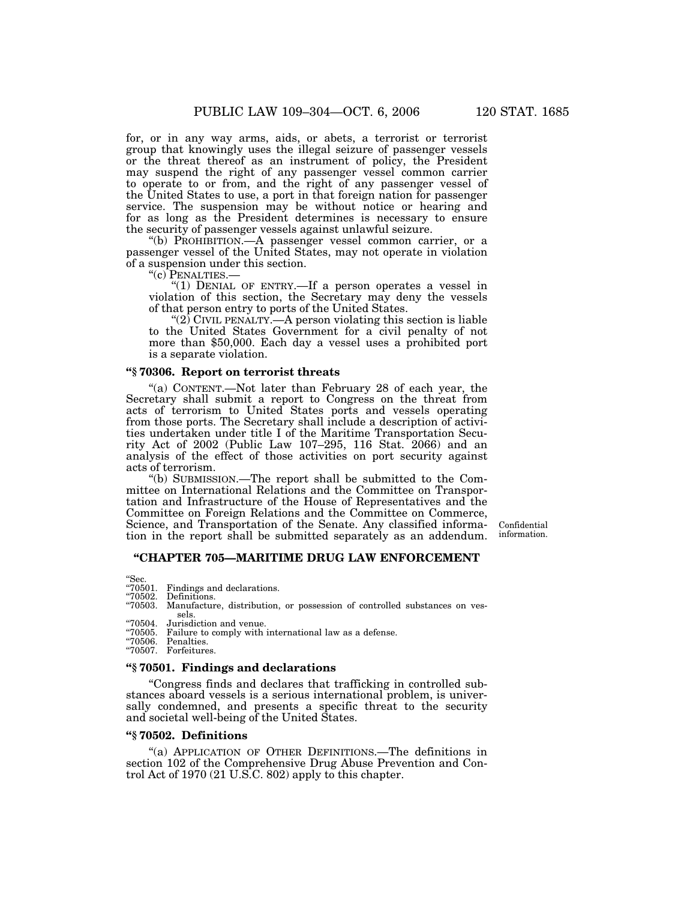for, or in any way arms, aids, or abets, a terrorist or terrorist group that knowingly uses the illegal seizure of passenger vessels or the threat thereof as an instrument of policy, the President may suspend the right of any passenger vessel common carrier to operate to or from, and the right of any passenger vessel of the United States to use, a port in that foreign nation for passenger service. The suspension may be without notice or hearing and for as long as the President determines is necessary to ensure the security of passenger vessels against unlawful seizure.

"(b) PROHIBITION.—A passenger vessel common carrier, or a passenger vessel of the United States, may not operate in violation of a suspension under this section.

"(c) PENALTIES.—

"(1) DENIAL OF ENTRY.—If a person operates a vessel in violation of this section, the Secretary may deny the vessels of that person entry to ports of the United States.

"(2) CIVIL PENALTY.—A person violating this section is liable to the United States Government for a civil penalty of not more than $50,000. Each day a vessel uses a prohibited port is a separate violation.

### "§ 70306. Report on terrorist threats

"(a) CONTENT.—Not later than February 28 of each year, the Secretary shall submit a report to Congress on the threat from acts of terrorism to United States ports and vessels operating from those ports. The Secretary shall include a description of activities undertaken under title I of the Maritime Transportation Security Act of 2002 (Public Law 107–295, 116 Stat. 2066) and an analysis of the effect of those activities on port security against acts of terrorism.

"(b) SUBMISSION.—The report shall be submitted to the Committee on International Relations and the Committee on Transportation and Infrastructure of the House of Representatives and the Committee on Foreign Relations and the Committee on Commerce, Science, and Transportation of the Senate. Any classified information in the report shall be submitted separately as an addendum.

Confidential information.

## "CHAPTER 705—MARITIME DRUG LAW ENFORCEMENT

"Sec.
"70501. Findings and declarations.
"70502. Definitions.
"70503. Manufacture, distribution, or possession of controlled substances on vessels.
"70504. Jurisdiction and venue.
"70505. Failure to comply with international law as a defense.
"70506. Penalties.
"70507. Forfeitures.

### "§ 70501. Findings and declarations

"Congress finds and declares that trafficking in controlled substances aboard vessels is a serious international problem, is universally condemned, and presents a specific threat to the security and societal well-being of the United States.

### "§ 70502. Definitions

"(a) APPLICATION OF OTHER DEFINITIONS.—The definitions in section 102 of the Comprehensive Drug Abuse Prevention and Control Act of 1970 (21 U.S.C. 802) apply to this chapter.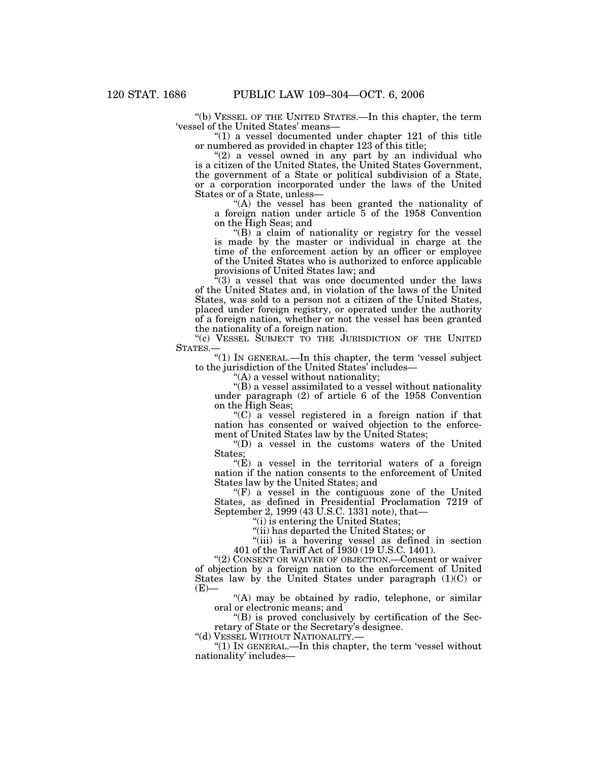"(b) VESSEL OF THE UNITED STATES.—In this chapter, the term 'vessel of the United States' means—

"(1) a vessel documented under chapter 121 of this title or numbered as provided in chapter 123 of this title;

"(2) a vessel owned in any part by an individual who is a citizen of the United States, the United States Government, the government of a State or political subdivision of a State, or a corporation incorporated under the laws of the United States or of a State, unless—

"(A) the vessel has been granted the nationality of a foreign nation under article 5 of the 1958 Convention on the High Seas; and

"(B) a claim of nationality or registry for the vessel is made by the master or individual in charge at the time of the enforcement action by an officer or employee of the United States who is authorized to enforce applicable provisions of United States law; and

"(3) a vessel that was once documented under the laws of the United States and, in violation of the laws of the United States, was sold to a person not a citizen of the United States, placed under foreign registry, or operated under the authority of a foreign nation, whether or not the vessel has been granted the nationality of a foreign nation.

"(c) VESSEL SUBJECT TO THE JURISDICTION OF THE UNITED STATES.—

"(1) IN GENERAL.—In this chapter, the term 'vessel subject to the jurisdiction of the United States' includes—

"(A) a vessel without nationality;

"(B) a vessel assimilated to a vessel without nationality under paragraph (2) of article 6 of the 1958 Convention on the High Seas;

"(C) a vessel registered in a foreign nation if that nation has consented or waived objection to the enforcement of United States law by the United States;

"(D) a vessel in the customs waters of the United States;

"(E) a vessel in the territorial waters of a foreign nation if the nation consents to the enforcement of United States law by the United States; and

"(F) a vessel in the contiguous zone of the United States, as defined in Presidential Proclamation 7219 of September 2, 1999 (43 U.S.C. 1331 note), that—

"(i) is entering the United States;

"(ii) has departed the United States; or

"(iii) is a hovering vessel as defined in section 401 of the Tariff Act of 1930 (19 U.S.C. 1401).

"(2) CONSENT OR WAIVER OF OBJECTION.—Consent or waiver of objection by a foreign nation to the enforcement of United States law by the United States under paragraph (1)(C) or (E)—

"(A) may be obtained by radio, telephone, or similar oral or electronic means; and

"(B) is proved conclusively by certification of the Secretary of State or the Secretary's designee.

"(d) VESSEL WITHOUT NATIONALITY.—

"(1) IN GENERAL.—In this chapter, the term 'vessel without nationality' includes—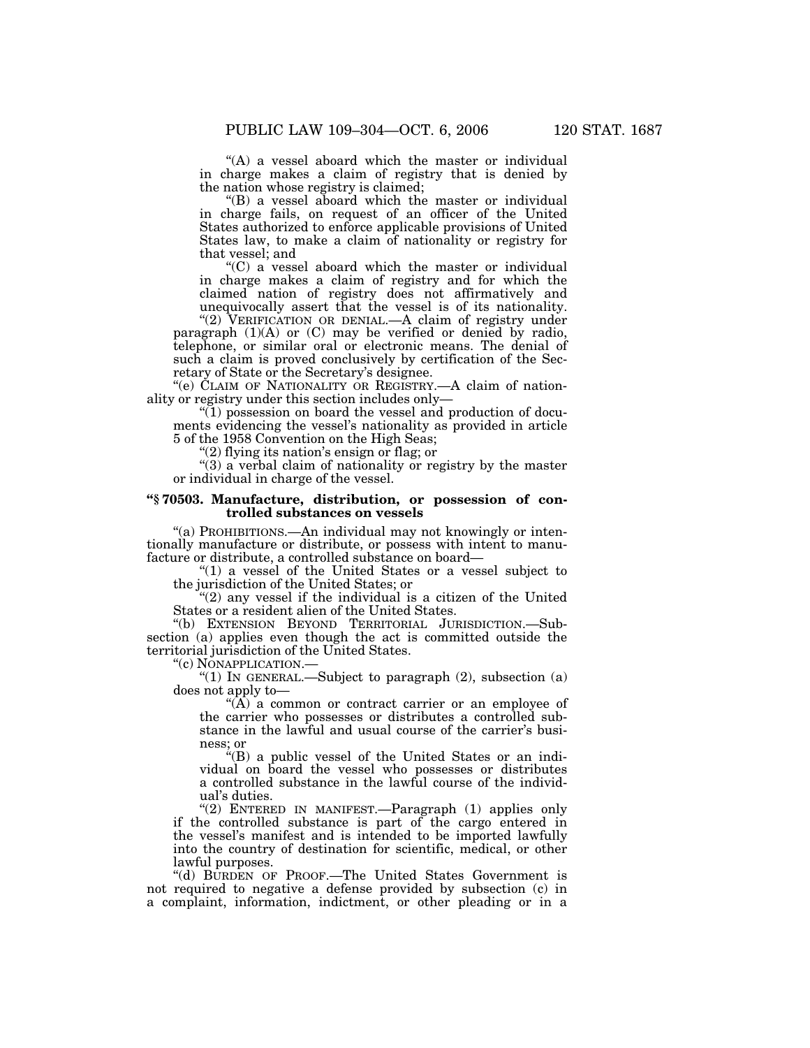"(A) a vessel aboard which the master or individual in charge makes a claim of registry that is denied by the nation whose registry is claimed;

"(B) a vessel aboard which the master or individual in charge fails, on request of an officer of the United States authorized to enforce applicable provisions of United States law, to make a claim of nationality or registry for that vessel; and

"(C) a vessel aboard which the master or individual in charge makes a claim of registry and for which the claimed nation of registry does not affirmatively and unequivocally assert that the vessel is of its nationality.

"(2) VERIFICATION OR DENIAL.—A claim of registry under paragraph (1)(A) or (C) may be verified or denied by radio, telephone, or similar oral or electronic means. The denial of such a claim is proved conclusively by certification of the Secretary of State or the Secretary's designee.

"(e) CLAIM OF NATIONALITY OR REGISTRY.—A claim of nationality or registry under this section includes only—

"(1) possession on board the vessel and production of documents evidencing the vessel's nationality as provided in article 5 of the 1958 Convention on the High Seas;

"(2) flying its nation's ensign or flag; or

"(3) a verbal claim of nationality or registry by the master or individual in charge of the vessel.

### "§ 70503. Manufacture, distribution, or possession of controlled substances on vessels

"(a) PROHIBITIONS.—An individual may not knowingly or intentionally manufacture or distribute, or possess with intent to manufacture or distribute, a controlled substance on board—

"(1) a vessel of the United States or a vessel subject to the jurisdiction of the United States; or

"(2) any vessel if the individual is a citizen of the United States or a resident alien of the United States.

"(b) EXTENSION BEYOND TERRITORIAL JURISDICTION.—Subsection (a) applies even though the act is committed outside the territorial jurisdiction of the United States.

"(c) NONAPPLICATION.—

"(1) IN GENERAL.—Subject to paragraph (2), subsection (a) does not apply to—

"(A) a common or contract carrier or an employee of the carrier who possesses or distributes a controlled substance in the lawful and usual course of the carrier's business; or

"(B) a public vessel of the United States or an individual on board the vessel who possesses or distributes a controlled substance in the lawful course of the individual's duties.

"(2) ENTERED IN MANIFEST.—Paragraph (1) applies only if the controlled substance is part of the cargo entered in the vessel's manifest and is intended to be imported lawfully into the country of destination for scientific, medical, or other lawful purposes.

"(d) BURDEN OF PROOF.—The United States Government is not required to negative a defense provided by subsection (c) in a complaint, information, indictment, or other pleading or in a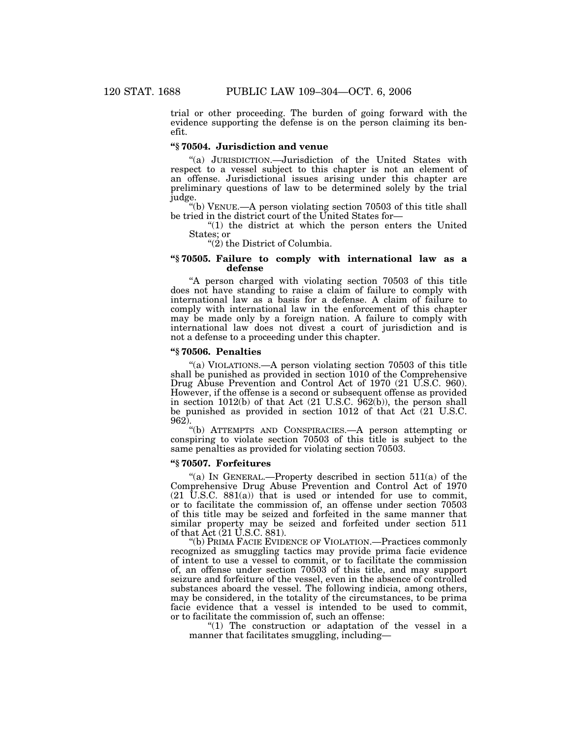trial or other proceeding. The burden of going forward with the evidence supporting the defense is on the person claiming its benefit.

**"§ 70504. Jurisdiction and venue**

"(a) JURISDICTION.—Jurisdiction of the United States with respect to a vessel subject to this chapter is not an element of an offense. Jurisdictional issues arising under this chapter are preliminary questions of law to be determined solely by the trial judge.

"(b) VENUE.—A person violating section 70503 of this title shall be tried in the district court of the United States for—

"(1) the district at which the person enters the United States; or

"(2) the District of Columbia.

**"§ 70505. Failure to comply with international law as a defense**

"A person charged with violating section 70503 of this title does not have standing to raise a claim of failure to comply with international law as a basis for a defense. A claim of failure to comply with international law in the enforcement of this chapter may be made only by a foreign nation. A failure to comply with international law does not divest a court of jurisdiction and is not a defense to a proceeding under this chapter.

**"§ 70506. Penalties**

"(a) VIOLATIONS.—A person violating section 70503 of this title shall be punished as provided in section 1010 of the Comprehensive Drug Abuse Prevention and Control Act of 1970 (21 U.S.C. 960). However, if the offense is a second or subsequent offense as provided in section 1012(b) of that Act (21 U.S.C. 962(b)), the person shall be punished as provided in section 1012 of that Act (21 U.S.C. 962).

"(b) ATTEMPTS AND CONSPIRACIES.—A person attempting or conspiring to violate section 70503 of this title is subject to the same penalties as provided for violating section 70503.

**"§ 70507. Forfeitures**

"(a) IN GENERAL.—Property described in section 511(a) of the Comprehensive Drug Abuse Prevention and Control Act of 1970 (21 U.S.C. 881(a)) that is used or intended for use to commit, or to facilitate the commission of, an offense under section 70503 of this title may be seized and forfeited in the same manner that similar property may be seized and forfeited under section 511 of that Act (21 U.S.C. 881).

"(b) PRIMA FACIE EVIDENCE OF VIOLATION.—Practices commonly recognized as smuggling tactics may provide prima facie evidence of intent to use a vessel to commit, or to facilitate the commission of, an offense under section 70503 of this title, and may support seizure and forfeiture of the vessel, even in the absence of controlled substances aboard the vessel. The following indicia, among others, may be considered, in the totality of the circumstances, to be prima facie evidence that a vessel is intended to be used to commit, or to facilitate the commission of, such an offense:

"(1) The construction or adaptation of the vessel in a manner that facilitates smuggling, including—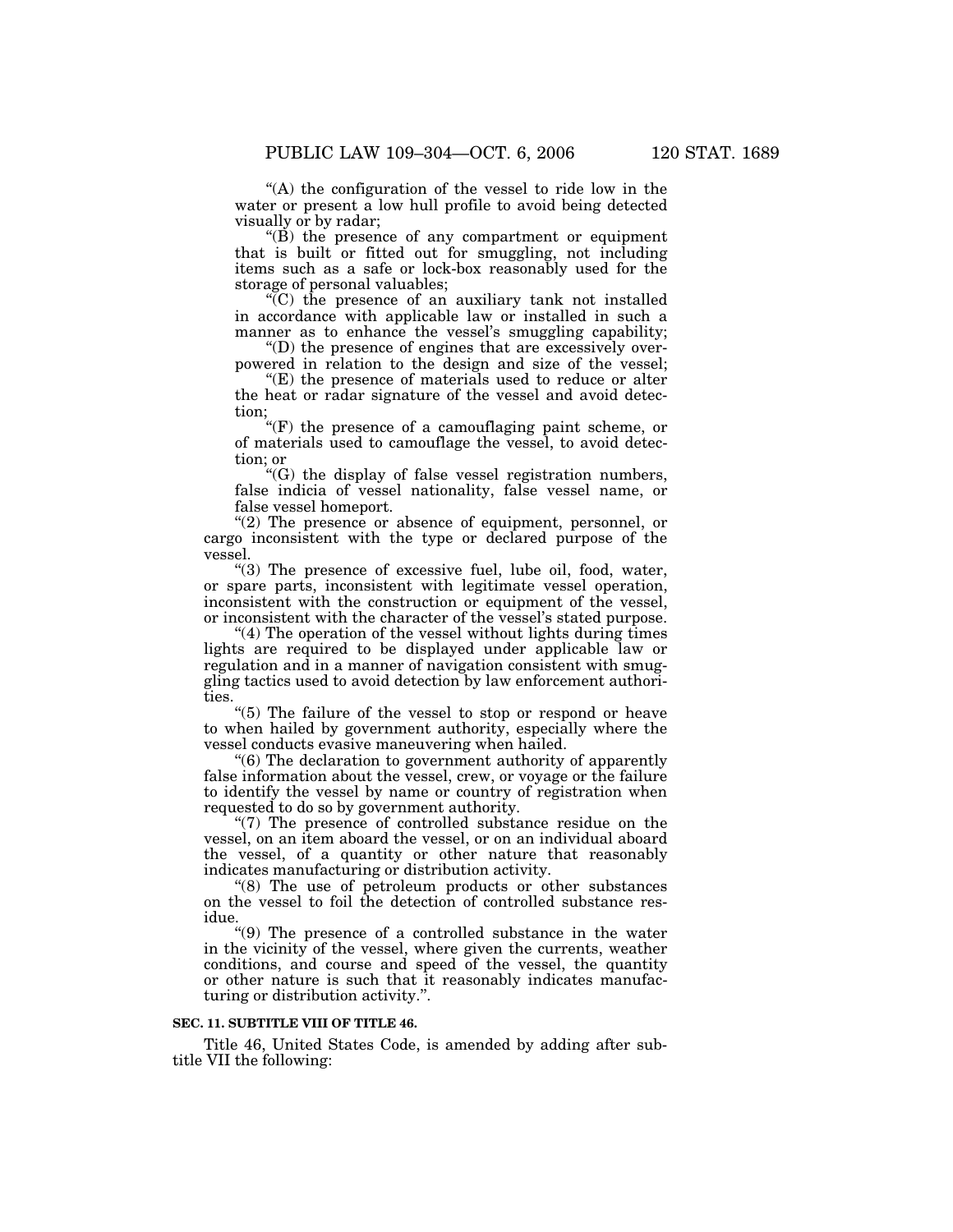"(A) the configuration of the vessel to ride low in the water or present a low hull profile to avoid being detected visually or by radar;

"(B) the presence of any compartment or equipment that is built or fitted out for smuggling, not including items such as a safe or lock-box reasonably used for the storage of personal valuables;

"(C) the presence of an auxiliary tank not installed in accordance with applicable law or installed in such a manner as to enhance the vessel's smuggling capability;

"(D) the presence of engines that are excessively over-powered in relation to the design and size of the vessel;

"(E) the presence of materials used to reduce or alter the heat or radar signature of the vessel and avoid detection;

"(F) the presence of a camouflaging paint scheme, or of materials used to camouflage the vessel, to avoid detection; or

"(G) the display of false vessel registration numbers, false indicia of vessel nationality, false vessel name, or false vessel homeport.

"(2) The presence or absence of equipment, personnel, or cargo inconsistent with the type or declared purpose of the vessel.

"(3) The presence of excessive fuel, lube oil, food, water, or spare parts, inconsistent with legitimate vessel operation, inconsistent with the construction or equipment of the vessel, or inconsistent with the character of the vessel's stated purpose.

"(4) The operation of the vessel without lights during times lights are required to be displayed under applicable law or regulation and in a manner of navigation consistent with smuggling tactics used to avoid detection by law enforcement authorities.

"(5) The failure of the vessel to stop or respond or heave to when hailed by government authority, especially where the vessel conducts evasive maneuvering when hailed.

"(6) The declaration to government authority of apparently false information about the vessel, crew, or voyage or the failure to identify the vessel by name or country of registration when requested to do so by government authority.

"(7) The presence of controlled substance residue on the vessel, on an item aboard the vessel, or on an individual aboard the vessel, of a quantity or other nature that reasonably indicates manufacturing or distribution activity.

"(8) The use of petroleum products or other substances on the vessel to foil the detection of controlled substance residue.

"(9) The presence of a controlled substance in the water in the vicinity of the vessel, where given the currents, weather conditions, and course and speed of the vessel, the quantity or other nature is such that it reasonably indicates manufacturing or distribution activity.".

**SEC. 11. SUBTITLE VIII OF TITLE 46.**

Title 46, United States Code, is amended by adding after subtitle VII the following: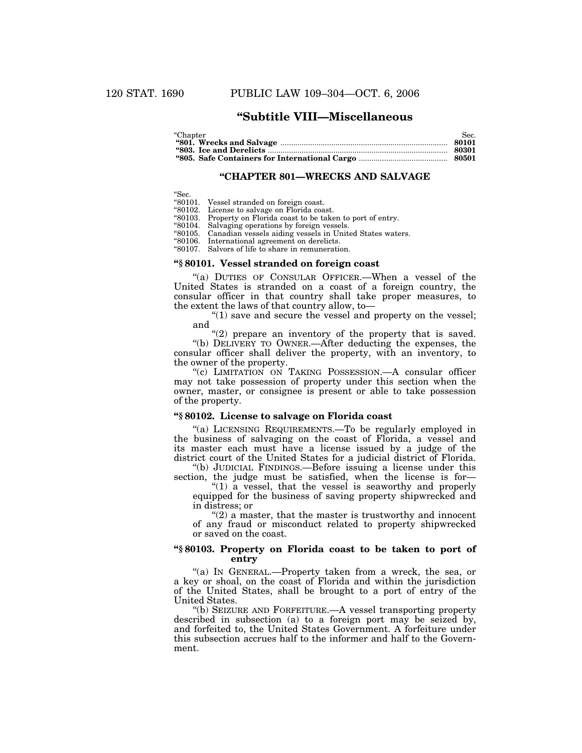## "Subtitle VIII—Miscellaneous

| "Chapter | Sec. |
|---|---|
| **"801. Wrecks and Salvage** | **80101** |
| **"803. Ice and Derelicts** | **80301** |
| **"805. Safe Containers for International Cargo** | **80501** |

### "CHAPTER 801—WRECKS AND SALVAGE

"Sec.
"80101. Vessel stranded on foreign coast.
"80102. License to salvage on Florida coast.
"80103. Property on Florida coast to be taken to port of entry.
"80104. Salvaging operations by foreign vessels.
"80105. Canadian vessels aiding vessels in United States waters.
"80106. International agreement on derelicts.
"80107. Salvors of life to share in remuneration.

#### "§ 80101. Vessel stranded on foreign coast

"(a) DUTIES OF CONSULAR OFFICER.—When a vessel of the United States is stranded on a coast of a foreign country, the consular officer in that country shall take proper measures, to the extent the laws of that country allow, to—

"(1) save and secure the vessel and property on the vessel; and

"(2) prepare an inventory of the property that is saved.

"(b) DELIVERY TO OWNER.—After deducting the expenses, the consular officer shall deliver the property, with an inventory, to the owner of the property.

"(c) LIMITATION ON TAKING POSSESSION.—A consular officer may not take possession of property under this section when the owner, master, or consignee is present or able to take possession of the property.

#### "§ 80102. License to salvage on Florida coast

"(a) LICENSING REQUIREMENTS.—To be regularly employed in the business of salvaging on the coast of Florida, a vessel and its master each must have a license issued by a judge of the district court of the United States for a judicial district of Florida.

"(b) JUDICIAL FINDINGS.—Before issuing a license under this section, the judge must be satisfied, when the license is for—

"(1) a vessel, that the vessel is seaworthy and properly equipped for the business of saving property shipwrecked and in distress; or

"(2) a master, that the master is trustworthy and innocent of any fraud or misconduct related to property shipwrecked or saved on the coast.

#### "§ 80103. Property on Florida coast to be taken to port of entry

"(a) IN GENERAL.—Property taken from a wreck, the sea, or a key or shoal, on the coast of Florida and within the jurisdiction of the United States, shall be brought to a port of entry of the United States.

"(b) SEIZURE AND FORFEITURE.—A vessel transporting property described in subsection (a) to a foreign port may be seized by, and forfeited to, the United States Government. A forfeiture under this subsection accrues half to the informer and half to the Government.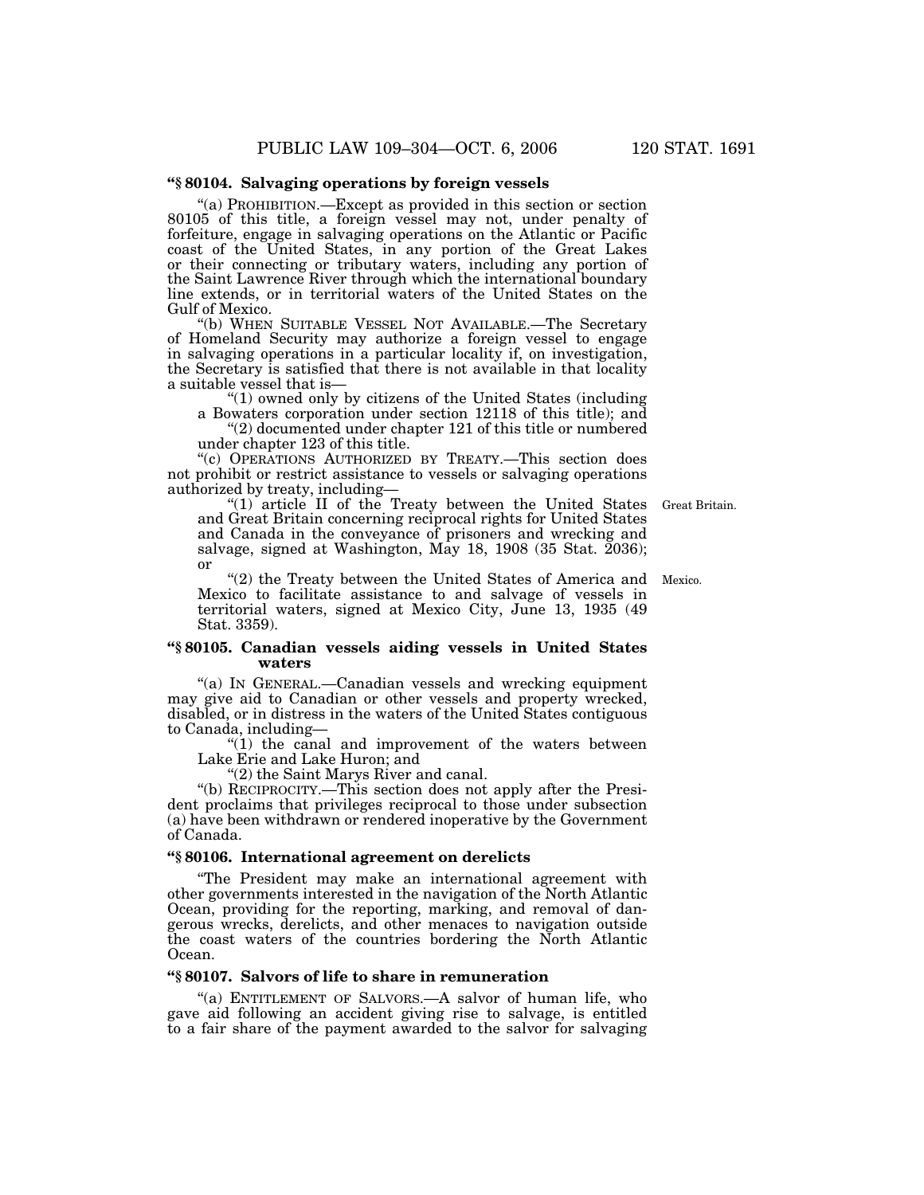**"§ 80104. Salvaging operations by foreign vessels**

"(a) PROHIBITION.—Except as provided in this section or section 80105 of this title, a foreign vessel may not, under penalty of forfeiture, engage in salvaging operations on the Atlantic or Pacific coast of the United States, in any portion of the Great Lakes or their connecting or tributary waters, including any portion of the Saint Lawrence River through which the international boundary line extends, or in territorial waters of the United States on the Gulf of Mexico.

"(b) WHEN SUITABLE VESSEL NOT AVAILABLE.—The Secretary of Homeland Security may authorize a foreign vessel to engage in salvaging operations in a particular locality if, on investigation, the Secretary is satisfied that there is not available in that locality a suitable vessel that is—

"(1) owned only by citizens of the United States (including a Bowaters corporation under section 12118 of this title); and

"(2) documented under chapter 121 of this title or numbered under chapter 123 of this title.

"(c) OPERATIONS AUTHORIZED BY TREATY.—This section does not prohibit or restrict assistance to vessels or salvaging operations authorized by treaty, including—

"(1) article II of the Treaty between the United States and Great Britain concerning reciprocal rights for United States and Canada in the conveyance of prisoners and wrecking and salvage, signed at Washington, May 18, 1908 (35 Stat. 2036); or

Great Britain.

"(2) the Treaty between the United States of America and Mexico to facilitate assistance to and salvage of vessels in territorial waters, signed at Mexico City, June 13, 1935 (49 Stat. 3359).

Mexico.

**"§ 80105. Canadian vessels aiding vessels in United States waters**

"(a) IN GENERAL.—Canadian vessels and wrecking equipment may give aid to Canadian or other vessels and property wrecked, disabled, or in distress in the waters of the United States contiguous to Canada, including—

"(1) the canal and improvement of the waters between Lake Erie and Lake Huron; and

"(2) the Saint Marys River and canal.

"(b) RECIPROCITY.—This section does not apply after the President proclaims that privileges reciprocal to those under subsection (a) have been withdrawn or rendered inoperative by the Government of Canada.

**"§ 80106. International agreement on derelicts**

"The President may make an international agreement with other governments interested in the navigation of the North Atlantic Ocean, providing for the reporting, marking, and removal of dangerous wrecks, derelicts, and other menaces to navigation outside the coast waters of the countries bordering the North Atlantic Ocean.

**"§ 80107. Salvors of life to share in remuneration**

"(a) ENTITLEMENT OF SALVORS.—A salvor of human life, who gave aid following an accident giving rise to salvage, is entitled to a fair share of the payment awarded to the salvor for salvaging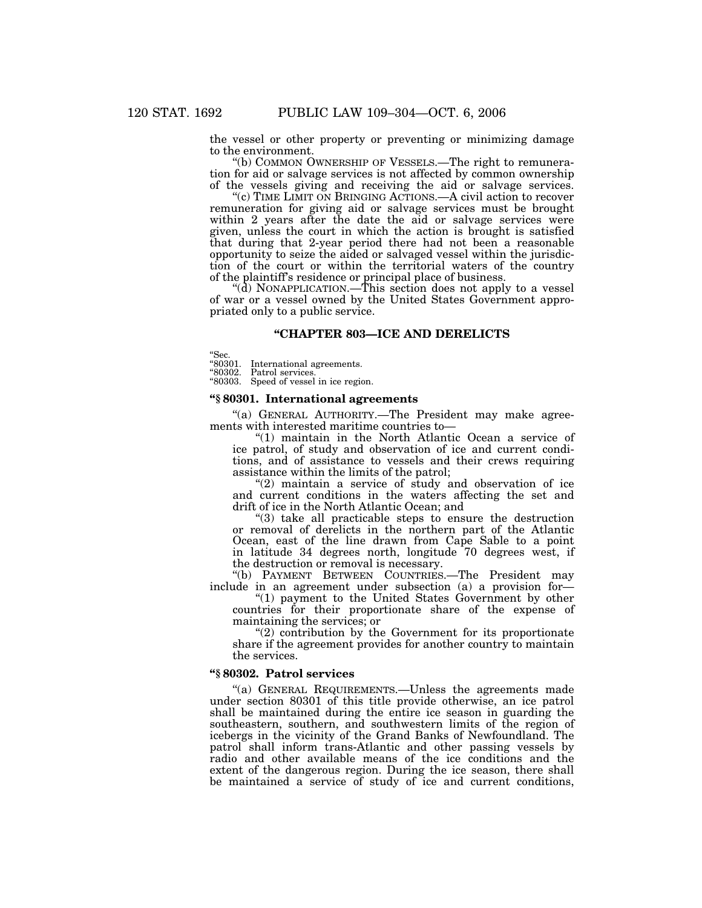the vessel or other property or preventing or minimizing damage to the environment.

"(b) COMMON OWNERSHIP OF VESSELS.—The right to remuneration for aid or salvage services is not affected by common ownership of the vessels giving and receiving the aid or salvage services.

"(c) TIME LIMIT ON BRINGING ACTIONS.—A civil action to recover remuneration for giving aid or salvage services must be brought within 2 years after the date the aid or salvage services were given, unless the court in which the action is brought is satisfied that during that 2-year period there had not been a reasonable opportunity to seize the aided or salvaged vessel within the jurisdiction of the court or within the territorial waters of the country of the plaintiff's residence or principal place of business.

"(d) NONAPPLICATION.—This section does not apply to a vessel of war or a vessel owned by the United States Government appropriated only to a public service.

## "CHAPTER 803—ICE AND DERELICTS

"Sec.
"80301. International agreements.
"80302. Patrol services.
"80303. Speed of vessel in ice region.

### "§ 80301. International agreements

"(a) GENERAL AUTHORITY.—The President may make agreements with interested maritime countries to—

"(1) maintain in the North Atlantic Ocean a service of ice patrol, of study and observation of ice and current conditions, and of assistance to vessels and their crews requiring assistance within the limits of the patrol;

"(2) maintain a service of study and observation of ice and current conditions in the waters affecting the set and drift of ice in the North Atlantic Ocean; and

"(3) take all practicable steps to ensure the destruction or removal of derelicts in the northern part of the Atlantic Ocean, east of the line drawn from Cape Sable to a point in latitude 34 degrees north, longitude 70 degrees west, if the destruction or removal is necessary.

"(b) PAYMENT BETWEEN COUNTRIES.—The President may include in an agreement under subsection (a) a provision for—

"(1) payment to the United States Government by other countries for their proportionate share of the expense of maintaining the services; or

"(2) contribution by the Government for its proportionate share if the agreement provides for another country to maintain the services.

### "§ 80302. Patrol services

"(a) GENERAL REQUIREMENTS.—Unless the agreements made under section 80301 of this title provide otherwise, an ice patrol shall be maintained during the entire ice season in guarding the southeastern, southern, and southwestern limits of the region of icebergs in the vicinity of the Grand Banks of Newfoundland. The patrol shall inform trans-Atlantic and other passing vessels by radio and other available means of the ice conditions and the extent of the dangerous region. During the ice season, there shall be maintained a service of study of ice and current conditions,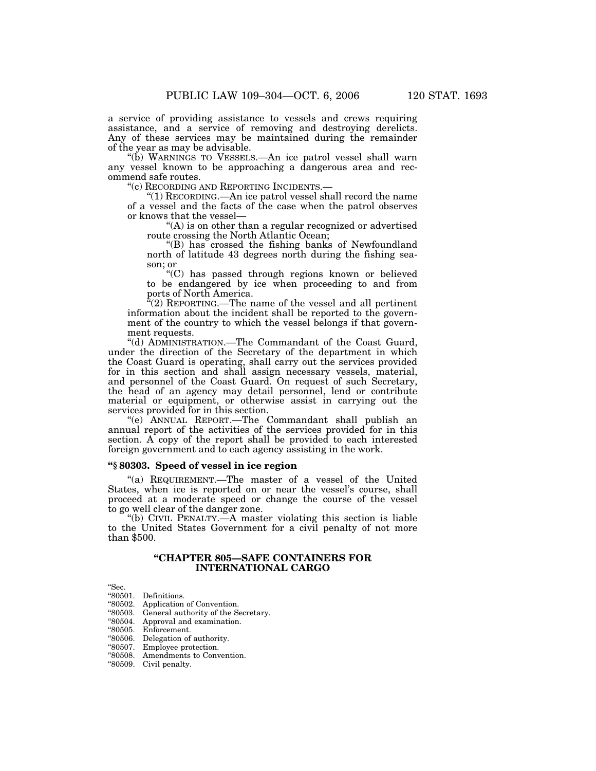a service of providing assistance to vessels and crews requiring assistance, and a service of removing and destroying derelicts. Any of these services may be maintained during the remainder of the year as may be advisable.

"(b) WARNINGS TO VESSELS.—An ice patrol vessel shall warn any vessel known to be approaching a dangerous area and recommend safe routes.

"(c) RECORDING AND REPORTING INCIDENTS.—

"(1) RECORDING.—An ice patrol vessel shall record the name of a vessel and the facts of the case when the patrol observes or knows that the vessel—

"(A) is on other than a regular recognized or advertised route crossing the North Atlantic Ocean;

"(B) has crossed the fishing banks of Newfoundland north of latitude 43 degrees north during the fishing season; or

"(C) has passed through regions known or believed to be endangered by ice when proceeding to and from ports of North America.

"(2) REPORTING.—The name of the vessel and all pertinent information about the incident shall be reported to the government of the country to which the vessel belongs if that government requests.

"(d) ADMINISTRATION.—The Commandant of the Coast Guard, under the direction of the Secretary of the department in which the Coast Guard is operating, shall carry out the services provided for in this section and shall assign necessary vessels, material, and personnel of the Coast Guard. On request of such Secretary, the head of an agency may detail personnel, lend or contribute material or equipment, or otherwise assist in carrying out the services provided for in this section.

"(e) ANNUAL REPORT.—The Commandant shall publish an annual report of the activities of the services provided for in this section. A copy of the report shall be provided to each interested foreign government and to each agency assisting in the work.

**"§ 80303. Speed of vessel in ice region**

"(a) REQUIREMENT.—The master of a vessel of the United States, when ice is reported on or near the vessel's course, shall proceed at a moderate speed or change the course of the vessel to go well clear of the danger zone.

"(b) CIVIL PENALTY.—A master violating this section is liable to the United States Government for a civil penalty of not more than $500.

## "CHAPTER 805—SAFE CONTAINERS FOR INTERNATIONAL CARGO

"Sec.
"80501. Definitions.
"80502. Application of Convention.
"80503. General authority of the Secretary.
"80504. Approval and examination.
"80505. Enforcement.
"80506. Delegation of authority.
"80507. Employee protection.
"80508. Amendments to Convention.
"80509. Civil penalty.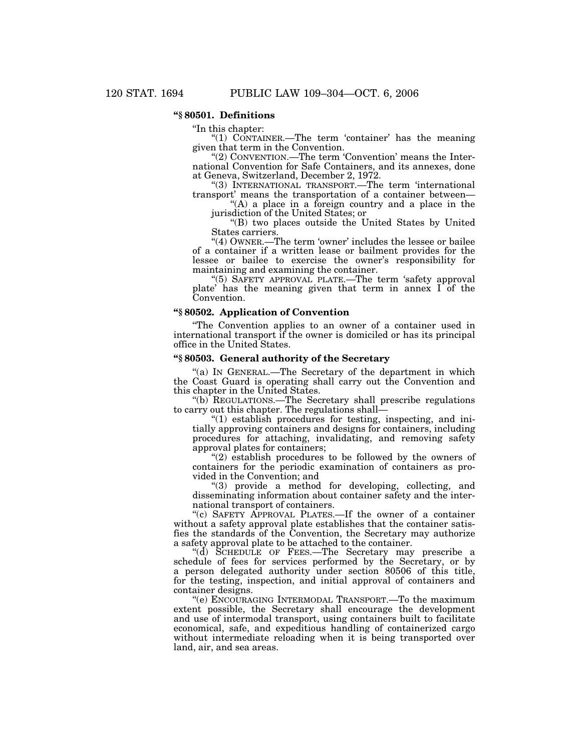**"§ 80501. Definitions**

"In this chapter:

"(1) CONTAINER.—The term 'container' has the meaning given that term in the Convention.

"(2) CONVENTION.—The term 'Convention' means the International Convention for Safe Containers, and its annexes, done at Geneva, Switzerland, December 2, 1972.

"(3) INTERNATIONAL TRANSPORT.—The term 'international transport' means the transportation of a container between—

"(A) a place in a foreign country and a place in the jurisdiction of the United States; or

"(B) two places outside the United States by United States carriers.

"(4) OWNER.—The term 'owner' includes the lessee or bailee of a container if a written lease or bailment provides for the lessee or bailee to exercise the owner's responsibility for maintaining and examining the container.

"(5) SAFETY APPROVAL PLATE.—The term 'safety approval plate' has the meaning given that term in annex I of the Convention.

**"§ 80502. Application of Convention**

"The Convention applies to an owner of a container used in international transport if the owner is domiciled or has its principal office in the United States.

**"§ 80503. General authority of the Secretary**

"(a) IN GENERAL.—The Secretary of the department in which the Coast Guard is operating shall carry out the Convention and this chapter in the United States.

"(b) REGULATIONS.—The Secretary shall prescribe regulations to carry out this chapter. The regulations shall—

"(1) establish procedures for testing, inspecting, and initially approving containers and designs for containers, including procedures for attaching, invalidating, and removing safety approval plates for containers;

"(2) establish procedures to be followed by the owners of containers for the periodic examination of containers as provided in the Convention; and

"(3) provide a method for developing, collecting, and disseminating information about container safety and the international transport of containers.

"(c) SAFETY APPROVAL PLATES.—If the owner of a container without a safety approval plate establishes that the container satisfies the standards of the Convention, the Secretary may authorize a safety approval plate to be attached to the container.

"(d) SCHEDULE OF FEES.—The Secretary may prescribe a schedule of fees for services performed by the Secretary, or by a person delegated authority under section 80506 of this title, for the testing, inspection, and initial approval of containers and container designs.

"(e) ENCOURAGING INTERMODAL TRANSPORT.—To the maximum extent possible, the Secretary shall encourage the development and use of intermodal transport, using containers built to facilitate economical, safe, and expeditious handling of containerized cargo without intermediate reloading when it is being transported over land, air, and sea areas.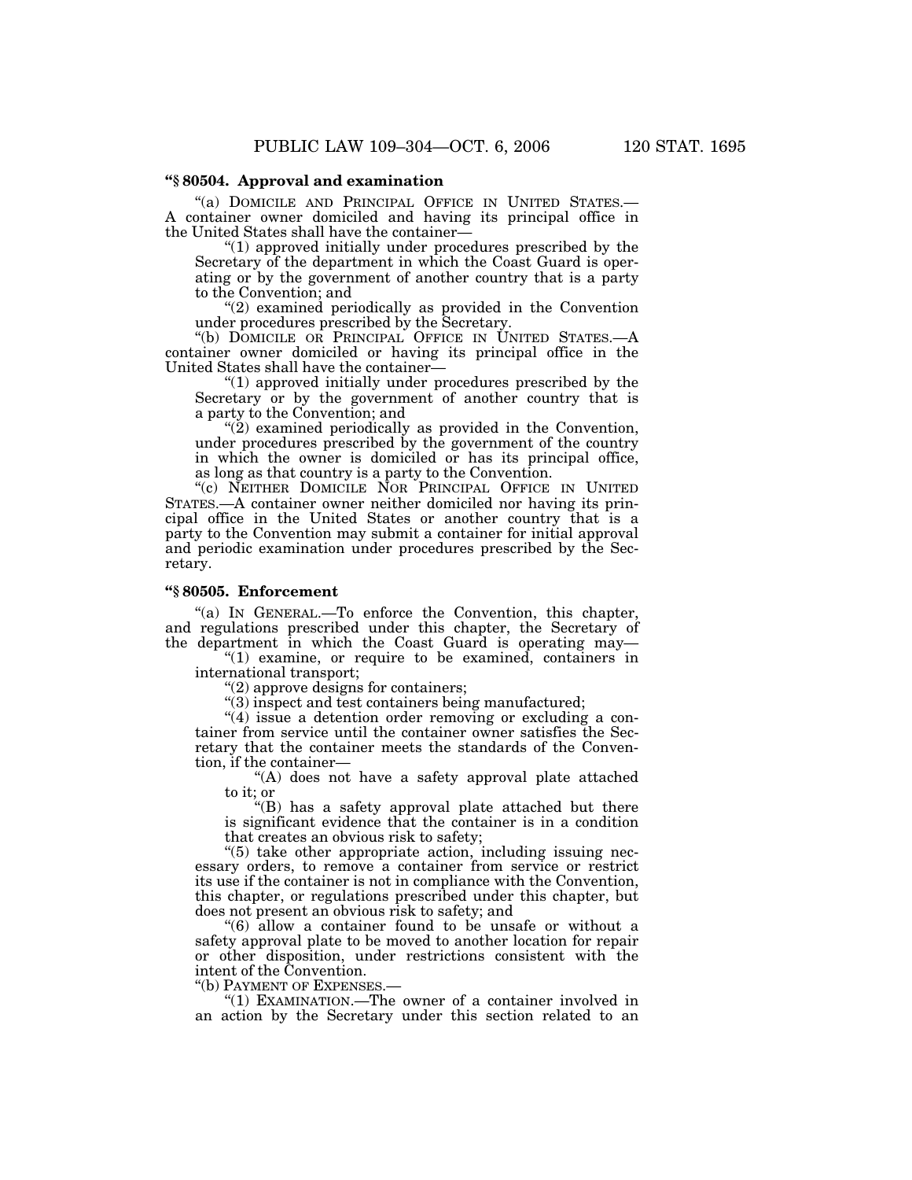**“§ 80504. Approval and examination**

“(a) DOMICILE AND PRINCIPAL OFFICE IN UNITED STATES.—A container owner domiciled and having its principal office in the United States shall have the container—

“(1) approved initially under procedures prescribed by the Secretary of the department in which the Coast Guard is operating or by the government of another country that is a party to the Convention; and

“(2) examined periodically as provided in the Convention under procedures prescribed by the Secretary.

“(b) DOMICILE OR PRINCIPAL OFFICE IN UNITED STATES.—A container owner domiciled or having its principal office in the United States shall have the container—

“(1) approved initially under procedures prescribed by the Secretary or by the government of another country that is a party to the Convention; and

“(2) examined periodically as provided in the Convention, under procedures prescribed by the government of the country in which the owner is domiciled or has its principal office, as long as that country is a party to the Convention.

“(c) NEITHER DOMICILE NOR PRINCIPAL OFFICE IN UNITED STATES.—A container owner neither domiciled nor having its principal office in the United States or another country that is a party to the Convention may submit a container for initial approval and periodic examination under procedures prescribed by the Secretary.

**“§ 80505. Enforcement**

“(a) IN GENERAL.—To enforce the Convention, this chapter, and regulations prescribed under this chapter, the Secretary of the department in which the Coast Guard is operating may—

“(1) examine, or require to be examined, containers in international transport;

“(2) approve designs for containers;

“(3) inspect and test containers being manufactured;

“(4) issue a detention order removing or excluding a container from service until the container owner satisfies the Secretary that the container meets the standards of the Convention, if the container—

“(A) does not have a safety approval plate attached to it; or

“(B) has a safety approval plate attached but there is significant evidence that the container is in a condition that creates an obvious risk to safety;

“(5) take other appropriate action, including issuing necessary orders, to remove a container from service or restrict its use if the container is not in compliance with the Convention, this chapter, or regulations prescribed under this chapter, but does not present an obvious risk to safety; and

“(6) allow a container found to be unsafe or without a safety approval plate to be moved to another location for repair or other disposition, under restrictions consistent with the intent of the Convention.

“(b) PAYMENT OF EXPENSES.—

“(1) EXAMINATION.—The owner of a container involved in an action by the Secretary under this section related to an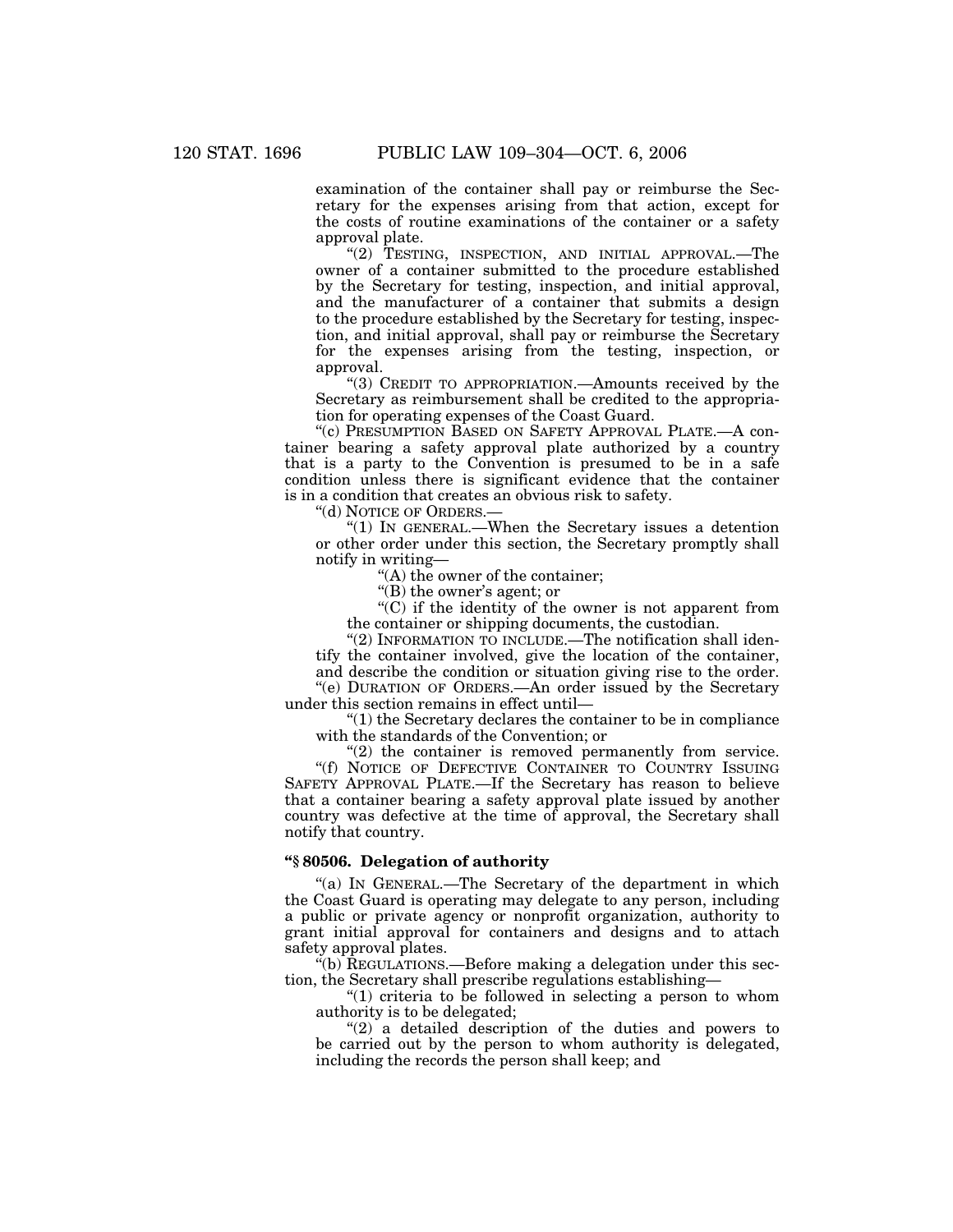examination of the container shall pay or reimburse the Secretary for the expenses arising from that action, except for the costs of routine examinations of the container or a safety approval plate.

"(2) TESTING, INSPECTION, AND INITIAL APPROVAL.—The owner of a container submitted to the procedure established by the Secretary for testing, inspection, and initial approval, and the manufacturer of a container that submits a design to the procedure established by the Secretary for testing, inspection, and initial approval, shall pay or reimburse the Secretary for the expenses arising from the testing, inspection, or approval.

"(3) CREDIT TO APPROPRIATION.—Amounts received by the Secretary as reimbursement shall be credited to the appropriation for operating expenses of the Coast Guard.

"(c) PRESUMPTION BASED ON SAFETY APPROVAL PLATE.—A container bearing a safety approval plate authorized by a country that is a party to the Convention is presumed to be in a safe condition unless there is significant evidence that the container is in a condition that creates an obvious risk to safety.

"(d) NOTICE OF ORDERS.—

"(1) IN GENERAL.—When the Secretary issues a detention or other order under this section, the Secretary promptly shall notify in writing—

"(A) the owner of the container;

"(B) the owner's agent; or

"(C) if the identity of the owner is not apparent from the container or shipping documents, the custodian.

"(2) INFORMATION TO INCLUDE.—The notification shall identify the container involved, give the location of the container, and describe the condition or situation giving rise to the order.

"(e) DURATION OF ORDERS.—An order issued by the Secretary under this section remains in effect until—

"(1) the Secretary declares the container to be in compliance with the standards of the Convention; or

"(2) the container is removed permanently from service.

"(f) NOTICE OF DEFECTIVE CONTAINER TO COUNTRY ISSUING SAFETY APPROVAL PLATE.—If the Secretary has reason to believe that a container bearing a safety approval plate issued by another country was defective at the time of approval, the Secretary shall notify that country.

### "§ 80506. Delegation of authority

"(a) IN GENERAL.—The Secretary of the department in which the Coast Guard is operating may delegate to any person, including a public or private agency or nonprofit organization, authority to grant initial approval for containers and designs and to attach safety approval plates.

"(b) REGULATIONS.—Before making a delegation under this section, the Secretary shall prescribe regulations establishing—

"(1) criteria to be followed in selecting a person to whom authority is to be delegated;

"(2) a detailed description of the duties and powers to be carried out by the person to whom authority is delegated, including the records the person shall keep; and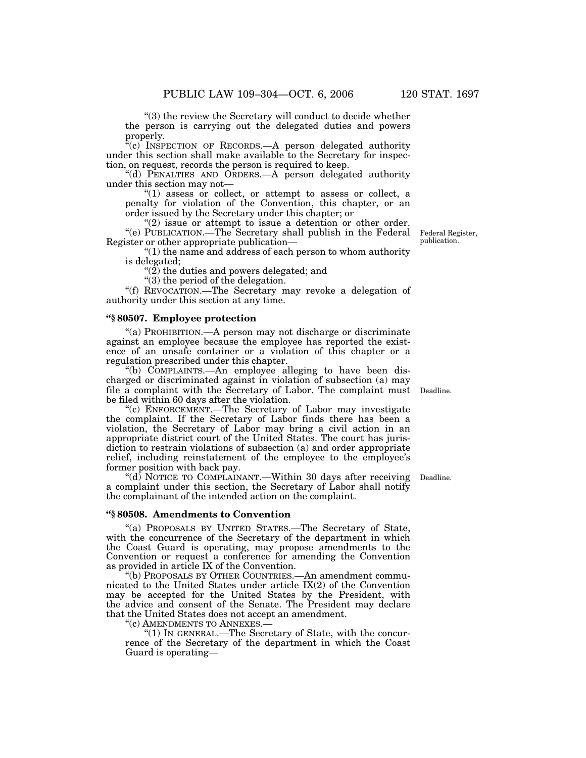"(3) the review the Secretary will conduct to decide whether the person is carrying out the delegated duties and powers properly.

"(c) INSPECTION OF RECORDS.—A person delegated authority under this section shall make available to the Secretary for inspection, on request, records the person is required to keep.

"(d) PENALTIES AND ORDERS.—A person delegated authority under this section may not—

"(1) assess or collect, or attempt to assess or collect, a penalty for violation of the Convention, this chapter, or an order issued by the Secretary under this chapter; or

"(2) issue or attempt to issue a detention or other order.

"(e) PUBLICATION.—The Secretary shall publish in the Federal Register or other appropriate publication—

Federal Register, publication.

"(1) the name and address of each person to whom authority is delegated;

"(2) the duties and powers delegated; and

"(3) the period of the delegation.

"(f) REVOCATION.—The Secretary may revoke a delegation of authority under this section at any time.

### "§ 80507. Employee protection

"(a) PROHIBITION.—A person may not discharge or discriminate against an employee because the employee has reported the existence of an unsafe container or a violation of this chapter or a regulation prescribed under this chapter.

"(b) COMPLAINTS.—An employee alleging to have been discharged or discriminated against in violation of subsection (a) may file a complaint with the Secretary of Labor. The complaint must be filed within 60 days after the violation.

Deadline.

"(c) ENFORCEMENT.—The Secretary of Labor may investigate the complaint. If the Secretary of Labor finds there has been a violation, the Secretary of Labor may bring a civil action in an appropriate district court of the United States. The court has jurisdiction to restrain violations of subsection (a) and order appropriate relief, including reinstatement of the employee to the employee's former position with back pay.

"(d) NOTICE TO COMPLAINANT.—Within 30 days after receiving a complaint under this section, the Secretary of Labor shall notify the complainant of the intended action on the complaint.

Deadline.

### "§ 80508. Amendments to Convention

"(a) PROPOSALS BY UNITED STATES.—The Secretary of State, with the concurrence of the Secretary of the department in which the Coast Guard is operating, may propose amendments to the Convention or request a conference for amending the Convention as provided in article IX of the Convention.

"(b) PROPOSALS BY OTHER COUNTRIES.—An amendment communicated to the United States under article IX(2) of the Convention may be accepted for the United States by the President, with the advice and consent of the Senate. The President may declare that the United States does not accept an amendment.

"(c) AMENDMENTS TO ANNEXES.—

"(1) IN GENERAL.—The Secretary of State, with the concurrence of the Secretary of the department in which the Coast Guard is operating—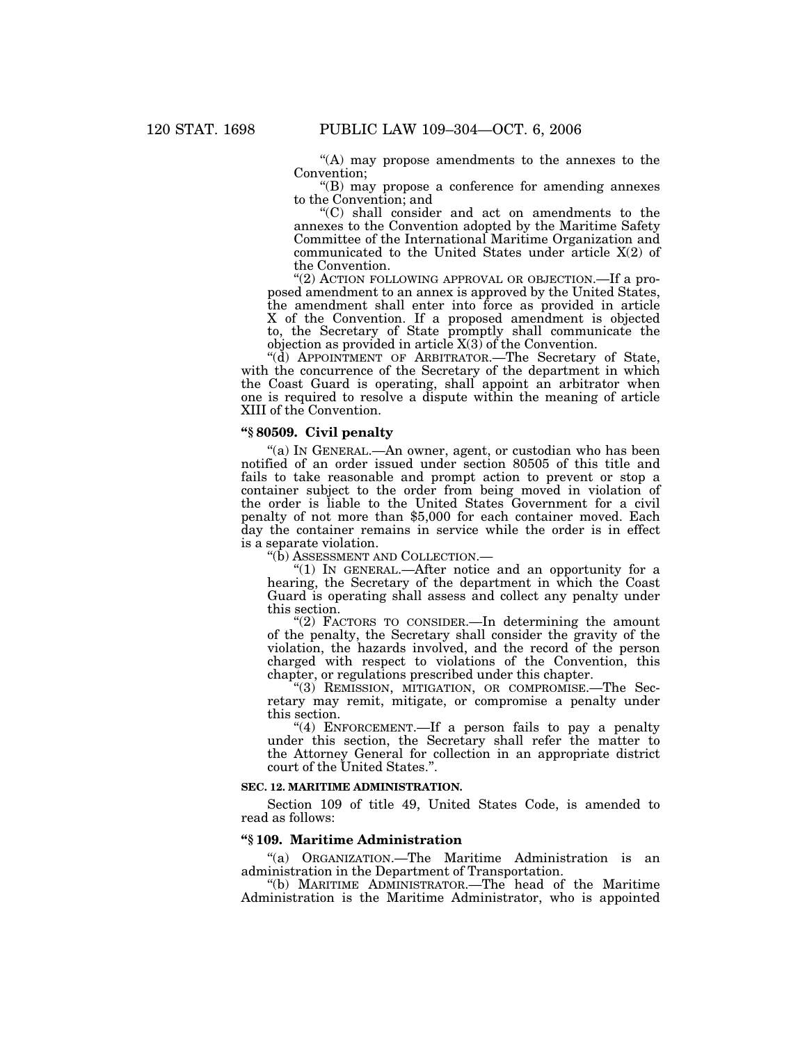"(A) may propose amendments to the annexes to the Convention;

"(B) may propose a conference for amending annexes to the Convention; and

"(C) shall consider and act on amendments to the annexes to the Convention adopted by the Maritime Safety Committee of the International Maritime Organization and communicated to the United States under article X(2) of the Convention.

"(2) ACTION FOLLOWING APPROVAL OR OBJECTION.—If a proposed amendment to an annex is approved by the United States, the amendment shall enter into force as provided in article X of the Convention. If a proposed amendment is objected to, the Secretary of State promptly shall communicate the objection as provided in article X(3) of the Convention.

"(d) APPOINTMENT OF ARBITRATOR.—The Secretary of State, with the concurrence of the Secretary of the department in which the Coast Guard is operating, shall appoint an arbitrator when one is required to resolve a dispute within the meaning of article XIII of the Convention.

### "§ 80509. Civil penalty

"(a) IN GENERAL.—An owner, agent, or custodian who has been notified of an order issued under section 80505 of this title and fails to take reasonable and prompt action to prevent or stop a container subject to the order from being moved in violation of the order is liable to the United States Government for a civil penalty of not more than $5,000 for each container moved. Each day the container remains in service while the order is in effect is a separate violation.

"(b) ASSESSMENT AND COLLECTION.—

"(1) IN GENERAL.—After notice and an opportunity for a hearing, the Secretary of the department in which the Coast Guard is operating shall assess and collect any penalty under this section.

"(2) FACTORS TO CONSIDER.—In determining the amount of the penalty, the Secretary shall consider the gravity of the violation, the hazards involved, and the record of the person charged with respect to violations of the Convention, this chapter, or regulations prescribed under this chapter.

"(3) REMISSION, MITIGATION, OR COMPROMISE.—The Secretary may remit, mitigate, or compromise a penalty under this section.

"(4) ENFORCEMENT.—If a person fails to pay a penalty under this section, the Secretary shall refer the matter to the Attorney General for collection in an appropriate district court of the United States.".

**SEC. 12. MARITIME ADMINISTRATION.**

Section 109 of title 49, United States Code, is amended to read as follows:

### "§ 109. Maritime Administration

"(a) ORGANIZATION.—The Maritime Administration is an administration in the Department of Transportation.

"(b) MARITIME ADMINISTRATOR.—The head of the Maritime Administration is the Maritime Administrator, who is appointed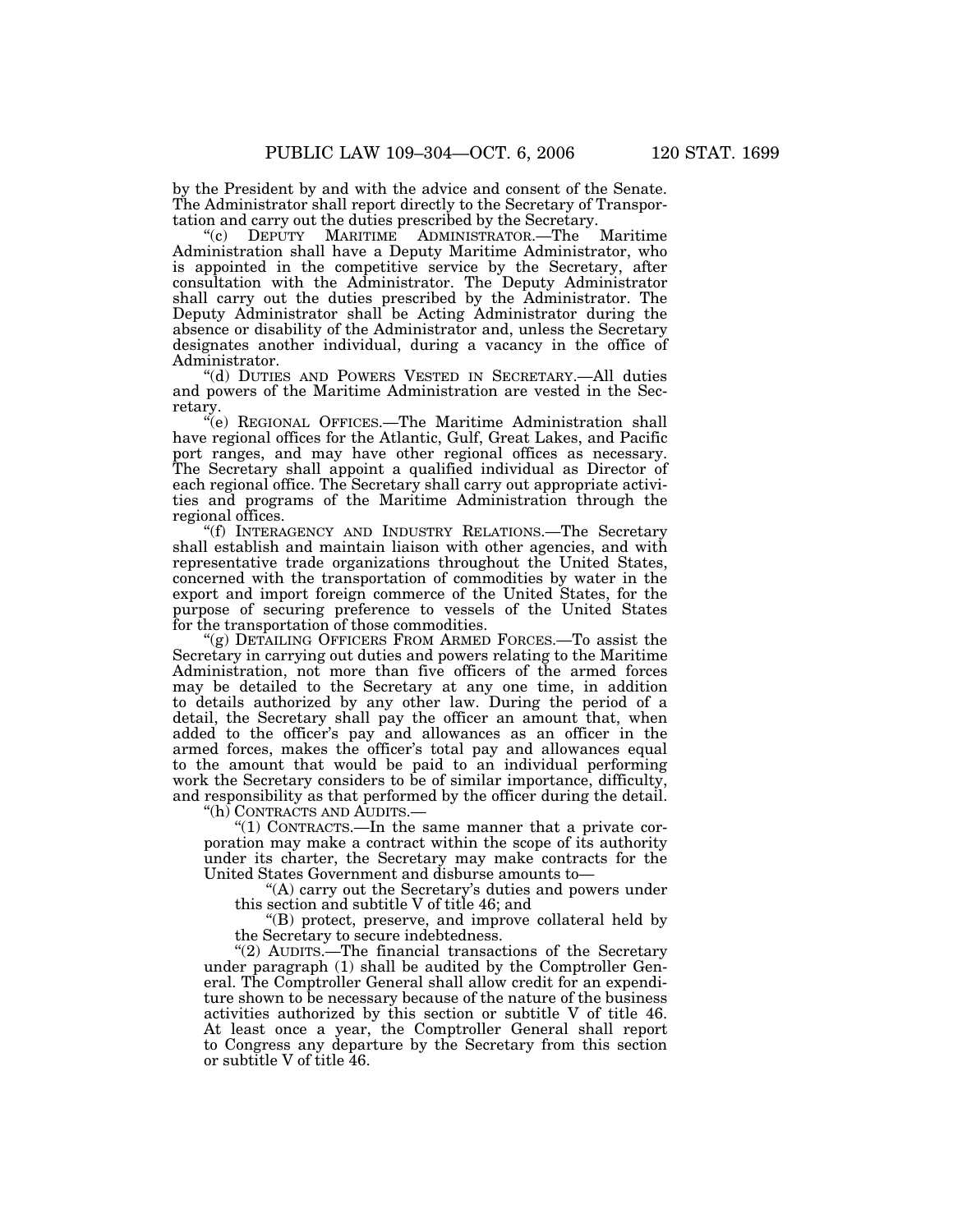by the President by and with the advice and consent of the Senate. The Administrator shall report directly to the Secretary of Transportation and carry out the duties prescribed by the Secretary.

"(c) DEPUTY MARITIME ADMINISTRATOR.—The Maritime Administration shall have a Deputy Maritime Administrator, who is appointed in the competitive service by the Secretary, after consultation with the Administrator. The Deputy Administrator shall carry out the duties prescribed by the Administrator. The Deputy Administrator shall be Acting Administrator during the absence or disability of the Administrator and, unless the Secretary designates another individual, during a vacancy in the office of Administrator.

"(d) DUTIES AND POWERS VESTED IN SECRETARY.—All duties and powers of the Maritime Administration are vested in the Secretary.

"(e) REGIONAL OFFICES.—The Maritime Administration shall have regional offices for the Atlantic, Gulf, Great Lakes, and Pacific port ranges, and may have other regional offices as necessary. The Secretary shall appoint a qualified individual as Director of each regional office. The Secretary shall carry out appropriate activities and programs of the Maritime Administration through the regional offices.

"(f) INTERAGENCY AND INDUSTRY RELATIONS.—The Secretary shall establish and maintain liaison with other agencies, and with representative trade organizations throughout the United States, concerned with the transportation of commodities by water in the export and import foreign commerce of the United States, for the purpose of securing preference to vessels of the United States for the transportation of those commodities.

"(g) DETAILING OFFICERS FROM ARMED FORCES.—To assist the Secretary in carrying out duties and powers relating to the Maritime Administration, not more than five officers of the armed forces may be detailed to the Secretary at any one time, in addition to details authorized by any other law. During the period of a detail, the Secretary shall pay the officer an amount that, when added to the officer's pay and allowances as an officer in the armed forces, makes the officer's total pay and allowances equal to the amount that would be paid to an individual performing work the Secretary considers to be of similar importance, difficulty, and responsibility as that performed by the officer during the detail.

"(h) CONTRACTS AND AUDITS.—

"(1) CONTRACTS.—In the same manner that a private corporation may make a contract within the scope of its authority under its charter, the Secretary may make contracts for the United States Government and disburse amounts to—

"(A) carry out the Secretary's duties and powers under this section and subtitle V of title 46; and

"(B) protect, preserve, and improve collateral held by the Secretary to secure indebtedness.

"(2) AUDITS.—The financial transactions of the Secretary under paragraph (1) shall be audited by the Comptroller General. The Comptroller General shall allow credit for an expenditure shown to be necessary because of the nature of the business activities authorized by this section or subtitle V of title 46. At least once a year, the Comptroller General shall report to Congress any departure by the Secretary from this section or subtitle V of title 46.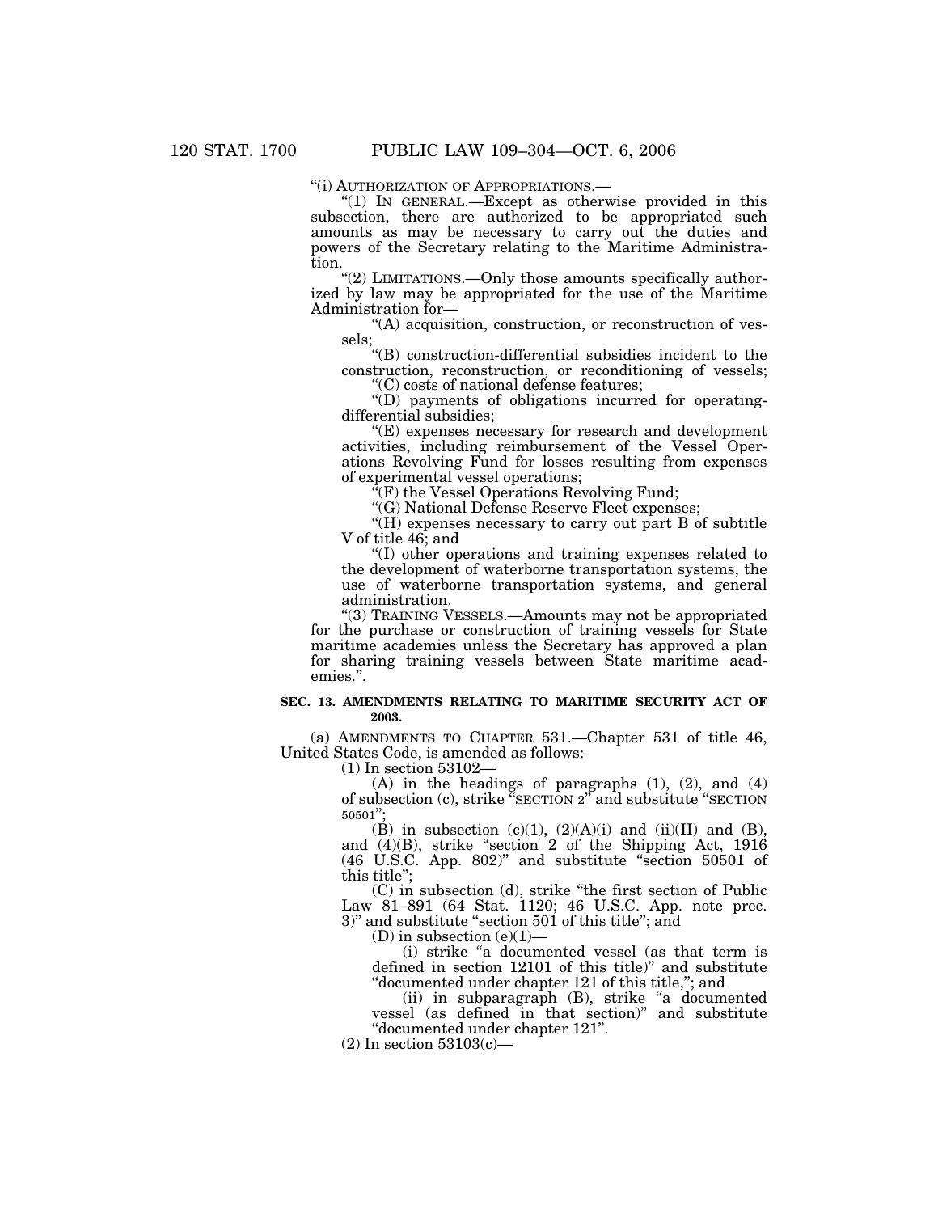"(i) AUTHORIZATION OF APPROPRIATIONS.—

"(1) IN GENERAL.—Except as otherwise provided in this subsection, there are authorized to be appropriated such amounts as may be necessary to carry out the duties and powers of the Secretary relating to the Maritime Administration.

"(2) LIMITATIONS.—Only those amounts specifically authorized by law may be appropriated for the use of the Maritime Administration for—

"(A) acquisition, construction, or reconstruction of vessels;

"(B) construction-differential subsidies incident to the construction, reconstruction, or reconditioning of vessels;

"(C) costs of national defense features;

"(D) payments of obligations incurred for operating-differential subsidies;

"(E) expenses necessary for research and development activities, including reimbursement of the Vessel Operations Revolving Fund for losses resulting from expenses of experimental vessel operations;

"(F) the Vessel Operations Revolving Fund;

"(G) National Defense Reserve Fleet expenses;

"(H) expenses necessary to carry out part B of subtitle V of title 46; and

"(I) other operations and training expenses related to the development of waterborne transportation systems, the use of waterborne transportation systems, and general administration.

"(3) TRAINING VESSELS.—Amounts may not be appropriated for the purchase or construction of training vessels for State maritime academies unless the Secretary has approved a plan for sharing training vessels between State maritime academies.".

**SEC. 13. AMENDMENTS RELATING TO MARITIME SECURITY ACT OF 2003.**

(a) AMENDMENTS TO CHAPTER 531.—Chapter 531 of title 46, United States Code, is amended as follows:

(1) In section 53102—

(A) in the headings of paragraphs (1), (2), and (4) of subsection (c), strike "SECTION 2" and substitute "SECTION 50501";

(B) in subsection (c)(1), (2)(A)(i) and (ii)(II) and (B), and (4)(B), strike "section 2 of the Shipping Act, 1916 (46 U.S.C. App. 802)" and substitute "section 50501 of this title";

(C) in subsection (d), strike "the first section of Public Law 81–891 (64 Stat. 1120; 46 U.S.C. App. note prec. 3)" and substitute "section 501 of this title"; and

(D) in subsection (e)(1)—

(i) strike "a documented vessel (as that term is defined in section 12101 of this title)" and substitute "documented under chapter 121 of this title,"; and

(ii) in subparagraph (B), strike "a documented vessel (as defined in that section)" and substitute "documented under chapter 121".

(2) In section 53103(c)—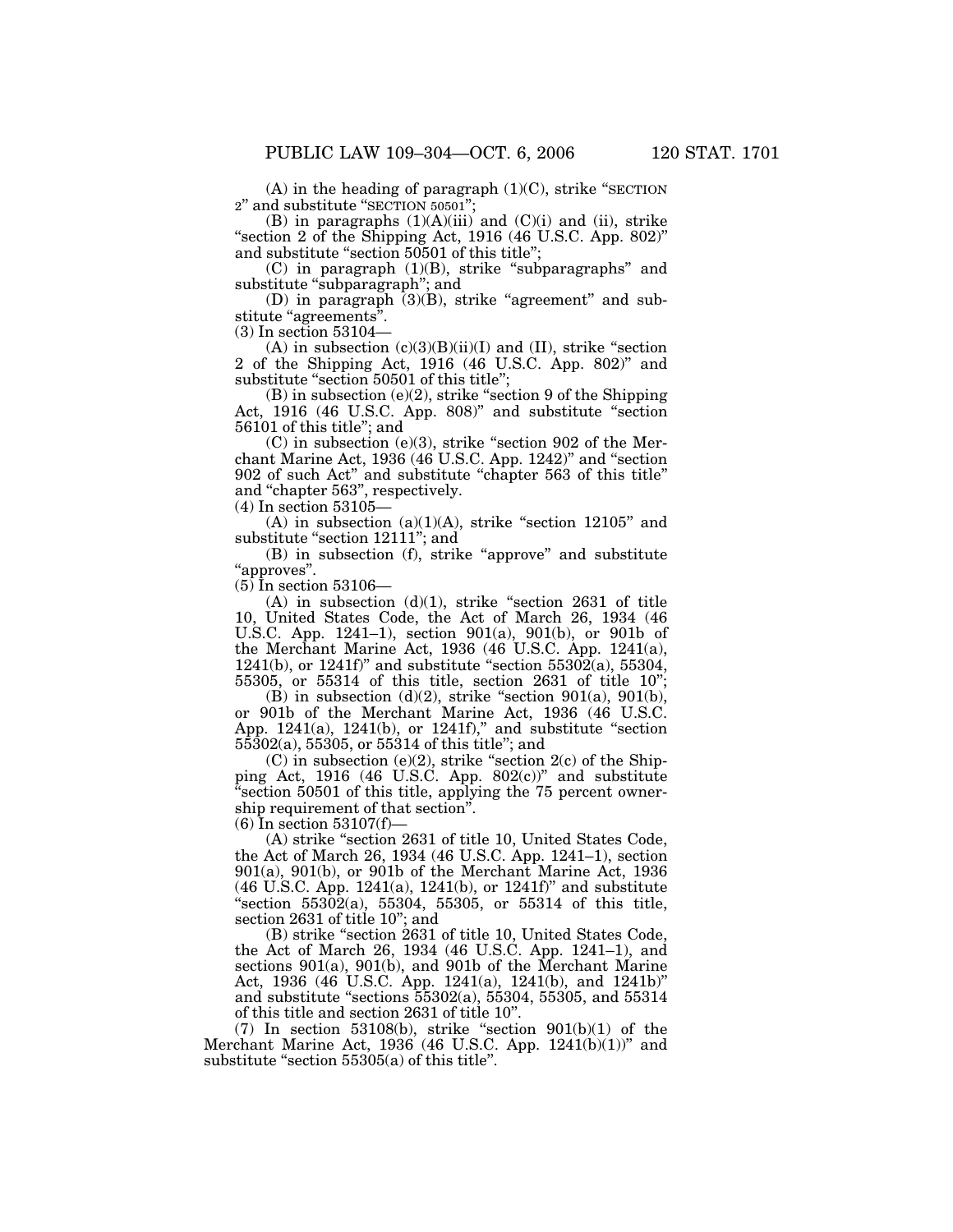(A) in the heading of paragraph (1)(C), strike "SECTION 2" and substitute "SECTION 50501";

(B) in paragraphs (1)(A)(iii) and (C)(i) and (ii), strike "section 2 of the Shipping Act, 1916 (46 U.S.C. App. 802)" and substitute "section 50501 of this title";

(C) in paragraph (1)(B), strike "subparagraphs" and substitute "subparagraph"; and

(D) in paragraph (3)(B), strike "agreement" and substitute "agreements".

(3) In section 53104—

(A) in subsection (c)(3)(B)(ii)(I) and (II), strike "section 2 of the Shipping Act, 1916 (46 U.S.C. App. 802)" and substitute "section 50501 of this title";

(B) in subsection (e)(2), strike "section 9 of the Shipping Act, 1916 (46 U.S.C. App. 808)" and substitute "section 56101 of this title"; and

(C) in subsection (e)(3), strike "section 902 of the Merchant Marine Act, 1936 (46 U.S.C. App. 1242)" and "section 902 of such Act" and substitute "chapter 563 of this title" and "chapter 563", respectively.

(4) In section 53105—

(A) in subsection (a)(1)(A), strike "section 12105" and substitute "section 12111"; and

(B) in subsection (f), strike "approve" and substitute "approves".

(5) In section 53106—

(A) in subsection (d)(1), strike "section 2631 of title 10, United States Code, the Act of March 26, 1934 (46 U.S.C. App. 1241–1), section 901(a), 901(b), or 901b of the Merchant Marine Act, 1936 (46 U.S.C. App. 1241(a), 1241(b), or 1241f)" and substitute "section 55302(a), 55304, 55305, or 55314 of this title, section 2631 of title 10";

(B) in subsection (d)(2), strike "section 901(a), 901(b), or 901b of the Merchant Marine Act, 1936 (46 U.S.C. App. 1241(a), 1241(b), or 1241f)," and substitute "section 55302(a), 55305, or 55314 of this title"; and

(C) in subsection (e)(2), strike "section 2(c) of the Shipping Act, 1916 (46 U.S.C. App. 802(c))" and substitute "section 50501 of this title, applying the 75 percent ownership requirement of that section".

(6) In section 53107(f)—

(A) strike "section 2631 of title 10, United States Code, the Act of March 26, 1934 (46 U.S.C. App. 1241–1), section 901(a), 901(b), or 901b of the Merchant Marine Act, 1936 (46 U.S.C. App. 1241(a), 1241(b), or 1241f)" and substitute "section 55302(a), 55304, 55305, or 55314 of this title, section 2631 of title 10"; and

(B) strike "section 2631 of title 10, United States Code, the Act of March 26, 1934 (46 U.S.C. App. 1241–1), and sections 901(a), 901(b), and 901b of the Merchant Marine Act, 1936 (46 U.S.C. App. 1241(a), 1241(b), and 1241b)" and substitute "sections 55302(a), 55304, 55305, and 55314 of this title and section 2631 of title 10".

(7) In section 53108(b), strike "section 901(b)(1) of the Merchant Marine Act, 1936 (46 U.S.C. App. 1241(b)(1))" and substitute "section 55305(a) of this title".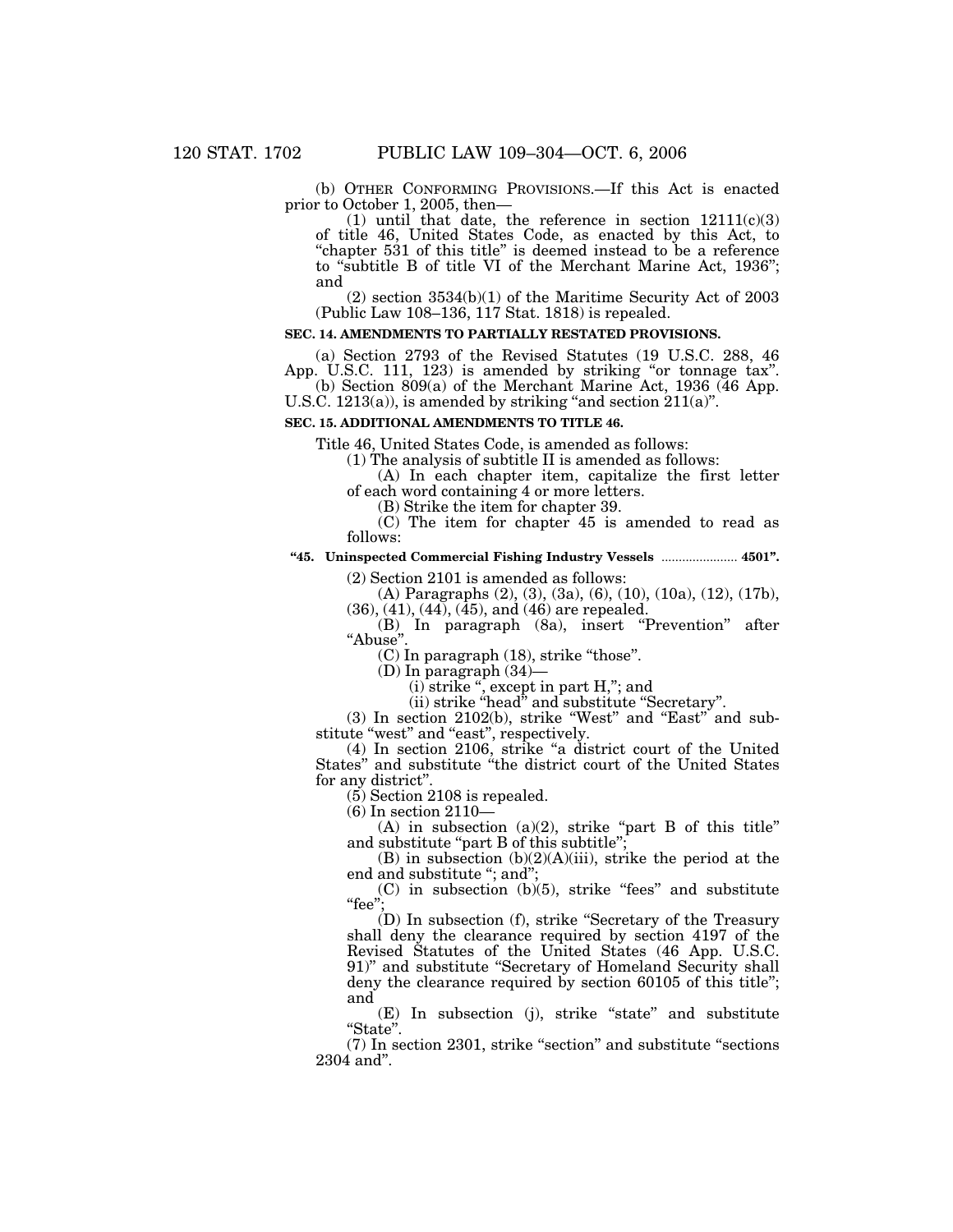(b) OTHER CONFORMING PROVISIONS.—If this Act is enacted prior to October 1, 2005, then—

(1) until that date, the reference in section 12111(c)(3) of title 46, United States Code, as enacted by this Act, to "chapter 531 of this title" is deemed instead to be a reference to "subtitle B of title VI of the Merchant Marine Act, 1936"; and

(2) section 3534(b)(1) of the Maritime Security Act of 2003 (Public Law 108–136, 117 Stat. 1818) is repealed.

**SEC. 14. AMENDMENTS TO PARTIALLY RESTATED PROVISIONS.**

(a) Section 2793 of the Revised Statutes (19 U.S.C. 288, 46 App. U.S.C. 111, 123) is amended by striking "or tonnage tax".

(b) Section 809(a) of the Merchant Marine Act, 1936 (46 App. U.S.C. 1213(a)), is amended by striking "and section 211(a)".

**SEC. 15. ADDITIONAL AMENDMENTS TO TITLE 46.**

Title 46, United States Code, is amended as follows:

(1) The analysis of subtitle II is amended as follows:

(A) In each chapter item, capitalize the first letter of each word containing 4 or more letters.

(B) Strike the item for chapter 39.

(C) The item for chapter 45 is amended to read as follows:

**"45. Uninspected Commercial Fishing Industry Vessels ...................... 4501".**

(2) Section 2101 is amended as follows:

(A) Paragraphs (2), (3), (3a), (6), (10), (10a), (12), (17b), (36), (41), (44), (45), and (46) are repealed.

(B) In paragraph (8a), insert "Prevention" after "Abuse".

(C) In paragraph (18), strike "those".

(D) In paragraph (34)—

(i) strike ", except in part H,"; and

(ii) strike "head" and substitute "Secretary".

(3) In section 2102(b), strike "West" and "East" and substitute "west" and "east", respectively.

(4) In section 2106, strike "a district court of the United States" and substitute "the district court of the United States for any district".

(5) Section 2108 is repealed.

(6) In section 2110—

(A) in subsection (a)(2), strike "part B of this title" and substitute "part B of this subtitle";

(B) in subsection (b)(2)(A)(iii), strike the period at the end and substitute "; and";

(C) in subsection (b)(5), strike "fees" and substitute "fee";

(D) In subsection (f), strike "Secretary of the Treasury shall deny the clearance required by section 4197 of the Revised Statutes of the United States (46 App. U.S.C. 91)" and substitute "Secretary of Homeland Security shall deny the clearance required by section 60105 of this title"; and

(E) In subsection (j), strike "state" and substitute "State".

(7) In section 2301, strike "section" and substitute "sections 2304 and".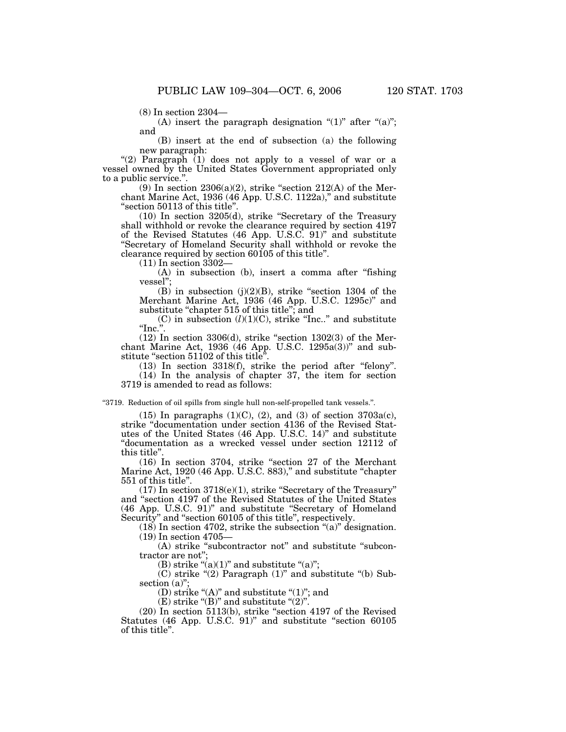(8) In section 2304—

(A) insert the paragraph designation "(1)" after "(a)"; and

(B) insert at the end of subsection (a) the following new paragraph:

"(2) Paragraph (1) does not apply to a vessel of war or a vessel owned by the United States Government appropriated only to a public service.".

(9) In section 2306(a)(2), strike "section 212(A) of the Merchant Marine Act, 1936 (46 App. U.S.C. 1122a)," and substitute "section 50113 of this title".

(10) In section 3205(d), strike "Secretary of the Treasury shall withhold or revoke the clearance required by section 4197 of the Revised Statutes (46 App. U.S.C. 91)" and substitute "Secretary of Homeland Security shall withhold or revoke the clearance required by section 60105 of this title".

(11) In section 3302—

(A) in subsection (b), insert a comma after "fishing vessel";

(B) in subsection (j)(2)(B), strike "section 1304 of the Merchant Marine Act, 1936 (46 App. U.S.C. 1295c)" and substitute "chapter 515 of this title"; and

(C) in subsection (*l*)(1)(C), strike "Inc.." and substitute "Inc.".

(12) In section 3306(d), strike "section 1302(3) of the Merchant Marine Act, 1936 (46 App. U.S.C. 1295a(3))" and substitute "section 51102 of this title".

(13) In section 3318(f), strike the period after "felony".

(14) In the analysis of chapter 37, the item for section 3719 is amended to read as follows:

"3719. Reduction of oil spills from single hull non-self-propelled tank vessels.".

(15) In paragraphs (1)(C), (2), and (3) of section 3703a(c), strike "documentation under section 4136 of the Revised Statutes of the United States (46 App. U.S.C. 14)" and substitute "documentation as a wrecked vessel under section 12112 of this title".

(16) In section 3704, strike "section 27 of the Merchant Marine Act, 1920 (46 App. U.S.C. 883)," and substitute "chapter 551 of this title".

(17) In section 3718(e)(1), strike "Secretary of the Treasury" and "section 4197 of the Revised Statutes of the United States (46 App. U.S.C. 91)" and substitute "Secretary of Homeland Security" and "section 60105 of this title", respectively.

(18) In section 4702, strike the subsection "(a)" designation.

(19) In section 4705—

(A) strike "subcontractor not" and substitute "subcontractor are not";

(B) strike "(a)(1)" and substitute "(a)";

(C) strike "(2) Paragraph (1)" and substitute "(b) Subsection (a)";

(D) strike "(A)" and substitute "(1)"; and

(E) strike "(B)" and substitute "(2)".

(20) In section 5113(b), strike "section 4197 of the Revised Statutes (46 App. U.S.C. 91)" and substitute "section 60105 of this title".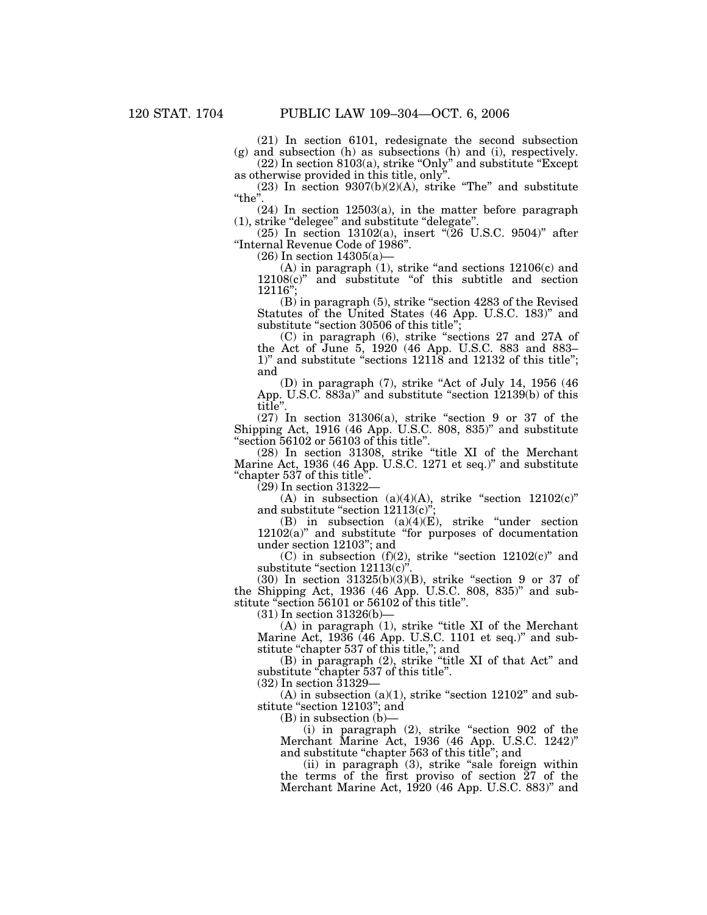(21) In section 6101, redesignate the second subsection (g) and subsection (h) as subsections (h) and (i), respectively.

(22) In section 8103(a), strike "Only" and substitute "Except as otherwise provided in this title, only".

(23) In section 9307(b)(2)(A), strike "The" and substitute "the".

(24) In section 12503(a), in the matter before paragraph (1), strike "delegee" and substitute "delegate".

(25) In section 13102(a), insert "(26 U.S.C. 9504)" after "Internal Revenue Code of 1986".

(26) In section 14305(a)—

(A) in paragraph (1), strike "and sections 12106(c) and 12108(c)" and substitute "of this subtitle and section 12116";

(B) in paragraph (5), strike "section 4283 of the Revised Statutes of the United States (46 App. U.S.C. 183)" and substitute "section 30506 of this title";

(C) in paragraph (6), strike "sections 27 and 27A of the Act of June 5, 1920 (46 App. U.S.C. 883 and 883–1)" and substitute "sections 12118 and 12132 of this title"; and

(D) in paragraph (7), strike "Act of July 14, 1956 (46 App. U.S.C. 883a)" and substitute "section 12139(b) of this title".

(27) In section 31306(a), strike "section 9 or 37 of the Shipping Act, 1916 (46 App. U.S.C. 808, 835)" and substitute "section 56102 or 56103 of this title".

(28) In section 31308, strike "title XI of the Merchant Marine Act, 1936 (46 App. U.S.C. 1271 et seq.)" and substitute "chapter 537 of this title".

(29) In section 31322—

(A) in subsection (a)(4)(A), strike "section 12102(c)" and substitute "section 12113(c)";

(B) in subsection (a)(4)(E), strike "under section 12102(a)" and substitute "for purposes of documentation under section 12103"; and

(C) in subsection (f)(2), strike "section 12102(c)" and substitute "section 12113(c)".

(30) In section 31325(b)(3)(B), strike "section 9 or 37 of the Shipping Act, 1936 (46 App. U.S.C. 808, 835)" and substitute "section 56101 or 56102 of this title".

(31) In section 31326(b)—

(A) in paragraph (1), strike "title XI of the Merchant Marine Act, 1936 (46 App. U.S.C. 1101 et seq.)" and substitute "chapter 537 of this title,"; and

(B) in paragraph (2), strike "title XI of that Act" and substitute "chapter 537 of this title".

(32) In section 31329—

(A) in subsection (a)(1), strike "section 12102" and substitute "section 12103"; and

(B) in subsection (b)—

(i) in paragraph (2), strike "section 902 of the Merchant Marine Act, 1936 (46 App. U.S.C. 1242)" and substitute "chapter 563 of this title"; and

(ii) in paragraph (3), strike "sale foreign within the terms of the first proviso of section 27 of the Merchant Marine Act, 1920 (46 App. U.S.C. 883)" and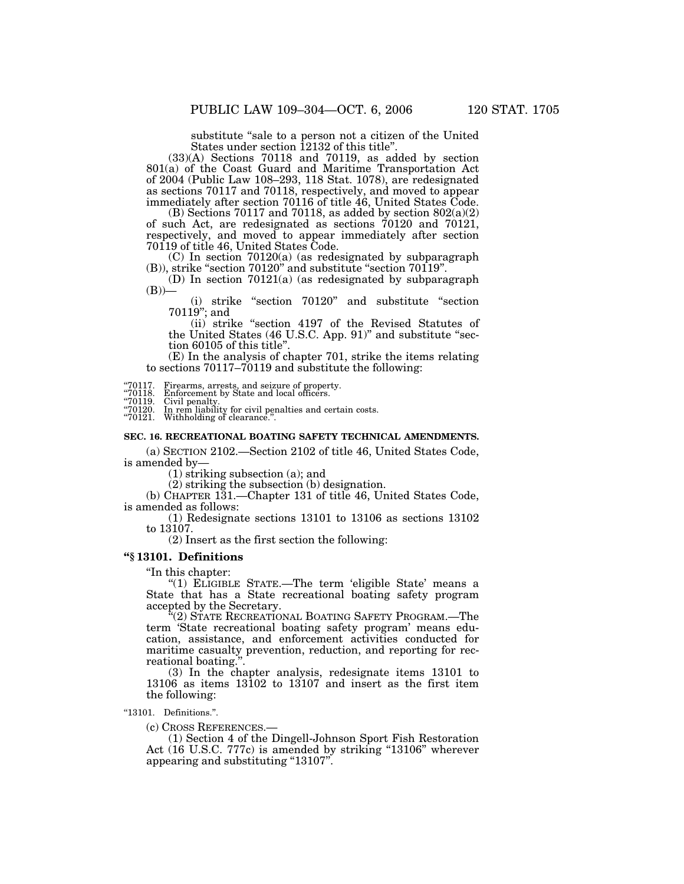substitute "sale to a person not a citizen of the United States under section 12132 of this title".

(33)(A) Sections 70118 and 70119, as added by section 801(a) of the Coast Guard and Maritime Transportation Act of 2004 (Public Law 108–293, 118 Stat. 1078), are redesignated as sections 70117 and 70118, respectively, and moved to appear immediately after section 70116 of title 46, United States Code.

(B) Sections 70117 and 70118, as added by section 802(a)(2) of such Act, are redesignated as sections 70120 and 70121, respectively, and moved to appear immediately after section 70119 of title 46, United States Code.

(C) In section 70120(a) (as redesignated by subparagraph (B)), strike "section 70120" and substitute "section 70119".

(D) In section 70121(a) (as redesignated by subparagraph (B))—

(i) strike "section 70120" and substitute "section 70119"; and

(ii) strike "section 4197 of the Revised Statutes of the United States (46 U.S.C. App. 91)" and substitute "section 60105 of this title".

(E) In the analysis of chapter 701, strike the items relating to sections 70117–70119 and substitute the following:

"70117. Firearms, arrests, and seizure of property.
"70118. Enforcement by State and local officers.
"70119. Civil penalty.
"70120. In rem liability for civil penalties and certain costs.
"70121. Withholding of clearance.".

**SEC. 16. RECREATIONAL BOATING SAFETY TECHNICAL AMENDMENTS.**

(a) SECTION 2102.—Section 2102 of title 46, United States Code, is amended by—

(1) striking subsection (a); and

(2) striking the subsection (b) designation.

(b) CHAPTER 131.—Chapter 131 of title 46, United States Code, is amended as follows:

(1) Redesignate sections 13101 to 13106 as sections 13102 to 13107.

(2) Insert as the first section the following:

**"§ 13101. Definitions**

"In this chapter:

"(1) ELIGIBLE STATE.—The term 'eligible State' means a State that has a State recreational boating safety program accepted by the Secretary.

"(2) STATE RECREATIONAL BOATING SAFETY PROGRAM.—The term 'State recreational boating safety program' means education, assistance, and enforcement activities conducted for maritime casualty prevention, reduction, and reporting for recreational boating.".

(3) In the chapter analysis, redesignate items 13101 to 13106 as items 13102 to 13107 and insert as the first item the following:

"13101. Definitions.".

(c) CROSS REFERENCES.—

(1) Section 4 of the Dingell-Johnson Sport Fish Restoration Act (16 U.S.C. 777c) is amended by striking "13106" wherever appearing and substituting "13107".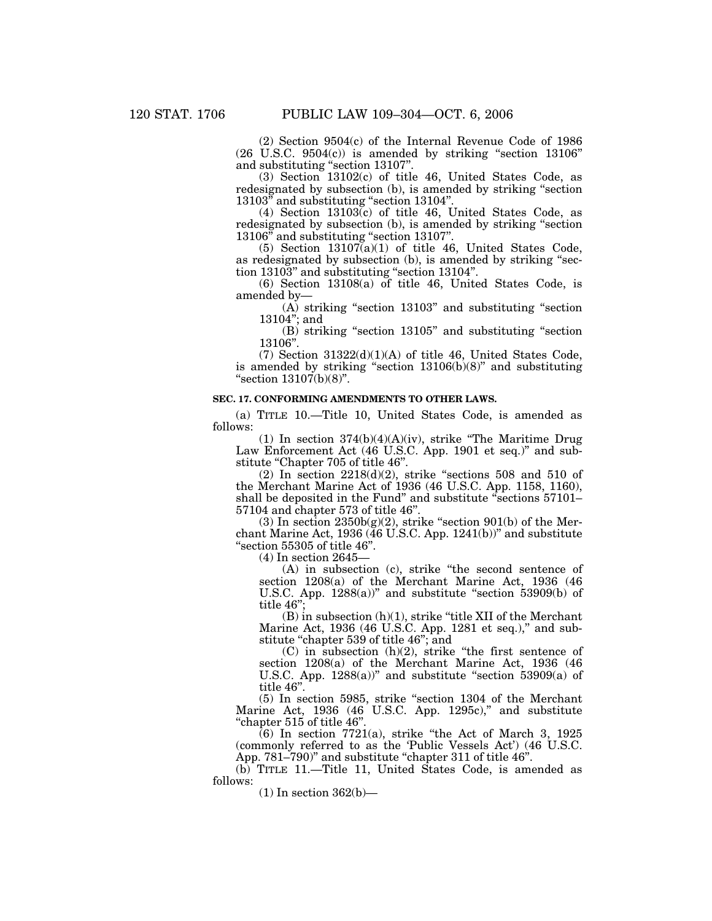(2) Section 9504(c) of the Internal Revenue Code of 1986 (26 U.S.C. 9504(c)) is amended by striking "section 13106" and substituting "section 13107".

(3) Section 13102(c) of title 46, United States Code, as redesignated by subsection (b), is amended by striking "section 13103" and substituting "section 13104".

(4) Section 13103(c) of title 46, United States Code, as redesignated by subsection (b), is amended by striking "section 13106" and substituting "section 13107".

(5) Section 13107(a)(1) of title 46, United States Code, as redesignated by subsection (b), is amended by striking "section 13103" and substituting "section 13104".

(6) Section 13108(a) of title 46, United States Code, is amended by—

(A) striking "section 13103" and substituting "section 13104"; and

(B) striking "section 13105" and substituting "section 13106".

(7) Section 31322(d)(1)(A) of title 46, United States Code, is amended by striking "section 13106(b)(8)" and substituting "section 13107(b)(8)".

**SEC. 17. CONFORMING AMENDMENTS TO OTHER LAWS.**

(a) TITLE 10.—Title 10, United States Code, is amended as follows:

(1) In section 374(b)(4)(A)(iv), strike "The Maritime Drug Law Enforcement Act (46 U.S.C. App. 1901 et seq.)" and substitute "Chapter 705 of title 46".

(2) In section 2218(d)(2), strike "sections 508 and 510 of the Merchant Marine Act of 1936 (46 U.S.C. App. 1158, 1160), shall be deposited in the Fund" and substitute "sections 57101–57104 and chapter 573 of title 46".

(3) In section 2350b(g)(2), strike "section 901(b) of the Merchant Marine Act, 1936 (46 U.S.C. App. 1241(b))" and substitute "section 55305 of title 46".

(4) In section 2645—

(A) in subsection (c), strike "the second sentence of section 1208(a) of the Merchant Marine Act, 1936 (46 U.S.C. App. 1288(a))" and substitute "section 53909(b) of title 46";

(B) in subsection (h)(1), strike "title XII of the Merchant Marine Act, 1936 (46 U.S.C. App. 1281 et seq.)," and substitute "chapter 539 of title 46"; and

(C) in subsection (h)(2), strike "the first sentence of section 1208(a) of the Merchant Marine Act, 1936 (46 U.S.C. App. 1288(a))" and substitute "section 53909(a) of title 46".

(5) In section 5985, strike "section 1304 of the Merchant Marine Act, 1936 (46 U.S.C. App. 1295c)," and substitute "chapter 515 of title 46".

(6) In section 7721(a), strike "the Act of March 3, 1925 (commonly referred to as the 'Public Vessels Act') (46 U.S.C. App. 781–790)" and substitute "chapter 311 of title 46".

(b) TITLE 11.—Title 11, United States Code, is amended as follows:

(1) In section 362(b)—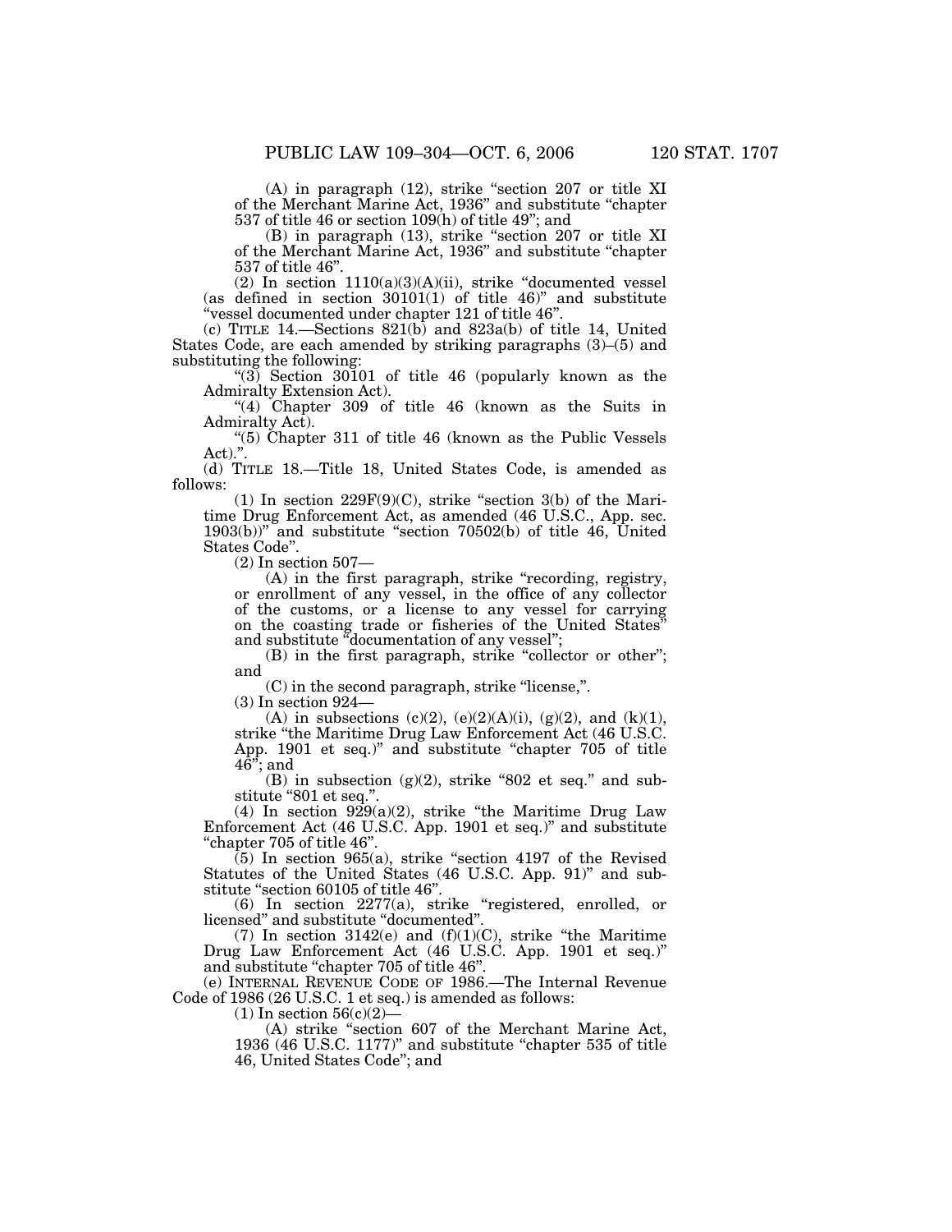(A) in paragraph (12), strike "section 207 or title XI of the Merchant Marine Act, 1936" and substitute "chapter 537 of title 46 or section 109(h) of title 49"; and

(B) in paragraph (13), strike "section 207 or title XI of the Merchant Marine Act, 1936" and substitute "chapter 537 of title 46".

(2) In section 1110(a)(3)(A)(ii), strike "documented vessel (as defined in section 30101(1) of title 46)" and substitute "vessel documented under chapter 121 of title 46".

(c) TITLE 14.—Sections 821(b) and 823a(b) of title 14, United States Code, are each amended by striking paragraphs (3)–(5) and substituting the following:

"(3) Section 30101 of title 46 (popularly known as the Admiralty Extension Act).

"(4) Chapter 309 of title 46 (known as the Suits in Admiralty Act).

"(5) Chapter 311 of title 46 (known as the Public Vessels Act).".

(d) TITLE 18.—Title 18, United States Code, is amended as follows:

(1) In section 229F(9)(C), strike "section 3(b) of the Maritime Drug Enforcement Act, as amended (46 U.S.C., App. sec. 1903(b))" and substitute "section 70502(b) of title 46, United States Code".

(2) In section 507—

(A) in the first paragraph, strike "recording, registry, or enrollment of any vessel, in the office of any collector of the customs, or a license to any vessel for carrying on the coasting trade or fisheries of the United States" and substitute "documentation of any vessel";

(B) in the first paragraph, strike "collector or other"; and

(C) in the second paragraph, strike "license,".

(3) In section 924—

(A) in subsections (c)(2), (e)(2)(A)(i), (g)(2), and (k)(1), strike "the Maritime Drug Law Enforcement Act (46 U.S.C. App. 1901 et seq.)" and substitute "chapter 705 of title 46"; and

(B) in subsection (g)(2), strike "802 et seq." and substitute "801 et seq.".

(4) In section 929(a)(2), strike "the Maritime Drug Law Enforcement Act (46 U.S.C. App. 1901 et seq.)" and substitute "chapter 705 of title 46".

(5) In section 965(a), strike "section 4197 of the Revised Statutes of the United States (46 U.S.C. App. 91)" and substitute "section 60105 of title 46".

(6) In section 2277(a), strike "registered, enrolled, or licensed" and substitute "documented".

(7) In section 3142(e) and (f)(1)(C), strike "the Maritime Drug Law Enforcement Act (46 U.S.C. App. 1901 et seq.)" and substitute "chapter 705 of title 46".

(e) INTERNAL REVENUE CODE OF 1986.—The Internal Revenue Code of 1986 (26 U.S.C. 1 et seq.) is amended as follows:

(1) In section 56(c)(2)—

(A) strike "section 607 of the Merchant Marine Act, 1936 (46 U.S.C. 1177)" and substitute "chapter 535 of title 46, United States Code"; and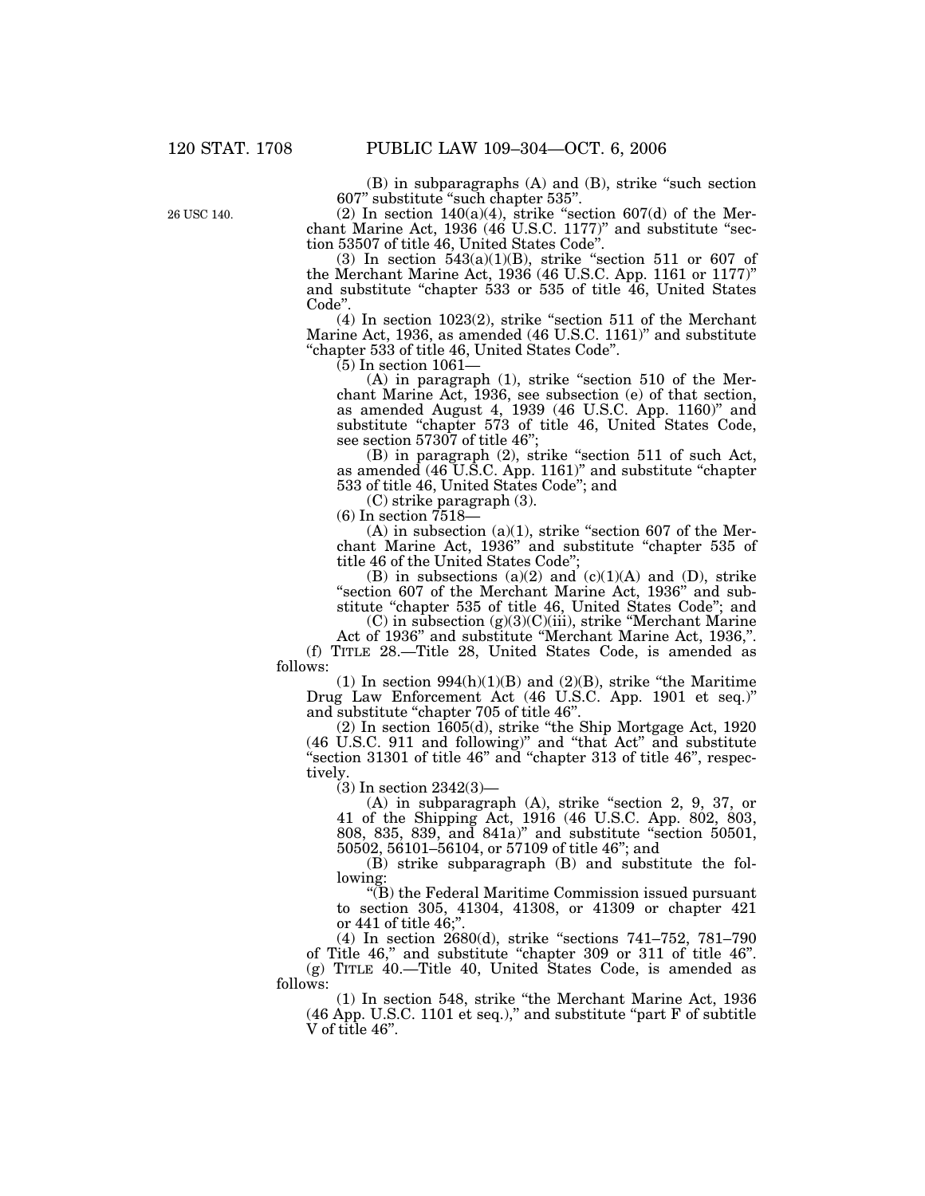(B) in subparagraphs (A) and (B), strike "such section 607" substitute "such chapter 535".

26 USC 140.

(2) In section 140(a)(4), strike "section 607(d) of the Merchant Marine Act, 1936 (46 U.S.C. 1177)" and substitute "section 53507 of title 46, United States Code".

(3) In section 543(a)(1)(B), strike "section 511 or 607 of the Merchant Marine Act, 1936 (46 U.S.C. App. 1161 or 1177)" and substitute "chapter 533 or 535 of title 46, United States Code".

(4) In section 1023(2), strike "section 511 of the Merchant Marine Act, 1936, as amended (46 U.S.C. 1161)" and substitute "chapter 533 of title 46, United States Code".

(5) In section 1061—

(A) in paragraph (1), strike "section 510 of the Merchant Marine Act, 1936, see subsection (e) of that section, as amended August 4, 1939 (46 U.S.C. App. 1160)" and substitute "chapter 573 of title 46, United States Code, see section 57307 of title 46";

(B) in paragraph (2), strike "section 511 of such Act, as amended (46 U.S.C. App. 1161)" and substitute "chapter 533 of title 46, United States Code"; and

(C) strike paragraph (3).

(6) In section 7518—

(A) in subsection (a)(1), strike "section 607 of the Merchant Marine Act, 1936" and substitute "chapter 535 of title 46 of the United States Code";

(B) in subsections (a)(2) and (c)(1)(A) and (D), strike "section 607 of the Merchant Marine Act, 1936" and substitute "chapter 535 of title 46, United States Code"; and

(C) in subsection (g)(3)(C)(iii), strike "Merchant Marine Act of 1936" and substitute "Merchant Marine Act, 1936,".

(f) TITLE 28.—Title 28, United States Code, is amended as follows:

(1) In section 994(h)(1)(B) and (2)(B), strike "the Maritime Drug Law Enforcement Act (46 U.S.C. App. 1901 et seq.)" and substitute "chapter 705 of title 46".

(2) In section 1605(d), strike "the Ship Mortgage Act, 1920 (46 U.S.C. 911 and following)" and "that Act" and substitute "section 31301 of title 46" and "chapter 313 of title 46", respectively.

(3) In section 2342(3)—

(A) in subparagraph (A), strike "section 2, 9, 37, or 41 of the Shipping Act, 1916 (46 U.S.C. App. 802, 803, 808, 835, 839, and 841a)" and substitute "section 50501, 50502, 56101–56104, or 57109 of title 46"; and

(B) strike subparagraph (B) and substitute the following:

"(B) the Federal Maritime Commission issued pursuant to section 305, 41304, 41308, or 41309 or chapter 421 or 441 of title 46;".

(4) In section 2680(d), strike "sections 741–752, 781–790 of Title 46," and substitute "chapter 309 or 311 of title 46".

(g) TITLE 40.—Title 40, United States Code, is amended as follows:

(1) In section 548, strike "the Merchant Marine Act, 1936 (46 App. U.S.C. 1101 et seq.)," and substitute "part F of subtitle V of title 46".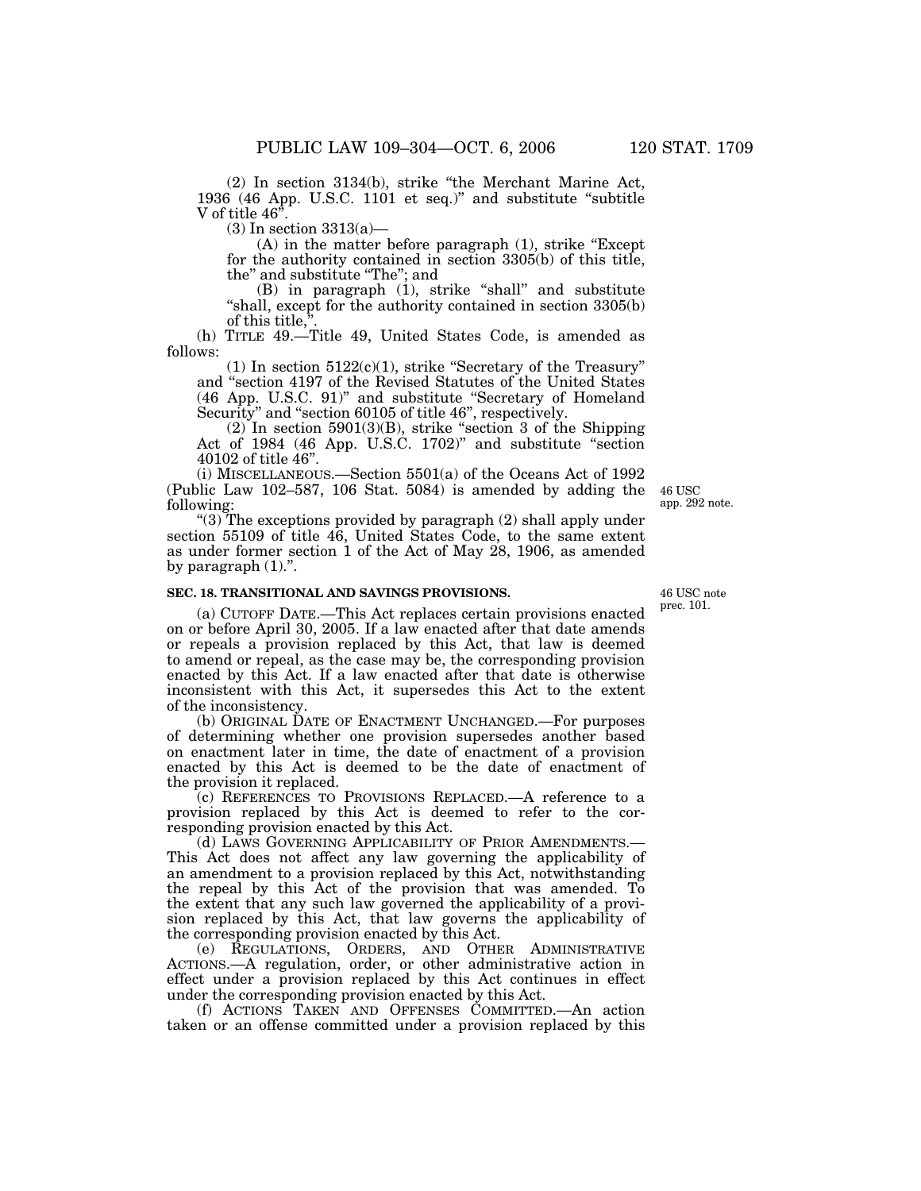(2) In section 3134(b), strike "the Merchant Marine Act, 1936 (46 App. U.S.C. 1101 et seq.)" and substitute "subtitle V of title 46".

(3) In section 3313(a)—

(A) in the matter before paragraph (1), strike "Except for the authority contained in section 3305(b) of this title, the" and substitute "The"; and

(B) in paragraph (1), strike "shall" and substitute "shall, except for the authority contained in section 3305(b) of this title,".

(h) TITLE 49.—Title 49, United States Code, is amended as follows:

(1) In section 5122(c)(1), strike "Secretary of the Treasury" and "section 4197 of the Revised Statutes of the United States (46 App. U.S.C. 91)" and substitute "Secretary of Homeland Security" and "section 60105 of title 46", respectively.

(2) In section 5901(3)(B), strike "section 3 of the Shipping Act of 1984 (46 App. U.S.C. 1702)" and substitute "section 40102 of title 46".

(i) MISCELLANEOUS.—Section 5501(a) of the Oceans Act of 1992 (Public Law 102–587, 106 Stat. 5084) is amended by adding the following:

46 USC app. 292 note.

"(3) The exceptions provided by paragraph (2) shall apply under section 55109 of title 46, United States Code, to the same extent as under former section 1 of the Act of May 28, 1906, as amended by paragraph (1).".

**SEC. 18. TRANSITIONAL AND SAVINGS PROVISIONS.**

46 USC note prec. 101.

(a) CUTOFF DATE.—This Act replaces certain provisions enacted on or before April 30, 2005. If a law enacted after that date amends or repeals a provision replaced by this Act, that law is deemed to amend or repeal, as the case may be, the corresponding provision enacted by this Act. If a law enacted after that date is otherwise inconsistent with this Act, it supersedes this Act to the extent of the inconsistency.

(b) ORIGINAL DATE OF ENACTMENT UNCHANGED.—For purposes of determining whether one provision supersedes another based on enactment later in time, the date of enactment of a provision enacted by this Act is deemed to be the date of enactment of the provision it replaced.

(c) REFERENCES TO PROVISIONS REPLACED.—A reference to a provision replaced by this Act is deemed to refer to the corresponding provision enacted by this Act.

(d) LAWS GOVERNING APPLICABILITY OF PRIOR AMENDMENTS.—This Act does not affect any law governing the applicability of an amendment to a provision replaced by this Act, notwithstanding the repeal by this Act of the provision that was amended. To the extent that any such law governed the applicability of a provision replaced by this Act, that law governs the applicability of the corresponding provision enacted by this Act.

(e) REGULATIONS, ORDERS, AND OTHER ADMINISTRATIVE ACTIONS.—A regulation, order, or other administrative action in effect under a provision replaced by this Act continues in effect under the corresponding provision enacted by this Act.

(f) ACTIONS TAKEN AND OFFENSES COMMITTED.—An action taken or an offense committed under a provision replaced by this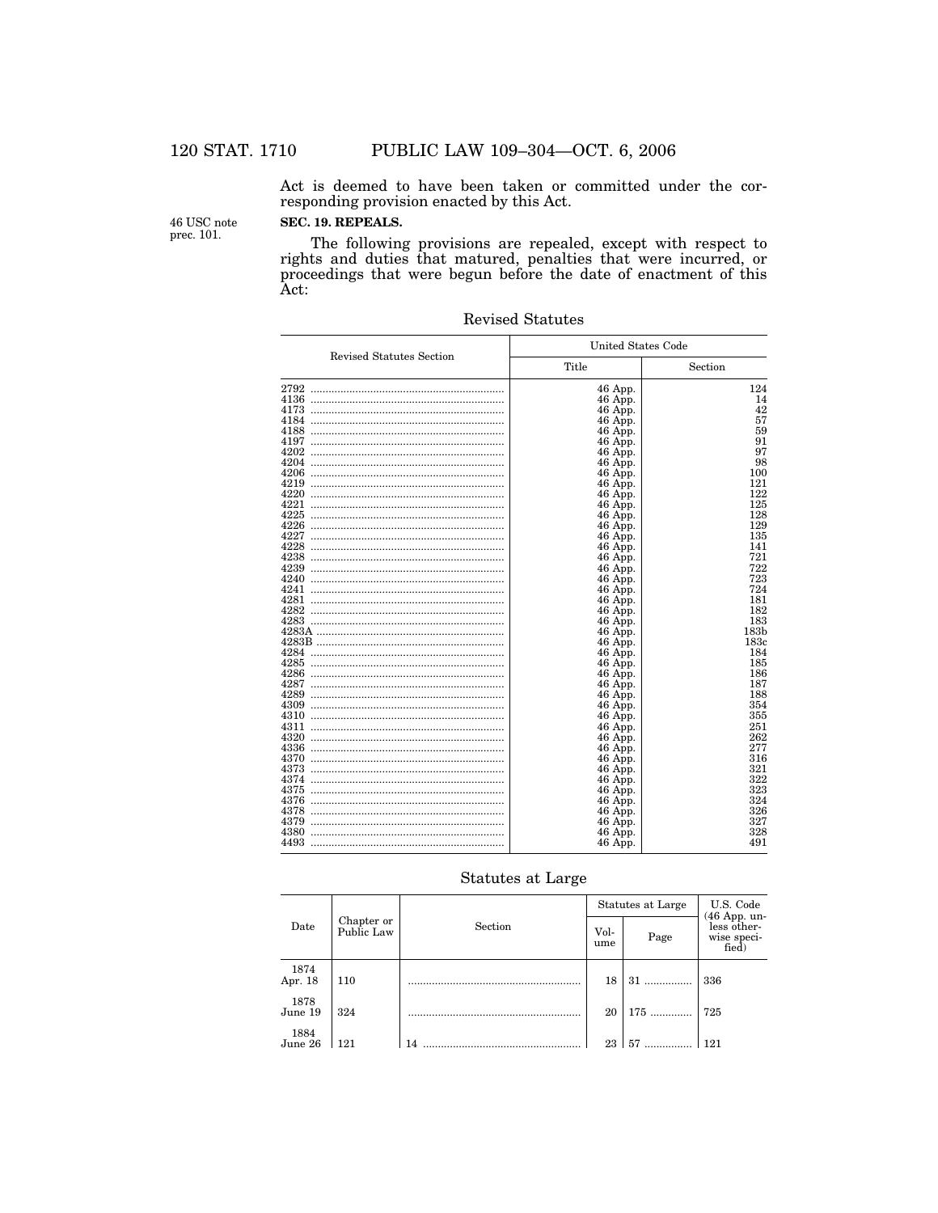Act is deemed to have been taken or committed under the corresponding provision enacted by this Act.

46 USC note prec. 101.

**SEC. 19. REPEALS.**

The following provisions are repealed, except with respect to rights and duties that matured, penalties that were incurred, or proceedings that were begun before the date of enactment of this Act:

Revised Statutes

| Revised Statutes Section | United States Code | |
|---|---|---|
| | Title | Section |
| 2792 | 46 App. | 124 |
| 4136 | 46 App. | 14 |
| 4173 | 46 App. | 42 |
| 4184 | 46 App. | 57 |
| 4188 | 46 App. | 59 |
| 4197 | 46 App. | 91 |
| 4202 | 46 App. | 97 |
| 4204 | 46 App. | 98 |
| 4206 | 46 App. | 100 |
| 4219 | 46 App. | 121 |
| 4220 | 46 App. | 122 |
| 4221 | 46 App. | 125 |
| 4225 | 46 App. | 128 |
| 4226 | 46 App. | 129 |
| 4227 | 46 App. | 135 |
| 4228 | 46 App. | 141 |
| 4238 | 46 App. | 721 |
| 4239 | 46 App. | 722 |
| 4240 | 46 App. | 723 |
| 4241 | 46 App. | 724 |
| 4281 | 46 App. | 181 |
| 4282 | 46 App. | 182 |
| 4283 | 46 App. | 183 |
| 4283A | 46 App. | 183b |
| 4283B | 46 App. | 183c |
| 4284 | 46 App. | 184 |
| 4285 | 46 App. | 185 |
| 4286 | 46 App. | 186 |
| 4287 | 46 App. | 187 |
| 4289 | 46 App. | 188 |
| 4309 | 46 App. | 354 |
| 4310 | 46 App. | 355 |
| 4311 | 46 App. | 251 |
| 4320 | 46 App. | 262 |
| 4336 | 46 App. | 277 |
| 4370 | 46 App. | 316 |
| 4373 | 46 App. | 321 |
| 4374 | 46 App. | 322 |
| 4375 | 46 App. | 323 |
| 4376 | 46 App. | 324 |
| 4378 | 46 App. | 326 |
| 4379 | 46 App. | 327 |
| 4380 | 46 App. | 328 |
| 4493 | 46 App. | 491 |

Statutes at Large

| Date | Chapter or Public Law | Section | Statutes at Large | | U.S. Code (46 App. unless otherwise specified) |
|---|---|---|---|---|---|
| | | | Volume | Page | |
| 1874 Apr. 18 | 110 | | 18 | 31 | 336 |
| 1878 June 19 | 324 | | 20 | 175 | 725 |
| 1884 June 26 | 121 | 14 | 23 | 57 | 121 |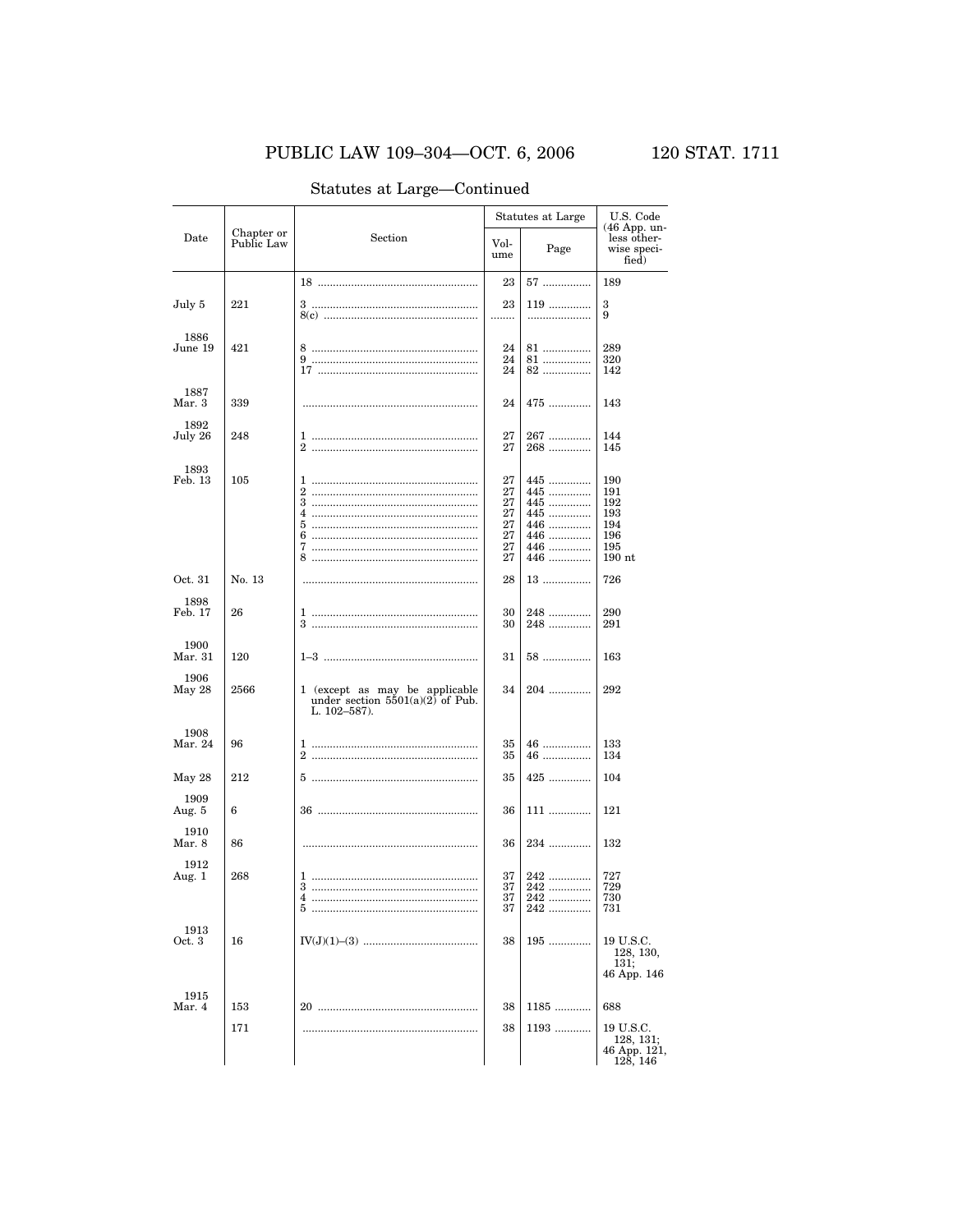Statutes at Large—Continued

| Date | Chapter or Public Law | Section | Statutes at Large | | U.S. Code (46 App. unless otherwise specified) |
|---|---|---|---|---|---|
| | | | Volume | Page | |
| | | 18 | 23 | 57 | 189 |
| July 5 | 221 | 3 | 23 | 119 | 3 |
| | | 8(c) | | | 9 |
| 1886 June 19 | 421 | 8 | 24 | 81 | 289 |
| | | 9 | 24 | 81 | 320 |
| | | 17 | 24 | 82 | 142 |
| 1887 Mar. 3 | 339 | | 24 | 475 | 143 |
| 1892 July 26 | 248 | 1 | 27 | 267 | 144 |
| | | 2 | 27 | 268 | 145 |
| 1893 Feb. 13 | 105 | 1 | 27 | 445 | 190 |
| | | 2 | 27 | 445 | 191 |
| | | 3 | 27 | 445 | 192 |
| | | 4 | 27 | 445 | 193 |
| | | 5 | 27 | 446 | 194 |
| | | 6 | 27 | 446 | 196 |
| | | 7 | 27 | 446 | 195 |
| | | 8 | 27 | 446 | 190 nt |
| Oct. 31 | No. 13 | | 28 | 13 | 726 |
| 1898 Feb. 17 | 26 | 1 | 30 | 248 | 290 |
| | | 3 | 30 | 248 | 291 |
| 1900 Mar. 31 | 120 | 1–3 | 31 | 58 | 163 |
| 1906 May 28 | 2566 | 1 (except as may be applicable under section 5501(a)(2) of Pub. L. 102–587). | 34 | 204 | 292 |
| 1908 Mar. 24 | 96 | 1 | 35 | 46 | 133 |
| | | 2 | 35 | 46 | 134 |
| May 28 | 212 | 5 | 35 | 425 | 104 |
| 1909 Aug. 5 | 6 | 36 | 36 | 111 | 121 |
| 1910 Mar. 8 | 86 | | 36 | 234 | 132 |
| 1912 Aug. 1 | 268 | 1 | 37 | 242 | 727 |
| | | 3 | 37 | 242 | 729 |
| | | 4 | 37 | 242 | 730 |
| | | 5 | 37 | 242 | 731 |
| 1913 Oct. 3 | 16 | IV(J)(1)–(3) | 38 | 195 | 19 U.S.C. 128, 130, 131; 46 App. 146 |
| 1915 Mar. 4 | 153 | 20 | 38 | 1185 | 688 |
| | 171 | | 38 | 1193 | 19 U.S.C. 128, 131; 46 App. 121, 128, 146 |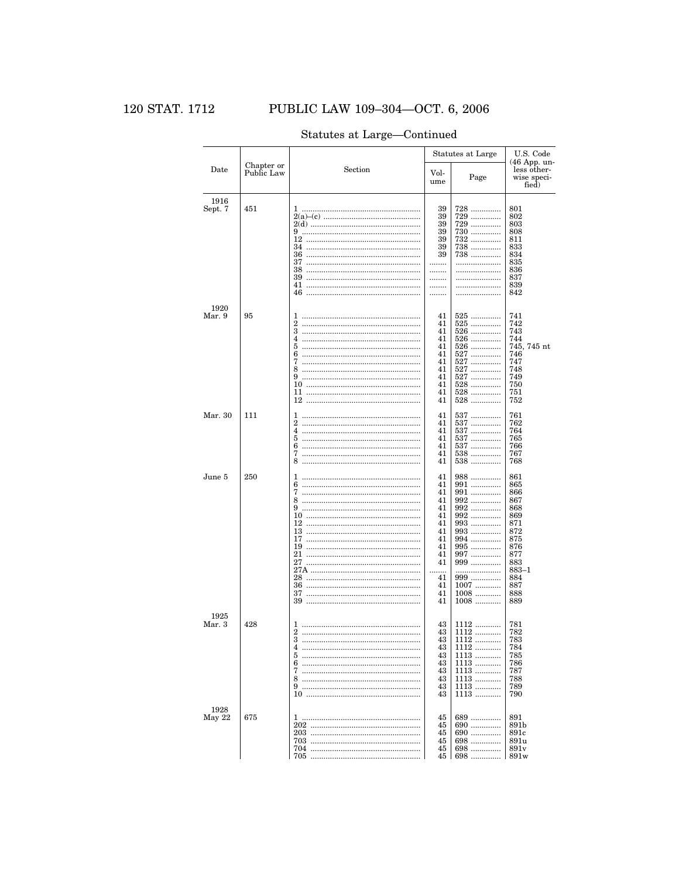Statutes at Large—Continued

| Date | Chapter or Public Law | Section | Statutes at Large | | U.S. Code (46 App. unless otherwise specified) |
|---|---|---|---|---|---|
| | | | Volume | Page | |
| 1916 Sept. 7 | 451 | 1 | 39 | 728 | 801 |
| | | 2(a)–(c) | 39 | 729 | 802 |
| | | 2(d) | 39 | 729 | 803 |
| | | 9 | 39 | 730 | 808 |
| | | 12 | 39 | 732 | 811 |
| | | 34 | 39 | 738 | 833 |
| | | 36 | 39 | 738 | 834 |
| | | 37 | | | 835 |
| | | 38 | | | 836 |
| | | 39 | | | 837 |
| | | 41 | | | 839 |
| | | 46 | | | 842 |
| 1920 Mar. 9 | 95 | 1 | 41 | 525 | 741 |
| | | 2 | 41 | 525 | 742 |
| | | 3 | 41 | 526 | 743 |
| | | 4 | 41 | 526 | 744 |
| | | 5 | 41 | 526 | 745, 745 nt |
| | | 6 | 41 | 527 | 746 |
| | | 7 | 41 | 527 | 747 |
| | | 8 | 41 | 527 | 748 |
| | | 9 | 41 | 527 | 749 |
| | | 10 | 41 | 528 | 750 |
| | | 11 | 41 | 528 | 751 |
| | | 12 | 41 | 528 | 752 |
| Mar. 30 | 111 | 1 | 41 | 537 | 761 |
| | | 2 | 41 | 537 | 762 |
| | | 4 | 41 | 537 | 764 |
| | | 5 | 41 | 537 | 765 |
| | | 6 | 41 | 537 | 766 |
| | | 7 | 41 | 538 | 767 |
| | | 8 | 41 | 538 | 768 |
| June 5 | 250 | 1 | 41 | 988 | 861 |
| | | 6 | 41 | 991 | 865 |
| | | 7 | 41 | 991 | 866 |
| | | 8 | 41 | 992 | 867 |
| | | 9 | 41 | 992 | 868 |
| | | 10 | 41 | 992 | 869 |
| | | 12 | 41 | 993 | 871 |
| | | 13 | 41 | 993 | 872 |
| | | 17 | 41 | 994 | 875 |
| | | 19 | 41 | 995 | 876 |
| | | 21 | 41 | 997 | 877 |
| | | 27 | 41 | 999 | 883 |
| | | 27A | | | 883–1 |
| | | 28 | 41 | 999 | 884 |
| | | 36 | 41 | 1007 | 887 |
| | | 37 | 41 | 1008 | 888 |
| | | 39 | 41 | 1008 | 889 |
| 1925 Mar. 3 | 428 | 1 | 43 | 1112 | 781 |
| | | 2 | 43 | 1112 | 782 |
| | | 3 | 43 | 1112 | 783 |
| | | 4 | 43 | 1112 | 784 |
| | | 5 | 43 | 1113 | 785 |
| | | 6 | 43 | 1113 | 786 |
| | | 7 | 43 | 1113 | 787 |
| | | 8 | 43 | 1113 | 788 |
| | | 9 | 43 | 1113 | 789 |
| | | 10 | 43 | 1113 | 790 |
| 1928 May 22 | 675 | 1 | 45 | 689 | 891 |
| | | 202 | 45 | 690 | 891b |
| | | 203 | 45 | 690 | 891c |
| | | 703 | 45 | 698 | 891u |
| | | 704 | 45 | 698 | 891v |
| | | 705 | 45 | 698 | 891w |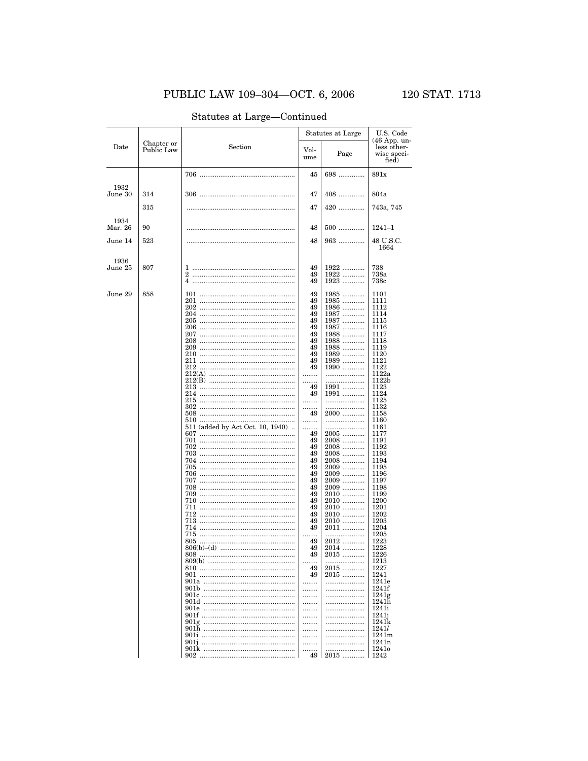Statutes at Large—Continued

| Date | Chapter or Public Law | Section | Statutes at Large | | U.S. Code (46 App. unless otherwise specified) |
|---|---|---|---|---|---|
| | | | Volume | Page | |
| | | 706 | 45 | 698 | 891x |
| 1932 June 30 | 314 | 306 | 47 | 408 | 804a |
| | 315 | | 47 | 420 | 743a, 745 |
| 1934 Mar. 26 | 90 | | 48 | 500 | 1241–1 |
| June 14 | 523 | | 48 | 963 | 48 U.S.C. 1664 |
| 1936 June 25 | 807 | 1 | 49 | 1922 | 738 |
| | | 2 | 49 | 1922 | 738a |
| | | 4 | 49 | 1923 | 738c |
| June 29 | 858 | 101 | 49 | 1985 | 1101 |
| | | 201 | 49 | 1985 | 1111 |
| | | 202 | 49 | 1986 | 1112 |
| | | 204 | 49 | 1987 | 1114 |
| | | 205 | 49 | 1987 | 1115 |
| | | 206 | 49 | 1987 | 1116 |
| | | 207 | 49 | 1988 | 1117 |
| | | 208 | 49 | 1988 | 1118 |
| | | 209 | 49 | 1988 | 1119 |
| | | 210 | 49 | 1989 | 1120 |
| | | 211 | 49 | 1989 | 1121 |
| | | 212 | 49 | 1990 | 1122 |
| | | 212(A) | | | 1122a |
| | | 212(B) | | | 1122b |
| | | 213 | 49 | 1991 | 1123 |
| | | 214 | 49 | 1991 | 1124 |
| | | 215 | | | 1125 |
| | | 302 | | | 1132 |
| | | 508 | 49 | 2000 | 1158 |
| | | 510 | | | 1160 |
| | | 511 (added by Act Oct. 10, 1940) | | | 1161 |
| | | 607 | 49 | 2005 | 1177 |
| | | 701 | 49 | 2008 | 1191 |
| | | 702 | 49 | 2008 | 1192 |
| | | 703 | 49 | 2008 | 1193 |
| | | 704 | 49 | 2008 | 1194 |
| | | 705 | 49 | 2009 | 1195 |
| | | 706 | 49 | 2009 | 1196 |
| | | 707 | 49 | 2009 | 1197 |
| | | 708 | 49 | 2009 | 1198 |
| | | 709 | 49 | 2010 | 1199 |
| | | 710 | 49 | 2010 | 1200 |
| | | 711 | 49 | 2010 | 1201 |
| | | 712 | 49 | 2010 | 1202 |
| | | 713 | 49 | 2010 | 1203 |
| | | 714 | 49 | 2011 | 1204 |
| | | 715 | | | 1205 |
| | | 805 | 49 | 2012 | 1223 |
| | | 806(b)–(d) | 49 | 2014 | 1228 |
| | | 808 | 49 | 2015 | 1226 |
| | | 809(b) | | | 1213 |
| | | 810 | 49 | 2015 | 1227 |
| | | 901 | 49 | 2015 | 1241 |
| | | 901a | | | 1241e |
| | | 901b | | | 1241f |
| | | 901c | | | 1241g |
| | | 901d | | | 1241h |
| | | 901e | | | 1241i |
| | | 901f | | | 1241j |
| | | 901g | | | 1241k |
| | | 901h | | | 1241*l* |
| | | 901i | | | 1241m |
| | | 901j | | | 1241n |
| | | 901k | | | 1241o |
| | | 902 | 49 | 2015 | 1242 |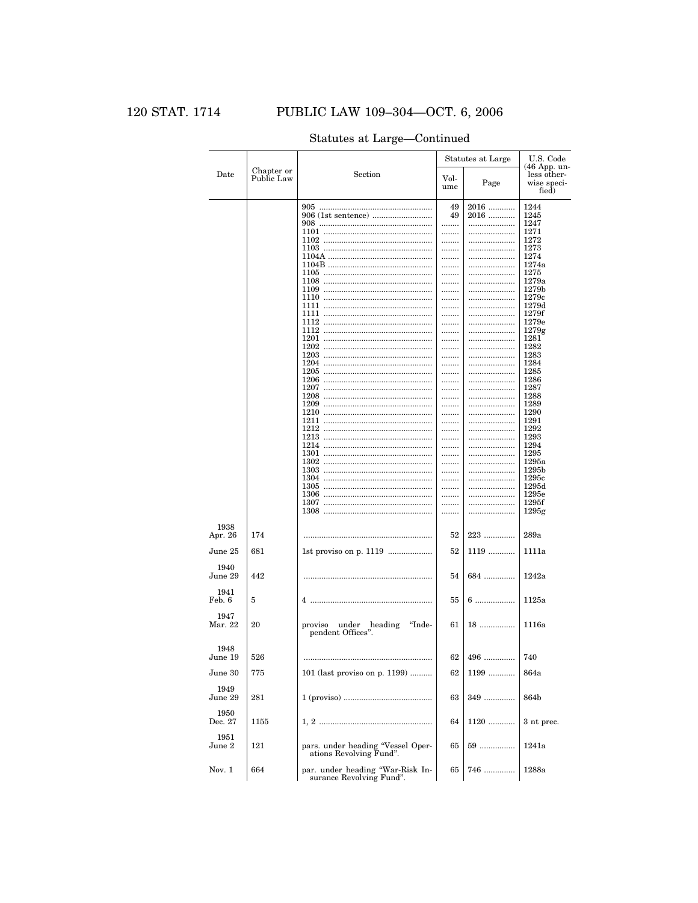Statutes at Large—Continued

| Date | Chapter or Public Law | Section | Statutes at Large | | U.S. Code (46 App. unless otherwise specified) |
|---|---|---|---|---|---|
| | | | Volume | Page | |
| | | 905 | 49 | 2016 | 1244 |
| | | 906 (1st sentence) | 49 | 2016 | 1245 |
| | | 908 | | | 1247 |
| | | 1101 | | | 1271 |
| | | 1102 | | | 1272 |
| | | 1103 | | | 1273 |
| | | 1104A | | | 1274 |
| | | 1104B | | | 1274a |
| | | 1105 | | | 1275 |
| | | 1108 | | | 1279a |
| | | 1109 | | | 1279b |
| | | 1110 | | | 1279c |
| | | 1111 | | | 1279d |
| | | 1111 | | | 1279f |
| | | 1112 | | | 1279e |
| | | 1112 | | | 1279g |
| | | 1201 | | | 1281 |
| | | 1202 | | | 1282 |
| | | 1203 | | | 1283 |
| | | 1204 | | | 1284 |
| | | 1205 | | | 1285 |
| | | 1206 | | | 1286 |
| | | 1207 | | | 1287 |
| | | 1208 | | | 1288 |
| | | 1209 | | | 1289 |
| | | 1210 | | | 1290 |
| | | 1211 | | | 1291 |
| | | 1212 | | | 1292 |
| | | 1213 | | | 1293 |
| | | 1214 | | | 1294 |
| | | 1301 | | | 1295 |
| | | 1302 | | | 1295a |
| | | 1303 | | | 1295b |
| | | 1304 | | | 1295c |
| | | 1305 | | | 1295d |
| | | 1306 | | | 1295e |
| | | 1307 | | | 1295f |
| | | 1308 | | | 1295g |
| 1938 Apr. 26 | 174 | | 52 | 223 | 289a |
| June 25 | 681 | 1st proviso on p. 1119 | 52 | 1119 | 1111a |
| 1940 June 29 | 442 | | 54 | 684 | 1242a |
| 1941 Feb. 6 | 5 | 4 | 55 | 6 | 1125a |
| 1947 Mar. 22 | 20 | proviso under heading "Independent Offices". | 61 | 18 | 1116a |
| 1948 June 19 | 526 | | 62 | 496 | 740 |
| June 30 | 775 | 101 (last proviso on p. 1199) | 62 | 1199 | 864a |
| 1949 June 29 | 281 | 1 (proviso) | 63 | 349 | 864b |
| 1950 Dec. 27 | 1155 | 1, 2 | 64 | 1120 | 3 nt prec. |
| 1951 June 2 | 121 | pars. under heading "Vessel Operations Revolving Fund". | 65 | 59 | 1241a |
| Nov. 1 | 664 | par. under heading "War-Risk Insurance Revolving Fund". | 65 | 746 | 1288a |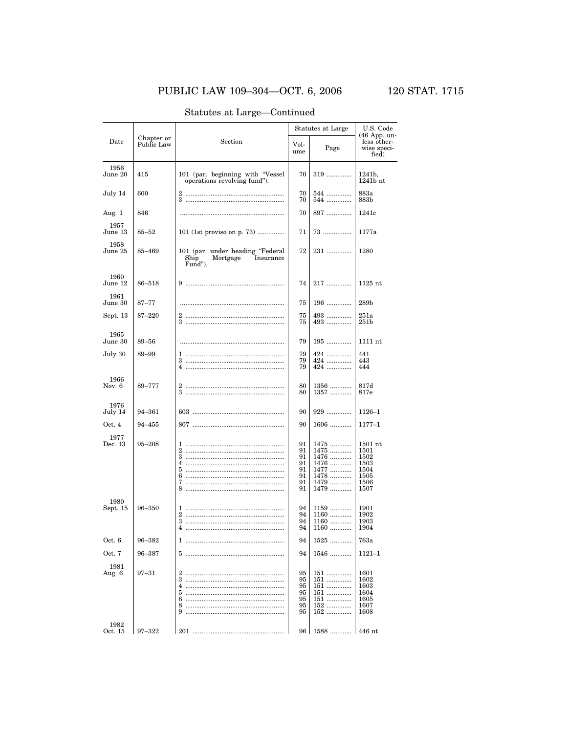Statutes at Large—Continued

| Date | Chapter or Public Law | Section | Statutes at Large | | U.S. Code (46 App. unless otherwise specified) |
|---|---|---|---|---|---|
| | | | Volume | Page | |
| 1956 June 20 | 415 | 101 (par. beginning with "Vessel operations revolving fund"). | 70 | 319 | 1241b, 1241b nt |
| July 14 | 600 | 2 | 70 | 544 | 883a |
| | | 3 | 70 | 544 | 883b |
| Aug. 1 | 846 | | 70 | 897 | 1241c |
| 1957 June 13 | 85–52 | 101 (1st proviso on p. 73) | 71 | 73 | 1177a |
| 1958 June 25 | 85–469 | 101 (par. under heading "Federal Ship Mortgage Insurance Fund"). | 72 | 231 | 1280 |
| 1960 June 12 | 86–518 | 9 | 74 | 217 | 1125 nt |
| 1961 June 30 | 87–77 | | 75 | 196 | 289b |
| Sept. 13 | 87–220 | 2 | 75 | 493 | 251a |
| | | 3 | 75 | 493 | 251b |
| 1965 June 30 | 89–56 | | 79 | 195 | 1111 nt |
| July 30 | 89–99 | 1 | 79 | 424 | 441 |
| | | 3 | 79 | 424 | 443 |
| | | 4 | 79 | 424 | 444 |
| 1966 Nov. 6 | 89–777 | 2 | 80 | 1356 | 817d |
| | | 3 | 80 | 1357 | 817e |
| 1976 July 14 | 94–361 | 603 | 90 | 929 | 1126–1 |
| Oct. 4 | 94–455 | 807 | 90 | 1606 | 1177–1 |
| 1977 Dec. 13 | 95–208 | 1 | 91 | 1475 | 1501 nt |
| | | 2 | 91 | 1475 | 1501 |
| | | 3 | 91 | 1476 | 1502 |
| | | 4 | 91 | 1476 | 1503 |
| | | 5 | 91 | 1477 | 1504 |
| | | 6 | 91 | 1478 | 1505 |
| | | 7 | 91 | 1479 | 1506 |
| | | 8 | 91 | 1479 | 1507 |
| 1980 Sept. 15 | 96–350 | 1 | 94 | 1159 | 1901 |
| | | 2 | 94 | 1160 | 1902 |
| | | 3 | 94 | 1160 | 1903 |
| | | 4 | 94 | 1160 | 1904 |
| Oct. 6 | 96–382 | 1 | 94 | 1525 | 763a |
| Oct. 7 | 96–387 | 5 | 94 | 1546 | 1121–1 |
| 1981 Aug. 6 | 97–31 | 2 | 95 | 151 | 1601 |
| | | 3 | 95 | 151 | 1602 |
| | | 4 | 95 | 151 | 1603 |
| | | 5 | 95 | 151 | 1604 |
| | | 6 | 95 | 151 | 1605 |
| | | 8 | 95 | 152 | 1607 |
| | | 9 | 95 | 152 | 1608 |
| 1982 Oct. 15 | 97–322 | 201 | 96 | 1588 | 446 nt |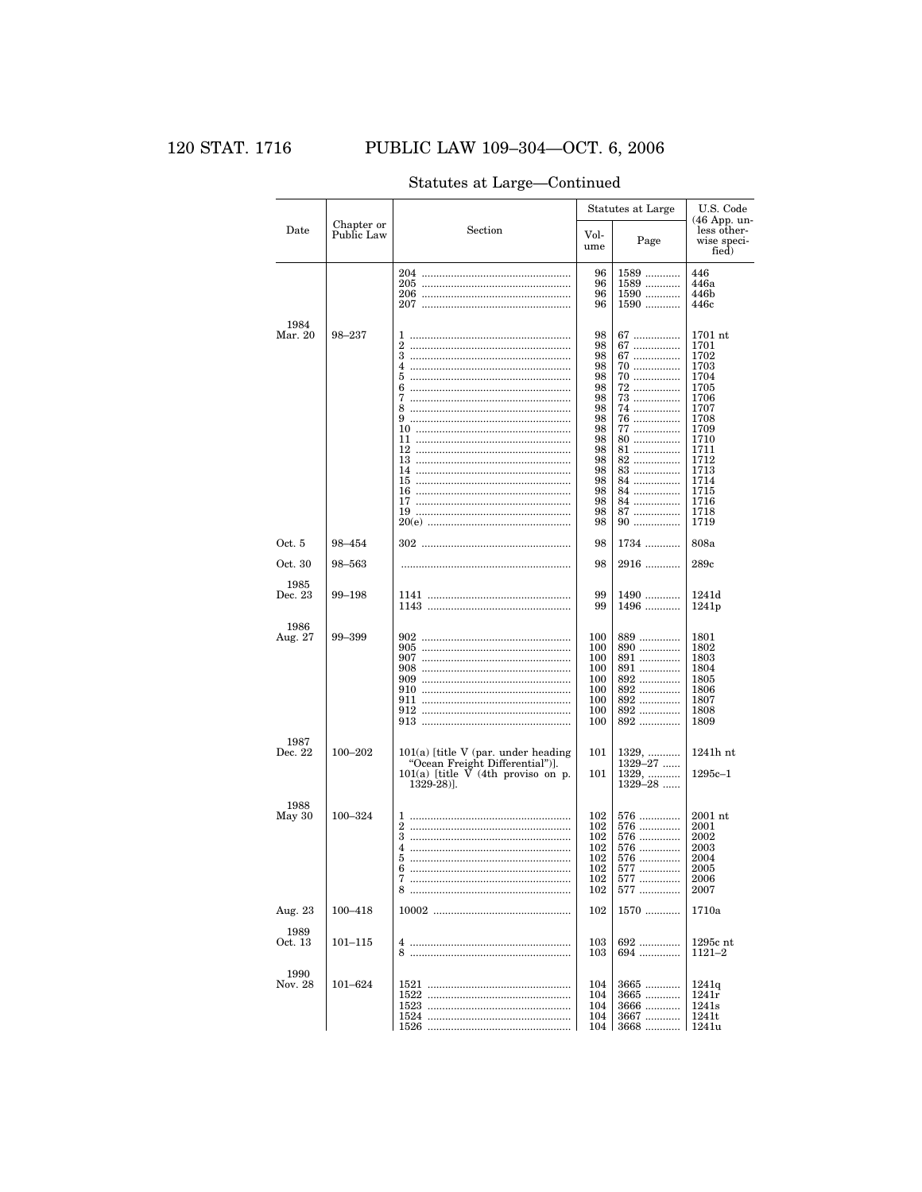Statutes at Large—Continued

| Date | Chapter or Public Law | Section | Statutes at Large | | U.S. Code (46 App. unless otherwise specified) |
|---|---|---|---|---|---|
| | | | Volume | Page | |
| | | 204 | 96 | 1589 | 446 |
| | | 205 | 96 | 1589 | 446a |
| | | 206 | 96 | 1590 | 446b |
| | | 207 | 96 | 1590 | 446c |
| 1984 Mar. 20 | 98–237 | 1 | 98 | 67 | 1701 nt |
| | | 2 | 98 | 67 | 1701 |
| | | 3 | 98 | 67 | 1702 |
| | | 4 | 98 | 70 | 1703 |
| | | 5 | 98 | 70 | 1704 |
| | | 6 | 98 | 72 | 1705 |
| | | 7 | 98 | 73 | 1706 |
| | | 8 | 98 | 74 | 1707 |
| | | 9 | 98 | 76 | 1708 |
| | | 10 | 98 | 77 | 1709 |
| | | 11 | 98 | 80 | 1710 |
| | | 12 | 98 | 81 | 1711 |
| | | 13 | 98 | 82 | 1712 |
| | | 14 | 98 | 83 | 1713 |
| | | 15 | 98 | 84 | 1714 |
| | | 16 | 98 | 84 | 1715 |
| | | 17 | 98 | 84 | 1716 |
| | | 19 | 98 | 87 | 1718 |
| | | 20(e) | 98 | 90 | 1719 |
| Oct. 5 | 98–454 | 302 | 98 | 1734 | 808a |
| Oct. 30 | 98–563 | | 98 | 2916 | 289c |
| 1985 Dec. 23 | 99–198 | 1141 | 99 | 1490 | 1241d |
| | | 1143 | 99 | 1496 | 1241p |
| 1986 Aug. 27 | 99–399 | 902 | 100 | 889 | 1801 |
| | | 905 | 100 | 890 | 1802 |
| | | 907 | 100 | 891 | 1803 |
| | | 908 | 100 | 891 | 1804 |
| | | 909 | 100 | 892 | 1805 |
| | | 910 | 100 | 892 | 1806 |
| | | 911 | 100 | 892 | 1807 |
| | | 912 | 100 | 892 | 1808 |
| | | 913 | 100 | 892 | 1809 |
| 1987 Dec. 22 | 100–202 | 101(a) [title V (par. under heading "Ocean Freight Differential")]. | 101 | 1329, 1329–27 | 1241h nt |
| | | 101(a) [title V (4th proviso on p. 1329-28)]. | 101 | 1329, 1329–28 | 1295c–1 |
| 1988 May 30 | 100–324 | 1 | 102 | 576 | 2001 nt |
| | | 2 | 102 | 576 | 2001 |
| | | 3 | 102 | 576 | 2002 |
| | | 4 | 102 | 576 | 2003 |
| | | 5 | 102 | 576 | 2004 |
| | | 6 | 102 | 577 | 2005 |
| | | 7 | 102 | 577 | 2006 |
| | | 8 | 102 | 577 | 2007 |
| Aug. 23 | 100–418 | 10002 | 102 | 1570 | 1710a |
| 1989 Oct. 13 | 101–115 | 4 | 103 | 692 | 1295c nt |
| | | 8 | 103 | 694 | 1121–2 |
| 1990 Nov. 28 | 101–624 | 1521 | 104 | 3665 | 1241q |
| | | 1522 | 104 | 3665 | 1241r |
| | | 1523 | 104 | 3666 | 1241s |
| | | 1524 | 104 | 3667 | 1241t |
| | | 1526 | 104 | 3668 | 1241u |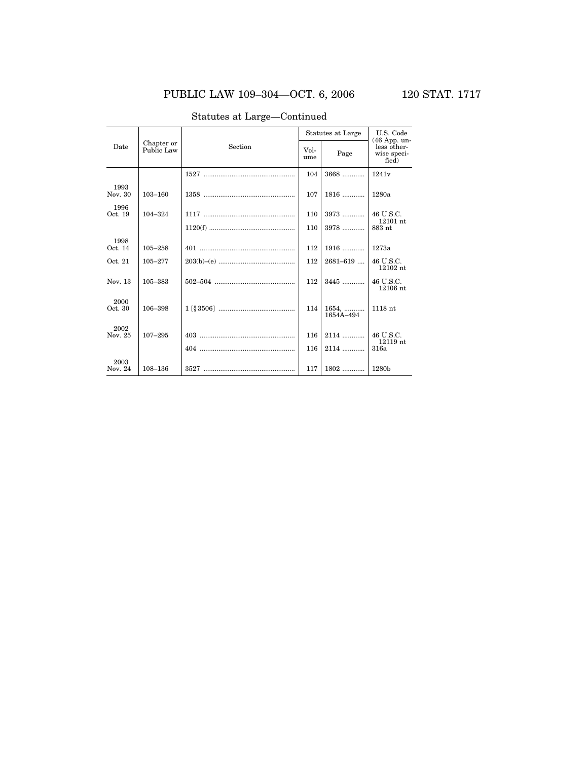Statutes at Large—Continued

| Date | Chapter or Public Law | Section | Statutes at Large | | U.S. Code (46 App. unless otherwise specified) |
|---|---|---|---|---|---|
| | | | Volume | Page | |
| | | 1527 | 104 | 3668 | 1241v |
| 1993 Nov. 30 | 103–160 | 1358 | 107 | 1816 | 1280a |
| 1996 Oct. 19 | 104–324 | 1117 | 110 | 3973 | 46 U.S.C. 12101 nt |
| | | 1120(f) | 110 | 3978 | 883 nt |
| 1998 Oct. 14 | 105–258 | 401 | 112 | 1916 | 1273a |
| Oct. 21 | 105–277 | 203(b)–(e) | 112 | 2681–619 | 46 U.S.C. 12102 nt |
| Nov. 13 | 105–383 | 502–504 | 112 | 3445 | 46 U.S.C. 12106 nt |
| 2000 Oct. 30 | 106–398 | 1 [§ 3506] | 114 | 1654, 1654A–494 | 1118 nt |
| 2002 Nov. 25 | 107–295 | 403 | 116 | 2114 | 46 U.S.C. 12119 nt |
| | | 404 | 116 | 2114 | 316a |
| 2003 Nov. 24 | 108–136 | 3527 | 117 | 1802 | 1280b |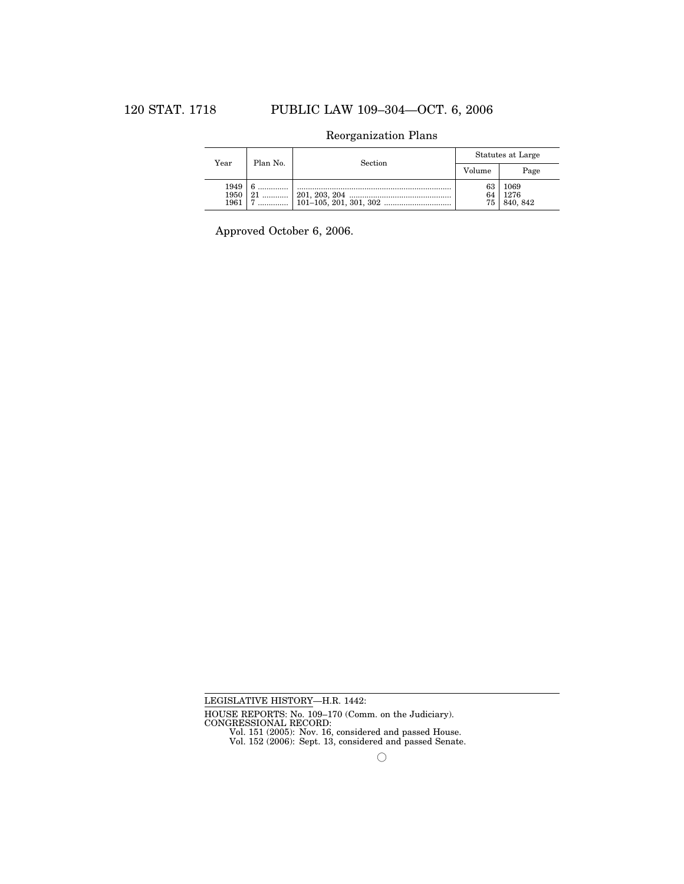Reorganization Plans

| Year | Plan No. | Section | Statutes at Large | |
|---|---|---|---|---|
| | | | Volume | Page |
| 1949 | 6 | | 63 | 1069 |
| 1950 | 21 | 201, 203, 204 | 64 | 1276 |
| 1961 | 7 | 101–105, 201, 301, 302 | 75 | 840, 842 |

Approved October 6, 2006.

LEGISLATIVE HISTORY—H.R. 1442:

HOUSE REPORTS: No. 109–170 (Comm. on the Judiciary).
CONGRESSIONAL RECORD:
Vol. 151 (2005): Nov. 16, considered and passed House.
Vol. 152 (2006): Sept. 13, considered and passed Senate.